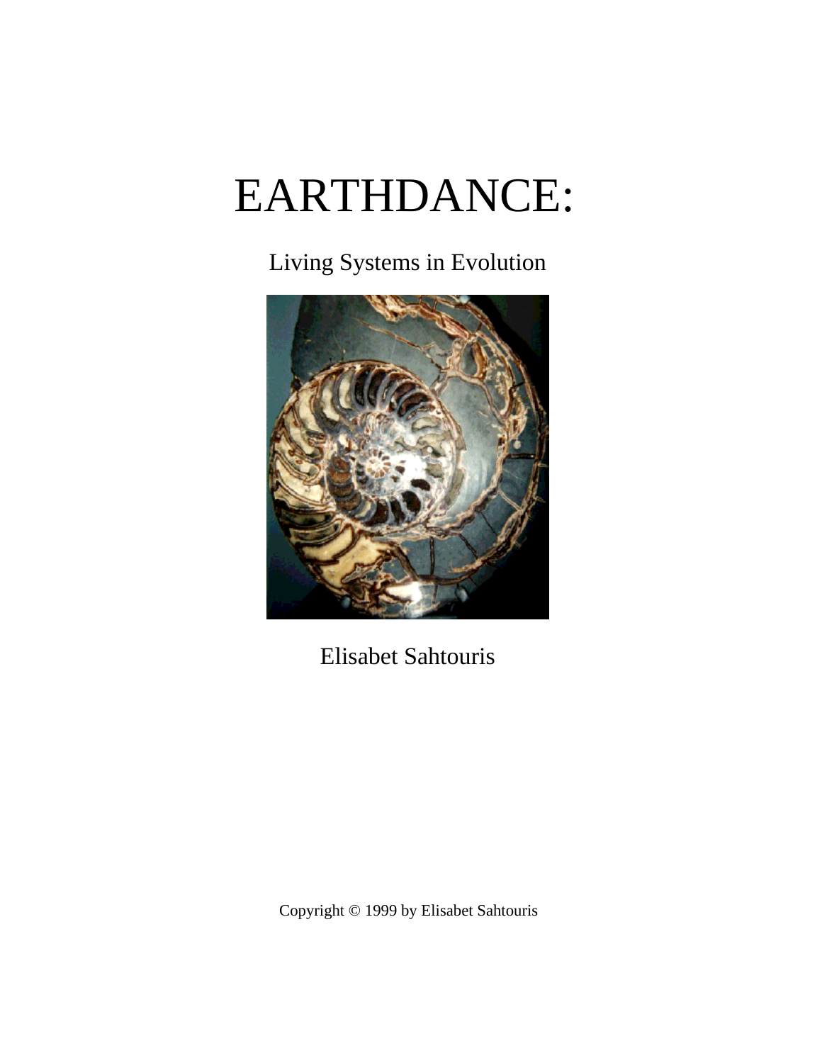# EARTHDANCE:

Living Systems in Evolution

Elisabet Sahtouris

Copyright © 1999 by Elisabet Sahtouris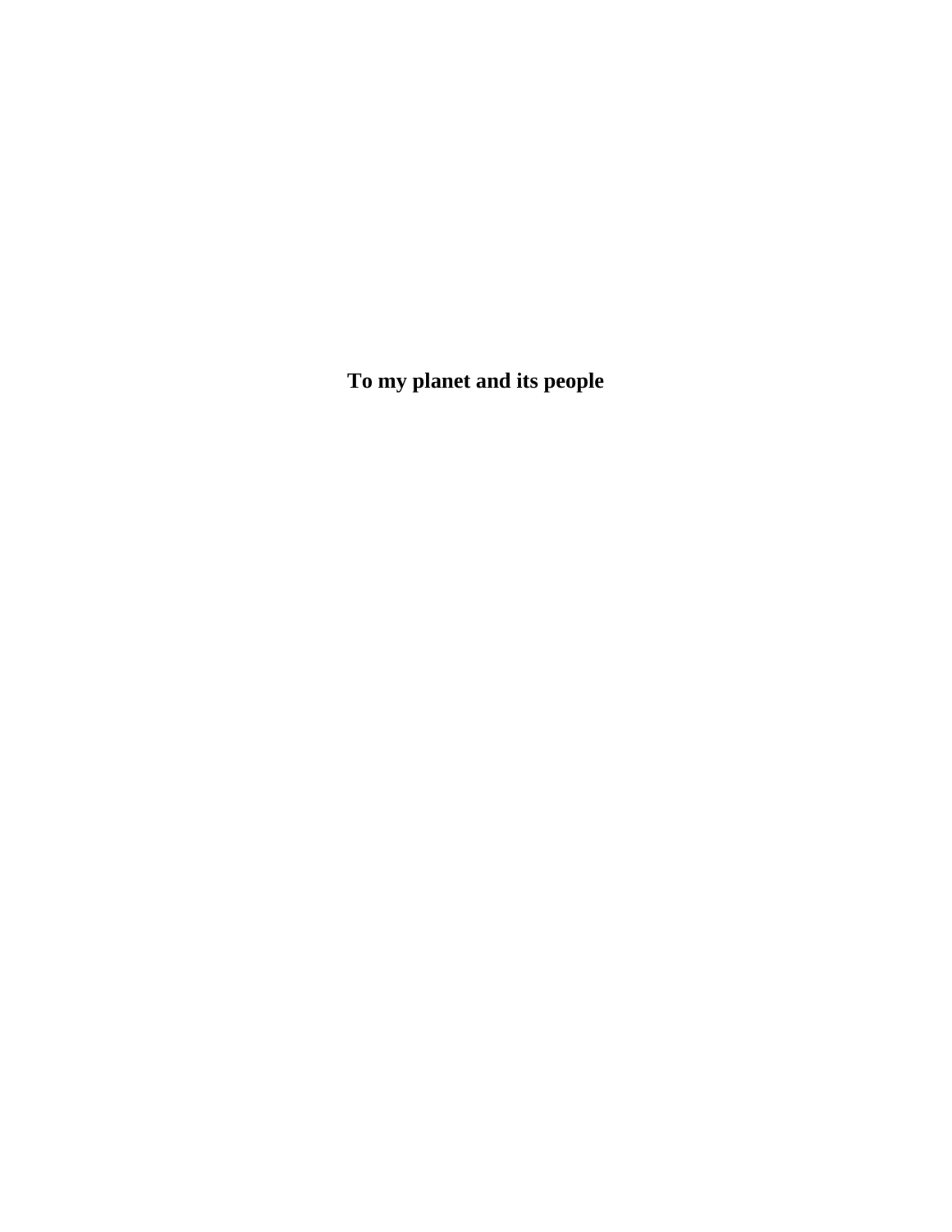**To my planet and its people**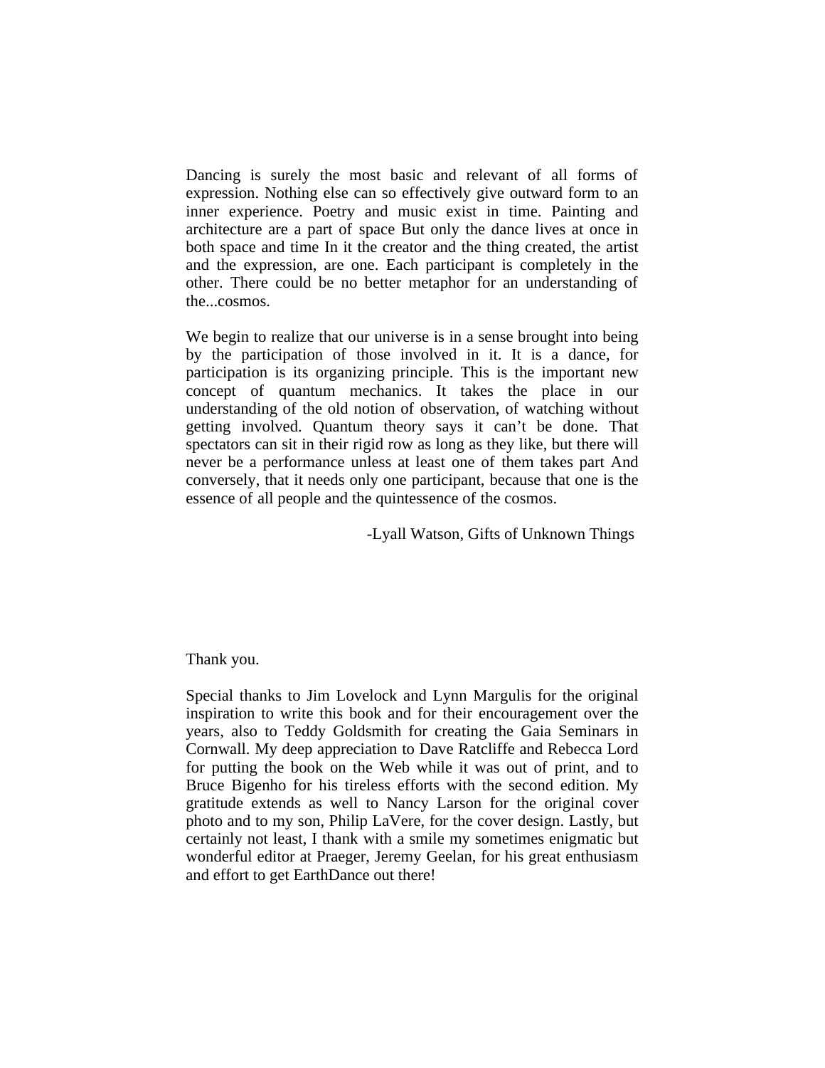Dancing is surely the most basic and relevant of all forms of expression. Nothing else can so effectively give outward form to an inner experience. Poetry and music exist in time. Painting and architecture are a part of space But only the dance lives at once in both space and time In it the creator and the thing created, the artist and the expression, are one. Each participant is completely in the other. There could be no better metaphor for an understanding of the...cosmos.

We begin to realize that our universe is in a sense brought into being by the participation of those involved in it. It is a dance, for participation is its organizing principle. This is the important new concept of quantum mechanics. It takes the place in our understanding of the old notion of observation, of watching without getting involved. Quantum theory says it can't be done. That spectators can sit in their rigid row as long as they like, but there will never be a performance unless at least one of them takes part And conversely, that it needs only one participant, because that one is the essence of all people and the quintessence of the cosmos.

-Lyall Watson, Gifts of Unknown Things

Thank you.

Special thanks to Jim Lovelock and Lynn Margulis for the original inspiration to write this book and for their encouragement over the years, also to Teddy Goldsmith for creating the Gaia Seminars in Cornwall. My deep appreciation to Dave Ratcliffe and Rebecca Lord for putting the book on the Web while it was out of print, and to Bruce Bigenho for his tireless efforts with the second edition. My gratitude extends as well to Nancy Larson for the original cover photo and to my son, Philip LaVere, for the cover design. Lastly, but certainly not least, I thank with a smile my sometimes enigmatic but wonderful editor at Praeger, Jeremy Geelan, for his great enthusiasm and effort to get EarthDance out there!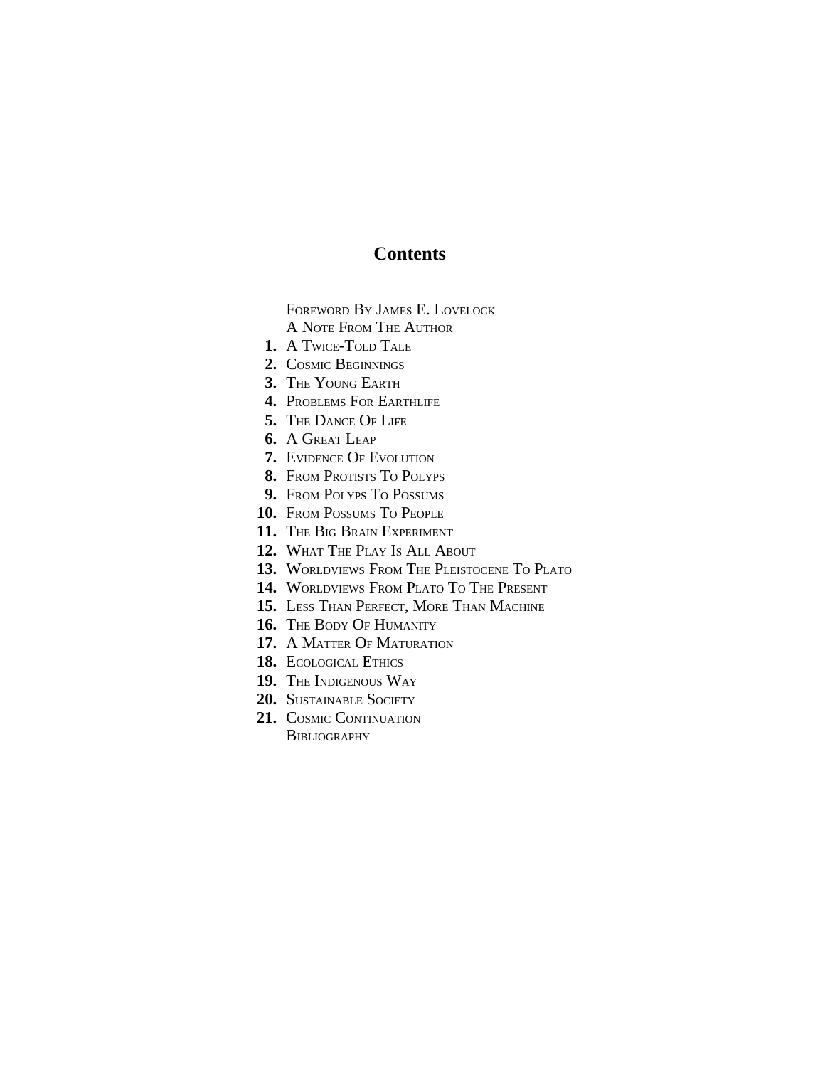# Contents

Foreword By James E. Lovelock
A Note From The Author

1. A Twice-Told Tale
2. Cosmic Beginnings
3. The Young Earth
4. Problems For Earthlife
5. The Dance Of Life
6. A Great Leap
7. Evidence Of Evolution
8. From Protists To Polyps
9. From Polyps To Possums
10. From Possums To People
11. The Big Brain Experiment
12. What The Play Is All About
13. Worldviews From The Pleistocene To Plato
14. Worldviews From Plato To The Present
15. Less Than Perfect, More Than Machine
16. The Body Of Humanity
17. A Matter Of Maturation
18. Ecological Ethics
19. The Indigenous Way
20. Sustainable Society
21. Cosmic Continuation

Bibliography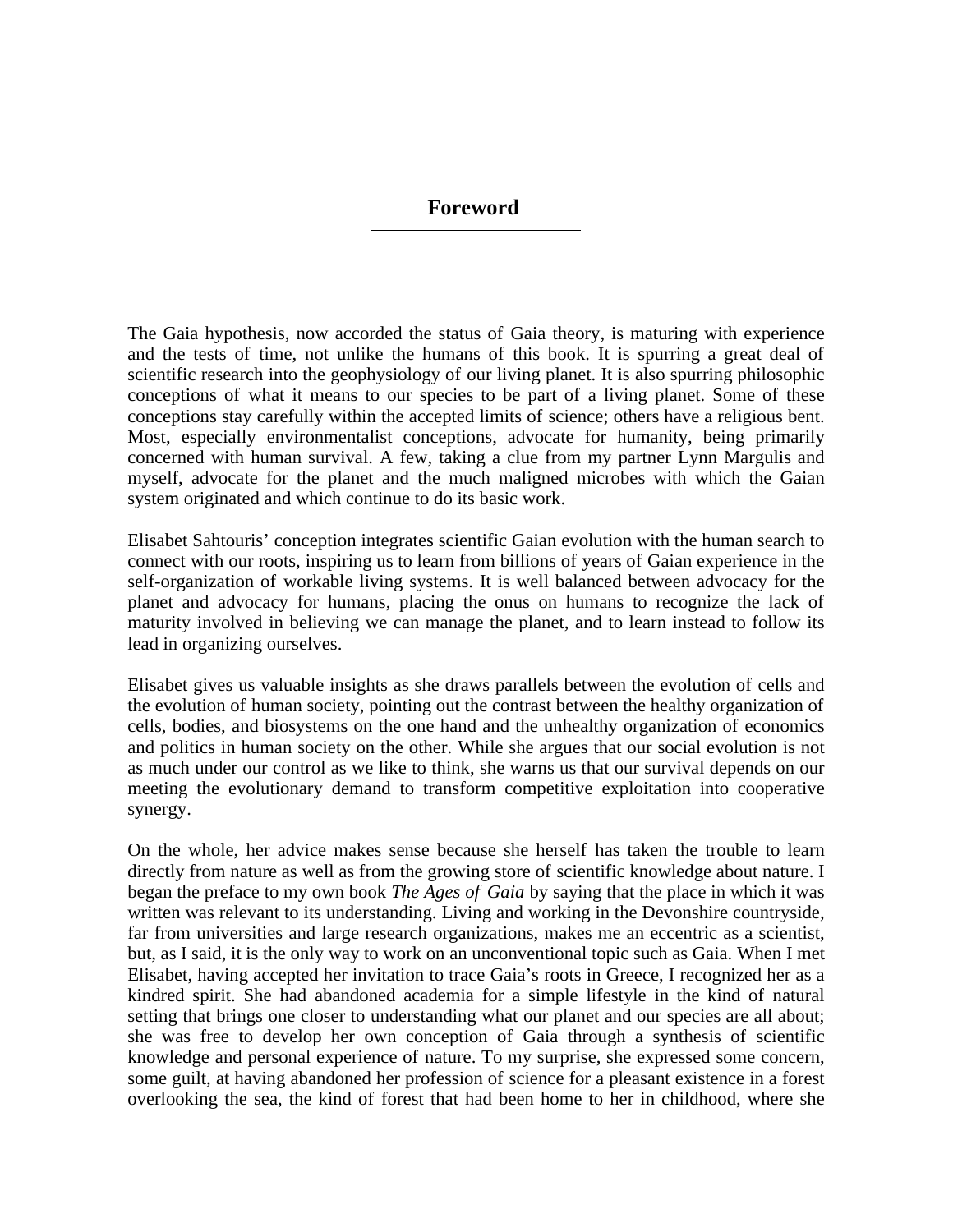# Foreword

The Gaia hypothesis, now accorded the status of Gaia theory, is maturing with experience and the tests of time, not unlike the humans of this book. It is spurring a great deal of scientific research into the geophysiology of our living planet. It is also spurring philosophic conceptions of what it means to our species to be part of a living planet. Some of these conceptions stay carefully within the accepted limits of science; others have a religious bent. Most, especially environmentalist conceptions, advocate for humanity, being primarily concerned with human survival. A few, taking a clue from my partner Lynn Margulis and myself, advocate for the planet and the much maligned microbes with which the Gaian system originated and which continue to do its basic work.

Elisabet Sahtouris' conception integrates scientific Gaian evolution with the human search to connect with our roots, inspiring us to learn from billions of years of Gaian experience in the self-organization of workable living systems. It is well balanced between advocacy for the planet and advocacy for humans, placing the onus on humans to recognize the lack of maturity involved in believing we can manage the planet, and to learn instead to follow its lead in organizing ourselves.

Elisabet gives us valuable insights as she draws parallels between the evolution of cells and the evolution of human society, pointing out the contrast between the healthy organization of cells, bodies, and biosystems on the one hand and the unhealthy organization of economics and politics in human society on the other. While she argues that our social evolution is not as much under our control as we like to think, she warns us that our survival depends on our meeting the evolutionary demand to transform competitive exploitation into cooperative synergy.

On the whole, her advice makes sense because she herself has taken the trouble to learn directly from nature as well as from the growing store of scientific knowledge about nature. I began the preface to my own book *The Ages of Gaia* by saying that the place in which it was written was relevant to its understanding. Living and working in the Devonshire countryside, far from universities and large research organizations, makes me an eccentric as a scientist, but, as I said, it is the only way to work on an unconventional topic such as Gaia. When I met Elisabet, having accepted her invitation to trace Gaia's roots in Greece, I recognized her as a kindred spirit. She had abandoned academia for a simple lifestyle in the kind of natural setting that brings one closer to understanding what our planet and our species are all about; she was free to develop her own conception of Gaia through a synthesis of scientific knowledge and personal experience of nature. To my surprise, she expressed some concern, some guilt, at having abandoned her profession of science for a pleasant existence in a forest overlooking the sea, the kind of forest that had been home to her in childhood, where she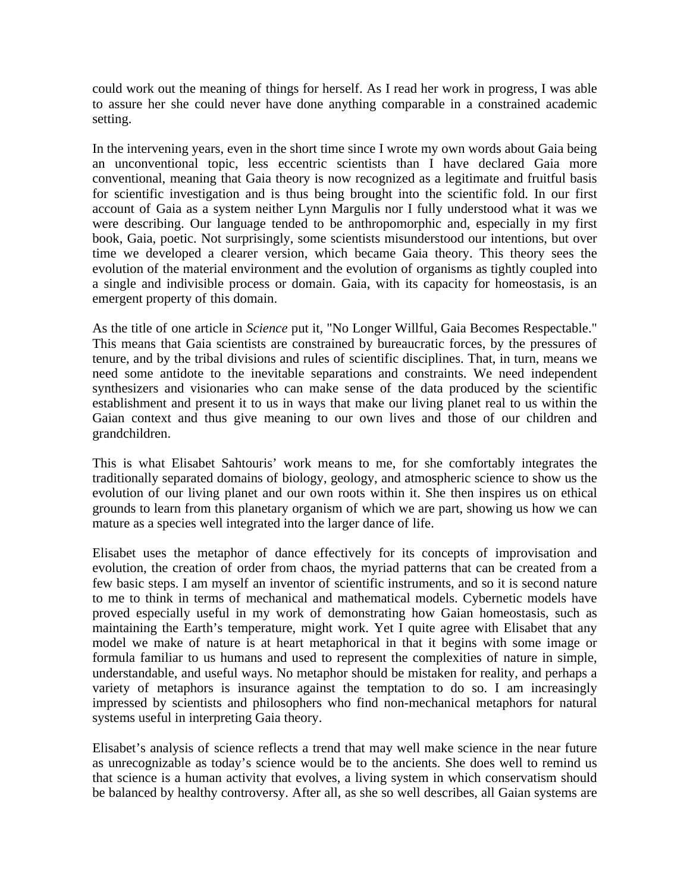could work out the meaning of things for herself. As I read her work in progress, I was able to assure her she could never have done anything comparable in a constrained academic setting.

In the intervening years, even in the short time since I wrote my own words about Gaia being an unconventional topic, less eccentric scientists than I have declared Gaia more conventional, meaning that Gaia theory is now recognized as a legitimate and fruitful basis for scientific investigation and is thus being brought into the scientific fold. In our first account of Gaia as a system neither Lynn Margulis nor I fully understood what it was we were describing. Our language tended to be anthropomorphic and, especially in my first book, Gaia, poetic. Not surprisingly, some scientists misunderstood our intentions, but over time we developed a clearer version, which became Gaia theory. This theory sees the evolution of the material environment and the evolution of organisms as tightly coupled into a single and indivisible process or domain. Gaia, with its capacity for homeostasis, is an emergent property of this domain.

As the title of one article in *Science* put it, "No Longer Willful, Gaia Becomes Respectable." This means that Gaia scientists are constrained by bureaucratic forces, by the pressures of tenure, and by the tribal divisions and rules of scientific disciplines. That, in turn, means we need some antidote to the inevitable separations and constraints. We need independent synthesizers and visionaries who can make sense of the data produced by the scientific establishment and present it to us in ways that make our living planet real to us within the Gaian context and thus give meaning to our own lives and those of our children and grandchildren.

This is what Elisabet Sahtouris' work means to me, for she comfortably integrates the traditionally separated domains of biology, geology, and atmospheric science to show us the evolution of our living planet and our own roots within it. She then inspires us on ethical grounds to learn from this planetary organism of which we are part, showing us how we can mature as a species well integrated into the larger dance of life.

Elisabet uses the metaphor of dance effectively for its concepts of improvisation and evolution, the creation of order from chaos, the myriad patterns that can be created from a few basic steps. I am myself an inventor of scientific instruments, and so it is second nature to me to think in terms of mechanical and mathematical models. Cybernetic models have proved especially useful in my work of demonstrating how Gaian homeostasis, such as maintaining the Earth's temperature, might work. Yet I quite agree with Elisabet that any model we make of nature is at heart metaphorical in that it begins with some image or formula familiar to us humans and used to represent the complexities of nature in simple, understandable, and useful ways. No metaphor should be mistaken for reality, and perhaps a variety of metaphors is insurance against the temptation to do so. I am increasingly impressed by scientists and philosophers who find non-mechanical metaphors for natural systems useful in interpreting Gaia theory.

Elisabet's analysis of science reflects a trend that may well make science in the near future as unrecognizable as today's science would be to the ancients. She does well to remind us that science is a human activity that evolves, a living system in which conservatism should be balanced by healthy controversy. After all, as she so well describes, all Gaian systems are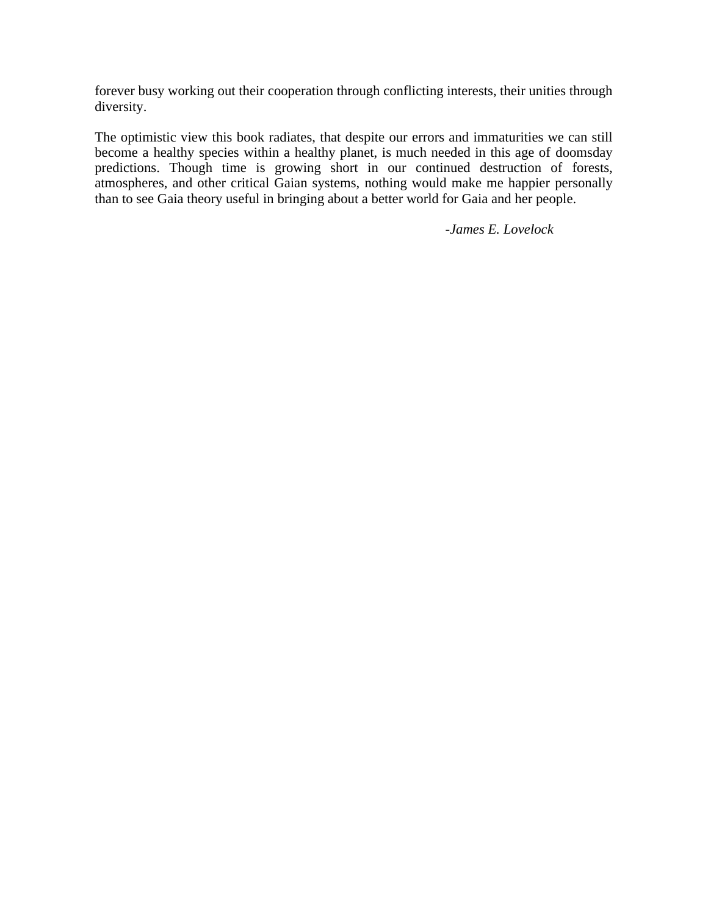forever busy working out their cooperation through conflicting interests, their unities through diversity.

The optimistic view this book radiates, that despite our errors and immaturities we can still become a healthy species within a healthy planet, is much needed in this age of doomsday predictions. Though time is growing short in our continued destruction of forests, atmospheres, and other critical Gaian systems, nothing would make me happier personally than to see Gaia theory useful in bringing about a better world for Gaia and her people.

*-James E. Lovelock*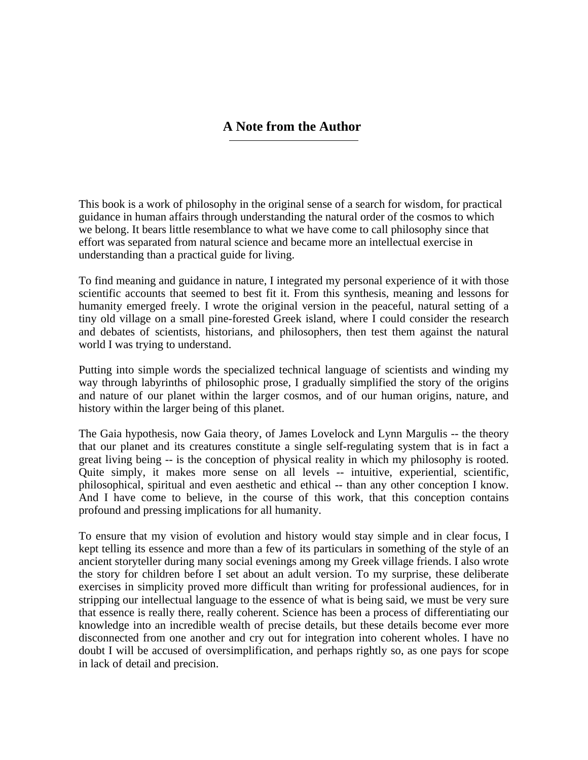## A Note from the Author

This book is a work of philosophy in the original sense of a search for wisdom, for practical guidance in human affairs through understanding the natural order of the cosmos to which we belong. It bears little resemblance to what we have come to call philosophy since that effort was separated from natural science and became more an intellectual exercise in understanding than a practical guide for living.

To find meaning and guidance in nature, I integrated my personal experience of it with those scientific accounts that seemed to best fit it. From this synthesis, meaning and lessons for humanity emerged freely. I wrote the original version in the peaceful, natural setting of a tiny old village on a small pine-forested Greek island, where I could consider the research and debates of scientists, historians, and philosophers, then test them against the natural world I was trying to understand.

Putting into simple words the specialized technical language of scientists and winding my way through labyrinths of philosophic prose, I gradually simplified the story of the origins and nature of our planet within the larger cosmos, and of our human origins, nature, and history within the larger being of this planet.

The Gaia hypothesis, now Gaia theory, of James Lovelock and Lynn Margulis -- the theory that our planet and its creatures constitute a single self-regulating system that is in fact a great living being -- is the conception of physical reality in which my philosophy is rooted. Quite simply, it makes more sense on all levels -- intuitive, experiential, scientific, philosophical, spiritual and even aesthetic and ethical -- than any other conception I know. And I have come to believe, in the course of this work, that this conception contains profound and pressing implications for all humanity.

To ensure that my vision of evolution and history would stay simple and in clear focus, I kept telling its essence and more than a few of its particulars in something of the style of an ancient storyteller during many social evenings among my Greek village friends. I also wrote the story for children before I set about an adult version. To my surprise, these deliberate exercises in simplicity proved more difficult than writing for professional audiences, for in stripping our intellectual language to the essence of what is being said, we must be very sure that essence is really there, really coherent. Science has been a process of differentiating our knowledge into an incredible wealth of precise details, but these details become ever more disconnected from one another and cry out for integration into coherent wholes. I have no doubt I will be accused of oversimplification, and perhaps rightly so, as one pays for scope in lack of detail and precision.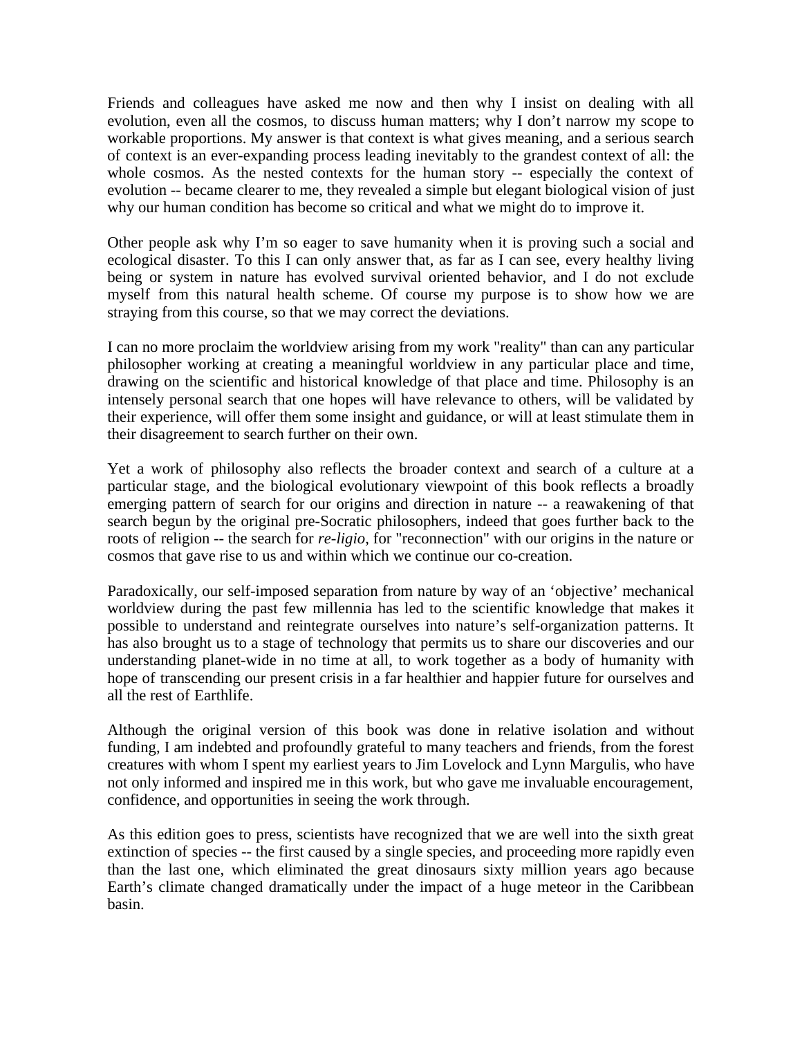Friends and colleagues have asked me now and then why I insist on dealing with all evolution, even all the cosmos, to discuss human matters; why I don't narrow my scope to workable proportions. My answer is that context is what gives meaning, and a serious search of context is an ever-expanding process leading inevitably to the grandest context of all: the whole cosmos. As the nested contexts for the human story -- especially the context of evolution -- became clearer to me, they revealed a simple but elegant biological vision of just why our human condition has become so critical and what we might do to improve it.

Other people ask why I'm so eager to save humanity when it is proving such a social and ecological disaster. To this I can only answer that, as far as I can see, every healthy living being or system in nature has evolved survival oriented behavior, and I do not exclude myself from this natural health scheme. Of course my purpose is to show how we are straying from this course, so that we may correct the deviations.

I can no more proclaim the worldview arising from my work "reality" than can any particular philosopher working at creating a meaningful worldview in any particular place and time, drawing on the scientific and historical knowledge of that place and time. Philosophy is an intensely personal search that one hopes will have relevance to others, will be validated by their experience, will offer them some insight and guidance, or will at least stimulate them in their disagreement to search further on their own.

Yet a work of philosophy also reflects the broader context and search of a culture at a particular stage, and the biological evolutionary viewpoint of this book reflects a broadly emerging pattern of search for our origins and direction in nature -- a reawakening of that search begun by the original pre-Socratic philosophers, indeed that goes further back to the roots of religion -- the search for *re-ligio*, for "reconnection" with our origins in the nature or cosmos that gave rise to us and within which we continue our co-creation.

Paradoxically, our self-imposed separation from nature by way of an 'objective' mechanical worldview during the past few millennia has led to the scientific knowledge that makes it possible to understand and reintegrate ourselves into nature's self-organization patterns. It has also brought us to a stage of technology that permits us to share our discoveries and our understanding planet-wide in no time at all, to work together as a body of humanity with hope of transcending our present crisis in a far healthier and happier future for ourselves and all the rest of Earthlife.

Although the original version of this book was done in relative isolation and without funding, I am indebted and profoundly grateful to many teachers and friends, from the forest creatures with whom I spent my earliest years to Jim Lovelock and Lynn Margulis, who have not only informed and inspired me in this work, but who gave me invaluable encouragement, confidence, and opportunities in seeing the work through.

As this edition goes to press, scientists have recognized that we are well into the sixth great extinction of species -- the first caused by a single species, and proceeding more rapidly even than the last one, which eliminated the great dinosaurs sixty million years ago because Earth's climate changed dramatically under the impact of a huge meteor in the Caribbean basin.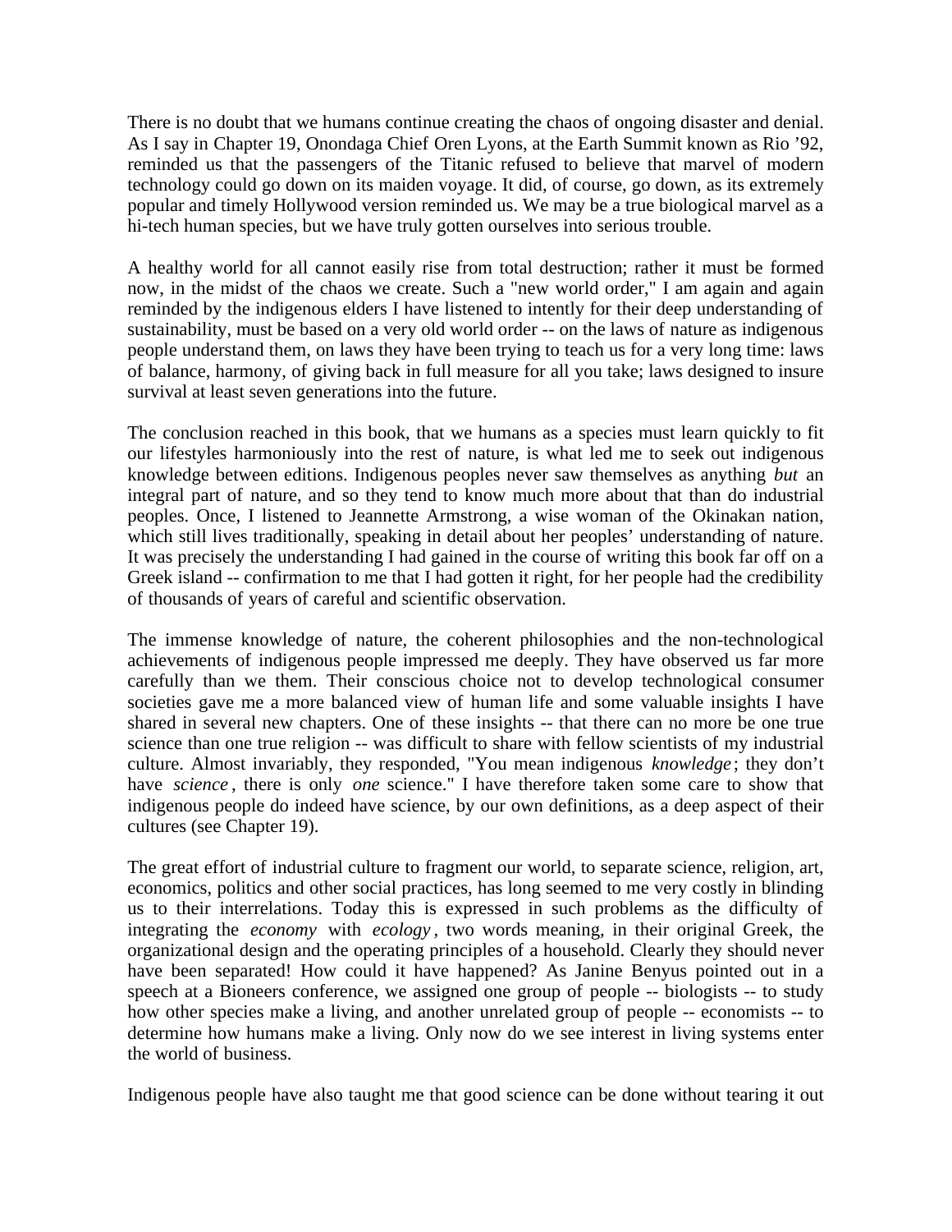There is no doubt that we humans continue creating the chaos of ongoing disaster and denial. As I say in Chapter 19, Onondaga Chief Oren Lyons, at the Earth Summit known as Rio '92, reminded us that the passengers of the Titanic refused to believe that marvel of modern technology could go down on its maiden voyage. It did, of course, go down, as its extremely popular and timely Hollywood version reminded us. We may be a true biological marvel as a hi-tech human species, but we have truly gotten ourselves into serious trouble.

A healthy world for all cannot easily rise from total destruction; rather it must be formed now, in the midst of the chaos we create. Such a "new world order," I am again and again reminded by the indigenous elders I have listened to intently for their deep understanding of sustainability, must be based on a very old world order -- on the laws of nature as indigenous people understand them, on laws they have been trying to teach us for a very long time: laws of balance, harmony, of giving back in full measure for all you take; laws designed to insure survival at least seven generations into the future.

The conclusion reached in this book, that we humans as a species must learn quickly to fit our lifestyles harmoniously into the rest of nature, is what led me to seek out indigenous knowledge between editions. Indigenous peoples never saw themselves as anything *but* an integral part of nature, and so they tend to know much more about that than do industrial peoples. Once, I listened to Jeannette Armstrong, a wise woman of the Okinakan nation, which still lives traditionally, speaking in detail about her peoples' understanding of nature. It was precisely the understanding I had gained in the course of writing this book far off on a Greek island -- confirmation to me that I had gotten it right, for her people had the credibility of thousands of years of careful and scientific observation.

The immense knowledge of nature, the coherent philosophies and the non-technological achievements of indigenous people impressed me deeply. They have observed us far more carefully than we them. Their conscious choice not to develop technological consumer societies gave me a more balanced view of human life and some valuable insights I have shared in several new chapters. One of these insights -- that there can no more be one true science than one true religion -- was difficult to share with fellow scientists of my industrial culture. Almost invariably, they responded, "You mean indigenous *knowledge*; they don't have *science*, there is only *one* science." I have therefore taken some care to show that indigenous people do indeed have science, by our own definitions, as a deep aspect of their cultures (see Chapter 19).

The great effort of industrial culture to fragment our world, to separate science, religion, art, economics, politics and other social practices, has long seemed to me very costly in blinding us to their interrelations. Today this is expressed in such problems as the difficulty of integrating the *economy* with *ecology*, two words meaning, in their original Greek, the organizational design and the operating principles of a household. Clearly they should never have been separated! How could it have happened? As Janine Benyus pointed out in a speech at a Bioneers conference, we assigned one group of people -- biologists -- to study how other species make a living, and another unrelated group of people -- economists -- to determine how humans make a living. Only now do we see interest in living systems enter the world of business.

Indigenous people have also taught me that good science can be done without tearing it out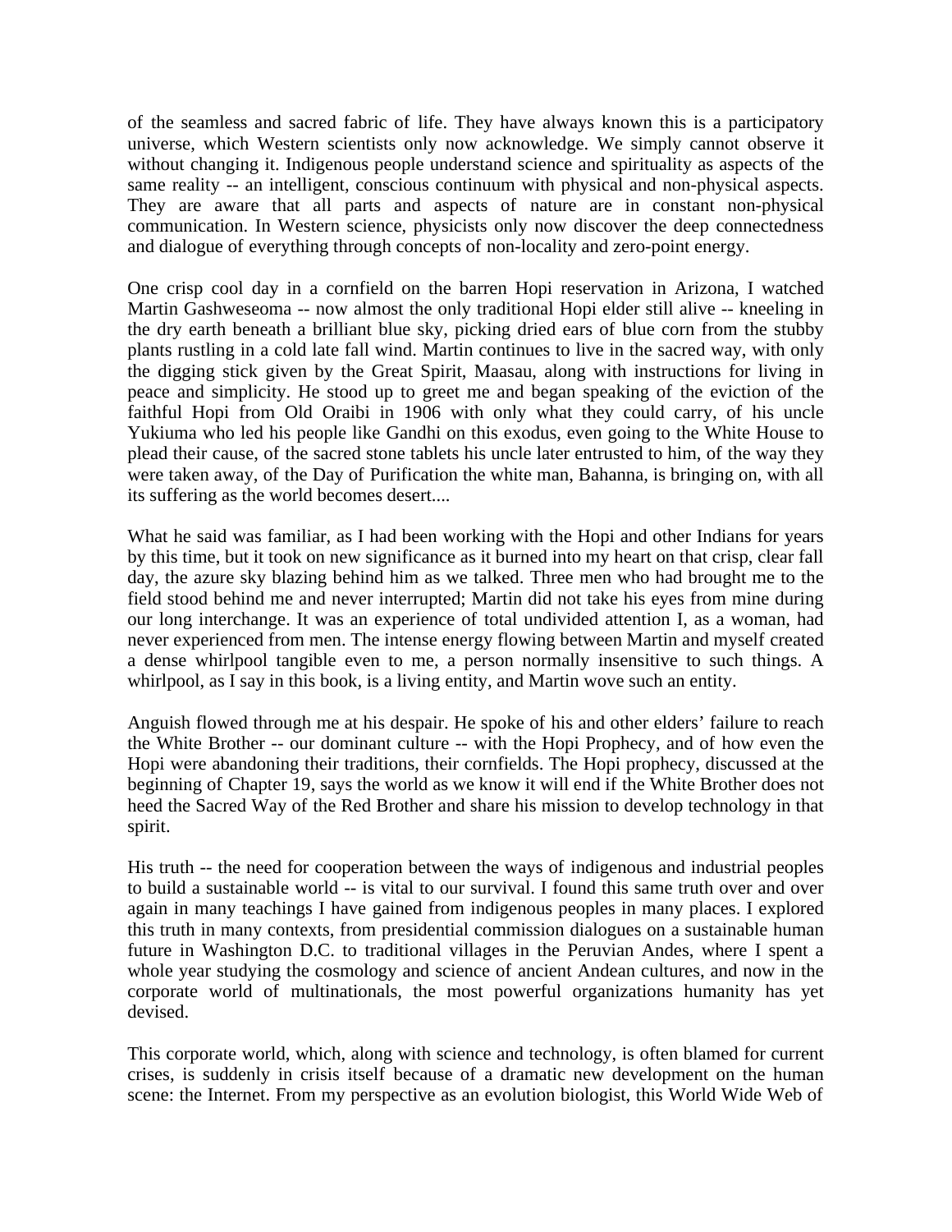of the seamless and sacred fabric of life. They have always known this is a participatory universe, which Western scientists only now acknowledge. We simply cannot observe it without changing it. Indigenous people understand science and spirituality as aspects of the same reality -- an intelligent, conscious continuum with physical and non-physical aspects. They are aware that all parts and aspects of nature are in constant non-physical communication. In Western science, physicists only now discover the deep connectedness and dialogue of everything through concepts of non-locality and zero-point energy.

One crisp cool day in a cornfield on the barren Hopi reservation in Arizona, I watched Martin Gashweseoma -- now almost the only traditional Hopi elder still alive -- kneeling in the dry earth beneath a brilliant blue sky, picking dried ears of blue corn from the stubby plants rustling in a cold late fall wind. Martin continues to live in the sacred way, with only the digging stick given by the Great Spirit, Maasau, along with instructions for living in peace and simplicity. He stood up to greet me and began speaking of the eviction of the faithful Hopi from Old Oraibi in 1906 with only what they could carry, of his uncle Yukiuma who led his people like Gandhi on this exodus, even going to the White House to plead their cause, of the sacred stone tablets his uncle later entrusted to him, of the way they were taken away, of the Day of Purification the white man, Bahanna, is bringing on, with all its suffering as the world becomes desert....

What he said was familiar, as I had been working with the Hopi and other Indians for years by this time, but it took on new significance as it burned into my heart on that crisp, clear fall day, the azure sky blazing behind him as we talked. Three men who had brought me to the field stood behind me and never interrupted; Martin did not take his eyes from mine during our long interchange. It was an experience of total undivided attention I, as a woman, had never experienced from men. The intense energy flowing between Martin and myself created a dense whirlpool tangible even to me, a person normally insensitive to such things. A whirlpool, as I say in this book, is a living entity, and Martin wove such an entity.

Anguish flowed through me at his despair. He spoke of his and other elders' failure to reach the White Brother -- our dominant culture -- with the Hopi Prophecy, and of how even the Hopi were abandoning their traditions, their cornfields. The Hopi prophecy, discussed at the beginning of Chapter 19, says the world as we know it will end if the White Brother does not heed the Sacred Way of the Red Brother and share his mission to develop technology in that spirit.

His truth -- the need for cooperation between the ways of indigenous and industrial peoples to build a sustainable world -- is vital to our survival. I found this same truth over and over again in many teachings I have gained from indigenous peoples in many places. I explored this truth in many contexts, from presidential commission dialogues on a sustainable human future in Washington D.C. to traditional villages in the Peruvian Andes, where I spent a whole year studying the cosmology and science of ancient Andean cultures, and now in the corporate world of multinationals, the most powerful organizations humanity has yet devised.

This corporate world, which, along with science and technology, is often blamed for current crises, is suddenly in crisis itself because of a dramatic new development on the human scene: the Internet. From my perspective as an evolution biologist, this World Wide Web of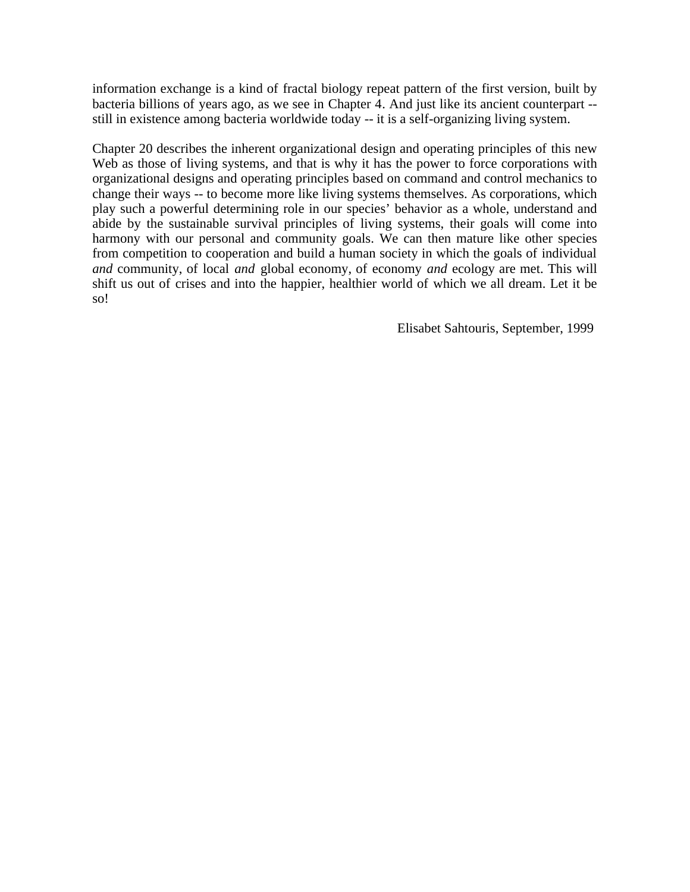information exchange is a kind of fractal biology repeat pattern of the first version, built by bacteria billions of years ago, as we see in Chapter 4. And just like its ancient counterpart -- still in existence among bacteria worldwide today -- it is a self-organizing living system.

Chapter 20 describes the inherent organizational design and operating principles of this new Web as those of living systems, and that is why it has the power to force corporations with organizational designs and operating principles based on command and control mechanics to change their ways -- to become more like living systems themselves. As corporations, which play such a powerful determining role in our species' behavior as a whole, understand and abide by the sustainable survival principles of living systems, their goals will come into harmony with our personal and community goals. We can then mature like other species from competition to cooperation and build a human society in which the goals of individual *and* community, of local *and* global economy, of economy *and* ecology are met. This will shift us out of crises and into the happier, healthier world of which we all dream. Let it be so!

Elisabet Sahtouris, September, 1999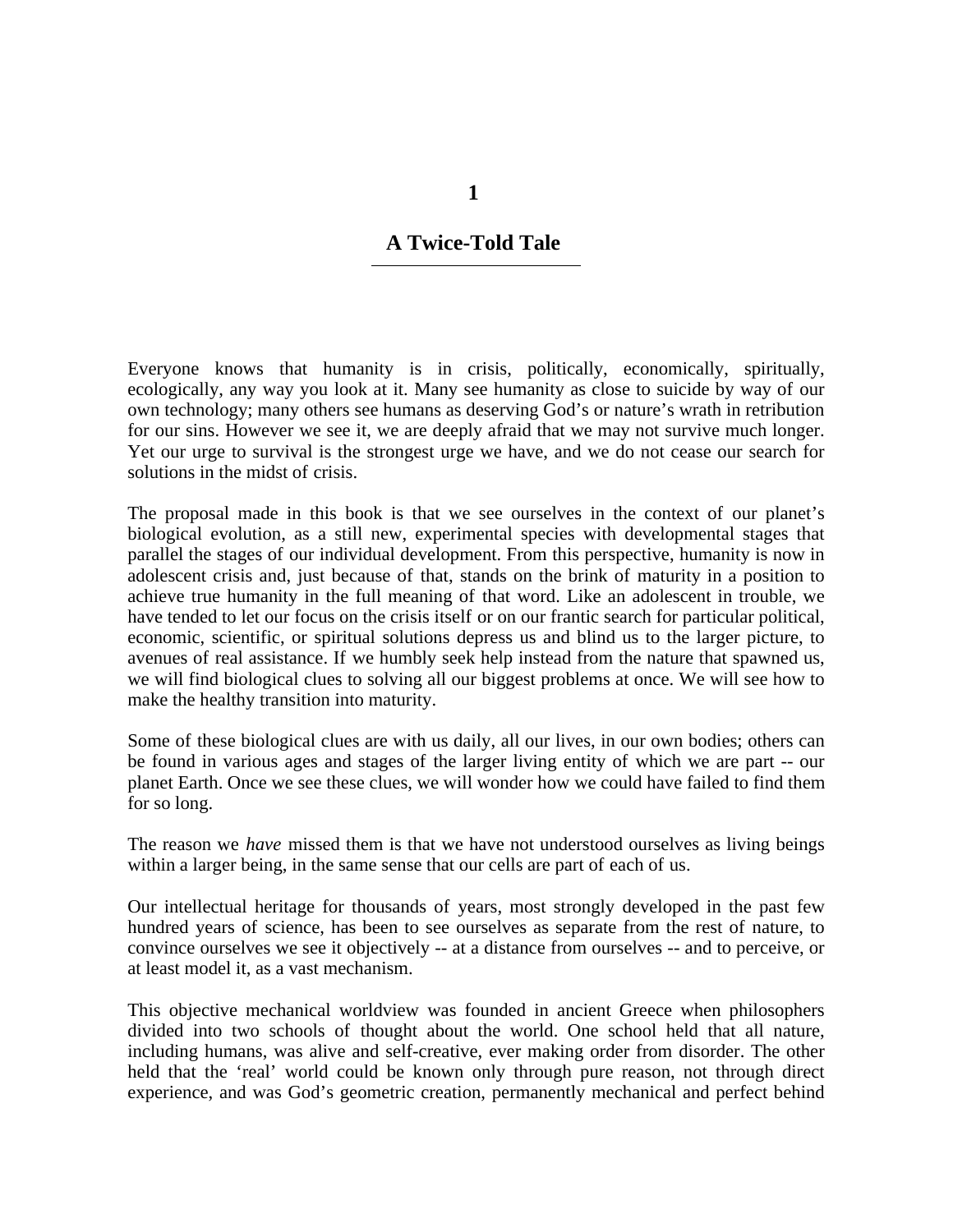# 1

# A Twice-Told Tale

Everyone knows that humanity is in crisis, politically, economically, spiritually, ecologically, any way you look at it. Many see humanity as close to suicide by way of our own technology; many others see humans as deserving God's or nature's wrath in retribution for our sins. However we see it, we are deeply afraid that we may not survive much longer. Yet our urge to survival is the strongest urge we have, and we do not cease our search for solutions in the midst of crisis.

The proposal made in this book is that we see ourselves in the context of our planet's biological evolution, as a still new, experimental species with developmental stages that parallel the stages of our individual development. From this perspective, humanity is now in adolescent crisis and, just because of that, stands on the brink of maturity in a position to achieve true humanity in the full meaning of that word. Like an adolescent in trouble, we have tended to let our focus on the crisis itself or on our frantic search for particular political, economic, scientific, or spiritual solutions depress us and blind us to the larger picture, to avenues of real assistance. If we humbly seek help instead from the nature that spawned us, we will find biological clues to solving all our biggest problems at once. We will see how to make the healthy transition into maturity.

Some of these biological clues are with us daily, all our lives, in our own bodies; others can be found in various ages and stages of the larger living entity of which we are part -- our planet Earth. Once we see these clues, we will wonder how we could have failed to find them for so long.

The reason we *have* missed them is that we have not understood ourselves as living beings within a larger being, in the same sense that our cells are part of each of us.

Our intellectual heritage for thousands of years, most strongly developed in the past few hundred years of science, has been to see ourselves as separate from the rest of nature, to convince ourselves we see it objectively -- at a distance from ourselves -- and to perceive, or at least model it, as a vast mechanism.

This objective mechanical worldview was founded in ancient Greece when philosophers divided into two schools of thought about the world. One school held that all nature, including humans, was alive and self-creative, ever making order from disorder. The other held that the 'real' world could be known only through pure reason, not through direct experience, and was God's geometric creation, permanently mechanical and perfect behind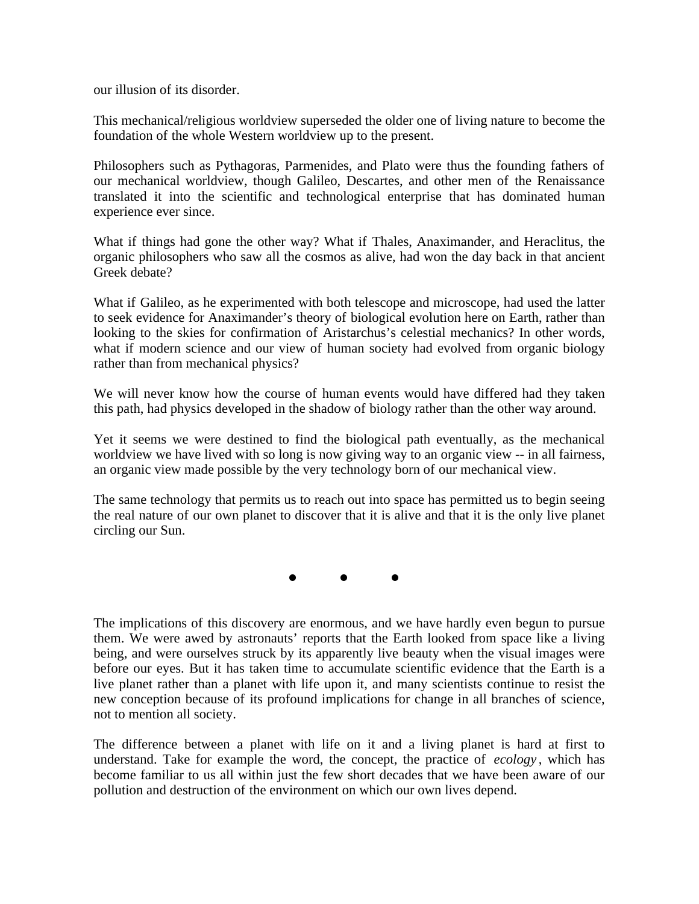our illusion of its disorder.

This mechanical/religious worldview superseded the older one of living nature to become the foundation of the whole Western worldview up to the present.

Philosophers such as Pythagoras, Parmenides, and Plato were thus the founding fathers of our mechanical worldview, though Galileo, Descartes, and other men of the Renaissance translated it into the scientific and technological enterprise that has dominated human experience ever since.

What if things had gone the other way? What if Thales, Anaximander, and Heraclitus, the organic philosophers who saw all the cosmos as alive, had won the day back in that ancient Greek debate?

What if Galileo, as he experimented with both telescope and microscope, had used the latter to seek evidence for Anaximander's theory of biological evolution here on Earth, rather than looking to the skies for confirmation of Aristarchus's celestial mechanics? In other words, what if modern science and our view of human society had evolved from organic biology rather than from mechanical physics?

We will never know how the course of human events would have differed had they taken this path, had physics developed in the shadow of biology rather than the other way around.

Yet it seems we were destined to find the biological path eventually, as the mechanical worldview we have lived with so long is now giving way to an organic view -- in all fairness, an organic view made possible by the very technology born of our mechanical view.

The same technology that permits us to reach out into space has permitted us to begin seeing the real nature of our own planet to discover that it is alive and that it is the only live planet circling our Sun.

• • •

The implications of this discovery are enormous, and we have hardly even begun to pursue them. We were awed by astronauts' reports that the Earth looked from space like a living being, and were ourselves struck by its apparently live beauty when the visual images were before our eyes. But it has taken time to accumulate scientific evidence that the Earth is a live planet rather than a planet with life upon it, and many scientists continue to resist the new conception because of its profound implications for change in all branches of science, not to mention all society.

The difference between a planet with life on it and a living planet is hard at first to understand. Take for example the word, the concept, the practice of *ecology*, which has become familiar to us all within just the few short decades that we have been aware of our pollution and destruction of the environment on which our own lives depend.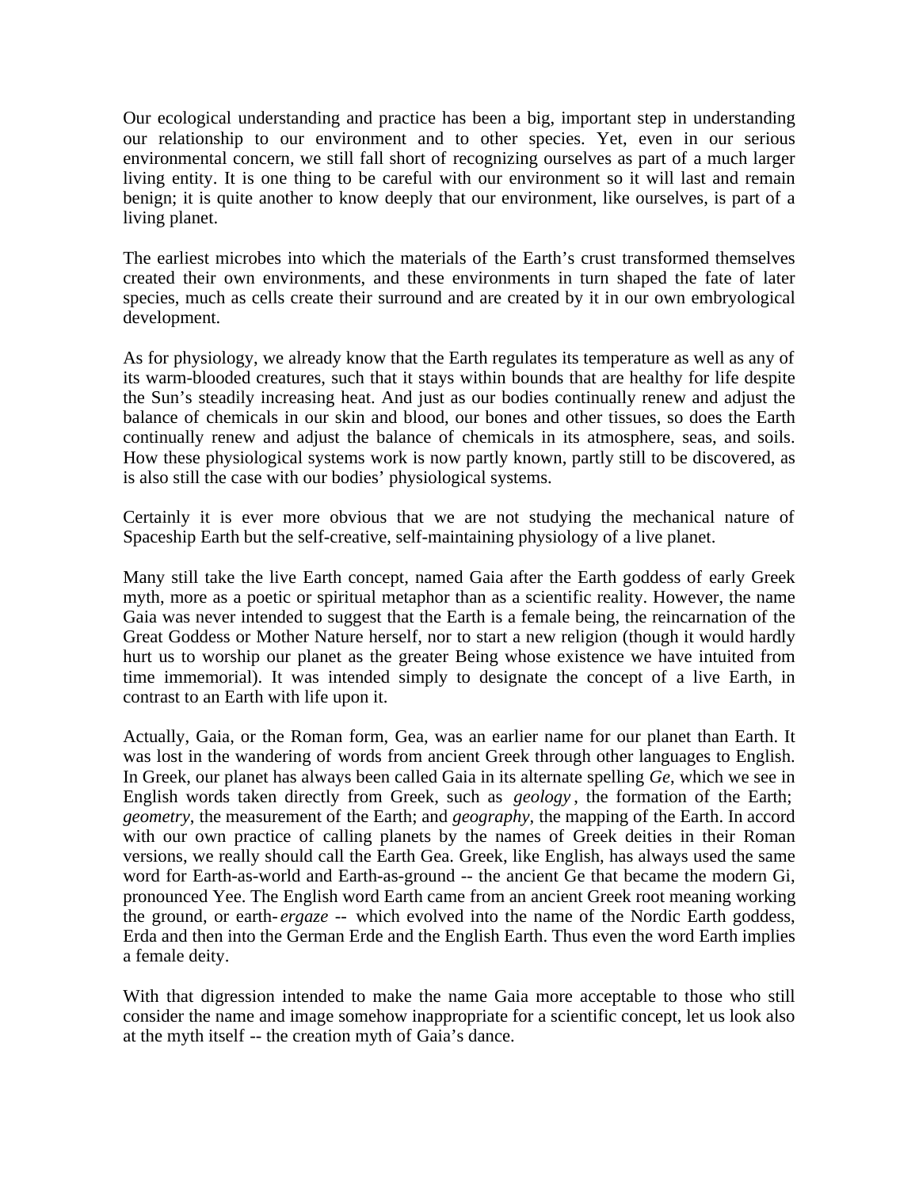Our ecological understanding and practice has been a big, important step in understanding our relationship to our environment and to other species. Yet, even in our serious environmental concern, we still fall short of recognizing ourselves as part of a much larger living entity. It is one thing to be careful with our environment so it will last and remain benign; it is quite another to know deeply that our environment, like ourselves, is part of a living planet.

The earliest microbes into which the materials of the Earth's crust transformed themselves created their own environments, and these environments in turn shaped the fate of later species, much as cells create their surround and are created by it in our own embryological development.

As for physiology, we already know that the Earth regulates its temperature as well as any of its warm-blooded creatures, such that it stays within bounds that are healthy for life despite the Sun's steadily increasing heat. And just as our bodies continually renew and adjust the balance of chemicals in our skin and blood, our bones and other tissues, so does the Earth continually renew and adjust the balance of chemicals in its atmosphere, seas, and soils. How these physiological systems work is now partly known, partly still to be discovered, as is also still the case with our bodies' physiological systems.

Certainly it is ever more obvious that we are not studying the mechanical nature of Spaceship Earth but the self-creative, self-maintaining physiology of a live planet.

Many still take the live Earth concept, named Gaia after the Earth goddess of early Greek myth, more as a poetic or spiritual metaphor than as a scientific reality. However, the name Gaia was never intended to suggest that the Earth is a female being, the reincarnation of the Great Goddess or Mother Nature herself, nor to start a new religion (though it would hardly hurt us to worship our planet as the greater Being whose existence we have intuited from time immemorial). It was intended simply to designate the concept of a live Earth, in contrast to an Earth with life upon it.

Actually, Gaia, or the Roman form, Gea, was an earlier name for our planet than Earth. It was lost in the wandering of words from ancient Greek through other languages to English. In Greek, our planet has always been called Gaia in its alternate spelling *Ge*, which we see in English words taken directly from Greek, such as *geology*, the formation of the Earth; *geometry*, the measurement of the Earth; and *geography*, the mapping of the Earth. In accord with our own practice of calling planets by the names of Greek deities in their Roman versions, we really should call the Earth Gea. Greek, like English, has always used the same word for Earth-as-world and Earth-as-ground -- the ancient Ge that became the modern Gi, pronounced Yee. The English word Earth came from an ancient Greek root meaning working the ground, or earth-*ergaze* -- which evolved into the name of the Nordic Earth goddess, Erda and then into the German Erde and the English Earth. Thus even the word Earth implies a female deity.

With that digression intended to make the name Gaia more acceptable to those who still consider the name and image somehow inappropriate for a scientific concept, let us look also at the myth itself -- the creation myth of Gaia's dance.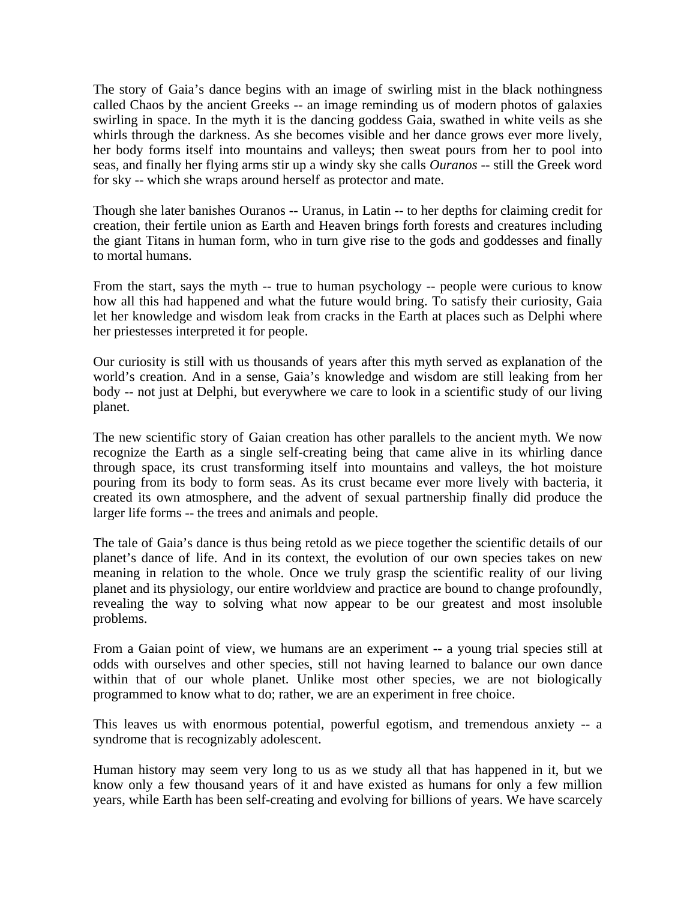The story of Gaia's dance begins with an image of swirling mist in the black nothingness called Chaos by the ancient Greeks -- an image reminding us of modern photos of galaxies swirling in space. In the myth it is the dancing goddess Gaia, swathed in white veils as she whirls through the darkness. As she becomes visible and her dance grows ever more lively, her body forms itself into mountains and valleys; then sweat pours from her to pool into seas, and finally her flying arms stir up a windy sky she calls *Ouranos* -- still the Greek word for sky -- which she wraps around herself as protector and mate.

Though she later banishes Ouranos -- Uranus, in Latin -- to her depths for claiming credit for creation, their fertile union as Earth and Heaven brings forth forests and creatures including the giant Titans in human form, who in turn give rise to the gods and goddesses and finally to mortal humans.

From the start, says the myth -- true to human psychology -- people were curious to know how all this had happened and what the future would bring. To satisfy their curiosity, Gaia let her knowledge and wisdom leak from cracks in the Earth at places such as Delphi where her priestesses interpreted it for people.

Our curiosity is still with us thousands of years after this myth served as explanation of the world's creation. And in a sense, Gaia's knowledge and wisdom are still leaking from her body -- not just at Delphi, but everywhere we care to look in a scientific study of our living planet.

The new scientific story of Gaian creation has other parallels to the ancient myth. We now recognize the Earth as a single self-creating being that came alive in its whirling dance through space, its crust transforming itself into mountains and valleys, the hot moisture pouring from its body to form seas. As its crust became ever more lively with bacteria, it created its own atmosphere, and the advent of sexual partnership finally did produce the larger life forms -- the trees and animals and people.

The tale of Gaia's dance is thus being retold as we piece together the scientific details of our planet's dance of life. And in its context, the evolution of our own species takes on new meaning in relation to the whole. Once we truly grasp the scientific reality of our living planet and its physiology, our entire worldview and practice are bound to change profoundly, revealing the way to solving what now appear to be our greatest and most insoluble problems.

From a Gaian point of view, we humans are an experiment -- a young trial species still at odds with ourselves and other species, still not having learned to balance our own dance within that of our whole planet. Unlike most other species, we are not biologically programmed to know what to do; rather, we are an experiment in free choice.

This leaves us with enormous potential, powerful egotism, and tremendous anxiety -- a syndrome that is recognizably adolescent.

Human history may seem very long to us as we study all that has happened in it, but we know only a few thousand years of it and have existed as humans for only a few million years, while Earth has been self-creating and evolving for billions of years. We have scarcely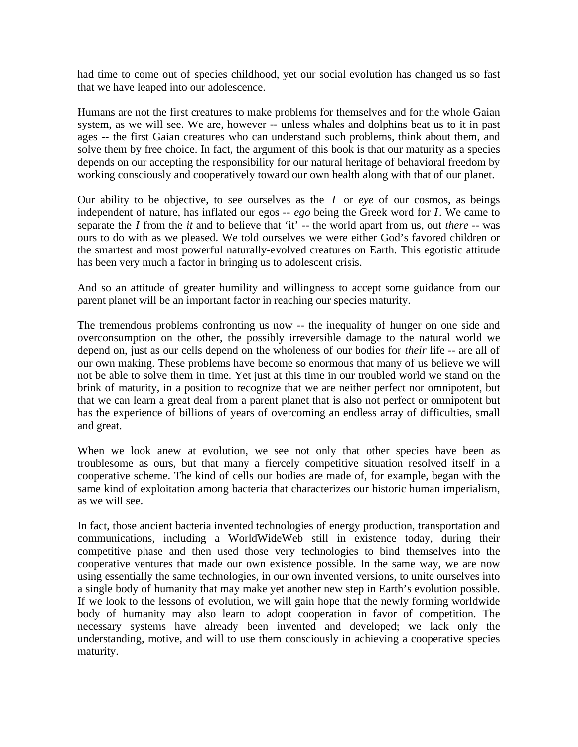had time to come out of species childhood, yet our social evolution has changed us so fast that we have leaped into our adolescence.

Humans are not the first creatures to make problems for themselves and for the whole Gaian system, as we will see. We are, however -- unless whales and dolphins beat us to it in past ages -- the first Gaian creatures who can understand such problems, think about them, and solve them by free choice. In fact, the argument of this book is that our maturity as a species depends on our accepting the responsibility for our natural heritage of behavioral freedom by working consciously and cooperatively toward our own health along with that of our planet.

Our ability to be objective, to see ourselves as the *I* or *eye* of our cosmos, as beings independent of nature, has inflated our egos -- *ego* being the Greek word for *I*. We came to separate the *I* from the *it* and to believe that 'it' -- the world apart from us, out *there* -- was ours to do with as we pleased. We told ourselves we were either God's favored children or the smartest and most powerful naturally-evolved creatures on Earth. This egotistic attitude has been very much a factor in bringing us to adolescent crisis.

And so an attitude of greater humility and willingness to accept some guidance from our parent planet will be an important factor in reaching our species maturity.

The tremendous problems confronting us now -- the inequality of hunger on one side and overconsumption on the other, the possibly irreversible damage to the natural world we depend on, just as our cells depend on the wholeness of our bodies for *their* life -- are all of our own making. These problems have become so enormous that many of us believe we will not be able to solve them in time. Yet just at this time in our troubled world we stand on the brink of maturity, in a position to recognize that we are neither perfect nor omnipotent, but that we can learn a great deal from a parent planet that is also not perfect or omnipotent but has the experience of billions of years of overcoming an endless array of difficulties, small and great.

When we look anew at evolution, we see not only that other species have been as troublesome as ours, but that many a fiercely competitive situation resolved itself in a cooperative scheme. The kind of cells our bodies are made of, for example, began with the same kind of exploitation among bacteria that characterizes our historic human imperialism, as we will see.

In fact, those ancient bacteria invented technologies of energy production, transportation and communications, including a WorldWideWeb still in existence today, during their competitive phase and then used those very technologies to bind themselves into the cooperative ventures that made our own existence possible. In the same way, we are now using essentially the same technologies, in our own invented versions, to unite ourselves into a single body of humanity that may make yet another new step in Earth's evolution possible. If we look to the lessons of evolution, we will gain hope that the newly forming worldwide body of humanity may also learn to adopt cooperation in favor of competition. The necessary systems have already been invented and developed; we lack only the understanding, motive, and will to use them consciously in achieving a cooperative species maturity.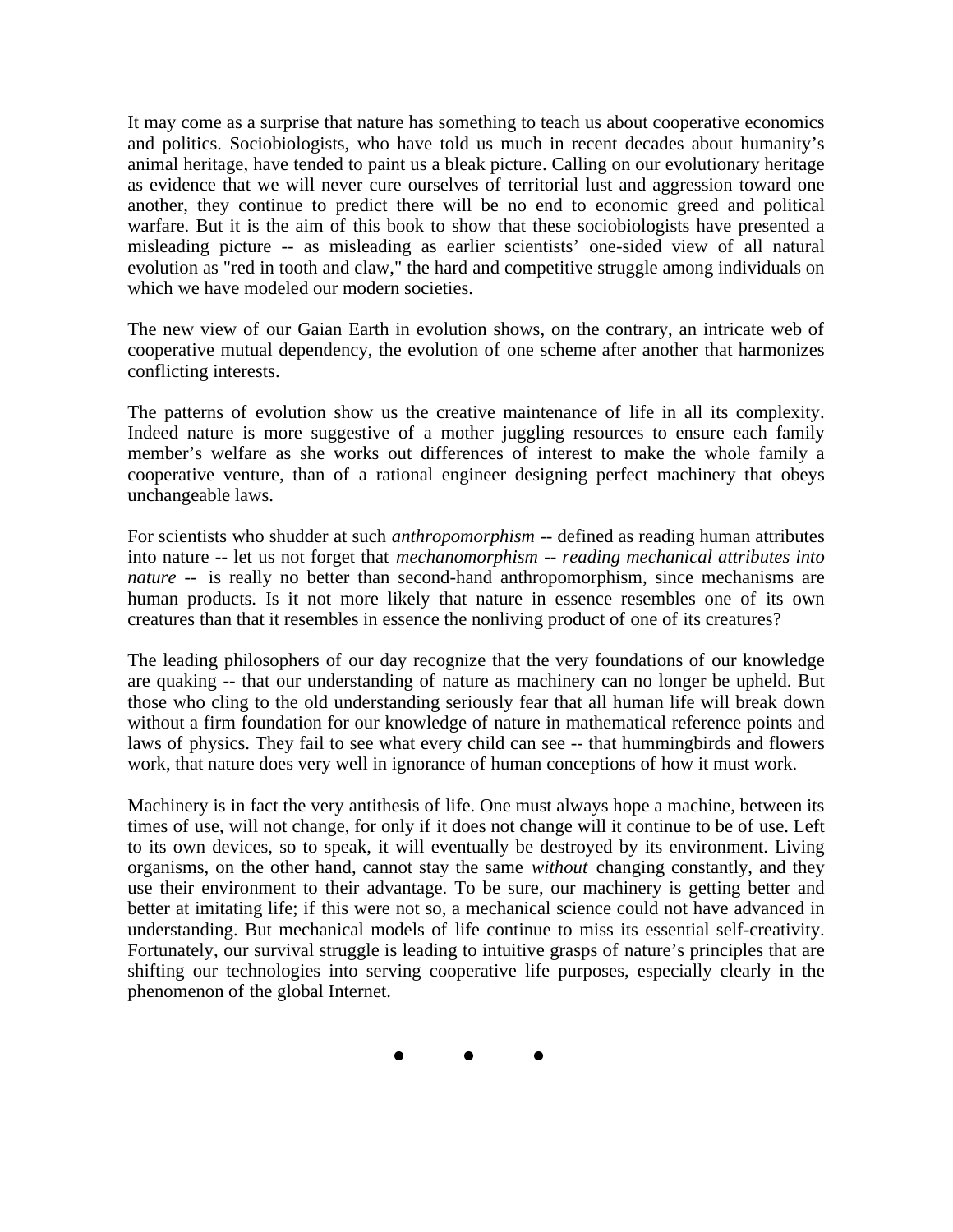It may come as a surprise that nature has something to teach us about cooperative economics and politics. Sociobiologists, who have told us much in recent decades about humanity's animal heritage, have tended to paint us a bleak picture. Calling on our evolutionary heritage as evidence that we will never cure ourselves of territorial lust and aggression toward one another, they continue to predict there will be no end to economic greed and political warfare. But it is the aim of this book to show that these sociobiologists have presented a misleading picture -- as misleading as earlier scientists' one-sided view of all natural evolution as "red in tooth and claw," the hard and competitive struggle among individuals on which we have modeled our modern societies.

The new view of our Gaian Earth in evolution shows, on the contrary, an intricate web of cooperative mutual dependency, the evolution of one scheme after another that harmonizes conflicting interests.

The patterns of evolution show us the creative maintenance of life in all its complexity. Indeed nature is more suggestive of a mother juggling resources to ensure each family member's welfare as she works out differences of interest to make the whole family a cooperative venture, than of a rational engineer designing perfect machinery that obeys unchangeable laws.

For scientists who shudder at such *anthropomorphism* -- defined as reading human attributes into nature -- let us not forget that *mechanomorphism -- reading mechanical attributes into nature* -- is really no better than second-hand anthropomorphism, since mechanisms are human products. Is it not more likely that nature in essence resembles one of its own creatures than that it resembles in essence the nonliving product of one of its creatures?

The leading philosophers of our day recognize that the very foundations of our knowledge are quaking -- that our understanding of nature as machinery can no longer be upheld. But those who cling to the old understanding seriously fear that all human life will break down without a firm foundation for our knowledge of nature in mathematical reference points and laws of physics. They fail to see what every child can see -- that hummingbirds and flowers work, that nature does very well in ignorance of human conceptions of how it must work.

Machinery is in fact the very antithesis of life. One must always hope a machine, between its times of use, will not change, for only if it does not change will it continue to be of use. Left to its own devices, so to speak, it will eventually be destroyed by its environment. Living organisms, on the other hand, cannot stay the same *without* changing constantly, and they use their environment to their advantage. To be sure, our machinery is getting better and better at imitating life; if this were not so, a mechanical science could not have advanced in understanding. But mechanical models of life continue to miss its essential self-creativity. Fortunately, our survival struggle is leading to intuitive grasps of nature's principles that are shifting our technologies into serving cooperative life purposes, especially clearly in the phenomenon of the global Internet.

• • •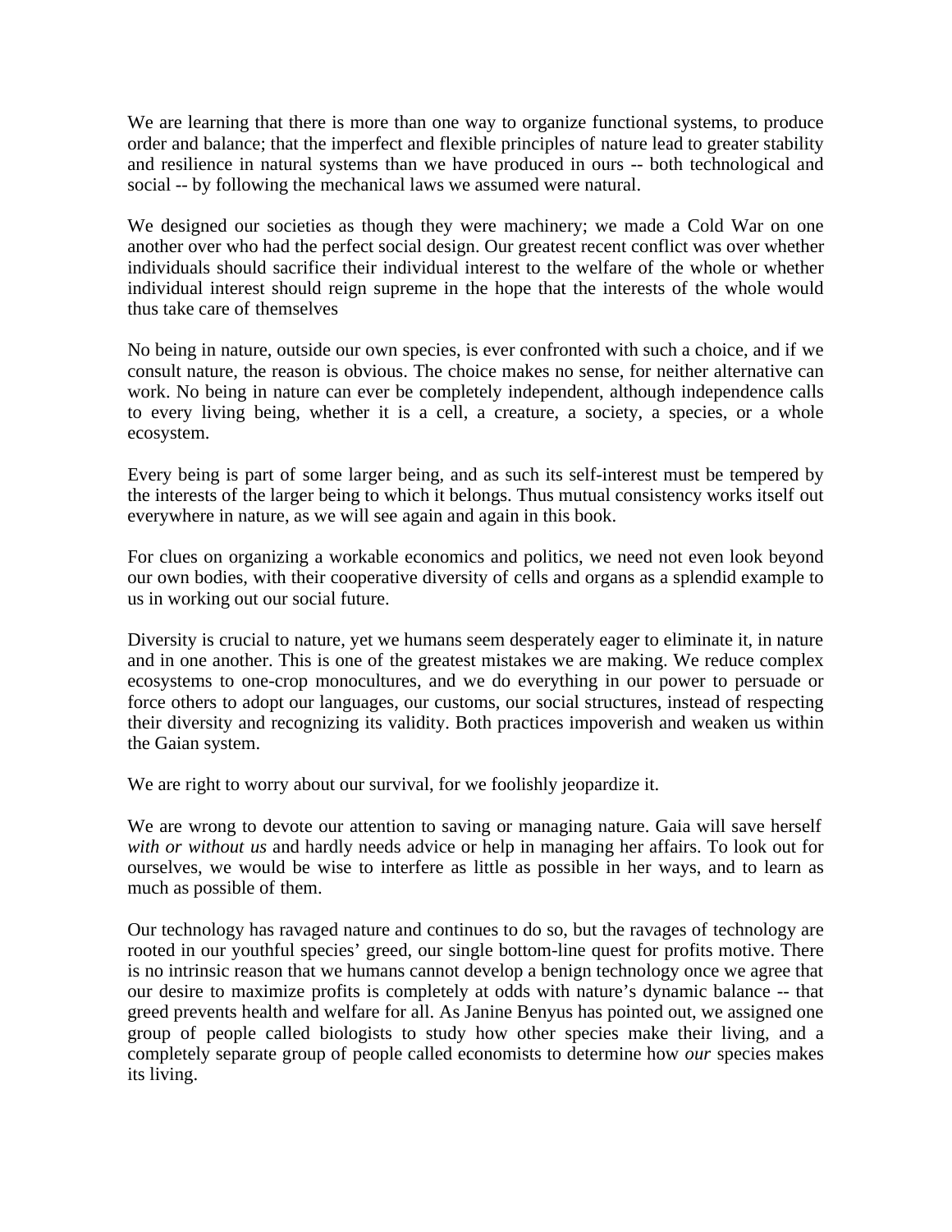We are learning that there is more than one way to organize functional systems, to produce order and balance; that the imperfect and flexible principles of nature lead to greater stability and resilience in natural systems than we have produced in ours -- both technological and social -- by following the mechanical laws we assumed were natural.

We designed our societies as though they were machinery; we made a Cold War on one another over who had the perfect social design. Our greatest recent conflict was over whether individuals should sacrifice their individual interest to the welfare of the whole or whether individual interest should reign supreme in the hope that the interests of the whole would thus take care of themselves

No being in nature, outside our own species, is ever confronted with such a choice, and if we consult nature, the reason is obvious. The choice makes no sense, for neither alternative can work. No being in nature can ever be completely independent, although independence calls to every living being, whether it is a cell, a creature, a society, a species, or a whole ecosystem.

Every being is part of some larger being, and as such its self-interest must be tempered by the interests of the larger being to which it belongs. Thus mutual consistency works itself out everywhere in nature, as we will see again and again in this book.

For clues on organizing a workable economics and politics, we need not even look beyond our own bodies, with their cooperative diversity of cells and organs as a splendid example to us in working out our social future.

Diversity is crucial to nature, yet we humans seem desperately eager to eliminate it, in nature and in one another. This is one of the greatest mistakes we are making. We reduce complex ecosystems to one-crop monocultures, and we do everything in our power to persuade or force others to adopt our languages, our customs, our social structures, instead of respecting their diversity and recognizing its validity. Both practices impoverish and weaken us within the Gaian system.

We are right to worry about our survival, for we foolishly jeopardize it.

We are wrong to devote our attention to saving or managing nature. Gaia will save herself *with or without us* and hardly needs advice or help in managing her affairs. To look out for ourselves, we would be wise to interfere as little as possible in her ways, and to learn as much as possible of them.

Our technology has ravaged nature and continues to do so, but the ravages of technology are rooted in our youthful species' greed, our single bottom-line quest for profits motive. There is no intrinsic reason that we humans cannot develop a benign technology once we agree that our desire to maximize profits is completely at odds with nature's dynamic balance -- that greed prevents health and welfare for all. As Janine Benyus has pointed out, we assigned one group of people called biologists to study how other species make their living, and a completely separate group of people called economists to determine how *our* species makes its living.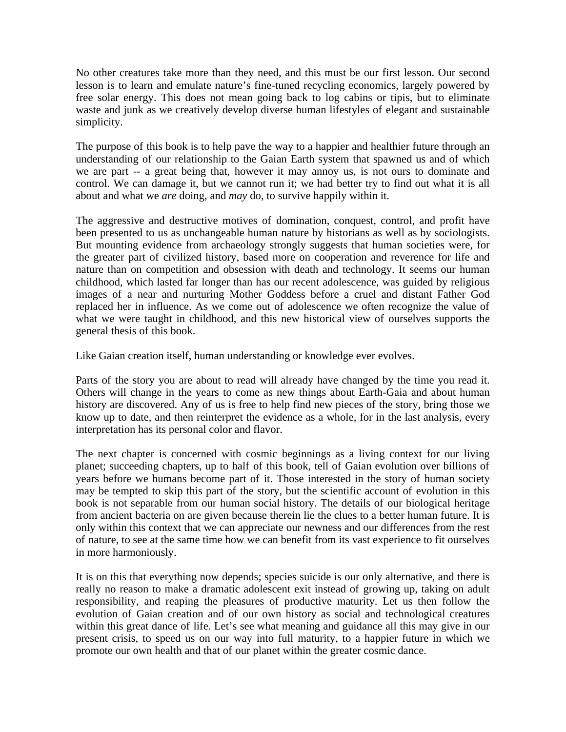No other creatures take more than they need, and this must be our first lesson. Our second lesson is to learn and emulate nature's fine-tuned recycling economics, largely powered by free solar energy. This does not mean going back to log cabins or tipis, but to eliminate waste and junk as we creatively develop diverse human lifestyles of elegant and sustainable simplicity.

The purpose of this book is to help pave the way to a happier and healthier future through an understanding of our relationship to the Gaian Earth system that spawned us and of which we are part -- a great being that, however it may annoy us, is not ours to dominate and control. We can damage it, but we cannot run it; we had better try to find out what it is all about and what we *are* doing, and *may* do, to survive happily within it.

The aggressive and destructive motives of domination, conquest, control, and profit have been presented to us as unchangeable human nature by historians as well as by sociologists. But mounting evidence from archaeology strongly suggests that human societies were, for the greater part of civilized history, based more on cooperation and reverence for life and nature than on competition and obsession with death and technology. It seems our human childhood, which lasted far longer than has our recent adolescence, was guided by religious images of a near and nurturing Mother Goddess before a cruel and distant Father God replaced her in influence. As we come out of adolescence we often recognize the value of what we were taught in childhood, and this new historical view of ourselves supports the general thesis of this book.

Like Gaian creation itself, human understanding or knowledge ever evolves.

Parts of the story you are about to read will already have changed by the time you read it. Others will change in the years to come as new things about Earth-Gaia and about human history are discovered. Any of us is free to help find new pieces of the story, bring those we know up to date, and then reinterpret the evidence as a whole, for in the last analysis, every interpretation has its personal color and flavor.

The next chapter is concerned with cosmic beginnings as a living context for our living planet; succeeding chapters, up to half of this book, tell of Gaian evolution over billions of years before we humans become part of it. Those interested in the story of human society may be tempted to skip this part of the story, but the scientific account of evolution in this book is not separable from our human social history. The details of our biological heritage from ancient bacteria on are given because therein lie the clues to a better human future. It is only within this context that we can appreciate our newness and our differences from the rest of nature, to see at the same time how we can benefit from its vast experience to fit ourselves in more harmoniously.

It is on this that everything now depends; species suicide is our only alternative, and there is really no reason to make a dramatic adolescent exit instead of growing up, taking on adult responsibility, and reaping the pleasures of productive maturity. Let us then follow the evolution of Gaian creation and of our own history as social and technological creatures within this great dance of life. Let's see what meaning and guidance all this may give in our present crisis, to speed us on our way into full maturity, to a happier future in which we promote our own health and that of our planet within the greater cosmic dance.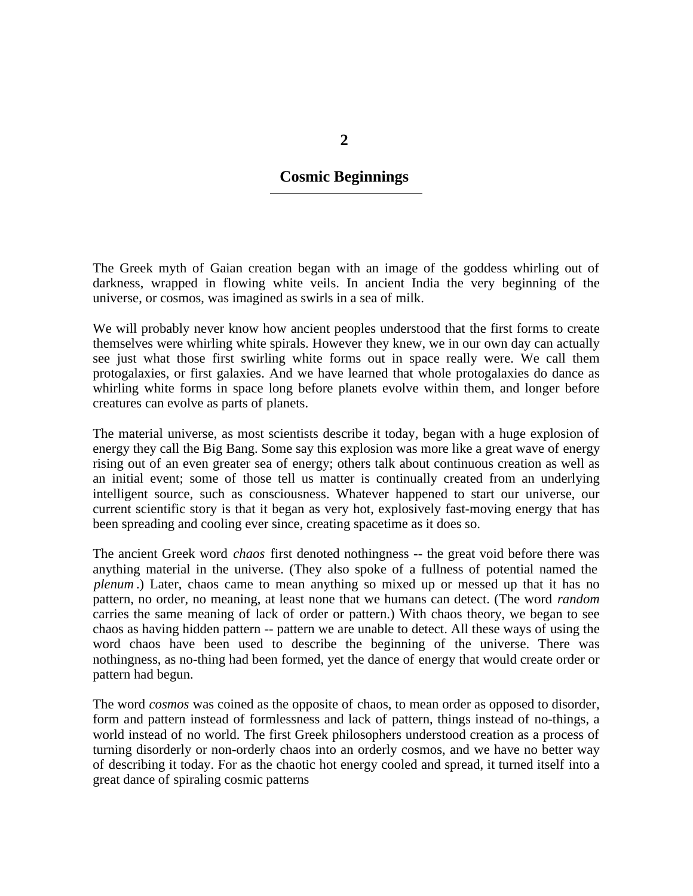# 2

## Cosmic Beginnings

The Greek myth of Gaian creation began with an image of the goddess whirling out of darkness, wrapped in flowing white veils. In ancient India the very beginning of the universe, or cosmos, was imagined as swirls in a sea of milk.

We will probably never know how ancient peoples understood that the first forms to create themselves were whirling white spirals. However they knew, we in our own day can actually see just what those first swirling white forms out in space really were. We call them protogalaxies, or first galaxies. And we have learned that whole protogalaxies do dance as whirling white forms in space long before planets evolve within them, and longer before creatures can evolve as parts of planets.

The material universe, as most scientists describe it today, began with a huge explosion of energy they call the Big Bang. Some say this explosion was more like a great wave of energy rising out of an even greater sea of energy; others talk about continuous creation as well as an initial event; some of those tell us matter is continually created from an underlying intelligent source, such as consciousness. Whatever happened to start our universe, our current scientific story is that it began as very hot, explosively fast-moving energy that has been spreading and cooling ever since, creating spacetime as it does so.

The ancient Greek word *chaos* first denoted nothingness -- the great void before there was anything material in the universe. (They also spoke of a fullness of potential named the *plenum*.) Later, chaos came to mean anything so mixed up or messed up that it has no pattern, no order, no meaning, at least none that we humans can detect. (The word *random* carries the same meaning of lack of order or pattern.) With chaos theory, we began to see chaos as having hidden pattern -- pattern we are unable to detect. All these ways of using the word chaos have been used to describe the beginning of the universe. There was nothingness, as no-thing had been formed, yet the dance of energy that would create order or pattern had begun.

The word *cosmos* was coined as the opposite of chaos, to mean order as opposed to disorder, form and pattern instead of formlessness and lack of pattern, things instead of no-things, a world instead of no world. The first Greek philosophers understood creation as a process of turning disorderly or non-orderly chaos into an orderly cosmos, and we have no better way of describing it today. For as the chaotic hot energy cooled and spread, it turned itself into a great dance of spiraling cosmic patterns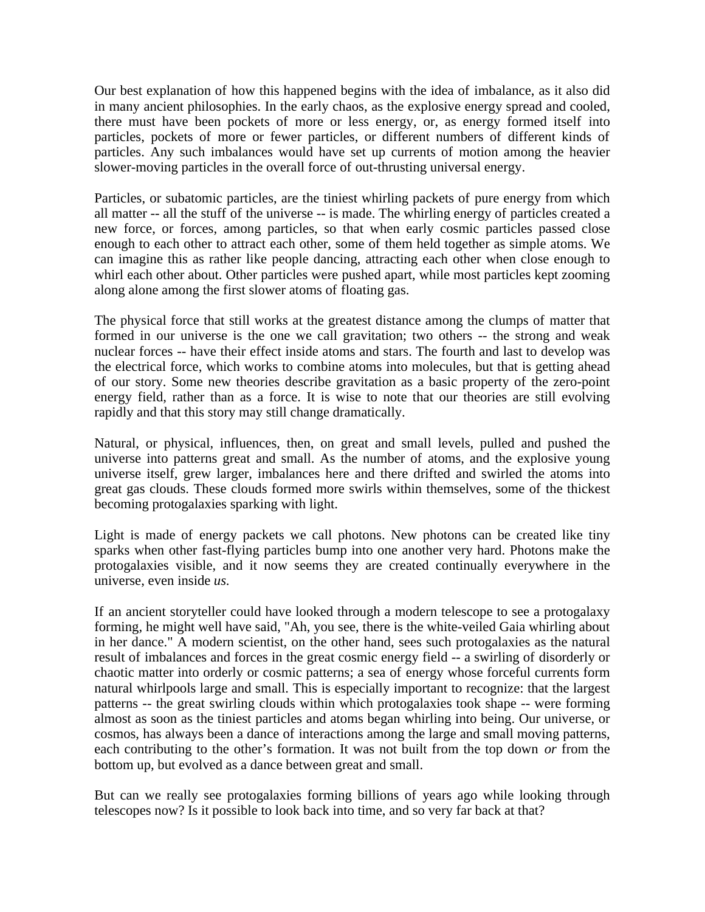Our best explanation of how this happened begins with the idea of imbalance, as it also did in many ancient philosophies. In the early chaos, as the explosive energy spread and cooled, there must have been pockets of more or less energy, or, as energy formed itself into particles, pockets of more or fewer particles, or different numbers of different kinds of particles. Any such imbalances would have set up currents of motion among the heavier slower-moving particles in the overall force of out-thrusting universal energy.

Particles, or subatomic particles, are the tiniest whirling packets of pure energy from which all matter -- all the stuff of the universe -- is made. The whirling energy of particles created a new force, or forces, among particles, so that when early cosmic particles passed close enough to each other to attract each other, some of them held together as simple atoms. We can imagine this as rather like people dancing, attracting each other when close enough to whirl each other about. Other particles were pushed apart, while most particles kept zooming along alone among the first slower atoms of floating gas.

The physical force that still works at the greatest distance among the clumps of matter that formed in our universe is the one we call gravitation; two others -- the strong and weak nuclear forces -- have their effect inside atoms and stars. The fourth and last to develop was the electrical force, which works to combine atoms into molecules, but that is getting ahead of our story. Some new theories describe gravitation as a basic property of the zero-point energy field, rather than as a force. It is wise to note that our theories are still evolving rapidly and that this story may still change dramatically.

Natural, or physical, influences, then, on great and small levels, pulled and pushed the universe into patterns great and small. As the number of atoms, and the explosive young universe itself, grew larger, imbalances here and there drifted and swirled the atoms into great gas clouds. These clouds formed more swirls within themselves, some of the thickest becoming protogalaxies sparking with light.

Light is made of energy packets we call photons. New photons can be created like tiny sparks when other fast-flying particles bump into one another very hard. Photons make the protogalaxies visible, and it now seems they are created continually everywhere in the universe, even inside *us*.

If an ancient storyteller could have looked through a modern telescope to see a protogalaxy forming, he might well have said, "Ah, you see, there is the white-veiled Gaia whirling about in her dance." A modern scientist, on the other hand, sees such protogalaxies as the natural result of imbalances and forces in the great cosmic energy field -- a swirling of disorderly or chaotic matter into orderly or cosmic patterns; a sea of energy whose forceful currents form natural whirlpools large and small. This is especially important to recognize: that the largest patterns -- the great swirling clouds within which protogalaxies took shape -- were forming almost as soon as the tiniest particles and atoms began whirling into being. Our universe, or cosmos, has always been a dance of interactions among the large and small moving patterns, each contributing to the other's formation. It was not built from the top down *or* from the bottom up, but evolved as a dance between great and small.

But can we really see protogalaxies forming billions of years ago while looking through telescopes now? Is it possible to look back into time, and so very far back at that?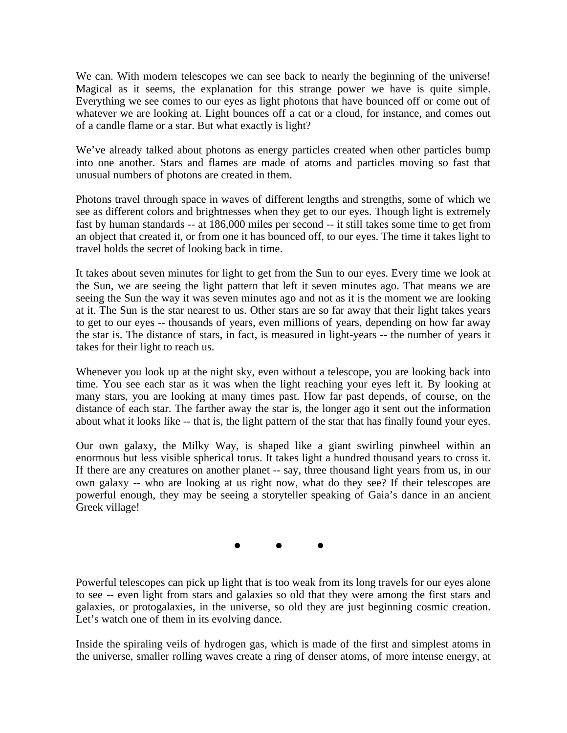We can. With modern telescopes we can see back to nearly the beginning of the universe! Magical as it seems, the explanation for this strange power we have is quite simple. Everything we see comes to our eyes as light photons that have bounced off or come out of whatever we are looking at. Light bounces off a cat or a cloud, for instance, and comes out of a candle flame or a star. But what exactly is light?

We've already talked about photons as energy particles created when other particles bump into one another. Stars and flames are made of atoms and particles moving so fast that unusual numbers of photons are created in them.

Photons travel through space in waves of different lengths and strengths, some of which we see as different colors and brightnesses when they get to our eyes. Though light is extremely fast by human standards -- at 186,000 miles per second -- it still takes some time to get from an object that created it, or from one it has bounced off, to our eyes. The time it takes light to travel holds the secret of looking back in time.

It takes about seven minutes for light to get from the Sun to our eyes. Every time we look at the Sun, we are seeing the light pattern that left it seven minutes ago. That means we are seeing the Sun the way it was seven minutes ago and not as it is the moment we are looking at it. The Sun is the star nearest to us. Other stars are so far away that their light takes years to get to our eyes -- thousands of years, even millions of years, depending on how far away the star is. The distance of stars, in fact, is measured in light-years -- the number of years it takes for their light to reach us.

Whenever you look up at the night sky, even without a telescope, you are looking back into time. You see each star as it was when the light reaching your eyes left it. By looking at many stars, you are looking at many times past. How far past depends, of course, on the distance of each star. The farther away the star is, the longer ago it sent out the information about what it looks like -- that is, the light pattern of the star that has finally found your eyes.

Our own galaxy, the Milky Way, is shaped like a giant swirling pinwheel within an enormous but less visible spherical torus. It takes light a hundred thousand years to cross it. If there are any creatures on another planet -- say, three thousand light years from us, in our own galaxy -- who are looking at us right now, what do they see? If their telescopes are powerful enough, they may be seeing a storyteller speaking of Gaia's dance in an ancient Greek village!

● ● ●

Powerful telescopes can pick up light that is too weak from its long travels for our eyes alone to see -- even light from stars and galaxies so old that they were among the first stars and galaxies, or protogalaxies, in the universe, so old they are just beginning cosmic creation. Let's watch one of them in its evolving dance.

Inside the spiraling veils of hydrogen gas, which is made of the first and simplest atoms in the universe, smaller rolling waves create a ring of denser atoms, of more intense energy, at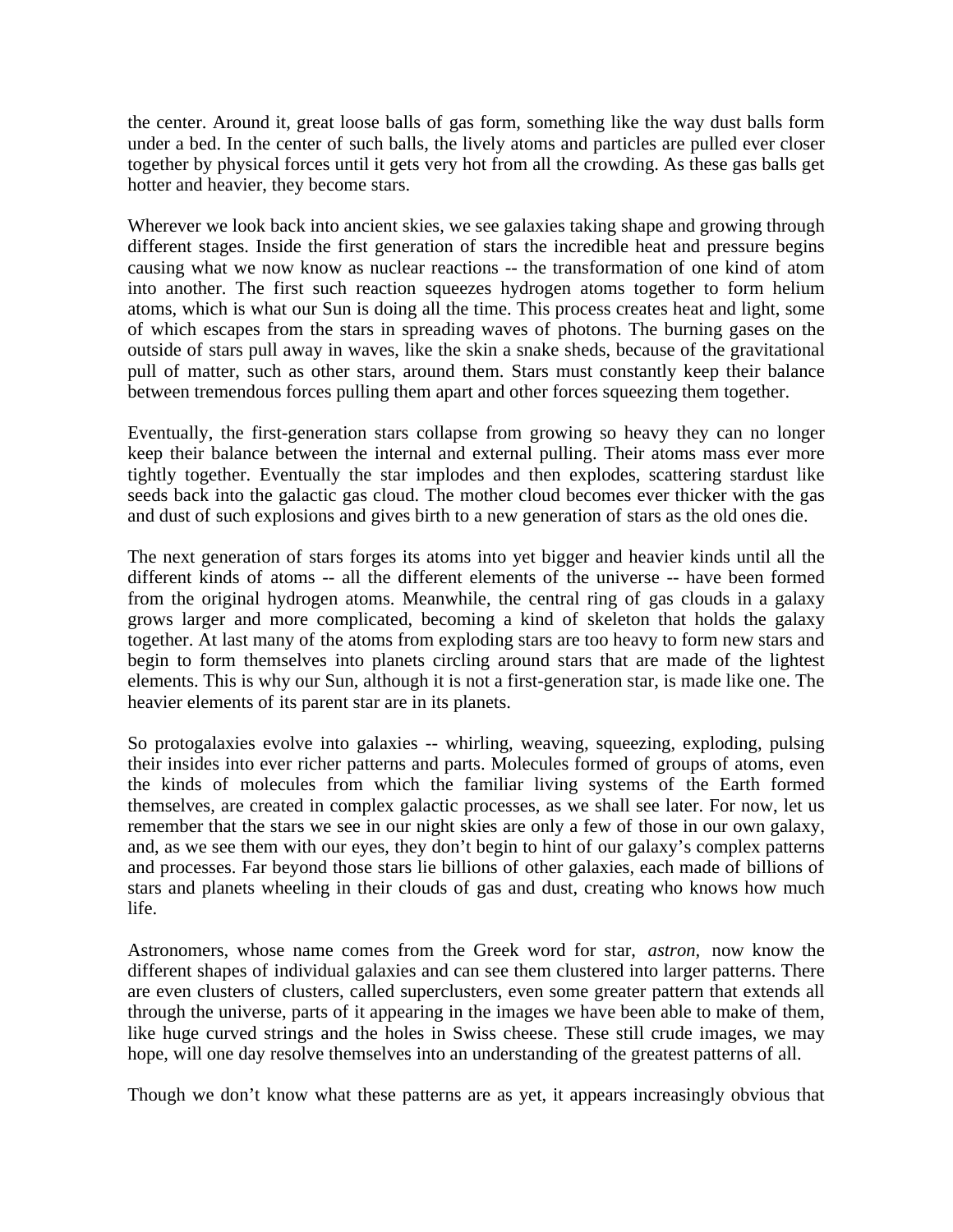the center. Around it, great loose balls of gas form, something like the way dust balls form under a bed. In the center of such balls, the lively atoms and particles are pulled ever closer together by physical forces until it gets very hot from all the crowding. As these gas balls get hotter and heavier, they become stars.

Wherever we look back into ancient skies, we see galaxies taking shape and growing through different stages. Inside the first generation of stars the incredible heat and pressure begins causing what we now know as nuclear reactions -- the transformation of one kind of atom into another. The first such reaction squeezes hydrogen atoms together to form helium atoms, which is what our Sun is doing all the time. This process creates heat and light, some of which escapes from the stars in spreading waves of photons. The burning gases on the outside of stars pull away in waves, like the skin a snake sheds, because of the gravitational pull of matter, such as other stars, around them. Stars must constantly keep their balance between tremendous forces pulling them apart and other forces squeezing them together.

Eventually, the first-generation stars collapse from growing so heavy they can no longer keep their balance between the internal and external pulling. Their atoms mass ever more tightly together. Eventually the star implodes and then explodes, scattering stardust like seeds back into the galactic gas cloud. The mother cloud becomes ever thicker with the gas and dust of such explosions and gives birth to a new generation of stars as the old ones die.

The next generation of stars forges its atoms into yet bigger and heavier kinds until all the different kinds of atoms -- all the different elements of the universe -- have been formed from the original hydrogen atoms. Meanwhile, the central ring of gas clouds in a galaxy grows larger and more complicated, becoming a kind of skeleton that holds the galaxy together. At last many of the atoms from exploding stars are too heavy to form new stars and begin to form themselves into planets circling around stars that are made of the lightest elements. This is why our Sun, although it is not a first-generation star, is made like one. The heavier elements of its parent star are in its planets.

So protogalaxies evolve into galaxies -- whirling, weaving, squeezing, exploding, pulsing their insides into ever richer patterns and parts. Molecules formed of groups of atoms, even the kinds of molecules from which the familiar living systems of the Earth formed themselves, are created in complex galactic processes, as we shall see later. For now, let us remember that the stars we see in our night skies are only a few of those in our own galaxy, and, as we see them with our eyes, they don't begin to hint of our galaxy's complex patterns and processes. Far beyond those stars lie billions of other galaxies, each made of billions of stars and planets wheeling in their clouds of gas and dust, creating who knows how much life.

Astronomers, whose name comes from the Greek word for star, *astron,* now know the different shapes of individual galaxies and can see them clustered into larger patterns. There are even clusters of clusters, called superclusters, even some greater pattern that extends all through the universe, parts of it appearing in the images we have been able to make of them, like huge curved strings and the holes in Swiss cheese. These still crude images, we may hope, will one day resolve themselves into an understanding of the greatest patterns of all.

Though we don't know what these patterns are as yet, it appears increasingly obvious that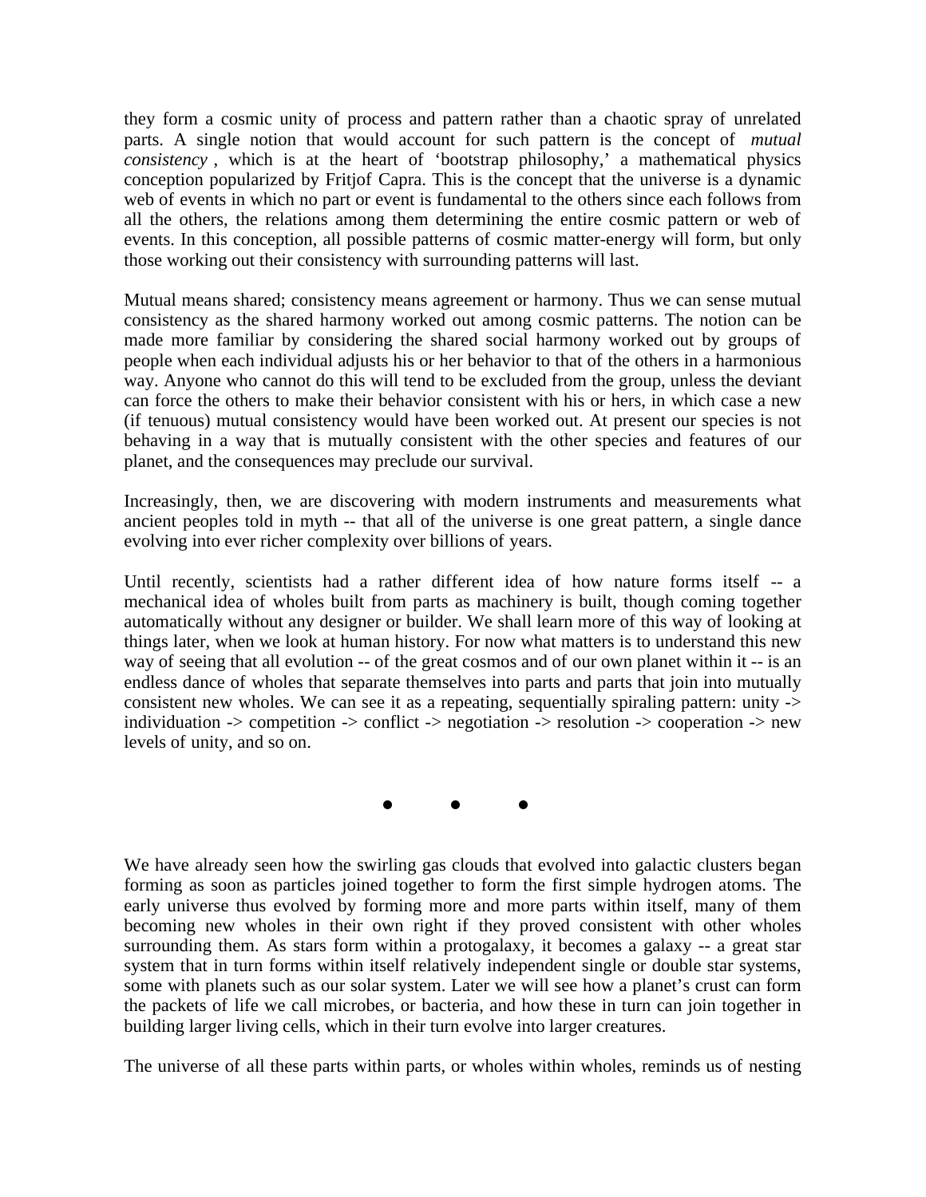they form a cosmic unity of process and pattern rather than a chaotic spray of unrelated parts. A single notion that would account for such pattern is the concept of *mutual consistency* , which is at the heart of 'bootstrap philosophy,' a mathematical physics conception popularized by Fritjof Capra. This is the concept that the universe is a dynamic web of events in which no part or event is fundamental to the others since each follows from all the others, the relations among them determining the entire cosmic pattern or web of events. In this conception, all possible patterns of cosmic matter-energy will form, but only those working out their consistency with surrounding patterns will last.

Mutual means shared; consistency means agreement or harmony. Thus we can sense mutual consistency as the shared harmony worked out among cosmic patterns. The notion can be made more familiar by considering the shared social harmony worked out by groups of people when each individual adjusts his or her behavior to that of the others in a harmonious way. Anyone who cannot do this will tend to be excluded from the group, unless the deviant can force the others to make their behavior consistent with his or hers, in which case a new (if tenuous) mutual consistency would have been worked out. At present our species is not behaving in a way that is mutually consistent with the other species and features of our planet, and the consequences may preclude our survival.

Increasingly, then, we are discovering with modern instruments and measurements what ancient peoples told in myth -- that all of the universe is one great pattern, a single dance evolving into ever richer complexity over billions of years.

Until recently, scientists had a rather different idea of how nature forms itself -- a mechanical idea of wholes built from parts as machinery is built, though coming together automatically without any designer or builder. We shall learn more of this way of looking at things later, when we look at human history. For now what matters is to understand this new way of seeing that all evolution -- of the great cosmos and of our own planet within it -- is an endless dance of wholes that separate themselves into parts and parts that join into mutually consistent new wholes. We can see it as a repeating, sequentially spiraling pattern: unity -> individuation -> competition -> conflict -> negotiation -> resolution -> cooperation -> new levels of unity, and so on.

• • •

We have already seen how the swirling gas clouds that evolved into galactic clusters began forming as soon as particles joined together to form the first simple hydrogen atoms. The early universe thus evolved by forming more and more parts within itself, many of them becoming new wholes in their own right if they proved consistent with other wholes surrounding them. As stars form within a protogalaxy, it becomes a galaxy -- a great star system that in turn forms within itself relatively independent single or double star systems, some with planets such as our solar system. Later we will see how a planet's crust can form the packets of life we call microbes, or bacteria, and how these in turn can join together in building larger living cells, which in their turn evolve into larger creatures.

The universe of all these parts within parts, or wholes within wholes, reminds us of nesting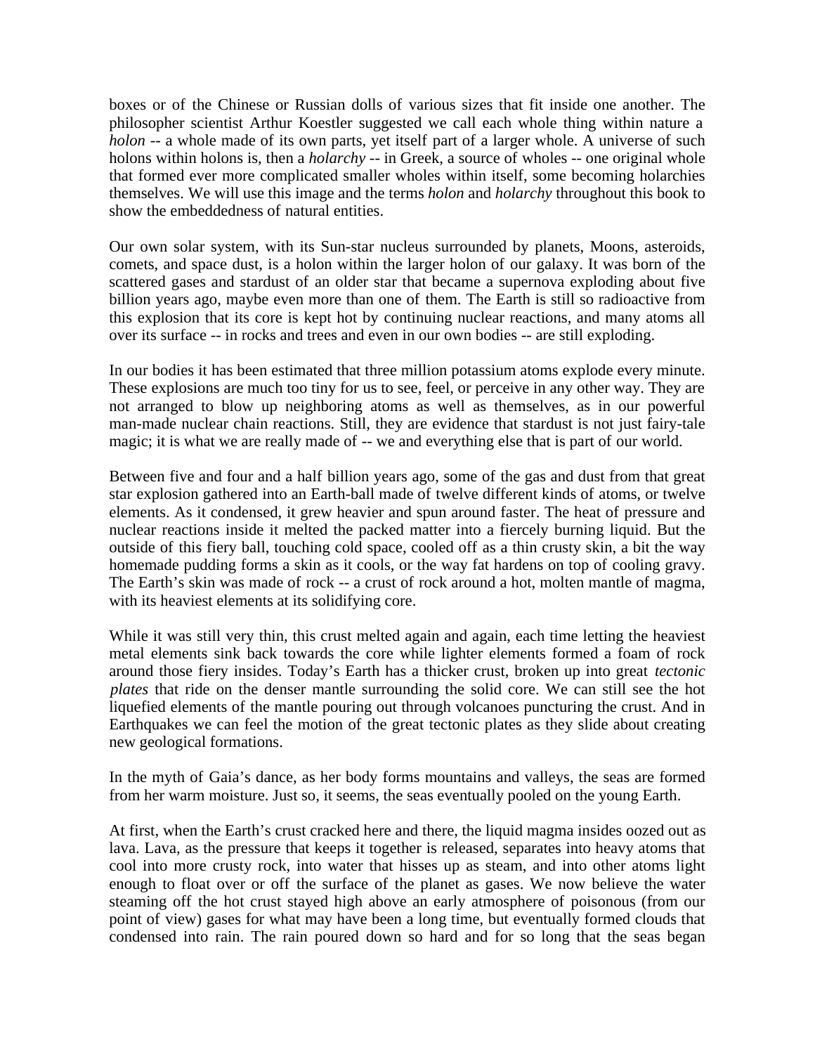boxes or of the Chinese or Russian dolls of various sizes that fit inside one another. The philosopher scientist Arthur Koestler suggested we call each whole thing within nature a *holon* -- a whole made of its own parts, yet itself part of a larger whole. A universe of such holons within holons is, then a *holarchy* -- in Greek, a source of wholes -- one original whole that formed ever more complicated smaller wholes within itself, some becoming holarchies themselves. We will use this image and the terms *holon* and *holarchy* throughout this book to show the embeddedness of natural entities.

Our own solar system, with its Sun-star nucleus surrounded by planets, Moons, asteroids, comets, and space dust, is a holon within the larger holon of our galaxy. It was born of the scattered gases and stardust of an older star that became a supernova exploding about five billion years ago, maybe even more than one of them. The Earth is still so radioactive from this explosion that its core is kept hot by continuing nuclear reactions, and many atoms all over its surface -- in rocks and trees and even in our own bodies -- are still exploding.

In our bodies it has been estimated that three million potassium atoms explode every minute. These explosions are much too tiny for us to see, feel, or perceive in any other way. They are not arranged to blow up neighboring atoms as well as themselves, as in our powerful man-made nuclear chain reactions. Still, they are evidence that stardust is not just fairy-tale magic; it is what we are really made of -- we and everything else that is part of our world.

Between five and four and a half billion years ago, some of the gas and dust from that great star explosion gathered into an Earth-ball made of twelve different kinds of atoms, or twelve elements. As it condensed, it grew heavier and spun around faster. The heat of pressure and nuclear reactions inside it melted the packed matter into a fiercely burning liquid. But the outside of this fiery ball, touching cold space, cooled off as a thin crusty skin, a bit the way homemade pudding forms a skin as it cools, or the way fat hardens on top of cooling gravy. The Earth's skin was made of rock -- a crust of rock around a hot, molten mantle of magma, with its heaviest elements at its solidifying core.

While it was still very thin, this crust melted again and again, each time letting the heaviest metal elements sink back towards the core while lighter elements formed a foam of rock around those fiery insides. Today's Earth has a thicker crust, broken up into great *tectonic plates* that ride on the denser mantle surrounding the solid core. We can still see the hot liquefied elements of the mantle pouring out through volcanoes puncturing the crust. And in Earthquakes we can feel the motion of the great tectonic plates as they slide about creating new geological formations.

In the myth of Gaia's dance, as her body forms mountains and valleys, the seas are formed from her warm moisture. Just so, it seems, the seas eventually pooled on the young Earth.

At first, when the Earth's crust cracked here and there, the liquid magma insides oozed out as lava. Lava, as the pressure that keeps it together is released, separates into heavy atoms that cool into more crusty rock, into water that hisses up as steam, and into other atoms light enough to float over or off the surface of the planet as gases. We now believe the water steaming off the hot crust stayed high above an early atmosphere of poisonous (from our point of view) gases for what may have been a long time, but eventually formed clouds that condensed into rain. The rain poured down so hard and for so long that the seas began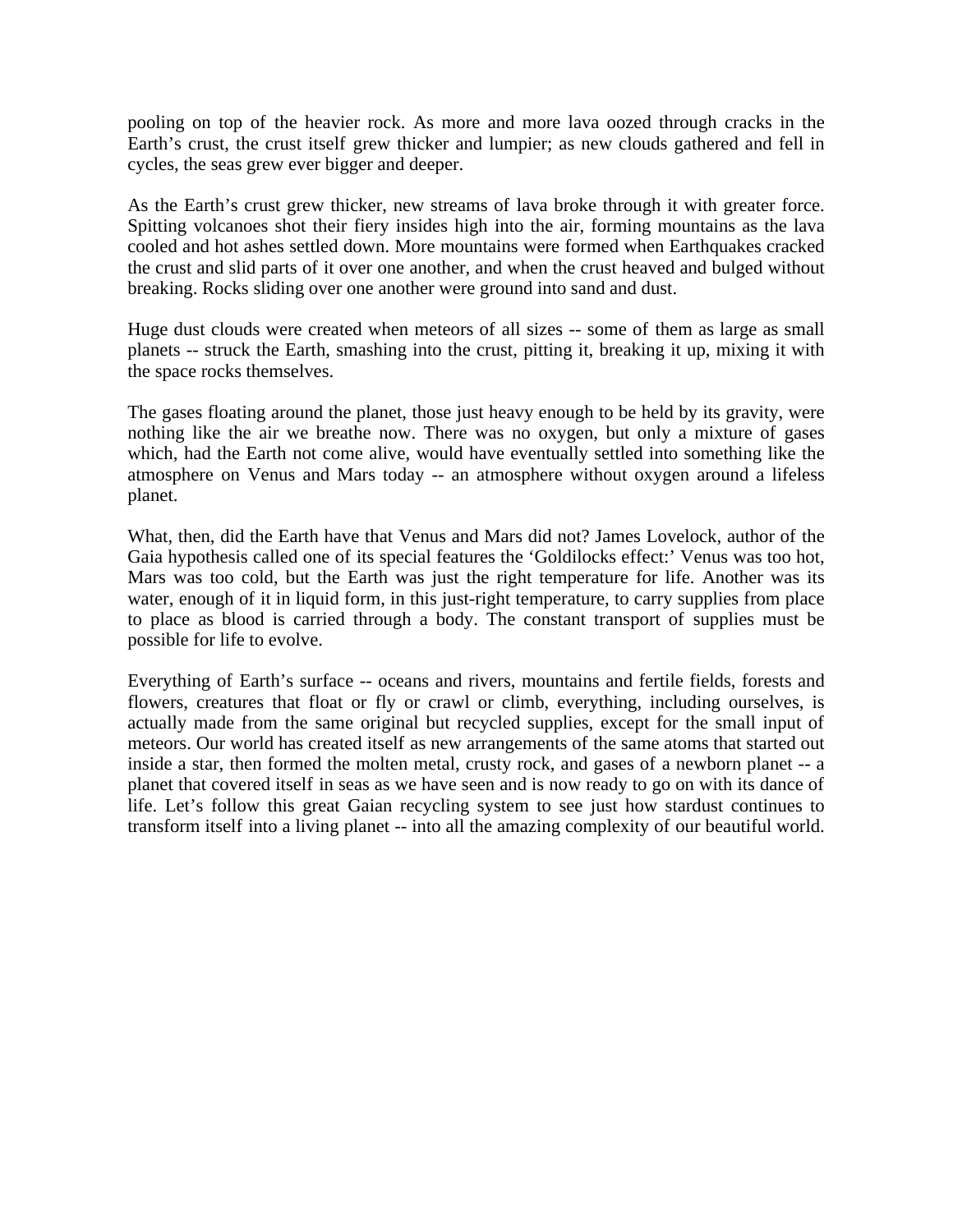pooling on top of the heavier rock. As more and more lava oozed through cracks in the Earth's crust, the crust itself grew thicker and lumpier; as new clouds gathered and fell in cycles, the seas grew ever bigger and deeper.

As the Earth's crust grew thicker, new streams of lava broke through it with greater force. Spitting volcanoes shot their fiery insides high into the air, forming mountains as the lava cooled and hot ashes settled down. More mountains were formed when Earthquakes cracked the crust and slid parts of it over one another, and when the crust heaved and bulged without breaking. Rocks sliding over one another were ground into sand and dust.

Huge dust clouds were created when meteors of all sizes -- some of them as large as small planets -- struck the Earth, smashing into the crust, pitting it, breaking it up, mixing it with the space rocks themselves.

The gases floating around the planet, those just heavy enough to be held by its gravity, were nothing like the air we breathe now. There was no oxygen, but only a mixture of gases which, had the Earth not come alive, would have eventually settled into something like the atmosphere on Venus and Mars today -- an atmosphere without oxygen around a lifeless planet.

What, then, did the Earth have that Venus and Mars did not? James Lovelock, author of the Gaia hypothesis called one of its special features the 'Goldilocks effect:' Venus was too hot, Mars was too cold, but the Earth was just the right temperature for life. Another was its water, enough of it in liquid form, in this just-right temperature, to carry supplies from place to place as blood is carried through a body. The constant transport of supplies must be possible for life to evolve.

Everything of Earth's surface -- oceans and rivers, mountains and fertile fields, forests and flowers, creatures that float or fly or crawl or climb, everything, including ourselves, is actually made from the same original but recycled supplies, except for the small input of meteors. Our world has created itself as new arrangements of the same atoms that started out inside a star, then formed the molten metal, crusty rock, and gases of a newborn planet -- a planet that covered itself in seas as we have seen and is now ready to go on with its dance of life. Let's follow this great Gaian recycling system to see just how stardust continues to transform itself into a living planet -- into all the amazing complexity of our beautiful world.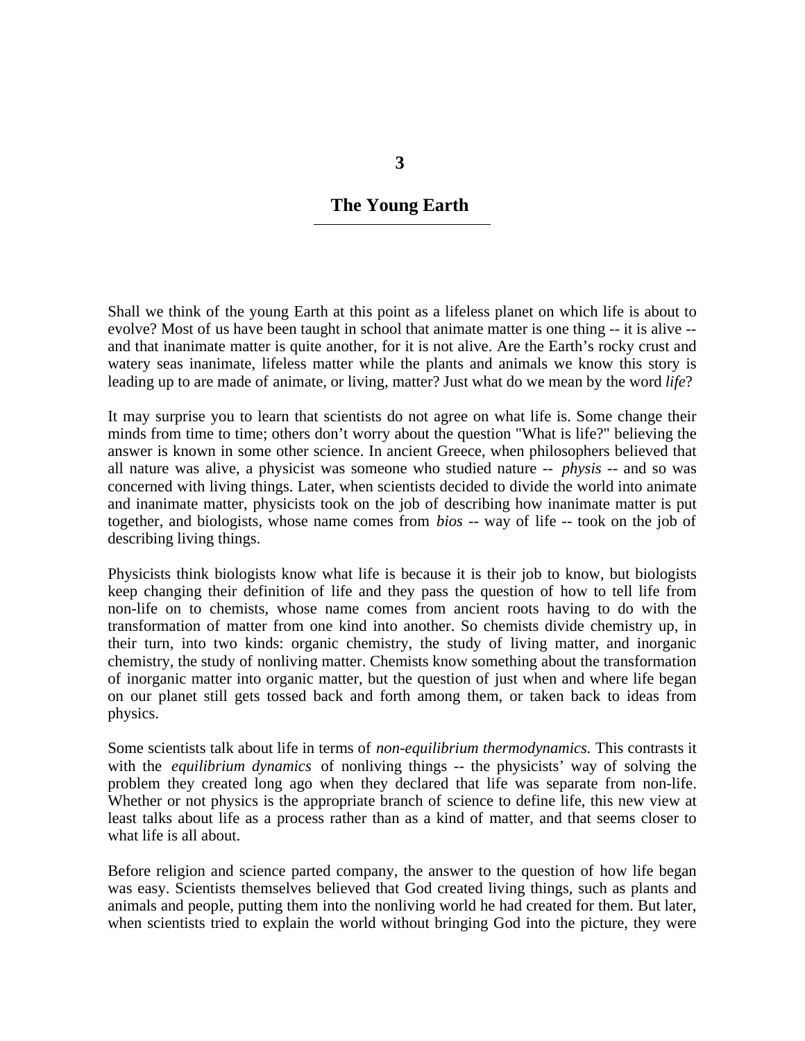# 3

# The Young Earth

Shall we think of the young Earth at this point as a lifeless planet on which life is about to evolve? Most of us have been taught in school that animate matter is one thing -- it is alive -- and that inanimate matter is quite another, for it is not alive. Are the Earth's rocky crust and watery seas inanimate, lifeless matter while the plants and animals we know this story is leading up to are made of animate, or living, matter? Just what do we mean by the word *life*?

It may surprise you to learn that scientists do not agree on what life is. Some change their minds from time to time; others don't worry about the question "What is life?" believing the answer is known in some other science. In ancient Greece, when philosophers believed that all nature was alive, a physicist was someone who studied nature -- *physis* -- and so was concerned with living things. Later, when scientists decided to divide the world into animate and inanimate matter, physicists took on the job of describing how inanimate matter is put together, and biologists, whose name comes from *bios* -- way of life -- took on the job of describing living things.

Physicists think biologists know what life is because it is their job to know, but biologists keep changing their definition of life and they pass the question of how to tell life from non-life on to chemists, whose name comes from ancient roots having to do with the transformation of matter from one kind into another. So chemists divide chemistry up, in their turn, into two kinds: organic chemistry, the study of living matter, and inorganic chemistry, the study of nonliving matter. Chemists know something about the transformation of inorganic matter into organic matter, but the question of just when and where life began on our planet still gets tossed back and forth among them, or taken back to ideas from physics.

Some scientists talk about life in terms of *non-equilibrium thermodynamics.* This contrasts it with the *equilibrium dynamics* of nonliving things -- the physicists' way of solving the problem they created long ago when they declared that life was separate from non-life. Whether or not physics is the appropriate branch of science to define life, this new view at least talks about life as a process rather than as a kind of matter, and that seems closer to what life is all about.

Before religion and science parted company, the answer to the question of how life began was easy. Scientists themselves believed that God created living things, such as plants and animals and people, putting them into the nonliving world he had created for them. But later, when scientists tried to explain the world without bringing God into the picture, they were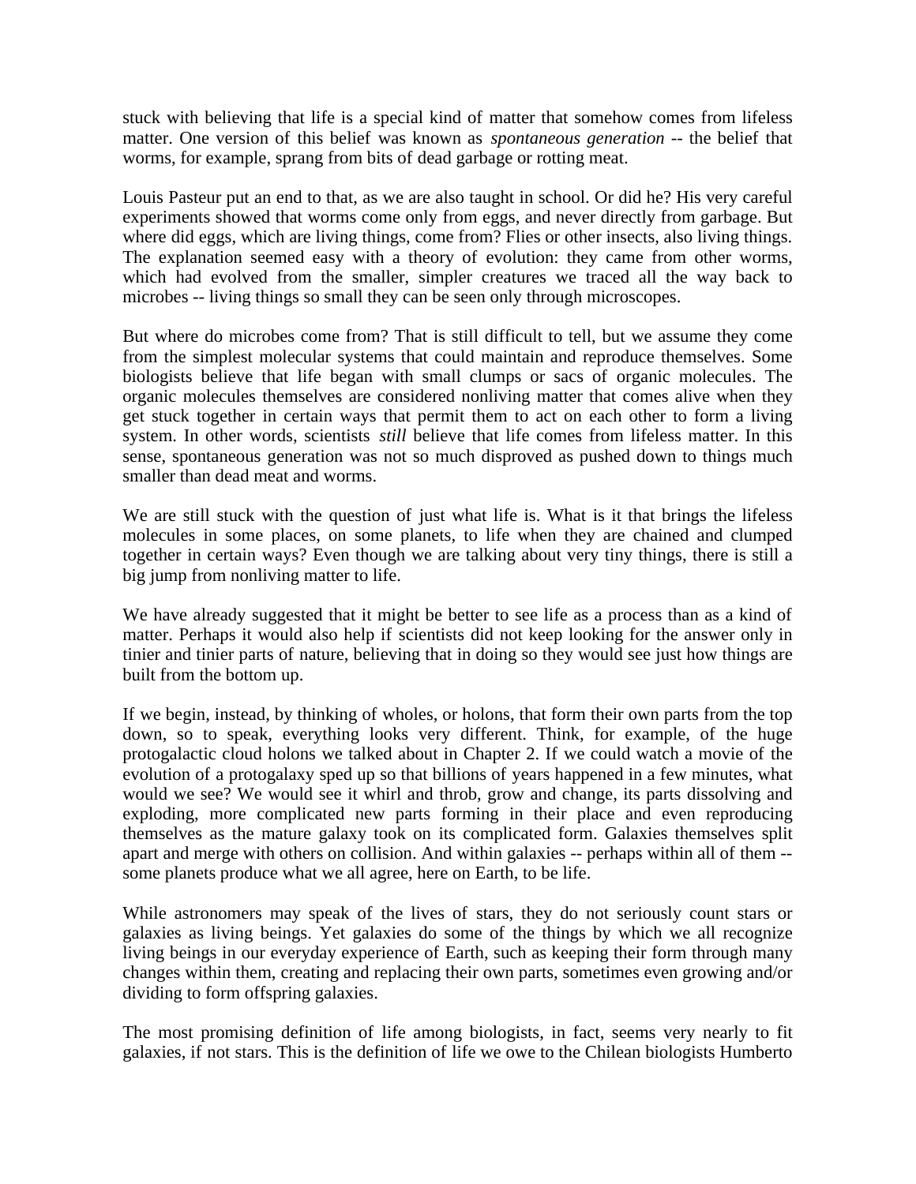stuck with believing that life is a special kind of matter that somehow comes from lifeless matter. One version of this belief was known as *spontaneous generation* -- the belief that worms, for example, sprang from bits of dead garbage or rotting meat.

Louis Pasteur put an end to that, as we are also taught in school. Or did he? His very careful experiments showed that worms come only from eggs, and never directly from garbage. But where did eggs, which are living things, come from? Flies or other insects, also living things. The explanation seemed easy with a theory of evolution: they came from other worms, which had evolved from the smaller, simpler creatures we traced all the way back to microbes -- living things so small they can be seen only through microscopes.

But where do microbes come from? That is still difficult to tell, but we assume they come from the simplest molecular systems that could maintain and reproduce themselves. Some biologists believe that life began with small clumps or sacs of organic molecules. The organic molecules themselves are considered nonliving matter that comes alive when they get stuck together in certain ways that permit them to act on each other to form a living system. In other words, scientists *still* believe that life comes from lifeless matter. In this sense, spontaneous generation was not so much disproved as pushed down to things much smaller than dead meat and worms.

We are still stuck with the question of just what life is. What is it that brings the lifeless molecules in some places, on some planets, to life when they are chained and clumped together in certain ways? Even though we are talking about very tiny things, there is still a big jump from nonliving matter to life.

We have already suggested that it might be better to see life as a process than as a kind of matter. Perhaps it would also help if scientists did not keep looking for the answer only in tinier and tinier parts of nature, believing that in doing so they would see just how things are built from the bottom up.

If we begin, instead, by thinking of wholes, or holons, that form their own parts from the top down, so to speak, everything looks very different. Think, for example, of the huge protogalactic cloud holons we talked about in Chapter 2. If we could watch a movie of the evolution of a protogalaxy sped up so that billions of years happened in a few minutes, what would we see? We would see it whirl and throb, grow and change, its parts dissolving and exploding, more complicated new parts forming in their place and even reproducing themselves as the mature galaxy took on its complicated form. Galaxies themselves split apart and merge with others on collision. And within galaxies -- perhaps within all of them -- some planets produce what we all agree, here on Earth, to be life.

While astronomers may speak of the lives of stars, they do not seriously count stars or galaxies as living beings. Yet galaxies do some of the things by which we all recognize living beings in our everyday experience of Earth, such as keeping their form through many changes within them, creating and replacing their own parts, sometimes even growing and/or dividing to form offspring galaxies.

The most promising definition of life among biologists, in fact, seems very nearly to fit galaxies, if not stars. This is the definition of life we owe to the Chilean biologists Humberto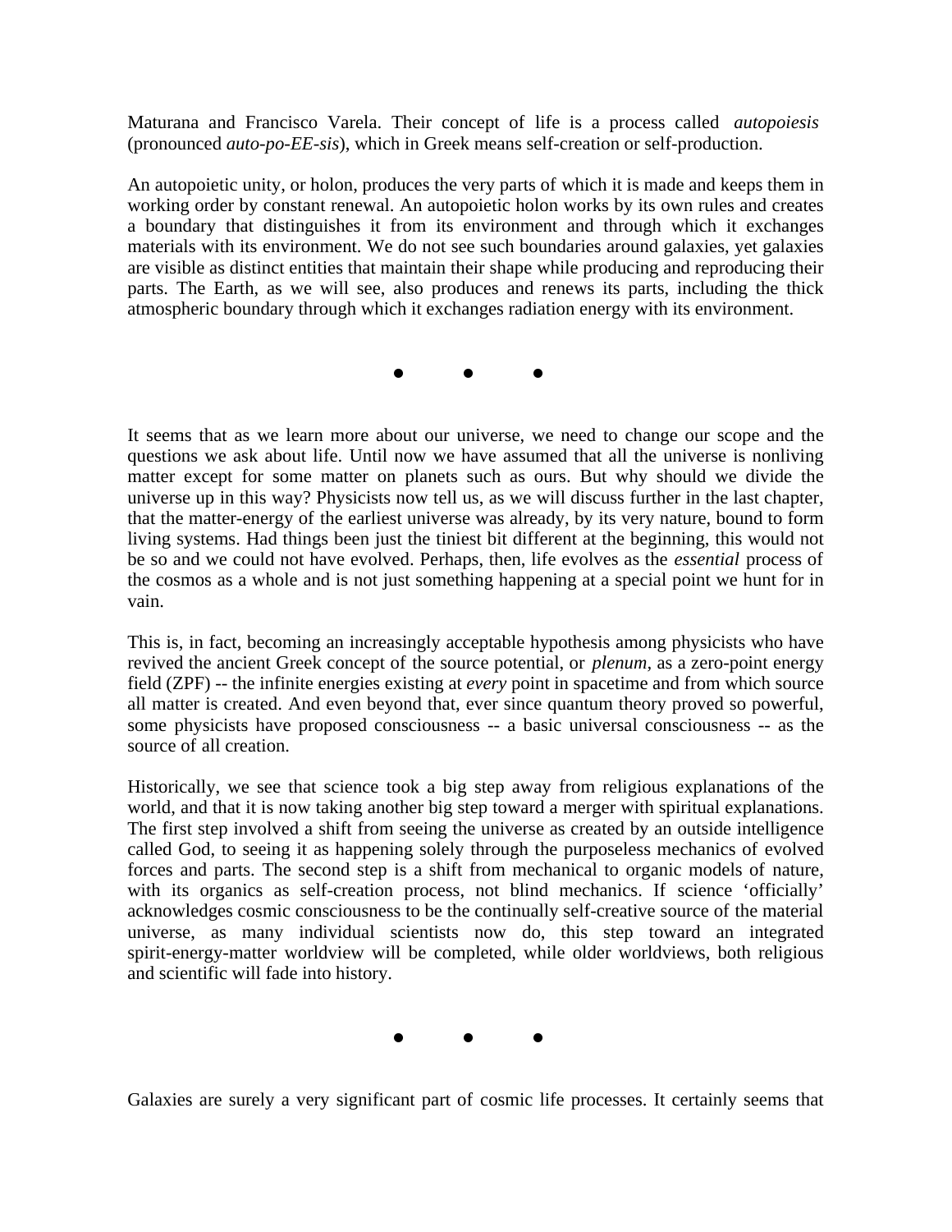Maturana and Francisco Varela. Their concept of life is a process called *autopoiesis* (pronounced *auto-po-EE-sis*), which in Greek means self-creation or self-production.

An autopoietic unity, or holon, produces the very parts of which it is made and keeps them in working order by constant renewal. An autopoietic holon works by its own rules and creates a boundary that distinguishes it from its environment and through which it exchanges materials with its environment. We do not see such boundaries around galaxies, yet galaxies are visible as distinct entities that maintain their shape while producing and reproducing their parts. The Earth, as we will see, also produces and renews its parts, including the thick atmospheric boundary through which it exchanges radiation energy with its environment.

● ● ●

It seems that as we learn more about our universe, we need to change our scope and the questions we ask about life. Until now we have assumed that all the universe is nonliving matter except for some matter on planets such as ours. But why should we divide the universe up in this way? Physicists now tell us, as we will discuss further in the last chapter, that the matter-energy of the earliest universe was already, by its very nature, bound to form living systems. Had things been just the tiniest bit different at the beginning, this would not be so and we could not have evolved. Perhaps, then, life evolves as the *essential* process of the cosmos as a whole and is not just something happening at a special point we hunt for in vain.

This is, in fact, becoming an increasingly acceptable hypothesis among physicists who have revived the ancient Greek concept of the source potential, or *plenum,* as a zero-point energy field (ZPF) -- the infinite energies existing at *every* point in spacetime and from which source all matter is created. And even beyond that, ever since quantum theory proved so powerful, some physicists have proposed consciousness -- a basic universal consciousness -- as the source of all creation.

Historically, we see that science took a big step away from religious explanations of the world, and that it is now taking another big step toward a merger with spiritual explanations. The first step involved a shift from seeing the universe as created by an outside intelligence called God, to seeing it as happening solely through the purposeless mechanics of evolved forces and parts. The second step is a shift from mechanical to organic models of nature, with its organics as self-creation process, not blind mechanics. If science 'officially' acknowledges cosmic consciousness to be the continually self-creative source of the material universe, as many individual scientists now do, this step toward an integrated spirit-energy-matter worldview will be completed, while older worldviews, both religious and scientific will fade into history.

● ● ●

Galaxies are surely a very significant part of cosmic life processes. It certainly seems that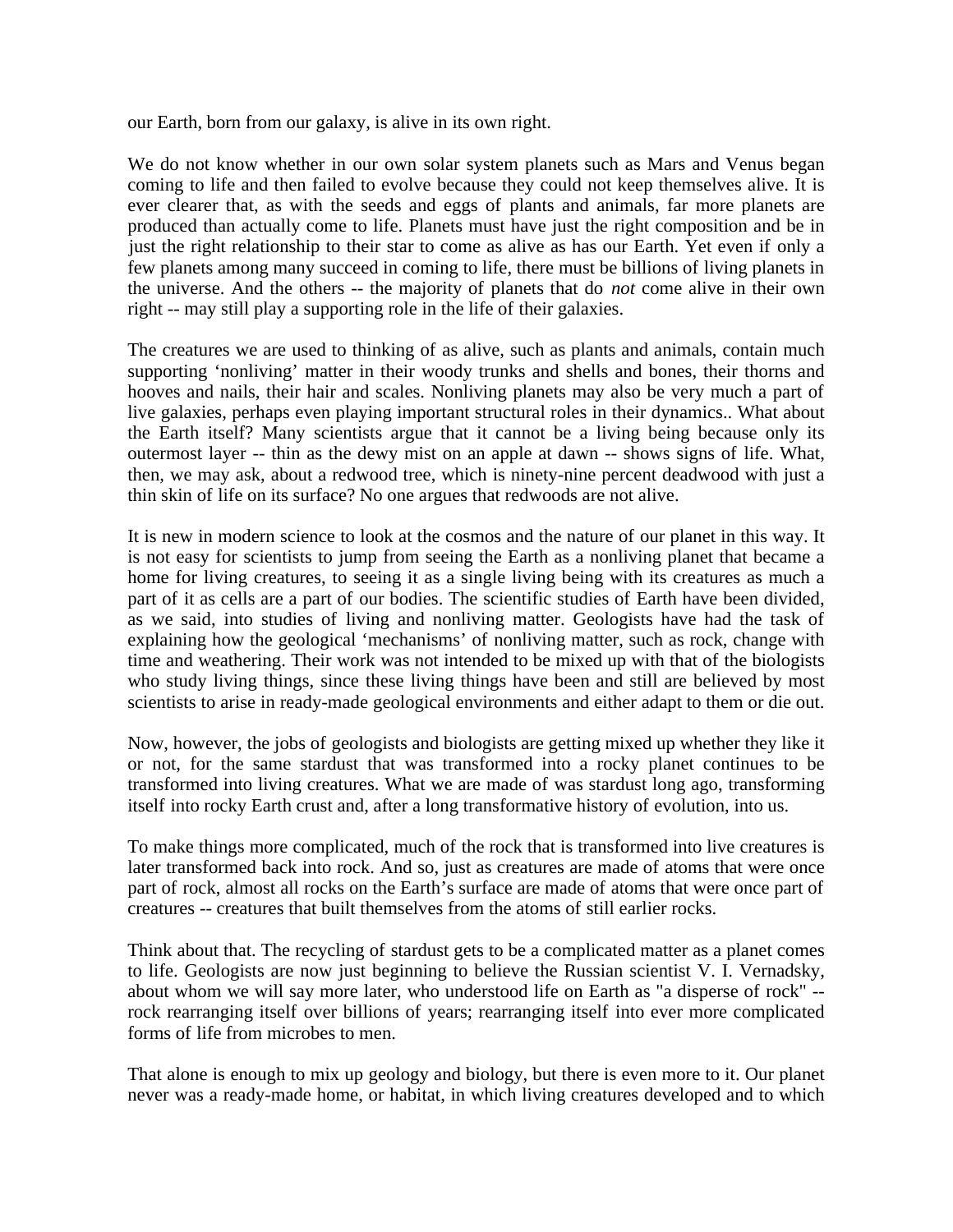our Earth, born from our galaxy, is alive in its own right.

We do not know whether in our own solar system planets such as Mars and Venus began coming to life and then failed to evolve because they could not keep themselves alive. It is ever clearer that, as with the seeds and eggs of plants and animals, far more planets are produced than actually come to life. Planets must have just the right composition and be in just the right relationship to their star to come as alive as has our Earth. Yet even if only a few planets among many succeed in coming to life, there must be billions of living planets in the universe. And the others -- the majority of planets that do *not* come alive in their own right -- may still play a supporting role in the life of their galaxies.

The creatures we are used to thinking of as alive, such as plants and animals, contain much supporting 'nonliving' matter in their woody trunks and shells and bones, their thorns and hooves and nails, their hair and scales. Nonliving planets may also be very much a part of live galaxies, perhaps even playing important structural roles in their dynamics.. What about the Earth itself? Many scientists argue that it cannot be a living being because only its outermost layer -- thin as the dewy mist on an apple at dawn -- shows signs of life. What, then, we may ask, about a redwood tree, which is ninety-nine percent deadwood with just a thin skin of life on its surface? No one argues that redwoods are not alive.

It is new in modern science to look at the cosmos and the nature of our planet in this way. It is not easy for scientists to jump from seeing the Earth as a nonliving planet that became a home for living creatures, to seeing it as a single living being with its creatures as much a part of it as cells are a part of our bodies. The scientific studies of Earth have been divided, as we said, into studies of living and nonliving matter. Geologists have had the task of explaining how the geological 'mechanisms' of nonliving matter, such as rock, change with time and weathering. Their work was not intended to be mixed up with that of the biologists who study living things, since these living things have been and still are believed by most scientists to arise in ready-made geological environments and either adapt to them or die out.

Now, however, the jobs of geologists and biologists are getting mixed up whether they like it or not, for the same stardust that was transformed into a rocky planet continues to be transformed into living creatures. What we are made of was stardust long ago, transforming itself into rocky Earth crust and, after a long transformative history of evolution, into us.

To make things more complicated, much of the rock that is transformed into live creatures is later transformed back into rock. And so, just as creatures are made of atoms that were once part of rock, almost all rocks on the Earth's surface are made of atoms that were once part of creatures -- creatures that built themselves from the atoms of still earlier rocks.

Think about that. The recycling of stardust gets to be a complicated matter as a planet comes to life. Geologists are now just beginning to believe the Russian scientist V. I. Vernadsky, about whom we will say more later, who understood life on Earth as "a disperse of rock" -- rock rearranging itself over billions of years; rearranging itself into ever more complicated forms of life from microbes to men.

That alone is enough to mix up geology and biology, but there is even more to it. Our planet never was a ready-made home, or habitat, in which living creatures developed and to which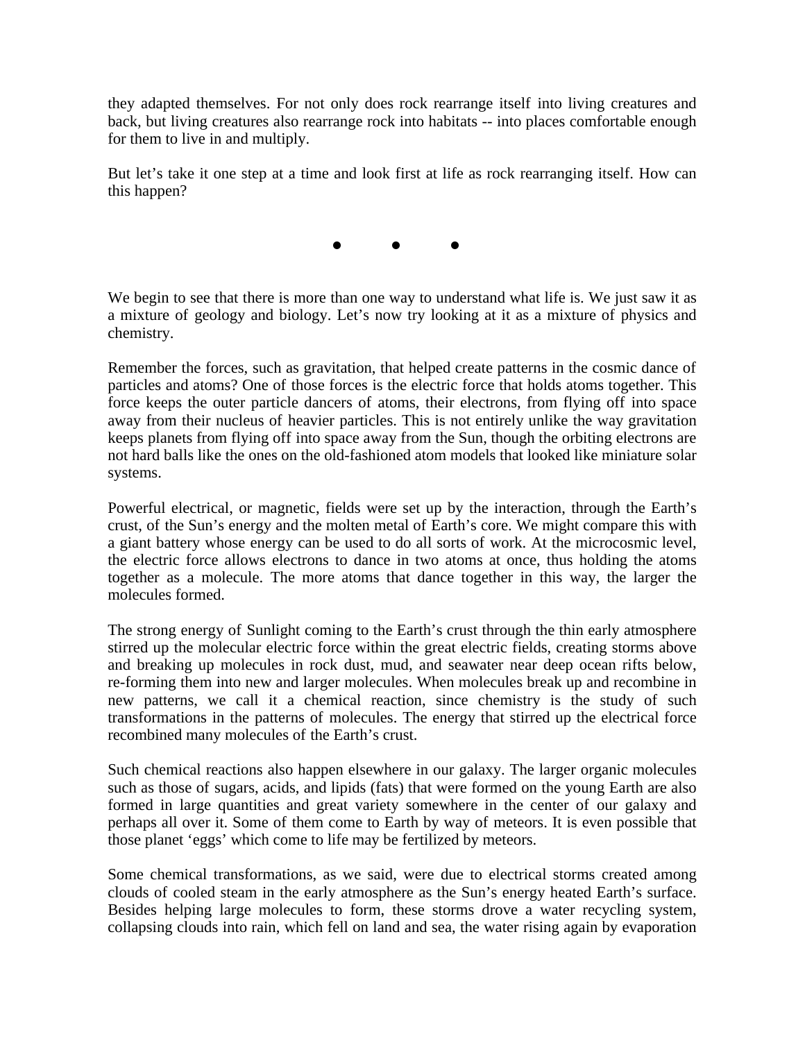they adapted themselves. For not only does rock rearrange itself into living creatures and back, but living creatures also rearrange rock into habitats -- into places comfortable enough for them to live in and multiply.

But let's take it one step at a time and look first at life as rock rearranging itself. How can this happen?

• • •

We begin to see that there is more than one way to understand what life is. We just saw it as a mixture of geology and biology. Let's now try looking at it as a mixture of physics and chemistry.

Remember the forces, such as gravitation, that helped create patterns in the cosmic dance of particles and atoms? One of those forces is the electric force that holds atoms together. This force keeps the outer particle dancers of atoms, their electrons, from flying off into space away from their nucleus of heavier particles. This is not entirely unlike the way gravitation keeps planets from flying off into space away from the Sun, though the orbiting electrons are not hard balls like the ones on the old-fashioned atom models that looked like miniature solar systems.

Powerful electrical, or magnetic, fields were set up by the interaction, through the Earth's crust, of the Sun's energy and the molten metal of Earth's core. We might compare this with a giant battery whose energy can be used to do all sorts of work. At the microcosmic level, the electric force allows electrons to dance in two atoms at once, thus holding the atoms together as a molecule. The more atoms that dance together in this way, the larger the molecules formed.

The strong energy of Sunlight coming to the Earth's crust through the thin early atmosphere stirred up the molecular electric force within the great electric fields, creating storms above and breaking up molecules in rock dust, mud, and seawater near deep ocean rifts below, re-forming them into new and larger molecules. When molecules break up and recombine in new patterns, we call it a chemical reaction, since chemistry is the study of such transformations in the patterns of molecules. The energy that stirred up the electrical force recombined many molecules of the Earth's crust.

Such chemical reactions also happen elsewhere in our galaxy. The larger organic molecules such as those of sugars, acids, and lipids (fats) that were formed on the young Earth are also formed in large quantities and great variety somewhere in the center of our galaxy and perhaps all over it. Some of them come to Earth by way of meteors. It is even possible that those planet 'eggs' which come to life may be fertilized by meteors.

Some chemical transformations, as we said, were due to electrical storms created among clouds of cooled steam in the early atmosphere as the Sun's energy heated Earth's surface. Besides helping large molecules to form, these storms drove a water recycling system, collapsing clouds into rain, which fell on land and sea, the water rising again by evaporation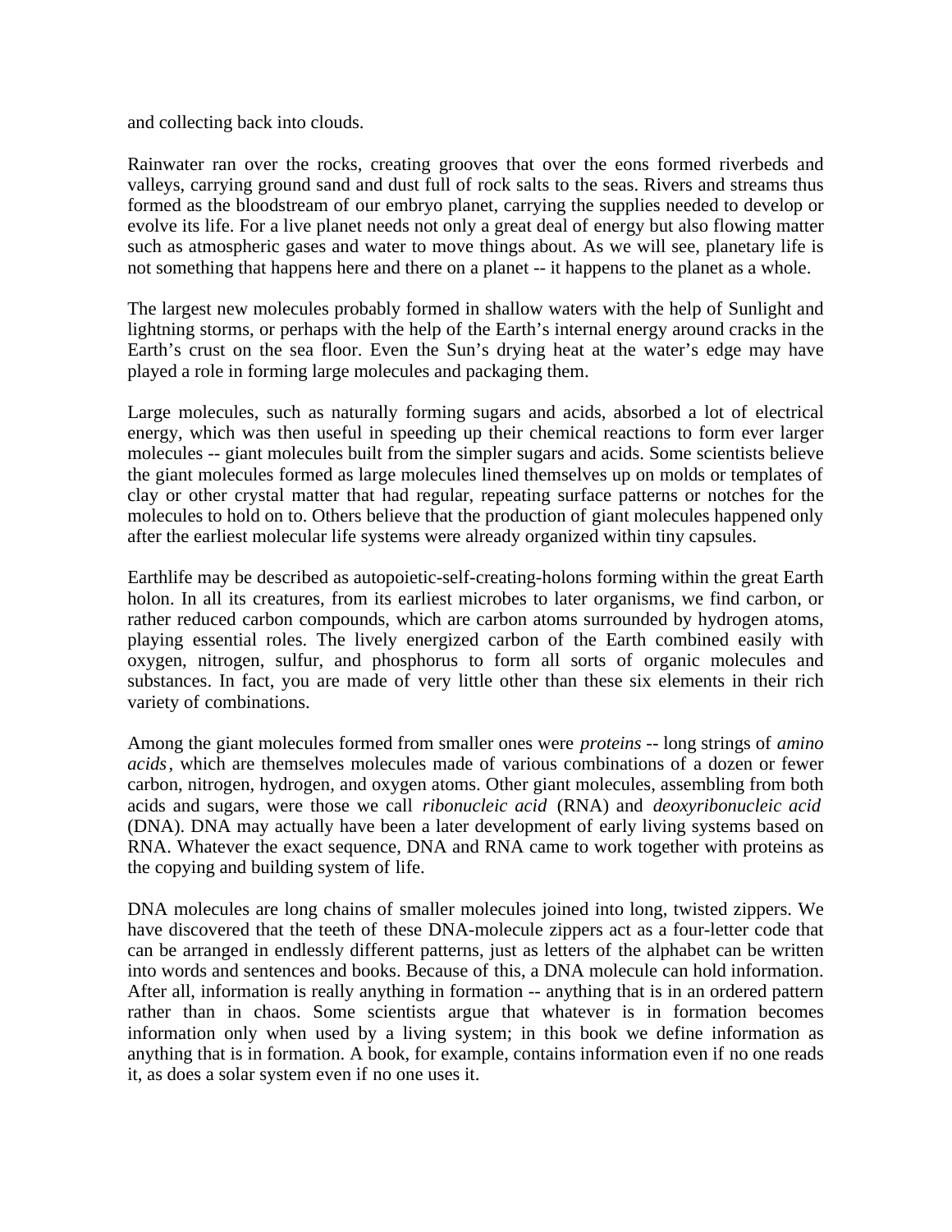and collecting back into clouds.

Rainwater ran over the rocks, creating grooves that over the eons formed riverbeds and valleys, carrying ground sand and dust full of rock salts to the seas. Rivers and streams thus formed as the bloodstream of our embryo planet, carrying the supplies needed to develop or evolve its life. For a live planet needs not only a great deal of energy but also flowing matter such as atmospheric gases and water to move things about. As we will see, planetary life is not something that happens here and there on a planet -- it happens to the planet as a whole.

The largest new molecules probably formed in shallow waters with the help of Sunlight and lightning storms, or perhaps with the help of the Earth's internal energy around cracks in the Earth's crust on the sea floor. Even the Sun's drying heat at the water's edge may have played a role in forming large molecules and packaging them.

Large molecules, such as naturally forming sugars and acids, absorbed a lot of electrical energy, which was then useful in speeding up their chemical reactions to form ever larger molecules -- giant molecules built from the simpler sugars and acids. Some scientists believe the giant molecules formed as large molecules lined themselves up on molds or templates of clay or other crystal matter that had regular, repeating surface patterns or notches for the molecules to hold on to. Others believe that the production of giant molecules happened only after the earliest molecular life systems were already organized within tiny capsules.

Earthlife may be described as autopoietic-self-creating-holons forming within the great Earth holon. In all its creatures, from its earliest microbes to later organisms, we find carbon, or rather reduced carbon compounds, which are carbon atoms surrounded by hydrogen atoms, playing essential roles. The lively energized carbon of the Earth combined easily with oxygen, nitrogen, sulfur, and phosphorus to form all sorts of organic molecules and substances. In fact, you are made of very little other than these six elements in their rich variety of combinations.

Among the giant molecules formed from smaller ones were *proteins* -- long strings of *amino acids*, which are themselves molecules made of various combinations of a dozen or fewer carbon, nitrogen, hydrogen, and oxygen atoms. Other giant molecules, assembling from both acids and sugars, were those we call *ribonucleic acid* (RNA) and *deoxyribonucleic acid* (DNA). DNA may actually have been a later development of early living systems based on RNA. Whatever the exact sequence, DNA and RNA came to work together with proteins as the copying and building system of life.

DNA molecules are long chains of smaller molecules joined into long, twisted zippers. We have discovered that the teeth of these DNA-molecule zippers act as a four-letter code that can be arranged in endlessly different patterns, just as letters of the alphabet can be written into words and sentences and books. Because of this, a DNA molecule can hold information. After all, information is really anything in formation -- anything that is in an ordered pattern rather than in chaos. Some scientists argue that whatever is in formation becomes information only when used by a living system; in this book we define information as anything that is in formation. A book, for example, contains information even if no one reads it, as does a solar system even if no one uses it.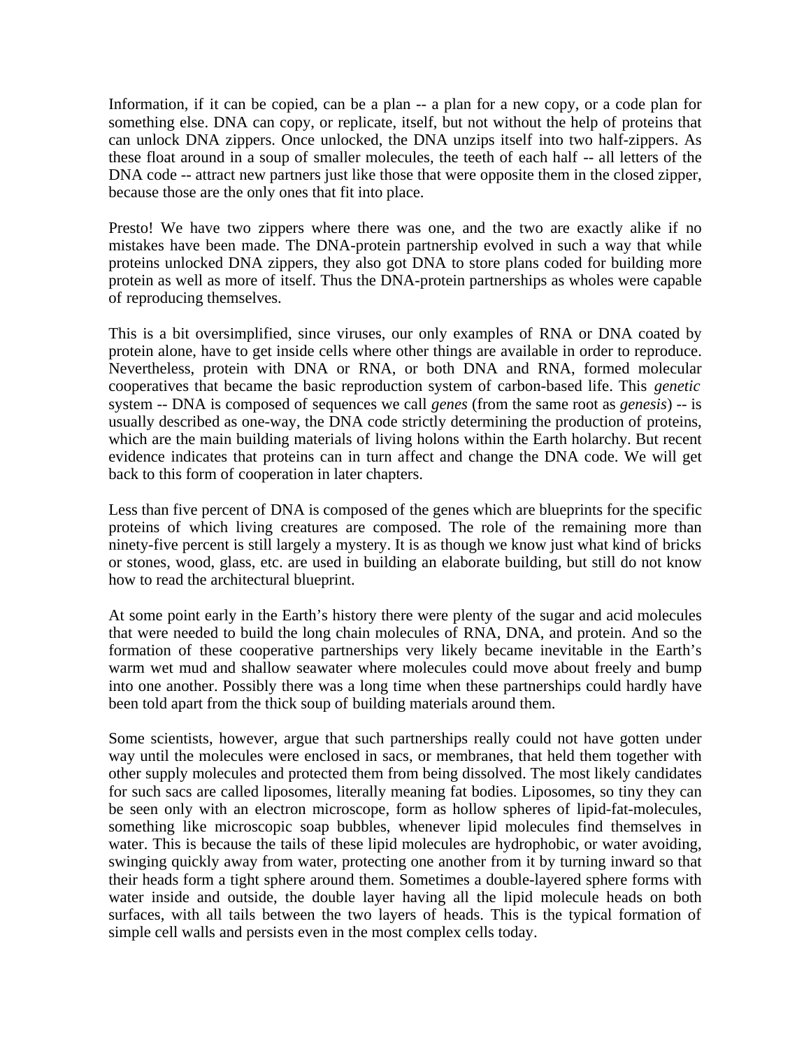Information, if it can be copied, can be a plan -- a plan for a new copy, or a code plan for something else. DNA can copy, or replicate, itself, but not without the help of proteins that can unlock DNA zippers. Once unlocked, the DNA unzips itself into two half-zippers. As these float around in a soup of smaller molecules, the teeth of each half -- all letters of the DNA code -- attract new partners just like those that were opposite them in the closed zipper, because those are the only ones that fit into place.

Presto! We have two zippers where there was one, and the two are exactly alike if no mistakes have been made. The DNA-protein partnership evolved in such a way that while proteins unlocked DNA zippers, they also got DNA to store plans coded for building more protein as well as more of itself. Thus the DNA-protein partnerships as wholes were capable of reproducing themselves.

This is a bit oversimplified, since viruses, our only examples of RNA or DNA coated by protein alone, have to get inside cells where other things are available in order to reproduce. Nevertheless, protein with DNA or RNA, or both DNA and RNA, formed molecular cooperatives that became the basic reproduction system of carbon-based life. This *genetic* system -- DNA is composed of sequences we call *genes* (from the same root as *genesis*) -- is usually described as one-way, the DNA code strictly determining the production of proteins, which are the main building materials of living holons within the Earth holarchy. But recent evidence indicates that proteins can in turn affect and change the DNA code. We will get back to this form of cooperation in later chapters.

Less than five percent of DNA is composed of the genes which are blueprints for the specific proteins of which living creatures are composed. The role of the remaining more than ninety-five percent is still largely a mystery. It is as though we know just what kind of bricks or stones, wood, glass, etc. are used in building an elaborate building, but still do not know how to read the architectural blueprint.

At some point early in the Earth's history there were plenty of the sugar and acid molecules that were needed to build the long chain molecules of RNA, DNA, and protein. And so the formation of these cooperative partnerships very likely became inevitable in the Earth's warm wet mud and shallow seawater where molecules could move about freely and bump into one another. Possibly there was a long time when these partnerships could hardly have been told apart from the thick soup of building materials around them.

Some scientists, however, argue that such partnerships really could not have gotten under way until the molecules were enclosed in sacs, or membranes, that held them together with other supply molecules and protected them from being dissolved. The most likely candidates for such sacs are called liposomes, literally meaning fat bodies. Liposomes, so tiny they can be seen only with an electron microscope, form as hollow spheres of lipid-fat-molecules, something like microscopic soap bubbles, whenever lipid molecules find themselves in water. This is because the tails of these lipid molecules are hydrophobic, or water avoiding, swinging quickly away from water, protecting one another from it by turning inward so that their heads form a tight sphere around them. Sometimes a double-layered sphere forms with water inside and outside, the double layer having all the lipid molecule heads on both surfaces, with all tails between the two layers of heads. This is the typical formation of simple cell walls and persists even in the most complex cells today.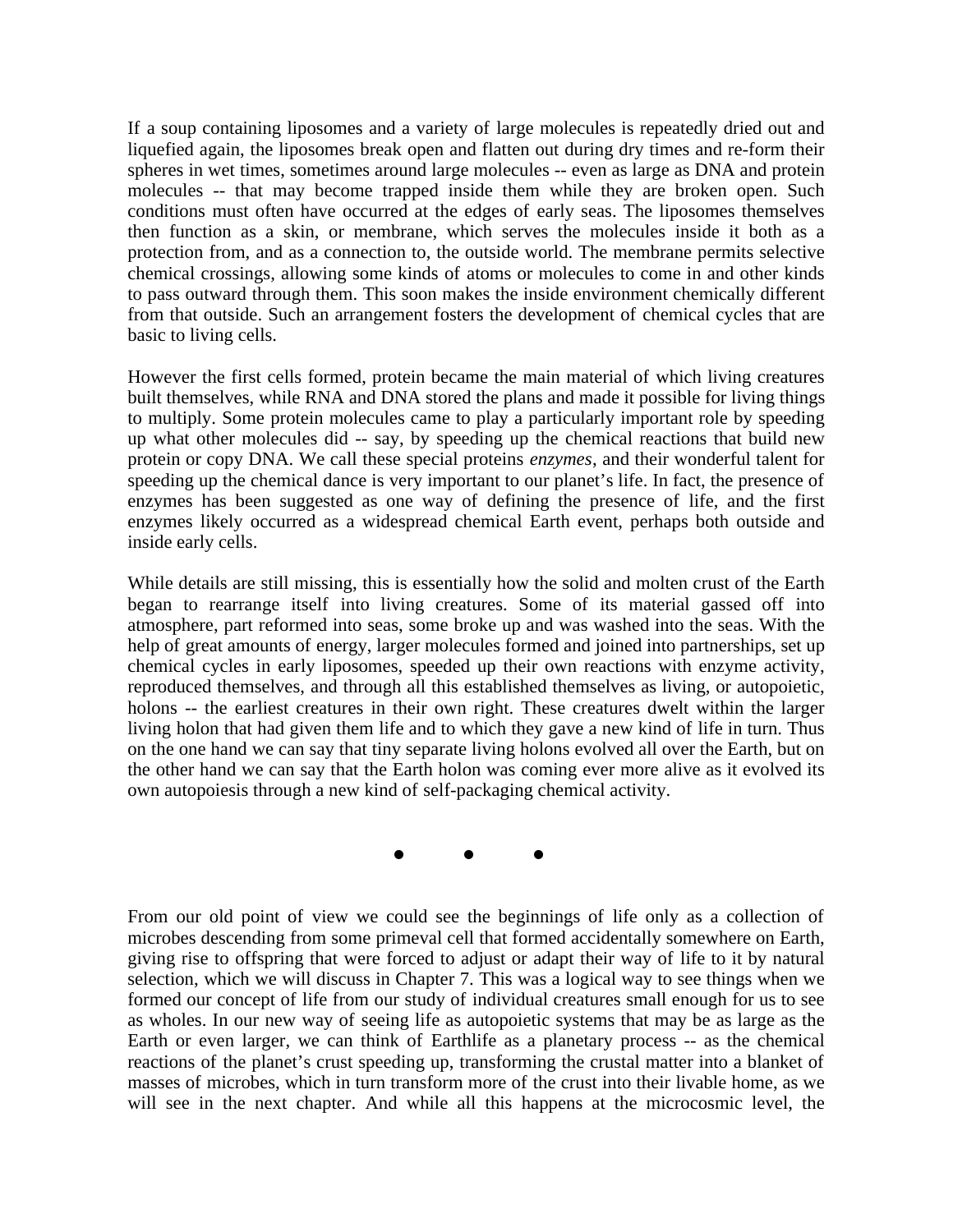If a soup containing liposomes and a variety of large molecules is repeatedly dried out and liquefied again, the liposomes break open and flatten out during dry times and re-form their spheres in wet times, sometimes around large molecules -- even as large as DNA and protein molecules -- that may become trapped inside them while they are broken open. Such conditions must often have occurred at the edges of early seas. The liposomes themselves then function as a skin, or membrane, which serves the molecules inside it both as a protection from, and as a connection to, the outside world. The membrane permits selective chemical crossings, allowing some kinds of atoms or molecules to come in and other kinds to pass outward through them. This soon makes the inside environment chemically different from that outside. Such an arrangement fosters the development of chemical cycles that are basic to living cells.

However the first cells formed, protein became the main material of which living creatures built themselves, while RNA and DNA stored the plans and made it possible for living things to multiply. Some protein molecules came to play a particularly important role by speeding up what other molecules did -- say, by speeding up the chemical reactions that build new protein or copy DNA. We call these special proteins *enzymes*, and their wonderful talent for speeding up the chemical dance is very important to our planet's life. In fact, the presence of enzymes has been suggested as one way of defining the presence of life, and the first enzymes likely occurred as a widespread chemical Earth event, perhaps both outside and inside early cells.

While details are still missing, this is essentially how the solid and molten crust of the Earth began to rearrange itself into living creatures. Some of its material gassed off into atmosphere, part reformed into seas, some broke up and was washed into the seas. With the help of great amounts of energy, larger molecules formed and joined into partnerships, set up chemical cycles in early liposomes, speeded up their own reactions with enzyme activity, reproduced themselves, and through all this established themselves as living, or autopoietic, holons -- the earliest creatures in their own right. These creatures dwelt within the larger living holon that had given them life and to which they gave a new kind of life in turn. Thus on the one hand we can say that tiny separate living holons evolved all over the Earth, but on the other hand we can say that the Earth holon was coming ever more alive as it evolved its own autopoiesis through a new kind of self-packaging chemical activity.

● ● ●

From our old point of view we could see the beginnings of life only as a collection of microbes descending from some primeval cell that formed accidentally somewhere on Earth, giving rise to offspring that were forced to adjust or adapt their way of life to it by natural selection, which we will discuss in Chapter 7. This was a logical way to see things when we formed our concept of life from our study of individual creatures small enough for us to see as wholes. In our new way of seeing life as autopoietic systems that may be as large as the Earth or even larger, we can think of Earthlife as a planetary process -- as the chemical reactions of the planet's crust speeding up, transforming the crustal matter into a blanket of masses of microbes, which in turn transform more of the crust into their livable home, as we will see in the next chapter. And while all this happens at the microcosmic level, the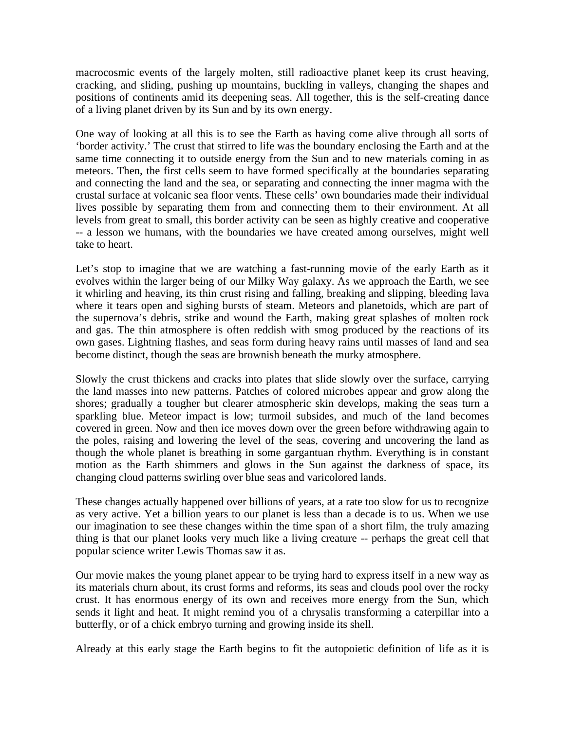macrocosmic events of the largely molten, still radioactive planet keep its crust heaving, cracking, and sliding, pushing up mountains, buckling in valleys, changing the shapes and positions of continents amid its deepening seas. All together, this is the self-creating dance of a living planet driven by its Sun and by its own energy.

One way of looking at all this is to see the Earth as having come alive through all sorts of 'border activity.' The crust that stirred to life was the boundary enclosing the Earth and at the same time connecting it to outside energy from the Sun and to new materials coming in as meteors. Then, the first cells seem to have formed specifically at the boundaries separating and connecting the land and the sea, or separating and connecting the inner magma with the crustal surface at volcanic sea floor vents. These cells' own boundaries made their individual lives possible by separating them from and connecting them to their environment. At all levels from great to small, this border activity can be seen as highly creative and cooperative -- a lesson we humans, with the boundaries we have created among ourselves, might well take to heart.

Let's stop to imagine that we are watching a fast-running movie of the early Earth as it evolves within the larger being of our Milky Way galaxy. As we approach the Earth, we see it whirling and heaving, its thin crust rising and falling, breaking and slipping, bleeding lava where it tears open and sighing bursts of steam. Meteors and planetoids, which are part of the supernova's debris, strike and wound the Earth, making great splashes of molten rock and gas. The thin atmosphere is often reddish with smog produced by the reactions of its own gases. Lightning flashes, and seas form during heavy rains until masses of land and sea become distinct, though the seas are brownish beneath the murky atmosphere.

Slowly the crust thickens and cracks into plates that slide slowly over the surface, carrying the land masses into new patterns. Patches of colored microbes appear and grow along the shores; gradually a tougher but clearer atmospheric skin develops, making the seas turn a sparkling blue. Meteor impact is low; turmoil subsides, and much of the land becomes covered in green. Now and then ice moves down over the green before withdrawing again to the poles, raising and lowering the level of the seas, covering and uncovering the land as though the whole planet is breathing in some gargantuan rhythm. Everything is in constant motion as the Earth shimmers and glows in the Sun against the darkness of space, its changing cloud patterns swirling over blue seas and varicolored lands.

These changes actually happened over billions of years, at a rate too slow for us to recognize as very active. Yet a billion years to our planet is less than a decade is to us. When we use our imagination to see these changes within the time span of a short film, the truly amazing thing is that our planet looks very much like a living creature -- perhaps the great cell that popular science writer Lewis Thomas saw it as.

Our movie makes the young planet appear to be trying hard to express itself in a new way as its materials churn about, its crust forms and reforms, its seas and clouds pool over the rocky crust. It has enormous energy of its own and receives more energy from the Sun, which sends it light and heat. It might remind you of a chrysalis transforming a caterpillar into a butterfly, or of a chick embryo turning and growing inside its shell.

Already at this early stage the Earth begins to fit the autopoietic definition of life as it is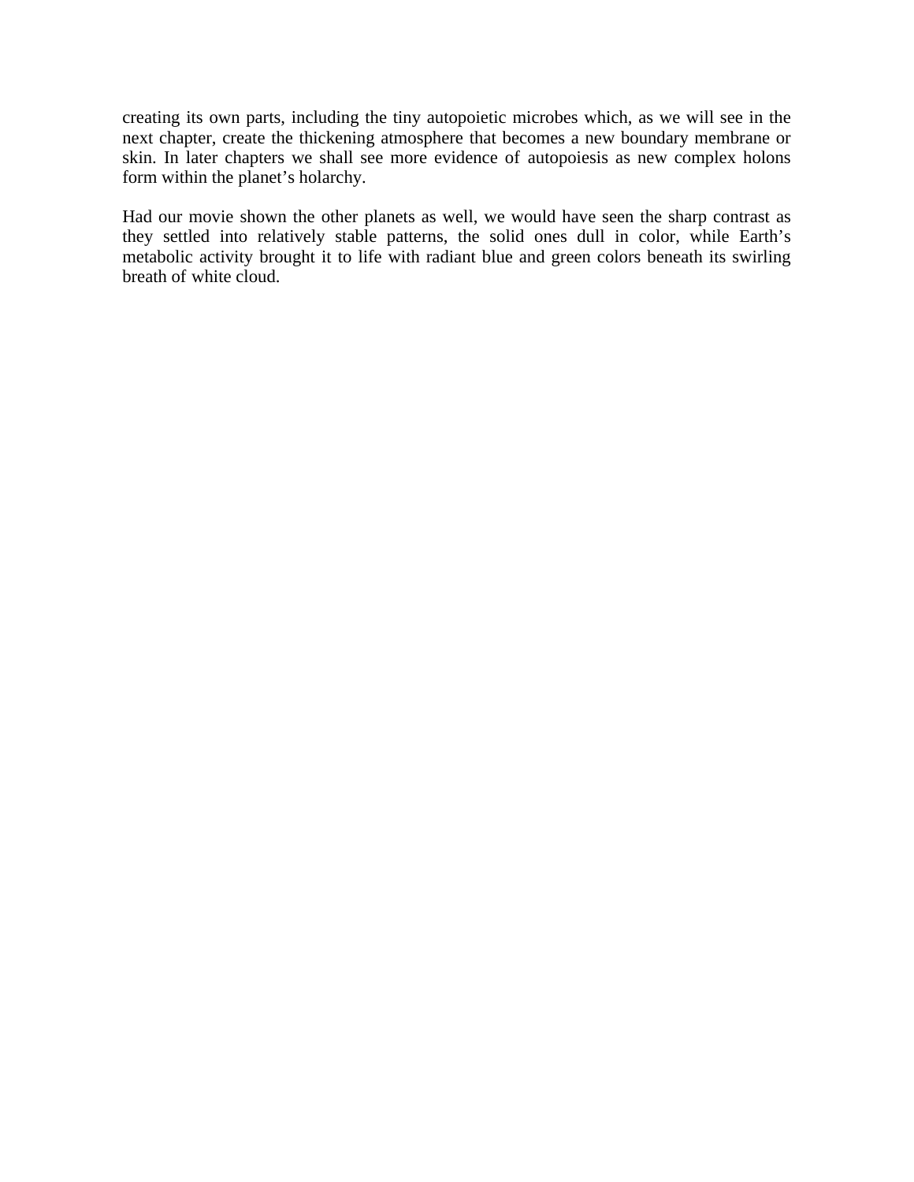creating its own parts, including the tiny autopoietic microbes which, as we will see in the next chapter, create the thickening atmosphere that becomes a new boundary membrane or skin. In later chapters we shall see more evidence of autopoiesis as new complex holons form within the planet's holarchy.

Had our movie shown the other planets as well, we would have seen the sharp contrast as they settled into relatively stable patterns, the solid ones dull in color, while Earth's metabolic activity brought it to life with radiant blue and green colors beneath its swirling breath of white cloud.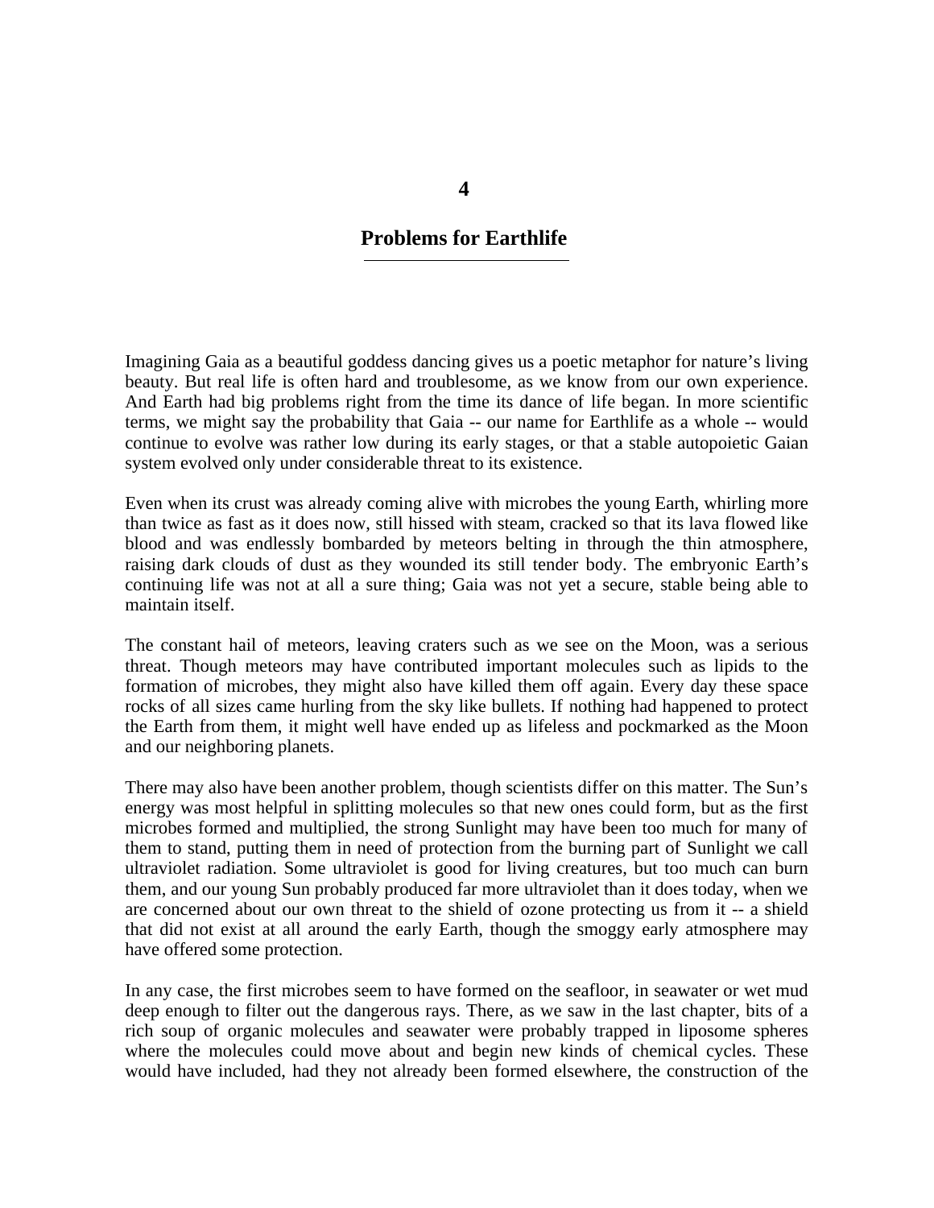# 4

# Problems for Earthlife

Imagining Gaia as a beautiful goddess dancing gives us a poetic metaphor for nature's living beauty. But real life is often hard and troublesome, as we know from our own experience. And Earth had big problems right from the time its dance of life began. In more scientific terms, we might say the probability that Gaia -- our name for Earthlife as a whole -- would continue to evolve was rather low during its early stages, or that a stable autopoietic Gaian system evolved only under considerable threat to its existence.

Even when its crust was already coming alive with microbes the young Earth, whirling more than twice as fast as it does now, still hissed with steam, cracked so that its lava flowed like blood and was endlessly bombarded by meteors belting in through the thin atmosphere, raising dark clouds of dust as they wounded its still tender body. The embryonic Earth's continuing life was not at all a sure thing; Gaia was not yet a secure, stable being able to maintain itself.

The constant hail of meteors, leaving craters such as we see on the Moon, was a serious threat. Though meteors may have contributed important molecules such as lipids to the formation of microbes, they might also have killed them off again. Every day these space rocks of all sizes came hurling from the sky like bullets. If nothing had happened to protect the Earth from them, it might well have ended up as lifeless and pockmarked as the Moon and our neighboring planets.

There may also have been another problem, though scientists differ on this matter. The Sun's energy was most helpful in splitting molecules so that new ones could form, but as the first microbes formed and multiplied, the strong Sunlight may have been too much for many of them to stand, putting them in need of protection from the burning part of Sunlight we call ultraviolet radiation. Some ultraviolet is good for living creatures, but too much can burn them, and our young Sun probably produced far more ultraviolet than it does today, when we are concerned about our own threat to the shield of ozone protecting us from it -- a shield that did not exist at all around the early Earth, though the smoggy early atmosphere may have offered some protection.

In any case, the first microbes seem to have formed on the seafloor, in seawater or wet mud deep enough to filter out the dangerous rays. There, as we saw in the last chapter, bits of a rich soup of organic molecules and seawater were probably trapped in liposome spheres where the molecules could move about and begin new kinds of chemical cycles. These would have included, had they not already been formed elsewhere, the construction of the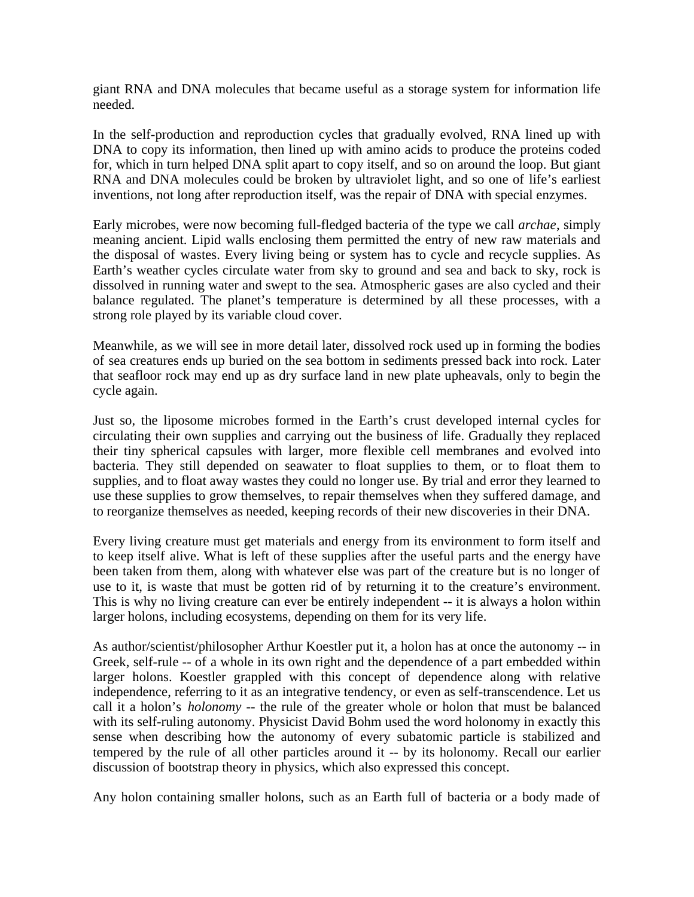giant RNA and DNA molecules that became useful as a storage system for information life needed.

In the self-production and reproduction cycles that gradually evolved, RNA lined up with DNA to copy its information, then lined up with amino acids to produce the proteins coded for, which in turn helped DNA split apart to copy itself, and so on around the loop. But giant RNA and DNA molecules could be broken by ultraviolet light, and so one of life's earliest inventions, not long after reproduction itself, was the repair of DNA with special enzymes.

Early microbes, were now becoming full-fledged bacteria of the type we call *archae*, simply meaning ancient. Lipid walls enclosing them permitted the entry of new raw materials and the disposal of wastes. Every living being or system has to cycle and recycle supplies. As Earth's weather cycles circulate water from sky to ground and sea and back to sky, rock is dissolved in running water and swept to the sea. Atmospheric gases are also cycled and their balance regulated. The planet's temperature is determined by all these processes, with a strong role played by its variable cloud cover.

Meanwhile, as we will see in more detail later, dissolved rock used up in forming the bodies of sea creatures ends up buried on the sea bottom in sediments pressed back into rock. Later that seafloor rock may end up as dry surface land in new plate upheavals, only to begin the cycle again.

Just so, the liposome microbes formed in the Earth's crust developed internal cycles for circulating their own supplies and carrying out the business of life. Gradually they replaced their tiny spherical capsules with larger, more flexible cell membranes and evolved into bacteria. They still depended on seawater to float supplies to them, or to float them to supplies, and to float away wastes they could no longer use. By trial and error they learned to use these supplies to grow themselves, to repair themselves when they suffered damage, and to reorganize themselves as needed, keeping records of their new discoveries in their DNA.

Every living creature must get materials and energy from its environment to form itself and to keep itself alive. What is left of these supplies after the useful parts and the energy have been taken from them, along with whatever else was part of the creature but is no longer of use to it, is waste that must be gotten rid of by returning it to the creature's environment. This is why no living creature can ever be entirely independent -- it is always a holon within larger holons, including ecosystems, depending on them for its very life.

As author/scientist/philosopher Arthur Koestler put it, a holon has at once the autonomy -- in Greek, self-rule -- of a whole in its own right and the dependence of a part embedded within larger holons. Koestler grappled with this concept of dependence along with relative independence, referring to it as an integrative tendency, or even as self-transcendence. Let us call it a holon's *holonomy* -- the rule of the greater whole or holon that must be balanced with its self-ruling autonomy. Physicist David Bohm used the word holonomy in exactly this sense when describing how the autonomy of every subatomic particle is stabilized and tempered by the rule of all other particles around it -- by its holonomy. Recall our earlier discussion of bootstrap theory in physics, which also expressed this concept.

Any holon containing smaller holons, such as an Earth full of bacteria or a body made of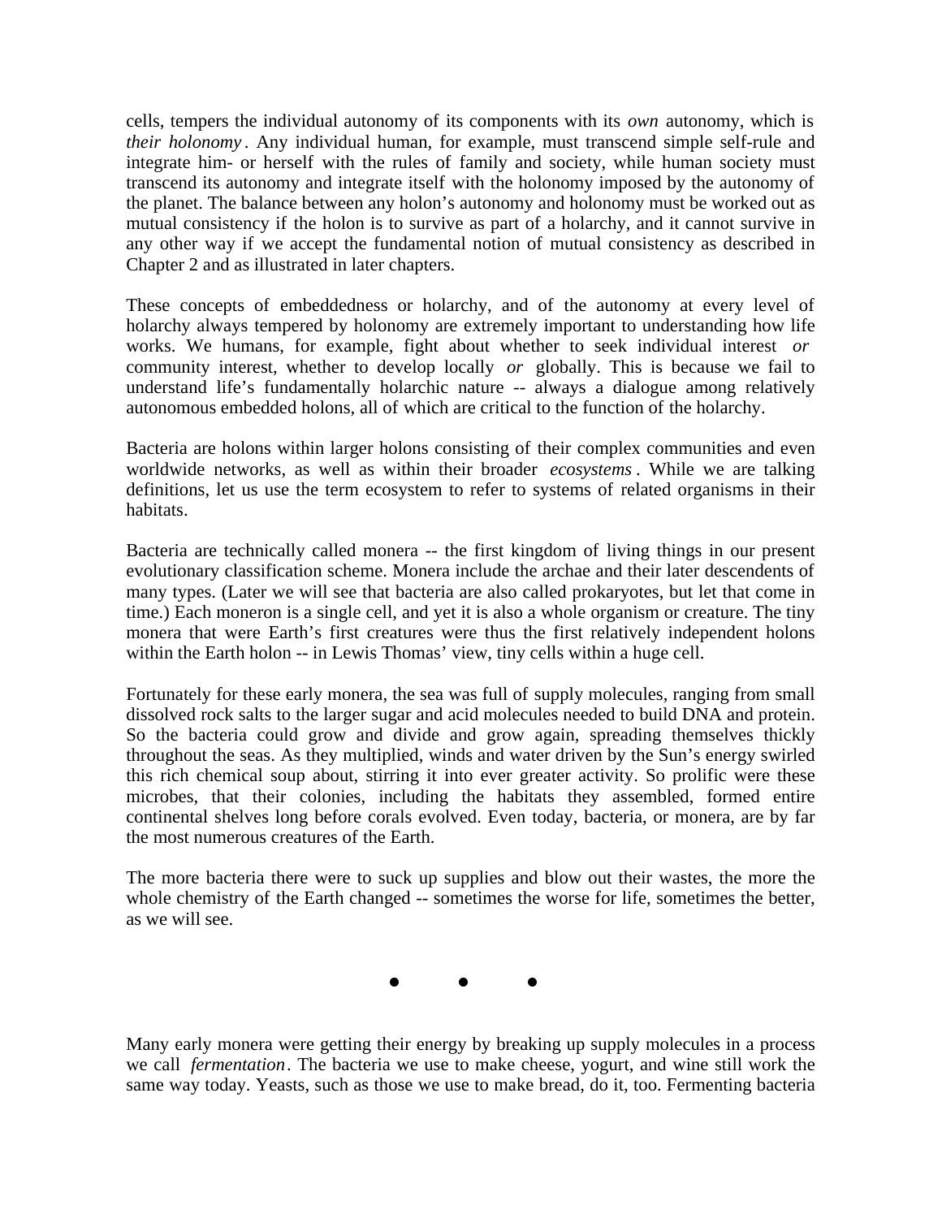cells, tempers the individual autonomy of its components with its *own* autonomy, which is *their holonomy*. Any individual human, for example, must transcend simple self-rule and integrate him- or herself with the rules of family and society, while human society must transcend its autonomy and integrate itself with the holonomy imposed by the autonomy of the planet. The balance between any holon's autonomy and holonomy must be worked out as mutual consistency if the holon is to survive as part of a holarchy, and it cannot survive in any other way if we accept the fundamental notion of mutual consistency as described in Chapter 2 and as illustrated in later chapters.

These concepts of embeddedness or holarchy, and of the autonomy at every level of holarchy always tempered by holonomy are extremely important to understanding how life works. We humans, for example, fight about whether to seek individual interest *or* community interest, whether to develop locally *or* globally. This is because we fail to understand life's fundamentally holarchic nature -- always a dialogue among relatively autonomous embedded holons, all of which are critical to the function of the holarchy.

Bacteria are holons within larger holons consisting of their complex communities and even worldwide networks, as well as within their broader *ecosystems*. While we are talking definitions, let us use the term ecosystem to refer to systems of related organisms in their habitats.

Bacteria are technically called monera -- the first kingdom of living things in our present evolutionary classification scheme. Monera include the archae and their later descendents of many types. (Later we will see that bacteria are also called prokaryotes, but let that come in time.) Each moneron is a single cell, and yet it is also a whole organism or creature. The tiny monera that were Earth's first creatures were thus the first relatively independent holons within the Earth holon -- in Lewis Thomas' view, tiny cells within a huge cell.

Fortunately for these early monera, the sea was full of supply molecules, ranging from small dissolved rock salts to the larger sugar and acid molecules needed to build DNA and protein. So the bacteria could grow and divide and grow again, spreading themselves thickly throughout the seas. As they multiplied, winds and water driven by the Sun's energy swirled this rich chemical soup about, stirring it into ever greater activity. So prolific were these microbes, that their colonies, including the habitats they assembled, formed entire continental shelves long before corals evolved. Even today, bacteria, or monera, are by far the most numerous creatures of the Earth.

The more bacteria there were to suck up supplies and blow out their wastes, the more the whole chemistry of the Earth changed -- sometimes the worse for life, sometimes the better, as we will see.

● ● ●

Many early monera were getting their energy by breaking up supply molecules in a process we call *fermentation*. The bacteria we use to make cheese, yogurt, and wine still work the same way today. Yeasts, such as those we use to make bread, do it, too. Fermenting bacteria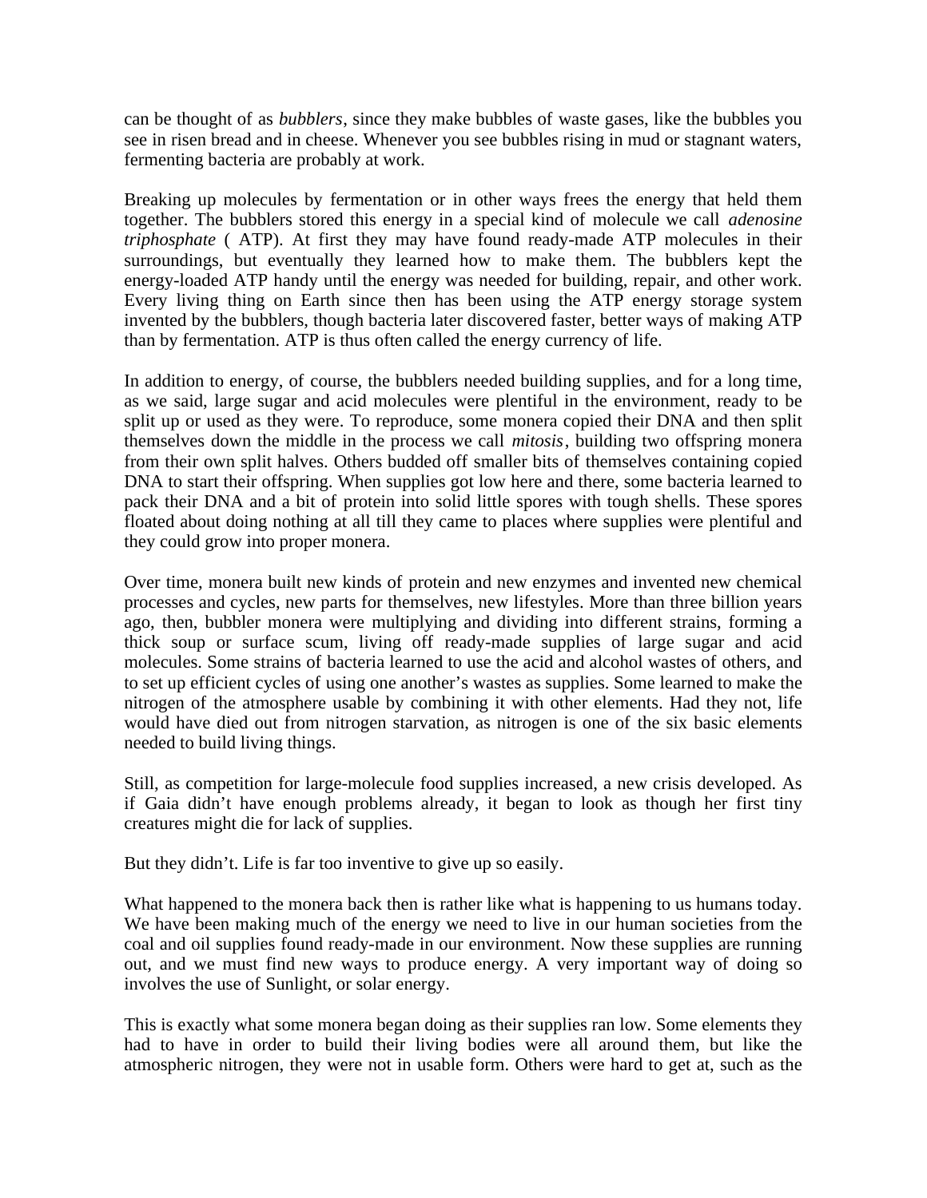can be thought of as *bubblers*, since they make bubbles of waste gases, like the bubbles you see in risen bread and in cheese. Whenever you see bubbles rising in mud or stagnant waters, fermenting bacteria are probably at work.

Breaking up molecules by fermentation or in other ways frees the energy that held them together. The bubblers stored this energy in a special kind of molecule we call *adenosine triphosphate* ( ATP). At first they may have found ready-made ATP molecules in their surroundings, but eventually they learned how to make them. The bubblers kept the energy-loaded ATP handy until the energy was needed for building, repair, and other work. Every living thing on Earth since then has been using the ATP energy storage system invented by the bubblers, though bacteria later discovered faster, better ways of making ATP than by fermentation. ATP is thus often called the energy currency of life.

In addition to energy, of course, the bubblers needed building supplies, and for a long time, as we said, large sugar and acid molecules were plentiful in the environment, ready to be split up or used as they were. To reproduce, some monera copied their DNA and then split themselves down the middle in the process we call *mitosis*, building two offspring monera from their own split halves. Others budded off smaller bits of themselves containing copied DNA to start their offspring. When supplies got low here and there, some bacteria learned to pack their DNA and a bit of protein into solid little spores with tough shells. These spores floated about doing nothing at all till they came to places where supplies were plentiful and they could grow into proper monera.

Over time, monera built new kinds of protein and new enzymes and invented new chemical processes and cycles, new parts for themselves, new lifestyles. More than three billion years ago, then, bubbler monera were multiplying and dividing into different strains, forming a thick soup or surface scum, living off ready-made supplies of large sugar and acid molecules. Some strains of bacteria learned to use the acid and alcohol wastes of others, and to set up efficient cycles of using one another's wastes as supplies. Some learned to make the nitrogen of the atmosphere usable by combining it with other elements. Had they not, life would have died out from nitrogen starvation, as nitrogen is one of the six basic elements needed to build living things.

Still, as competition for large-molecule food supplies increased, a new crisis developed. As if Gaia didn't have enough problems already, it began to look as though her first tiny creatures might die for lack of supplies.

But they didn't. Life is far too inventive to give up so easily.

What happened to the monera back then is rather like what is happening to us humans today. We have been making much of the energy we need to live in our human societies from the coal and oil supplies found ready-made in our environment. Now these supplies are running out, and we must find new ways to produce energy. A very important way of doing so involves the use of Sunlight, or solar energy.

This is exactly what some monera began doing as their supplies ran low. Some elements they had to have in order to build their living bodies were all around them, but like the atmospheric nitrogen, they were not in usable form. Others were hard to get at, such as the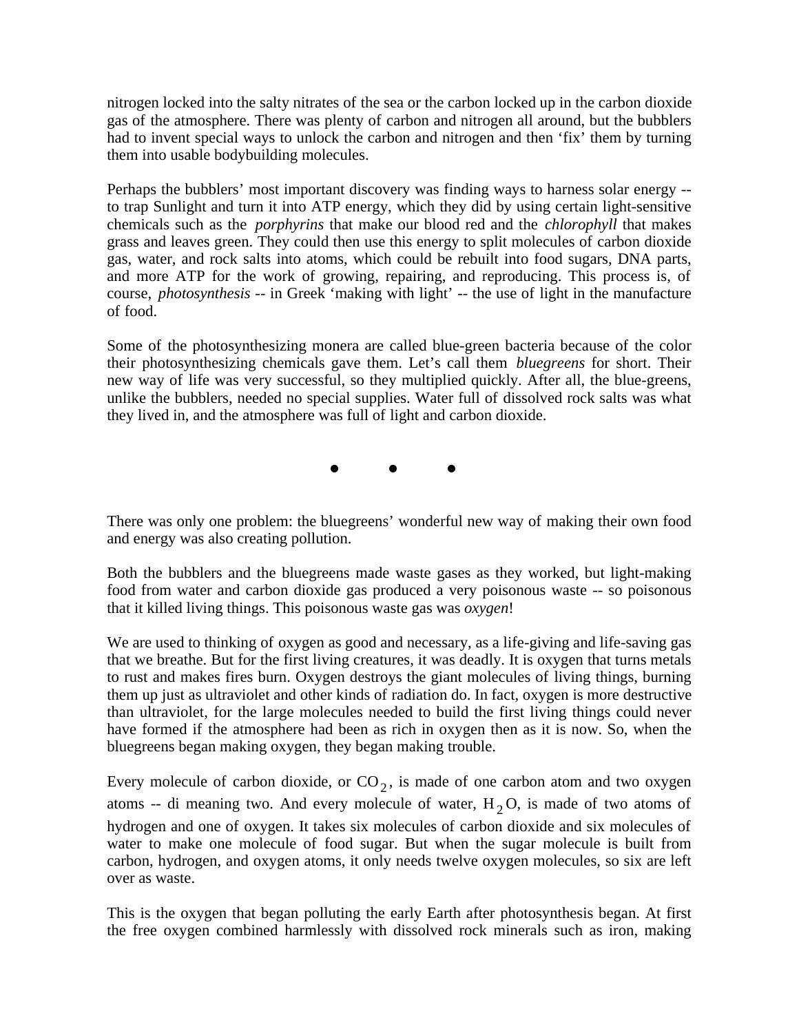nitrogen locked into the salty nitrates of the sea or the carbon locked up in the carbon dioxide gas of the atmosphere. There was plenty of carbon and nitrogen all around, but the bubblers had to invent special ways to unlock the carbon and nitrogen and then 'fix' them by turning them into usable bodybuilding molecules.

Perhaps the bubblers' most important discovery was finding ways to harness solar energy -- to trap Sunlight and turn it into ATP energy, which they did by using certain light-sensitive chemicals such as the *porphyrins* that make our blood red and the *chlorophyll* that makes grass and leaves green. They could then use this energy to split molecules of carbon dioxide gas, water, and rock salts into atoms, which could be rebuilt into food sugars, DNA parts, and more ATP for the work of growing, repairing, and reproducing. This process is, of course, *photosynthesis* -- in Greek 'making with light' -- the use of light in the manufacture of food.

Some of the photosynthesizing monera are called blue-green bacteria because of the color their photosynthesizing chemicals gave them. Let's call them *bluegreens* for short. Their new way of life was very successful, so they multiplied quickly. After all, the blue-greens, unlike the bubblers, needed no special supplies. Water full of dissolved rock salts was what they lived in, and the atmosphere was full of light and carbon dioxide.

● ● ●

There was only one problem: the bluegreens' wonderful new way of making their own food and energy was also creating pollution.

Both the bubblers and the bluegreens made waste gases as they worked, but light-making food from water and carbon dioxide gas produced a very poisonous waste -- so poisonous that it killed living things. This poisonous waste gas was *oxygen*!

We are used to thinking of oxygen as good and necessary, as a life-giving and life-saving gas that we breathe. But for the first living creatures, it was deadly. It is oxygen that turns metals to rust and makes fires burn. Oxygen destroys the giant molecules of living things, burning them up just as ultraviolet and other kinds of radiation do. In fact, oxygen is more destructive than ultraviolet, for the large molecules needed to build the first living things could never have formed if the atmosphere had been as rich in oxygen then as it is now. So, when the bluegreens began making oxygen, they began making trouble.

Every molecule of carbon dioxide, or $CO_2$, is made of one carbon atom and two oxygen atoms -- di meaning two. And every molecule of water, $H_2O$, is made of two atoms of hydrogen and one of oxygen. It takes six molecules of carbon dioxide and six molecules of water to make one molecule of food sugar. But when the sugar molecule is built from carbon, hydrogen, and oxygen atoms, it only needs twelve oxygen molecules, so six are left over as waste.

This is the oxygen that began polluting the early Earth after photosynthesis began. At first the free oxygen combined harmlessly with dissolved rock minerals such as iron, making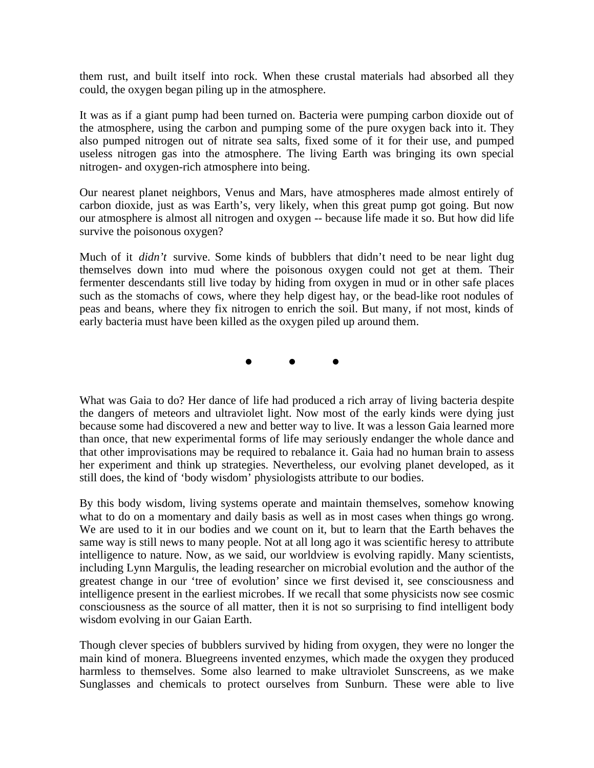them rust, and built itself into rock. When these crustal materials had absorbed all they could, the oxygen began piling up in the atmosphere.

It was as if a giant pump had been turned on. Bacteria were pumping carbon dioxide out of the atmosphere, using the carbon and pumping some of the pure oxygen back into it. They also pumped nitrogen out of nitrate sea salts, fixed some of it for their use, and pumped useless nitrogen gas into the atmosphere. The living Earth was bringing its own special nitrogen- and oxygen-rich atmosphere into being.

Our nearest planet neighbors, Venus and Mars, have atmospheres made almost entirely of carbon dioxide, just as was Earth's, very likely, when this great pump got going. But now our atmosphere is almost all nitrogen and oxygen -- because life made it so. But how did life survive the poisonous oxygen?

Much of it *didn't* survive. Some kinds of bubblers that didn't need to be near light dug themselves down into mud where the poisonous oxygen could not get at them. Their fermenter descendants still live today by hiding from oxygen in mud or in other safe places such as the stomachs of cows, where they help digest hay, or the bead-like root nodules of peas and beans, where they fix nitrogen to enrich the soil. But many, if not most, kinds of early bacteria must have been killed as the oxygen piled up around them.

● ● ●

What was Gaia to do? Her dance of life had produced a rich array of living bacteria despite the dangers of meteors and ultraviolet light. Now most of the early kinds were dying just because some had discovered a new and better way to live. It was a lesson Gaia learned more than once, that new experimental forms of life may seriously endanger the whole dance and that other improvisations may be required to rebalance it. Gaia had no human brain to assess her experiment and think up strategies. Nevertheless, our evolving planet developed, as it still does, the kind of 'body wisdom' physiologists attribute to our bodies.

By this body wisdom, living systems operate and maintain themselves, somehow knowing what to do on a momentary and daily basis as well as in most cases when things go wrong. We are used to it in our bodies and we count on it, but to learn that the Earth behaves the same way is still news to many people. Not at all long ago it was scientific heresy to attribute intelligence to nature. Now, as we said, our worldview is evolving rapidly. Many scientists, including Lynn Margulis, the leading researcher on microbial evolution and the author of the greatest change in our 'tree of evolution' since we first devised it, see consciousness and intelligence present in the earliest microbes. If we recall that some physicists now see cosmic consciousness as the source of all matter, then it is not so surprising to find intelligent body wisdom evolving in our Gaian Earth.

Though clever species of bubblers survived by hiding from oxygen, they were no longer the main kind of monera. Bluegreens invented enzymes, which made the oxygen they produced harmless to themselves. Some also learned to make ultraviolet Sunscreens, as we make Sunglasses and chemicals to protect ourselves from Sunburn. These were able to live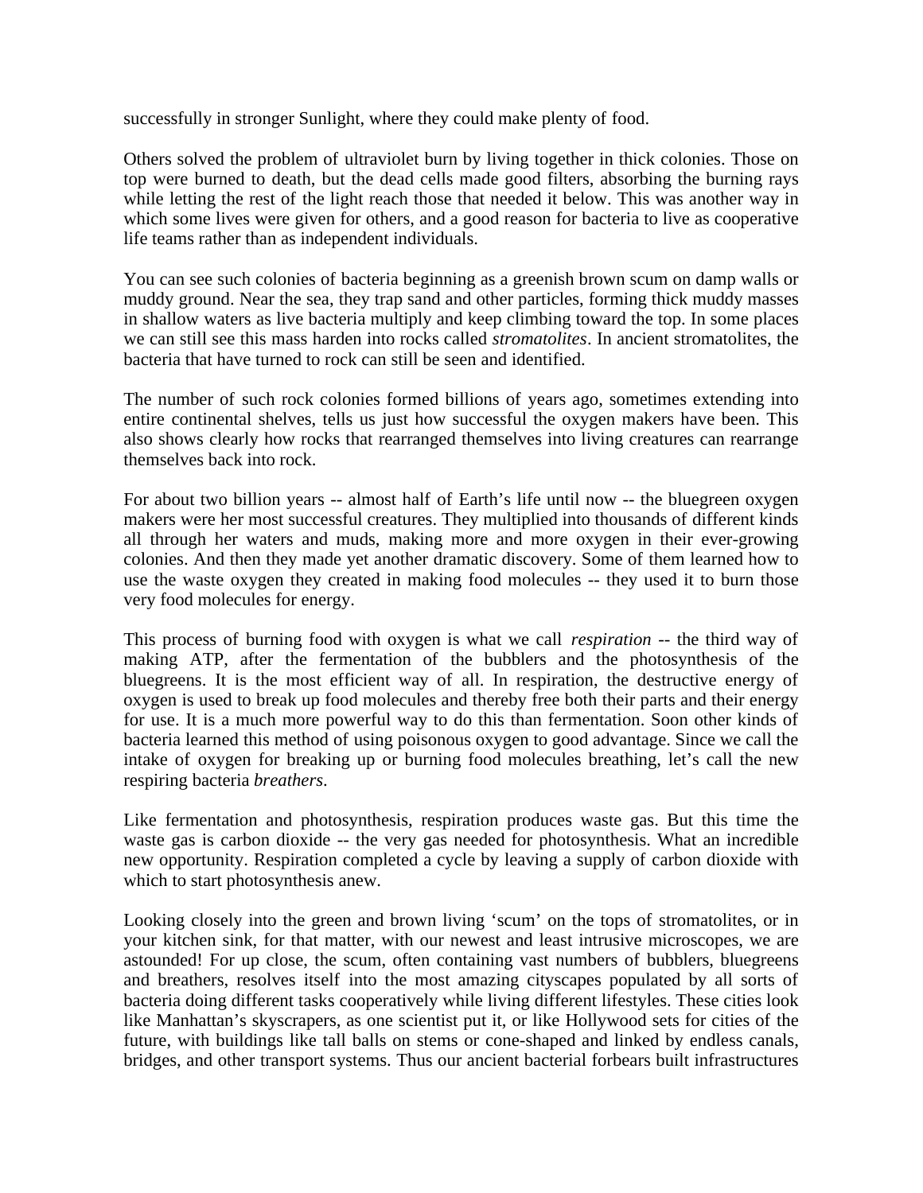successfully in stronger Sunlight, where they could make plenty of food.

Others solved the problem of ultraviolet burn by living together in thick colonies. Those on top were burned to death, but the dead cells made good filters, absorbing the burning rays while letting the rest of the light reach those that needed it below. This was another way in which some lives were given for others, and a good reason for bacteria to live as cooperative life teams rather than as independent individuals.

You can see such colonies of bacteria beginning as a greenish brown scum on damp walls or muddy ground. Near the sea, they trap sand and other particles, forming thick muddy masses in shallow waters as live bacteria multiply and keep climbing toward the top. In some places we can still see this mass harden into rocks called *stromatolites*. In ancient stromatolites, the bacteria that have turned to rock can still be seen and identified.

The number of such rock colonies formed billions of years ago, sometimes extending into entire continental shelves, tells us just how successful the oxygen makers have been. This also shows clearly how rocks that rearranged themselves into living creatures can rearrange themselves back into rock.

For about two billion years -- almost half of Earth's life until now -- the bluegreen oxygen makers were her most successful creatures. They multiplied into thousands of different kinds all through her waters and muds, making more and more oxygen in their ever-growing colonies. And then they made yet another dramatic discovery. Some of them learned how to use the waste oxygen they created in making food molecules -- they used it to burn those very food molecules for energy.

This process of burning food with oxygen is what we call *respiration* -- the third way of making ATP, after the fermentation of the bubblers and the photosynthesis of the bluegreens. It is the most efficient way of all. In respiration, the destructive energy of oxygen is used to break up food molecules and thereby free both their parts and their energy for use. It is a much more powerful way to do this than fermentation. Soon other kinds of bacteria learned this method of using poisonous oxygen to good advantage. Since we call the intake of oxygen for breaking up or burning food molecules breathing, let's call the new respiring bacteria *breathers*.

Like fermentation and photosynthesis, respiration produces waste gas. But this time the waste gas is carbon dioxide -- the very gas needed for photosynthesis. What an incredible new opportunity. Respiration completed a cycle by leaving a supply of carbon dioxide with which to start photosynthesis anew.

Looking closely into the green and brown living 'scum' on the tops of stromatolites, or in your kitchen sink, for that matter, with our newest and least intrusive microscopes, we are astounded! For up close, the scum, often containing vast numbers of bubblers, bluegreens and breathers, resolves itself into the most amazing cityscapes populated by all sorts of bacteria doing different tasks cooperatively while living different lifestyles. These cities look like Manhattan's skyscrapers, as one scientist put it, or like Hollywood sets for cities of the future, with buildings like tall balls on stems or cone-shaped and linked by endless canals, bridges, and other transport systems. Thus our ancient bacterial forbears built infrastructures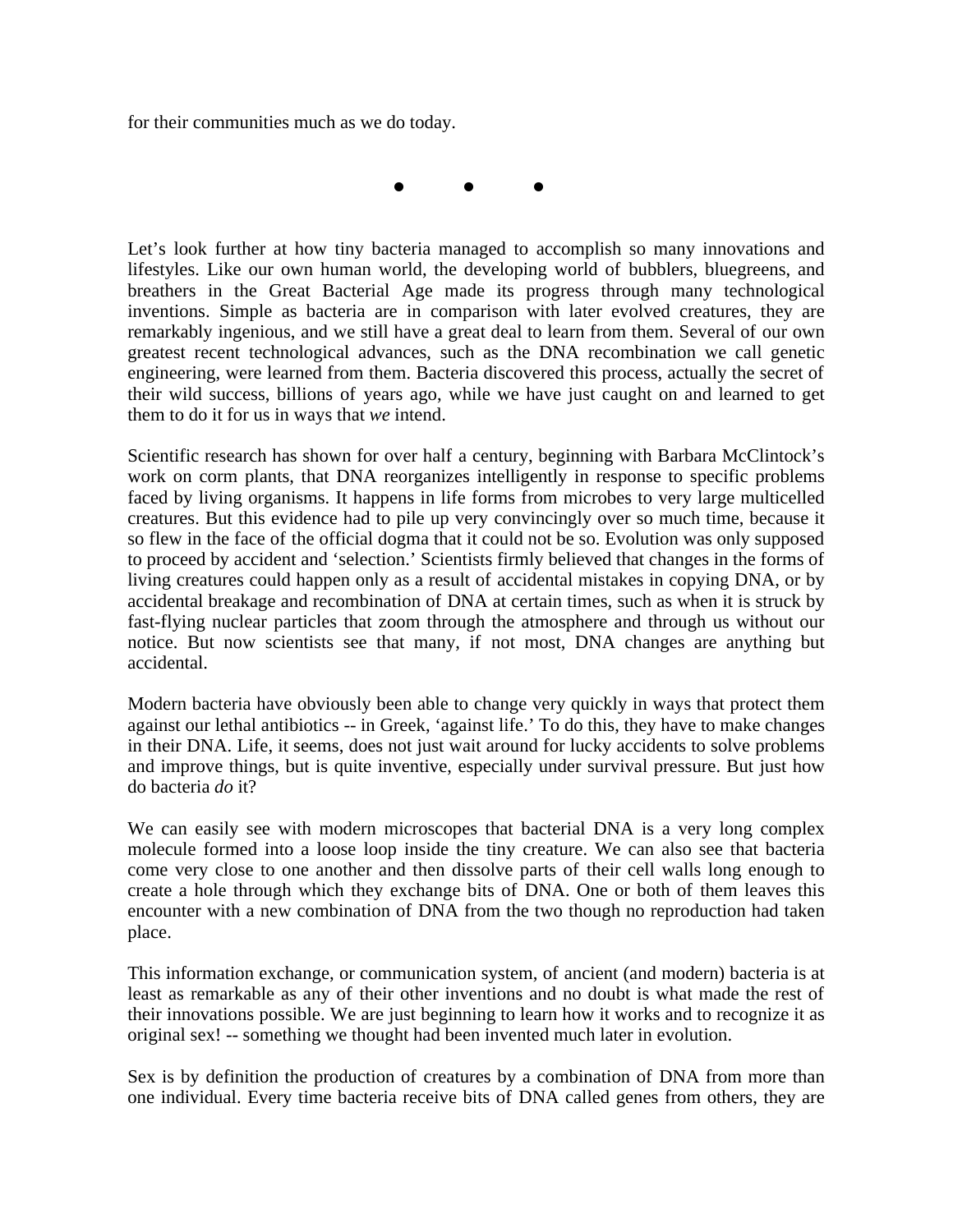for their communities much as we do today.

●  ●  ●

Let's look further at how tiny bacteria managed to accomplish so many innovations and lifestyles. Like our own human world, the developing world of bubblers, bluegreens, and breathers in the Great Bacterial Age made its progress through many technological inventions. Simple as bacteria are in comparison with later evolved creatures, they are remarkably ingenious, and we still have a great deal to learn from them. Several of our own greatest recent technological advances, such as the DNA recombination we call genetic engineering, were learned from them. Bacteria discovered this process, actually the secret of their wild success, billions of years ago, while we have just caught on and learned to get them to do it for us in ways that *we* intend.

Scientific research has shown for over half a century, beginning with Barbara McClintock's work on corm plants, that DNA reorganizes intelligently in response to specific problems faced by living organisms. It happens in life forms from microbes to very large multicelled creatures. But this evidence had to pile up very convincingly over so much time, because it so flew in the face of the official dogma that it could not be so. Evolution was only supposed to proceed by accident and 'selection.' Scientists firmly believed that changes in the forms of living creatures could happen only as a result of accidental mistakes in copying DNA, or by accidental breakage and recombination of DNA at certain times, such as when it is struck by fast-flying nuclear particles that zoom through the atmosphere and through us without our notice. But now scientists see that many, if not most, DNA changes are anything but accidental.

Modern bacteria have obviously been able to change very quickly in ways that protect them against our lethal antibiotics -- in Greek, 'against life.' To do this, they have to make changes in their DNA. Life, it seems, does not just wait around for lucky accidents to solve problems and improve things, but is quite inventive, especially under survival pressure. But just how do bacteria *do* it?

We can easily see with modern microscopes that bacterial DNA is a very long complex molecule formed into a loose loop inside the tiny creature. We can also see that bacteria come very close to one another and then dissolve parts of their cell walls long enough to create a hole through which they exchange bits of DNA. One or both of them leaves this encounter with a new combination of DNA from the two though no reproduction had taken place.

This information exchange, or communication system, of ancient (and modern) bacteria is at least as remarkable as any of their other inventions and no doubt is what made the rest of their innovations possible. We are just beginning to learn how it works and to recognize it as original sex! -- something we thought had been invented much later in evolution.

Sex is by definition the production of creatures by a combination of DNA from more than one individual. Every time bacteria receive bits of DNA called genes from others, they are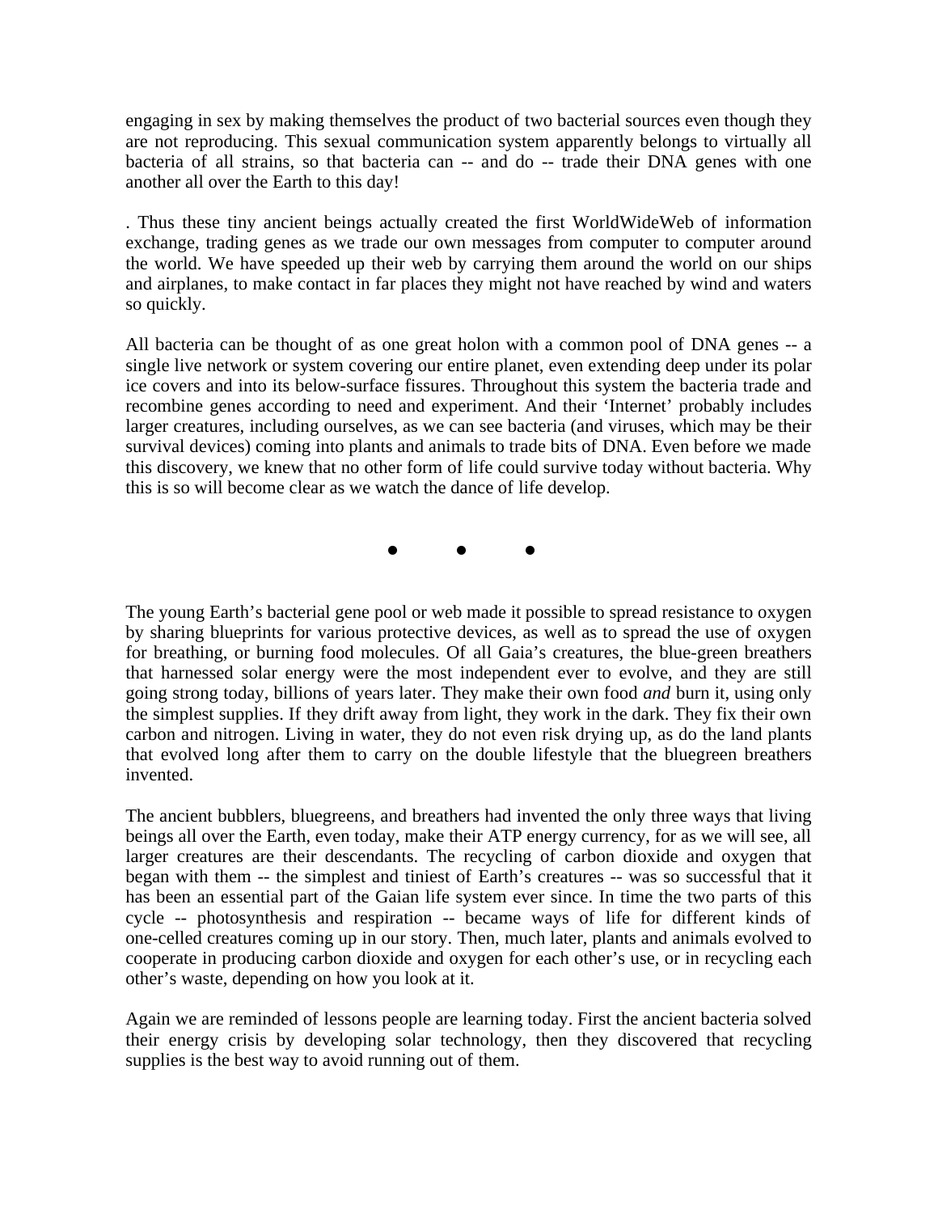engaging in sex by making themselves the product of two bacterial sources even though they are not reproducing. This sexual communication system apparently belongs to virtually all bacteria of all strains, so that bacteria can -- and do -- trade their DNA genes with one another all over the Earth to this day!

. Thus these tiny ancient beings actually created the first WorldWideWeb of information exchange, trading genes as we trade our own messages from computer to computer around the world. We have speeded up their web by carrying them around the world on our ships and airplanes, to make contact in far places they might not have reached by wind and waters so quickly.

All bacteria can be thought of as one great holon with a common pool of DNA genes -- a single live network or system covering our entire planet, even extending deep under its polar ice covers and into its below-surface fissures. Throughout this system the bacteria trade and recombine genes according to need and experiment. And their 'Internet' probably includes larger creatures, including ourselves, as we can see bacteria (and viruses, which may be their survival devices) coming into plants and animals to trade bits of DNA. Even before we made this discovery, we knew that no other form of life could survive today without bacteria. Why this is so will become clear as we watch the dance of life develop.

● ● ●

The young Earth's bacterial gene pool or web made it possible to spread resistance to oxygen by sharing blueprints for various protective devices, as well as to spread the use of oxygen for breathing, or burning food molecules. Of all Gaia's creatures, the blue-green breathers that harnessed solar energy were the most independent ever to evolve, and they are still going strong today, billions of years later. They make their own food *and* burn it, using only the simplest supplies. If they drift away from light, they work in the dark. They fix their own carbon and nitrogen. Living in water, they do not even risk drying up, as do the land plants that evolved long after them to carry on the double lifestyle that the bluegreen breathers invented.

The ancient bubblers, bluegreens, and breathers had invented the only three ways that living beings all over the Earth, even today, make their ATP energy currency, for as we will see, all larger creatures are their descendants. The recycling of carbon dioxide and oxygen that began with them -- the simplest and tiniest of Earth's creatures -- was so successful that it has been an essential part of the Gaian life system ever since. In time the two parts of this cycle -- photosynthesis and respiration -- became ways of life for different kinds of one-celled creatures coming up in our story. Then, much later, plants and animals evolved to cooperate in producing carbon dioxide and oxygen for each other's use, or in recycling each other's waste, depending on how you look at it.

Again we are reminded of lessons people are learning today. First the ancient bacteria solved their energy crisis by developing solar technology, then they discovered that recycling supplies is the best way to avoid running out of them.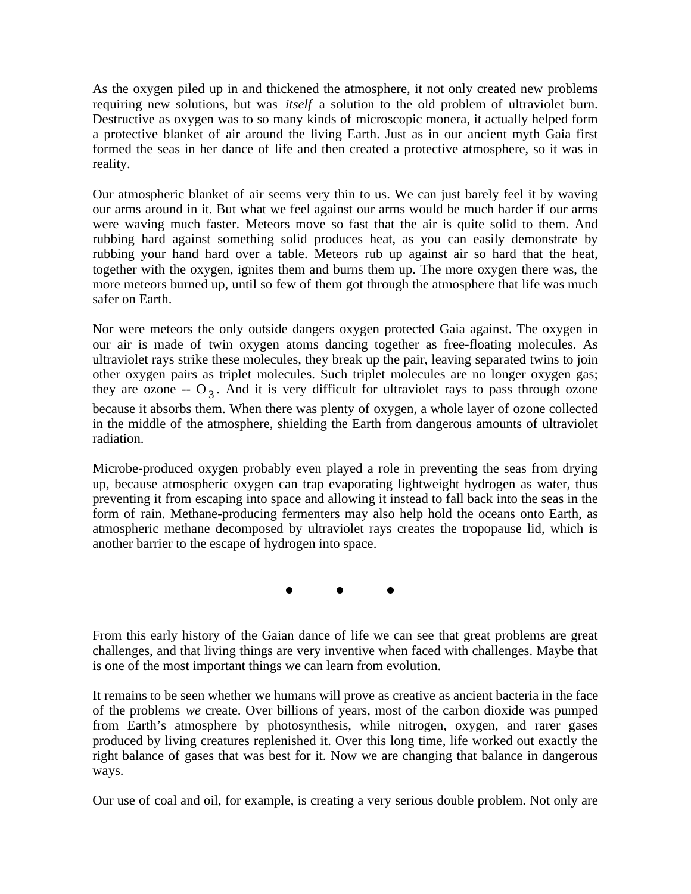As the oxygen piled up in and thickened the atmosphere, it not only created new problems requiring new solutions, but was *itself* a solution to the old problem of ultraviolet burn. Destructive as oxygen was to so many kinds of microscopic monera, it actually helped form a protective blanket of air around the living Earth. Just as in our ancient myth Gaia first formed the seas in her dance of life and then created a protective atmosphere, so it was in reality.

Our atmospheric blanket of air seems very thin to us. We can just barely feel it by waving our arms around in it. But what we feel against our arms would be much harder if our arms were waving much faster. Meteors move so fast that the air is quite solid to them. And rubbing hard against something solid produces heat, as you can easily demonstrate by rubbing your hand hard over a table. Meteors rub up against air so hard that the heat, together with the oxygen, ignites them and burns them up. The more oxygen there was, the more meteors burned up, until so few of them got through the atmosphere that life was much safer on Earth.

Nor were meteors the only outside dangers oxygen protected Gaia against. The oxygen in our air is made of twin oxygen atoms dancing together as free-floating molecules. As ultraviolet rays strike these molecules, they break up the pair, leaving separated twins to join other oxygen pairs as triplet molecules. Such triplet molecules are no longer oxygen gas; they are ozone -- $O_3$. And it is very difficult for ultraviolet rays to pass through ozone because it absorbs them. When there was plenty of oxygen, a whole layer of ozone collected in the middle of the atmosphere, shielding the Earth from dangerous amounts of ultraviolet radiation.

Microbe-produced oxygen probably even played a role in preventing the seas from drying up, because atmospheric oxygen can trap evaporating lightweight hydrogen as water, thus preventing it from escaping into space and allowing it instead to fall back into the seas in the form of rain. Methane-producing fermenters may also help hold the oceans onto Earth, as atmospheric methane decomposed by ultraviolet rays creates the tropopause lid, which is another barrier to the escape of hydrogen into space.

• • •

From this early history of the Gaian dance of life we can see that great problems are great challenges, and that living things are very inventive when faced with challenges. Maybe that is one of the most important things we can learn from evolution.

It remains to be seen whether we humans will prove as creative as ancient bacteria in the face of the problems *we* create. Over billions of years, most of the carbon dioxide was pumped from Earth's atmosphere by photosynthesis, while nitrogen, oxygen, and rarer gases produced by living creatures replenished it. Over this long time, life worked out exactly the right balance of gases that was best for it. Now we are changing that balance in dangerous ways.

Our use of coal and oil, for example, is creating a very serious double problem. Not only are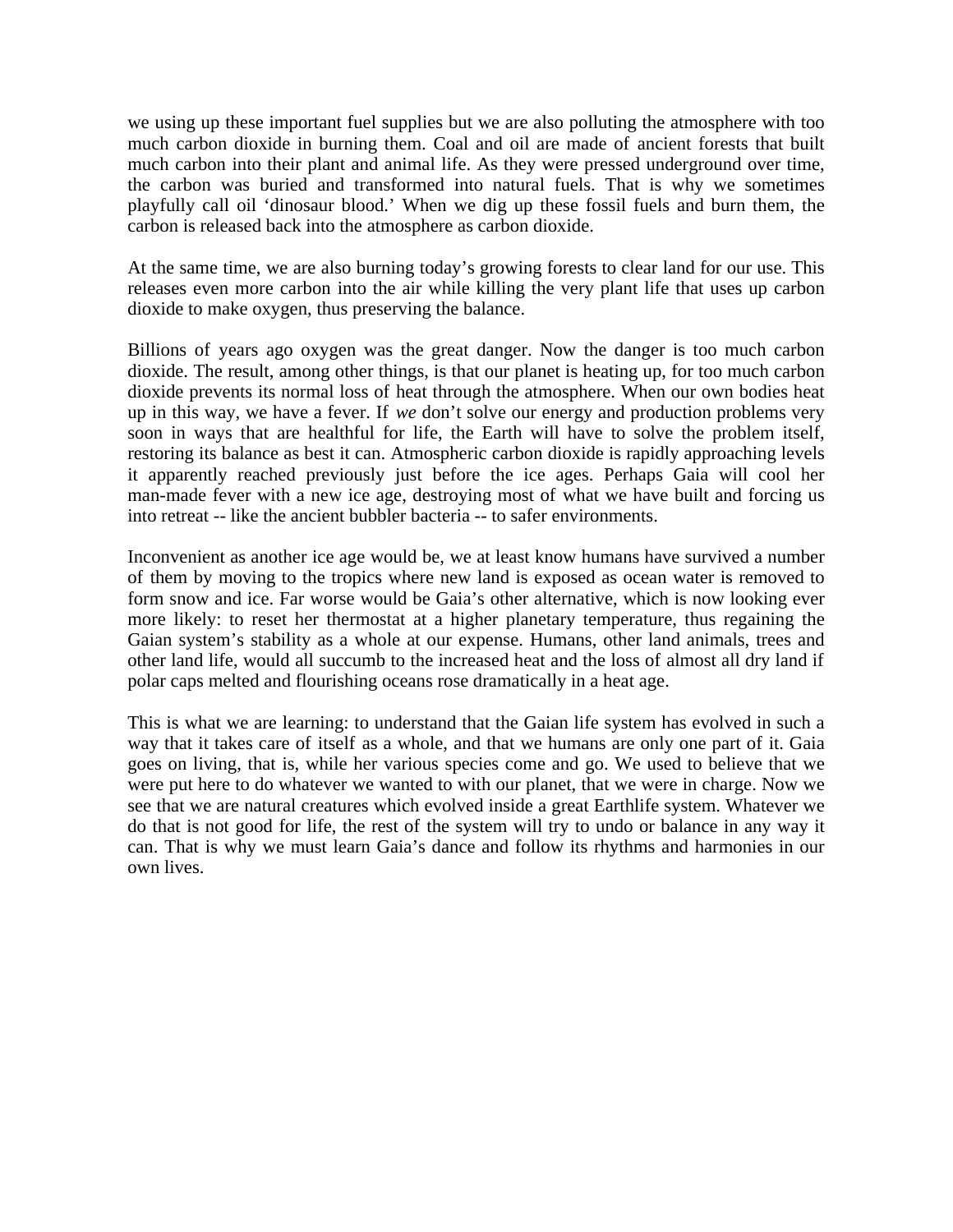we using up these important fuel supplies but we are also polluting the atmosphere with too much carbon dioxide in burning them. Coal and oil are made of ancient forests that built much carbon into their plant and animal life. As they were pressed underground over time, the carbon was buried and transformed into natural fuels. That is why we sometimes playfully call oil 'dinosaur blood.' When we dig up these fossil fuels and burn them, the carbon is released back into the atmosphere as carbon dioxide.

At the same time, we are also burning today's growing forests to clear land for our use. This releases even more carbon into the air while killing the very plant life that uses up carbon dioxide to make oxygen, thus preserving the balance.

Billions of years ago oxygen was the great danger. Now the danger is too much carbon dioxide. The result, among other things, is that our planet is heating up, for too much carbon dioxide prevents its normal loss of heat through the atmosphere. When our own bodies heat up in this way, we have a fever. If *we* don't solve our energy and production problems very soon in ways that are healthful for life, the Earth will have to solve the problem itself, restoring its balance as best it can. Atmospheric carbon dioxide is rapidly approaching levels it apparently reached previously just before the ice ages. Perhaps Gaia will cool her man-made fever with a new ice age, destroying most of what we have built and forcing us into retreat -- like the ancient bubbler bacteria -- to safer environments.

Inconvenient as another ice age would be, we at least know humans have survived a number of them by moving to the tropics where new land is exposed as ocean water is removed to form snow and ice. Far worse would be Gaia's other alternative, which is now looking ever more likely: to reset her thermostat at a higher planetary temperature, thus regaining the Gaian system's stability as a whole at our expense. Humans, other land animals, trees and other land life, would all succumb to the increased heat and the loss of almost all dry land if polar caps melted and flourishing oceans rose dramatically in a heat age.

This is what we are learning: to understand that the Gaian life system has evolved in such a way that it takes care of itself as a whole, and that we humans are only one part of it. Gaia goes on living, that is, while her various species come and go. We used to believe that we were put here to do whatever we wanted to with our planet, that we were in charge. Now we see that we are natural creatures which evolved inside a great Earthlife system. Whatever we do that is not good for life, the rest of the system will try to undo or balance in any way it can. That is why we must learn Gaia's dance and follow its rhythms and harmonies in our own lives.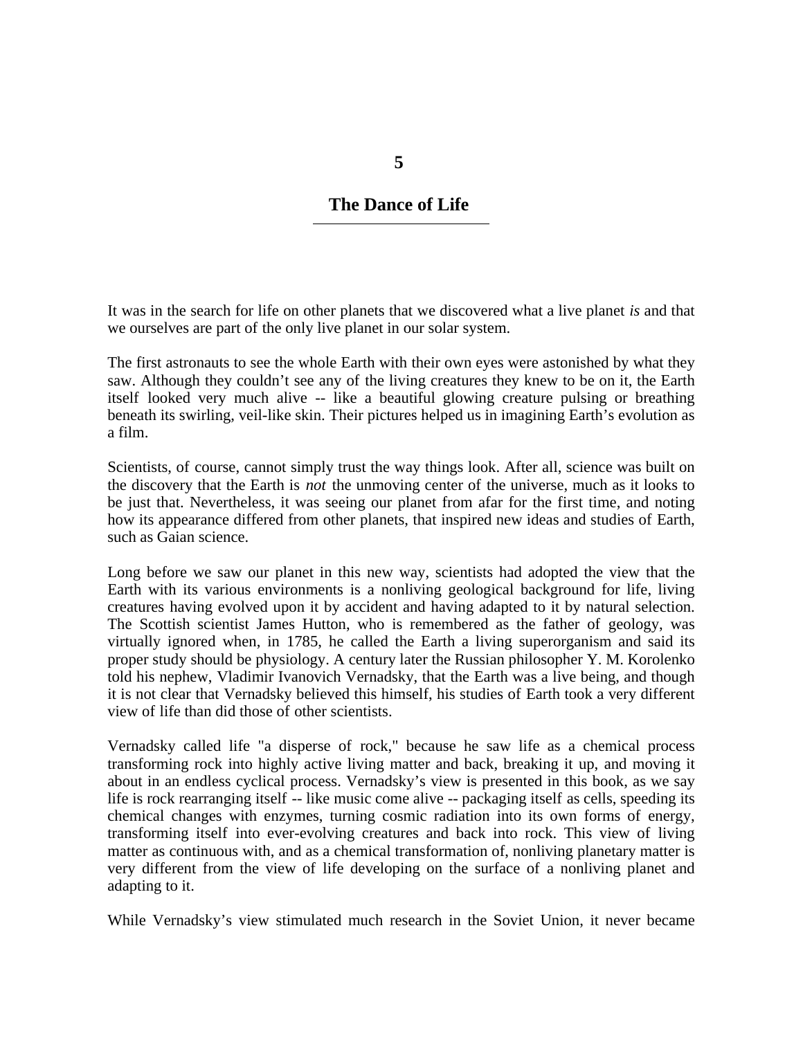# 5

# The Dance of Life

It was in the search for life on other planets that we discovered what a live planet *is* and that we ourselves are part of the only live planet in our solar system.

The first astronauts to see the whole Earth with their own eyes were astonished by what they saw. Although they couldn't see any of the living creatures they knew to be on it, the Earth itself looked very much alive -- like a beautiful glowing creature pulsing or breathing beneath its swirling, veil-like skin. Their pictures helped us in imagining Earth's evolution as a film.

Scientists, of course, cannot simply trust the way things look. After all, science was built on the discovery that the Earth is *not* the unmoving center of the universe, much as it looks to be just that. Nevertheless, it was seeing our planet from afar for the first time, and noting how its appearance differed from other planets, that inspired new ideas and studies of Earth, such as Gaian science.

Long before we saw our planet in this new way, scientists had adopted the view that the Earth with its various environments is a nonliving geological background for life, living creatures having evolved upon it by accident and having adapted to it by natural selection. The Scottish scientist James Hutton, who is remembered as the father of geology, was virtually ignored when, in 1785, he called the Earth a living superorganism and said its proper study should be physiology. A century later the Russian philosopher Y. M. Korolenko told his nephew, Vladimir Ivanovich Vernadsky, that the Earth was a live being, and though it is not clear that Vernadsky believed this himself, his studies of Earth took a very different view of life than did those of other scientists.

Vernadsky called life "a disperse of rock," because he saw life as a chemical process transforming rock into highly active living matter and back, breaking it up, and moving it about in an endless cyclical process. Vernadsky's view is presented in this book, as we say life is rock rearranging itself -- like music come alive -- packaging itself as cells, speeding its chemical changes with enzymes, turning cosmic radiation into its own forms of energy, transforming itself into ever-evolving creatures and back into rock. This view of living matter as continuous with, and as a chemical transformation of, nonliving planetary matter is very different from the view of life developing on the surface of a nonliving planet and adapting to it.

While Vernadsky's view stimulated much research in the Soviet Union, it never became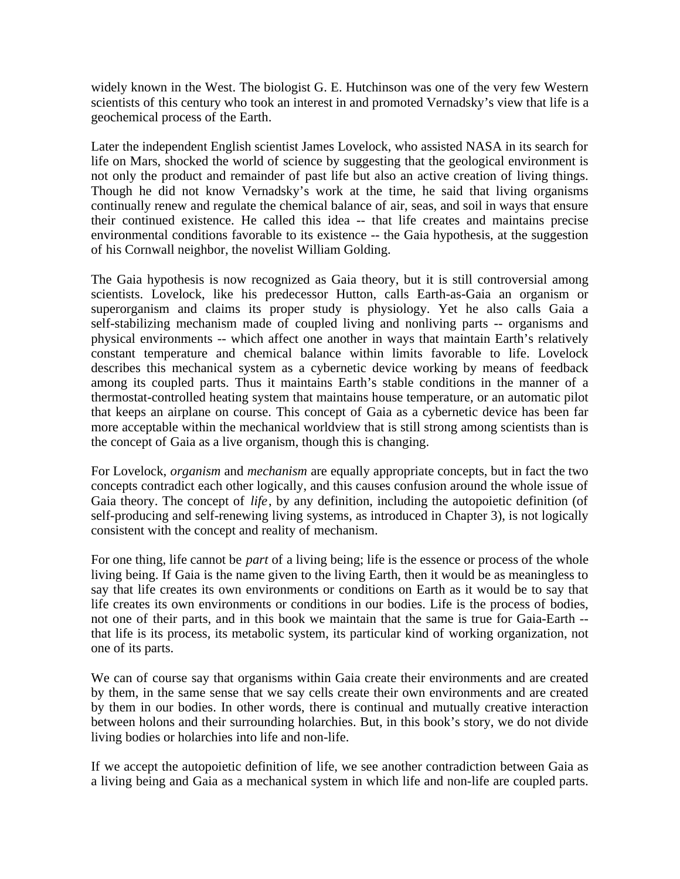widely known in the West. The biologist G. E. Hutchinson was one of the very few Western scientists of this century who took an interest in and promoted Vernadsky's view that life is a geochemical process of the Earth.

Later the independent English scientist James Lovelock, who assisted NASA in its search for life on Mars, shocked the world of science by suggesting that the geological environment is not only the product and remainder of past life but also an active creation of living things. Though he did not know Vernadsky's work at the time, he said that living organisms continually renew and regulate the chemical balance of air, seas, and soil in ways that ensure their continued existence. He called this idea -- that life creates and maintains precise environmental conditions favorable to its existence -- the Gaia hypothesis, at the suggestion of his Cornwall neighbor, the novelist William Golding.

The Gaia hypothesis is now recognized as Gaia theory, but it is still controversial among scientists. Lovelock, like his predecessor Hutton, calls Earth-as-Gaia an organism or superorganism and claims its proper study is physiology. Yet he also calls Gaia a self-stabilizing mechanism made of coupled living and nonliving parts -- organisms and physical environments -- which affect one another in ways that maintain Earth's relatively constant temperature and chemical balance within limits favorable to life. Lovelock describes this mechanical system as a cybernetic device working by means of feedback among its coupled parts. Thus it maintains Earth's stable conditions in the manner of a thermostat-controlled heating system that maintains house temperature, or an automatic pilot that keeps an airplane on course. This concept of Gaia as a cybernetic device has been far more acceptable within the mechanical worldview that is still strong among scientists than is the concept of Gaia as a live organism, though this is changing.

For Lovelock, *organism* and *mechanism* are equally appropriate concepts, but in fact the two concepts contradict each other logically, and this causes confusion around the whole issue of Gaia theory. The concept of *life*, by any definition, including the autopoietic definition (of self-producing and self-renewing living systems, as introduced in Chapter 3), is not logically consistent with the concept and reality of mechanism.

For one thing, life cannot be *part* of a living being; life is the essence or process of the whole living being. If Gaia is the name given to the living Earth, then it would be as meaningless to say that life creates its own environments or conditions on Earth as it would be to say that life creates its own environments or conditions in our bodies. Life is the process of bodies, not one of their parts, and in this book we maintain that the same is true for Gaia-Earth -- that life is its process, its metabolic system, its particular kind of working organization, not one of its parts.

We can of course say that organisms within Gaia create their environments and are created by them, in the same sense that we say cells create their own environments and are created by them in our bodies. In other words, there is continual and mutually creative interaction between holons and their surrounding holarchies. But, in this book's story, we do not divide living bodies or holarchies into life and non-life.

If we accept the autopoietic definition of life, we see another contradiction between Gaia as a living being and Gaia as a mechanical system in which life and non-life are coupled parts.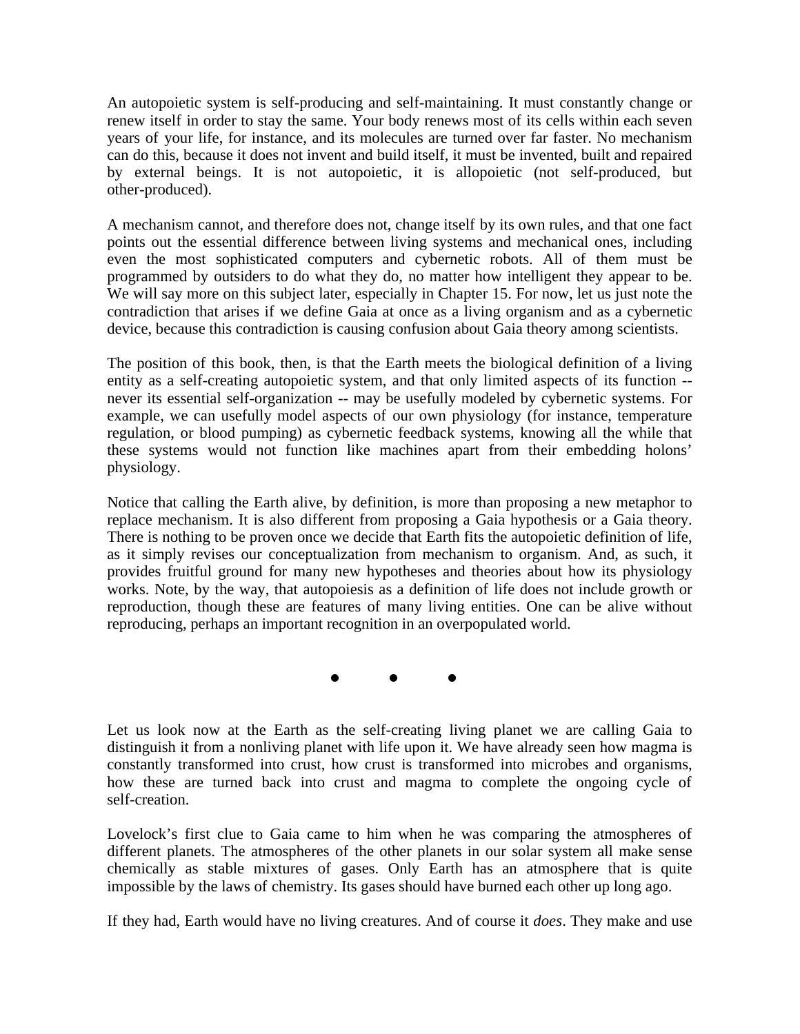An autopoietic system is self-producing and self-maintaining. It must constantly change or renew itself in order to stay the same. Your body renews most of its cells within each seven years of your life, for instance, and its molecules are turned over far faster. No mechanism can do this, because it does not invent and build itself, it must be invented, built and repaired by external beings. It is not autopoietic, it is allopoietic (not self-produced, but other-produced).

A mechanism cannot, and therefore does not, change itself by its own rules, and that one fact points out the essential difference between living systems and mechanical ones, including even the most sophisticated computers and cybernetic robots. All of them must be programmed by outsiders to do what they do, no matter how intelligent they appear to be. We will say more on this subject later, especially in Chapter 15. For now, let us just note the contradiction that arises if we define Gaia at once as a living organism and as a cybernetic device, because this contradiction is causing confusion about Gaia theory among scientists.

The position of this book, then, is that the Earth meets the biological definition of a living entity as a self-creating autopoietic system, and that only limited aspects of its function -- never its essential self-organization -- may be usefully modeled by cybernetic systems. For example, we can usefully model aspects of our own physiology (for instance, temperature regulation, or blood pumping) as cybernetic feedback systems, knowing all the while that these systems would not function like machines apart from their embedding holons' physiology.

Notice that calling the Earth alive, by definition, is more than proposing a new metaphor to replace mechanism. It is also different from proposing a Gaia hypothesis or a Gaia theory. There is nothing to be proven once we decide that Earth fits the autopoietic definition of life, as it simply revises our conceptualization from mechanism to organism. And, as such, it provides fruitful ground for many new hypotheses and theories about how its physiology works. Note, by the way, that autopoiesis as a definition of life does not include growth or reproduction, though these are features of many living entities. One can be alive without reproducing, perhaps an important recognition in an overpopulated world.

• • •

Let us look now at the Earth as the self-creating living planet we are calling Gaia to distinguish it from a nonliving planet with life upon it. We have already seen how magma is constantly transformed into crust, how crust is transformed into microbes and organisms, how these are turned back into crust and magma to complete the ongoing cycle of self-creation.

Lovelock's first clue to Gaia came to him when he was comparing the atmospheres of different planets. The atmospheres of the other planets in our solar system all make sense chemically as stable mixtures of gases. Only Earth has an atmosphere that is quite impossible by the laws of chemistry. Its gases should have burned each other up long ago.

If they had, Earth would have no living creatures. And of course it *does*. They make and use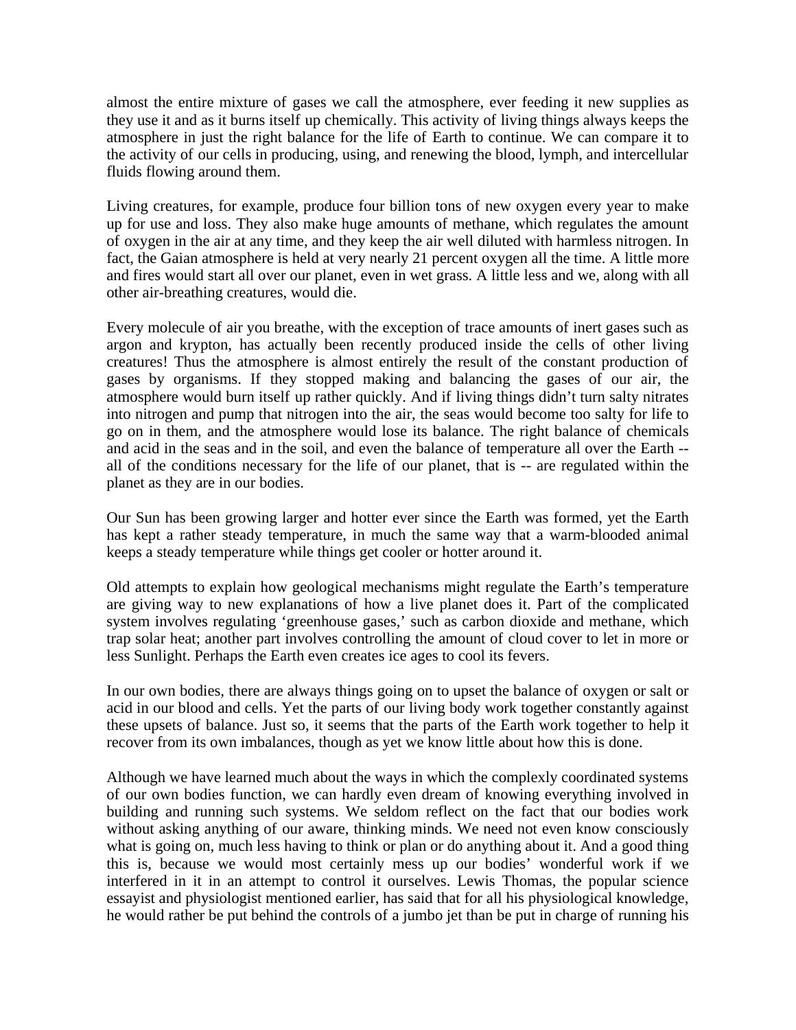almost the entire mixture of gases we call the atmosphere, ever feeding it new supplies as they use it and as it burns itself up chemically. This activity of living things always keeps the atmosphere in just the right balance for the life of Earth to continue. We can compare it to the activity of our cells in producing, using, and renewing the blood, lymph, and intercellular fluids flowing around them.

Living creatures, for example, produce four billion tons of new oxygen every year to make up for use and loss. They also make huge amounts of methane, which regulates the amount of oxygen in the air at any time, and they keep the air well diluted with harmless nitrogen. In fact, the Gaian atmosphere is held at very nearly 21 percent oxygen all the time. A little more and fires would start all over our planet, even in wet grass. A little less and we, along with all other air-breathing creatures, would die.

Every molecule of air you breathe, with the exception of trace amounts of inert gases such as argon and krypton, has actually been recently produced inside the cells of other living creatures! Thus the atmosphere is almost entirely the result of the constant production of gases by organisms. If they stopped making and balancing the gases of our air, the atmosphere would burn itself up rather quickly. And if living things didn't turn salty nitrates into nitrogen and pump that nitrogen into the air, the seas would become too salty for life to go on in them, and the atmosphere would lose its balance. The right balance of chemicals and acid in the seas and in the soil, and even the balance of temperature all over the Earth -- all of the conditions necessary for the life of our planet, that is -- are regulated within the planet as they are in our bodies.

Our Sun has been growing larger and hotter ever since the Earth was formed, yet the Earth has kept a rather steady temperature, in much the same way that a warm-blooded animal keeps a steady temperature while things get cooler or hotter around it.

Old attempts to explain how geological mechanisms might regulate the Earth's temperature are giving way to new explanations of how a live planet does it. Part of the complicated system involves regulating 'greenhouse gases,' such as carbon dioxide and methane, which trap solar heat; another part involves controlling the amount of cloud cover to let in more or less Sunlight. Perhaps the Earth even creates ice ages to cool its fevers.

In our own bodies, there are always things going on to upset the balance of oxygen or salt or acid in our blood and cells. Yet the parts of our living body work together constantly against these upsets of balance. Just so, it seems that the parts of the Earth work together to help it recover from its own imbalances, though as yet we know little about how this is done.

Although we have learned much about the ways in which the complexly coordinated systems of our own bodies function, we can hardly even dream of knowing everything involved in building and running such systems. We seldom reflect on the fact that our bodies work without asking anything of our aware, thinking minds. We need not even know consciously what is going on, much less having to think or plan or do anything about it. And a good thing this is, because we would most certainly mess up our bodies' wonderful work if we interfered in it in an attempt to control it ourselves. Lewis Thomas, the popular science essayist and physiologist mentioned earlier, has said that for all his physiological knowledge, he would rather be put behind the controls of a jumbo jet than be put in charge of running his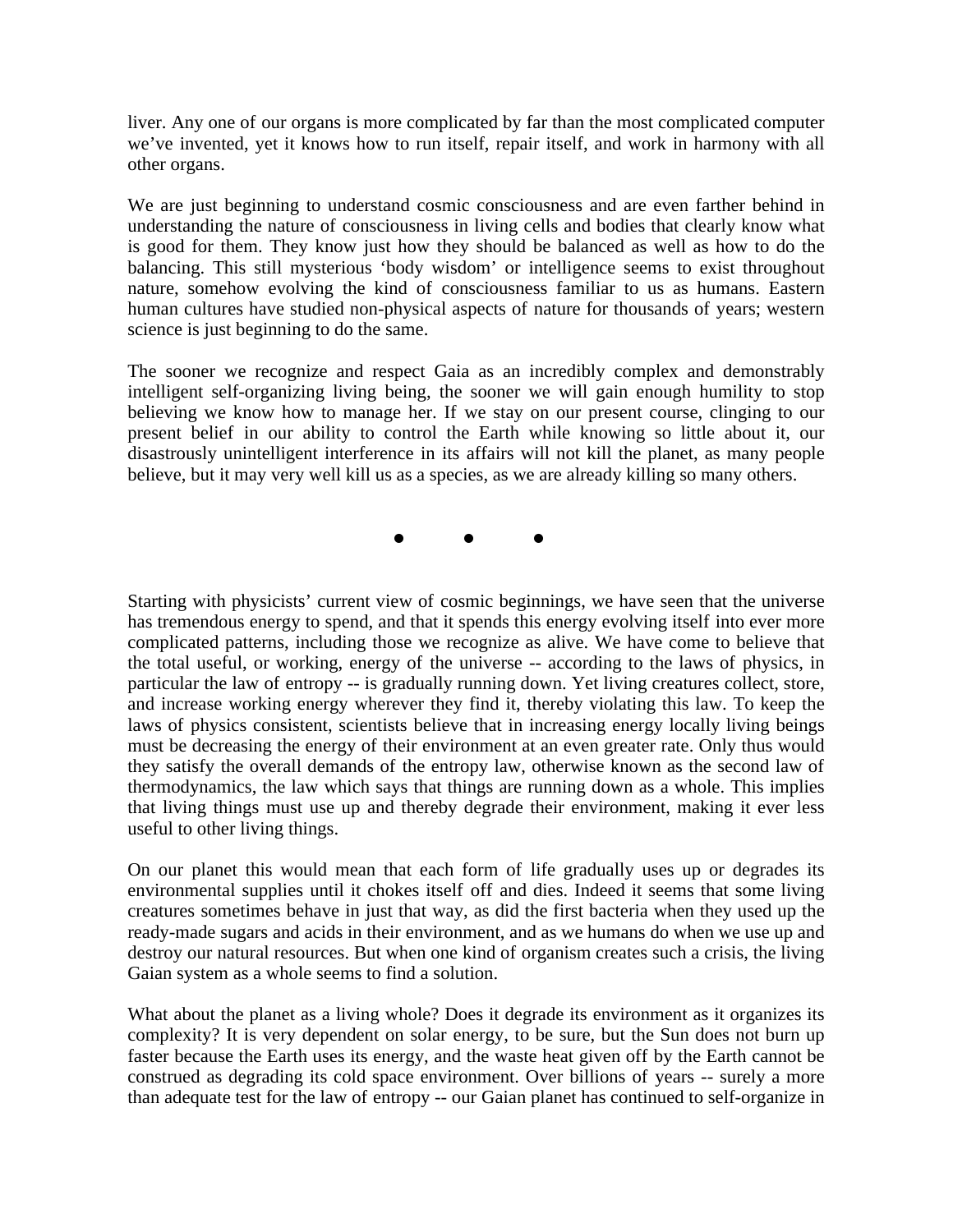liver. Any one of our organs is more complicated by far than the most complicated computer we've invented, yet it knows how to run itself, repair itself, and work in harmony with all other organs.

We are just beginning to understand cosmic consciousness and are even farther behind in understanding the nature of consciousness in living cells and bodies that clearly know what is good for them. They know just how they should be balanced as well as how to do the balancing. This still mysterious 'body wisdom' or intelligence seems to exist throughout nature, somehow evolving the kind of consciousness familiar to us as humans. Eastern human cultures have studied non-physical aspects of nature for thousands of years; western science is just beginning to do the same.

The sooner we recognize and respect Gaia as an incredibly complex and demonstrably intelligent self-organizing living being, the sooner we will gain enough humility to stop believing we know how to manage her. If we stay on our present course, clinging to our present belief in our ability to control the Earth while knowing so little about it, our disastrously unintelligent interference in its affairs will not kill the planet, as many people believe, but it may very well kill us as a species, as we are already killing so many others.

● ● ●

Starting with physicists' current view of cosmic beginnings, we have seen that the universe has tremendous energy to spend, and that it spends this energy evolving itself into ever more complicated patterns, including those we recognize as alive. We have come to believe that the total useful, or working, energy of the universe -- according to the laws of physics, in particular the law of entropy -- is gradually running down. Yet living creatures collect, store, and increase working energy wherever they find it, thereby violating this law. To keep the laws of physics consistent, scientists believe that in increasing energy locally living beings must be decreasing the energy of their environment at an even greater rate. Only thus would they satisfy the overall demands of the entropy law, otherwise known as the second law of thermodynamics, the law which says that things are running down as a whole. This implies that living things must use up and thereby degrade their environment, making it ever less useful to other living things.

On our planet this would mean that each form of life gradually uses up or degrades its environmental supplies until it chokes itself off and dies. Indeed it seems that some living creatures sometimes behave in just that way, as did the first bacteria when they used up the ready-made sugars and acids in their environment, and as we humans do when we use up and destroy our natural resources. But when one kind of organism creates such a crisis, the living Gaian system as a whole seems to find a solution.

What about the planet as a living whole? Does it degrade its environment as it organizes its complexity? It is very dependent on solar energy, to be sure, but the Sun does not burn up faster because the Earth uses its energy, and the waste heat given off by the Earth cannot be construed as degrading its cold space environment. Over billions of years -- surely a more than adequate test for the law of entropy -- our Gaian planet has continued to self-organize in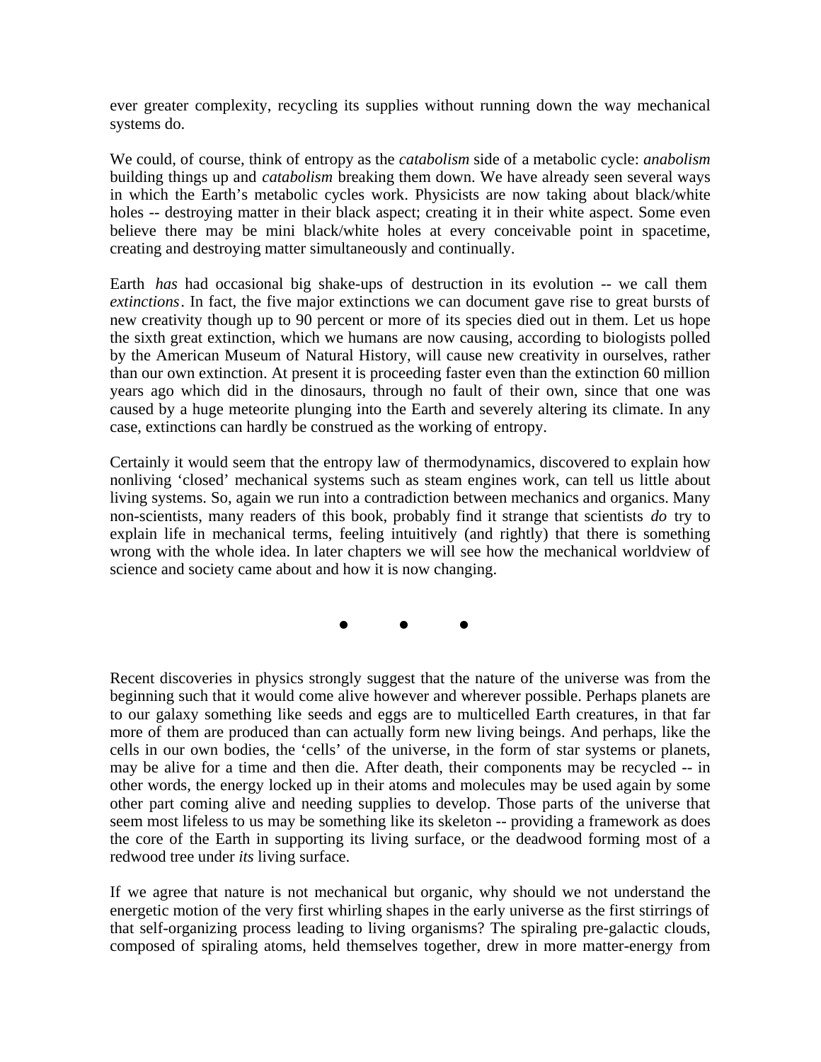ever greater complexity, recycling its supplies without running down the way mechanical systems do.

We could, of course, think of entropy as the *catabolism* side of a metabolic cycle: *anabolism* building things up and *catabolism* breaking them down. We have already seen several ways in which the Earth's metabolic cycles work. Physicists are now taking about black/white holes -- destroying matter in their black aspect; creating it in their white aspect. Some even believe there may be mini black/white holes at every conceivable point in spacetime, creating and destroying matter simultaneously and continually.

Earth *has* had occasional big shake-ups of destruction in its evolution -- we call them *extinctions*. In fact, the five major extinctions we can document gave rise to great bursts of new creativity though up to 90 percent or more of its species died out in them. Let us hope the sixth great extinction, which we humans are now causing, according to biologists polled by the American Museum of Natural History, will cause new creativity in ourselves, rather than our own extinction. At present it is proceeding faster even than the extinction 60 million years ago which did in the dinosaurs, through no fault of their own, since that one was caused by a huge meteorite plunging into the Earth and severely altering its climate. In any case, extinctions can hardly be construed as the working of entropy.

Certainly it would seem that the entropy law of thermodynamics, discovered to explain how nonliving 'closed' mechanical systems such as steam engines work, can tell us little about living systems. So, again we run into a contradiction between mechanics and organics. Many non-scientists, many readers of this book, probably find it strange that scientists *do* try to explain life in mechanical terms, feeling intuitively (and rightly) that there is something wrong with the whole idea. In later chapters we will see how the mechanical worldview of science and society came about and how it is now changing.

● ● ●

Recent discoveries in physics strongly suggest that the nature of the universe was from the beginning such that it would come alive however and wherever possible. Perhaps planets are to our galaxy something like seeds and eggs are to multicelled Earth creatures, in that far more of them are produced than can actually form new living beings. And perhaps, like the cells in our own bodies, the 'cells' of the universe, in the form of star systems or planets, may be alive for a time and then die. After death, their components may be recycled -- in other words, the energy locked up in their atoms and molecules may be used again by some other part coming alive and needing supplies to develop. Those parts of the universe that seem most lifeless to us may be something like its skeleton -- providing a framework as does the core of the Earth in supporting its living surface, or the deadwood forming most of a redwood tree under *its* living surface.

If we agree that nature is not mechanical but organic, why should we not understand the energetic motion of the very first whirling shapes in the early universe as the first stirrings of that self-organizing process leading to living organisms? The spiraling pre-galactic clouds, composed of spiraling atoms, held themselves together, drew in more matter-energy from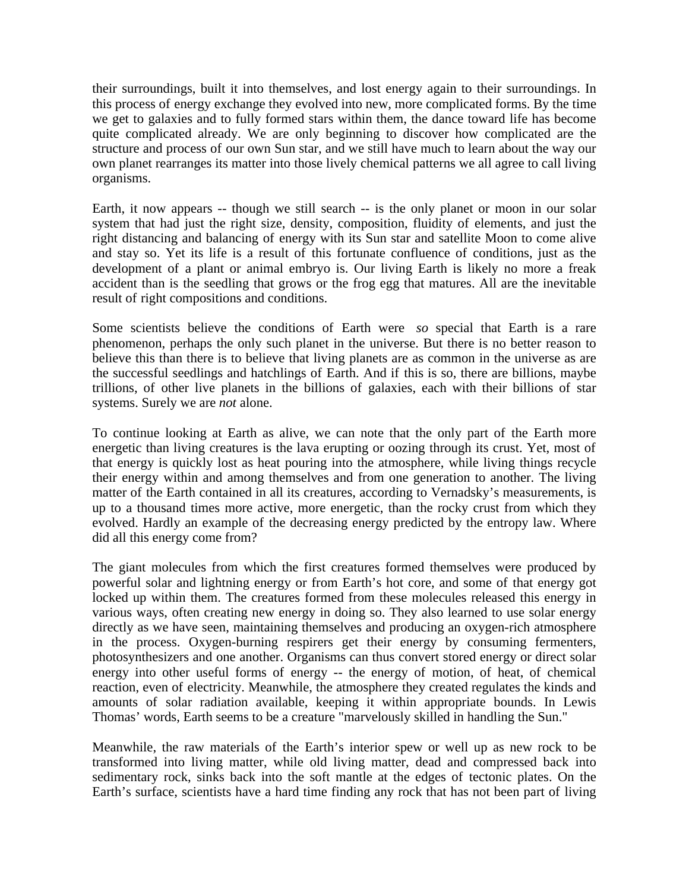their surroundings, built it into themselves, and lost energy again to their surroundings. In this process of energy exchange they evolved into new, more complicated forms. By the time we get to galaxies and to fully formed stars within them, the dance toward life has become quite complicated already. We are only beginning to discover how complicated are the structure and process of our own Sun star, and we still have much to learn about the way our own planet rearranges its matter into those lively chemical patterns we all agree to call living organisms.

Earth, it now appears -- though we still search -- is the only planet or moon in our solar system that had just the right size, density, composition, fluidity of elements, and just the right distancing and balancing of energy with its Sun star and satellite Moon to come alive and stay so. Yet its life is a result of this fortunate confluence of conditions, just as the development of a plant or animal embryo is. Our living Earth is likely no more a freak accident than is the seedling that grows or the frog egg that matures. All are the inevitable result of right compositions and conditions.

Some scientists believe the conditions of Earth were *so* special that Earth is a rare phenomenon, perhaps the only such planet in the universe. But there is no better reason to believe this than there is to believe that living planets are as common in the universe as are the successful seedlings and hatchlings of Earth. And if this is so, there are billions, maybe trillions, of other live planets in the billions of galaxies, each with their billions of star systems. Surely we are *not* alone.

To continue looking at Earth as alive, we can note that the only part of the Earth more energetic than living creatures is the lava erupting or oozing through its crust. Yet, most of that energy is quickly lost as heat pouring into the atmosphere, while living things recycle their energy within and among themselves and from one generation to another. The living matter of the Earth contained in all its creatures, according to Vernadsky's measurements, is up to a thousand times more active, more energetic, than the rocky crust from which they evolved. Hardly an example of the decreasing energy predicted by the entropy law. Where did all this energy come from?

The giant molecules from which the first creatures formed themselves were produced by powerful solar and lightning energy or from Earth's hot core, and some of that energy got locked up within them. The creatures formed from these molecules released this energy in various ways, often creating new energy in doing so. They also learned to use solar energy directly as we have seen, maintaining themselves and producing an oxygen-rich atmosphere in the process. Oxygen-burning respirers get their energy by consuming fermenters, photosynthesizers and one another. Organisms can thus convert stored energy or direct solar energy into other useful forms of energy -- the energy of motion, of heat, of chemical reaction, even of electricity. Meanwhile, the atmosphere they created regulates the kinds and amounts of solar radiation available, keeping it within appropriate bounds. In Lewis Thomas' words, Earth seems to be a creature "marvelously skilled in handling the Sun."

Meanwhile, the raw materials of the Earth's interior spew or well up as new rock to be transformed into living matter, while old living matter, dead and compressed back into sedimentary rock, sinks back into the soft mantle at the edges of tectonic plates. On the Earth's surface, scientists have a hard time finding any rock that has not been part of living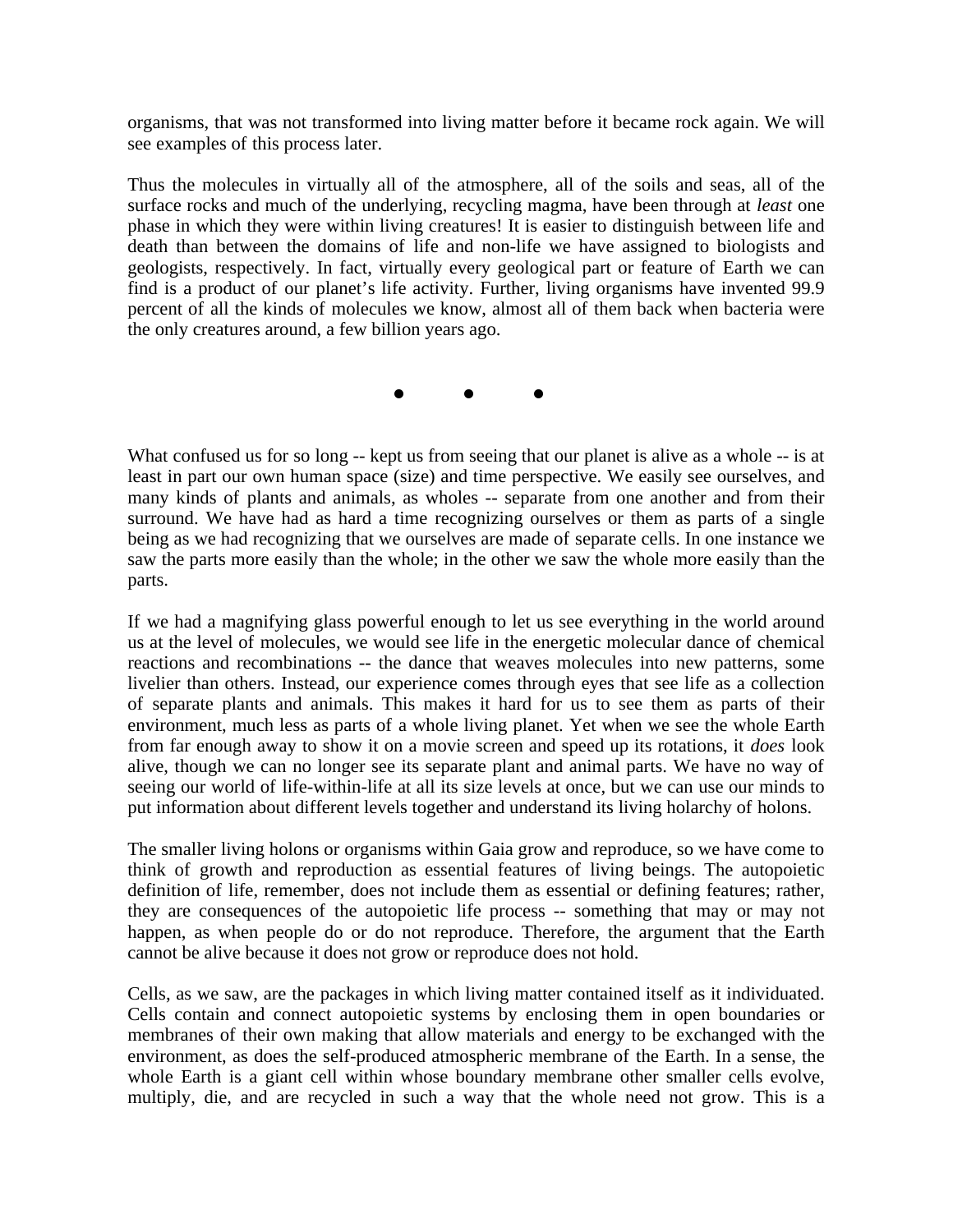organisms, that was not transformed into living matter before it became rock again. We will see examples of this process later.

Thus the molecules in virtually all of the atmosphere, all of the soils and seas, all of the surface rocks and much of the underlying, recycling magma, have been through at *least* one phase in which they were within living creatures! It is easier to distinguish between life and death than between the domains of life and non-life we have assigned to biologists and geologists, respectively. In fact, virtually every geological part or feature of Earth we can find is a product of our planet's life activity. Further, living organisms have invented 99.9 percent of all the kinds of molecules we know, almost all of them back when bacteria were the only creatures around, a few billion years ago.

● ● ●

What confused us for so long -- kept us from seeing that our planet is alive as a whole -- is at least in part our own human space (size) and time perspective. We easily see ourselves, and many kinds of plants and animals, as wholes -- separate from one another and from their surround. We have had as hard a time recognizing ourselves or them as parts of a single being as we had recognizing that we ourselves are made of separate cells. In one instance we saw the parts more easily than the whole; in the other we saw the whole more easily than the parts.

If we had a magnifying glass powerful enough to let us see everything in the world around us at the level of molecules, we would see life in the energetic molecular dance of chemical reactions and recombinations -- the dance that weaves molecules into new patterns, some livelier than others. Instead, our experience comes through eyes that see life as a collection of separate plants and animals. This makes it hard for us to see them as parts of their environment, much less as parts of a whole living planet. Yet when we see the whole Earth from far enough away to show it on a movie screen and speed up its rotations, it *does* look alive, though we can no longer see its separate plant and animal parts. We have no way of seeing our world of life-within-life at all its size levels at once, but we can use our minds to put information about different levels together and understand its living holarchy of holons.

The smaller living holons or organisms within Gaia grow and reproduce, so we have come to think of growth and reproduction as essential features of living beings. The autopoietic definition of life, remember, does not include them as essential or defining features; rather, they are consequences of the autopoietic life process -- something that may or may not happen, as when people do or do not reproduce. Therefore, the argument that the Earth cannot be alive because it does not grow or reproduce does not hold.

Cells, as we saw, are the packages in which living matter contained itself as it individuated. Cells contain and connect autopoietic systems by enclosing them in open boundaries or membranes of their own making that allow materials and energy to be exchanged with the environment, as does the self-produced atmospheric membrane of the Earth. In a sense, the whole Earth is a giant cell within whose boundary membrane other smaller cells evolve, multiply, die, and are recycled in such a way that the whole need not grow. This is a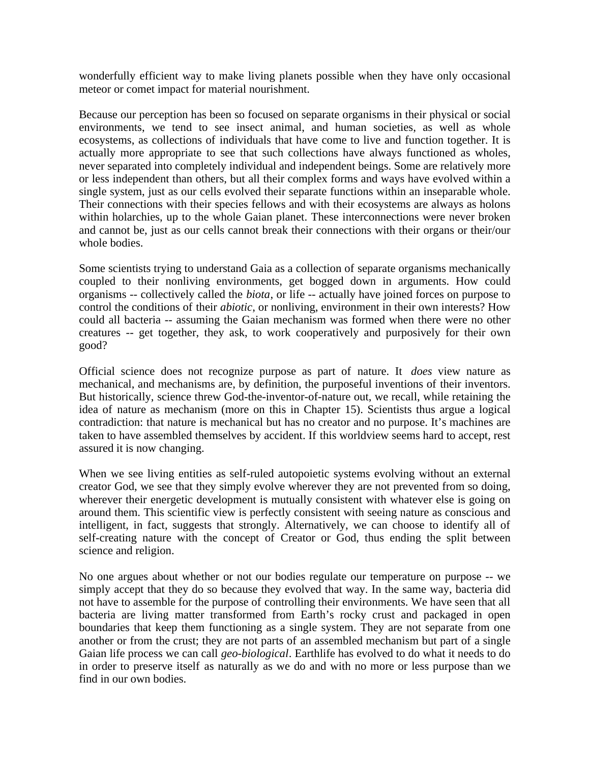wonderfully efficient way to make living planets possible when they have only occasional meteor or comet impact for material nourishment.

Because our perception has been so focused on separate organisms in their physical or social environments, we tend to see insect animal, and human societies, as well as whole ecosystems, as collections of individuals that have come to live and function together. It is actually more appropriate to see that such collections have always functioned as wholes, never separated into completely individual and independent beings. Some are relatively more or less independent than others, but all their complex forms and ways have evolved within a single system, just as our cells evolved their separate functions within an inseparable whole. Their connections with their species fellows and with their ecosystems are always as holons within holarchies, up to the whole Gaian planet. These interconnections were never broken and cannot be, just as our cells cannot break their connections with their organs or their/our whole bodies.

Some scientists trying to understand Gaia as a collection of separate organisms mechanically coupled to their nonliving environments, get bogged down in arguments. How could organisms -- collectively called the *biota*, or life -- actually have joined forces on purpose to control the conditions of their *abiotic*, or nonliving, environment in their own interests? How could all bacteria -- assuming the Gaian mechanism was formed when there were no other creatures -- get together, they ask, to work cooperatively and purposively for their own good?

Official science does not recognize purpose as part of nature. It *does* view nature as mechanical, and mechanisms are, by definition, the purposeful inventions of their inventors. But historically, science threw God-the-inventor-of-nature out, we recall, while retaining the idea of nature as mechanism (more on this in Chapter 15). Scientists thus argue a logical contradiction: that nature is mechanical but has no creator and no purpose. It's machines are taken to have assembled themselves by accident. If this worldview seems hard to accept, rest assured it is now changing.

When we see living entities as self-ruled autopoietic systems evolving without an external creator God, we see that they simply evolve wherever they are not prevented from so doing, wherever their energetic development is mutually consistent with whatever else is going on around them. This scientific view is perfectly consistent with seeing nature as conscious and intelligent, in fact, suggests that strongly. Alternatively, we can choose to identify all of self-creating nature with the concept of Creator or God, thus ending the split between science and religion.

No one argues about whether or not our bodies regulate our temperature on purpose -- we simply accept that they do so because they evolved that way. In the same way, bacteria did not have to assemble for the purpose of controlling their environments. We have seen that all bacteria are living matter transformed from Earth's rocky crust and packaged in open boundaries that keep them functioning as a single system. They are not separate from one another or from the crust; they are not parts of an assembled mechanism but part of a single Gaian life process we can call *geo-biological*. Earthlife has evolved to do what it needs to do in order to preserve itself as naturally as we do and with no more or less purpose than we find in our own bodies.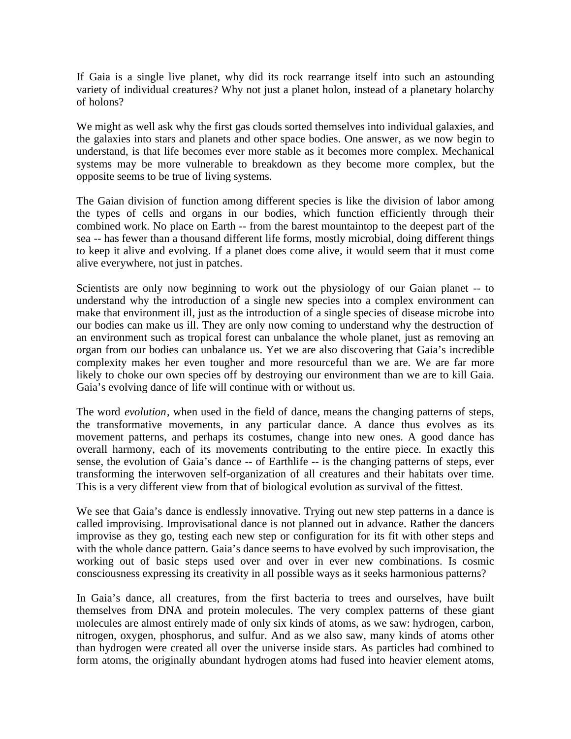If Gaia is a single live planet, why did its rock rearrange itself into such an astounding variety of individual creatures? Why not just a planet holon, instead of a planetary holarchy of holons?

We might as well ask why the first gas clouds sorted themselves into individual galaxies, and the galaxies into stars and planets and other space bodies. One answer, as we now begin to understand, is that life becomes ever more stable as it becomes more complex. Mechanical systems may be more vulnerable to breakdown as they become more complex, but the opposite seems to be true of living systems.

The Gaian division of function among different species is like the division of labor among the types of cells and organs in our bodies, which function efficiently through their combined work. No place on Earth -- from the barest mountaintop to the deepest part of the sea -- has fewer than a thousand different life forms, mostly microbial, doing different things to keep it alive and evolving. If a planet does come alive, it would seem that it must come alive everywhere, not just in patches.

Scientists are only now beginning to work out the physiology of our Gaian planet -- to understand why the introduction of a single new species into a complex environment can make that environment ill, just as the introduction of a single species of disease microbe into our bodies can make us ill. They are only now coming to understand why the destruction of an environment such as tropical forest can unbalance the whole planet, just as removing an organ from our bodies can unbalance us. Yet we are also discovering that Gaia's incredible complexity makes her even tougher and more resourceful than we are. We are far more likely to choke our own species off by destroying our environment than we are to kill Gaia. Gaia's evolving dance of life will continue with or without us.

The word *evolution*, when used in the field of dance, means the changing patterns of steps, the transformative movements, in any particular dance. A dance thus evolves as its movement patterns, and perhaps its costumes, change into new ones. A good dance has overall harmony, each of its movements contributing to the entire piece. In exactly this sense, the evolution of Gaia's dance -- of Earthlife -- is the changing patterns of steps, ever transforming the interwoven self-organization of all creatures and their habitats over time. This is a very different view from that of biological evolution as survival of the fittest.

We see that Gaia's dance is endlessly innovative. Trying out new step patterns in a dance is called improvising. Improvisational dance is not planned out in advance. Rather the dancers improvise as they go, testing each new step or configuration for its fit with other steps and with the whole dance pattern. Gaia's dance seems to have evolved by such improvisation, the working out of basic steps used over and over in ever new combinations. Is cosmic consciousness expressing its creativity in all possible ways as it seeks harmonious patterns?

In Gaia's dance, all creatures, from the first bacteria to trees and ourselves, have built themselves from DNA and protein molecules. The very complex patterns of these giant molecules are almost entirely made of only six kinds of atoms, as we saw: hydrogen, carbon, nitrogen, oxygen, phosphorus, and sulfur. And as we also saw, many kinds of atoms other than hydrogen were created all over the universe inside stars. As particles had combined to form atoms, the originally abundant hydrogen atoms had fused into heavier element atoms,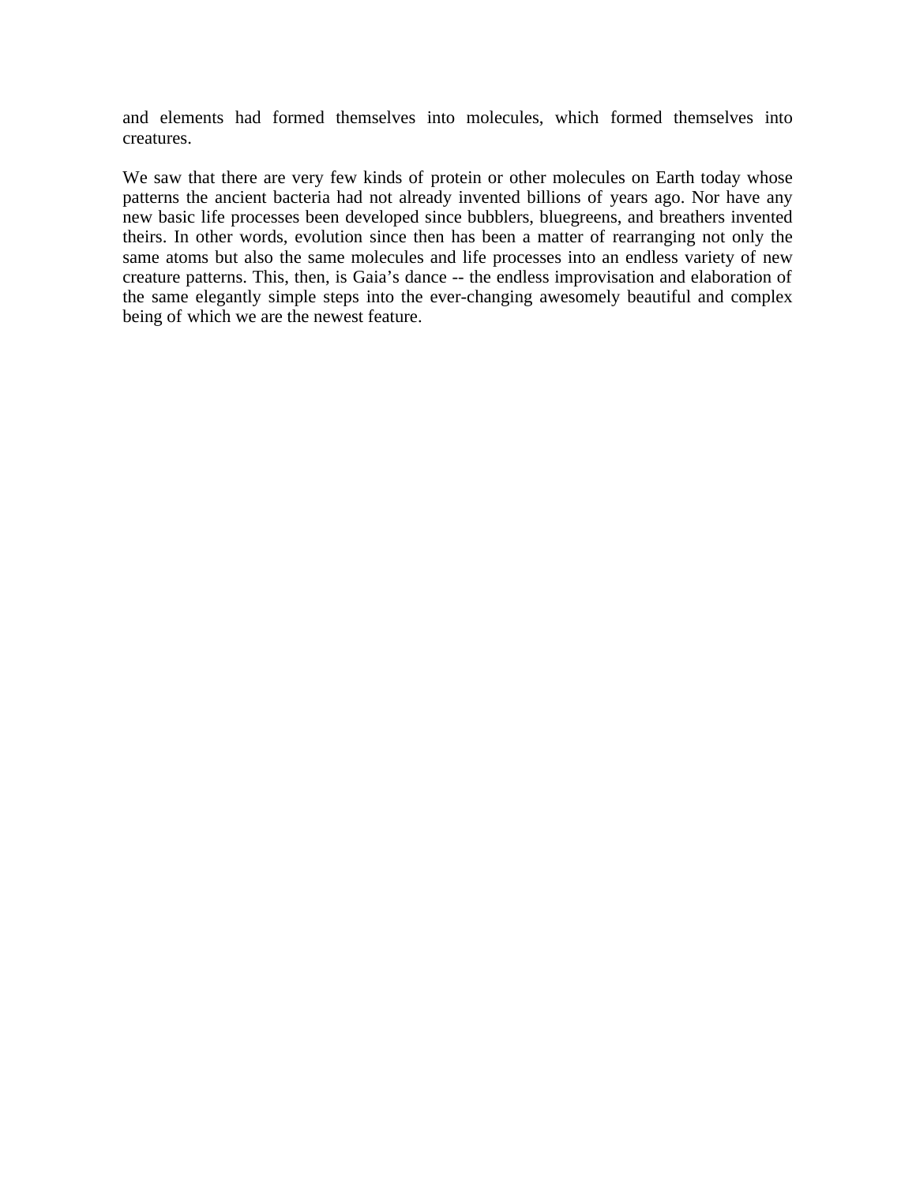and elements had formed themselves into molecules, which formed themselves into creatures.

We saw that there are very few kinds of protein or other molecules on Earth today whose patterns the ancient bacteria had not already invented billions of years ago. Nor have any new basic life processes been developed since bubblers, bluegreens, and breathers invented theirs. In other words, evolution since then has been a matter of rearranging not only the same atoms but also the same molecules and life processes into an endless variety of new creature patterns. This, then, is Gaia's dance -- the endless improvisation and elaboration of the same elegantly simple steps into the ever-changing awesomely beautiful and complex being of which we are the newest feature.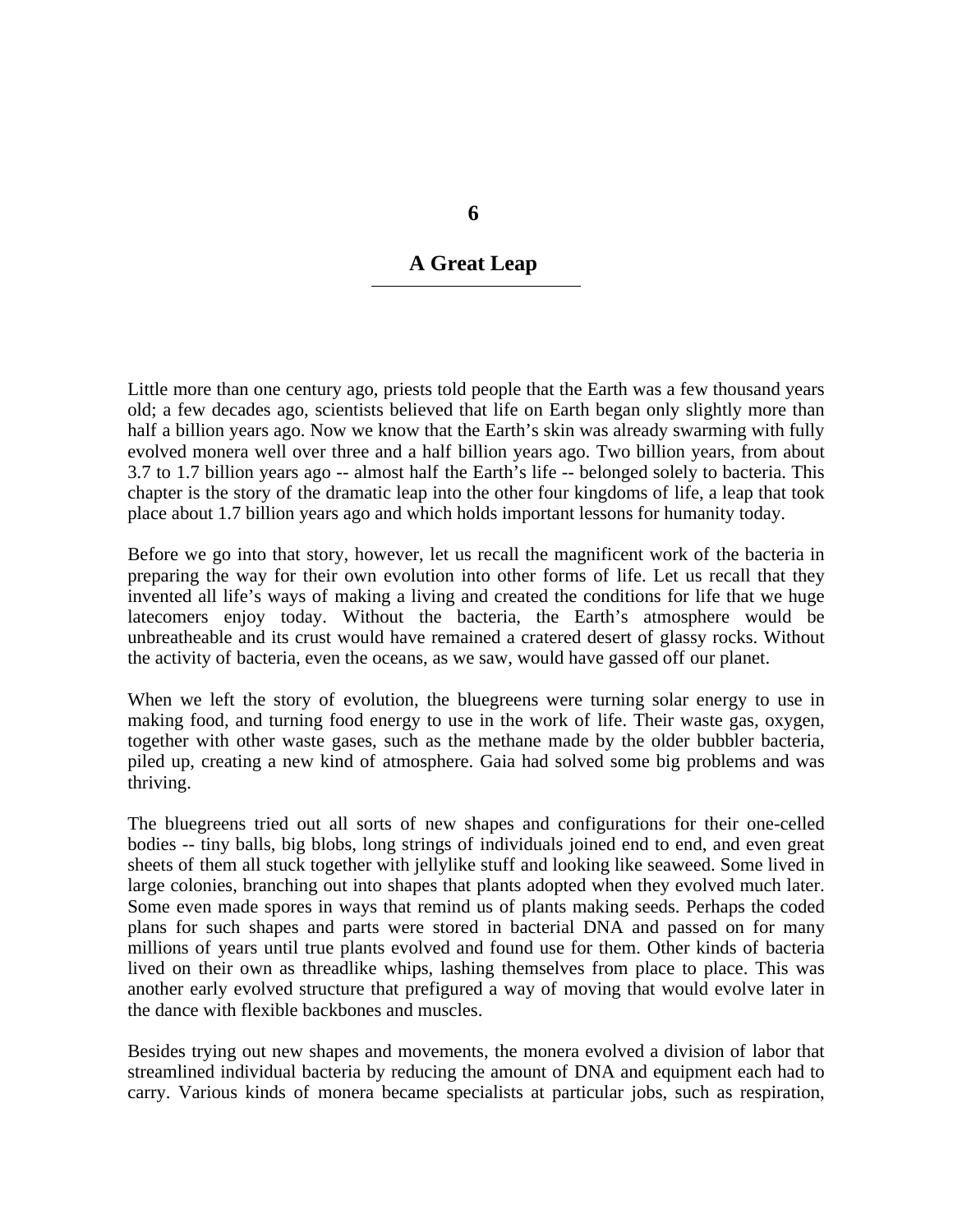# 6

# A Great Leap

Little more than one century ago, priests told people that the Earth was a few thousand years old; a few decades ago, scientists believed that life on Earth began only slightly more than half a billion years ago. Now we know that the Earth's skin was already swarming with fully evolved monera well over three and a half billion years ago. Two billion years, from about 3.7 to 1.7 billion years ago -- almost half the Earth's life -- belonged solely to bacteria. This chapter is the story of the dramatic leap into the other four kingdoms of life, a leap that took place about 1.7 billion years ago and which holds important lessons for humanity today.

Before we go into that story, however, let us recall the magnificent work of the bacteria in preparing the way for their own evolution into other forms of life. Let us recall that they invented all life's ways of making a living and created the conditions for life that we huge latecomers enjoy today. Without the bacteria, the Earth's atmosphere would be unbreatheable and its crust would have remained a cratered desert of glassy rocks. Without the activity of bacteria, even the oceans, as we saw, would have gassed off our planet.

When we left the story of evolution, the bluegreens were turning solar energy to use in making food, and turning food energy to use in the work of life. Their waste gas, oxygen, together with other waste gases, such as the methane made by the older bubbler bacteria, piled up, creating a new kind of atmosphere. Gaia had solved some big problems and was thriving.

The bluegreens tried out all sorts of new shapes and configurations for their one-celled bodies -- tiny balls, big blobs, long strings of individuals joined end to end, and even great sheets of them all stuck together with jellylike stuff and looking like seaweed. Some lived in large colonies, branching out into shapes that plants adopted when they evolved much later. Some even made spores in ways that remind us of plants making seeds. Perhaps the coded plans for such shapes and parts were stored in bacterial DNA and passed on for many millions of years until true plants evolved and found use for them. Other kinds of bacteria lived on their own as threadlike whips, lashing themselves from place to place. This was another early evolved structure that prefigured a way of moving that would evolve later in the dance with flexible backbones and muscles.

Besides trying out new shapes and movements, the monera evolved a division of labor that streamlined individual bacteria by reducing the amount of DNA and equipment each had to carry. Various kinds of monera became specialists at particular jobs, such as respiration,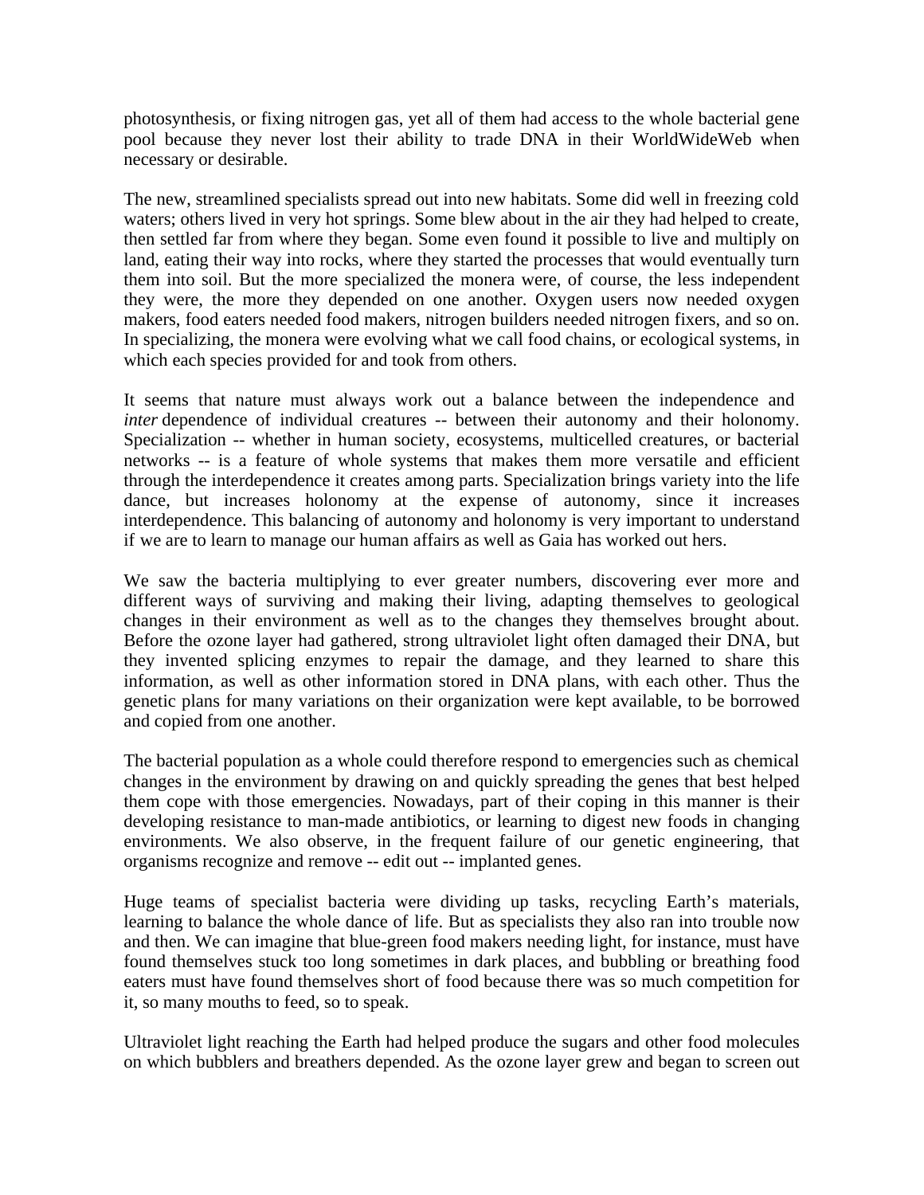photosynthesis, or fixing nitrogen gas, yet all of them had access to the whole bacterial gene pool because they never lost their ability to trade DNA in their WorldWideWeb when necessary or desirable.

The new, streamlined specialists spread out into new habitats. Some did well in freezing cold waters; others lived in very hot springs. Some blew about in the air they had helped to create, then settled far from where they began. Some even found it possible to live and multiply on land, eating their way into rocks, where they started the processes that would eventually turn them into soil. But the more specialized the monera were, of course, the less independent they were, the more they depended on one another. Oxygen users now needed oxygen makers, food eaters needed food makers, nitrogen builders needed nitrogen fixers, and so on. In specializing, the monera were evolving what we call food chains, or ecological systems, in which each species provided for and took from others.

It seems that nature must always work out a balance between the independence and *inter* dependence of individual creatures -- between their autonomy and their holonomy. Specialization -- whether in human society, ecosystems, multicelled creatures, or bacterial networks -- is a feature of whole systems that makes them more versatile and efficient through the interdependence it creates among parts. Specialization brings variety into the life dance, but increases holonomy at the expense of autonomy, since it increases interdependence. This balancing of autonomy and holonomy is very important to understand if we are to learn to manage our human affairs as well as Gaia has worked out hers.

We saw the bacteria multiplying to ever greater numbers, discovering ever more and different ways of surviving and making their living, adapting themselves to geological changes in their environment as well as to the changes they themselves brought about. Before the ozone layer had gathered, strong ultraviolet light often damaged their DNA, but they invented splicing enzymes to repair the damage, and they learned to share this information, as well as other information stored in DNA plans, with each other. Thus the genetic plans for many variations on their organization were kept available, to be borrowed and copied from one another.

The bacterial population as a whole could therefore respond to emergencies such as chemical changes in the environment by drawing on and quickly spreading the genes that best helped them cope with those emergencies. Nowadays, part of their coping in this manner is their developing resistance to man-made antibiotics, or learning to digest new foods in changing environments. We also observe, in the frequent failure of our genetic engineering, that organisms recognize and remove -- edit out -- implanted genes.

Huge teams of specialist bacteria were dividing up tasks, recycling Earth's materials, learning to balance the whole dance of life. But as specialists they also ran into trouble now and then. We can imagine that blue-green food makers needing light, for instance, must have found themselves stuck too long sometimes in dark places, and bubbling or breathing food eaters must have found themselves short of food because there was so much competition for it, so many mouths to feed, so to speak.

Ultraviolet light reaching the Earth had helped produce the sugars and other food molecules on which bubblers and breathers depended. As the ozone layer grew and began to screen out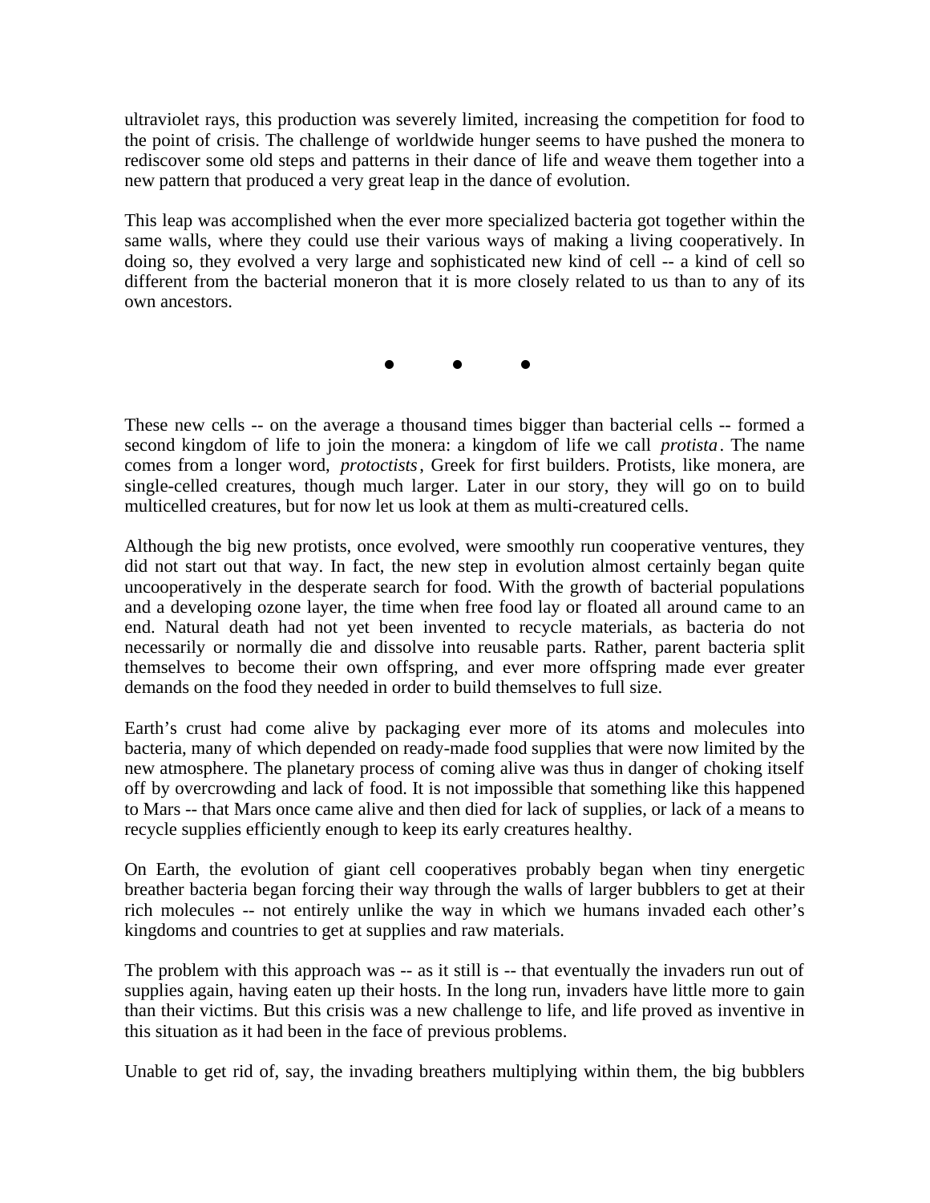ultraviolet rays, this production was severely limited, increasing the competition for food to the point of crisis. The challenge of worldwide hunger seems to have pushed the monera to rediscover some old steps and patterns in their dance of life and weave them together into a new pattern that produced a very great leap in the dance of evolution.

This leap was accomplished when the ever more specialized bacteria got together within the same walls, where they could use their various ways of making a living cooperatively. In doing so, they evolved a very large and sophisticated new kind of cell -- a kind of cell so different from the bacterial moneron that it is more closely related to us than to any of its own ancestors.

● ● ●

These new cells -- on the average a thousand times bigger than bacterial cells -- formed a second kingdom of life to join the monera: a kingdom of life we call *protista*. The name comes from a longer word, *protoctists*, Greek for first builders. Protists, like monera, are single-celled creatures, though much larger. Later in our story, they will go on to build multicelled creatures, but for now let us look at them as multi-creatured cells.

Although the big new protists, once evolved, were smoothly run cooperative ventures, they did not start out that way. In fact, the new step in evolution almost certainly began quite uncooperatively in the desperate search for food. With the growth of bacterial populations and a developing ozone layer, the time when free food lay or floated all around came to an end. Natural death had not yet been invented to recycle materials, as bacteria do not necessarily or normally die and dissolve into reusable parts. Rather, parent bacteria split themselves to become their own offspring, and ever more offspring made ever greater demands on the food they needed in order to build themselves to full size.

Earth's crust had come alive by packaging ever more of its atoms and molecules into bacteria, many of which depended on ready-made food supplies that were now limited by the new atmosphere. The planetary process of coming alive was thus in danger of choking itself off by overcrowding and lack of food. It is not impossible that something like this happened to Mars -- that Mars once came alive and then died for lack of supplies, or lack of a means to recycle supplies efficiently enough to keep its early creatures healthy.

On Earth, the evolution of giant cell cooperatives probably began when tiny energetic breather bacteria began forcing their way through the walls of larger bubblers to get at their rich molecules -- not entirely unlike the way in which we humans invaded each other's kingdoms and countries to get at supplies and raw materials.

The problem with this approach was -- as it still is -- that eventually the invaders run out of supplies again, having eaten up their hosts. In the long run, invaders have little more to gain than their victims. But this crisis was a new challenge to life, and life proved as inventive in this situation as it had been in the face of previous problems.

Unable to get rid of, say, the invading breathers multiplying within them, the big bubblers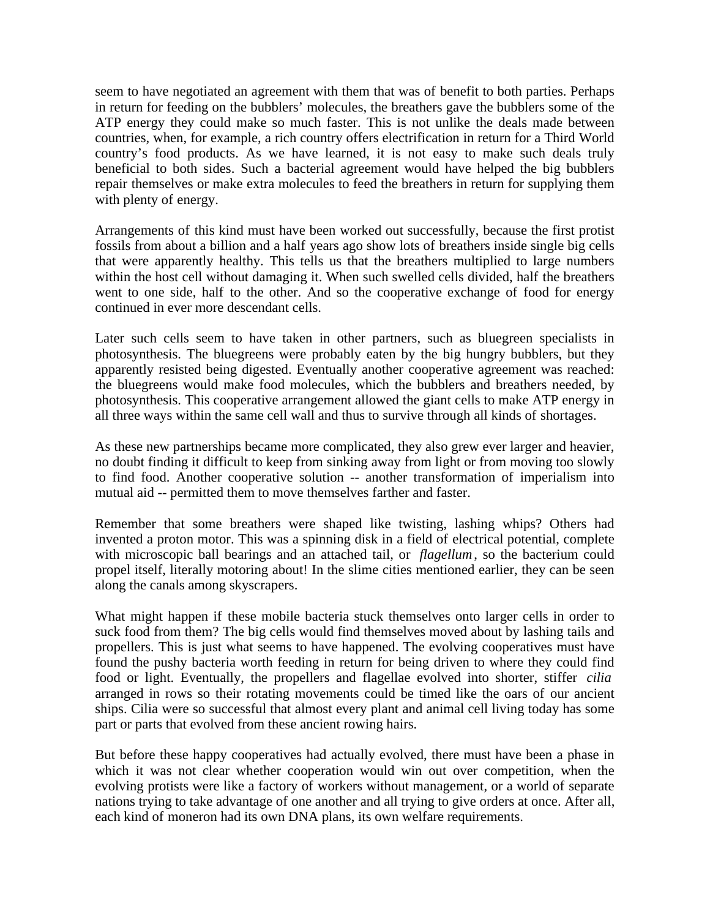seem to have negotiated an agreement with them that was of benefit to both parties. Perhaps in return for feeding on the bubblers' molecules, the breathers gave the bubblers some of the ATP energy they could make so much faster. This is not unlike the deals made between countries, when, for example, a rich country offers electrification in return for a Third World country's food products. As we have learned, it is not easy to make such deals truly beneficial to both sides. Such a bacterial agreement would have helped the big bubblers repair themselves or make extra molecules to feed the breathers in return for supplying them with plenty of energy.

Arrangements of this kind must have been worked out successfully, because the first protist fossils from about a billion and a half years ago show lots of breathers inside single big cells that were apparently healthy. This tells us that the breathers multiplied to large numbers within the host cell without damaging it. When such swelled cells divided, half the breathers went to one side, half to the other. And so the cooperative exchange of food for energy continued in ever more descendant cells.

Later such cells seem to have taken in other partners, such as bluegreen specialists in photosynthesis. The bluegreens were probably eaten by the big hungry bubblers, but they apparently resisted being digested. Eventually another cooperative agreement was reached: the bluegreens would make food molecules, which the bubblers and breathers needed, by photosynthesis. This cooperative arrangement allowed the giant cells to make ATP energy in all three ways within the same cell wall and thus to survive through all kinds of shortages.

As these new partnerships became more complicated, they also grew ever larger and heavier, no doubt finding it difficult to keep from sinking away from light or from moving too slowly to find food. Another cooperative solution -- another transformation of imperialism into mutual aid -- permitted them to move themselves farther and faster.

Remember that some breathers were shaped like twisting, lashing whips? Others had invented a proton motor. This was a spinning disk in a field of electrical potential, complete with microscopic ball bearings and an attached tail, or *flagellum*, so the bacterium could propel itself, literally motoring about! In the slime cities mentioned earlier, they can be seen along the canals among skyscrapers.

What might happen if these mobile bacteria stuck themselves onto larger cells in order to suck food from them? The big cells would find themselves moved about by lashing tails and propellers. This is just what seems to have happened. The evolving cooperatives must have found the pushy bacteria worth feeding in return for being driven to where they could find food or light. Eventually, the propellers and flagellae evolved into shorter, stiffer *cilia* arranged in rows so their rotating movements could be timed like the oars of our ancient ships. Cilia were so successful that almost every plant and animal cell living today has some part or parts that evolved from these ancient rowing hairs.

But before these happy cooperatives had actually evolved, there must have been a phase in which it was not clear whether cooperation would win out over competition, when the evolving protists were like a factory of workers without management, or a world of separate nations trying to take advantage of one another and all trying to give orders at once. After all, each kind of moneron had its own DNA plans, its own welfare requirements.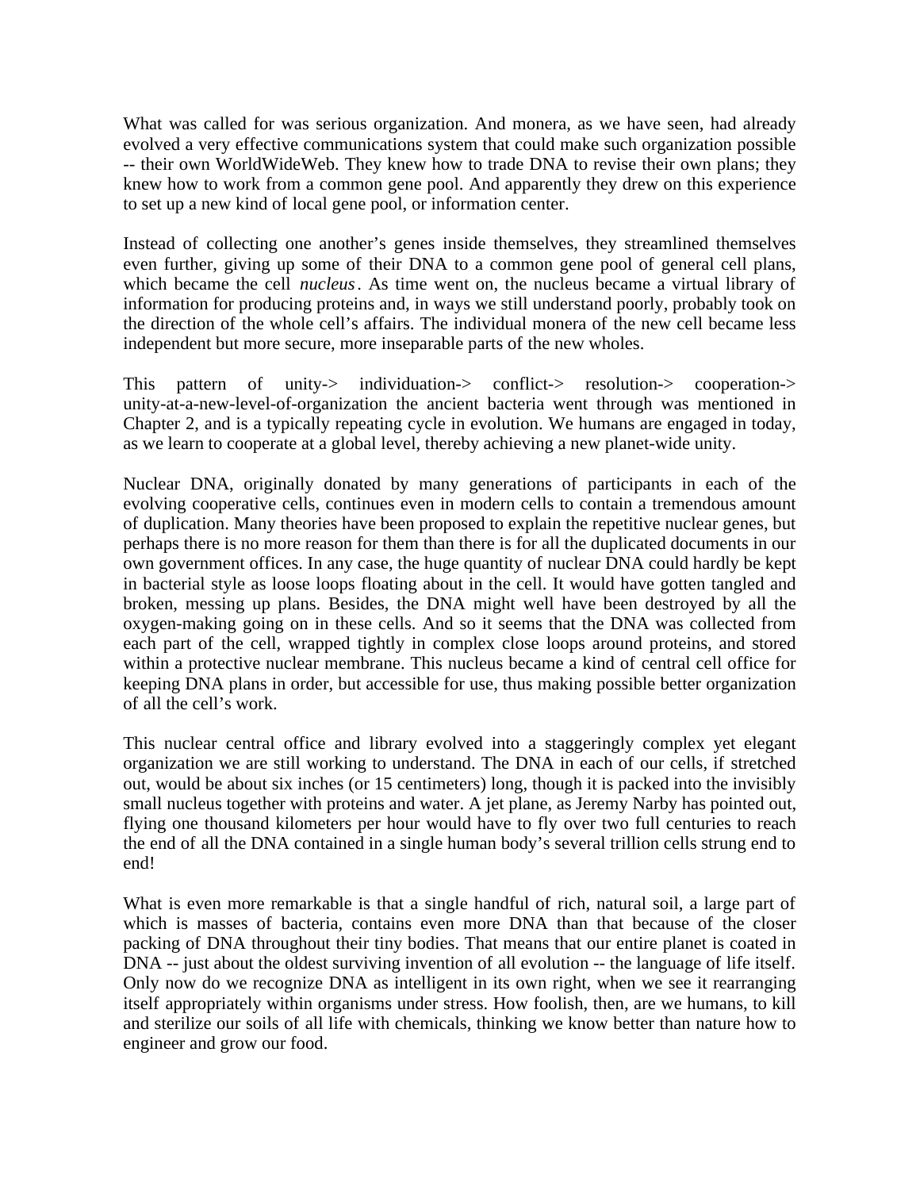What was called for was serious organization. And monera, as we have seen, had already evolved a very effective communications system that could make such organization possible -- their own WorldWideWeb. They knew how to trade DNA to revise their own plans; they knew how to work from a common gene pool. And apparently they drew on this experience to set up a new kind of local gene pool, or information center.

Instead of collecting one another's genes inside themselves, they streamlined themselves even further, giving up some of their DNA to a common gene pool of general cell plans, which became the cell *nucleus*. As time went on, the nucleus became a virtual library of information for producing proteins and, in ways we still understand poorly, probably took on the direction of the whole cell's affairs. The individual monera of the new cell became less independent but more secure, more inseparable parts of the new wholes.

This pattern of unity-> individuation-> conflict-> resolution-> cooperation-> unity-at-a-new-level-of-organization the ancient bacteria went through was mentioned in Chapter 2, and is a typically repeating cycle in evolution. We humans are engaged in today, as we learn to cooperate at a global level, thereby achieving a new planet-wide unity.

Nuclear DNA, originally donated by many generations of participants in each of the evolving cooperative cells, continues even in modern cells to contain a tremendous amount of duplication. Many theories have been proposed to explain the repetitive nuclear genes, but perhaps there is no more reason for them than there is for all the duplicated documents in our own government offices. In any case, the huge quantity of nuclear DNA could hardly be kept in bacterial style as loose loops floating about in the cell. It would have gotten tangled and broken, messing up plans. Besides, the DNA might well have been destroyed by all the oxygen-making going on in these cells. And so it seems that the DNA was collected from each part of the cell, wrapped tightly in complex close loops around proteins, and stored within a protective nuclear membrane. This nucleus became a kind of central cell office for keeping DNA plans in order, but accessible for use, thus making possible better organization of all the cell's work.

This nuclear central office and library evolved into a staggeringly complex yet elegant organization we are still working to understand. The DNA in each of our cells, if stretched out, would be about six inches (or 15 centimeters) long, though it is packed into the invisibly small nucleus together with proteins and water. A jet plane, as Jeremy Narby has pointed out, flying one thousand kilometers per hour would have to fly over two full centuries to reach the end of all the DNA contained in a single human body's several trillion cells strung end to end!

What is even more remarkable is that a single handful of rich, natural soil, a large part of which is masses of bacteria, contains even more DNA than that because of the closer packing of DNA throughout their tiny bodies. That means that our entire planet is coated in DNA -- just about the oldest surviving invention of all evolution -- the language of life itself. Only now do we recognize DNA as intelligent in its own right, when we see it rearranging itself appropriately within organisms under stress. How foolish, then, are we humans, to kill and sterilize our soils of all life with chemicals, thinking we know better than nature how to engineer and grow our food.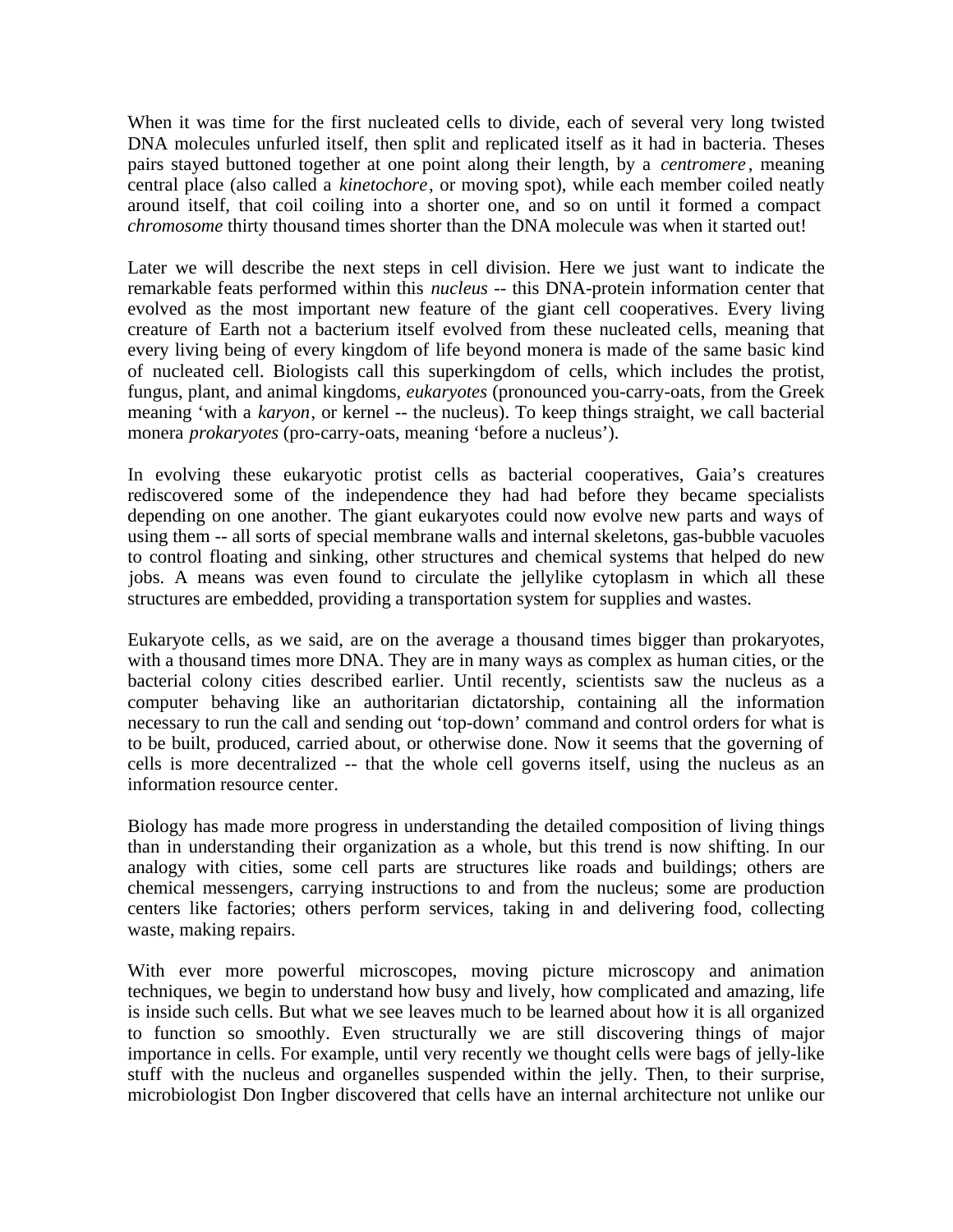When it was time for the first nucleated cells to divide, each of several very long twisted DNA molecules unfurled itself, then split and replicated itself as it had in bacteria. Theses pairs stayed buttoned together at one point along their length, by a *centromere*, meaning central place (also called a *kinetochore*, or moving spot), while each member coiled neatly around itself, that coil coiling into a shorter one, and so on until it formed a compact *chromosome* thirty thousand times shorter than the DNA molecule was when it started out!

Later we will describe the next steps in cell division. Here we just want to indicate the remarkable feats performed within this *nucleus* -- this DNA-protein information center that evolved as the most important new feature of the giant cell cooperatives. Every living creature of Earth not a bacterium itself evolved from these nucleated cells, meaning that every living being of every kingdom of life beyond monera is made of the same basic kind of nucleated cell. Biologists call this superkingdom of cells, which includes the protist, fungus, plant, and animal kingdoms, *eukaryotes* (pronounced you-carry-oats, from the Greek meaning 'with a *karyon*, or kernel -- the nucleus). To keep things straight, we call bacterial monera *prokaryotes* (pro-carry-oats, meaning 'before a nucleus').

In evolving these eukaryotic protist cells as bacterial cooperatives, Gaia's creatures rediscovered some of the independence they had had before they became specialists depending on one another. The giant eukaryotes could now evolve new parts and ways of using them -- all sorts of special membrane walls and internal skeletons, gas-bubble vacuoles to control floating and sinking, other structures and chemical systems that helped do new jobs. A means was even found to circulate the jellylike cytoplasm in which all these structures are embedded, providing a transportation system for supplies and wastes.

Eukaryote cells, as we said, are on the average a thousand times bigger than prokaryotes, with a thousand times more DNA. They are in many ways as complex as human cities, or the bacterial colony cities described earlier. Until recently, scientists saw the nucleus as a computer behaving like an authoritarian dictatorship, containing all the information necessary to run the call and sending out 'top-down' command and control orders for what is to be built, produced, carried about, or otherwise done. Now it seems that the governing of cells is more decentralized -- that the whole cell governs itself, using the nucleus as an information resource center.

Biology has made more progress in understanding the detailed composition of living things than in understanding their organization as a whole, but this trend is now shifting. In our analogy with cities, some cell parts are structures like roads and buildings; others are chemical messengers, carrying instructions to and from the nucleus; some are production centers like factories; others perform services, taking in and delivering food, collecting waste, making repairs.

With ever more powerful microscopes, moving picture microscopy and animation techniques, we begin to understand how busy and lively, how complicated and amazing, life is inside such cells. But what we see leaves much to be learned about how it is all organized to function so smoothly. Even structurally we are still discovering things of major importance in cells. For example, until very recently we thought cells were bags of jelly-like stuff with the nucleus and organelles suspended within the jelly. Then, to their surprise, microbiologist Don Ingber discovered that cells have an internal architecture not unlike our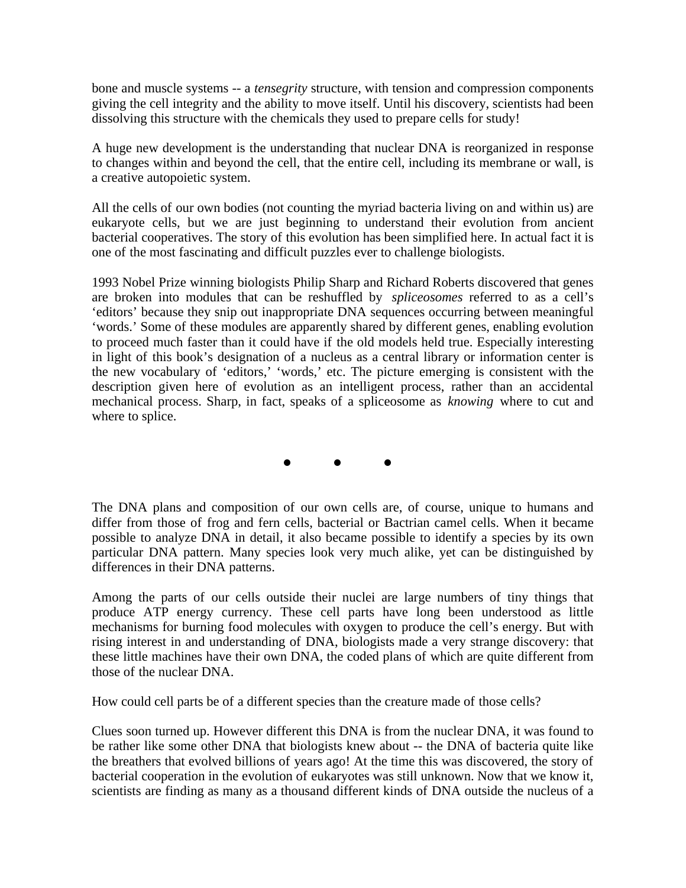bone and muscle systems -- a *tensegrity* structure, with tension and compression components giving the cell integrity and the ability to move itself. Until his discovery, scientists had been dissolving this structure with the chemicals they used to prepare cells for study!

A huge new development is the understanding that nuclear DNA is reorganized in response to changes within and beyond the cell, that the entire cell, including its membrane or wall, is a creative autopoietic system.

All the cells of our own bodies (not counting the myriad bacteria living on and within us) are eukaryote cells, but we are just beginning to understand their evolution from ancient bacterial cooperatives. The story of this evolution has been simplified here. In actual fact it is one of the most fascinating and difficult puzzles ever to challenge biologists.

1993 Nobel Prize winning biologists Philip Sharp and Richard Roberts discovered that genes are broken into modules that can be reshuffled by *spliceosomes* referred to as a cell's 'editors' because they snip out inappropriate DNA sequences occurring between meaningful 'words.' Some of these modules are apparently shared by different genes, enabling evolution to proceed much faster than it could have if the old models held true. Especially interesting in light of this book's designation of a nucleus as a central library or information center is the new vocabulary of 'editors,' 'words,' etc. The picture emerging is consistent with the description given here of evolution as an intelligent process, rather than an accidental mechanical process. Sharp, in fact, speaks of a spliceosome as *knowing* where to cut and where to splice.

● ● ●

The DNA plans and composition of our own cells are, of course, unique to humans and differ from those of frog and fern cells, bacterial or Bactrian camel cells. When it became possible to analyze DNA in detail, it also became possible to identify a species by its own particular DNA pattern. Many species look very much alike, yet can be distinguished by differences in their DNA patterns.

Among the parts of our cells outside their nuclei are large numbers of tiny things that produce ATP energy currency. These cell parts have long been understood as little mechanisms for burning food molecules with oxygen to produce the cell's energy. But with rising interest in and understanding of DNA, biologists made a very strange discovery: that these little machines have their own DNA, the coded plans of which are quite different from those of the nuclear DNA.

How could cell parts be of a different species than the creature made of those cells?

Clues soon turned up. However different this DNA is from the nuclear DNA, it was found to be rather like some other DNA that biologists knew about -- the DNA of bacteria quite like the breathers that evolved billions of years ago! At the time this was discovered, the story of bacterial cooperation in the evolution of eukaryotes was still unknown. Now that we know it, scientists are finding as many as a thousand different kinds of DNA outside the nucleus of a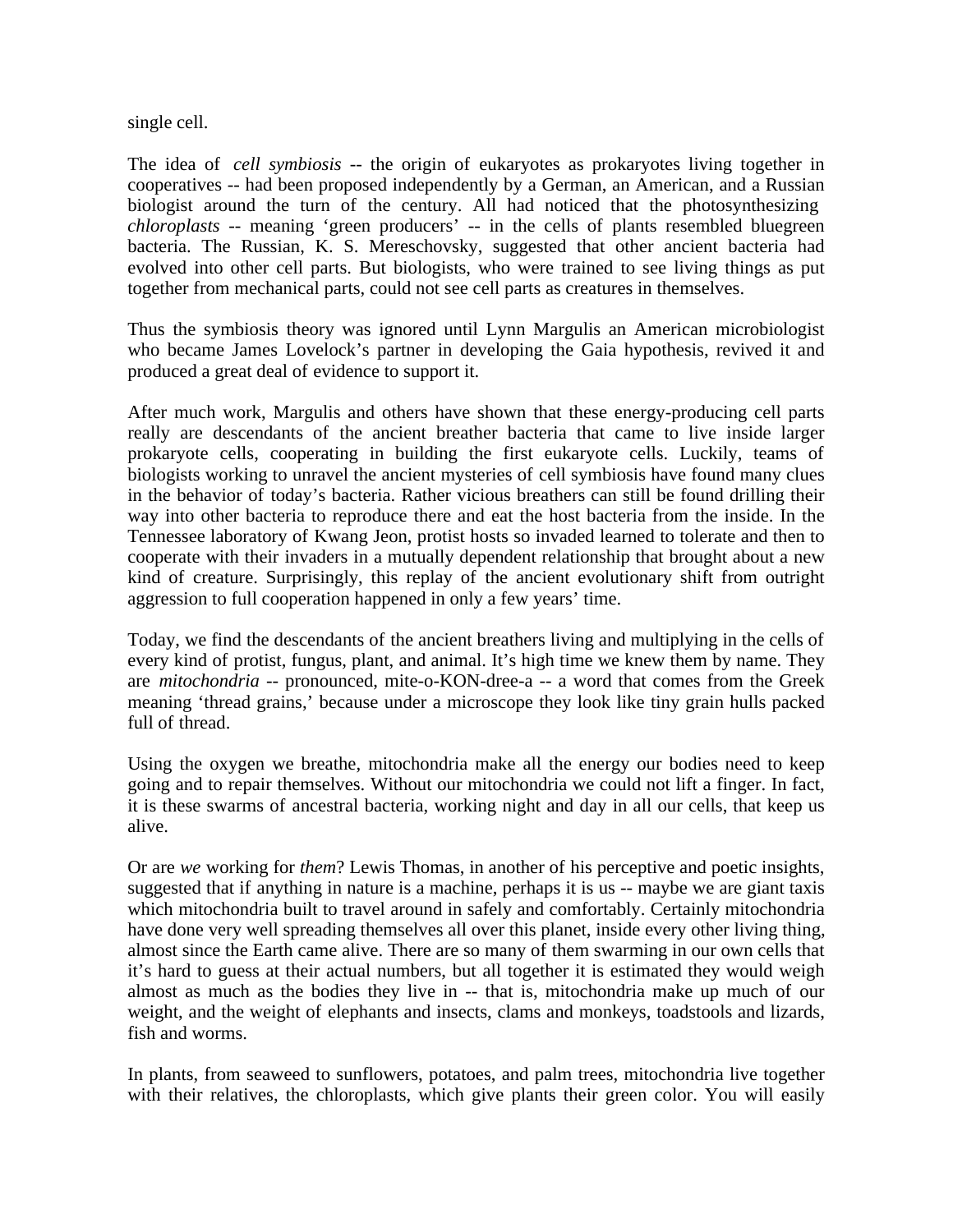single cell.

The idea of *cell symbiosis* -- the origin of eukaryotes as prokaryotes living together in cooperatives -- had been proposed independently by a German, an American, and a Russian biologist around the turn of the century. All had noticed that the photosynthesizing *chloroplasts* -- meaning 'green producers' -- in the cells of plants resembled bluegreen bacteria. The Russian, K. S. Mereschovsky, suggested that other ancient bacteria had evolved into other cell parts. But biologists, who were trained to see living things as put together from mechanical parts, could not see cell parts as creatures in themselves.

Thus the symbiosis theory was ignored until Lynn Margulis an American microbiologist who became James Lovelock's partner in developing the Gaia hypothesis, revived it and produced a great deal of evidence to support it.

After much work, Margulis and others have shown that these energy-producing cell parts really are descendants of the ancient breather bacteria that came to live inside larger prokaryote cells, cooperating in building the first eukaryote cells. Luckily, teams of biologists working to unravel the ancient mysteries of cell symbiosis have found many clues in the behavior of today's bacteria. Rather vicious breathers can still be found drilling their way into other bacteria to reproduce there and eat the host bacteria from the inside. In the Tennessee laboratory of Kwang Jeon, protist hosts so invaded learned to tolerate and then to cooperate with their invaders in a mutually dependent relationship that brought about a new kind of creature. Surprisingly, this replay of the ancient evolutionary shift from outright aggression to full cooperation happened in only a few years' time.

Today, we find the descendants of the ancient breathers living and multiplying in the cells of every kind of protist, fungus, plant, and animal. It's high time we knew them by name. They are *mitochondria* -- pronounced, mite-o-KON-dree-a -- a word that comes from the Greek meaning 'thread grains,' because under a microscope they look like tiny grain hulls packed full of thread.

Using the oxygen we breathe, mitochondria make all the energy our bodies need to keep going and to repair themselves. Without our mitochondria we could not lift a finger. In fact, it is these swarms of ancestral bacteria, working night and day in all our cells, that keep us alive.

Or are *we* working for *them*? Lewis Thomas, in another of his perceptive and poetic insights, suggested that if anything in nature is a machine, perhaps it is us -- maybe we are giant taxis which mitochondria built to travel around in safely and comfortably. Certainly mitochondria have done very well spreading themselves all over this planet, inside every other living thing, almost since the Earth came alive. There are so many of them swarming in our own cells that it's hard to guess at their actual numbers, but all together it is estimated they would weigh almost as much as the bodies they live in -- that is, mitochondria make up much of our weight, and the weight of elephants and insects, clams and monkeys, toadstools and lizards, fish and worms.

In plants, from seaweed to sunflowers, potatoes, and palm trees, mitochondria live together with their relatives, the chloroplasts, which give plants their green color. You will easily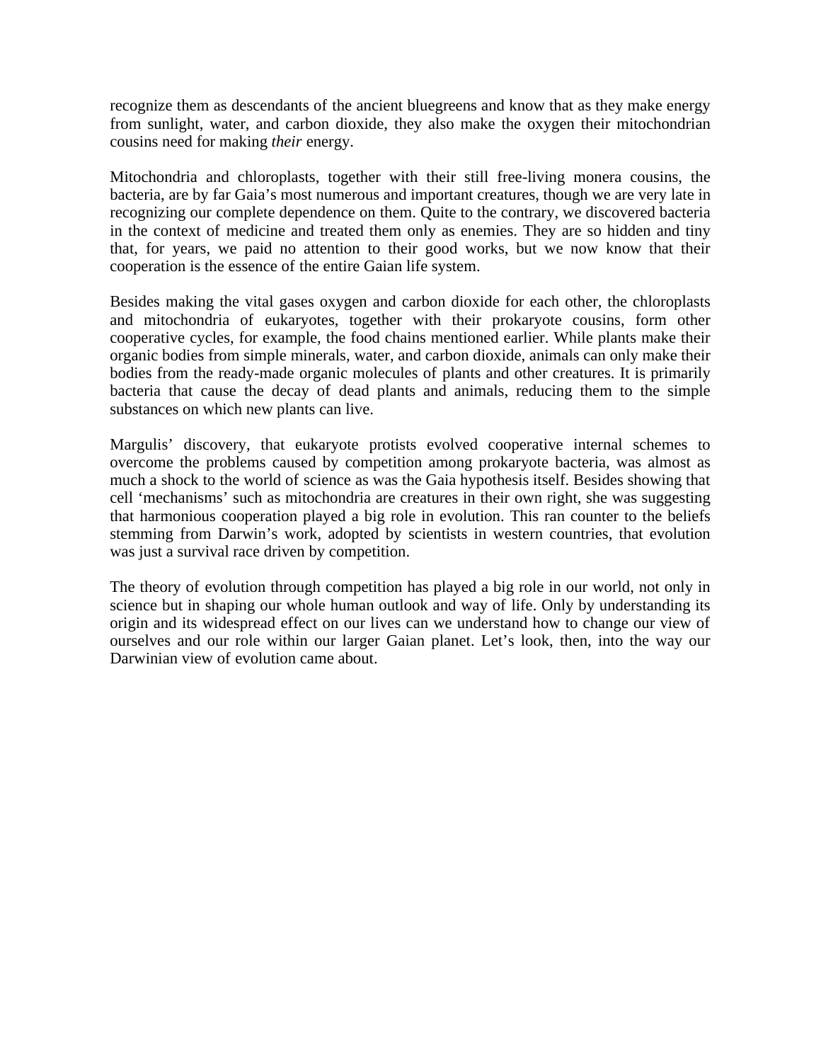recognize them as descendants of the ancient bluegreens and know that as they make energy from sunlight, water, and carbon dioxide, they also make the oxygen their mitochondrian cousins need for making *their* energy.

Mitochondria and chloroplasts, together with their still free-living monera cousins, the bacteria, are by far Gaia's most numerous and important creatures, though we are very late in recognizing our complete dependence on them. Quite to the contrary, we discovered bacteria in the context of medicine and treated them only as enemies. They are so hidden and tiny that, for years, we paid no attention to their good works, but we now know that their cooperation is the essence of the entire Gaian life system.

Besides making the vital gases oxygen and carbon dioxide for each other, the chloroplasts and mitochondria of eukaryotes, together with their prokaryote cousins, form other cooperative cycles, for example, the food chains mentioned earlier. While plants make their organic bodies from simple minerals, water, and carbon dioxide, animals can only make their bodies from the ready-made organic molecules of plants and other creatures. It is primarily bacteria that cause the decay of dead plants and animals, reducing them to the simple substances on which new plants can live.

Margulis' discovery, that eukaryote protists evolved cooperative internal schemes to overcome the problems caused by competition among prokaryote bacteria, was almost as much a shock to the world of science as was the Gaia hypothesis itself. Besides showing that cell 'mechanisms' such as mitochondria are creatures in their own right, she was suggesting that harmonious cooperation played a big role in evolution. This ran counter to the beliefs stemming from Darwin's work, adopted by scientists in western countries, that evolution was just a survival race driven by competition.

The theory of evolution through competition has played a big role in our world, not only in science but in shaping our whole human outlook and way of life. Only by understanding its origin and its widespread effect on our lives can we understand how to change our view of ourselves and our role within our larger Gaian planet. Let's look, then, into the way our Darwinian view of evolution came about.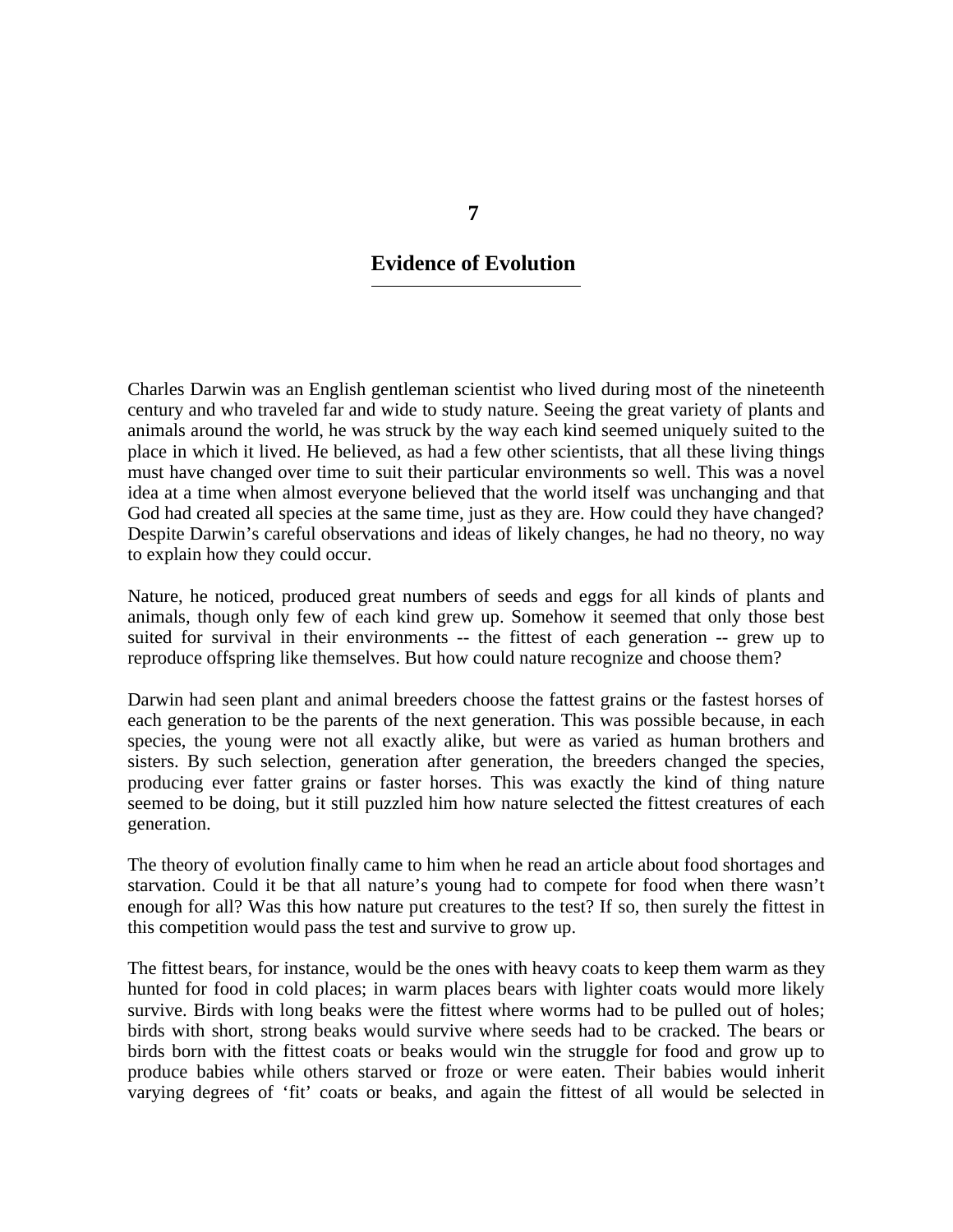# 7

## Evidence of Evolution

Charles Darwin was an English gentleman scientist who lived during most of the nineteenth century and who traveled far and wide to study nature. Seeing the great variety of plants and animals around the world, he was struck by the way each kind seemed uniquely suited to the place in which it lived. He believed, as had a few other scientists, that all these living things must have changed over time to suit their particular environments so well. This was a novel idea at a time when almost everyone believed that the world itself was unchanging and that God had created all species at the same time, just as they are. How could they have changed? Despite Darwin's careful observations and ideas of likely changes, he had no theory, no way to explain how they could occur.

Nature, he noticed, produced great numbers of seeds and eggs for all kinds of plants and animals, though only few of each kind grew up. Somehow it seemed that only those best suited for survival in their environments -- the fittest of each generation -- grew up to reproduce offspring like themselves. But how could nature recognize and choose them?

Darwin had seen plant and animal breeders choose the fattest grains or the fastest horses of each generation to be the parents of the next generation. This was possible because, in each species, the young were not all exactly alike, but were as varied as human brothers and sisters. By such selection, generation after generation, the breeders changed the species, producing ever fatter grains or faster horses. This was exactly the kind of thing nature seemed to be doing, but it still puzzled him how nature selected the fittest creatures of each generation.

The theory of evolution finally came to him when he read an article about food shortages and starvation. Could it be that all nature's young had to compete for food when there wasn't enough for all? Was this how nature put creatures to the test? If so, then surely the fittest in this competition would pass the test and survive to grow up.

The fittest bears, for instance, would be the ones with heavy coats to keep them warm as they hunted for food in cold places; in warm places bears with lighter coats would more likely survive. Birds with long beaks were the fittest where worms had to be pulled out of holes; birds with short, strong beaks would survive where seeds had to be cracked. The bears or birds born with the fittest coats or beaks would win the struggle for food and grow up to produce babies while others starved or froze or were eaten. Their babies would inherit varying degrees of 'fit' coats or beaks, and again the fittest of all would be selected in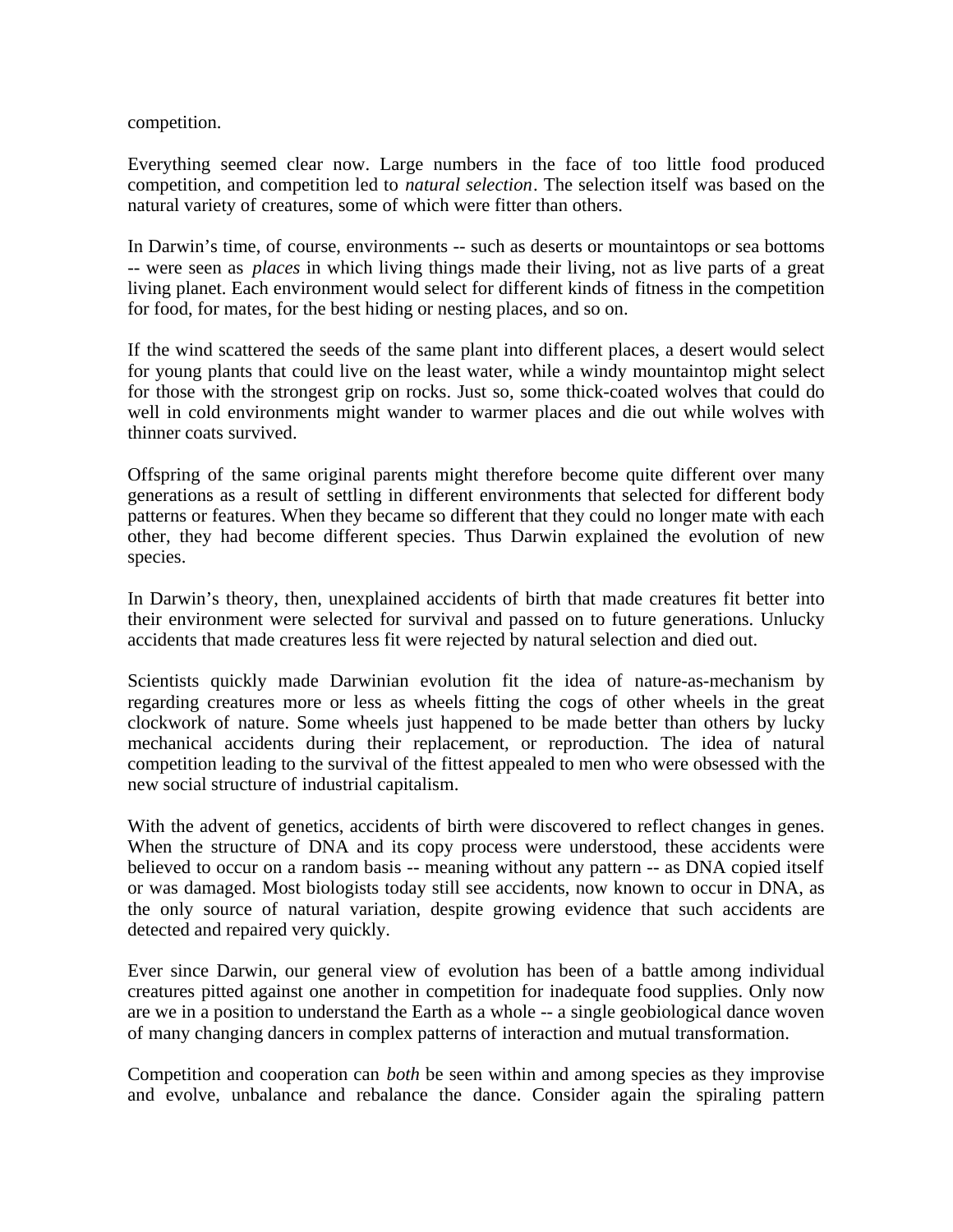competition.

Everything seemed clear now. Large numbers in the face of too little food produced competition, and competition led to *natural selection*. The selection itself was based on the natural variety of creatures, some of which were fitter than others.

In Darwin's time, of course, environments -- such as deserts or mountaintops or sea bottoms -- were seen as *places* in which living things made their living, not as live parts of a great living planet. Each environment would select for different kinds of fitness in the competition for food, for mates, for the best hiding or nesting places, and so on.

If the wind scattered the seeds of the same plant into different places, a desert would select for young plants that could live on the least water, while a windy mountaintop might select for those with the strongest grip on rocks. Just so, some thick-coated wolves that could do well in cold environments might wander to warmer places and die out while wolves with thinner coats survived.

Offspring of the same original parents might therefore become quite different over many generations as a result of settling in different environments that selected for different body patterns or features. When they became so different that they could no longer mate with each other, they had become different species. Thus Darwin explained the evolution of new species.

In Darwin's theory, then, unexplained accidents of birth that made creatures fit better into their environment were selected for survival and passed on to future generations. Unlucky accidents that made creatures less fit were rejected by natural selection and died out.

Scientists quickly made Darwinian evolution fit the idea of nature-as-mechanism by regarding creatures more or less as wheels fitting the cogs of other wheels in the great clockwork of nature. Some wheels just happened to be made better than others by lucky mechanical accidents during their replacement, or reproduction. The idea of natural competition leading to the survival of the fittest appealed to men who were obsessed with the new social structure of industrial capitalism.

With the advent of genetics, accidents of birth were discovered to reflect changes in genes. When the structure of DNA and its copy process were understood, these accidents were believed to occur on a random basis -- meaning without any pattern -- as DNA copied itself or was damaged. Most biologists today still see accidents, now known to occur in DNA, as the only source of natural variation, despite growing evidence that such accidents are detected and repaired very quickly.

Ever since Darwin, our general view of evolution has been of a battle among individual creatures pitted against one another in competition for inadequate food supplies. Only now are we in a position to understand the Earth as a whole -- a single geobiological dance woven of many changing dancers in complex patterns of interaction and mutual transformation.

Competition and cooperation can *both* be seen within and among species as they improvise and evolve, unbalance and rebalance the dance. Consider again the spiraling pattern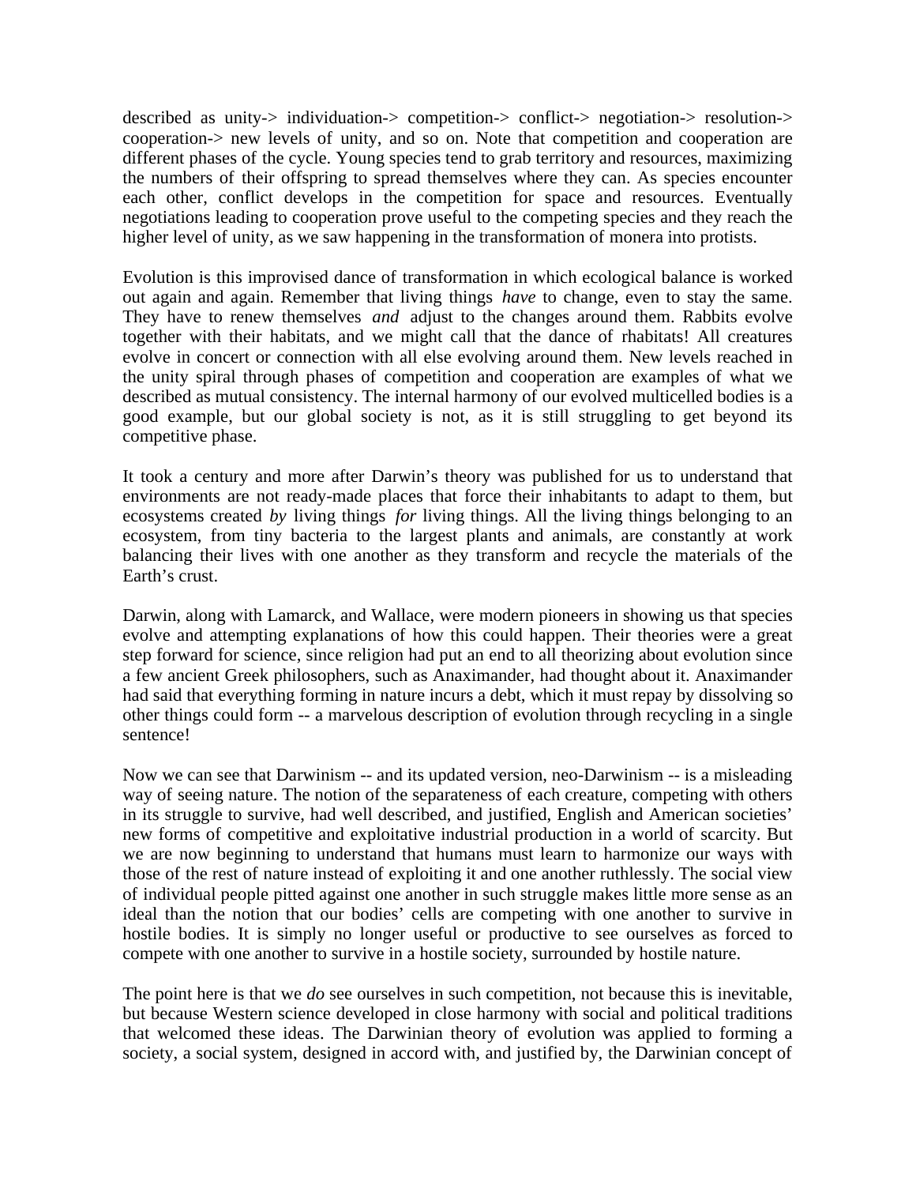described as unity-> individuation-> competition-> conflict-> negotiation-> resolution-> cooperation-> new levels of unity, and so on. Note that competition and cooperation are different phases of the cycle. Young species tend to grab territory and resources, maximizing the numbers of their offspring to spread themselves where they can. As species encounter each other, conflict develops in the competition for space and resources. Eventually negotiations leading to cooperation prove useful to the competing species and they reach the higher level of unity, as we saw happening in the transformation of monera into protists.

Evolution is this improvised dance of transformation in which ecological balance is worked out again and again. Remember that living things *have* to change, even to stay the same. They have to renew themselves *and* adjust to the changes around them. Rabbits evolve together with their habitats, and we might call that the dance of rhabitats! All creatures evolve in concert or connection with all else evolving around them. New levels reached in the unity spiral through phases of competition and cooperation are examples of what we described as mutual consistency. The internal harmony of our evolved multicelled bodies is a good example, but our global society is not, as it is still struggling to get beyond its competitive phase.

It took a century and more after Darwin's theory was published for us to understand that environments are not ready-made places that force their inhabitants to adapt to them, but ecosystems created *by* living things *for* living things. All the living things belonging to an ecosystem, from tiny bacteria to the largest plants and animals, are constantly at work balancing their lives with one another as they transform and recycle the materials of the Earth's crust.

Darwin, along with Lamarck, and Wallace, were modern pioneers in showing us that species evolve and attempting explanations of how this could happen. Their theories were a great step forward for science, since religion had put an end to all theorizing about evolution since a few ancient Greek philosophers, such as Anaximander, had thought about it. Anaximander had said that everything forming in nature incurs a debt, which it must repay by dissolving so other things could form -- a marvelous description of evolution through recycling in a single sentence!

Now we can see that Darwinism -- and its updated version, neo-Darwinism -- is a misleading way of seeing nature. The notion of the separateness of each creature, competing with others in its struggle to survive, had well described, and justified, English and American societies' new forms of competitive and exploitative industrial production in a world of scarcity. But we are now beginning to understand that humans must learn to harmonize our ways with those of the rest of nature instead of exploiting it and one another ruthlessly. The social view of individual people pitted against one another in such struggle makes little more sense as an ideal than the notion that our bodies' cells are competing with one another to survive in hostile bodies. It is simply no longer useful or productive to see ourselves as forced to compete with one another to survive in a hostile society, surrounded by hostile nature.

The point here is that we *do* see ourselves in such competition, not because this is inevitable, but because Western science developed in close harmony with social and political traditions that welcomed these ideas. The Darwinian theory of evolution was applied to forming a society, a social system, designed in accord with, and justified by, the Darwinian concept of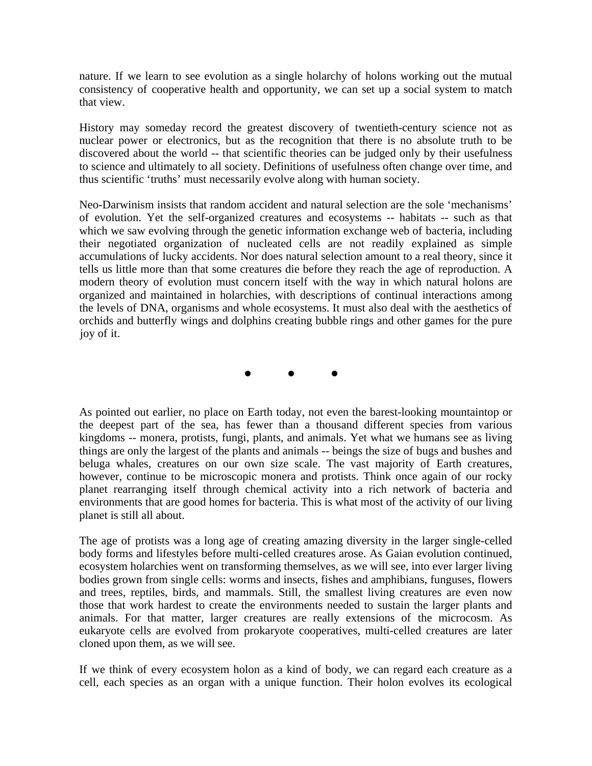nature. If we learn to see evolution as a single holarchy of holons working out the mutual consistency of cooperative health and opportunity, we can set up a social system to match that view.

History may someday record the greatest discovery of twentieth-century science not as nuclear power or electronics, but as the recognition that there is no absolute truth to be discovered about the world -- that scientific theories can be judged only by their usefulness to science and ultimately to all society. Definitions of usefulness often change over time, and thus scientific 'truths' must necessarily evolve along with human society.

Neo-Darwinism insists that random accident and natural selection are the sole 'mechanisms' of evolution. Yet the self-organized creatures and ecosystems -- habitats -- such as that which we saw evolving through the genetic information exchange web of bacteria, including their negotiated organization of nucleated cells are not readily explained as simple accumulations of lucky accidents. Nor does natural selection amount to a real theory, since it tells us little more than that some creatures die before they reach the age of reproduction. A modern theory of evolution must concern itself with the way in which natural holons are organized and maintained in holarchies, with descriptions of continual interactions among the levels of DNA, organisms and whole ecosystems. It must also deal with the aesthetics of orchids and butterfly wings and dolphins creating bubble rings and other games for the pure joy of it.

• • •

As pointed out earlier, no place on Earth today, not even the barest-looking mountaintop or the deepest part of the sea, has fewer than a thousand different species from various kingdoms -- monera, protists, fungi, plants, and animals. Yet what we humans see as living things are only the largest of the plants and animals -- beings the size of bugs and bushes and beluga whales, creatures on our own size scale. The vast majority of Earth creatures, however, continue to be microscopic monera and protists. Think once again of our rocky planet rearranging itself through chemical activity into a rich network of bacteria and environments that are good homes for bacteria. This is what most of the activity of our living planet is still all about.

The age of protists was a long age of creating amazing diversity in the larger single-celled body forms and lifestyles before multi-celled creatures arose. As Gaian evolution continued, ecosystem holarchies went on transforming themselves, as we will see, into ever larger living bodies grown from single cells: worms and insects, fishes and amphibians, funguses, flowers and trees, reptiles, birds, and mammals. Still, the smallest living creatures are even now those that work hardest to create the environments needed to sustain the larger plants and animals. For that matter, larger creatures are really extensions of the microcosm. As eukaryote cells are evolved from prokaryote cooperatives, multi-celled creatures are later cloned upon them, as we will see.

If we think of every ecosystem holon as a kind of body, we can regard each creature as a cell, each species as an organ with a unique function. Their holon evolves its ecological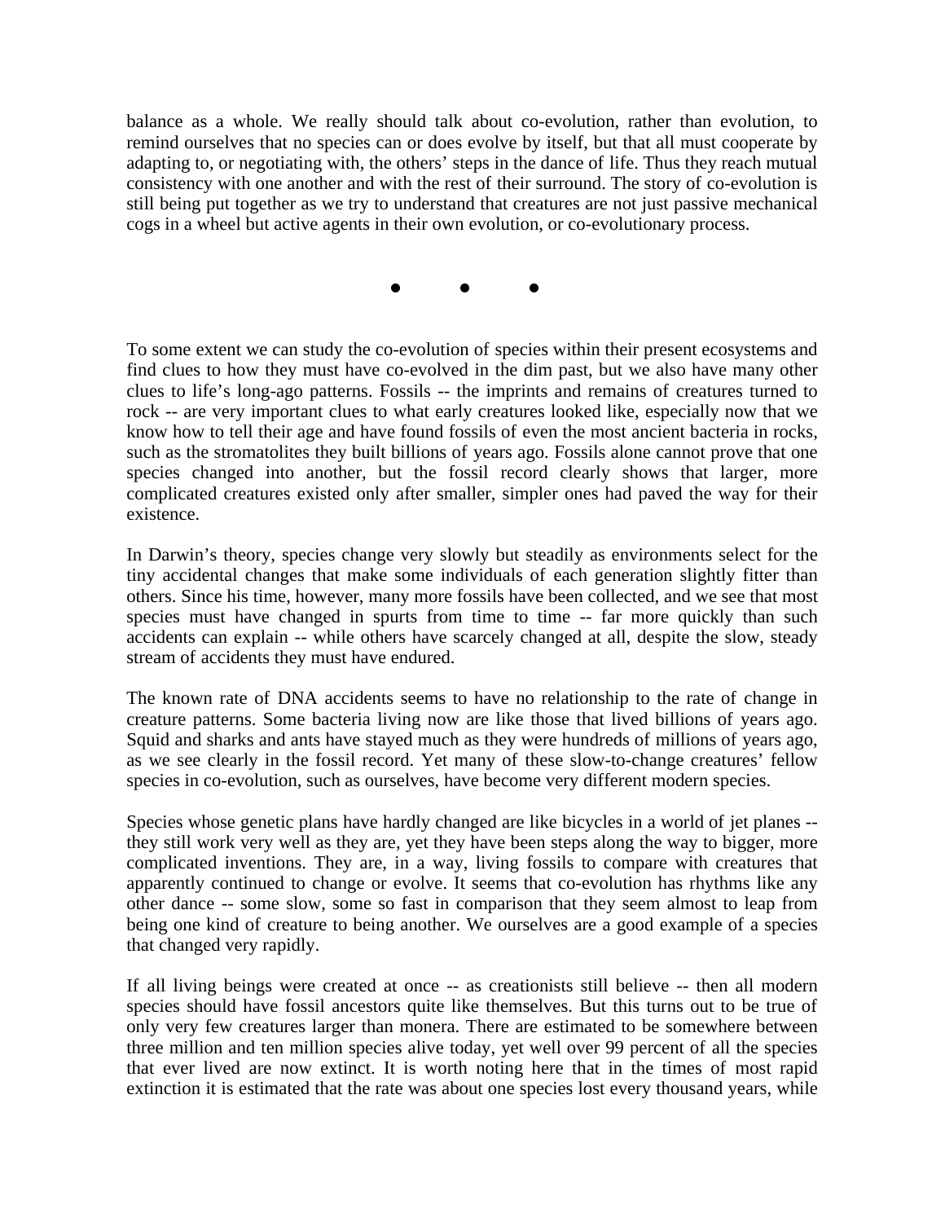balance as a whole. We really should talk about co-evolution, rather than evolution, to remind ourselves that no species can or does evolve by itself, but that all must cooperate by adapting to, or negotiating with, the others' steps in the dance of life. Thus they reach mutual consistency with one another and with the rest of their surround. The story of co-evolution is still being put together as we try to understand that creatures are not just passive mechanical cogs in a wheel but active agents in their own evolution, or co-evolutionary process.

● ● ●

To some extent we can study the co-evolution of species within their present ecosystems and find clues to how they must have co-evolved in the dim past, but we also have many other clues to life's long-ago patterns. Fossils -- the imprints and remains of creatures turned to rock -- are very important clues to what early creatures looked like, especially now that we know how to tell their age and have found fossils of even the most ancient bacteria in rocks, such as the stromatolites they built billions of years ago. Fossils alone cannot prove that one species changed into another, but the fossil record clearly shows that larger, more complicated creatures existed only after smaller, simpler ones had paved the way for their existence.

In Darwin's theory, species change very slowly but steadily as environments select for the tiny accidental changes that make some individuals of each generation slightly fitter than others. Since his time, however, many more fossils have been collected, and we see that most species must have changed in spurts from time to time -- far more quickly than such accidents can explain -- while others have scarcely changed at all, despite the slow, steady stream of accidents they must have endured.

The known rate of DNA accidents seems to have no relationship to the rate of change in creature patterns. Some bacteria living now are like those that lived billions of years ago. Squid and sharks and ants have stayed much as they were hundreds of millions of years ago, as we see clearly in the fossil record. Yet many of these slow-to-change creatures' fellow species in co-evolution, such as ourselves, have become very different modern species.

Species whose genetic plans have hardly changed are like bicycles in a world of jet planes -- they still work very well as they are, yet they have been steps along the way to bigger, more complicated inventions. They are, in a way, living fossils to compare with creatures that apparently continued to change or evolve. It seems that co-evolution has rhythms like any other dance -- some slow, some so fast in comparison that they seem almost to leap from being one kind of creature to being another. We ourselves are a good example of a species that changed very rapidly.

If all living beings were created at once -- as creationists still believe -- then all modern species should have fossil ancestors quite like themselves. But this turns out to be true of only very few creatures larger than monera. There are estimated to be somewhere between three million and ten million species alive today, yet well over 99 percent of all the species that ever lived are now extinct. It is worth noting here that in the times of most rapid extinction it is estimated that the rate was about one species lost every thousand years, while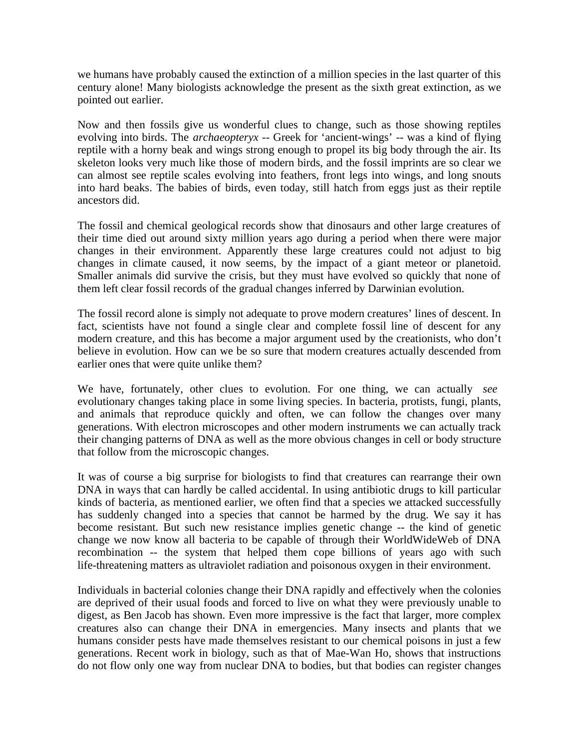we humans have probably caused the extinction of a million species in the last quarter of this century alone! Many biologists acknowledge the present as the sixth great extinction, as we pointed out earlier.

Now and then fossils give us wonderful clues to change, such as those showing reptiles evolving into birds. The *archaeopteryx* -- Greek for 'ancient-wings' -- was a kind of flying reptile with a horny beak and wings strong enough to propel its big body through the air. Its skeleton looks very much like those of modern birds, and the fossil imprints are so clear we can almost see reptile scales evolving into feathers, front legs into wings, and long snouts into hard beaks. The babies of birds, even today, still hatch from eggs just as their reptile ancestors did.

The fossil and chemical geological records show that dinosaurs and other large creatures of their time died out around sixty million years ago during a period when there were major changes in their environment. Apparently these large creatures could not adjust to big changes in climate caused, it now seems, by the impact of a giant meteor or planetoid. Smaller animals did survive the crisis, but they must have evolved so quickly that none of them left clear fossil records of the gradual changes inferred by Darwinian evolution.

The fossil record alone is simply not adequate to prove modern creatures' lines of descent. In fact, scientists have not found a single clear and complete fossil line of descent for any modern creature, and this has become a major argument used by the creationists, who don't believe in evolution. How can we be so sure that modern creatures actually descended from earlier ones that were quite unlike them?

We have, fortunately, other clues to evolution. For one thing, we can actually *see* evolutionary changes taking place in some living species. In bacteria, protists, fungi, plants, and animals that reproduce quickly and often, we can follow the changes over many generations. With electron microscopes and other modern instruments we can actually track their changing patterns of DNA as well as the more obvious changes in cell or body structure that follow from the microscopic changes.

It was of course a big surprise for biologists to find that creatures can rearrange their own DNA in ways that can hardly be called accidental. In using antibiotic drugs to kill particular kinds of bacteria, as mentioned earlier, we often find that a species we attacked successfully has suddenly changed into a species that cannot be harmed by the drug. We say it has become resistant. But such new resistance implies genetic change -- the kind of genetic change we now know all bacteria to be capable of through their WorldWideWeb of DNA recombination -- the system that helped them cope billions of years ago with such life-threatening matters as ultraviolet radiation and poisonous oxygen in their environment.

Individuals in bacterial colonies change their DNA rapidly and effectively when the colonies are deprived of their usual foods and forced to live on what they were previously unable to digest, as Ben Jacob has shown. Even more impressive is the fact that larger, more complex creatures also can change their DNA in emergencies. Many insects and plants that we humans consider pests have made themselves resistant to our chemical poisons in just a few generations. Recent work in biology, such as that of Mae-Wan Ho, shows that instructions do not flow only one way from nuclear DNA to bodies, but that bodies can register changes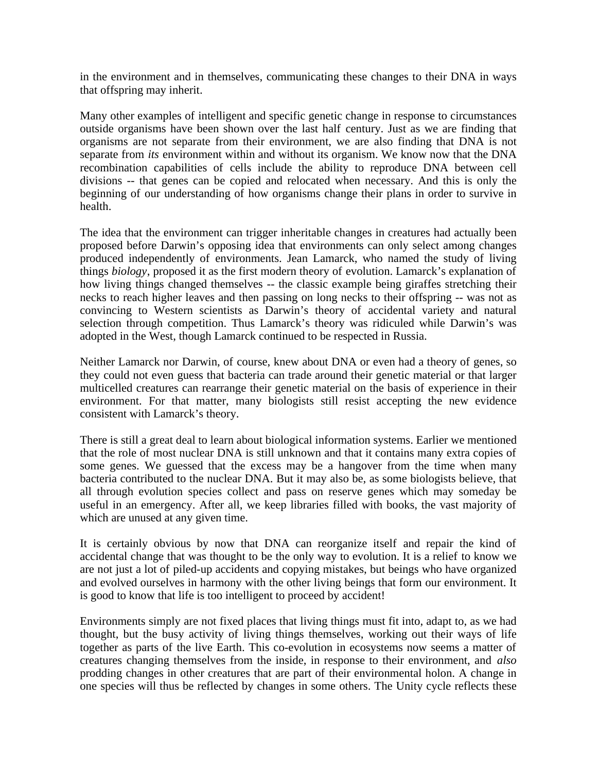in the environment and in themselves, communicating these changes to their DNA in ways that offspring may inherit.

Many other examples of intelligent and specific genetic change in response to circumstances outside organisms have been shown over the last half century. Just as we are finding that organisms are not separate from their environment, we are also finding that DNA is not separate from *its* environment within and without its organism. We know now that the DNA recombination capabilities of cells include the ability to reproduce DNA between cell divisions -- that genes can be copied and relocated when necessary. And this is only the beginning of our understanding of how organisms change their plans in order to survive in health.

The idea that the environment can trigger inheritable changes in creatures had actually been proposed before Darwin's opposing idea that environments can only select among changes produced independently of environments. Jean Lamarck, who named the study of living things *biology*, proposed it as the first modern theory of evolution. Lamarck's explanation of how living things changed themselves -- the classic example being giraffes stretching their necks to reach higher leaves and then passing on long necks to their offspring -- was not as convincing to Western scientists as Darwin's theory of accidental variety and natural selection through competition. Thus Lamarck's theory was ridiculed while Darwin's was adopted in the West, though Lamarck continued to be respected in Russia.

Neither Lamarck nor Darwin, of course, knew about DNA or even had a theory of genes, so they could not even guess that bacteria can trade around their genetic material or that larger multicelled creatures can rearrange their genetic material on the basis of experience in their environment. For that matter, many biologists still resist accepting the new evidence consistent with Lamarck's theory.

There is still a great deal to learn about biological information systems. Earlier we mentioned that the role of most nuclear DNA is still unknown and that it contains many extra copies of some genes. We guessed that the excess may be a hangover from the time when many bacteria contributed to the nuclear DNA. But it may also be, as some biologists believe, that all through evolution species collect and pass on reserve genes which may someday be useful in an emergency. After all, we keep libraries filled with books, the vast majority of which are unused at any given time.

It is certainly obvious by now that DNA can reorganize itself and repair the kind of accidental change that was thought to be the only way to evolution. It is a relief to know we are not just a lot of piled-up accidents and copying mistakes, but beings who have organized and evolved ourselves in harmony with the other living beings that form our environment. It is good to know that life is too intelligent to proceed by accident!

Environments simply are not fixed places that living things must fit into, adapt to, as we had thought, but the busy activity of living things themselves, working out their ways of life together as parts of the live Earth. This co-evolution in ecosystems now seems a matter of creatures changing themselves from the inside, in response to their environment, and *also* prodding changes in other creatures that are part of their environmental holon. A change in one species will thus be reflected by changes in some others. The Unity cycle reflects these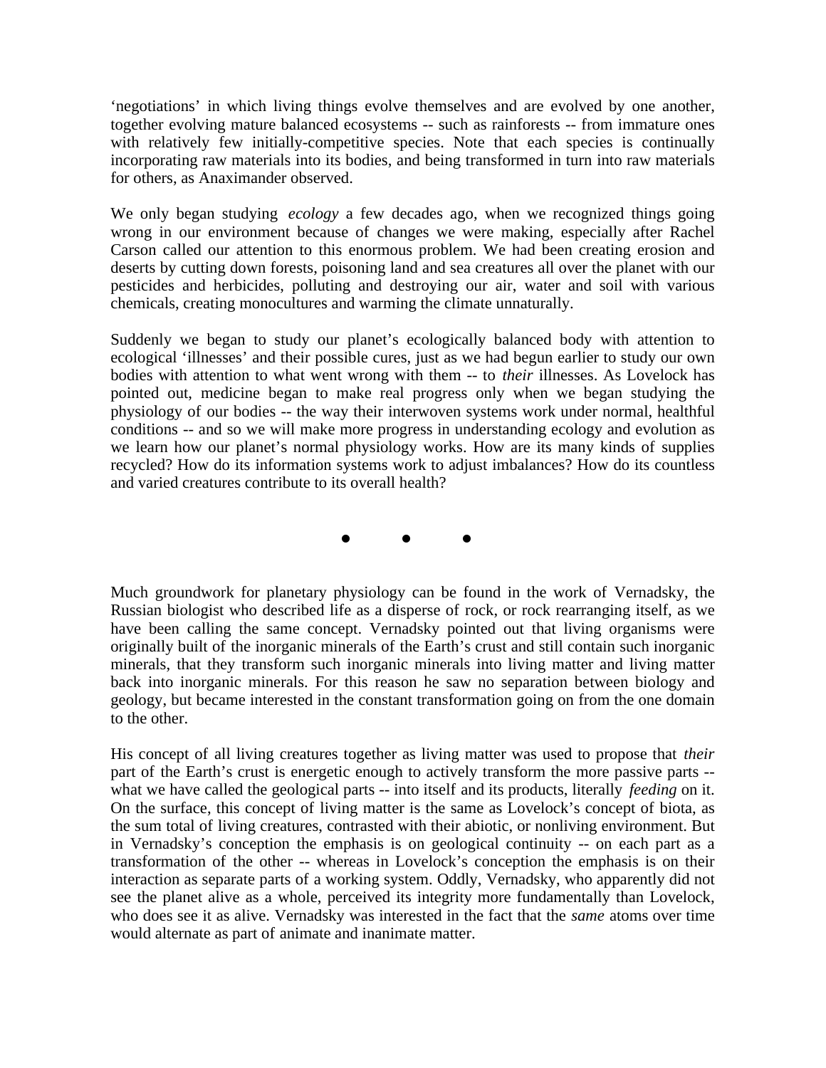‘negotiations’ in which living things evolve themselves and are evolved by one another, together evolving mature balanced ecosystems -- such as rainforests -- from immature ones with relatively few initially-competitive species. Note that each species is continually incorporating raw materials into its bodies, and being transformed in turn into raw materials for others, as Anaximander observed.

We only began studying *ecology* a few decades ago, when we recognized things going wrong in our environment because of changes we were making, especially after Rachel Carson called our attention to this enormous problem. We had been creating erosion and deserts by cutting down forests, poisoning land and sea creatures all over the planet with our pesticides and herbicides, polluting and destroying our air, water and soil with various chemicals, creating monocultures and warming the climate unnaturally.

Suddenly we began to study our planet’s ecologically balanced body with attention to ecological ‘illnesses’ and their possible cures, just as we had begun earlier to study our own bodies with attention to what went wrong with them -- to *their* illnesses. As Lovelock has pointed out, medicine began to make real progress only when we began studying the physiology of our bodies -- the way their interwoven systems work under normal, healthful conditions -- and so we will make more progress in understanding ecology and evolution as we learn how our planet’s normal physiology works. How are its many kinds of supplies recycled? How do its information systems work to adjust imbalances? How do its countless and varied creatures contribute to its overall health?

• • •

Much groundwork for planetary physiology can be found in the work of Vernadsky, the Russian biologist who described life as a disperse of rock, or rock rearranging itself, as we have been calling the same concept. Vernadsky pointed out that living organisms were originally built of the inorganic minerals of the Earth’s crust and still contain such inorganic minerals, that they transform such inorganic minerals into living matter and living matter back into inorganic minerals. For this reason he saw no separation between biology and geology, but became interested in the constant transformation going on from the one domain to the other.

His concept of all living creatures together as living matter was used to propose that *their* part of the Earth’s crust is energetic enough to actively transform the more passive parts -- what we have called the geological parts -- into itself and its products, literally *feeding* on it. On the surface, this concept of living matter is the same as Lovelock’s concept of biota, as the sum total of living creatures, contrasted with their abiotic, or nonliving environment. But in Vernadsky’s conception the emphasis is on geological continuity -- on each part as a transformation of the other -- whereas in Lovelock’s conception the emphasis is on their interaction as separate parts of a working system. Oddly, Vernadsky, who apparently did not see the planet alive as a whole, perceived its integrity more fundamentally than Lovelock, who does see it as alive. Vernadsky was interested in the fact that the *same* atoms over time would alternate as part of animate and inanimate matter.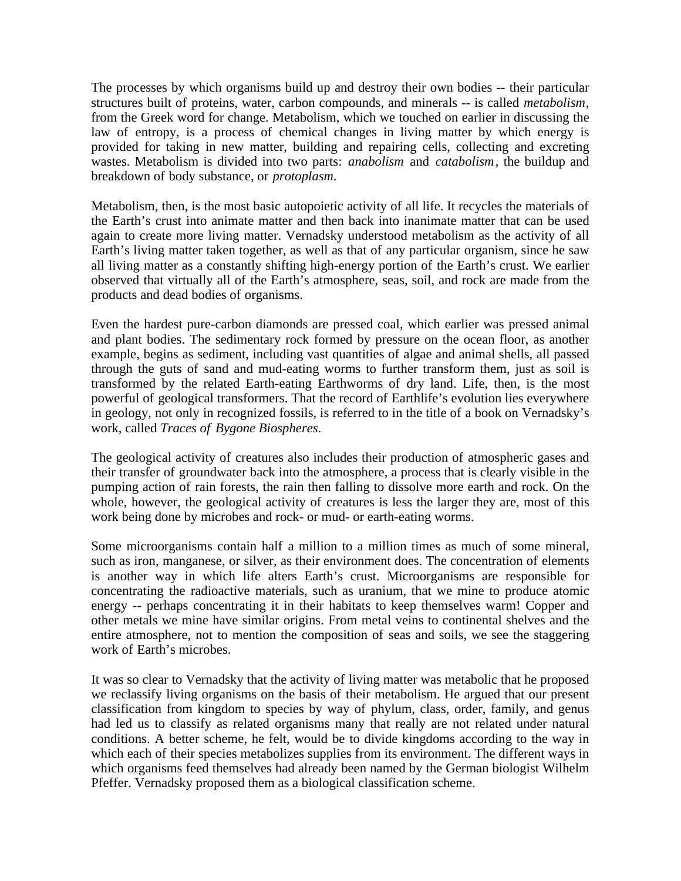The processes by which organisms build up and destroy their own bodies -- their particular structures built of proteins, water, carbon compounds, and minerals -- is called *metabolism*, from the Greek word for change. Metabolism, which we touched on earlier in discussing the law of entropy, is a process of chemical changes in living matter by which energy is provided for taking in new matter, building and repairing cells, collecting and excreting wastes. Metabolism is divided into two parts: *anabolism* and *catabolism*, the buildup and breakdown of body substance, or *protoplasm*.

Metabolism, then, is the most basic autopoietic activity of all life. It recycles the materials of the Earth's crust into animate matter and then back into inanimate matter that can be used again to create more living matter. Vernadsky understood metabolism as the activity of all Earth's living matter taken together, as well as that of any particular organism, since he saw all living matter as a constantly shifting high-energy portion of the Earth's crust. We earlier observed that virtually all of the Earth's atmosphere, seas, soil, and rock are made from the products and dead bodies of organisms.

Even the hardest pure-carbon diamonds are pressed coal, which earlier was pressed animal and plant bodies. The sedimentary rock formed by pressure on the ocean floor, as another example, begins as sediment, including vast quantities of algae and animal shells, all passed through the guts of sand and mud-eating worms to further transform them, just as soil is transformed by the related Earth-eating Earthworms of dry land. Life, then, is the most powerful of geological transformers. That the record of Earthlife's evolution lies everywhere in geology, not only in recognized fossils, is referred to in the title of a book on Vernadsky's work, called *Traces of Bygone Biospheres*.

The geological activity of creatures also includes their production of atmospheric gases and their transfer of groundwater back into the atmosphere, a process that is clearly visible in the pumping action of rain forests, the rain then falling to dissolve more earth and rock. On the whole, however, the geological activity of creatures is less the larger they are, most of this work being done by microbes and rock- or mud- or earth-eating worms.

Some microorganisms contain half a million to a million times as much of some mineral, such as iron, manganese, or silver, as their environment does. The concentration of elements is another way in which life alters Earth's crust. Microorganisms are responsible for concentrating the radioactive materials, such as uranium, that we mine to produce atomic energy -- perhaps concentrating it in their habitats to keep themselves warm! Copper and other metals we mine have similar origins. From metal veins to continental shelves and the entire atmosphere, not to mention the composition of seas and soils, we see the staggering work of Earth's microbes.

It was so clear to Vernadsky that the activity of living matter was metabolic that he proposed we reclassify living organisms on the basis of their metabolism. He argued that our present classification from kingdom to species by way of phylum, class, order, family, and genus had led us to classify as related organisms many that really are not related under natural conditions. A better scheme, he felt, would be to divide kingdoms according to the way in which each of their species metabolizes supplies from its environment. The different ways in which organisms feed themselves had already been named by the German biologist Wilhelm Pfeffer. Vernadsky proposed them as a biological classification scheme.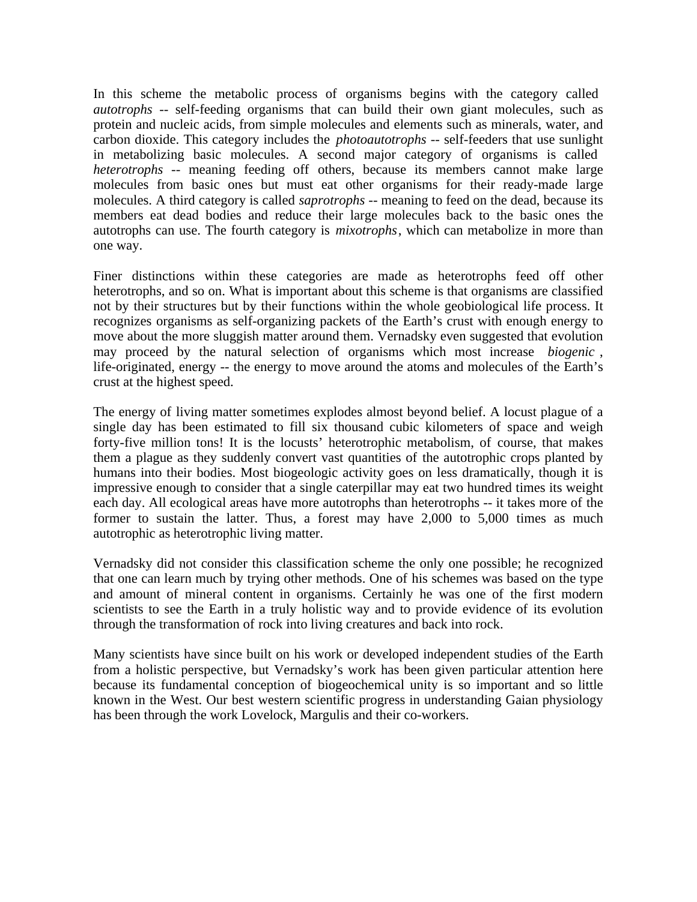In this scheme the metabolic process of organisms begins with the category called *autotrophs* -- self-feeding organisms that can build their own giant molecules, such as protein and nucleic acids, from simple molecules and elements such as minerals, water, and carbon dioxide. This category includes the *photoautotrophs* -- self-feeders that use sunlight in metabolizing basic molecules. A second major category of organisms is called *heterotrophs* -- meaning feeding off others, because its members cannot make large molecules from basic ones but must eat other organisms for their ready-made large molecules. A third category is called *saprotrophs* -- meaning to feed on the dead, because its members eat dead bodies and reduce their large molecules back to the basic ones the autotrophs can use. The fourth category is *mixotrophs*, which can metabolize in more than one way.

Finer distinctions within these categories are made as heterotrophs feed off other heterotrophs, and so on. What is important about this scheme is that organisms are classified not by their structures but by their functions within the whole geobiological life process. It recognizes organisms as self-organizing packets of the Earth's crust with enough energy to move about the more sluggish matter around them. Vernadsky even suggested that evolution may proceed by the natural selection of organisms which most increase *biogenic*, life-originated, energy -- the energy to move around the atoms and molecules of the Earth's crust at the highest speed.

The energy of living matter sometimes explodes almost beyond belief. A locust plague of a single day has been estimated to fill six thousand cubic kilometers of space and weigh forty-five million tons! It is the locusts' heterotrophic metabolism, of course, that makes them a plague as they suddenly convert vast quantities of the autotrophic crops planted by humans into their bodies. Most biogeologic activity goes on less dramatically, though it is impressive enough to consider that a single caterpillar may eat two hundred times its weight each day. All ecological areas have more autotrophs than heterotrophs -- it takes more of the former to sustain the latter. Thus, a forest may have 2,000 to 5,000 times as much autotrophic as heterotrophic living matter.

Vernadsky did not consider this classification scheme the only one possible; he recognized that one can learn much by trying other methods. One of his schemes was based on the type and amount of mineral content in organisms. Certainly he was one of the first modern scientists to see the Earth in a truly holistic way and to provide evidence of its evolution through the transformation of rock into living creatures and back into rock.

Many scientists have since built on his work or developed independent studies of the Earth from a holistic perspective, but Vernadsky's work has been given particular attention here because its fundamental conception of biogeochemical unity is so important and so little known in the West. Our best western scientific progress in understanding Gaian physiology has been through the work Lovelock, Margulis and their co-workers.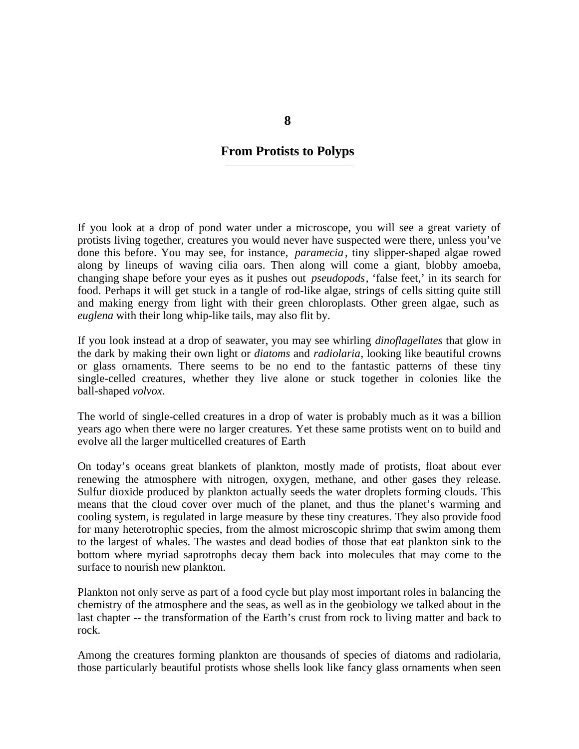# 8

## From Protists to Polyps

If you look at a drop of pond water under a microscope, you will see a great variety of protists living together, creatures you would never have suspected were there, unless you've done this before. You may see, for instance, *paramecia*, tiny slipper-shaped algae rowed along by lineups of waving cilia oars. Then along will come a giant, blobby amoeba, changing shape before your eyes as it pushes out *pseudopods*, 'false feet,' in its search for food. Perhaps it will get stuck in a tangle of rod-like algae, strings of cells sitting quite still and making energy from light with their green chloroplasts. Other green algae, such as *euglena* with their long whip-like tails, may also flit by.

If you look instead at a drop of seawater, you may see whirling *dinoflagellates* that glow in the dark by making their own light or *diatoms* and *radiolaria*, looking like beautiful crowns or glass ornaments. There seems to be no end to the fantastic patterns of these tiny single-celled creatures, whether they live alone or stuck together in colonies like the ball-shaped *volvox.*

The world of single-celled creatures in a drop of water is probably much as it was a billion years ago when there were no larger creatures. Yet these same protists went on to build and evolve all the larger multicelled creatures of Earth

On today's oceans great blankets of plankton, mostly made of protists, float about ever renewing the atmosphere with nitrogen, oxygen, methane, and other gases they release. Sulfur dioxide produced by plankton actually seeds the water droplets forming clouds. This means that the cloud cover over much of the planet, and thus the planet's warming and cooling system, is regulated in large measure by these tiny creatures. They also provide food for many heterotrophic species, from the almost microscopic shrimp that swim among them to the largest of whales. The wastes and dead bodies of those that eat plankton sink to the bottom where myriad saprotrophs decay them back into molecules that may come to the surface to nourish new plankton.

Plankton not only serve as part of a food cycle but play most important roles in balancing the chemistry of the atmosphere and the seas, as well as in the geobiology we talked about in the last chapter -- the transformation of the Earth's crust from rock to living matter and back to rock.

Among the creatures forming plankton are thousands of species of diatoms and radiolaria, those particularly beautiful protists whose shells look like fancy glass ornaments when seen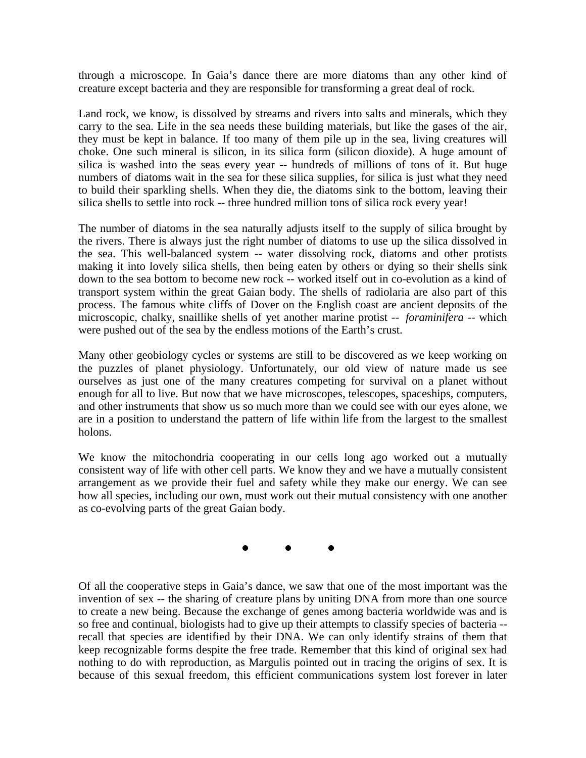through a microscope. In Gaia's dance there are more diatoms than any other kind of creature except bacteria and they are responsible for transforming a great deal of rock.

Land rock, we know, is dissolved by streams and rivers into salts and minerals, which they carry to the sea. Life in the sea needs these building materials, but like the gases of the air, they must be kept in balance. If too many of them pile up in the sea, living creatures will choke. One such mineral is silicon, in its silica form (silicon dioxide). A huge amount of silica is washed into the seas every year -- hundreds of millions of tons of it. But huge numbers of diatoms wait in the sea for these silica supplies, for silica is just what they need to build their sparkling shells. When they die, the diatoms sink to the bottom, leaving their silica shells to settle into rock -- three hundred million tons of silica rock every year!

The number of diatoms in the sea naturally adjusts itself to the supply of silica brought by the rivers. There is always just the right number of diatoms to use up the silica dissolved in the sea. This well-balanced system -- water dissolving rock, diatoms and other protists making it into lovely silica shells, then being eaten by others or dying so their shells sink down to the sea bottom to become new rock -- worked itself out in co-evolution as a kind of transport system within the great Gaian body. The shells of radiolaria are also part of this process. The famous white cliffs of Dover on the English coast are ancient deposits of the microscopic, chalky, snaillike shells of yet another marine protist -- *foraminifera* -- which were pushed out of the sea by the endless motions of the Earth's crust.

Many other geobiology cycles or systems are still to be discovered as we keep working on the puzzles of planet physiology. Unfortunately, our old view of nature made us see ourselves as just one of the many creatures competing for survival on a planet without enough for all to live. But now that we have microscopes, telescopes, spaceships, computers, and other instruments that show us so much more than we could see with our eyes alone, we are in a position to understand the pattern of life within life from the largest to the smallest holons.

We know the mitochondria cooperating in our cells long ago worked out a mutually consistent way of life with other cell parts. We know they and we have a mutually consistent arrangement as we provide their fuel and safety while they make our energy. We can see how all species, including our own, must work out their mutual consistency with one another as co-evolving parts of the great Gaian body.

● ● ●

Of all the cooperative steps in Gaia's dance, we saw that one of the most important was the invention of sex -- the sharing of creature plans by uniting DNA from more than one source to create a new being. Because the exchange of genes among bacteria worldwide was and is so free and continual, biologists had to give up their attempts to classify species of bacteria -- recall that species are identified by their DNA. We can only identify strains of them that keep recognizable forms despite the free trade. Remember that this kind of original sex had nothing to do with reproduction, as Margulis pointed out in tracing the origins of sex. It is because of this sexual freedom, this efficient communications system lost forever in later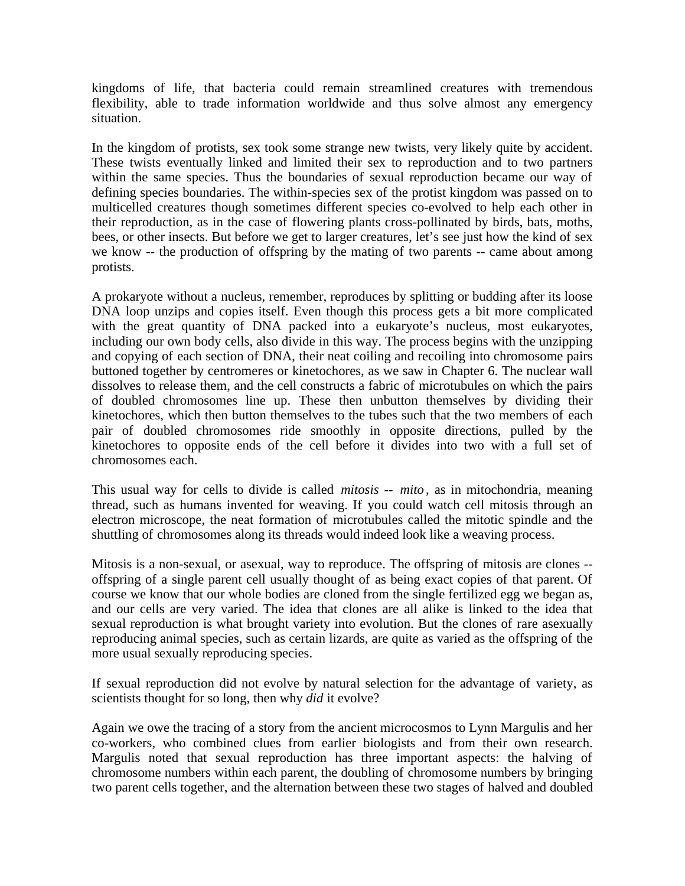kingdoms of life, that bacteria could remain streamlined creatures with tremendous flexibility, able to trade information worldwide and thus solve almost any emergency situation.

In the kingdom of protists, sex took some strange new twists, very likely quite by accident. These twists eventually linked and limited their sex to reproduction and to two partners within the same species. Thus the boundaries of sexual reproduction became our way of defining species boundaries. The within-species sex of the protist kingdom was passed on to multicelled creatures though sometimes different species co-evolved to help each other in their reproduction, as in the case of flowering plants cross-pollinated by birds, bats, moths, bees, or other insects. But before we get to larger creatures, let's see just how the kind of sex we know -- the production of offspring by the mating of two parents -- came about among protists.

A prokaryote without a nucleus, remember, reproduces by splitting or budding after its loose DNA loop unzips and copies itself. Even though this process gets a bit more complicated with the great quantity of DNA packed into a eukaryote's nucleus, most eukaryotes, including our own body cells, also divide in this way. The process begins with the unzipping and copying of each section of DNA, their neat coiling and recoiling into chromosome pairs buttoned together by centromeres or kinetochores, as we saw in Chapter 6. The nuclear wall dissolves to release them, and the cell constructs a fabric of microtubules on which the pairs of doubled chromosomes line up. These then unbutton themselves by dividing their kinetochores, which then button themselves to the tubes such that the two members of each pair of doubled chromosomes ride smoothly in opposite directions, pulled by the kinetochores to opposite ends of the cell before it divides into two with a full set of chromosomes each.

This usual way for cells to divide is called *mitosis* -- *mito*, as in mitochondria, meaning thread, such as humans invented for weaving. If you could watch cell mitosis through an electron microscope, the neat formation of microtubules called the mitotic spindle and the shuttling of chromosomes along its threads would indeed look like a weaving process.

Mitosis is a non-sexual, or asexual, way to reproduce. The offspring of mitosis are clones -- offspring of a single parent cell usually thought of as being exact copies of that parent. Of course we know that our whole bodies are cloned from the single fertilized egg we began as, and our cells are very varied. The idea that clones are all alike is linked to the idea that sexual reproduction is what brought variety into evolution. But the clones of rare asexually reproducing animal species, such as certain lizards, are quite as varied as the offspring of the more usual sexually reproducing species.

If sexual reproduction did not evolve by natural selection for the advantage of variety, as scientists thought for so long, then why *did* it evolve?

Again we owe the tracing of a story from the ancient microcosmos to Lynn Margulis and her co-workers, who combined clues from earlier biologists and from their own research. Margulis noted that sexual reproduction has three important aspects: the halving of chromosome numbers within each parent, the doubling of chromosome numbers by bringing two parent cells together, and the alternation between these two stages of halved and doubled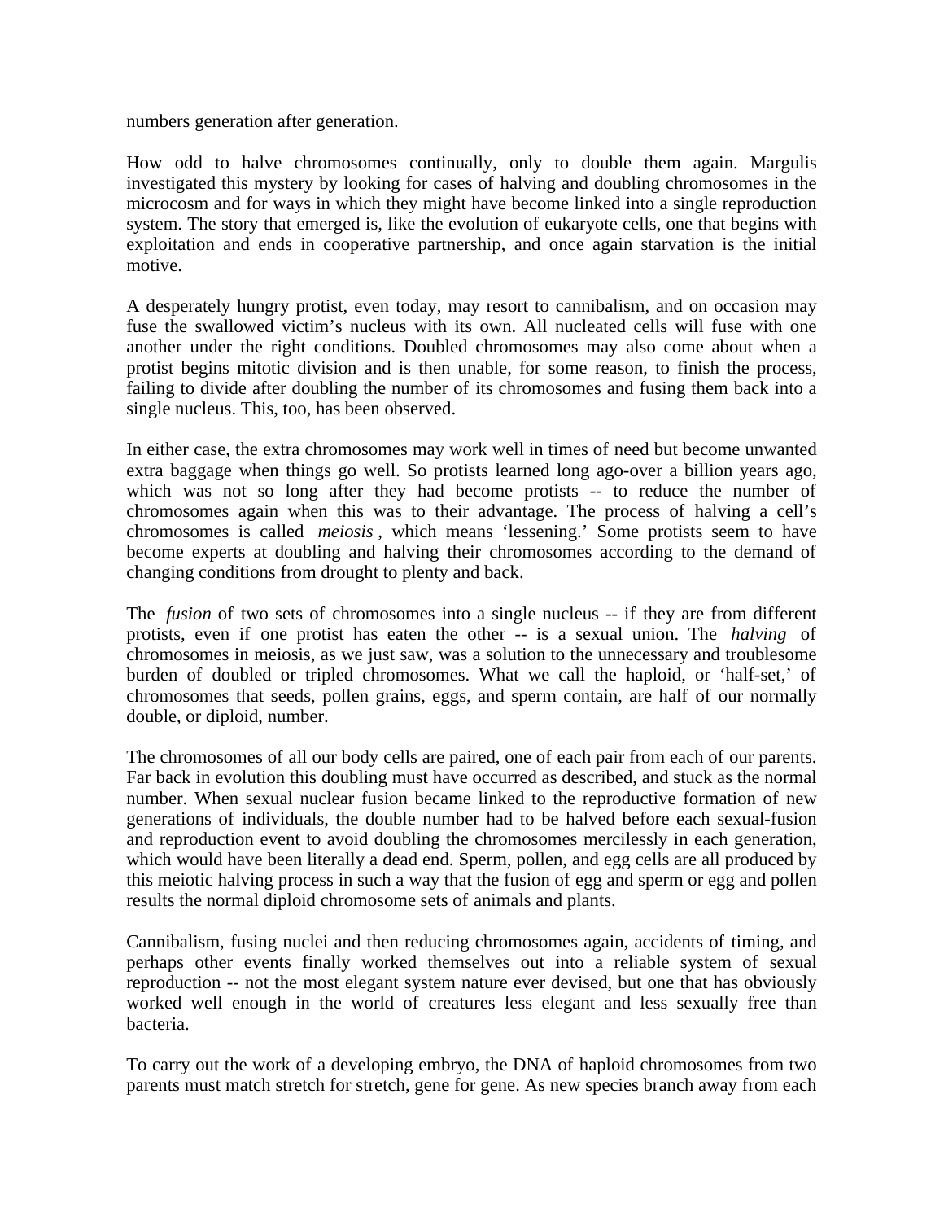numbers generation after generation.

How odd to halve chromosomes continually, only to double them again. Margulis investigated this mystery by looking for cases of halving and doubling chromosomes in the microcosm and for ways in which they might have become linked into a single reproduction system. The story that emerged is, like the evolution of eukaryote cells, one that begins with exploitation and ends in cooperative partnership, and once again starvation is the initial motive.

A desperately hungry protist, even today, may resort to cannibalism, and on occasion may fuse the swallowed victim's nucleus with its own. All nucleated cells will fuse with one another under the right conditions. Doubled chromosomes may also come about when a protist begins mitotic division and is then unable, for some reason, to finish the process, failing to divide after doubling the number of its chromosomes and fusing them back into a single nucleus. This, too, has been observed.

In either case, the extra chromosomes may work well in times of need but become unwanted extra baggage when things go well. So protists learned long ago-over a billion years ago, which was not so long after they had become protists -- to reduce the number of chromosomes again when this was to their advantage. The process of halving a cell's chromosomes is called *meiosis*, which means 'lessening.' Some protists seem to have become experts at doubling and halving their chromosomes according to the demand of changing conditions from drought to plenty and back.

The *fusion* of two sets of chromosomes into a single nucleus -- if they are from different protists, even if one protist has eaten the other -- is a sexual union. The *halving* of chromosomes in meiosis, as we just saw, was a solution to the unnecessary and troublesome burden of doubled or tripled chromosomes. What we call the haploid, or 'half-set,' of chromosomes that seeds, pollen grains, eggs, and sperm contain, are half of our normally double, or diploid, number.

The chromosomes of all our body cells are paired, one of each pair from each of our parents. Far back in evolution this doubling must have occurred as described, and stuck as the normal number. When sexual nuclear fusion became linked to the reproductive formation of new generations of individuals, the double number had to be halved before each sexual-fusion and reproduction event to avoid doubling the chromosomes mercilessly in each generation, which would have been literally a dead end. Sperm, pollen, and egg cells are all produced by this meiotic halving process in such a way that the fusion of egg and sperm or egg and pollen results the normal diploid chromosome sets of animals and plants.

Cannibalism, fusing nuclei and then reducing chromosomes again, accidents of timing, and perhaps other events finally worked themselves out into a reliable system of sexual reproduction -- not the most elegant system nature ever devised, but one that has obviously worked well enough in the world of creatures less elegant and less sexually free than bacteria.

To carry out the work of a developing embryo, the DNA of haploid chromosomes from two parents must match stretch for stretch, gene for gene. As new species branch away from each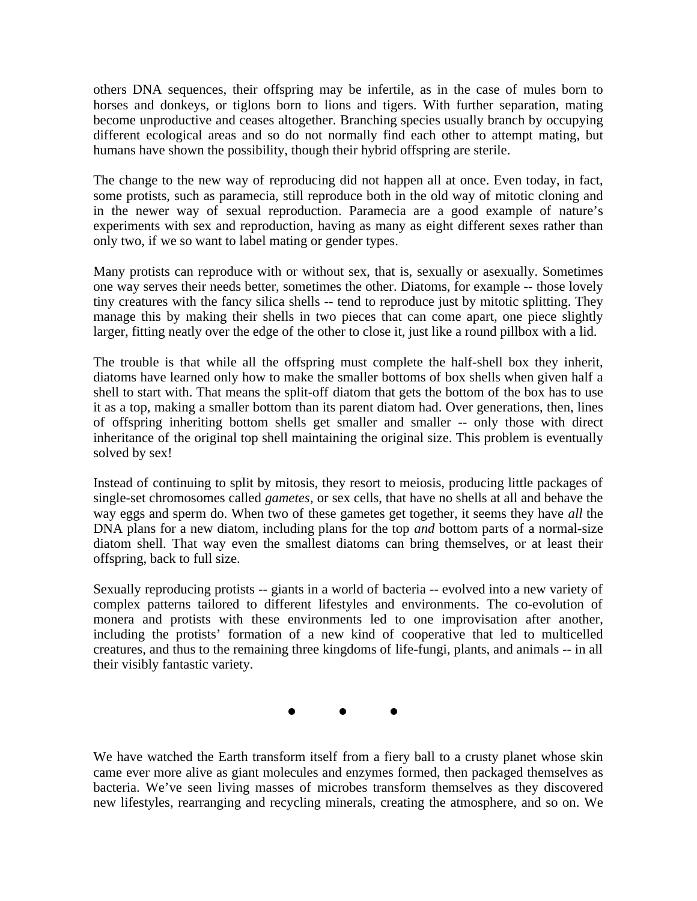others DNA sequences, their offspring may be infertile, as in the case of mules born to horses and donkeys, or tiglons born to lions and tigers. With further separation, mating become unproductive and ceases altogether. Branching species usually branch by occupying different ecological areas and so do not normally find each other to attempt mating, but humans have shown the possibility, though their hybrid offspring are sterile.

The change to the new way of reproducing did not happen all at once. Even today, in fact, some protists, such as paramecia, still reproduce both in the old way of mitotic cloning and in the newer way of sexual reproduction. Paramecia are a good example of nature's experiments with sex and reproduction, having as many as eight different sexes rather than only two, if we so want to label mating or gender types.

Many protists can reproduce with or without sex, that is, sexually or asexually. Sometimes one way serves their needs better, sometimes the other. Diatoms, for example -- those lovely tiny creatures with the fancy silica shells -- tend to reproduce just by mitotic splitting. They manage this by making their shells in two pieces that can come apart, one piece slightly larger, fitting neatly over the edge of the other to close it, just like a round pillbox with a lid.

The trouble is that while all the offspring must complete the half-shell box they inherit, diatoms have learned only how to make the smaller bottoms of box shells when given half a shell to start with. That means the split-off diatom that gets the bottom of the box has to use it as a top, making a smaller bottom than its parent diatom had. Over generations, then, lines of offspring inheriting bottom shells get smaller and smaller -- only those with direct inheritance of the original top shell maintaining the original size. This problem is eventually solved by sex!

Instead of continuing to split by mitosis, they resort to meiosis, producing little packages of single-set chromosomes called *gametes*, or sex cells, that have no shells at all and behave the way eggs and sperm do. When two of these gametes get together, it seems they have *all* the DNA plans for a new diatom, including plans for the top *and* bottom parts of a normal-size diatom shell. That way even the smallest diatoms can bring themselves, or at least their offspring, back to full size.

Sexually reproducing protists -- giants in a world of bacteria -- evolved into a new variety of complex patterns tailored to different lifestyles and environments. The co-evolution of monera and protists with these environments led to one improvisation after another, including the protists' formation of a new kind of cooperative that led to multicelled creatures, and thus to the remaining three kingdoms of life-fungi, plants, and animals -- in all their visibly fantastic variety.

• • •

We have watched the Earth transform itself from a fiery ball to a crusty planet whose skin came ever more alive as giant molecules and enzymes formed, then packaged themselves as bacteria. We've seen living masses of microbes transform themselves as they discovered new lifestyles, rearranging and recycling minerals, creating the atmosphere, and so on. We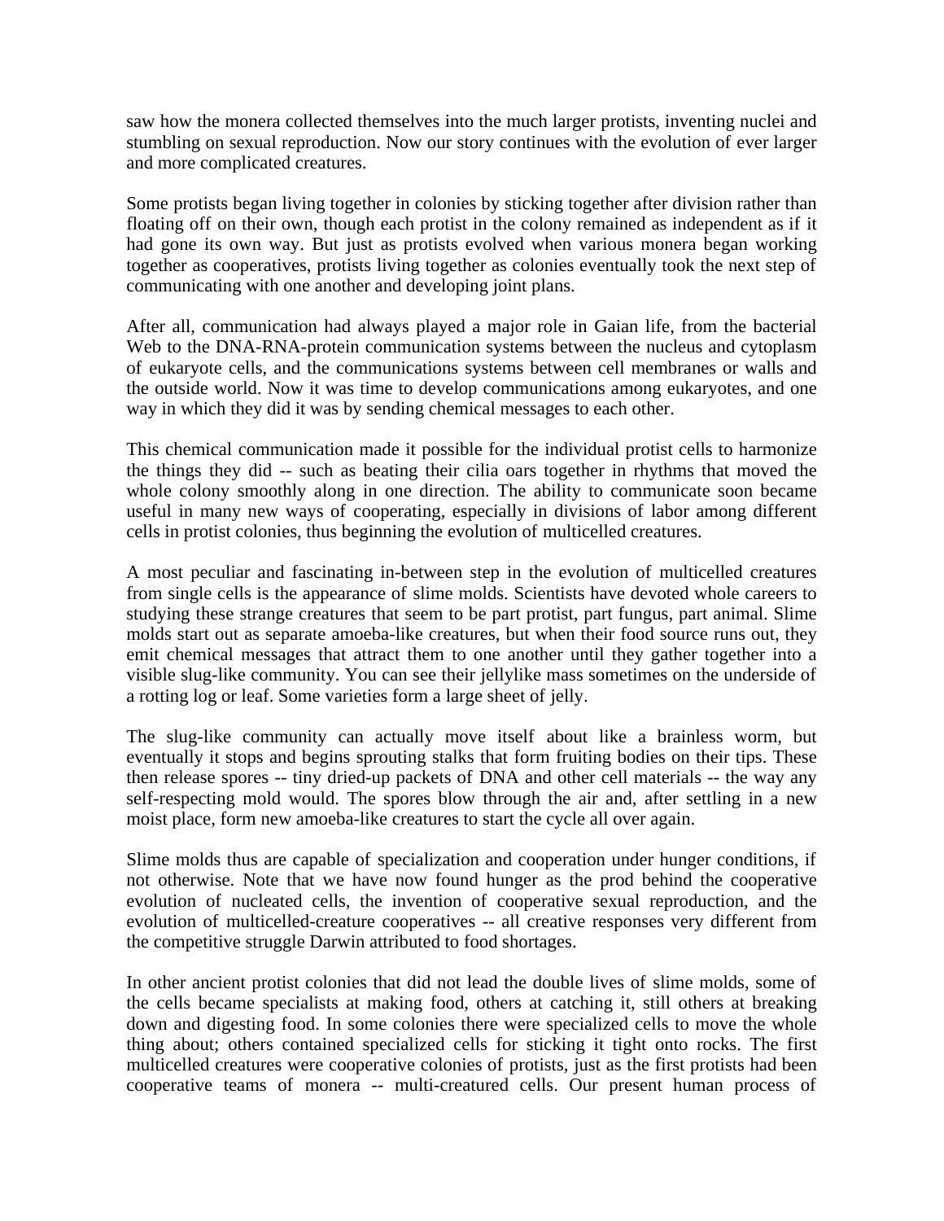saw how the monera collected themselves into the much larger protists, inventing nuclei and stumbling on sexual reproduction. Now our story continues with the evolution of ever larger and more complicated creatures.

Some protists began living together in colonies by sticking together after division rather than floating off on their own, though each protist in the colony remained as independent as if it had gone its own way. But just as protists evolved when various monera began working together as cooperatives, protists living together as colonies eventually took the next step of communicating with one another and developing joint plans.

After all, communication had always played a major role in Gaian life, from the bacterial Web to the DNA-RNA-protein communication systems between the nucleus and cytoplasm of eukaryote cells, and the communications systems between cell membranes or walls and the outside world. Now it was time to develop communications among eukaryotes, and one way in which they did it was by sending chemical messages to each other.

This chemical communication made it possible for the individual protist cells to harmonize the things they did -- such as beating their cilia oars together in rhythms that moved the whole colony smoothly along in one direction. The ability to communicate soon became useful in many new ways of cooperating, especially in divisions of labor among different cells in protist colonies, thus beginning the evolution of multicelled creatures.

A most peculiar and fascinating in-between step in the evolution of multicelled creatures from single cells is the appearance of slime molds. Scientists have devoted whole careers to studying these strange creatures that seem to be part protist, part fungus, part animal. Slime molds start out as separate amoeba-like creatures, but when their food source runs out, they emit chemical messages that attract them to one another until they gather together into a visible slug-like community. You can see their jellylike mass sometimes on the underside of a rotting log or leaf. Some varieties form a large sheet of jelly.

The slug-like community can actually move itself about like a brainless worm, but eventually it stops and begins sprouting stalks that form fruiting bodies on their tips. These then release spores -- tiny dried-up packets of DNA and other cell materials -- the way any self-respecting mold would. The spores blow through the air and, after settling in a new moist place, form new amoeba-like creatures to start the cycle all over again.

Slime molds thus are capable of specialization and cooperation under hunger conditions, if not otherwise. Note that we have now found hunger as the prod behind the cooperative evolution of nucleated cells, the invention of cooperative sexual reproduction, and the evolution of multicelled-creature cooperatives -- all creative responses very different from the competitive struggle Darwin attributed to food shortages.

In other ancient protist colonies that did not lead the double lives of slime molds, some of the cells became specialists at making food, others at catching it, still others at breaking down and digesting food. In some colonies there were specialized cells to move the whole thing about; others contained specialized cells for sticking it tight onto rocks. The first multicelled creatures were cooperative colonies of protists, just as the first protists had been cooperative teams of monera -- multi-creatured cells. Our present human process of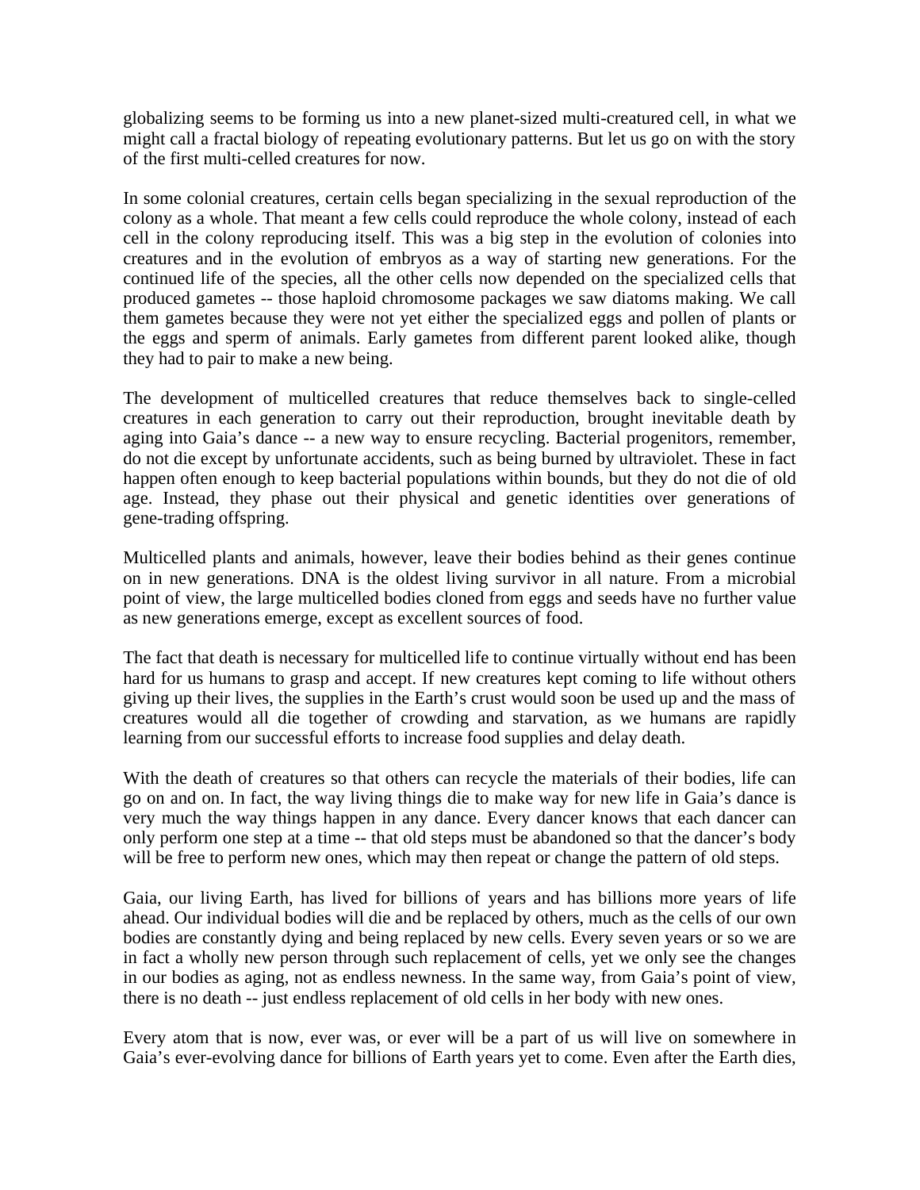globalizing seems to be forming us into a new planet-sized multi-creatured cell, in what we might call a fractal biology of repeating evolutionary patterns. But let us go on with the story of the first multi-celled creatures for now.

In some colonial creatures, certain cells began specializing in the sexual reproduction of the colony as a whole. That meant a few cells could reproduce the whole colony, instead of each cell in the colony reproducing itself. This was a big step in the evolution of colonies into creatures and in the evolution of embryos as a way of starting new generations. For the continued life of the species, all the other cells now depended on the specialized cells that produced gametes -- those haploid chromosome packages we saw diatoms making. We call them gametes because they were not yet either the specialized eggs and pollen of plants or the eggs and sperm of animals. Early gametes from different parent looked alike, though they had to pair to make a new being.

The development of multicelled creatures that reduce themselves back to single-celled creatures in each generation to carry out their reproduction, brought inevitable death by aging into Gaia's dance -- a new way to ensure recycling. Bacterial progenitors, remember, do not die except by unfortunate accidents, such as being burned by ultraviolet. These in fact happen often enough to keep bacterial populations within bounds, but they do not die of old age. Instead, they phase out their physical and genetic identities over generations of gene-trading offspring.

Multicelled plants and animals, however, leave their bodies behind as their genes continue on in new generations. DNA is the oldest living survivor in all nature. From a microbial point of view, the large multicelled bodies cloned from eggs and seeds have no further value as new generations emerge, except as excellent sources of food.

The fact that death is necessary for multicelled life to continue virtually without end has been hard for us humans to grasp and accept. If new creatures kept coming to life without others giving up their lives, the supplies in the Earth's crust would soon be used up and the mass of creatures would all die together of crowding and starvation, as we humans are rapidly learning from our successful efforts to increase food supplies and delay death.

With the death of creatures so that others can recycle the materials of their bodies, life can go on and on. In fact, the way living things die to make way for new life in Gaia's dance is very much the way things happen in any dance. Every dancer knows that each dancer can only perform one step at a time -- that old steps must be abandoned so that the dancer's body will be free to perform new ones, which may then repeat or change the pattern of old steps.

Gaia, our living Earth, has lived for billions of years and has billions more years of life ahead. Our individual bodies will die and be replaced by others, much as the cells of our own bodies are constantly dying and being replaced by new cells. Every seven years or so we are in fact a wholly new person through such replacement of cells, yet we only see the changes in our bodies as aging, not as endless newness. In the same way, from Gaia's point of view, there is no death -- just endless replacement of old cells in her body with new ones.

Every atom that is now, ever was, or ever will be a part of us will live on somewhere in Gaia's ever-evolving dance for billions of Earth years yet to come. Even after the Earth dies,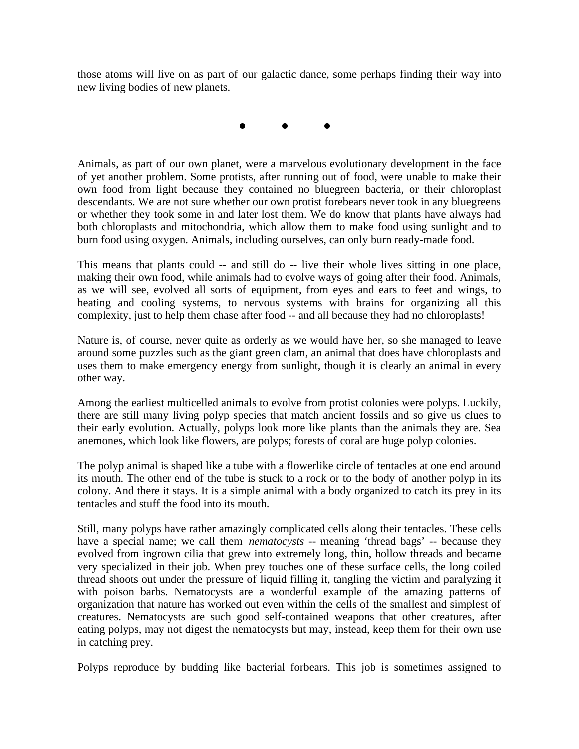those atoms will live on as part of our galactic dance, some perhaps finding their way into new living bodies of new planets.

● ● ●

Animals, as part of our own planet, were a marvelous evolutionary development in the face of yet another problem. Some protists, after running out of food, were unable to make their own food from light because they contained no bluegreen bacteria, or their chloroplast descendants. We are not sure whether our own protist forebears never took in any bluegreens or whether they took some in and later lost them. We do know that plants have always had both chloroplasts and mitochondria, which allow them to make food using sunlight and to burn food using oxygen. Animals, including ourselves, can only burn ready-made food.

This means that plants could -- and still do -- live their whole lives sitting in one place, making their own food, while animals had to evolve ways of going after their food. Animals, as we will see, evolved all sorts of equipment, from eyes and ears to feet and wings, to heating and cooling systems, to nervous systems with brains for organizing all this complexity, just to help them chase after food -- and all because they had no chloroplasts!

Nature is, of course, never quite as orderly as we would have her, so she managed to leave around some puzzles such as the giant green clam, an animal that does have chloroplasts and uses them to make emergency energy from sunlight, though it is clearly an animal in every other way.

Among the earliest multicelled animals to evolve from protist colonies were polyps. Luckily, there are still many living polyp species that match ancient fossils and so give us clues to their early evolution. Actually, polyps look more like plants than the animals they are. Sea anemones, which look like flowers, are polyps; forests of coral are huge polyp colonies.

The polyp animal is shaped like a tube with a flowerlike circle of tentacles at one end around its mouth. The other end of the tube is stuck to a rock or to the body of another polyp in its colony. And there it stays. It is a simple animal with a body organized to catch its prey in its tentacles and stuff the food into its mouth.

Still, many polyps have rather amazingly complicated cells along their tentacles. These cells have a special name; we call them *nematocysts* -- meaning 'thread bags' -- because they evolved from ingrown cilia that grew into extremely long, thin, hollow threads and became very specialized in their job. When prey touches one of these surface cells, the long coiled thread shoots out under the pressure of liquid filling it, tangling the victim and paralyzing it with poison barbs. Nematocysts are a wonderful example of the amazing patterns of organization that nature has worked out even within the cells of the smallest and simplest of creatures. Nematocysts are such good self-contained weapons that other creatures, after eating polyps, may not digest the nematocysts but may, instead, keep them for their own use in catching prey.

Polyps reproduce by budding like bacterial forbears. This job is sometimes assigned to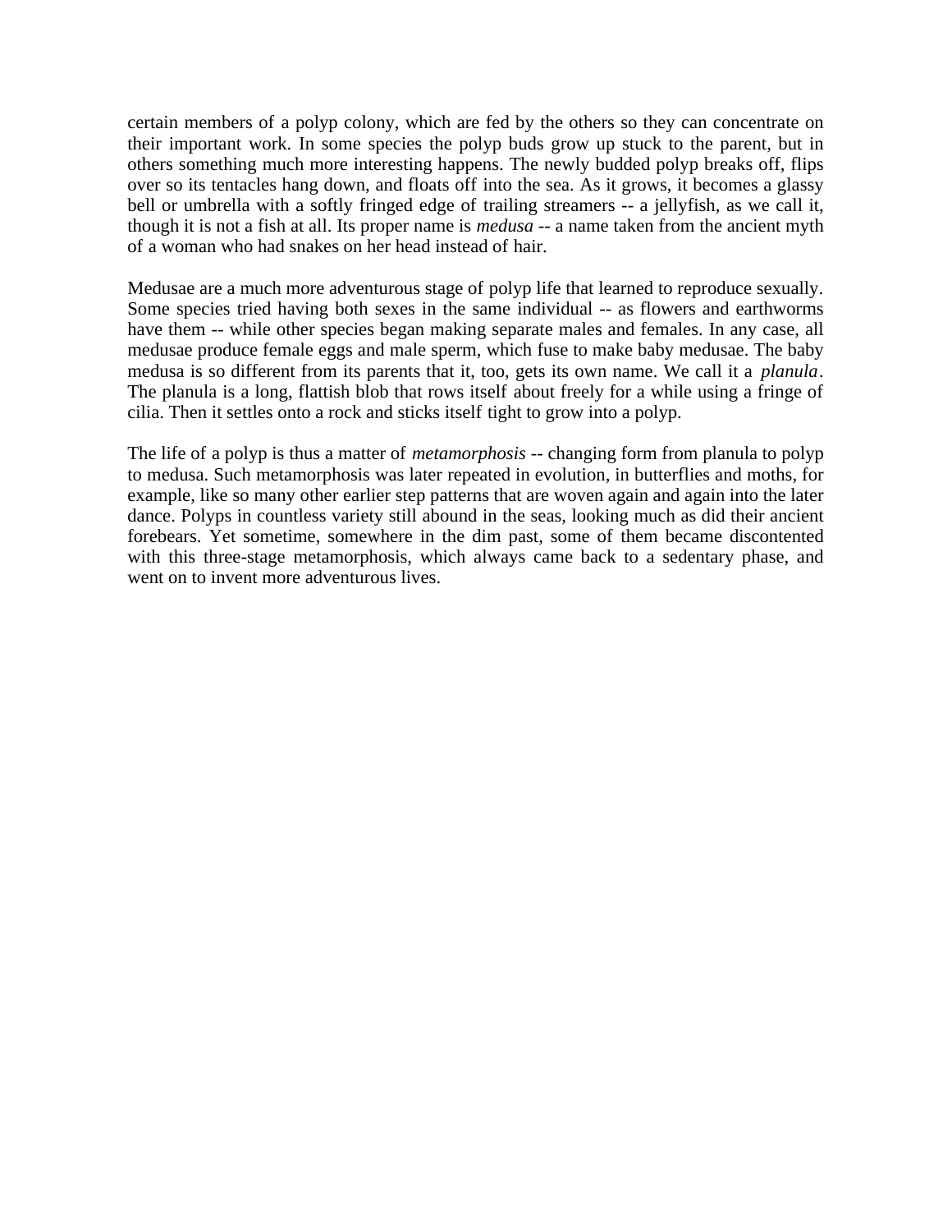certain members of a polyp colony, which are fed by the others so they can concentrate on their important work. In some species the polyp buds grow up stuck to the parent, but in others something much more interesting happens. The newly budded polyp breaks off, flips over so its tentacles hang down, and floats off into the sea. As it grows, it becomes a glassy bell or umbrella with a softly fringed edge of trailing streamers -- a jellyfish, as we call it, though it is not a fish at all. Its proper name is *medusa* -- a name taken from the ancient myth of a woman who had snakes on her head instead of hair.

Medusae are a much more adventurous stage of polyp life that learned to reproduce sexually. Some species tried having both sexes in the same individual -- as flowers and earthworms have them -- while other species began making separate males and females. In any case, all medusae produce female eggs and male sperm, which fuse to make baby medusae. The baby medusa is so different from its parents that it, too, gets its own name. We call it a *planula*. The planula is a long, flattish blob that rows itself about freely for a while using a fringe of cilia. Then it settles onto a rock and sticks itself tight to grow into a polyp.

The life of a polyp is thus a matter of *metamorphosis* -- changing form from planula to polyp to medusa. Such metamorphosis was later repeated in evolution, in butterflies and moths, for example, like so many other earlier step patterns that are woven again and again into the later dance. Polyps in countless variety still abound in the seas, looking much as did their ancient forebears. Yet sometime, somewhere in the dim past, some of them became discontented with this three-stage metamorphosis, which always came back to a sedentary phase, and went on to invent more adventurous lives.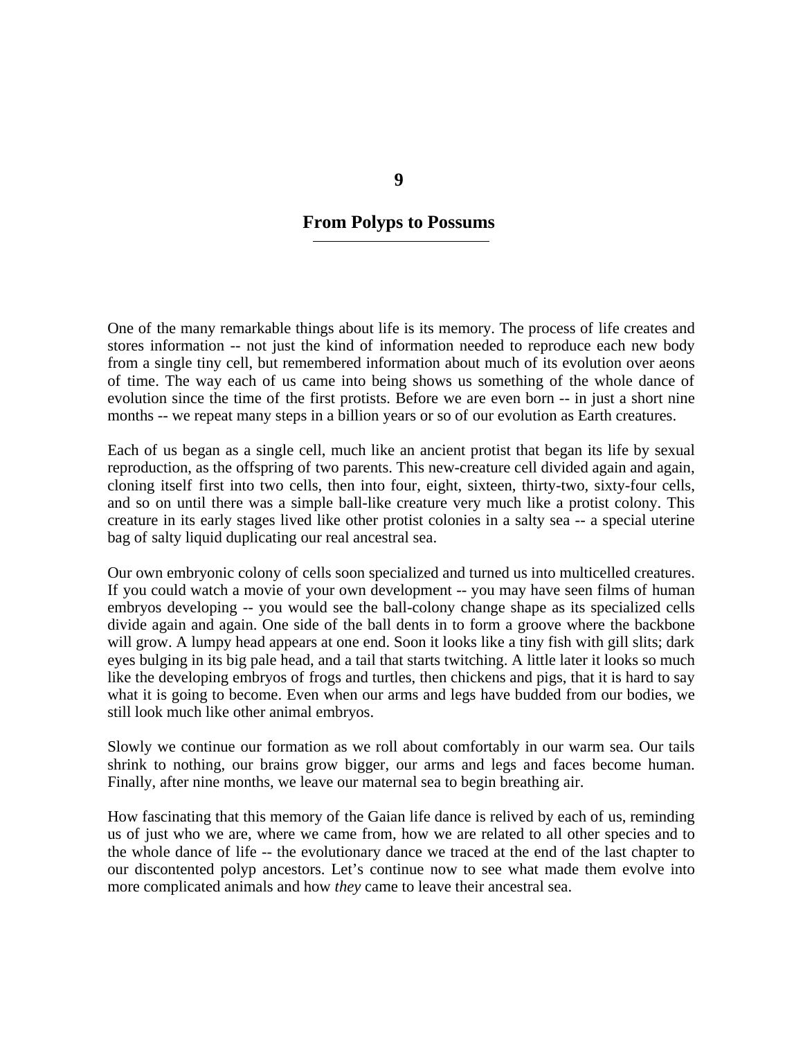# 9

## From Polyps to Possums

One of the many remarkable things about life is its memory. The process of life creates and stores information -- not just the kind of information needed to reproduce each new body from a single tiny cell, but remembered information about much of its evolution over aeons of time. The way each of us came into being shows us something of the whole dance of evolution since the time of the first protists. Before we are even born -- in just a short nine months -- we repeat many steps in a billion years or so of our evolution as Earth creatures.

Each of us began as a single cell, much like an ancient protist that began its life by sexual reproduction, as the offspring of two parents. This new-creature cell divided again and again, cloning itself first into two cells, then into four, eight, sixteen, thirty-two, sixty-four cells, and so on until there was a simple ball-like creature very much like a protist colony. This creature in its early stages lived like other protist colonies in a salty sea -- a special uterine bag of salty liquid duplicating our real ancestral sea.

Our own embryonic colony of cells soon specialized and turned us into multicelled creatures. If you could watch a movie of your own development -- you may have seen films of human embryos developing -- you would see the ball-colony change shape as its specialized cells divide again and again. One side of the ball dents in to form a groove where the backbone will grow. A lumpy head appears at one end. Soon it looks like a tiny fish with gill slits; dark eyes bulging in its big pale head, and a tail that starts twitching. A little later it looks so much like the developing embryos of frogs and turtles, then chickens and pigs, that it is hard to say what it is going to become. Even when our arms and legs have budded from our bodies, we still look much like other animal embryos.

Slowly we continue our formation as we roll about comfortably in our warm sea. Our tails shrink to nothing, our brains grow bigger, our arms and legs and faces become human. Finally, after nine months, we leave our maternal sea to begin breathing air.

How fascinating that this memory of the Gaian life dance is relived by each of us, reminding us of just who we are, where we came from, how we are related to all other species and to the whole dance of life -- the evolutionary dance we traced at the end of the last chapter to our discontented polyp ancestors. Let's continue now to see what made them evolve into more complicated animals and how *they* came to leave their ancestral sea.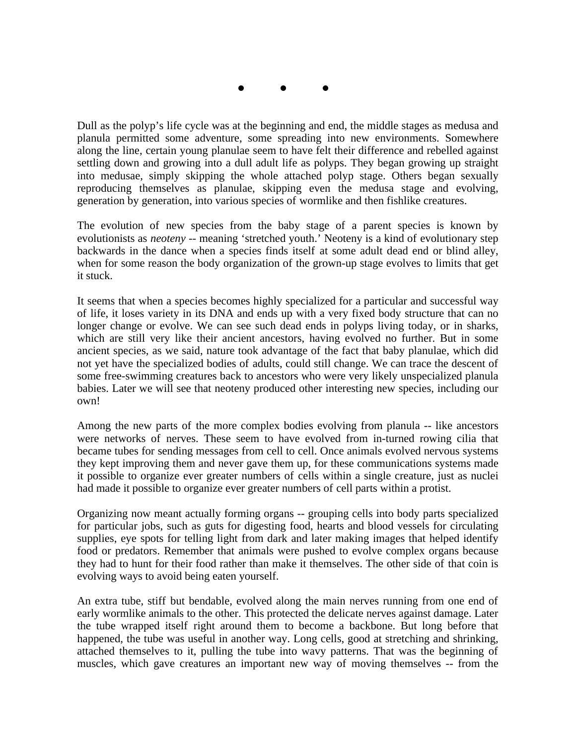•  •  •

Dull as the polyp's life cycle was at the beginning and end, the middle stages as medusa and planula permitted some adventure, some spreading into new environments. Somewhere along the line, certain young planulae seem to have felt their difference and rebelled against settling down and growing into a dull adult life as polyps. They began growing up straight into medusae, simply skipping the whole attached polyp stage. Others began sexually reproducing themselves as planulae, skipping even the medusa stage and evolving, generation by generation, into various species of wormlike and then fishlike creatures.

The evolution of new species from the baby stage of a parent species is known by evolutionists as *neoteny* -- meaning 'stretched youth.' Neoteny is a kind of evolutionary step backwards in the dance when a species finds itself at some adult dead end or blind alley, when for some reason the body organization of the grown-up stage evolves to limits that get it stuck.

It seems that when a species becomes highly specialized for a particular and successful way of life, it loses variety in its DNA and ends up with a very fixed body structure that can no longer change or evolve. We can see such dead ends in polyps living today, or in sharks, which are still very like their ancient ancestors, having evolved no further. But in some ancient species, as we said, nature took advantage of the fact that baby planulae, which did not yet have the specialized bodies of adults, could still change. We can trace the descent of some free-swimming creatures back to ancestors who were very likely unspecialized planula babies. Later we will see that neoteny produced other interesting new species, including our own!

Among the new parts of the more complex bodies evolving from planula -- like ancestors were networks of nerves. These seem to have evolved from in-turned rowing cilia that became tubes for sending messages from cell to cell. Once animals evolved nervous systems they kept improving them and never gave them up, for these communications systems made it possible to organize ever greater numbers of cells within a single creature, just as nuclei had made it possible to organize ever greater numbers of cell parts within a protist.

Organizing now meant actually forming organs -- grouping cells into body parts specialized for particular jobs, such as guts for digesting food, hearts and blood vessels for circulating supplies, eye spots for telling light from dark and later making images that helped identify food or predators. Remember that animals were pushed to evolve complex organs because they had to hunt for their food rather than make it themselves. The other side of that coin is evolving ways to avoid being eaten yourself.

An extra tube, stiff but bendable, evolved along the main nerves running from one end of early wormlike animals to the other. This protected the delicate nerves against damage. Later the tube wrapped itself right around them to become a backbone. But long before that happened, the tube was useful in another way. Long cells, good at stretching and shrinking, attached themselves to it, pulling the tube into wavy patterns. That was the beginning of muscles, which gave creatures an important new way of moving themselves -- from the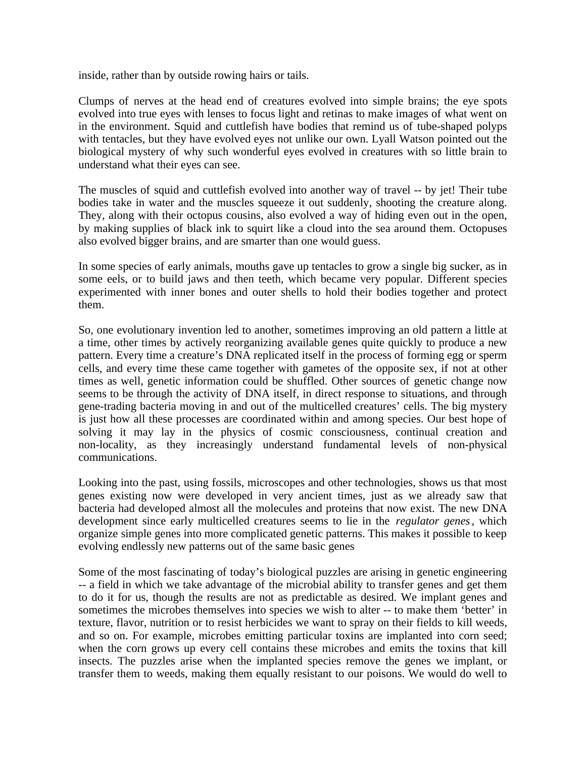inside, rather than by outside rowing hairs or tails.

Clumps of nerves at the head end of creatures evolved into simple brains; the eye spots evolved into true eyes with lenses to focus light and retinas to make images of what went on in the environment. Squid and cuttlefish have bodies that remind us of tube-shaped polyps with tentacles, but they have evolved eyes not unlike our own. Lyall Watson pointed out the biological mystery of why such wonderful eyes evolved in creatures with so little brain to understand what their eyes can see.

The muscles of squid and cuttlefish evolved into another way of travel -- by jet! Their tube bodies take in water and the muscles squeeze it out suddenly, shooting the creature along. They, along with their octopus cousins, also evolved a way of hiding even out in the open, by making supplies of black ink to squirt like a cloud into the sea around them. Octopuses also evolved bigger brains, and are smarter than one would guess.

In some species of early animals, mouths gave up tentacles to grow a single big sucker, as in some eels, or to build jaws and then teeth, which became very popular. Different species experimented with inner bones and outer shells to hold their bodies together and protect them.

So, one evolutionary invention led to another, sometimes improving an old pattern a little at a time, other times by actively reorganizing available genes quite quickly to produce a new pattern. Every time a creature's DNA replicated itself in the process of forming egg or sperm cells, and every time these came together with gametes of the opposite sex, if not at other times as well, genetic information could be shuffled. Other sources of genetic change now seems to be through the activity of DNA itself, in direct response to situations, and through gene-trading bacteria moving in and out of the multicelled creatures' cells. The big mystery is just how all these processes are coordinated within and among species. Our best hope of solving it may lay in the physics of cosmic consciousness, continual creation and non-locality, as they increasingly understand fundamental levels of non-physical communications.

Looking into the past, using fossils, microscopes and other technologies, shows us that most genes existing now were developed in very ancient times, just as we already saw that bacteria had developed almost all the molecules and proteins that now exist. The new DNA development since early multicelled creatures seems to lie in the *regulator genes*, which organize simple genes into more complicated genetic patterns. This makes it possible to keep evolving endlessly new patterns out of the same basic genes

Some of the most fascinating of today's biological puzzles are arising in genetic engineering -- a field in which we take advantage of the microbial ability to transfer genes and get them to do it for us, though the results are not as predictable as desired. We implant genes and sometimes the microbes themselves into species we wish to alter -- to make them 'better' in texture, flavor, nutrition or to resist herbicides we want to spray on their fields to kill weeds, and so on. For example, microbes emitting particular toxins are implanted into corn seed; when the corn grows up every cell contains these microbes and emits the toxins that kill insects. The puzzles arise when the implanted species remove the genes we implant, or transfer them to weeds, making them equally resistant to our poisons. We would do well to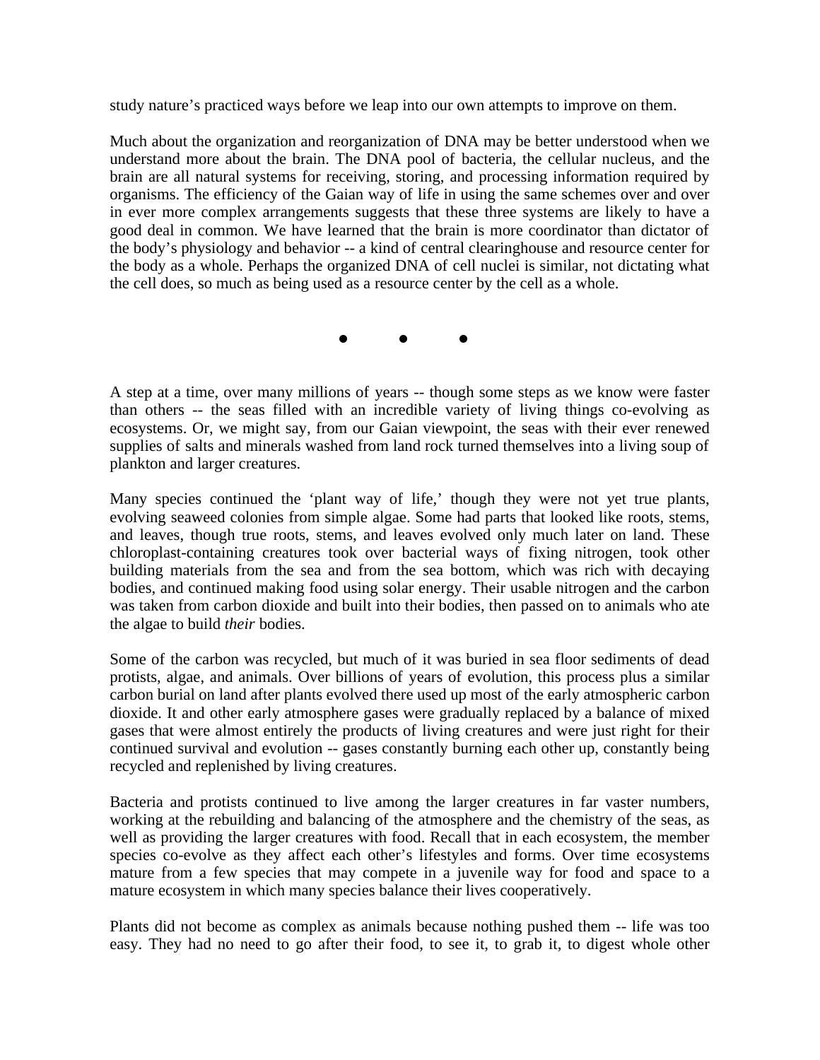study nature's practiced ways before we leap into our own attempts to improve on them.

Much about the organization and reorganization of DNA may be better understood when we understand more about the brain. The DNA pool of bacteria, the cellular nucleus, and the brain are all natural systems for receiving, storing, and processing information required by organisms. The efficiency of the Gaian way of life in using the same schemes over and over in ever more complex arrangements suggests that these three systems are likely to have a good deal in common. We have learned that the brain is more coordinator than dictator of the body's physiology and behavior -- a kind of central clearinghouse and resource center for the body as a whole. Perhaps the organized DNA of cell nuclei is similar, not dictating what the cell does, so much as being used as a resource center by the cell as a whole.

● ● ●

A step at a time, over many millions of years -- though some steps as we know were faster than others -- the seas filled with an incredible variety of living things co-evolving as ecosystems. Or, we might say, from our Gaian viewpoint, the seas with their ever renewed supplies of salts and minerals washed from land rock turned themselves into a living soup of plankton and larger creatures.

Many species continued the 'plant way of life,' though they were not yet true plants, evolving seaweed colonies from simple algae. Some had parts that looked like roots, stems, and leaves, though true roots, stems, and leaves evolved only much later on land. These chloroplast-containing creatures took over bacterial ways of fixing nitrogen, took other building materials from the sea and from the sea bottom, which was rich with decaying bodies, and continued making food using solar energy. Their usable nitrogen and the carbon was taken from carbon dioxide and built into their bodies, then passed on to animals who ate the algae to build *their* bodies.

Some of the carbon was recycled, but much of it was buried in sea floor sediments of dead protists, algae, and animals. Over billions of years of evolution, this process plus a similar carbon burial on land after plants evolved there used up most of the early atmospheric carbon dioxide. It and other early atmosphere gases were gradually replaced by a balance of mixed gases that were almost entirely the products of living creatures and were just right for their continued survival and evolution -- gases constantly burning each other up, constantly being recycled and replenished by living creatures.

Bacteria and protists continued to live among the larger creatures in far vaster numbers, working at the rebuilding and balancing of the atmosphere and the chemistry of the seas, as well as providing the larger creatures with food. Recall that in each ecosystem, the member species co-evolve as they affect each other's lifestyles and forms. Over time ecosystems mature from a few species that may compete in a juvenile way for food and space to a mature ecosystem in which many species balance their lives cooperatively.

Plants did not become as complex as animals because nothing pushed them -- life was too easy. They had no need to go after their food, to see it, to grab it, to digest whole other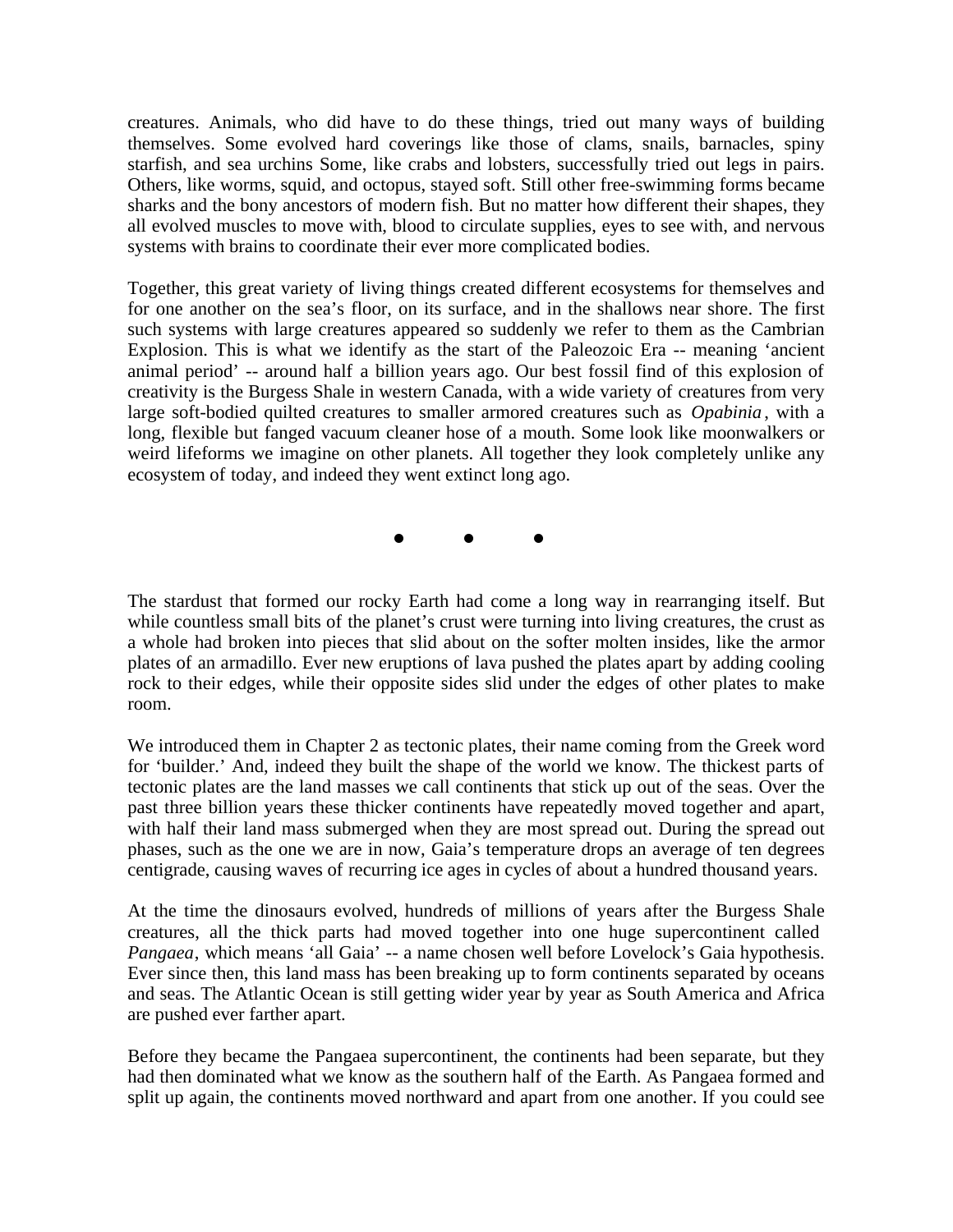creatures. Animals, who did have to do these things, tried out many ways of building themselves. Some evolved hard coverings like those of clams, snails, barnacles, spiny starfish, and sea urchins Some, like crabs and lobsters, successfully tried out legs in pairs. Others, like worms, squid, and octopus, stayed soft. Still other free-swimming forms became sharks and the bony ancestors of modern fish. But no matter how different their shapes, they all evolved muscles to move with, blood to circulate supplies, eyes to see with, and nervous systems with brains to coordinate their ever more complicated bodies.

Together, this great variety of living things created different ecosystems for themselves and for one another on the sea's floor, on its surface, and in the shallows near shore. The first such systems with large creatures appeared so suddenly we refer to them as the Cambrian Explosion. This is what we identify as the start of the Paleozoic Era -- meaning 'ancient animal period' -- around half a billion years ago. Our best fossil find of this explosion of creativity is the Burgess Shale in western Canada, with a wide variety of creatures from very large soft-bodied quilted creatures to smaller armored creatures such as *Opabinia*, with a long, flexible but fanged vacuum cleaner hose of a mouth. Some look like moonwalkers or weird lifeforms we imagine on other planets. All together they look completely unlike any ecosystem of today, and indeed they went extinct long ago.

• • •

The stardust that formed our rocky Earth had come a long way in rearranging itself. But while countless small bits of the planet's crust were turning into living creatures, the crust as a whole had broken into pieces that slid about on the softer molten insides, like the armor plates of an armadillo. Ever new eruptions of lava pushed the plates apart by adding cooling rock to their edges, while their opposite sides slid under the edges of other plates to make room.

We introduced them in Chapter 2 as tectonic plates, their name coming from the Greek word for 'builder.' And, indeed they built the shape of the world we know. The thickest parts of tectonic plates are the land masses we call continents that stick up out of the seas. Over the past three billion years these thicker continents have repeatedly moved together and apart, with half their land mass submerged when they are most spread out. During the spread out phases, such as the one we are in now, Gaia's temperature drops an average of ten degrees centigrade, causing waves of recurring ice ages in cycles of about a hundred thousand years.

At the time the dinosaurs evolved, hundreds of millions of years after the Burgess Shale creatures, all the thick parts had moved together into one huge supercontinent called *Pangaea*, which means 'all Gaia' -- a name chosen well before Lovelock's Gaia hypothesis. Ever since then, this land mass has been breaking up to form continents separated by oceans and seas. The Atlantic Ocean is still getting wider year by year as South America and Africa are pushed ever farther apart.

Before they became the Pangaea supercontinent, the continents had been separate, but they had then dominated what we know as the southern half of the Earth. As Pangaea formed and split up again, the continents moved northward and apart from one another. If you could see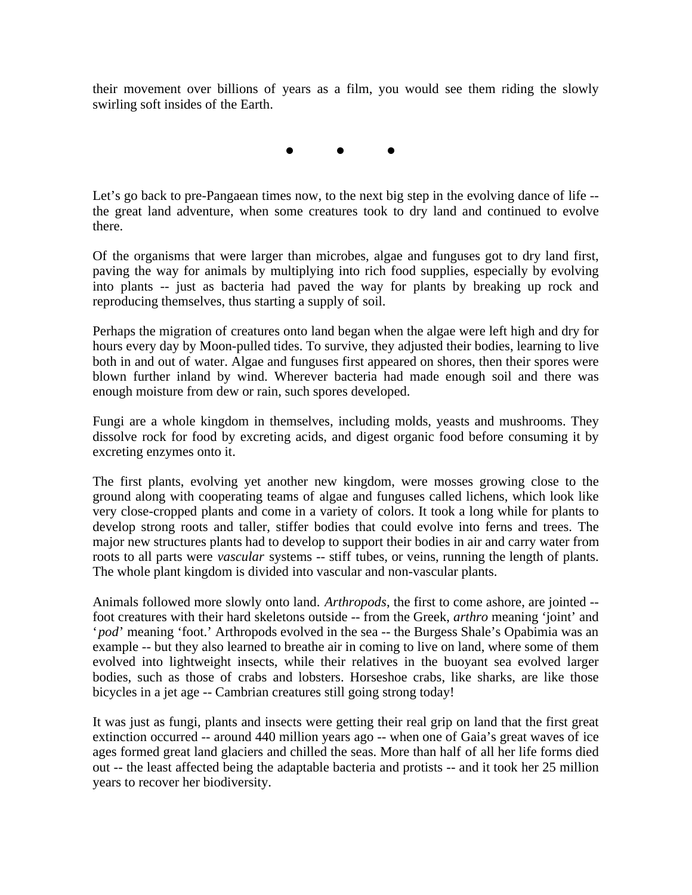their movement over billions of years as a film, you would see them riding the slowly swirling soft insides of the Earth.

• • •

Let's go back to pre-Pangaean times now, to the next big step in the evolving dance of life -- the great land adventure, when some creatures took to dry land and continued to evolve there.

Of the organisms that were larger than microbes, algae and funguses got to dry land first, paving the way for animals by multiplying into rich food supplies, especially by evolving into plants -- just as bacteria had paved the way for plants by breaking up rock and reproducing themselves, thus starting a supply of soil.

Perhaps the migration of creatures onto land began when the algae were left high and dry for hours every day by Moon-pulled tides. To survive, they adjusted their bodies, learning to live both in and out of water. Algae and funguses first appeared on shores, then their spores were blown further inland by wind. Wherever bacteria had made enough soil and there was enough moisture from dew or rain, such spores developed.

Fungi are a whole kingdom in themselves, including molds, yeasts and mushrooms. They dissolve rock for food by excreting acids, and digest organic food before consuming it by excreting enzymes onto it.

The first plants, evolving yet another new kingdom, were mosses growing close to the ground along with cooperating teams of algae and funguses called lichens, which look like very close-cropped plants and come in a variety of colors. It took a long while for plants to develop strong roots and taller, stiffer bodies that could evolve into ferns and trees. The major new structures plants had to develop to support their bodies in air and carry water from roots to all parts were *vascular* systems -- stiff tubes, or veins, running the length of plants. The whole plant kingdom is divided into vascular and non-vascular plants.

Animals followed more slowly onto land. *Arthropods*, the first to come ashore, are jointed -- foot creatures with their hard skeletons outside -- from the Greek, *arthro* meaning 'joint' and '*pod*' meaning 'foot.' Arthropods evolved in the sea -- the Burgess Shale's Opabimia was an example -- but they also learned to breathe air in coming to live on land, where some of them evolved into lightweight insects, while their relatives in the buoyant sea evolved larger bodies, such as those of crabs and lobsters. Horseshoe crabs, like sharks, are like those bicycles in a jet age -- Cambrian creatures still going strong today!

It was just as fungi, plants and insects were getting their real grip on land that the first great extinction occurred -- around 440 million years ago -- when one of Gaia's great waves of ice ages formed great land glaciers and chilled the seas. More than half of all her life forms died out -- the least affected being the adaptable bacteria and protists -- and it took her 25 million years to recover her biodiversity.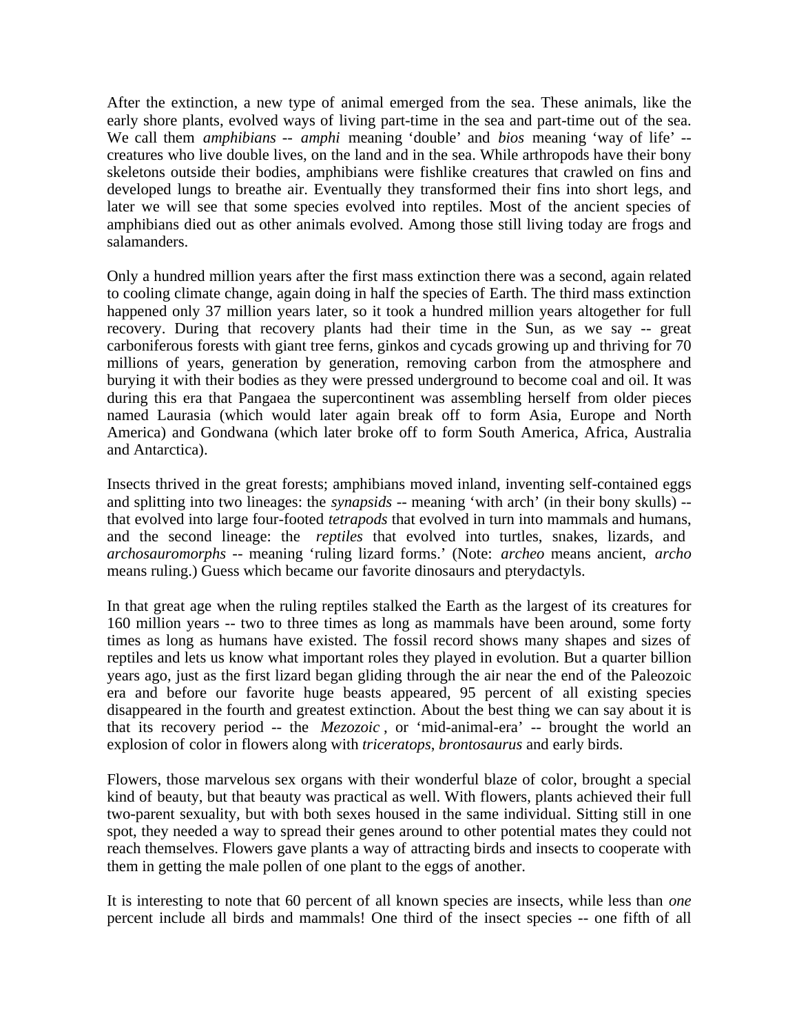After the extinction, a new type of animal emerged from the sea. These animals, like the early shore plants, evolved ways of living part-time in the sea and part-time out of the sea. We call them *amphibians* -- *amphi* meaning 'double' and *bios* meaning 'way of life' -- creatures who live double lives, on the land and in the sea. While arthropods have their bony skeletons outside their bodies, amphibians were fishlike creatures that crawled on fins and developed lungs to breathe air. Eventually they transformed their fins into short legs, and later we will see that some species evolved into reptiles. Most of the ancient species of amphibians died out as other animals evolved. Among those still living today are frogs and salamanders.

Only a hundred million years after the first mass extinction there was a second, again related to cooling climate change, again doing in half the species of Earth. The third mass extinction happened only 37 million years later, so it took a hundred million years altogether for full recovery. During that recovery plants had their time in the Sun, as we say -- great carboniferous forests with giant tree ferns, ginkos and cycads growing up and thriving for 70 millions of years, generation by generation, removing carbon from the atmosphere and burying it with their bodies as they were pressed underground to become coal and oil. It was during this era that Pangaea the supercontinent was assembling herself from older pieces named Laurasia (which would later again break off to form Asia, Europe and North America) and Gondwana (which later broke off to form South America, Africa, Australia and Antarctica).

Insects thrived in the great forests; amphibians moved inland, inventing self-contained eggs and splitting into two lineages: the *synapsids* -- meaning 'with arch' (in their bony skulls) -- that evolved into large four-footed *tetrapods* that evolved in turn into mammals and humans, and the second lineage: the *reptiles* that evolved into turtles, snakes, lizards, and *archosauromorphs* -- meaning 'ruling lizard forms.' (Note: *archeo* means ancient, *archo* means ruling.) Guess which became our favorite dinosaurs and pterydactyls.

In that great age when the ruling reptiles stalked the Earth as the largest of its creatures for 160 million years -- two to three times as long as mammals have been around, some forty times as long as humans have existed. The fossil record shows many shapes and sizes of reptiles and lets us know what important roles they played in evolution. But a quarter billion years ago, just as the first lizard began gliding through the air near the end of the Paleozoic era and before our favorite huge beasts appeared, 95 percent of all existing species disappeared in the fourth and greatest extinction. About the best thing we can say about it is that its recovery period -- the *Mezozoic*, or 'mid-animal-era' -- brought the world an explosion of color in flowers along with *triceratops*, *brontosaurus* and early birds.

Flowers, those marvelous sex organs with their wonderful blaze of color, brought a special kind of beauty, but that beauty was practical as well. With flowers, plants achieved their full two-parent sexuality, but with both sexes housed in the same individual. Sitting still in one spot, they needed a way to spread their genes around to other potential mates they could not reach themselves. Flowers gave plants a way of attracting birds and insects to cooperate with them in getting the male pollen of one plant to the eggs of another.

It is interesting to note that 60 percent of all known species are insects, while less than *one* percent include all birds and mammals! One third of the insect species -- one fifth of all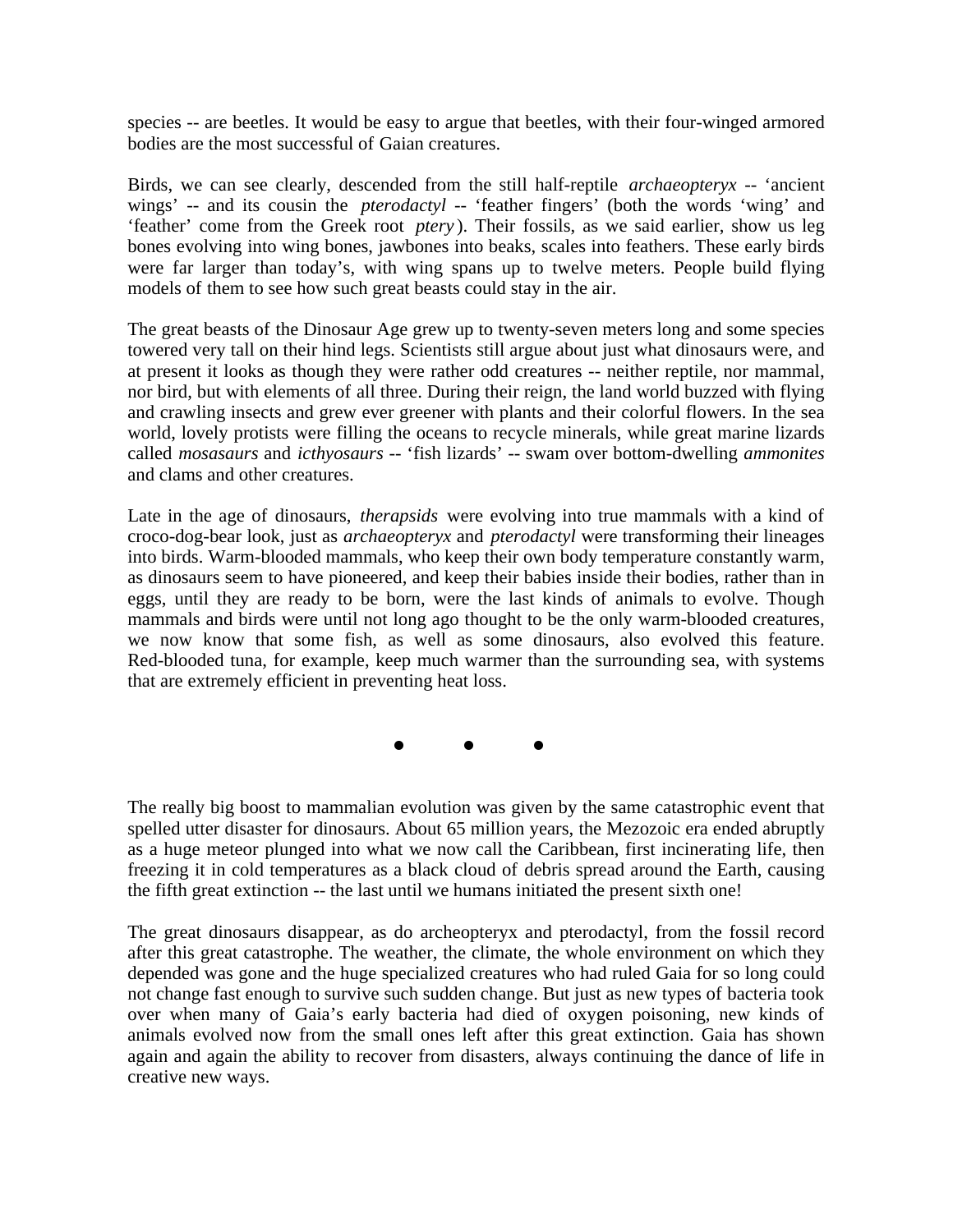species -- are beetles. It would be easy to argue that beetles, with their four-winged armored bodies are the most successful of Gaian creatures.

Birds, we can see clearly, descended from the still half-reptile *archaeopteryx* -- 'ancient wings' -- and its cousin the *pterodactyl* -- 'feather fingers' (both the words 'wing' and 'feather' come from the Greek root *ptery*). Their fossils, as we said earlier, show us leg bones evolving into wing bones, jawbones into beaks, scales into feathers. These early birds were far larger than today's, with wing spans up to twelve meters. People build flying models of them to see how such great beasts could stay in the air.

The great beasts of the Dinosaur Age grew up to twenty-seven meters long and some species towered very tall on their hind legs. Scientists still argue about just what dinosaurs were, and at present it looks as though they were rather odd creatures -- neither reptile, nor mammal, nor bird, but with elements of all three. During their reign, the land world buzzed with flying and crawling insects and grew ever greener with plants and their colorful flowers. In the sea world, lovely protists were filling the oceans to recycle minerals, while great marine lizards called *mosasaurs* and *icthyosaurs* -- 'fish lizards' -- swam over bottom-dwelling *ammonites* and clams and other creatures.

Late in the age of dinosaurs, *therapsids* were evolving into true mammals with a kind of croco-dog-bear look, just as *archaeopteryx* and *pterodactyl* were transforming their lineages into birds. Warm-blooded mammals, who keep their own body temperature constantly warm, as dinosaurs seem to have pioneered, and keep their babies inside their bodies, rather than in eggs, until they are ready to be born, were the last kinds of animals to evolve. Though mammals and birds were until not long ago thought to be the only warm-blooded creatures, we now know that some fish, as well as some dinosaurs, also evolved this feature. Red-blooded tuna, for example, keep much warmer than the surrounding sea, with systems that are extremely efficient in preventing heat loss.

● ● ●

The really big boost to mammalian evolution was given by the same catastrophic event that spelled utter disaster for dinosaurs. About 65 million years, the Mezozoic era ended abruptly as a huge meteor plunged into what we now call the Caribbean, first incinerating life, then freezing it in cold temperatures as a black cloud of debris spread around the Earth, causing the fifth great extinction -- the last until we humans initiated the present sixth one!

The great dinosaurs disappear, as do archeopteryx and pterodactyl, from the fossil record after this great catastrophe. The weather, the climate, the whole environment on which they depended was gone and the huge specialized creatures who had ruled Gaia for so long could not change fast enough to survive such sudden change. But just as new types of bacteria took over when many of Gaia's early bacteria had died of oxygen poisoning, new kinds of animals evolved now from the small ones left after this great extinction. Gaia has shown again and again the ability to recover from disasters, always continuing the dance of life in creative new ways.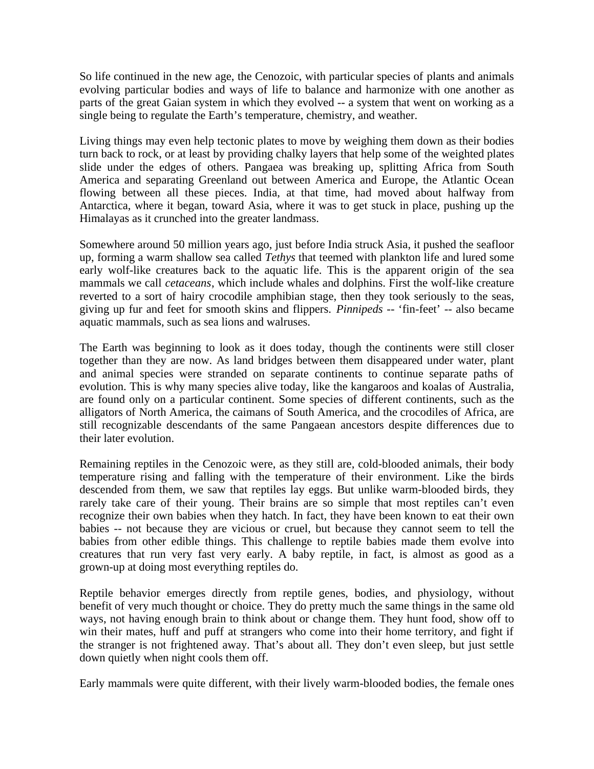So life continued in the new age, the Cenozoic, with particular species of plants and animals evolving particular bodies and ways of life to balance and harmonize with one another as parts of the great Gaian system in which they evolved -- a system that went on working as a single being to regulate the Earth's temperature, chemistry, and weather.

Living things may even help tectonic plates to move by weighing them down as their bodies turn back to rock, or at least by providing chalky layers that help some of the weighted plates slide under the edges of others. Pangaea was breaking up, splitting Africa from South America and separating Greenland out between America and Europe, the Atlantic Ocean flowing between all these pieces. India, at that time, had moved about halfway from Antarctica, where it began, toward Asia, where it was to get stuck in place, pushing up the Himalayas as it crunched into the greater landmass.

Somewhere around 50 million years ago, just before India struck Asia, it pushed the seafloor up, forming a warm shallow sea called *Tethys* that teemed with plankton life and lured some early wolf-like creatures back to the aquatic life. This is the apparent origin of the sea mammals we call *cetaceans*, which include whales and dolphins. First the wolf-like creature reverted to a sort of hairy crocodile amphibian stage, then they took seriously to the seas, giving up fur and feet for smooth skins and flippers. *Pinnipeds* -- 'fin-feet' -- also became aquatic mammals, such as sea lions and walruses.

The Earth was beginning to look as it does today, though the continents were still closer together than they are now. As land bridges between them disappeared under water, plant and animal species were stranded on separate continents to continue separate paths of evolution. This is why many species alive today, like the kangaroos and koalas of Australia, are found only on a particular continent. Some species of different continents, such as the alligators of North America, the caimans of South America, and the crocodiles of Africa, are still recognizable descendants of the same Pangaean ancestors despite differences due to their later evolution.

Remaining reptiles in the Cenozoic were, as they still are, cold-blooded animals, their body temperature rising and falling with the temperature of their environment. Like the birds descended from them, we saw that reptiles lay eggs. But unlike warm-blooded birds, they rarely take care of their young. Their brains are so simple that most reptiles can't even recognize their own babies when they hatch. In fact, they have been known to eat their own babies -- not because they are vicious or cruel, but because they cannot seem to tell the babies from other edible things. This challenge to reptile babies made them evolve into creatures that run very fast very early. A baby reptile, in fact, is almost as good as a grown-up at doing most everything reptiles do.

Reptile behavior emerges directly from reptile genes, bodies, and physiology, without benefit of very much thought or choice. They do pretty much the same things in the same old ways, not having enough brain to think about or change them. They hunt food, show off to win their mates, huff and puff at strangers who come into their home territory, and fight if the stranger is not frightened away. That's about all. They don't even sleep, but just settle down quietly when night cools them off.

Early mammals were quite different, with their lively warm-blooded bodies, the female ones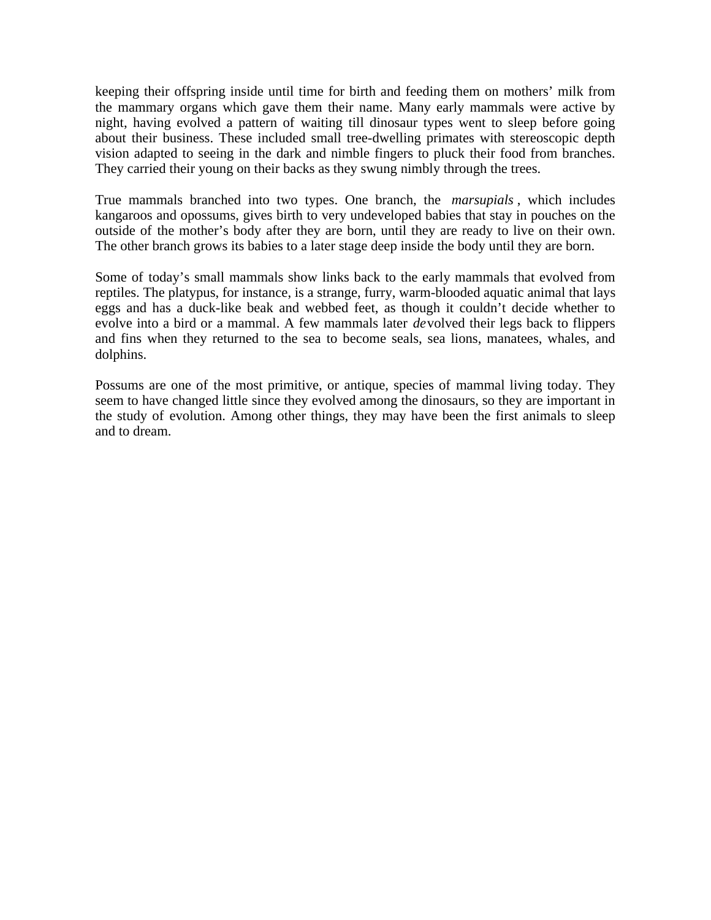keeping their offspring inside until time for birth and feeding them on mothers' milk from the mammary organs which gave them their name. Many early mammals were active by night, having evolved a pattern of waiting till dinosaur types went to sleep before going about their business. These included small tree-dwelling primates with stereoscopic depth vision adapted to seeing in the dark and nimble fingers to pluck their food from branches. They carried their young on their backs as they swung nimbly through the trees.

True mammals branched into two types. One branch, the *marsupials*, which includes kangaroos and opossums, gives birth to very undeveloped babies that stay in pouches on the outside of the mother's body after they are born, until they are ready to live on their own. The other branch grows its babies to a later stage deep inside the body until they are born.

Some of today's small mammals show links back to the early mammals that evolved from reptiles. The platypus, for instance, is a strange, furry, warm-blooded aquatic animal that lays eggs and has a duck-like beak and webbed feet, as though it couldn't decide whether to evolve into a bird or a mammal. A few mammals later *de*volved their legs back to flippers and fins when they returned to the sea to become seals, sea lions, manatees, whales, and dolphins.

Possums are one of the most primitive, or antique, species of mammal living today. They seem to have changed little since they evolved among the dinosaurs, so they are important in the study of evolution. Among other things, they may have been the first animals to sleep and to dream.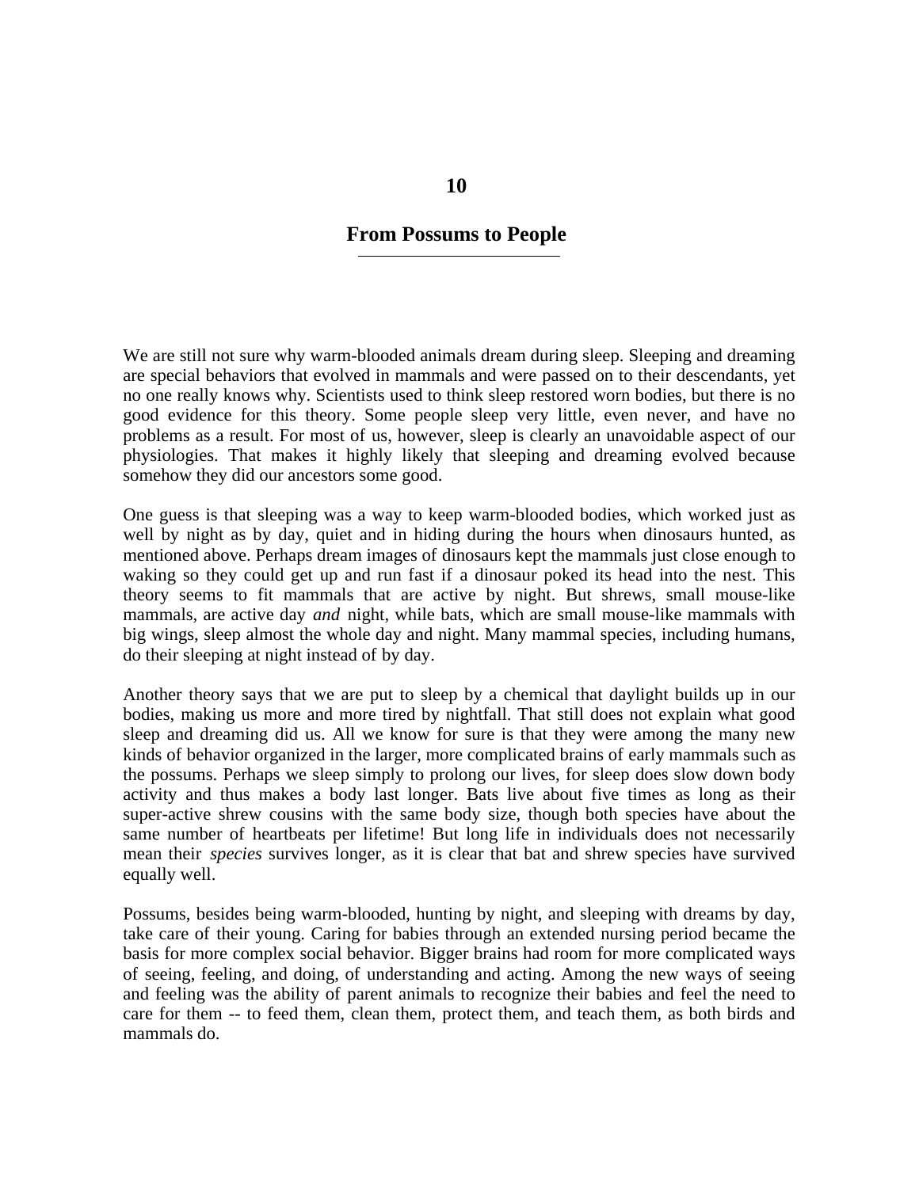# 10

## From Possums to People

We are still not sure why warm-blooded animals dream during sleep. Sleeping and dreaming are special behaviors that evolved in mammals and were passed on to their descendants, yet no one really knows why. Scientists used to think sleep restored worn bodies, but there is no good evidence for this theory. Some people sleep very little, even never, and have no problems as a result. For most of us, however, sleep is clearly an unavoidable aspect of our physiologies. That makes it highly likely that sleeping and dreaming evolved because somehow they did our ancestors some good.

One guess is that sleeping was a way to keep warm-blooded bodies, which worked just as well by night as by day, quiet and in hiding during the hours when dinosaurs hunted, as mentioned above. Perhaps dream images of dinosaurs kept the mammals just close enough to waking so they could get up and run fast if a dinosaur poked its head into the nest. This theory seems to fit mammals that are active by night. But shrews, small mouse-like mammals, are active day *and* night, while bats, which are small mouse-like mammals with big wings, sleep almost the whole day and night. Many mammal species, including humans, do their sleeping at night instead of by day.

Another theory says that we are put to sleep by a chemical that daylight builds up in our bodies, making us more and more tired by nightfall. That still does not explain what good sleep and dreaming did us. All we know for sure is that they were among the many new kinds of behavior organized in the larger, more complicated brains of early mammals such as the possums. Perhaps we sleep simply to prolong our lives, for sleep does slow down body activity and thus makes a body last longer. Bats live about five times as long as their super-active shrew cousins with the same body size, though both species have about the same number of heartbeats per lifetime! But long life in individuals does not necessarily mean their *species* survives longer, as it is clear that bat and shrew species have survived equally well.

Possums, besides being warm-blooded, hunting by night, and sleeping with dreams by day, take care of their young. Caring for babies through an extended nursing period became the basis for more complex social behavior. Bigger brains had room for more complicated ways of seeing, feeling, and doing, of understanding and acting. Among the new ways of seeing and feeling was the ability of parent animals to recognize their babies and feel the need to care for them -- to feed them, clean them, protect them, and teach them, as both birds and mammals do.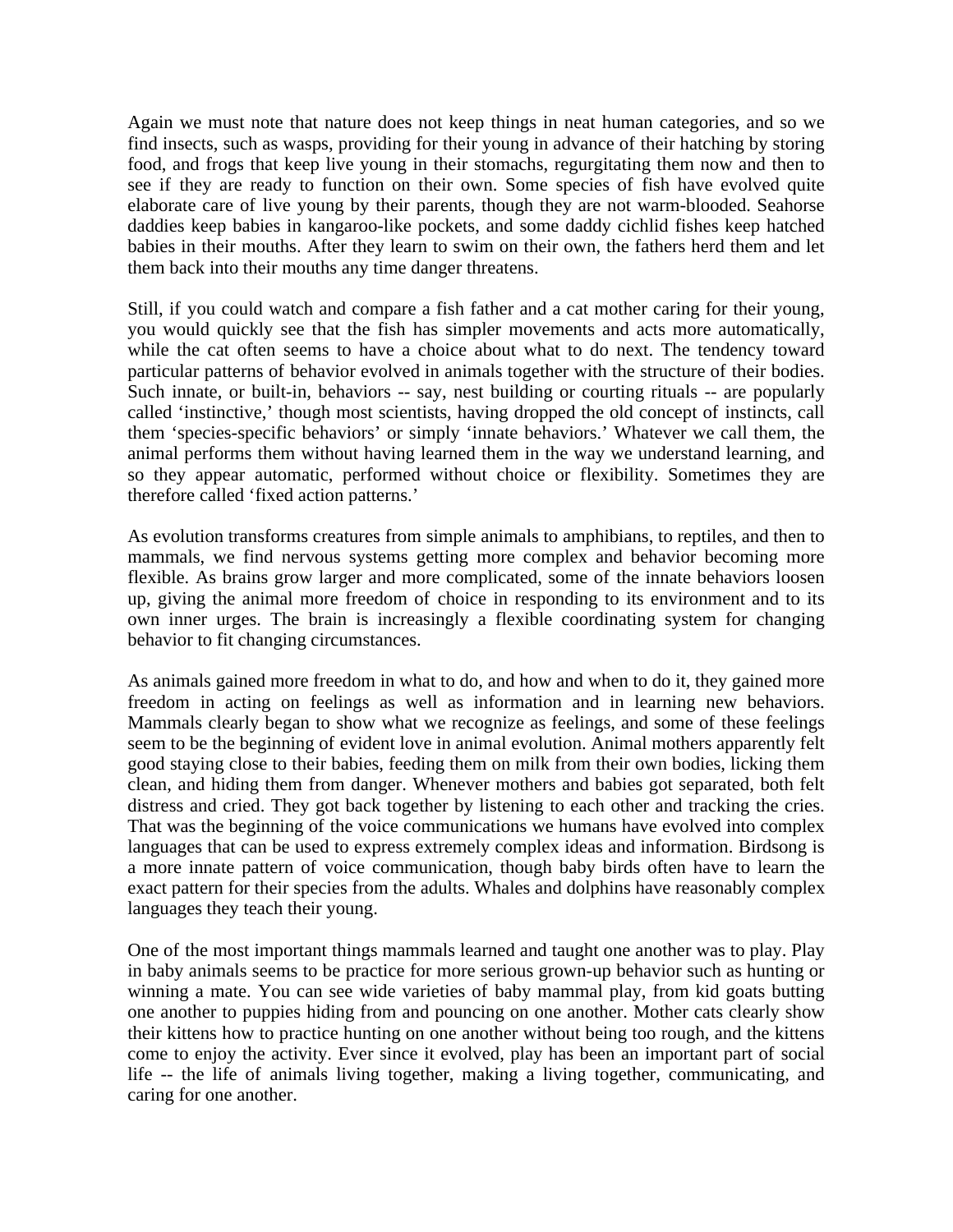Again we must note that nature does not keep things in neat human categories, and so we find insects, such as wasps, providing for their young in advance of their hatching by storing food, and frogs that keep live young in their stomachs, regurgitating them now and then to see if they are ready to function on their own. Some species of fish have evolved quite elaborate care of live young by their parents, though they are not warm-blooded. Seahorse daddies keep babies in kangaroo-like pockets, and some daddy cichlid fishes keep hatched babies in their mouths. After they learn to swim on their own, the fathers herd them and let them back into their mouths any time danger threatens.

Still, if you could watch and compare a fish father and a cat mother caring for their young, you would quickly see that the fish has simpler movements and acts more automatically, while the cat often seems to have a choice about what to do next. The tendency toward particular patterns of behavior evolved in animals together with the structure of their bodies. Such innate, or built-in, behaviors -- say, nest building or courting rituals -- are popularly called 'instinctive,' though most scientists, having dropped the old concept of instincts, call them 'species-specific behaviors' or simply 'innate behaviors.' Whatever we call them, the animal performs them without having learned them in the way we understand learning, and so they appear automatic, performed without choice or flexibility. Sometimes they are therefore called 'fixed action patterns.'

As evolution transforms creatures from simple animals to amphibians, to reptiles, and then to mammals, we find nervous systems getting more complex and behavior becoming more flexible. As brains grow larger and more complicated, some of the innate behaviors loosen up, giving the animal more freedom of choice in responding to its environment and to its own inner urges. The brain is increasingly a flexible coordinating system for changing behavior to fit changing circumstances.

As animals gained more freedom in what to do, and how and when to do it, they gained more freedom in acting on feelings as well as information and in learning new behaviors. Mammals clearly began to show what we recognize as feelings, and some of these feelings seem to be the beginning of evident love in animal evolution. Animal mothers apparently felt good staying close to their babies, feeding them on milk from their own bodies, licking them clean, and hiding them from danger. Whenever mothers and babies got separated, both felt distress and cried. They got back together by listening to each other and tracking the cries. That was the beginning of the voice communications we humans have evolved into complex languages that can be used to express extremely complex ideas and information. Birdsong is a more innate pattern of voice communication, though baby birds often have to learn the exact pattern for their species from the adults. Whales and dolphins have reasonably complex languages they teach their young.

One of the most important things mammals learned and taught one another was to play. Play in baby animals seems to be practice for more serious grown-up behavior such as hunting or winning a mate. You can see wide varieties of baby mammal play, from kid goats butting one another to puppies hiding from and pouncing on one another. Mother cats clearly show their kittens how to practice hunting on one another without being too rough, and the kittens come to enjoy the activity. Ever since it evolved, play has been an important part of social life -- the life of animals living together, making a living together, communicating, and caring for one another.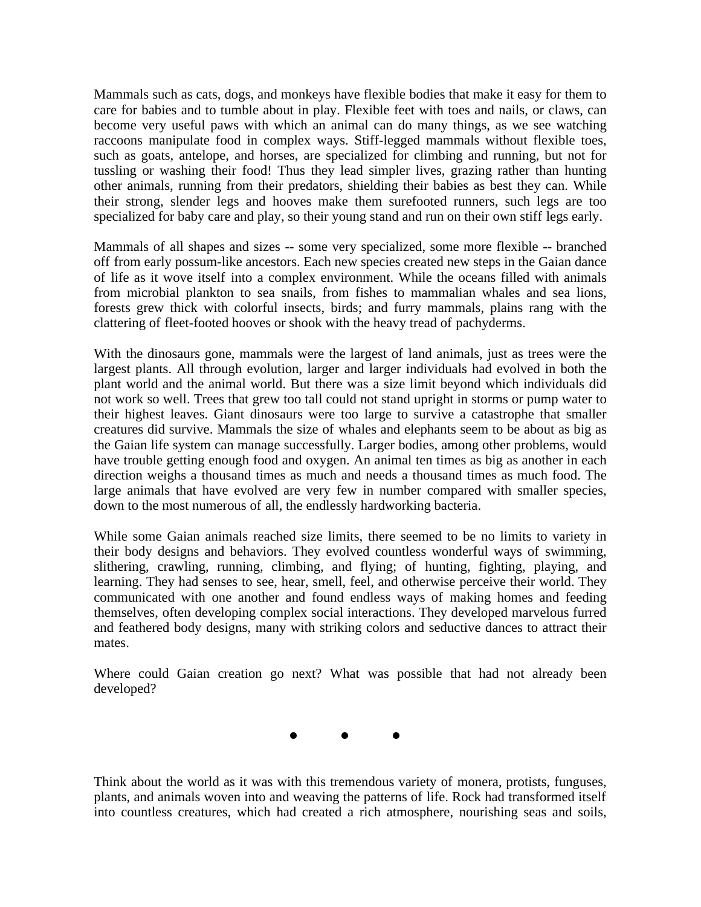Mammals such as cats, dogs, and monkeys have flexible bodies that make it easy for them to care for babies and to tumble about in play. Flexible feet with toes and nails, or claws, can become very useful paws with which an animal can do many things, as we see watching raccoons manipulate food in complex ways. Stiff-legged mammals without flexible toes, such as goats, antelope, and horses, are specialized for climbing and running, but not for tussling or washing their food! Thus they lead simpler lives, grazing rather than hunting other animals, running from their predators, shielding their babies as best they can. While their strong, slender legs and hooves make them surefooted runners, such legs are too specialized for baby care and play, so their young stand and run on their own stiff legs early.

Mammals of all shapes and sizes -- some very specialized, some more flexible -- branched off from early possum-like ancestors. Each new species created new steps in the Gaian dance of life as it wove itself into a complex environment. While the oceans filled with animals from microbial plankton to sea snails, from fishes to mammalian whales and sea lions, forests grew thick with colorful insects, birds; and furry mammals, plains rang with the clattering of fleet-footed hooves or shook with the heavy tread of pachyderms.

With the dinosaurs gone, mammals were the largest of land animals, just as trees were the largest plants. All through evolution, larger and larger individuals had evolved in both the plant world and the animal world. But there was a size limit beyond which individuals did not work so well. Trees that grew too tall could not stand upright in storms or pump water to their highest leaves. Giant dinosaurs were too large to survive a catastrophe that smaller creatures did survive. Mammals the size of whales and elephants seem to be about as big as the Gaian life system can manage successfully. Larger bodies, among other problems, would have trouble getting enough food and oxygen. An animal ten times as big as another in each direction weighs a thousand times as much and needs a thousand times as much food. The large animals that have evolved are very few in number compared with smaller species, down to the most numerous of all, the endlessly hardworking bacteria.

While some Gaian animals reached size limits, there seemed to be no limits to variety in their body designs and behaviors. They evolved countless wonderful ways of swimming, slithering, crawling, running, climbing, and flying; of hunting, fighting, playing, and learning. They had senses to see, hear, smell, feel, and otherwise perceive their world. They communicated with one another and found endless ways of making homes and feeding themselves, often developing complex social interactions. They developed marvelous furred and feathered body designs, many with striking colors and seductive dances to attract their mates.

Where could Gaian creation go next? What was possible that had not already been developed?

● ● ●

Think about the world as it was with this tremendous variety of monera, protists, funguses, plants, and animals woven into and weaving the patterns of life. Rock had transformed itself into countless creatures, which had created a rich atmosphere, nourishing seas and soils,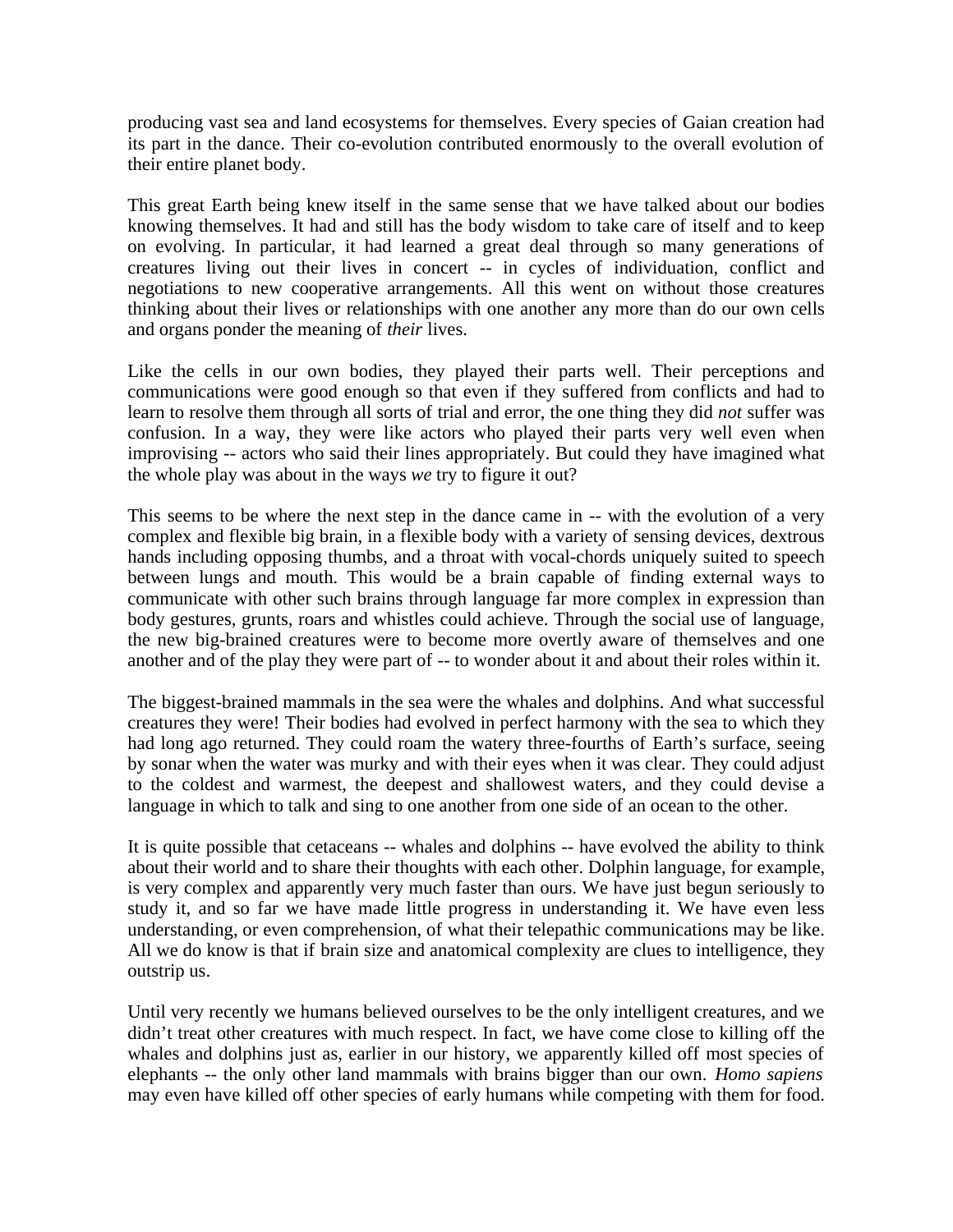producing vast sea and land ecosystems for themselves. Every species of Gaian creation had its part in the dance. Their co-evolution contributed enormously to the overall evolution of their entire planet body.

This great Earth being knew itself in the same sense that we have talked about our bodies knowing themselves. It had and still has the body wisdom to take care of itself and to keep on evolving. In particular, it had learned a great deal through so many generations of creatures living out their lives in concert -- in cycles of individuation, conflict and negotiations to new cooperative arrangements. All this went on without those creatures thinking about their lives or relationships with one another any more than do our own cells and organs ponder the meaning of *their* lives.

Like the cells in our own bodies, they played their parts well. Their perceptions and communications were good enough so that even if they suffered from conflicts and had to learn to resolve them through all sorts of trial and error, the one thing they did *not* suffer was confusion. In a way, they were like actors who played their parts very well even when improvising -- actors who said their lines appropriately. But could they have imagined what the whole play was about in the ways *we* try to figure it out?

This seems to be where the next step in the dance came in -- with the evolution of a very complex and flexible big brain, in a flexible body with a variety of sensing devices, dextrous hands including opposing thumbs, and a throat with vocal-chords uniquely suited to speech between lungs and mouth. This would be a brain capable of finding external ways to communicate with other such brains through language far more complex in expression than body gestures, grunts, roars and whistles could achieve. Through the social use of language, the new big-brained creatures were to become more overtly aware of themselves and one another and of the play they were part of -- to wonder about it and about their roles within it.

The biggest-brained mammals in the sea were the whales and dolphins. And what successful creatures they were! Their bodies had evolved in perfect harmony with the sea to which they had long ago returned. They could roam the watery three-fourths of Earth's surface, seeing by sonar when the water was murky and with their eyes when it was clear. They could adjust to the coldest and warmest, the deepest and shallowest waters, and they could devise a language in which to talk and sing to one another from one side of an ocean to the other.

It is quite possible that cetaceans -- whales and dolphins -- have evolved the ability to think about their world and to share their thoughts with each other. Dolphin language, for example, is very complex and apparently very much faster than ours. We have just begun seriously to study it, and so far we have made little progress in understanding it. We have even less understanding, or even comprehension, of what their telepathic communications may be like. All we do know is that if brain size and anatomical complexity are clues to intelligence, they outstrip us.

Until very recently we humans believed ourselves to be the only intelligent creatures, and we didn't treat other creatures with much respect. In fact, we have come close to killing off the whales and dolphins just as, earlier in our history, we apparently killed off most species of elephants -- the only other land mammals with brains bigger than our own. *Homo sapiens* may even have killed off other species of early humans while competing with them for food.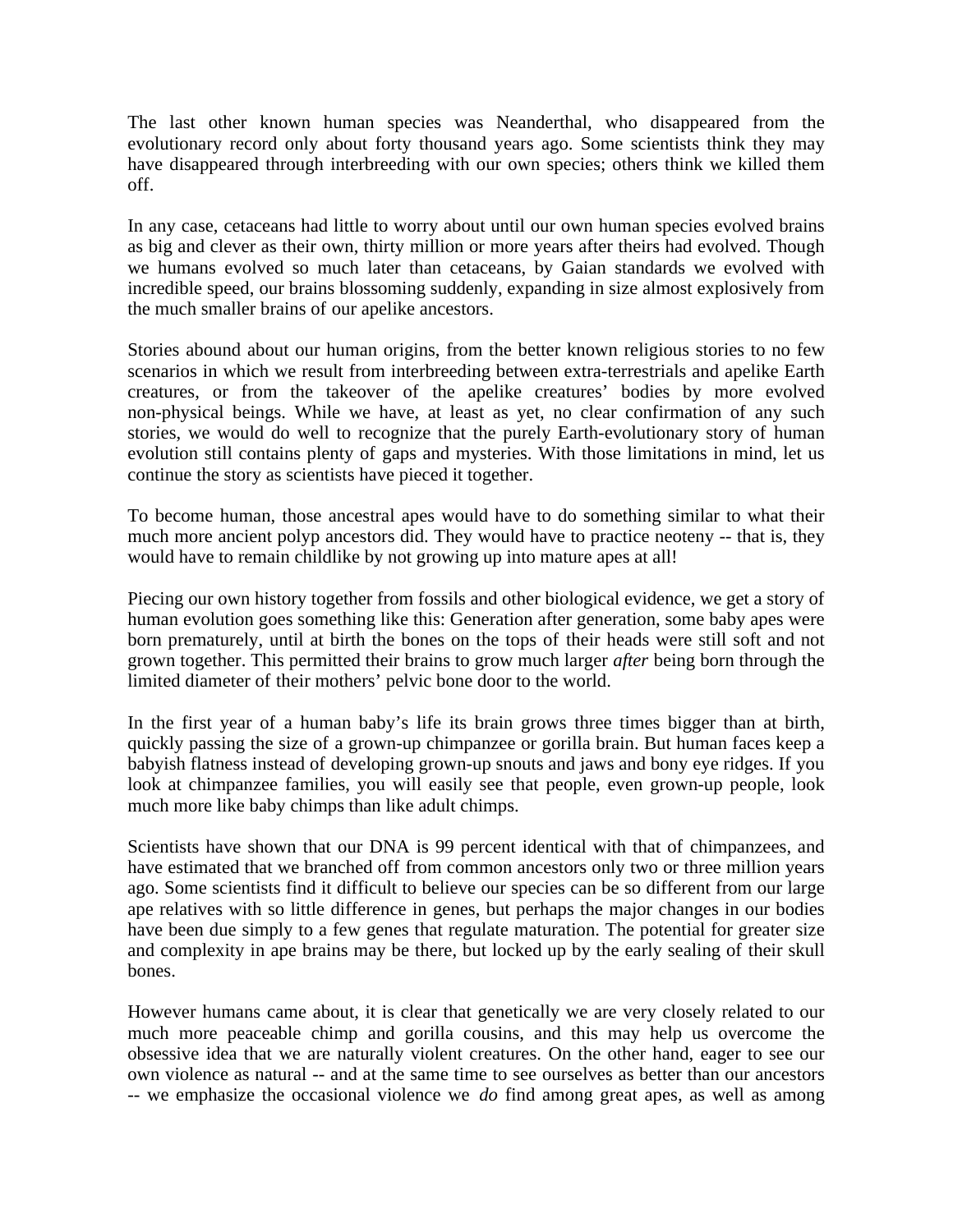The last other known human species was Neanderthal, who disappeared from the evolutionary record only about forty thousand years ago. Some scientists think they may have disappeared through interbreeding with our own species; others think we killed them off.

In any case, cetaceans had little to worry about until our own human species evolved brains as big and clever as their own, thirty million or more years after theirs had evolved. Though we humans evolved so much later than cetaceans, by Gaian standards we evolved with incredible speed, our brains blossoming suddenly, expanding in size almost explosively from the much smaller brains of our apelike ancestors.

Stories abound about our human origins, from the better known religious stories to no few scenarios in which we result from interbreeding between extra-terrestrials and apelike Earth creatures, or from the takeover of the apelike creatures' bodies by more evolved non-physical beings. While we have, at least as yet, no clear confirmation of any such stories, we would do well to recognize that the purely Earth-evolutionary story of human evolution still contains plenty of gaps and mysteries. With those limitations in mind, let us continue the story as scientists have pieced it together.

To become human, those ancestral apes would have to do something similar to what their much more ancient polyp ancestors did. They would have to practice neoteny -- that is, they would have to remain childlike by not growing up into mature apes at all!

Piecing our own history together from fossils and other biological evidence, we get a story of human evolution goes something like this: Generation after generation, some baby apes were born prematurely, until at birth the bones on the tops of their heads were still soft and not grown together. This permitted their brains to grow much larger *after* being born through the limited diameter of their mothers' pelvic bone door to the world.

In the first year of a human baby's life its brain grows three times bigger than at birth, quickly passing the size of a grown-up chimpanzee or gorilla brain. But human faces keep a babyish flatness instead of developing grown-up snouts and jaws and bony eye ridges. If you look at chimpanzee families, you will easily see that people, even grown-up people, look much more like baby chimps than like adult chimps.

Scientists have shown that our DNA is 99 percent identical with that of chimpanzees, and have estimated that we branched off from common ancestors only two or three million years ago. Some scientists find it difficult to believe our species can be so different from our large ape relatives with so little difference in genes, but perhaps the major changes in our bodies have been due simply to a few genes that regulate maturation. The potential for greater size and complexity in ape brains may be there, but locked up by the early sealing of their skull bones.

However humans came about, it is clear that genetically we are very closely related to our much more peaceable chimp and gorilla cousins, and this may help us overcome the obsessive idea that we are naturally violent creatures. On the other hand, eager to see our own violence as natural -- and at the same time to see ourselves as better than our ancestors -- we emphasize the occasional violence we *do* find among great apes, as well as among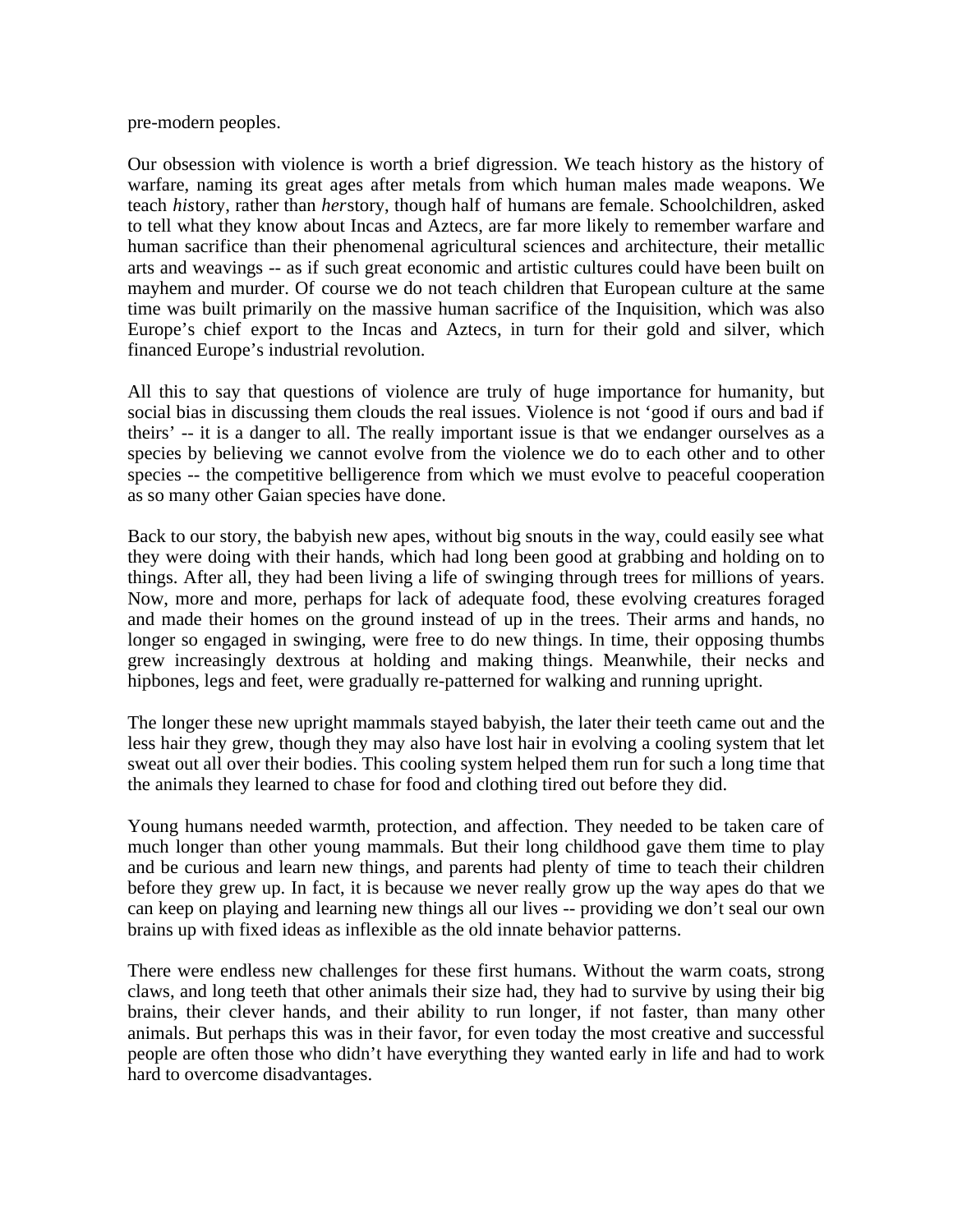pre-modern peoples.

Our obsession with violence is worth a brief digression. We teach history as the history of warfare, naming its great ages after metals from which human males made weapons. We teach *his*tory, rather than *her*story, though half of humans are female. Schoolchildren, asked to tell what they know about Incas and Aztecs, are far more likely to remember warfare and human sacrifice than their phenomenal agricultural sciences and architecture, their metallic arts and weavings -- as if such great economic and artistic cultures could have been built on mayhem and murder. Of course we do not teach children that European culture at the same time was built primarily on the massive human sacrifice of the Inquisition, which was also Europe's chief export to the Incas and Aztecs, in turn for their gold and silver, which financed Europe's industrial revolution.

All this to say that questions of violence are truly of huge importance for humanity, but social bias in discussing them clouds the real issues. Violence is not 'good if ours and bad if theirs' -- it is a danger to all. The really important issue is that we endanger ourselves as a species by believing we cannot evolve from the violence we do to each other and to other species -- the competitive belligerence from which we must evolve to peaceful cooperation as so many other Gaian species have done.

Back to our story, the babyish new apes, without big snouts in the way, could easily see what they were doing with their hands, which had long been good at grabbing and holding on to things. After all, they had been living a life of swinging through trees for millions of years. Now, more and more, perhaps for lack of adequate food, these evolving creatures foraged and made their homes on the ground instead of up in the trees. Their arms and hands, no longer so engaged in swinging, were free to do new things. In time, their opposing thumbs grew increasingly dextrous at holding and making things. Meanwhile, their necks and hipbones, legs and feet, were gradually re-patterned for walking and running upright.

The longer these new upright mammals stayed babyish, the later their teeth came out and the less hair they grew, though they may also have lost hair in evolving a cooling system that let sweat out all over their bodies. This cooling system helped them run for such a long time that the animals they learned to chase for food and clothing tired out before they did.

Young humans needed warmth, protection, and affection. They needed to be taken care of much longer than other young mammals. But their long childhood gave them time to play and be curious and learn new things, and parents had plenty of time to teach their children before they grew up. In fact, it is because we never really grow up the way apes do that we can keep on playing and learning new things all our lives -- providing we don't seal our own brains up with fixed ideas as inflexible as the old innate behavior patterns.

There were endless new challenges for these first humans. Without the warm coats, strong claws, and long teeth that other animals their size had, they had to survive by using their big brains, their clever hands, and their ability to run longer, if not faster, than many other animals. But perhaps this was in their favor, for even today the most creative and successful people are often those who didn't have everything they wanted early in life and had to work hard to overcome disadvantages.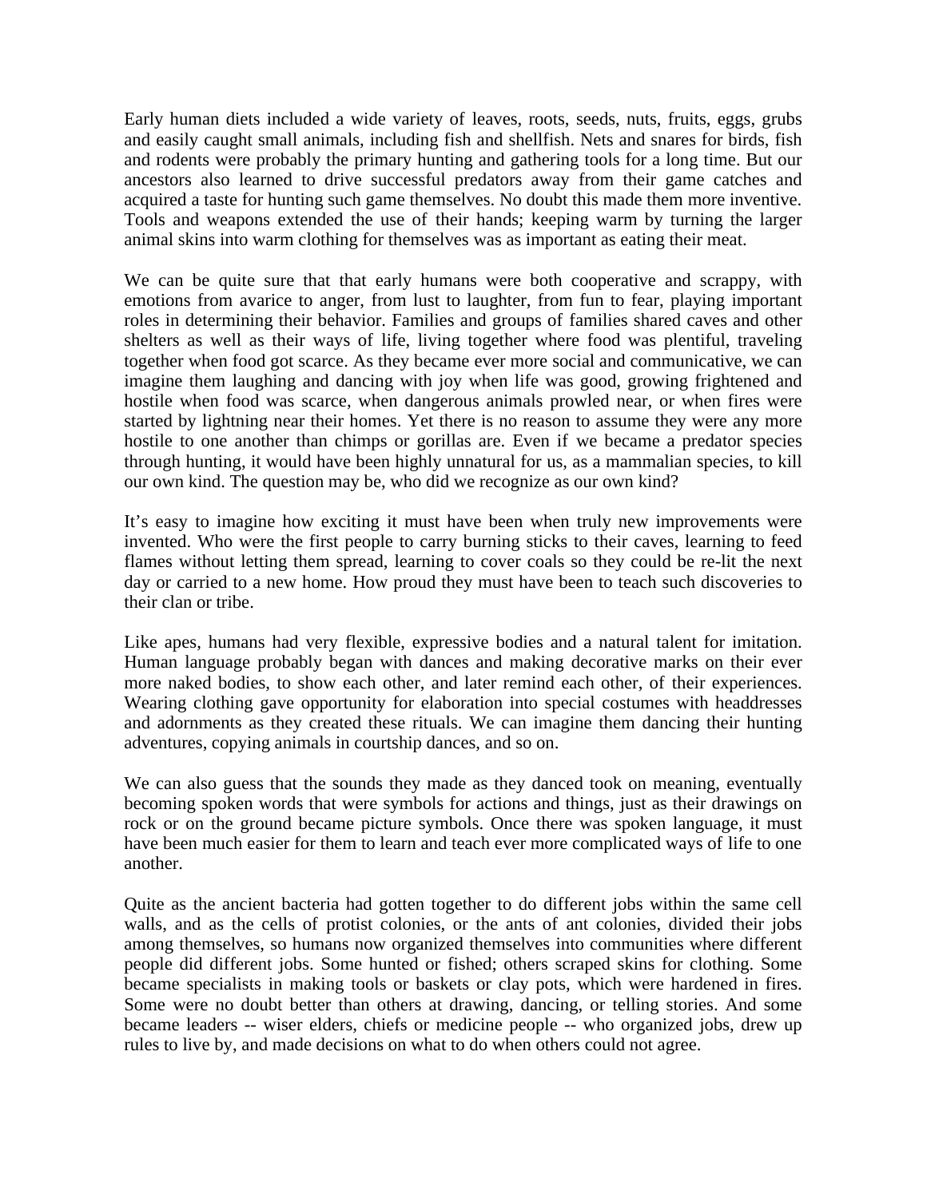Early human diets included a wide variety of leaves, roots, seeds, nuts, fruits, eggs, grubs and easily caught small animals, including fish and shellfish. Nets and snares for birds, fish and rodents were probably the primary hunting and gathering tools for a long time. But our ancestors also learned to drive successful predators away from their game catches and acquired a taste for hunting such game themselves. No doubt this made them more inventive. Tools and weapons extended the use of their hands; keeping warm by turning the larger animal skins into warm clothing for themselves was as important as eating their meat.

We can be quite sure that that early humans were both cooperative and scrappy, with emotions from avarice to anger, from lust to laughter, from fun to fear, playing important roles in determining their behavior. Families and groups of families shared caves and other shelters as well as their ways of life, living together where food was plentiful, traveling together when food got scarce. As they became ever more social and communicative, we can imagine them laughing and dancing with joy when life was good, growing frightened and hostile when food was scarce, when dangerous animals prowled near, or when fires were started by lightning near their homes. Yet there is no reason to assume they were any more hostile to one another than chimps or gorillas are. Even if we became a predator species through hunting, it would have been highly unnatural for us, as a mammalian species, to kill our own kind. The question may be, who did we recognize as our own kind?

It's easy to imagine how exciting it must have been when truly new improvements were invented. Who were the first people to carry burning sticks to their caves, learning to feed flames without letting them spread, learning to cover coals so they could be re-lit the next day or carried to a new home. How proud they must have been to teach such discoveries to their clan or tribe.

Like apes, humans had very flexible, expressive bodies and a natural talent for imitation. Human language probably began with dances and making decorative marks on their ever more naked bodies, to show each other, and later remind each other, of their experiences. Wearing clothing gave opportunity for elaboration into special costumes with headdresses and adornments as they created these rituals. We can imagine them dancing their hunting adventures, copying animals in courtship dances, and so on.

We can also guess that the sounds they made as they danced took on meaning, eventually becoming spoken words that were symbols for actions and things, just as their drawings on rock or on the ground became picture symbols. Once there was spoken language, it must have been much easier for them to learn and teach ever more complicated ways of life to one another.

Quite as the ancient bacteria had gotten together to do different jobs within the same cell walls, and as the cells of protist colonies, or the ants of ant colonies, divided their jobs among themselves, so humans now organized themselves into communities where different people did different jobs. Some hunted or fished; others scraped skins for clothing. Some became specialists in making tools or baskets or clay pots, which were hardened in fires. Some were no doubt better than others at drawing, dancing, or telling stories. And some became leaders -- wiser elders, chiefs or medicine people -- who organized jobs, drew up rules to live by, and made decisions on what to do when others could not agree.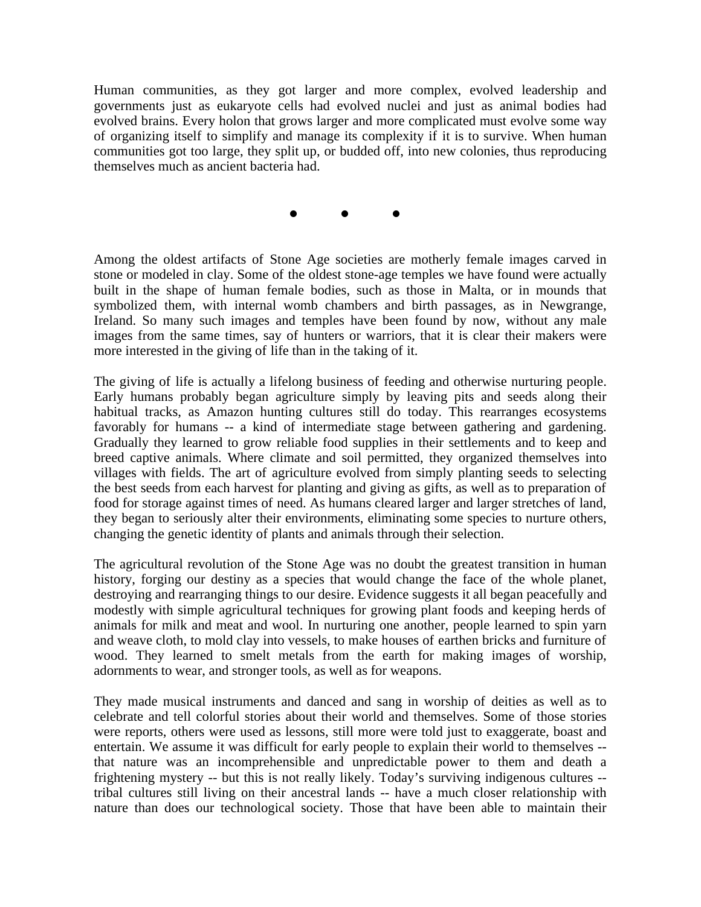Human communities, as they got larger and more complex, evolved leadership and governments just as eukaryote cells had evolved nuclei and just as animal bodies had evolved brains. Every holon that grows larger and more complicated must evolve some way of organizing itself to simplify and manage its complexity if it is to survive. When human communities got too large, they split up, or budded off, into new colonies, thus reproducing themselves much as ancient bacteria had.

● ● ●

Among the oldest artifacts of Stone Age societies are motherly female images carved in stone or modeled in clay. Some of the oldest stone-age temples we have found were actually built in the shape of human female bodies, such as those in Malta, or in mounds that symbolized them, with internal womb chambers and birth passages, as in Newgrange, Ireland. So many such images and temples have been found by now, without any male images from the same times, say of hunters or warriors, that it is clear their makers were more interested in the giving of life than in the taking of it.

The giving of life is actually a lifelong business of feeding and otherwise nurturing people. Early humans probably began agriculture simply by leaving pits and seeds along their habitual tracks, as Amazon hunting cultures still do today. This rearranges ecosystems favorably for humans -- a kind of intermediate stage between gathering and gardening. Gradually they learned to grow reliable food supplies in their settlements and to keep and breed captive animals. Where climate and soil permitted, they organized themselves into villages with fields. The art of agriculture evolved from simply planting seeds to selecting the best seeds from each harvest for planting and giving as gifts, as well as to preparation of food for storage against times of need. As humans cleared larger and larger stretches of land, they began to seriously alter their environments, eliminating some species to nurture others, changing the genetic identity of plants and animals through their selection.

The agricultural revolution of the Stone Age was no doubt the greatest transition in human history, forging our destiny as a species that would change the face of the whole planet, destroying and rearranging things to our desire. Evidence suggests it all began peacefully and modestly with simple agricultural techniques for growing plant foods and keeping herds of animals for milk and meat and wool. In nurturing one another, people learned to spin yarn and weave cloth, to mold clay into vessels, to make houses of earthen bricks and furniture of wood. They learned to smelt metals from the earth for making images of worship, adornments to wear, and stronger tools, as well as for weapons.

They made musical instruments and danced and sang in worship of deities as well as to celebrate and tell colorful stories about their world and themselves. Some of those stories were reports, others were used as lessons, still more were told just to exaggerate, boast and entertain. We assume it was difficult for early people to explain their world to themselves -- that nature was an incomprehensible and unpredictable power to them and death a frightening mystery -- but this is not really likely. Today's surviving indigenous cultures -- tribal cultures still living on their ancestral lands -- have a much closer relationship with nature than does our technological society. Those that have been able to maintain their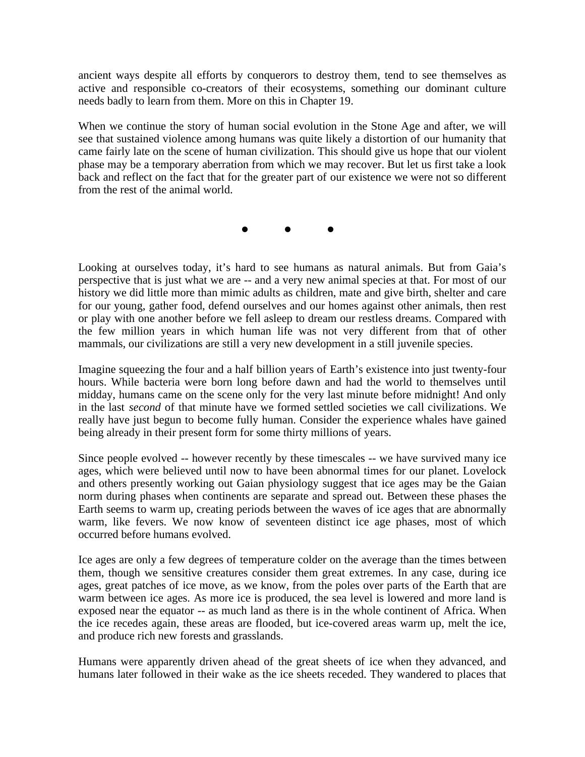ancient ways despite all efforts by conquerors to destroy them, tend to see themselves as active and responsible co-creators of their ecosystems, something our dominant culture needs badly to learn from them. More on this in Chapter 19.

When we continue the story of human social evolution in the Stone Age and after, we will see that sustained violence among humans was quite likely a distortion of our humanity that came fairly late on the scene of human civilization. This should give us hope that our violent phase may be a temporary aberration from which we may recover. But let us first take a look back and reflect on the fact that for the greater part of our existence we were not so different from the rest of the animal world.

● ● ●

Looking at ourselves today, it's hard to see humans as natural animals. But from Gaia's perspective that is just what we are -- and a very new animal species at that. For most of our history we did little more than mimic adults as children, mate and give birth, shelter and care for our young, gather food, defend ourselves and our homes against other animals, then rest or play with one another before we fell asleep to dream our restless dreams. Compared with the few million years in which human life was not very different from that of other mammals, our civilizations are still a very new development in a still juvenile species.

Imagine squeezing the four and a half billion years of Earth's existence into just twenty-four hours. While bacteria were born long before dawn and had the world to themselves until midday, humans came on the scene only for the very last minute before midnight! And only in the last *second* of that minute have we formed settled societies we call civilizations. We really have just begun to become fully human. Consider the experience whales have gained being already in their present form for some thirty millions of years.

Since people evolved -- however recently by these timescales -- we have survived many ice ages, which were believed until now to have been abnormal times for our planet. Lovelock and others presently working out Gaian physiology suggest that ice ages may be the Gaian norm during phases when continents are separate and spread out. Between these phases the Earth seems to warm up, creating periods between the waves of ice ages that are abnormally warm, like fevers. We now know of seventeen distinct ice age phases, most of which occurred before humans evolved.

Ice ages are only a few degrees of temperature colder on the average than the times between them, though we sensitive creatures consider them great extremes. In any case, during ice ages, great patches of ice move, as we know, from the poles over parts of the Earth that are warm between ice ages. As more ice is produced, the sea level is lowered and more land is exposed near the equator -- as much land as there is in the whole continent of Africa. When the ice recedes again, these areas are flooded, but ice-covered areas warm up, melt the ice, and produce rich new forests and grasslands.

Humans were apparently driven ahead of the great sheets of ice when they advanced, and humans later followed in their wake as the ice sheets receded. They wandered to places that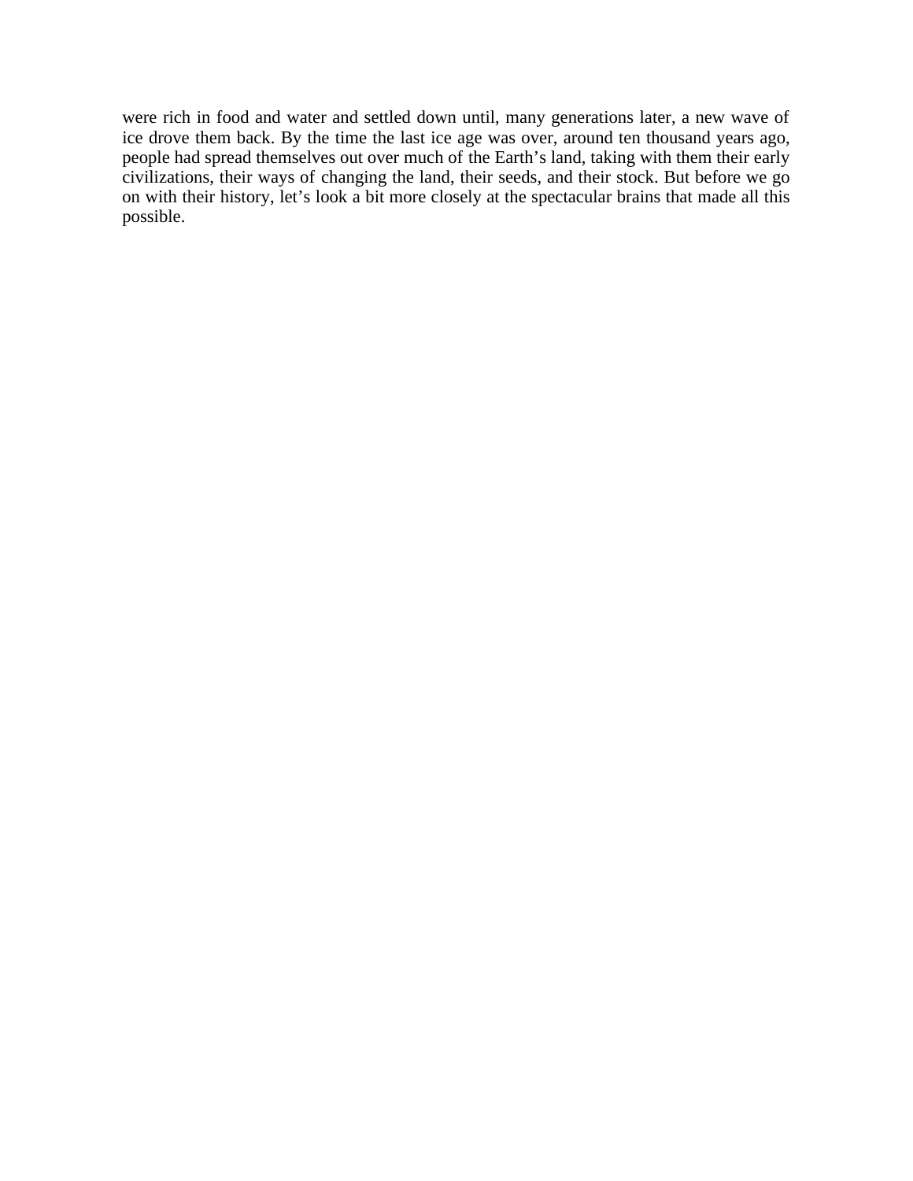were rich in food and water and settled down until, many generations later, a new wave of ice drove them back. By the time the last ice age was over, around ten thousand years ago, people had spread themselves out over much of the Earth's land, taking with them their early civilizations, their ways of changing the land, their seeds, and their stock. But before we go on with their history, let's look a bit more closely at the spectacular brains that made all this possible.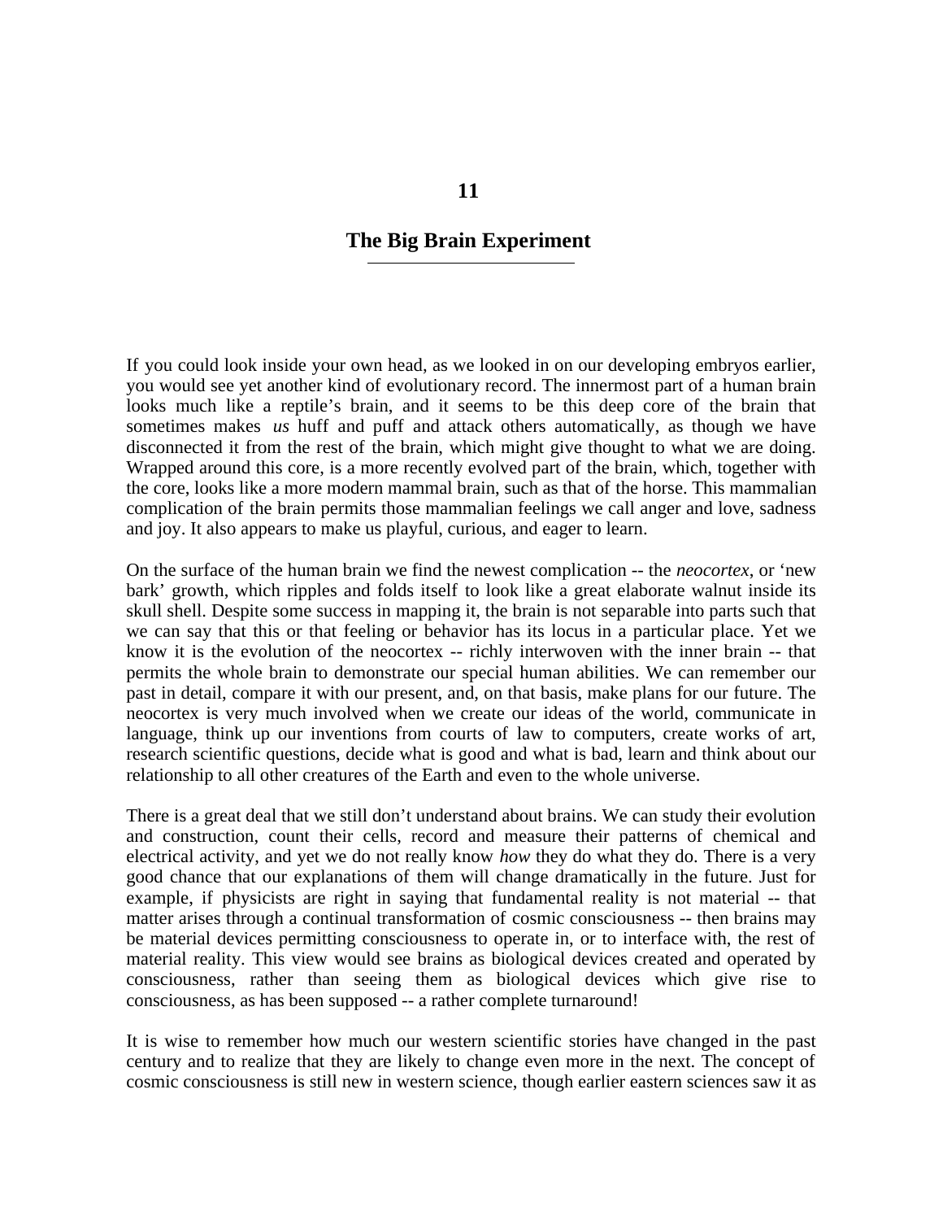# 11

## The Big Brain Experiment

If you could look inside your own head, as we looked in on our developing embryos earlier, you would see yet another kind of evolutionary record. The innermost part of a human brain looks much like a reptile's brain, and it seems to be this deep core of the brain that sometimes makes *us* huff and puff and attack others automatically, as though we have disconnected it from the rest of the brain, which might give thought to what we are doing. Wrapped around this core, is a more recently evolved part of the brain, which, together with the core, looks like a more modern mammal brain, such as that of the horse. This mammalian complication of the brain permits those mammalian feelings we call anger and love, sadness and joy. It also appears to make us playful, curious, and eager to learn.

On the surface of the human brain we find the newest complication -- the *neocortex*, or 'new bark' growth, which ripples and folds itself to look like a great elaborate walnut inside its skull shell. Despite some success in mapping it, the brain is not separable into parts such that we can say that this or that feeling or behavior has its locus in a particular place. Yet we know it is the evolution of the neocortex -- richly interwoven with the inner brain -- that permits the whole brain to demonstrate our special human abilities. We can remember our past in detail, compare it with our present, and, on that basis, make plans for our future. The neocortex is very much involved when we create our ideas of the world, communicate in language, think up our inventions from courts of law to computers, create works of art, research scientific questions, decide what is good and what is bad, learn and think about our relationship to all other creatures of the Earth and even to the whole universe.

There is a great deal that we still don't understand about brains. We can study their evolution and construction, count their cells, record and measure their patterns of chemical and electrical activity, and yet we do not really know *how* they do what they do. There is a very good chance that our explanations of them will change dramatically in the future. Just for example, if physicists are right in saying that fundamental reality is not material -- that matter arises through a continual transformation of cosmic consciousness -- then brains may be material devices permitting consciousness to operate in, or to interface with, the rest of material reality. This view would see brains as biological devices created and operated by consciousness, rather than seeing them as biological devices which give rise to consciousness, as has been supposed -- a rather complete turnaround!

It is wise to remember how much our western scientific stories have changed in the past century and to realize that they are likely to change even more in the next. The concept of cosmic consciousness is still new in western science, though earlier eastern sciences saw it as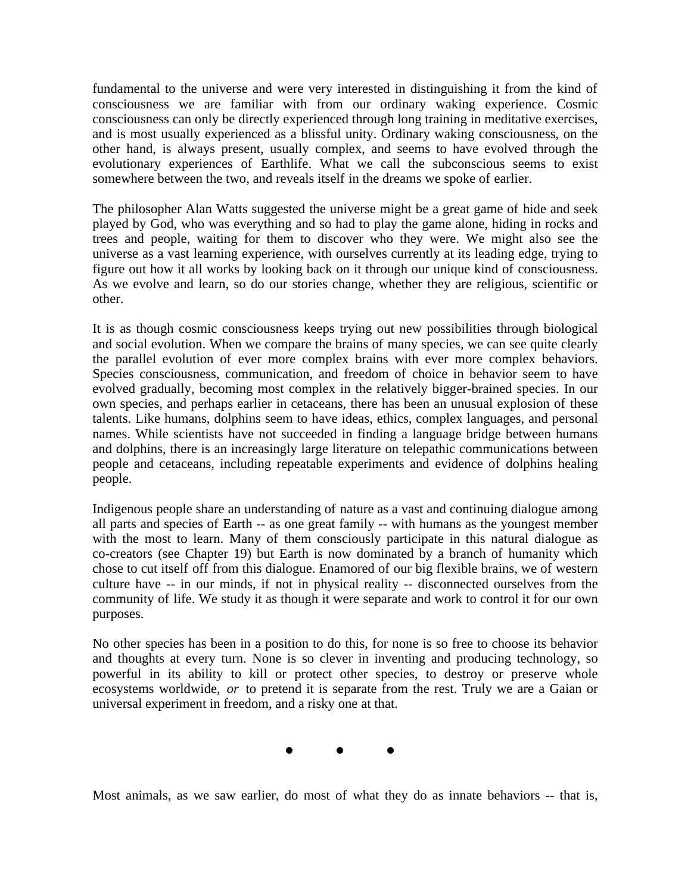fundamental to the universe and were very interested in distinguishing it from the kind of consciousness we are familiar with from our ordinary waking experience. Cosmic consciousness can only be directly experienced through long training in meditative exercises, and is most usually experienced as a blissful unity. Ordinary waking consciousness, on the other hand, is always present, usually complex, and seems to have evolved through the evolutionary experiences of Earthlife. What we call the subconscious seems to exist somewhere between the two, and reveals itself in the dreams we spoke of earlier.

The philosopher Alan Watts suggested the universe might be a great game of hide and seek played by God, who was everything and so had to play the game alone, hiding in rocks and trees and people, waiting for them to discover who they were. We might also see the universe as a vast learning experience, with ourselves currently at its leading edge, trying to figure out how it all works by looking back on it through our unique kind of consciousness. As we evolve and learn, so do our stories change, whether they are religious, scientific or other.

It is as though cosmic consciousness keeps trying out new possibilities through biological and social evolution. When we compare the brains of many species, we can see quite clearly the parallel evolution of ever more complex brains with ever more complex behaviors. Species consciousness, communication, and freedom of choice in behavior seem to have evolved gradually, becoming most complex in the relatively bigger-brained species. In our own species, and perhaps earlier in cetaceans, there has been an unusual explosion of these talents. Like humans, dolphins seem to have ideas, ethics, complex languages, and personal names. While scientists have not succeeded in finding a language bridge between humans and dolphins, there is an increasingly large literature on telepathic communications between people and cetaceans, including repeatable experiments and evidence of dolphins healing people.

Indigenous people share an understanding of nature as a vast and continuing dialogue among all parts and species of Earth -- as one great family -- with humans as the youngest member with the most to learn. Many of them consciously participate in this natural dialogue as co-creators (see Chapter 19) but Earth is now dominated by a branch of humanity which chose to cut itself off from this dialogue. Enamored of our big flexible brains, we of western culture have -- in our minds, if not in physical reality -- disconnected ourselves from the community of life. We study it as though it were separate and work to control it for our own purposes.

No other species has been in a position to do this, for none is so free to choose its behavior and thoughts at every turn. None is so clever in inventing and producing technology, so powerful in its ability to kill or protect other species, to destroy or preserve whole ecosystems worldwide, *or* to pretend it is separate from the rest. Truly we are a Gaian or universal experiment in freedom, and a risky one at that.

• • •

Most animals, as we saw earlier, do most of what they do as innate behaviors -- that is,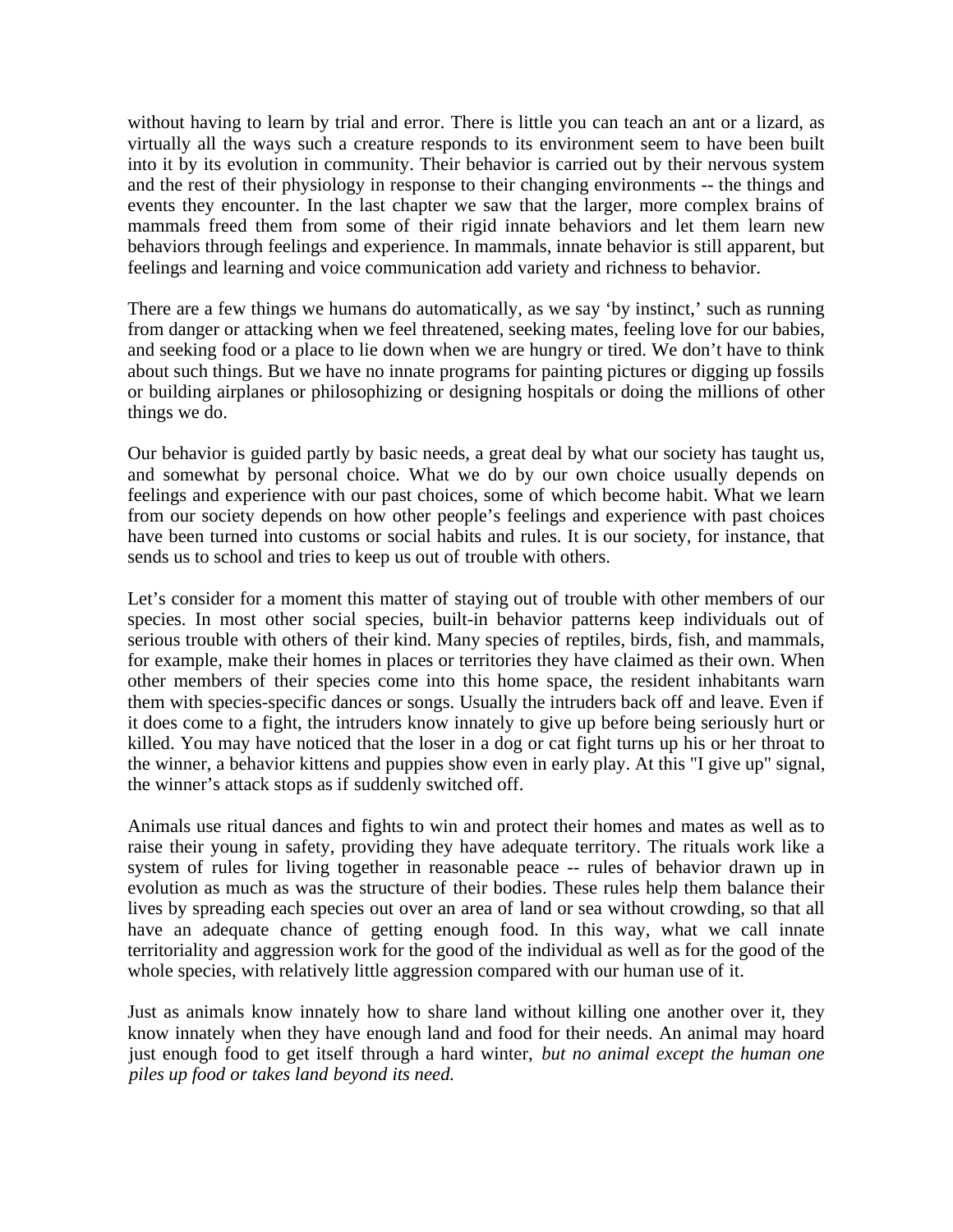without having to learn by trial and error. There is little you can teach an ant or a lizard, as virtually all the ways such a creature responds to its environment seem to have been built into it by its evolution in community. Their behavior is carried out by their nervous system and the rest of their physiology in response to their changing environments -- the things and events they encounter. In the last chapter we saw that the larger, more complex brains of mammals freed them from some of their rigid innate behaviors and let them learn new behaviors through feelings and experience. In mammals, innate behavior is still apparent, but feelings and learning and voice communication add variety and richness to behavior.

There are a few things we humans do automatically, as we say 'by instinct,' such as running from danger or attacking when we feel threatened, seeking mates, feeling love for our babies, and seeking food or a place to lie down when we are hungry or tired. We don't have to think about such things. But we have no innate programs for painting pictures or digging up fossils or building airplanes or philosophizing or designing hospitals or doing the millions of other things we do.

Our behavior is guided partly by basic needs, a great deal by what our society has taught us, and somewhat by personal choice. What we do by our own choice usually depends on feelings and experience with our past choices, some of which become habit. What we learn from our society depends on how other people's feelings and experience with past choices have been turned into customs or social habits and rules. It is our society, for instance, that sends us to school and tries to keep us out of trouble with others.

Let's consider for a moment this matter of staying out of trouble with other members of our species. In most other social species, built-in behavior patterns keep individuals out of serious trouble with others of their kind. Many species of reptiles, birds, fish, and mammals, for example, make their homes in places or territories they have claimed as their own. When other members of their species come into this home space, the resident inhabitants warn them with species-specific dances or songs. Usually the intruders back off and leave. Even if it does come to a fight, the intruders know innately to give up before being seriously hurt or killed. You may have noticed that the loser in a dog or cat fight turns up his or her throat to the winner, a behavior kittens and puppies show even in early play. At this "I give up" signal, the winner's attack stops as if suddenly switched off.

Animals use ritual dances and fights to win and protect their homes and mates as well as to raise their young in safety, providing they have adequate territory. The rituals work like a system of rules for living together in reasonable peace -- rules of behavior drawn up in evolution as much as was the structure of their bodies. These rules help them balance their lives by spreading each species out over an area of land or sea without crowding, so that all have an adequate chance of getting enough food. In this way, what we call innate territoriality and aggression work for the good of the individual as well as for the good of the whole species, with relatively little aggression compared with our human use of it.

Just as animals know innately how to share land without killing one another over it, they know innately when they have enough land and food for their needs. An animal may hoard just enough food to get itself through a hard winter, *but no animal except the human one piles up food or takes land beyond its need.*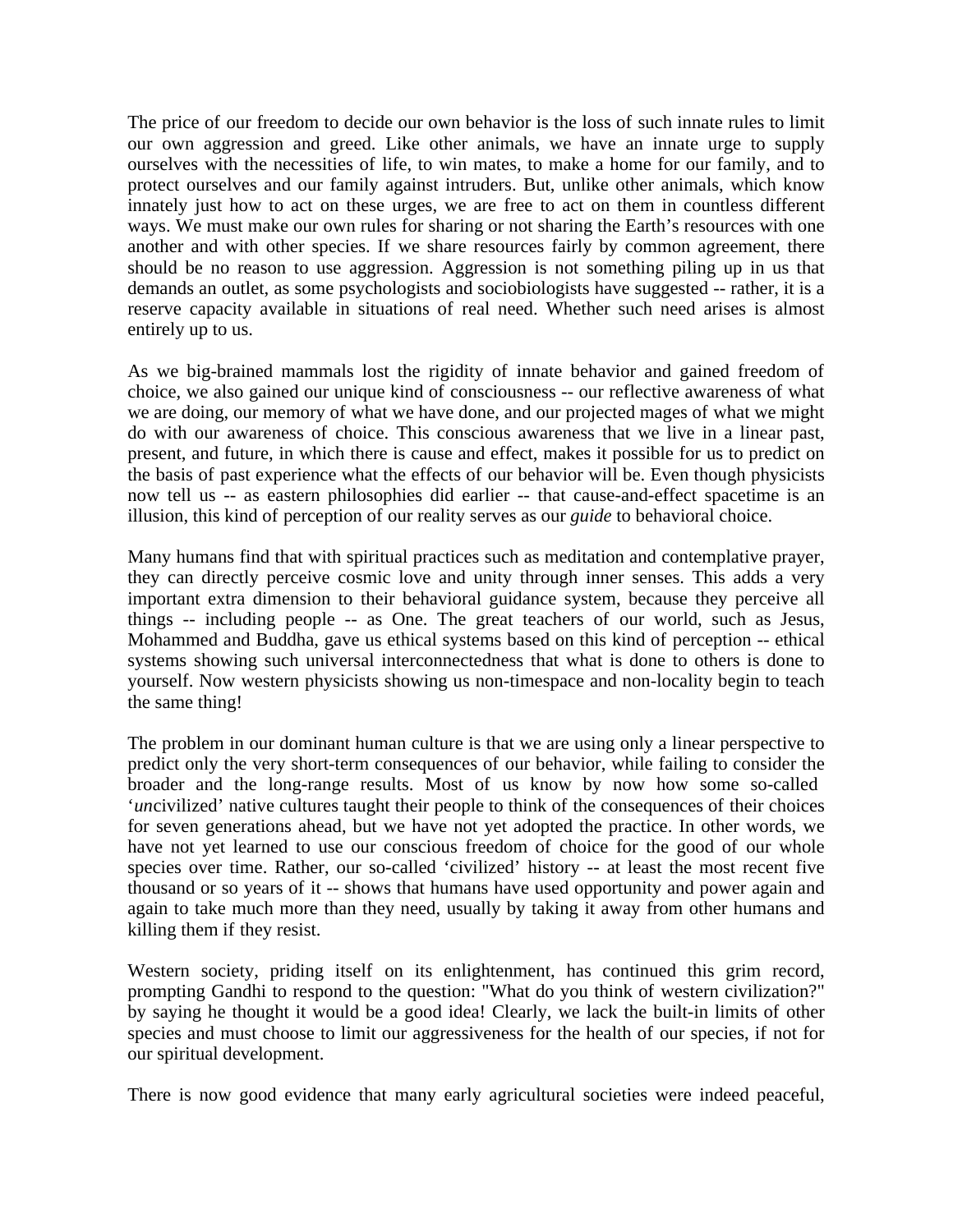The price of our freedom to decide our own behavior is the loss of such innate rules to limit our own aggression and greed. Like other animals, we have an innate urge to supply ourselves with the necessities of life, to win mates, to make a home for our family, and to protect ourselves and our family against intruders. But, unlike other animals, which know innately just how to act on these urges, we are free to act on them in countless different ways. We must make our own rules for sharing or not sharing the Earth's resources with one another and with other species. If we share resources fairly by common agreement, there should be no reason to use aggression. Aggression is not something piling up in us that demands an outlet, as some psychologists and sociobiologists have suggested -- rather, it is a reserve capacity available in situations of real need. Whether such need arises is almost entirely up to us.

As we big-brained mammals lost the rigidity of innate behavior and gained freedom of choice, we also gained our unique kind of consciousness -- our reflective awareness of what we are doing, our memory of what we have done, and our projected mages of what we might do with our awareness of choice. This conscious awareness that we live in a linear past, present, and future, in which there is cause and effect, makes it possible for us to predict on the basis of past experience what the effects of our behavior will be. Even though physicists now tell us -- as eastern philosophies did earlier -- that cause-and-effect spacetime is an illusion, this kind of perception of our reality serves as our *guide* to behavioral choice.

Many humans find that with spiritual practices such as meditation and contemplative prayer, they can directly perceive cosmic love and unity through inner senses. This adds a very important extra dimension to their behavioral guidance system, because they perceive all things -- including people -- as One. The great teachers of our world, such as Jesus, Mohammed and Buddha, gave us ethical systems based on this kind of perception -- ethical systems showing such universal interconnectedness that what is done to others is done to yourself. Now western physicists showing us non-timespace and non-locality begin to teach the same thing!

The problem in our dominant human culture is that we are using only a linear perspective to predict only the very short-term consequences of our behavior, while failing to consider the broader and the long-range results. Most of us know by now how some so-called '*un*civilized' native cultures taught their people to think of the consequences of their choices for seven generations ahead, but we have not yet adopted the practice. In other words, we have not yet learned to use our conscious freedom of choice for the good of our whole species over time. Rather, our so-called 'civilized' history -- at least the most recent five thousand or so years of it -- shows that humans have used opportunity and power again and again to take much more than they need, usually by taking it away from other humans and killing them if they resist.

Western society, priding itself on its enlightenment, has continued this grim record, prompting Gandhi to respond to the question: "What do you think of western civilization?" by saying he thought it would be a good idea! Clearly, we lack the built-in limits of other species and must choose to limit our aggressiveness for the health of our species, if not for our spiritual development.

There is now good evidence that many early agricultural societies were indeed peaceful,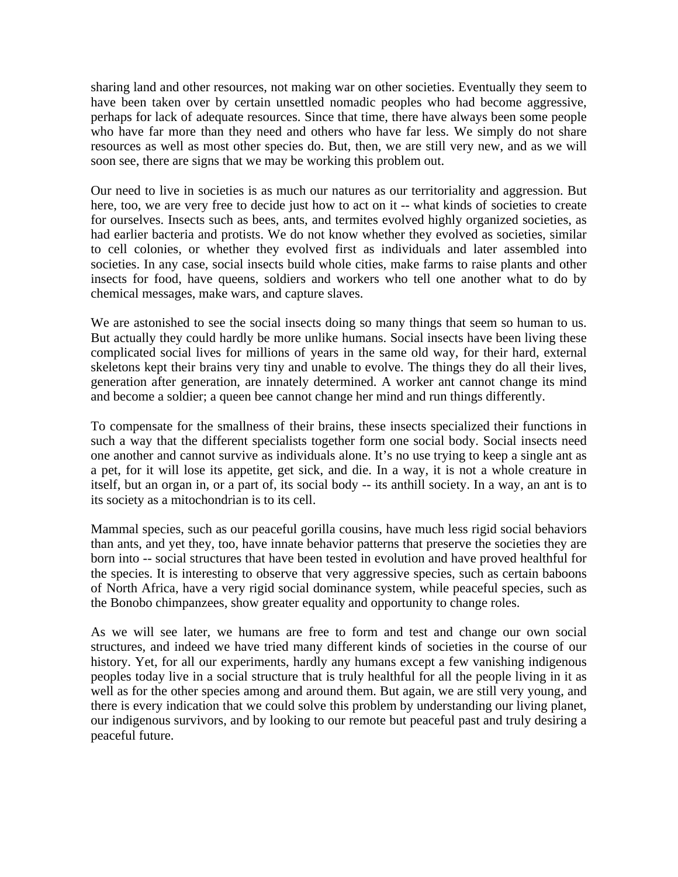sharing land and other resources, not making war on other societies. Eventually they seem to have been taken over by certain unsettled nomadic peoples who had become aggressive, perhaps for lack of adequate resources. Since that time, there have always been some people who have far more than they need and others who have far less. We simply do not share resources as well as most other species do. But, then, we are still very new, and as we will soon see, there are signs that we may be working this problem out.

Our need to live in societies is as much our natures as our territoriality and aggression. But here, too, we are very free to decide just how to act on it -- what kinds of societies to create for ourselves. Insects such as bees, ants, and termites evolved highly organized societies, as had earlier bacteria and protists. We do not know whether they evolved as societies, similar to cell colonies, or whether they evolved first as individuals and later assembled into societies. In any case, social insects build whole cities, make farms to raise plants and other insects for food, have queens, soldiers and workers who tell one another what to do by chemical messages, make wars, and capture slaves.

We are astonished to see the social insects doing so many things that seem so human to us. But actually they could hardly be more unlike humans. Social insects have been living these complicated social lives for millions of years in the same old way, for their hard, external skeletons kept their brains very tiny and unable to evolve. The things they do all their lives, generation after generation, are innately determined. A worker ant cannot change its mind and become a soldier; a queen bee cannot change her mind and run things differently.

To compensate for the smallness of their brains, these insects specialized their functions in such a way that the different specialists together form one social body. Social insects need one another and cannot survive as individuals alone. It's no use trying to keep a single ant as a pet, for it will lose its appetite, get sick, and die. In a way, it is not a whole creature in itself, but an organ in, or a part of, its social body -- its anthill society. In a way, an ant is to its society as a mitochondrian is to its cell.

Mammal species, such as our peaceful gorilla cousins, have much less rigid social behaviors than ants, and yet they, too, have innate behavior patterns that preserve the societies they are born into -- social structures that have been tested in evolution and have proved healthful for the species. It is interesting to observe that very aggressive species, such as certain baboons of North Africa, have a very rigid social dominance system, while peaceful species, such as the Bonobo chimpanzees, show greater equality and opportunity to change roles.

As we will see later, we humans are free to form and test and change our own social structures, and indeed we have tried many different kinds of societies in the course of our history. Yet, for all our experiments, hardly any humans except a few vanishing indigenous peoples today live in a social structure that is truly healthful for all the people living in it as well as for the other species among and around them. But again, we are still very young, and there is every indication that we could solve this problem by understanding our living planet, our indigenous survivors, and by looking to our remote but peaceful past and truly desiring a peaceful future.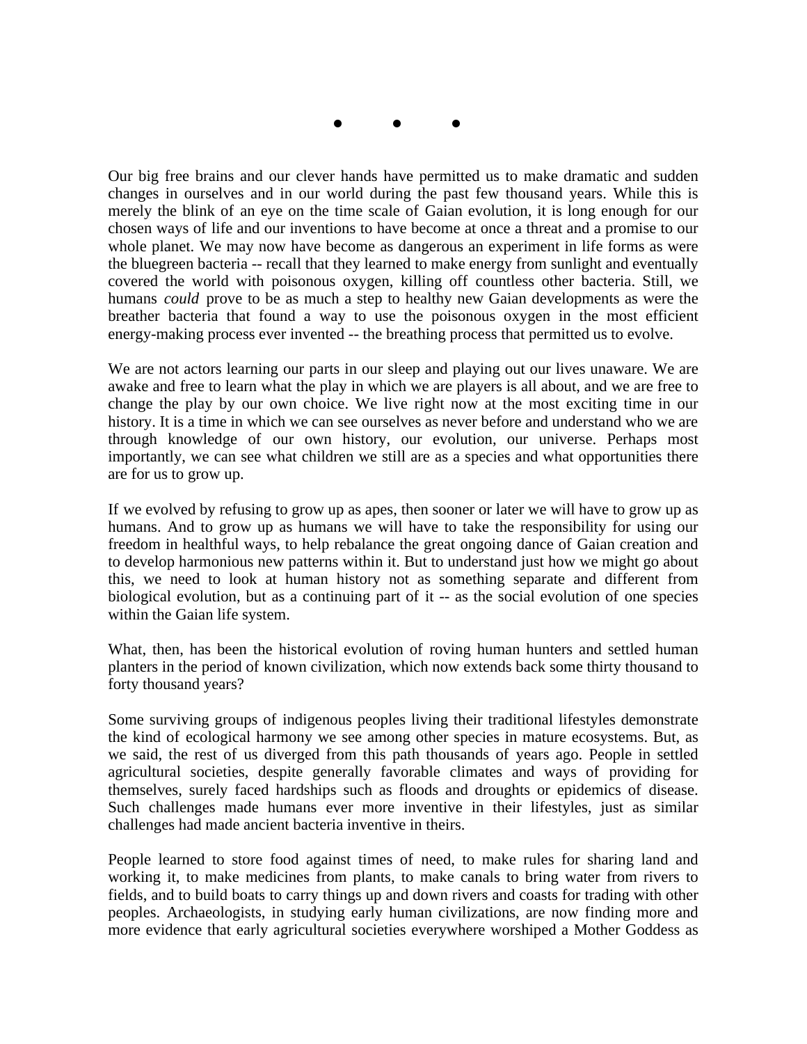• • •

Our big free brains and our clever hands have permitted us to make dramatic and sudden changes in ourselves and in our world during the past few thousand years. While this is merely the blink of an eye on the time scale of Gaian evolution, it is long enough for our chosen ways of life and our inventions to have become at once a threat and a promise to our whole planet. We may now have become as dangerous an experiment in life forms as were the bluegreen bacteria -- recall that they learned to make energy from sunlight and eventually covered the world with poisonous oxygen, killing off countless other bacteria. Still, we humans *could* prove to be as much a step to healthy new Gaian developments as were the breather bacteria that found a way to use the poisonous oxygen in the most efficient energy-making process ever invented -- the breathing process that permitted us to evolve.

We are not actors learning our parts in our sleep and playing out our lives unaware. We are awake and free to learn what the play in which we are players is all about, and we are free to change the play by our own choice. We live right now at the most exciting time in our history. It is a time in which we can see ourselves as never before and understand who we are through knowledge of our own history, our evolution, our universe. Perhaps most importantly, we can see what children we still are as a species and what opportunities there are for us to grow up.

If we evolved by refusing to grow up as apes, then sooner or later we will have to grow up as humans. And to grow up as humans we will have to take the responsibility for using our freedom in healthful ways, to help rebalance the great ongoing dance of Gaian creation and to develop harmonious new patterns within it. But to understand just how we might go about this, we need to look at human history not as something separate and different from biological evolution, but as a continuing part of it -- as the social evolution of one species within the Gaian life system.

What, then, has been the historical evolution of roving human hunters and settled human planters in the period of known civilization, which now extends back some thirty thousand to forty thousand years?

Some surviving groups of indigenous peoples living their traditional lifestyles demonstrate the kind of ecological harmony we see among other species in mature ecosystems. But, as we said, the rest of us diverged from this path thousands of years ago. People in settled agricultural societies, despite generally favorable climates and ways of providing for themselves, surely faced hardships such as floods and droughts or epidemics of disease. Such challenges made humans ever more inventive in their lifestyles, just as similar challenges had made ancient bacteria inventive in theirs.

People learned to store food against times of need, to make rules for sharing land and working it, to make medicines from plants, to make canals to bring water from rivers to fields, and to build boats to carry things up and down rivers and coasts for trading with other peoples. Archaeologists, in studying early human civilizations, are now finding more and more evidence that early agricultural societies everywhere worshiped a Mother Goddess as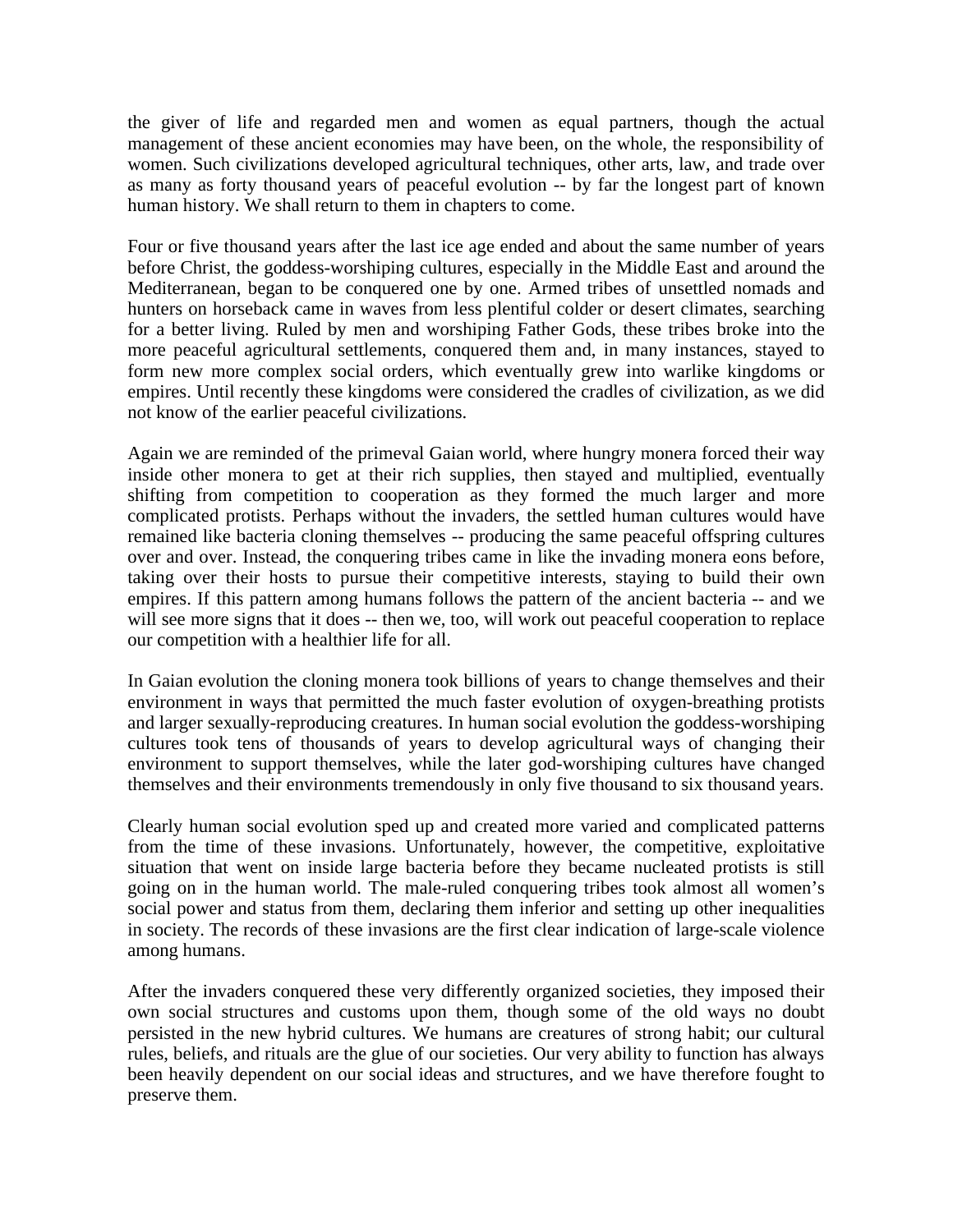the giver of life and regarded men and women as equal partners, though the actual management of these ancient economies may have been, on the whole, the responsibility of women. Such civilizations developed agricultural techniques, other arts, law, and trade over as many as forty thousand years of peaceful evolution -- by far the longest part of known human history. We shall return to them in chapters to come.

Four or five thousand years after the last ice age ended and about the same number of years before Christ, the goddess-worshiping cultures, especially in the Middle East and around the Mediterranean, began to be conquered one by one. Armed tribes of unsettled nomads and hunters on horseback came in waves from less plentiful colder or desert climates, searching for a better living. Ruled by men and worshiping Father Gods, these tribes broke into the more peaceful agricultural settlements, conquered them and, in many instances, stayed to form new more complex social orders, which eventually grew into warlike kingdoms or empires. Until recently these kingdoms were considered the cradles of civilization, as we did not know of the earlier peaceful civilizations.

Again we are reminded of the primeval Gaian world, where hungry monera forced their way inside other monera to get at their rich supplies, then stayed and multiplied, eventually shifting from competition to cooperation as they formed the much larger and more complicated protists. Perhaps without the invaders, the settled human cultures would have remained like bacteria cloning themselves -- producing the same peaceful offspring cultures over and over. Instead, the conquering tribes came in like the invading monera eons before, taking over their hosts to pursue their competitive interests, staying to build their own empires. If this pattern among humans follows the pattern of the ancient bacteria -- and we will see more signs that it does -- then we, too, will work out peaceful cooperation to replace our competition with a healthier life for all.

In Gaian evolution the cloning monera took billions of years to change themselves and their environment in ways that permitted the much faster evolution of oxygen-breathing protists and larger sexually-reproducing creatures. In human social evolution the goddess-worshiping cultures took tens of thousands of years to develop agricultural ways of changing their environment to support themselves, while the later god-worshiping cultures have changed themselves and their environments tremendously in only five thousand to six thousand years.

Clearly human social evolution sped up and created more varied and complicated patterns from the time of these invasions. Unfortunately, however, the competitive, exploitative situation that went on inside large bacteria before they became nucleated protists is still going on in the human world. The male-ruled conquering tribes took almost all women's social power and status from them, declaring them inferior and setting up other inequalities in society. The records of these invasions are the first clear indication of large-scale violence among humans.

After the invaders conquered these very differently organized societies, they imposed their own social structures and customs upon them, though some of the old ways no doubt persisted in the new hybrid cultures. We humans are creatures of strong habit; our cultural rules, beliefs, and rituals are the glue of our societies. Our very ability to function has always been heavily dependent on our social ideas and structures, and we have therefore fought to preserve them.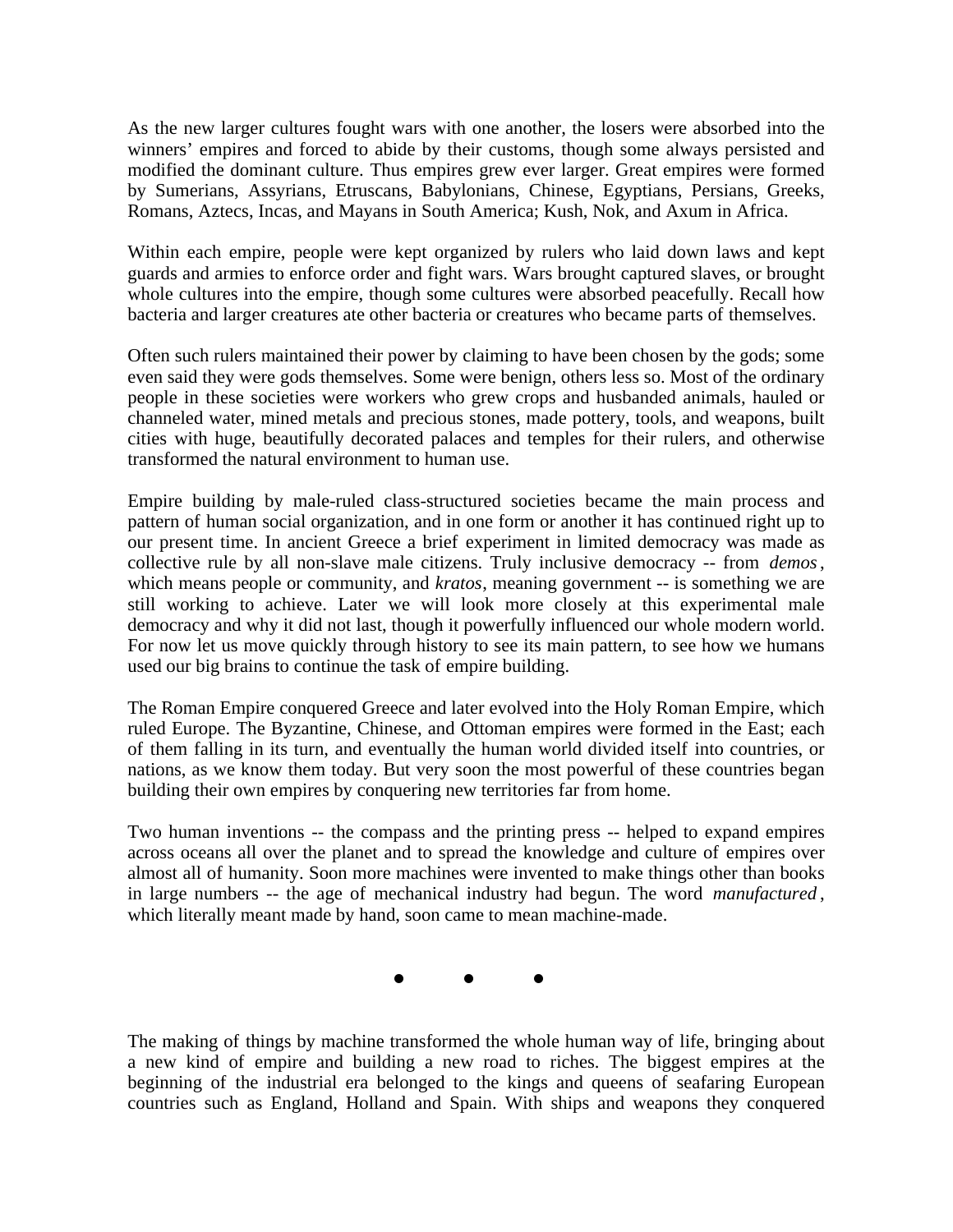As the new larger cultures fought wars with one another, the losers were absorbed into the winners' empires and forced to abide by their customs, though some always persisted and modified the dominant culture. Thus empires grew ever larger. Great empires were formed by Sumerians, Assyrians, Etruscans, Babylonians, Chinese, Egyptians, Persians, Greeks, Romans, Aztecs, Incas, and Mayans in South America; Kush, Nok, and Axum in Africa.

Within each empire, people were kept organized by rulers who laid down laws and kept guards and armies to enforce order and fight wars. Wars brought captured slaves, or brought whole cultures into the empire, though some cultures were absorbed peacefully. Recall how bacteria and larger creatures ate other bacteria or creatures who became parts of themselves.

Often such rulers maintained their power by claiming to have been chosen by the gods; some even said they were gods themselves. Some were benign, others less so. Most of the ordinary people in these societies were workers who grew crops and husbanded animals, hauled or channeled water, mined metals and precious stones, made pottery, tools, and weapons, built cities with huge, beautifully decorated palaces and temples for their rulers, and otherwise transformed the natural environment to human use.

Empire building by male-ruled class-structured societies became the main process and pattern of human social organization, and in one form or another it has continued right up to our present time. In ancient Greece a brief experiment in limited democracy was made as collective rule by all non-slave male citizens. Truly inclusive democracy -- from *demos*, which means people or community, and *kratos*, meaning government -- is something we are still working to achieve. Later we will look more closely at this experimental male democracy and why it did not last, though it powerfully influenced our whole modern world. For now let us move quickly through history to see its main pattern, to see how we humans used our big brains to continue the task of empire building.

The Roman Empire conquered Greece and later evolved into the Holy Roman Empire, which ruled Europe. The Byzantine, Chinese, and Ottoman empires were formed in the East; each of them falling in its turn, and eventually the human world divided itself into countries, or nations, as we know them today. But very soon the most powerful of these countries began building their own empires by conquering new territories far from home.

Two human inventions -- the compass and the printing press -- helped to expand empires across oceans all over the planet and to spread the knowledge and culture of empires over almost all of humanity. Soon more machines were invented to make things other than books in large numbers -- the age of mechanical industry had begun. The word *manufactured*, which literally meant made by hand, soon came to mean machine-made.

• • •

The making of things by machine transformed the whole human way of life, bringing about a new kind of empire and building a new road to riches. The biggest empires at the beginning of the industrial era belonged to the kings and queens of seafaring European countries such as England, Holland and Spain. With ships and weapons they conquered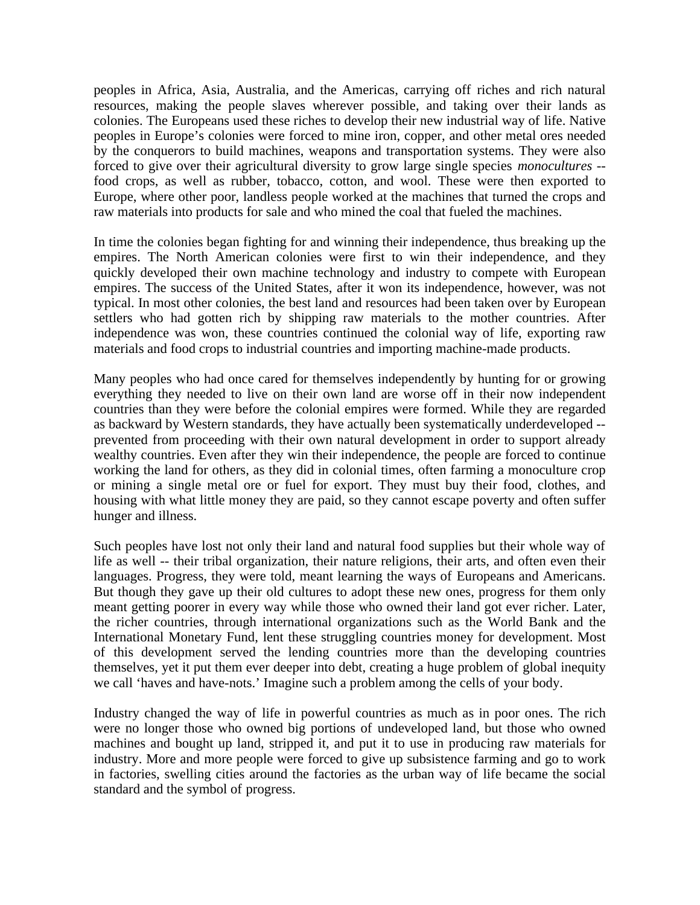peoples in Africa, Asia, Australia, and the Americas, carrying off riches and rich natural resources, making the people slaves wherever possible, and taking over their lands as colonies. The Europeans used these riches to develop their new industrial way of life. Native peoples in Europe's colonies were forced to mine iron, copper, and other metal ores needed by the conquerors to build machines, weapons and transportation systems. They were also forced to give over their agricultural diversity to grow large single species *monocultures* -- food crops, as well as rubber, tobacco, cotton, and wool. These were then exported to Europe, where other poor, landless people worked at the machines that turned the crops and raw materials into products for sale and who mined the coal that fueled the machines.

In time the colonies began fighting for and winning their independence, thus breaking up the empires. The North American colonies were first to win their independence, and they quickly developed their own machine technology and industry to compete with European empires. The success of the United States, after it won its independence, however, was not typical. In most other colonies, the best land and resources had been taken over by European settlers who had gotten rich by shipping raw materials to the mother countries. After independence was won, these countries continued the colonial way of life, exporting raw materials and food crops to industrial countries and importing machine-made products.

Many peoples who had once cared for themselves independently by hunting for or growing everything they needed to live on their own land are worse off in their now independent countries than they were before the colonial empires were formed. While they are regarded as backward by Western standards, they have actually been systematically underdeveloped -- prevented from proceeding with their own natural development in order to support already wealthy countries. Even after they win their independence, the people are forced to continue working the land for others, as they did in colonial times, often farming a monoculture crop or mining a single metal ore or fuel for export. They must buy their food, clothes, and housing with what little money they are paid, so they cannot escape poverty and often suffer hunger and illness.

Such peoples have lost not only their land and natural food supplies but their whole way of life as well -- their tribal organization, their nature religions, their arts, and often even their languages. Progress, they were told, meant learning the ways of Europeans and Americans. But though they gave up their old cultures to adopt these new ones, progress for them only meant getting poorer in every way while those who owned their land got ever richer. Later, the richer countries, through international organizations such as the World Bank and the International Monetary Fund, lent these struggling countries money for development. Most of this development served the lending countries more than the developing countries themselves, yet it put them ever deeper into debt, creating a huge problem of global inequity we call 'haves and have-nots.' Imagine such a problem among the cells of your body.

Industry changed the way of life in powerful countries as much as in poor ones. The rich were no longer those who owned big portions of undeveloped land, but those who owned machines and bought up land, stripped it, and put it to use in producing raw materials for industry. More and more people were forced to give up subsistence farming and go to work in factories, swelling cities around the factories as the urban way of life became the social standard and the symbol of progress.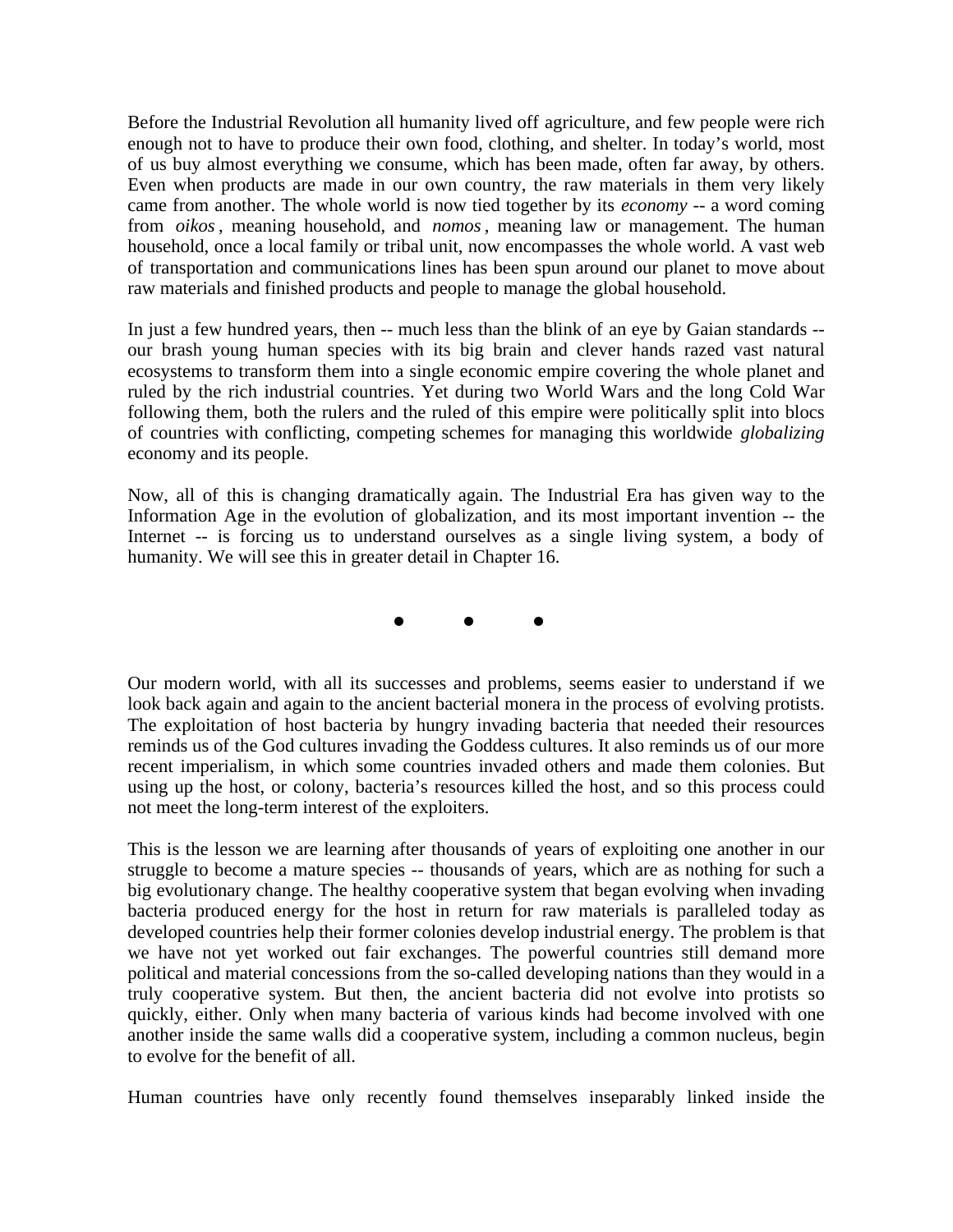Before the Industrial Revolution all humanity lived off agriculture, and few people were rich enough not to have to produce their own food, clothing, and shelter. In today's world, most of us buy almost everything we consume, which has been made, often far away, by others. Even when products are made in our own country, the raw materials in them very likely came from another. The whole world is now tied together by its *economy* -- a word coming from *oikos*, meaning household, and *nomos*, meaning law or management. The human household, once a local family or tribal unit, now encompasses the whole world. A vast web of transportation and communications lines has been spun around our planet to move about raw materials and finished products and people to manage the global household.

In just a few hundred years, then -- much less than the blink of an eye by Gaian standards -- our brash young human species with its big brain and clever hands razed vast natural ecosystems to transform them into a single economic empire covering the whole planet and ruled by the rich industrial countries. Yet during two World Wars and the long Cold War following them, both the rulers and the ruled of this empire were politically split into blocs of countries with conflicting, competing schemes for managing this worldwide *globalizing* economy and its people.

Now, all of this is changing dramatically again. The Industrial Era has given way to the Information Age in the evolution of globalization, and its most important invention -- the Internet -- is forcing us to understand ourselves as a single living system, a body of humanity. We will see this in greater detail in Chapter 16.

● ● ●

Our modern world, with all its successes and problems, seems easier to understand if we look back again and again to the ancient bacterial monera in the process of evolving protists. The exploitation of host bacteria by hungry invading bacteria that needed their resources reminds us of the God cultures invading the Goddess cultures. It also reminds us of our more recent imperialism, in which some countries invaded others and made them colonies. But using up the host, or colony, bacteria's resources killed the host, and so this process could not meet the long-term interest of the exploiters.

This is the lesson we are learning after thousands of years of exploiting one another in our struggle to become a mature species -- thousands of years, which are as nothing for such a big evolutionary change. The healthy cooperative system that began evolving when invading bacteria produced energy for the host in return for raw materials is paralleled today as developed countries help their former colonies develop industrial energy. The problem is that we have not yet worked out fair exchanges. The powerful countries still demand more political and material concessions from the so-called developing nations than they would in a truly cooperative system. But then, the ancient bacteria did not evolve into protists so quickly, either. Only when many bacteria of various kinds had become involved with one another inside the same walls did a cooperative system, including a common nucleus, begin to evolve for the benefit of all.

Human countries have only recently found themselves inseparably linked inside the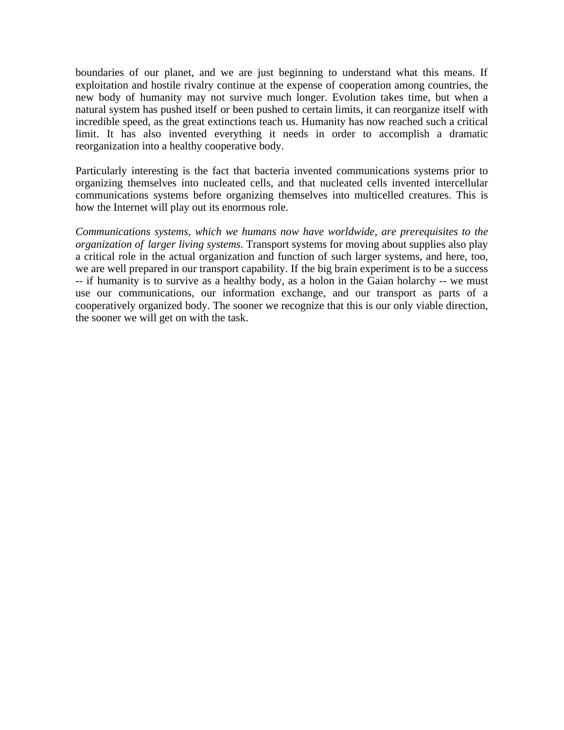boundaries of our planet, and we are just beginning to understand what this means. If exploitation and hostile rivalry continue at the expense of cooperation among countries, the new body of humanity may not survive much longer. Evolution takes time, but when a natural system has pushed itself or been pushed to certain limits, it can reorganize itself with incredible speed, as the great extinctions teach us. Humanity has now reached such a critical limit. It has also invented everything it needs in order to accomplish a dramatic reorganization into a healthy cooperative body.

Particularly interesting is the fact that bacteria invented communications systems prior to organizing themselves into nucleated cells, and that nucleated cells invented intercellular communications systems before organizing themselves into multicelled creatures. This is how the Internet will play out its enormous role.

*Communications systems, which we humans now have worldwide, are prerequisites to the organization of larger living systems.* Transport systems for moving about supplies also play a critical role in the actual organization and function of such larger systems, and here, too, we are well prepared in our transport capability. If the big brain experiment is to be a success -- if humanity is to survive as a healthy body, as a holon in the Gaian holarchy -- we must use our communications, our information exchange, and our transport as parts of a cooperatively organized body. The sooner we recognize that this is our only viable direction, the sooner we will get on with the task.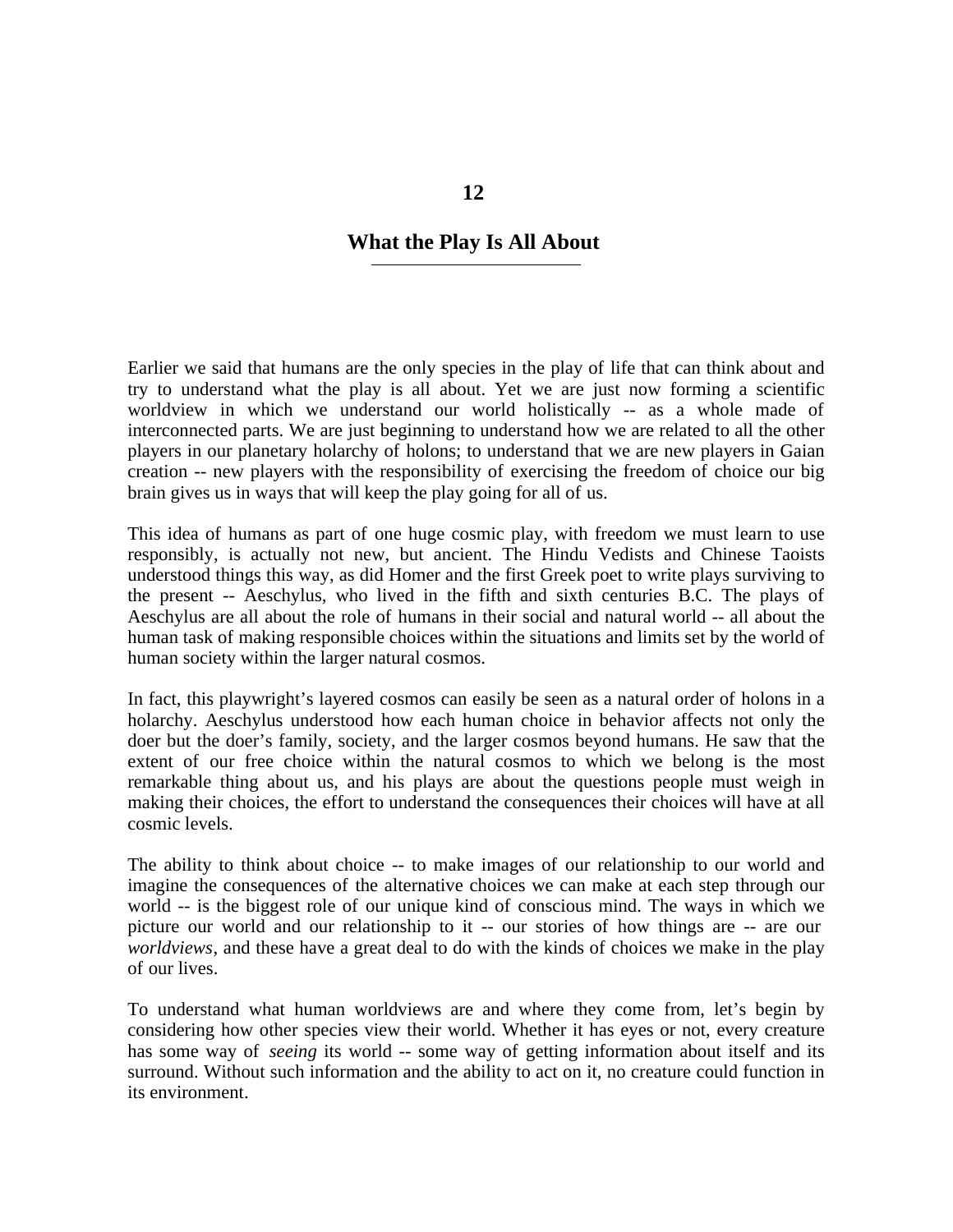# 12

## What the Play Is All About

Earlier we said that humans are the only species in the play of life that can think about and try to understand what the play is all about. Yet we are just now forming a scientific worldview in which we understand our world holistically -- as a whole made of interconnected parts. We are just beginning to understand how we are related to all the other players in our planetary holarchy of holons; to understand that we are new players in Gaian creation -- new players with the responsibility of exercising the freedom of choice our big brain gives us in ways that will keep the play going for all of us.

This idea of humans as part of one huge cosmic play, with freedom we must learn to use responsibly, is actually not new, but ancient. The Hindu Vedists and Chinese Taoists understood things this way, as did Homer and the first Greek poet to write plays surviving to the present -- Aeschylus, who lived in the fifth and sixth centuries B.C. The plays of Aeschylus are all about the role of humans in their social and natural world -- all about the human task of making responsible choices within the situations and limits set by the world of human society within the larger natural cosmos.

In fact, this playwright's layered cosmos can easily be seen as a natural order of holons in a holarchy. Aeschylus understood how each human choice in behavior affects not only the doer but the doer's family, society, and the larger cosmos beyond humans. He saw that the extent of our free choice within the natural cosmos to which we belong is the most remarkable thing about us, and his plays are about the questions people must weigh in making their choices, the effort to understand the consequences their choices will have at all cosmic levels.

The ability to think about choice -- to make images of our relationship to our world and imagine the consequences of the alternative choices we can make at each step through our world -- is the biggest role of our unique kind of conscious mind. The ways in which we picture our world and our relationship to it -- our stories of how things are -- are our *worldviews*, and these have a great deal to do with the kinds of choices we make in the play of our lives.

To understand what human worldviews are and where they come from, let's begin by considering how other species view their world. Whether it has eyes or not, every creature has some way of *seeing* its world -- some way of getting information about itself and its surround. Without such information and the ability to act on it, no creature could function in its environment.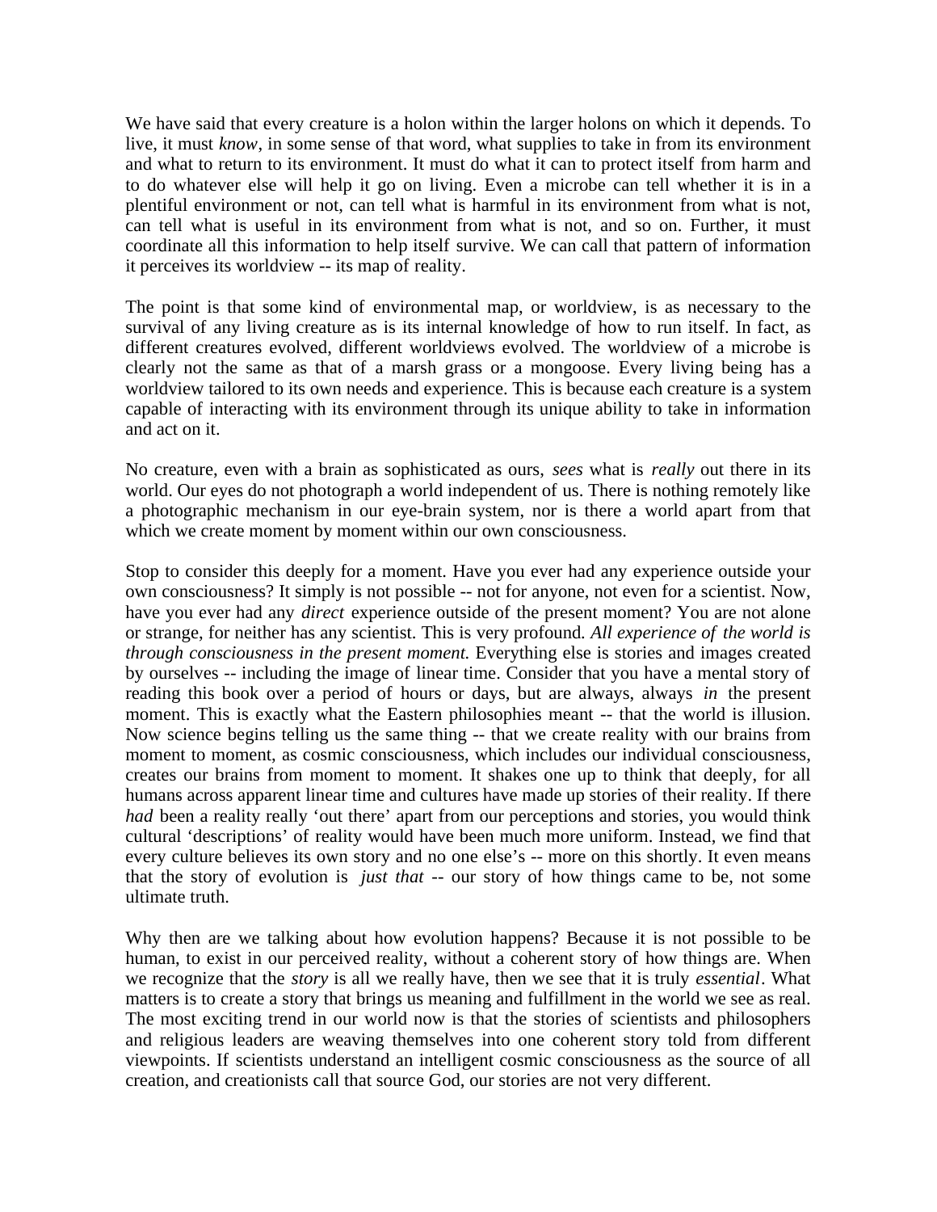We have said that every creature is a holon within the larger holons on which it depends. To live, it must *know*, in some sense of that word, what supplies to take in from its environment and what to return to its environment. It must do what it can to protect itself from harm and to do whatever else will help it go on living. Even a microbe can tell whether it is in a plentiful environment or not, can tell what is harmful in its environment from what is not, can tell what is useful in its environment from what is not, and so on. Further, it must coordinate all this information to help itself survive. We can call that pattern of information it perceives its worldview -- its map of reality.

The point is that some kind of environmental map, or worldview, is as necessary to the survival of any living creature as is its internal knowledge of how to run itself. In fact, as different creatures evolved, different worldviews evolved. The worldview of a microbe is clearly not the same as that of a marsh grass or a mongoose. Every living being has a worldview tailored to its own needs and experience. This is because each creature is a system capable of interacting with its environment through its unique ability to take in information and act on it.

No creature, even with a brain as sophisticated as ours, *sees* what is *really* out there in its world. Our eyes do not photograph a world independent of us. There is nothing remotely like a photographic mechanism in our eye-brain system, nor is there a world apart from that which we create moment by moment within our own consciousness.

Stop to consider this deeply for a moment. Have you ever had any experience outside your own consciousness? It simply is not possible -- not for anyone, not even for a scientist. Now, have you ever had any *direct* experience outside of the present moment? You are not alone or strange, for neither has any scientist. This is very profound. *All experience of the world is through consciousness in the present moment.* Everything else is stories and images created by ourselves -- including the image of linear time. Consider that you have a mental story of reading this book over a period of hours or days, but are always, always *in* the present moment. This is exactly what the Eastern philosophies meant -- that the world is illusion. Now science begins telling us the same thing -- that we create reality with our brains from moment to moment, as cosmic consciousness, which includes our individual consciousness, creates our brains from moment to moment. It shakes one up to think that deeply, for all humans across apparent linear time and cultures have made up stories of their reality. If there *had* been a reality really ‘out there’ apart from our perceptions and stories, you would think cultural ‘descriptions’ of reality would have been much more uniform. Instead, we find that every culture believes its own story and no one else’s -- more on this shortly. It even means that the story of evolution is *just that* -- our story of how things came to be, not some ultimate truth.

Why then are we talking about how evolution happens? Because it is not possible to be human, to exist in our perceived reality, without a coherent story of how things are. When we recognize that the *story* is all we really have, then we see that it is truly *essential*. What matters is to create a story that brings us meaning and fulfillment in the world we see as real. The most exciting trend in our world now is that the stories of scientists and philosophers and religious leaders are weaving themselves into one coherent story told from different viewpoints. If scientists understand an intelligent cosmic consciousness as the source of all creation, and creationists call that source God, our stories are not very different.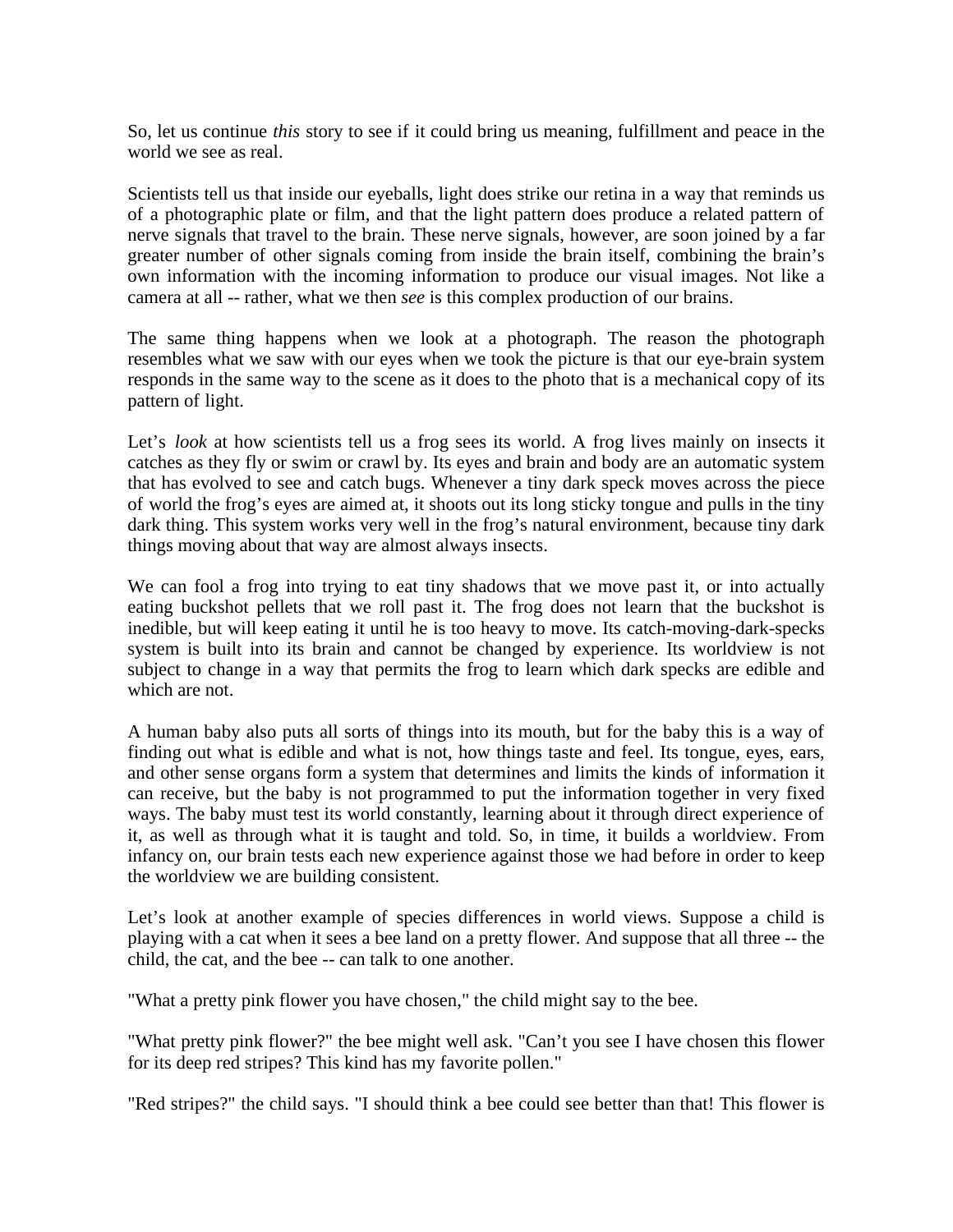So, let us continue *this* story to see if it could bring us meaning, fulfillment and peace in the world we see as real.

Scientists tell us that inside our eyeballs, light does strike our retina in a way that reminds us of a photographic plate or film, and that the light pattern does produce a related pattern of nerve signals that travel to the brain. These nerve signals, however, are soon joined by a far greater number of other signals coming from inside the brain itself, combining the brain's own information with the incoming information to produce our visual images. Not like a camera at all -- rather, what we then *see* is this complex production of our brains.

The same thing happens when we look at a photograph. The reason the photograph resembles what we saw with our eyes when we took the picture is that our eye-brain system responds in the same way to the scene as it does to the photo that is a mechanical copy of its pattern of light.

Let's *look* at how scientists tell us a frog sees its world. A frog lives mainly on insects it catches as they fly or swim or crawl by. Its eyes and brain and body are an automatic system that has evolved to see and catch bugs. Whenever a tiny dark speck moves across the piece of world the frog's eyes are aimed at, it shoots out its long sticky tongue and pulls in the tiny dark thing. This system works very well in the frog's natural environment, because tiny dark things moving about that way are almost always insects.

We can fool a frog into trying to eat tiny shadows that we move past it, or into actually eating buckshot pellets that we roll past it. The frog does not learn that the buckshot is inedible, but will keep eating it until he is too heavy to move. Its catch-moving-dark-specks system is built into its brain and cannot be changed by experience. Its worldview is not subject to change in a way that permits the frog to learn which dark specks are edible and which are not.

A human baby also puts all sorts of things into its mouth, but for the baby this is a way of finding out what is edible and what is not, how things taste and feel. Its tongue, eyes, ears, and other sense organs form a system that determines and limits the kinds of information it can receive, but the baby is not programmed to put the information together in very fixed ways. The baby must test its world constantly, learning about it through direct experience of it, as well as through what it is taught and told. So, in time, it builds a worldview. From infancy on, our brain tests each new experience against those we had before in order to keep the worldview we are building consistent.

Let's look at another example of species differences in world views. Suppose a child is playing with a cat when it sees a bee land on a pretty flower. And suppose that all three -- the child, the cat, and the bee -- can talk to one another.

"What a pretty pink flower you have chosen," the child might say to the bee.

"What pretty pink flower?" the bee might well ask. "Can't you see I have chosen this flower for its deep red stripes? This kind has my favorite pollen."

"Red stripes?" the child says. "I should think a bee could see better than that! This flower is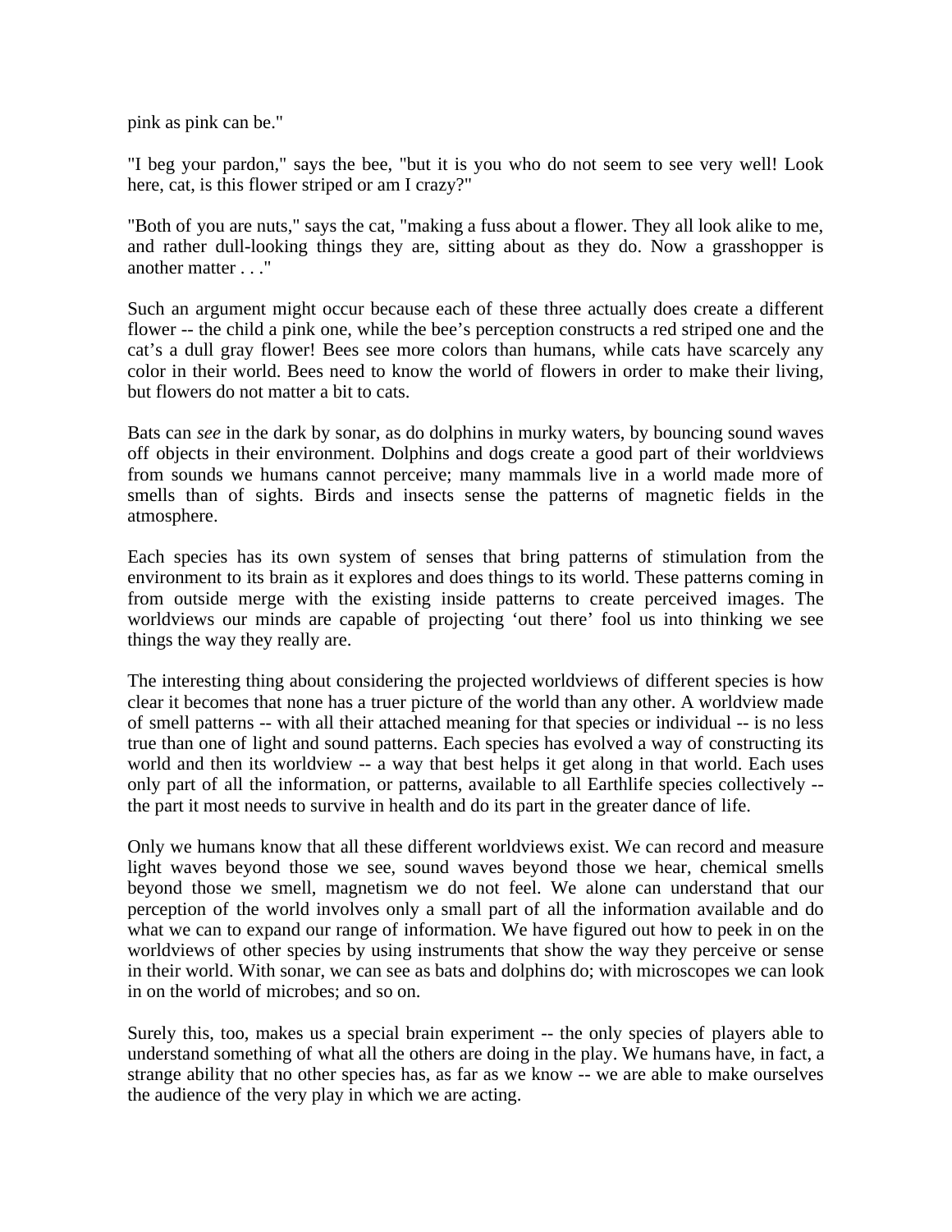pink as pink can be."

"I beg your pardon," says the bee, "but it is you who do not seem to see very well! Look here, cat, is this flower striped or am I crazy?"

"Both of you are nuts," says the cat, "making a fuss about a flower. They all look alike to me, and rather dull-looking things they are, sitting about as they do. Now a grasshopper is another matter . . ."

Such an argument might occur because each of these three actually does create a different flower -- the child a pink one, while the bee's perception constructs a red striped one and the cat's a dull gray flower! Bees see more colors than humans, while cats have scarcely any color in their world. Bees need to know the world of flowers in order to make their living, but flowers do not matter a bit to cats.

Bats can *see* in the dark by sonar, as do dolphins in murky waters, by bouncing sound waves off objects in their environment. Dolphins and dogs create a good part of their worldviews from sounds we humans cannot perceive; many mammals live in a world made more of smells than of sights. Birds and insects sense the patterns of magnetic fields in the atmosphere.

Each species has its own system of senses that bring patterns of stimulation from the environment to its brain as it explores and does things to its world. These patterns coming in from outside merge with the existing inside patterns to create perceived images. The worldviews our minds are capable of projecting 'out there' fool us into thinking we see things the way they really are.

The interesting thing about considering the projected worldviews of different species is how clear it becomes that none has a truer picture of the world than any other. A worldview made of smell patterns -- with all their attached meaning for that species or individual -- is no less true than one of light and sound patterns. Each species has evolved a way of constructing its world and then its worldview -- a way that best helps it get along in that world. Each uses only part of all the information, or patterns, available to all Earthlife species collectively -- the part it most needs to survive in health and do its part in the greater dance of life.

Only we humans know that all these different worldviews exist. We can record and measure light waves beyond those we see, sound waves beyond those we hear, chemical smells beyond those we smell, magnetism we do not feel. We alone can understand that our perception of the world involves only a small part of all the information available and do what we can to expand our range of information. We have figured out how to peek in on the worldviews of other species by using instruments that show the way they perceive or sense in their world. With sonar, we can see as bats and dolphins do; with microscopes we can look in on the world of microbes; and so on.

Surely this, too, makes us a special brain experiment -- the only species of players able to understand something of what all the others are doing in the play. We humans have, in fact, a strange ability that no other species has, as far as we know -- we are able to make ourselves the audience of the very play in which we are acting.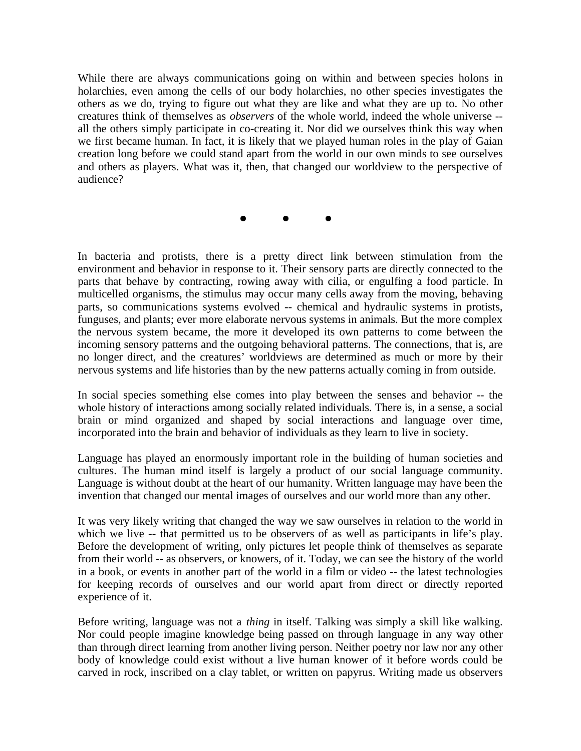While there are always communications going on within and between species holons in holarchies, even among the cells of our body holarchies, no other species investigates the others as we do, trying to figure out what they are like and what they are up to. No other creatures think of themselves as *observers* of the whole world, indeed the whole universe -- all the others simply participate in co-creating it. Nor did we ourselves think this way when we first became human. In fact, it is likely that we played human roles in the play of Gaian creation long before we could stand apart from the world in our own minds to see ourselves and others as players. What was it, then, that changed our worldview to the perspective of audience?

● ● ●

In bacteria and protists, there is a pretty direct link between stimulation from the environment and behavior in response to it. Their sensory parts are directly connected to the parts that behave by contracting, rowing away with cilia, or engulfing a food particle. In multicelled organisms, the stimulus may occur many cells away from the moving, behaving parts, so communications systems evolved -- chemical and hydraulic systems in protists, funguses, and plants; ever more elaborate nervous systems in animals. But the more complex the nervous system became, the more it developed its own patterns to come between the incoming sensory patterns and the outgoing behavioral patterns. The connections, that is, are no longer direct, and the creatures' worldviews are determined as much or more by their nervous systems and life histories than by the new patterns actually coming in from outside.

In social species something else comes into play between the senses and behavior -- the whole history of interactions among socially related individuals. There is, in a sense, a social brain or mind organized and shaped by social interactions and language over time, incorporated into the brain and behavior of individuals as they learn to live in society.

Language has played an enormously important role in the building of human societies and cultures. The human mind itself is largely a product of our social language community. Language is without doubt at the heart of our humanity. Written language may have been the invention that changed our mental images of ourselves and our world more than any other.

It was very likely writing that changed the way we saw ourselves in relation to the world in which we live -- that permitted us to be observers of as well as participants in life's play. Before the development of writing, only pictures let people think of themselves as separate from their world -- as observers, or knowers, of it. Today, we can see the history of the world in a book, or events in another part of the world in a film or video -- the latest technologies for keeping records of ourselves and our world apart from direct or directly reported experience of it.

Before writing, language was not a *thing* in itself. Talking was simply a skill like walking. Nor could people imagine knowledge being passed on through language in any way other than through direct learning from another living person. Neither poetry nor law nor any other body of knowledge could exist without a live human knower of it before words could be carved in rock, inscribed on a clay tablet, or written on papyrus. Writing made us observers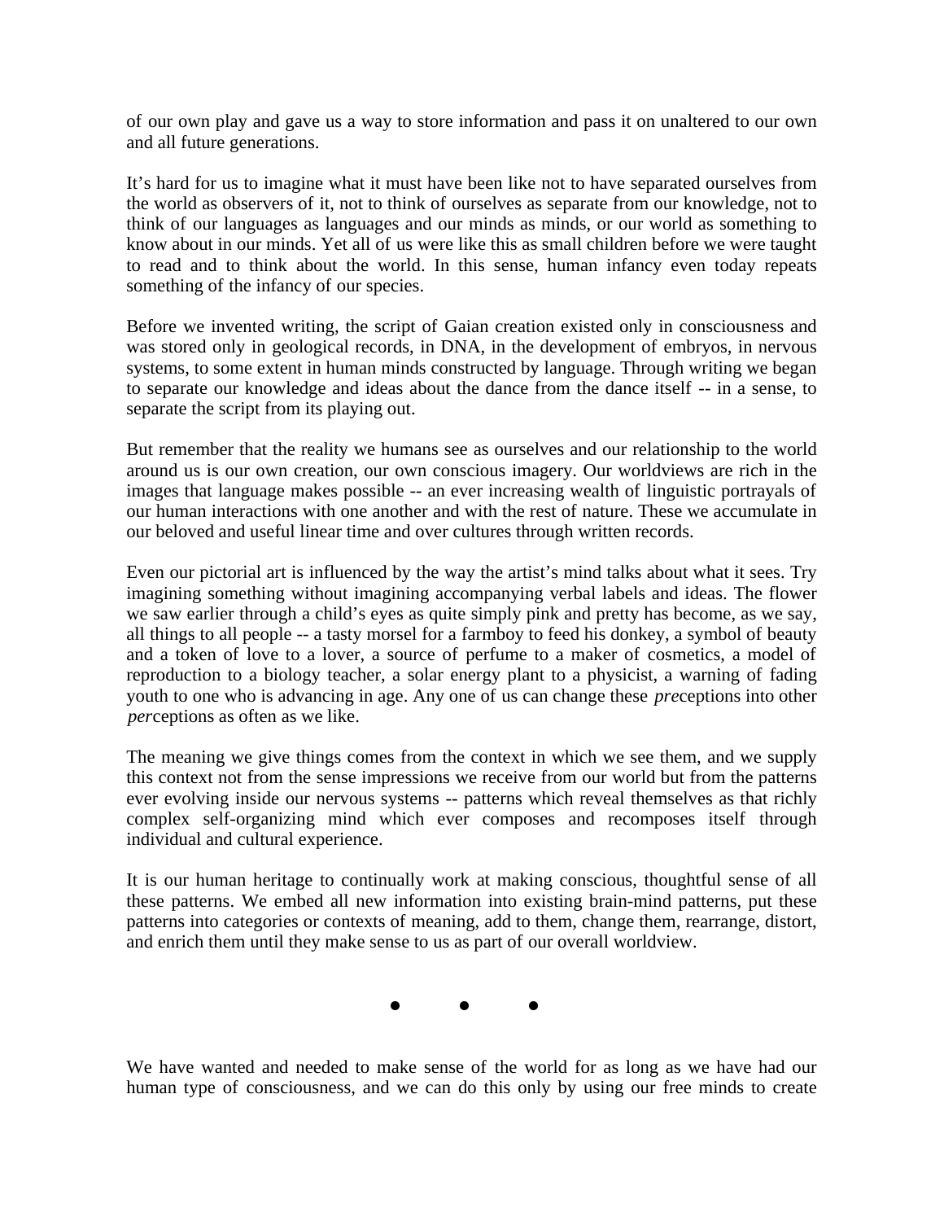of our own play and gave us a way to store information and pass it on unaltered to our own and all future generations.

It's hard for us to imagine what it must have been like not to have separated ourselves from the world as observers of it, not to think of ourselves as separate from our knowledge, not to think of our languages as languages and our minds as minds, or our world as something to know about in our minds. Yet all of us were like this as small children before we were taught to read and to think about the world. In this sense, human infancy even today repeats something of the infancy of our species.

Before we invented writing, the script of Gaian creation existed only in consciousness and was stored only in geological records, in DNA, in the development of embryos, in nervous systems, to some extent in human minds constructed by language. Through writing we began to separate our knowledge and ideas about the dance from the dance itself -- in a sense, to separate the script from its playing out.

But remember that the reality we humans see as ourselves and our relationship to the world around us is our own creation, our own conscious imagery. Our worldviews are rich in the images that language makes possible -- an ever increasing wealth of linguistic portrayals of our human interactions with one another and with the rest of nature. These we accumulate in our beloved and useful linear time and over cultures through written records.

Even our pictorial art is influenced by the way the artist's mind talks about what it sees. Try imagining something without imagining accompanying verbal labels and ideas. The flower we saw earlier through a child's eyes as quite simply pink and pretty has become, as we say, all things to all people -- a tasty morsel for a farmboy to feed his donkey, a symbol of beauty and a token of love to a lover, a source of perfume to a maker of cosmetics, a model of reproduction to a biology teacher, a solar energy plant to a physicist, a warning of fading youth to one who is advancing in age. Any one of us can change these *pre*ceptions into other *per*ceptions as often as we like.

The meaning we give things comes from the context in which we see them, and we supply this context not from the sense impressions we receive from our world but from the patterns ever evolving inside our nervous systems -- patterns which reveal themselves as that richly complex self-organizing mind which ever composes and recomposes itself through individual and cultural experience.

It is our human heritage to continually work at making conscious, thoughtful sense of all these patterns. We embed all new information into existing brain-mind patterns, put these patterns into categories or contexts of meaning, add to them, change them, rearrange, distort, and enrich them until they make sense to us as part of our overall worldview.

● ● ●

We have wanted and needed to make sense of the world for as long as we have had our human type of consciousness, and we can do this only by using our free minds to create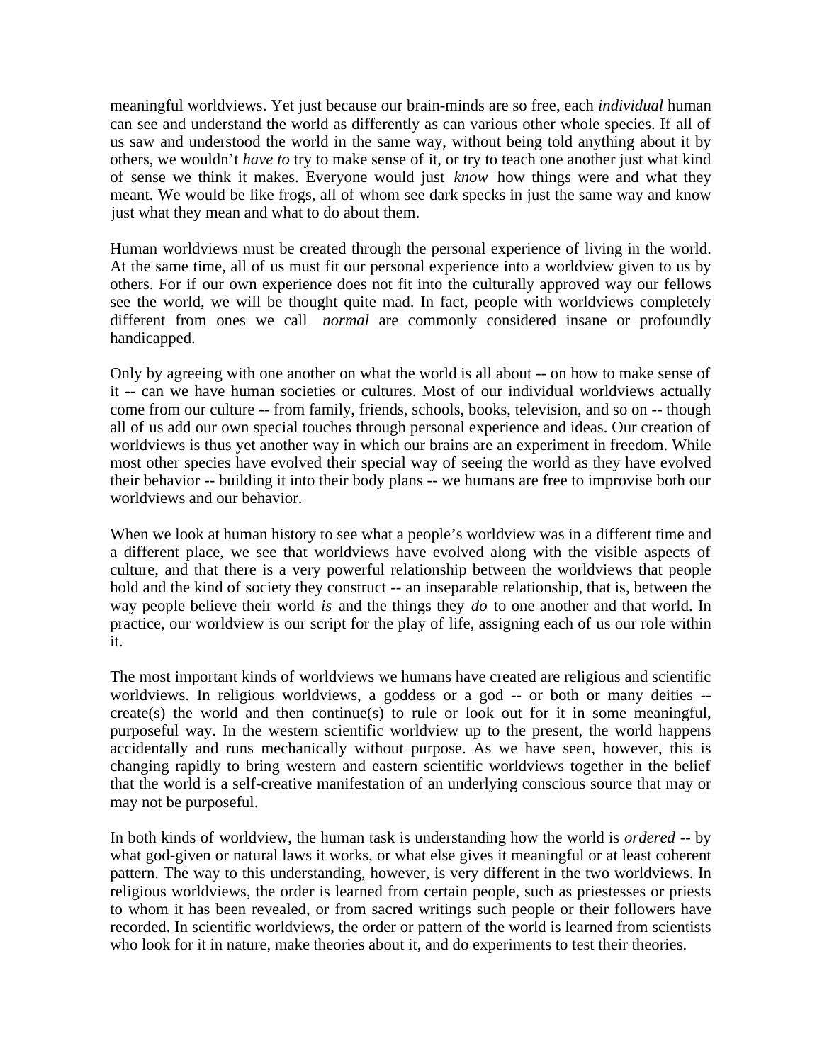meaningful worldviews. Yet just because our brain-minds are so free, each *individual* human can see and understand the world as differently as can various other whole species. If all of us saw and understood the world in the same way, without being told anything about it by others, we wouldn't *have to* try to make sense of it, or try to teach one another just what kind of sense we think it makes. Everyone would just *know* how things were and what they meant. We would be like frogs, all of whom see dark specks in just the same way and know just what they mean and what to do about them.

Human worldviews must be created through the personal experience of living in the world. At the same time, all of us must fit our personal experience into a worldview given to us by others. For if our own experience does not fit into the culturally approved way our fellows see the world, we will be thought quite mad. In fact, people with worldviews completely different from ones we call *normal* are commonly considered insane or profoundly handicapped.

Only by agreeing with one another on what the world is all about -- on how to make sense of it -- can we have human societies or cultures. Most of our individual worldviews actually come from our culture -- from family, friends, schools, books, television, and so on -- though all of us add our own special touches through personal experience and ideas. Our creation of worldviews is thus yet another way in which our brains are an experiment in freedom. While most other species have evolved their special way of seeing the world as they have evolved their behavior -- building it into their body plans -- we humans are free to improvise both our worldviews and our behavior.

When we look at human history to see what a people's worldview was in a different time and a different place, we see that worldviews have evolved along with the visible aspects of culture, and that there is a very powerful relationship between the worldviews that people hold and the kind of society they construct -- an inseparable relationship, that is, between the way people believe their world *is* and the things they *do* to one another and that world. In practice, our worldview is our script for the play of life, assigning each of us our role within it.

The most important kinds of worldviews we humans have created are religious and scientific worldviews. In religious worldviews, a goddess or a god -- or both or many deities -- create(s) the world and then continue(s) to rule or look out for it in some meaningful, purposeful way. In the western scientific worldview up to the present, the world happens accidentally and runs mechanically without purpose. As we have seen, however, this is changing rapidly to bring western and eastern scientific worldviews together in the belief that the world is a self-creative manifestation of an underlying conscious source that may or may not be purposeful.

In both kinds of worldview, the human task is understanding how the world is *ordered* -- by what god-given or natural laws it works, or what else gives it meaningful or at least coherent pattern. The way to this understanding, however, is very different in the two worldviews. In religious worldviews, the order is learned from certain people, such as priestesses or priests to whom it has been revealed, or from sacred writings such people or their followers have recorded. In scientific worldviews, the order or pattern of the world is learned from scientists who look for it in nature, make theories about it, and do experiments to test their theories.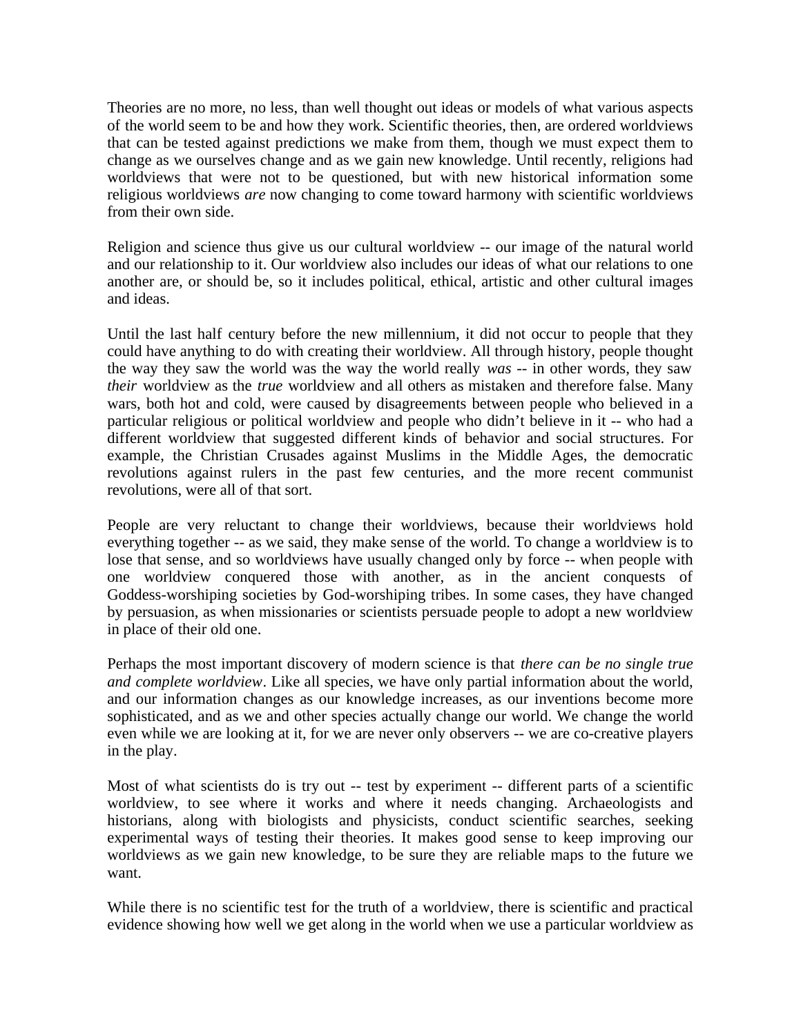Theories are no more, no less, than well thought out ideas or models of what various aspects of the world seem to be and how they work. Scientific theories, then, are ordered worldviews that can be tested against predictions we make from them, though we must expect them to change as we ourselves change and as we gain new knowledge. Until recently, religions had worldviews that were not to be questioned, but with new historical information some religious worldviews *are* now changing to come toward harmony with scientific worldviews from their own side.

Religion and science thus give us our cultural worldview -- our image of the natural world and our relationship to it. Our worldview also includes our ideas of what our relations to one another are, or should be, so it includes political, ethical, artistic and other cultural images and ideas.

Until the last half century before the new millennium, it did not occur to people that they could have anything to do with creating their worldview. All through history, people thought the way they saw the world was the way the world really *was* -- in other words, they saw *their* worldview as the *true* worldview and all others as mistaken and therefore false. Many wars, both hot and cold, were caused by disagreements between people who believed in a particular religious or political worldview and people who didn't believe in it -- who had a different worldview that suggested different kinds of behavior and social structures. For example, the Christian Crusades against Muslims in the Middle Ages, the democratic revolutions against rulers in the past few centuries, and the more recent communist revolutions, were all of that sort.

People are very reluctant to change their worldviews, because their worldviews hold everything together -- as we said, they make sense of the world. To change a worldview is to lose that sense, and so worldviews have usually changed only by force -- when people with one worldview conquered those with another, as in the ancient conquests of Goddess-worshiping societies by God-worshiping tribes. In some cases, they have changed by persuasion, as when missionaries or scientists persuade people to adopt a new worldview in place of their old one.

Perhaps the most important discovery of modern science is that *there can be no single true and complete worldview*. Like all species, we have only partial information about the world, and our information changes as our knowledge increases, as our inventions become more sophisticated, and as we and other species actually change our world. We change the world even while we are looking at it, for we are never only observers -- we are co-creative players in the play.

Most of what scientists do is try out -- test by experiment -- different parts of a scientific worldview, to see where it works and where it needs changing. Archaeologists and historians, along with biologists and physicists, conduct scientific searches, seeking experimental ways of testing their theories. It makes good sense to keep improving our worldviews as we gain new knowledge, to be sure they are reliable maps to the future we want.

While there is no scientific test for the truth of a worldview, there is scientific and practical evidence showing how well we get along in the world when we use a particular worldview as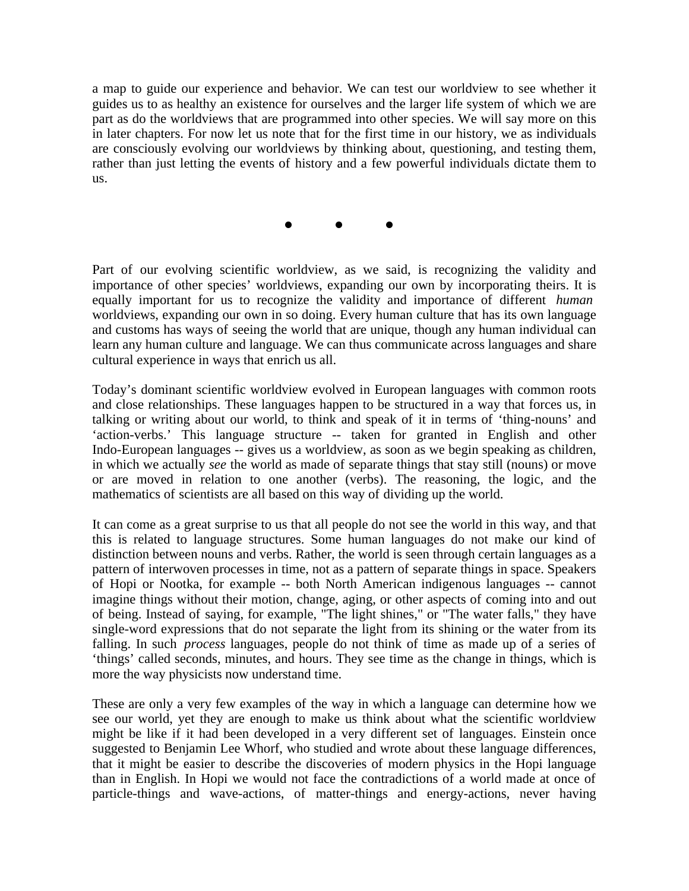a map to guide our experience and behavior. We can test our worldview to see whether it guides us to as healthy an existence for ourselves and the larger life system of which we are part as do the worldviews that are programmed into other species. We will say more on this in later chapters. For now let us note that for the first time in our history, we as individuals are consciously evolving our worldviews by thinking about, questioning, and testing them, rather than just letting the events of history and a few powerful individuals dictate them to us.

● ● ●

Part of our evolving scientific worldview, as we said, is recognizing the validity and importance of other species' worldviews, expanding our own by incorporating theirs. It is equally important for us to recognize the validity and importance of different *human* worldviews, expanding our own in so doing. Every human culture that has its own language and customs has ways of seeing the world that are unique, though any human individual can learn any human culture and language. We can thus communicate across languages and share cultural experience in ways that enrich us all.

Today's dominant scientific worldview evolved in European languages with common roots and close relationships. These languages happen to be structured in a way that forces us, in talking or writing about our world, to think and speak of it in terms of 'thing-nouns' and 'action-verbs.' This language structure -- taken for granted in English and other Indo-European languages -- gives us a worldview, as soon as we begin speaking as children, in which we actually *see* the world as made of separate things that stay still (nouns) or move or are moved in relation to one another (verbs). The reasoning, the logic, and the mathematics of scientists are all based on this way of dividing up the world.

It can come as a great surprise to us that all people do not see the world in this way, and that this is related to language structures. Some human languages do not make our kind of distinction between nouns and verbs. Rather, the world is seen through certain languages as a pattern of interwoven processes in time, not as a pattern of separate things in space. Speakers of Hopi or Nootka, for example -- both North American indigenous languages -- cannot imagine things without their motion, change, aging, or other aspects of coming into and out of being. Instead of saying, for example, "The light shines," or "The water falls," they have single-word expressions that do not separate the light from its shining or the water from its falling. In such *process* languages, people do not think of time as made up of a series of 'things' called seconds, minutes, and hours. They see time as the change in things, which is more the way physicists now understand time.

These are only a very few examples of the way in which a language can determine how we see our world, yet they are enough to make us think about what the scientific worldview might be like if it had been developed in a very different set of languages. Einstein once suggested to Benjamin Lee Whorf, who studied and wrote about these language differences, that it might be easier to describe the discoveries of modern physics in the Hopi language than in English. In Hopi we would not face the contradictions of a world made at once of particle-things and wave-actions, of matter-things and energy-actions, never having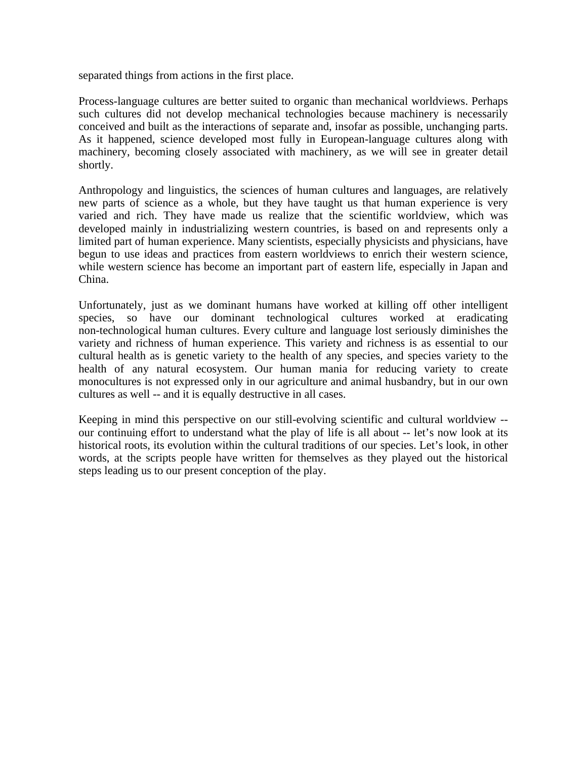separated things from actions in the first place.

Process-language cultures are better suited to organic than mechanical worldviews. Perhaps such cultures did not develop mechanical technologies because machinery is necessarily conceived and built as the interactions of separate and, insofar as possible, unchanging parts. As it happened, science developed most fully in European-language cultures along with machinery, becoming closely associated with machinery, as we will see in greater detail shortly.

Anthropology and linguistics, the sciences of human cultures and languages, are relatively new parts of science as a whole, but they have taught us that human experience is very varied and rich. They have made us realize that the scientific worldview, which was developed mainly in industrializing western countries, is based on and represents only a limited part of human experience. Many scientists, especially physicists and physicians, have begun to use ideas and practices from eastern worldviews to enrich their western science, while western science has become an important part of eastern life, especially in Japan and China.

Unfortunately, just as we dominant humans have worked at killing off other intelligent species, so have our dominant technological cultures worked at eradicating non-technological human cultures. Every culture and language lost seriously diminishes the variety and richness of human experience. This variety and richness is as essential to our cultural health as is genetic variety to the health of any species, and species variety to the health of any natural ecosystem. Our human mania for reducing variety to create monocultures is not expressed only in our agriculture and animal husbandry, but in our own cultures as well -- and it is equally destructive in all cases.

Keeping in mind this perspective on our still-evolving scientific and cultural worldview -- our continuing effort to understand what the play of life is all about -- let's now look at its historical roots, its evolution within the cultural traditions of our species. Let's look, in other words, at the scripts people have written for themselves as they played out the historical steps leading us to our present conception of the play.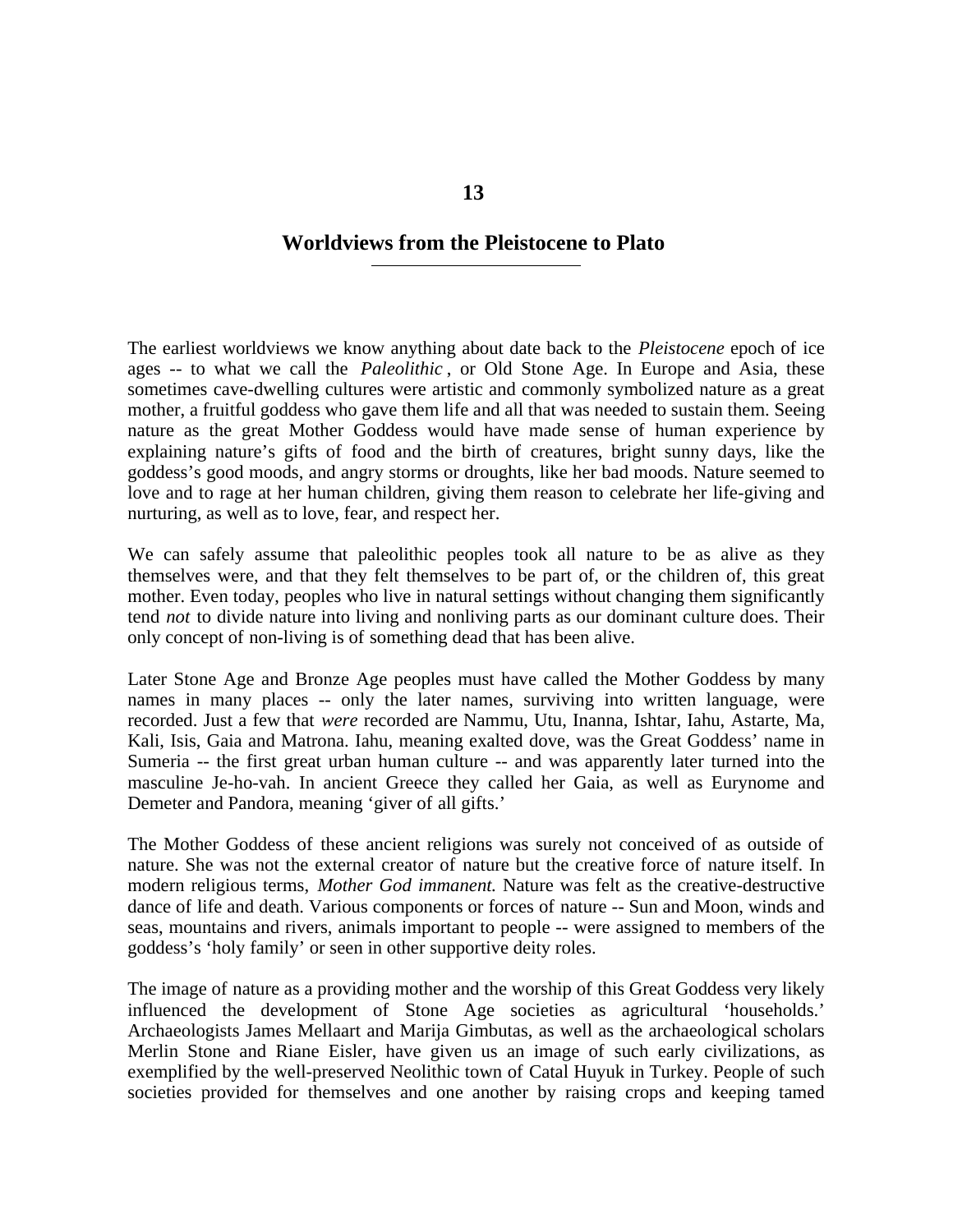# 13

## Worldviews from the Pleistocene to Plato

The earliest worldviews we know anything about date back to the *Pleistocene* epoch of ice ages -- to what we call the *Paleolithic* , or Old Stone Age. In Europe and Asia, these sometimes cave-dwelling cultures were artistic and commonly symbolized nature as a great mother, a fruitful goddess who gave them life and all that was needed to sustain them. Seeing nature as the great Mother Goddess would have made sense of human experience by explaining nature's gifts of food and the birth of creatures, bright sunny days, like the goddess's good moods, and angry storms or droughts, like her bad moods. Nature seemed to love and to rage at her human children, giving them reason to celebrate her life-giving and nurturing, as well as to love, fear, and respect her.

We can safely assume that paleolithic peoples took all nature to be as alive as they themselves were, and that they felt themselves to be part of, or the children of, this great mother. Even today, peoples who live in natural settings without changing them significantly tend *not* to divide nature into living and nonliving parts as our dominant culture does. Their only concept of non-living is of something dead that has been alive.

Later Stone Age and Bronze Age peoples must have called the Mother Goddess by many names in many places -- only the later names, surviving into written language, were recorded. Just a few that *were* recorded are Nammu, Utu, Inanna, Ishtar, Iahu, Astarte, Ma, Kali, Isis, Gaia and Matrona. Iahu, meaning exalted dove, was the Great Goddess' name in Sumeria -- the first great urban human culture -- and was apparently later turned into the masculine Je-ho-vah. In ancient Greece they called her Gaia, as well as Eurynome and Demeter and Pandora, meaning 'giver of all gifts.'

The Mother Goddess of these ancient religions was surely not conceived of as outside of nature. She was not the external creator of nature but the creative force of nature itself. In modern religious terms, *Mother God immanent.* Nature was felt as the creative-destructive dance of life and death. Various components or forces of nature -- Sun and Moon, winds and seas, mountains and rivers, animals important to people -- were assigned to members of the goddess's 'holy family' or seen in other supportive deity roles.

The image of nature as a providing mother and the worship of this Great Goddess very likely influenced the development of Stone Age societies as agricultural 'households.' Archaeologists James Mellaart and Marija Gimbutas, as well as the archaeological scholars Merlin Stone and Riane Eisler, have given us an image of such early civilizations, as exemplified by the well-preserved Neolithic town of Catal Huyuk in Turkey. People of such societies provided for themselves and one another by raising crops and keeping tamed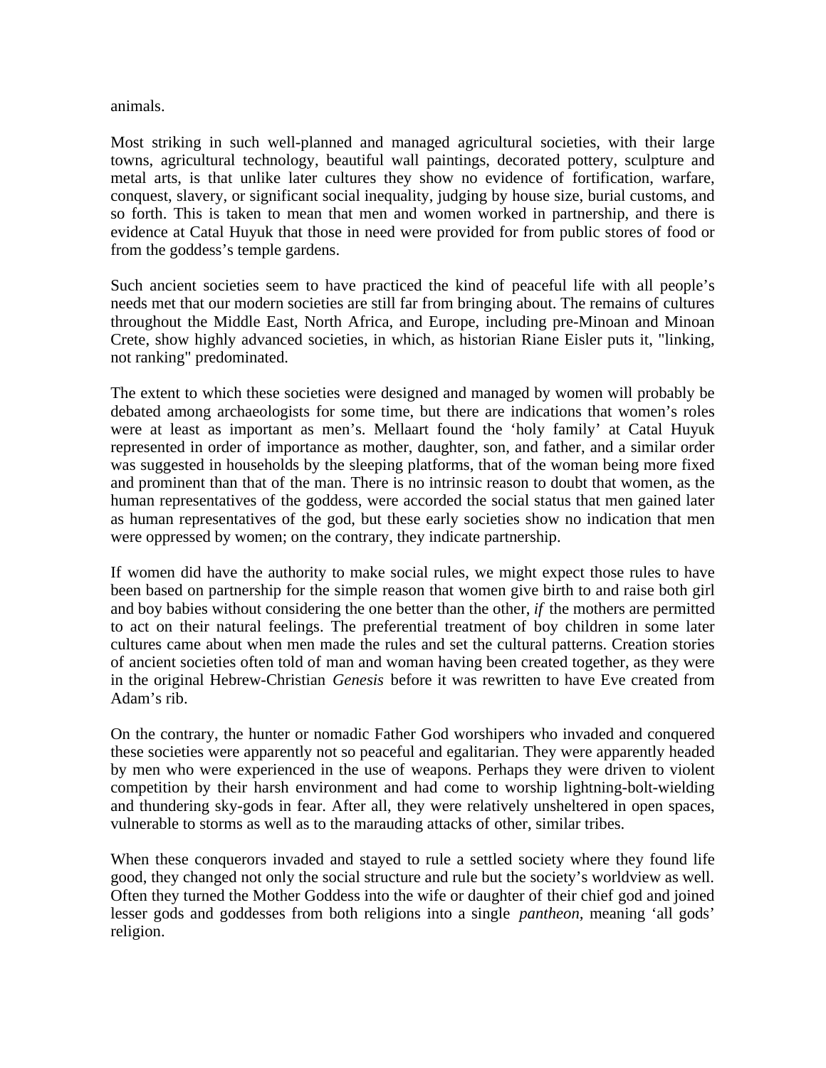animals.

Most striking in such well-planned and managed agricultural societies, with their large towns, agricultural technology, beautiful wall paintings, decorated pottery, sculpture and metal arts, is that unlike later cultures they show no evidence of fortification, warfare, conquest, slavery, or significant social inequality, judging by house size, burial customs, and so forth. This is taken to mean that men and women worked in partnership, and there is evidence at Catal Huyuk that those in need were provided for from public stores of food or from the goddess's temple gardens.

Such ancient societies seem to have practiced the kind of peaceful life with all people's needs met that our modern societies are still far from bringing about. The remains of cultures throughout the Middle East, North Africa, and Europe, including pre-Minoan and Minoan Crete, show highly advanced societies, in which, as historian Riane Eisler puts it, "linking, not ranking" predominated.

The extent to which these societies were designed and managed by women will probably be debated among archaeologists for some time, but there are indications that women's roles were at least as important as men's. Mellaart found the 'holy family' at Catal Huyuk represented in order of importance as mother, daughter, son, and father, and a similar order was suggested in households by the sleeping platforms, that of the woman being more fixed and prominent than that of the man. There is no intrinsic reason to doubt that women, as the human representatives of the goddess, were accorded the social status that men gained later as human representatives of the god, but these early societies show no indication that men were oppressed by women; on the contrary, they indicate partnership.

If women did have the authority to make social rules, we might expect those rules to have been based on partnership for the simple reason that women give birth to and raise both girl and boy babies without considering the one better than the other, *if* the mothers are permitted to act on their natural feelings. The preferential treatment of boy children in some later cultures came about when men made the rules and set the cultural patterns. Creation stories of ancient societies often told of man and woman having been created together, as they were in the original Hebrew-Christian *Genesis* before it was rewritten to have Eve created from Adam's rib.

On the contrary, the hunter or nomadic Father God worshipers who invaded and conquered these societies were apparently not so peaceful and egalitarian. They were apparently headed by men who were experienced in the use of weapons. Perhaps they were driven to violent competition by their harsh environment and had come to worship lightning-bolt-wielding and thundering sky-gods in fear. After all, they were relatively unsheltered in open spaces, vulnerable to storms as well as to the marauding attacks of other, similar tribes.

When these conquerors invaded and stayed to rule a settled society where they found life good, they changed not only the social structure and rule but the society's worldview as well. Often they turned the Mother Goddess into the wife or daughter of their chief god and joined lesser gods and goddesses from both religions into a single *pantheon*, meaning 'all gods' religion.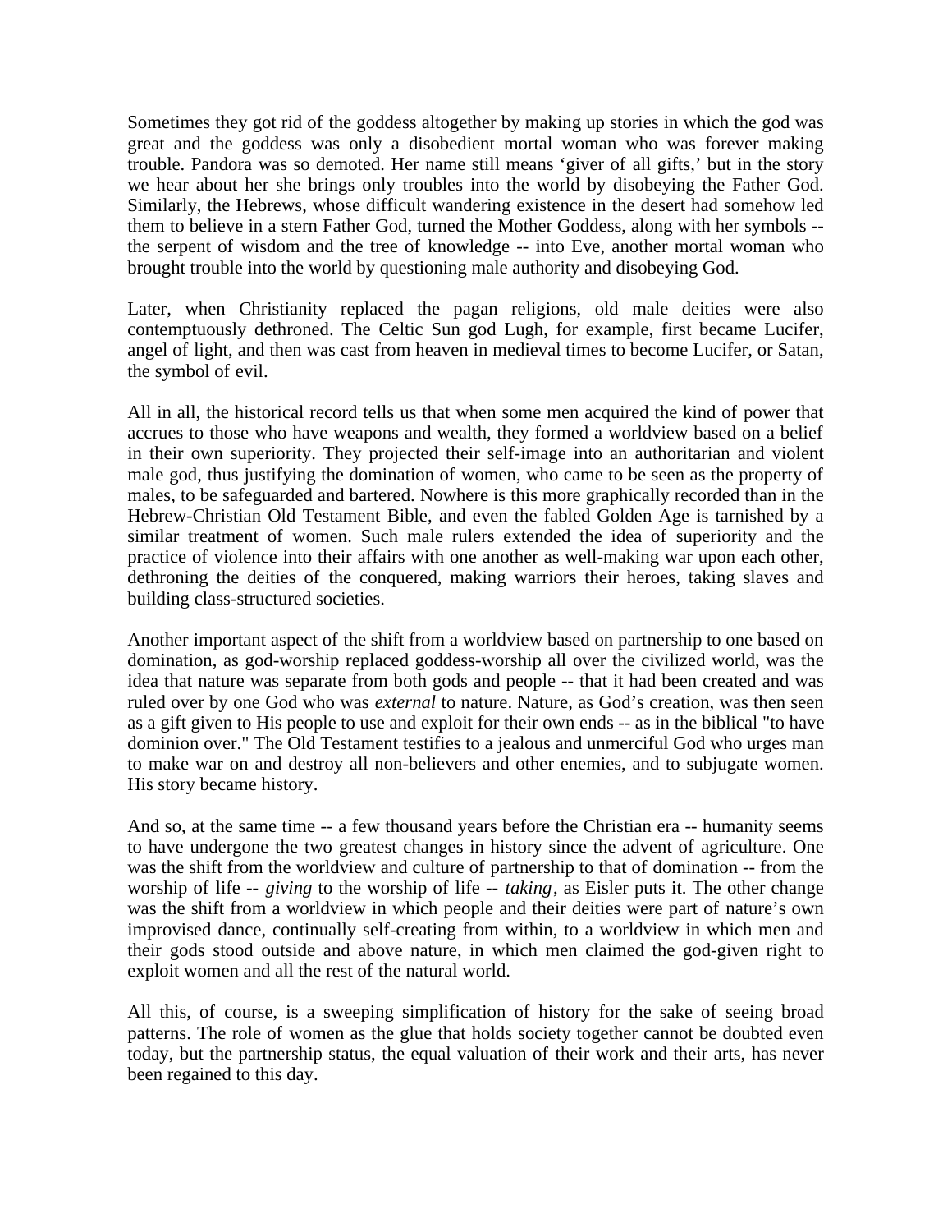Sometimes they got rid of the goddess altogether by making up stories in which the god was great and the goddess was only a disobedient mortal woman who was forever making trouble. Pandora was so demoted. Her name still means 'giver of all gifts,' but in the story we hear about her she brings only troubles into the world by disobeying the Father God. Similarly, the Hebrews, whose difficult wandering existence in the desert had somehow led them to believe in a stern Father God, turned the Mother Goddess, along with her symbols -- the serpent of wisdom and the tree of knowledge -- into Eve, another mortal woman who brought trouble into the world by questioning male authority and disobeying God.

Later, when Christianity replaced the pagan religions, old male deities were also contemptuously dethroned. The Celtic Sun god Lugh, for example, first became Lucifer, angel of light, and then was cast from heaven in medieval times to become Lucifer, or Satan, the symbol of evil.

All in all, the historical record tells us that when some men acquired the kind of power that accrues to those who have weapons and wealth, they formed a worldview based on a belief in their own superiority. They projected their self-image into an authoritarian and violent male god, thus justifying the domination of women, who came to be seen as the property of males, to be safeguarded and bartered. Nowhere is this more graphically recorded than in the Hebrew-Christian Old Testament Bible, and even the fabled Golden Age is tarnished by a similar treatment of women. Such male rulers extended the idea of superiority and the practice of violence into their affairs with one another as well-making war upon each other, dethroning the deities of the conquered, making warriors their heroes, taking slaves and building class-structured societies.

Another important aspect of the shift from a worldview based on partnership to one based on domination, as god-worship replaced goddess-worship all over the civilized world, was the idea that nature was separate from both gods and people -- that it had been created and was ruled over by one God who was *external* to nature. Nature, as God's creation, was then seen as a gift given to His people to use and exploit for their own ends -- as in the biblical "to have dominion over." The Old Testament testifies to a jealous and unmerciful God who urges man to make war on and destroy all non-believers and other enemies, and to subjugate women. His story became history.

And so, at the same time -- a few thousand years before the Christian era -- humanity seems to have undergone the two greatest changes in history since the advent of agriculture. One was the shift from the worldview and culture of partnership to that of domination -- from the worship of life -- *giving* to the worship of life -- *taking*, as Eisler puts it. The other change was the shift from a worldview in which people and their deities were part of nature's own improvised dance, continually self-creating from within, to a worldview in which men and their gods stood outside and above nature, in which men claimed the god-given right to exploit women and all the rest of the natural world.

All this, of course, is a sweeping simplification of history for the sake of seeing broad patterns. The role of women as the glue that holds society together cannot be doubted even today, but the partnership status, the equal valuation of their work and their arts, has never been regained to this day.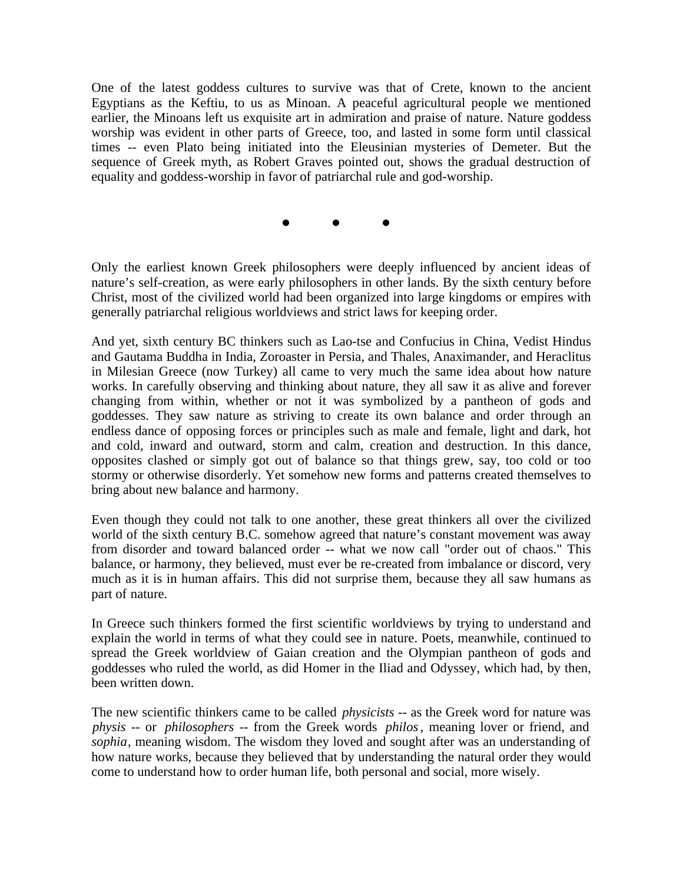One of the latest goddess cultures to survive was that of Crete, known to the ancient Egyptians as the Keftiu, to us as Minoan. A peaceful agricultural people we mentioned earlier, the Minoans left us exquisite art in admiration and praise of nature. Nature goddess worship was evident in other parts of Greece, too, and lasted in some form until classical times -- even Plato being initiated into the Eleusinian mysteries of Demeter. But the sequence of Greek myth, as Robert Graves pointed out, shows the gradual destruction of equality and goddess-worship in favor of patriarchal rule and god-worship.

• • •

Only the earliest known Greek philosophers were deeply influenced by ancient ideas of nature's self-creation, as were early philosophers in other lands. By the sixth century before Christ, most of the civilized world had been organized into large kingdoms or empires with generally patriarchal religious worldviews and strict laws for keeping order.

And yet, sixth century BC thinkers such as Lao-tse and Confucius in China, Vedist Hindus and Gautama Buddha in India, Zoroaster in Persia, and Thales, Anaximander, and Heraclitus in Milesian Greece (now Turkey) all came to very much the same idea about how nature works. In carefully observing and thinking about nature, they all saw it as alive and forever changing from within, whether or not it was symbolized by a pantheon of gods and goddesses. They saw nature as striving to create its own balance and order through an endless dance of opposing forces or principles such as male and female, light and dark, hot and cold, inward and outward, storm and calm, creation and destruction. In this dance, opposites clashed or simply got out of balance so that things grew, say, too cold or too stormy or otherwise disorderly. Yet somehow new forms and patterns created themselves to bring about new balance and harmony.

Even though they could not talk to one another, these great thinkers all over the civilized world of the sixth century B.C. somehow agreed that nature's constant movement was away from disorder and toward balanced order -- what we now call "order out of chaos." This balance, or harmony, they believed, must ever be re-created from imbalance or discord, very much as it is in human affairs. This did not surprise them, because they all saw humans as part of nature.

In Greece such thinkers formed the first scientific worldviews by trying to understand and explain the world in terms of what they could see in nature. Poets, meanwhile, continued to spread the Greek worldview of Gaian creation and the Olympian pantheon of gods and goddesses who ruled the world, as did Homer in the Iliad and Odyssey, which had, by then, been written down.

The new scientific thinkers came to be called *physicists* -- as the Greek word for nature was *physis* -- or *philosophers* -- from the Greek words *philos*, meaning lover or friend, and *sophia*, meaning wisdom. The wisdom they loved and sought after was an understanding of how nature works, because they believed that by understanding the natural order they would come to understand how to order human life, both personal and social, more wisely.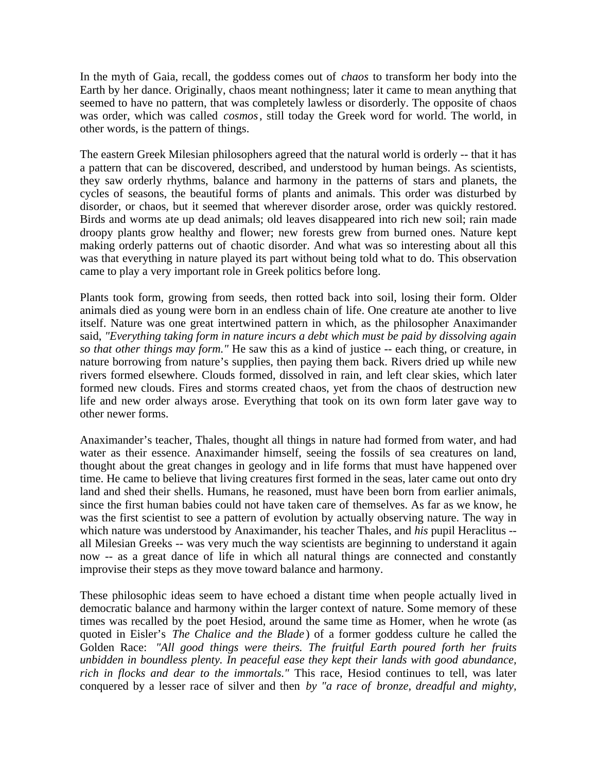In the myth of Gaia, recall, the goddess comes out of *chaos* to transform her body into the Earth by her dance. Originally, chaos meant nothingness; later it came to mean anything that seemed to have no pattern, that was completely lawless or disorderly. The opposite of chaos was order, which was called *cosmos*, still today the Greek word for world. The world, in other words, is the pattern of things.

The eastern Greek Milesian philosophers agreed that the natural world is orderly -- that it has a pattern that can be discovered, described, and understood by human beings. As scientists, they saw orderly rhythms, balance and harmony in the patterns of stars and planets, the cycles of seasons, the beautiful forms of plants and animals. This order was disturbed by disorder, or chaos, but it seemed that wherever disorder arose, order was quickly restored. Birds and worms ate up dead animals; old leaves disappeared into rich new soil; rain made droopy plants grow healthy and flower; new forests grew from burned ones. Nature kept making orderly patterns out of chaotic disorder. And what was so interesting about all this was that everything in nature played its part without being told what to do. This observation came to play a very important role in Greek politics before long.

Plants took form, growing from seeds, then rotted back into soil, losing their form. Older animals died as young were born in an endless chain of life. One creature ate another to live itself. Nature was one great intertwined pattern in which, as the philosopher Anaximander said, *"Everything taking form in nature incurs a debt which must be paid by dissolving again so that other things may form."* He saw this as a kind of justice -- each thing, or creature, in nature borrowing from nature's supplies, then paying them back. Rivers dried up while new rivers formed elsewhere. Clouds formed, dissolved in rain, and left clear skies, which later formed new clouds. Fires and storms created chaos, yet from the chaos of destruction new life and new order always arose. Everything that took on its own form later gave way to other newer forms.

Anaximander's teacher, Thales, thought all things in nature had formed from water, and had water as their essence. Anaximander himself, seeing the fossils of sea creatures on land, thought about the great changes in geology and in life forms that must have happened over time. He came to believe that living creatures first formed in the seas, later came out onto dry land and shed their shells. Humans, he reasoned, must have been born from earlier animals, since the first human babies could not have taken care of themselves. As far as we know, he was the first scientist to see a pattern of evolution by actually observing nature. The way in which nature was understood by Anaximander, his teacher Thales, and *his* pupil Heraclitus -- all Milesian Greeks -- was very much the way scientists are beginning to understand it again now -- as a great dance of life in which all natural things are connected and constantly improvise their steps as they move toward balance and harmony.

These philosophic ideas seem to have echoed a distant time when people actually lived in democratic balance and harmony within the larger context of nature. Some memory of these times was recalled by the poet Hesiod, around the same time as Homer, when he wrote (as quoted in Eisler's *The Chalice and the Blade*) of a former goddess culture he called the Golden Race: *"All good things were theirs. The fruitful Earth poured forth her fruits unbidden in boundless plenty. In peaceful ease they kept their lands with good abundance, rich in flocks and dear to the immortals."* This race, Hesiod continues to tell, was later conquered by a lesser race of silver and then *by "a race of bronze, dreadful and mighty,*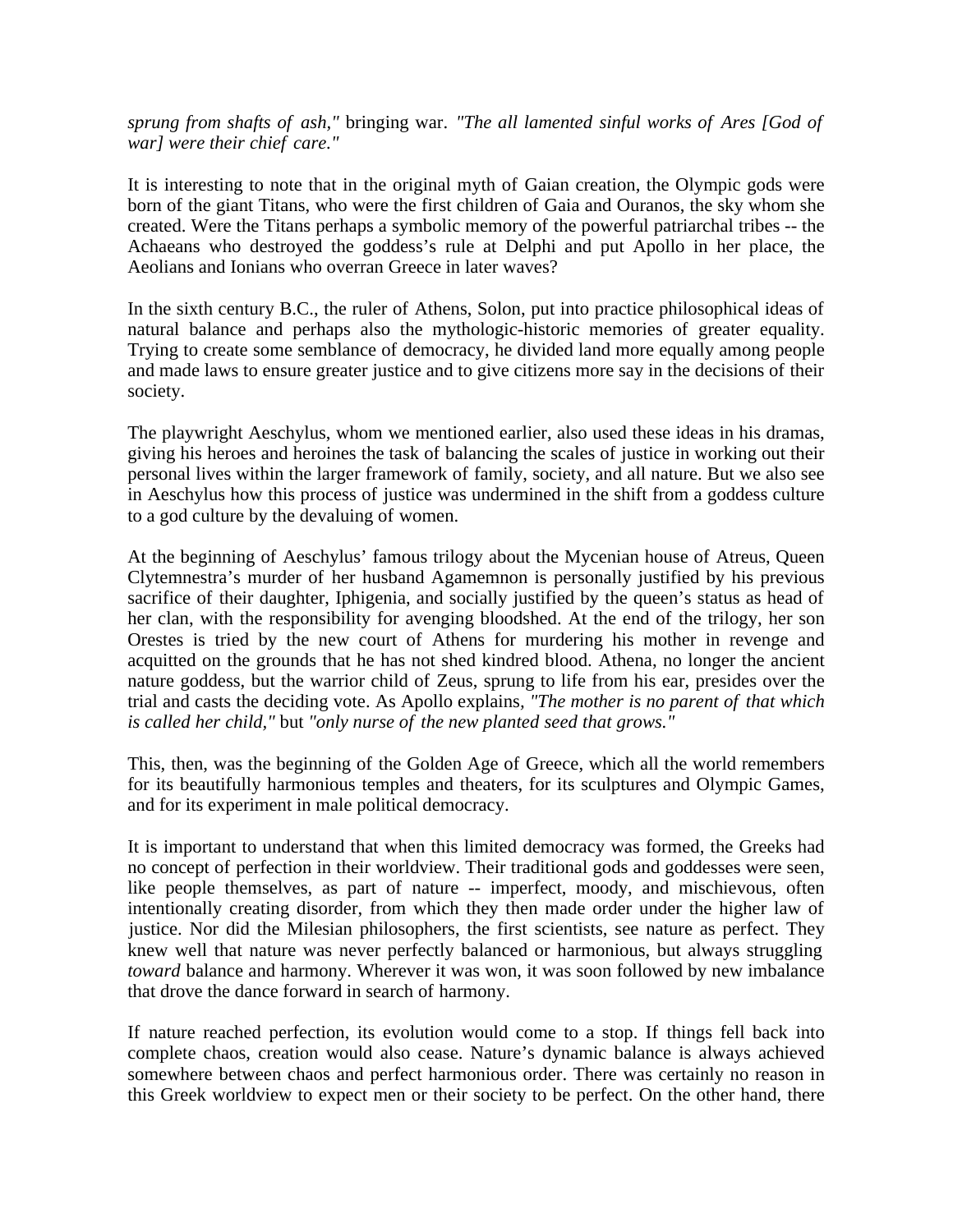*sprung from shafts of ash,"* bringing war. *"The all lamented sinful works of Ares [God of war] were their chief care."*

It is interesting to note that in the original myth of Gaian creation, the Olympic gods were born of the giant Titans, who were the first children of Gaia and Ouranos, the sky whom she created. Were the Titans perhaps a symbolic memory of the powerful patriarchal tribes -- the Achaeans who destroyed the goddess's rule at Delphi and put Apollo in her place, the Aeolians and Ionians who overran Greece in later waves?

In the sixth century B.C., the ruler of Athens, Solon, put into practice philosophical ideas of natural balance and perhaps also the mythologic-historic memories of greater equality. Trying to create some semblance of democracy, he divided land more equally among people and made laws to ensure greater justice and to give citizens more say in the decisions of their society.

The playwright Aeschylus, whom we mentioned earlier, also used these ideas in his dramas, giving his heroes and heroines the task of balancing the scales of justice in working out their personal lives within the larger framework of family, society, and all nature. But we also see in Aeschylus how this process of justice was undermined in the shift from a goddess culture to a god culture by the devaluing of women.

At the beginning of Aeschylus' famous trilogy about the Mycenian house of Atreus, Queen Clytemnestra's murder of her husband Agamemnon is personally justified by his previous sacrifice of their daughter, Iphigenia, and socially justified by the queen's status as head of her clan, with the responsibility for avenging bloodshed. At the end of the trilogy, her son Orestes is tried by the new court of Athens for murdering his mother in revenge and acquitted on the grounds that he has not shed kindred blood. Athena, no longer the ancient nature goddess, but the warrior child of Zeus, sprung to life from his ear, presides over the trial and casts the deciding vote. As Apollo explains, *"The mother is no parent of that which is called her child,"* but *"only nurse of the new planted seed that grows."*

This, then, was the beginning of the Golden Age of Greece, which all the world remembers for its beautifully harmonious temples and theaters, for its sculptures and Olympic Games, and for its experiment in male political democracy.

It is important to understand that when this limited democracy was formed, the Greeks had no concept of perfection in their worldview. Their traditional gods and goddesses were seen, like people themselves, as part of nature -- imperfect, moody, and mischievous, often intentionally creating disorder, from which they then made order under the higher law of justice. Nor did the Milesian philosophers, the first scientists, see nature as perfect. They knew well that nature was never perfectly balanced or harmonious, but always struggling *toward* balance and harmony. Wherever it was won, it was soon followed by new imbalance that drove the dance forward in search of harmony.

If nature reached perfection, its evolution would come to a stop. If things fell back into complete chaos, creation would also cease. Nature's dynamic balance is always achieved somewhere between chaos and perfect harmonious order. There was certainly no reason in this Greek worldview to expect men or their society to be perfect. On the other hand, there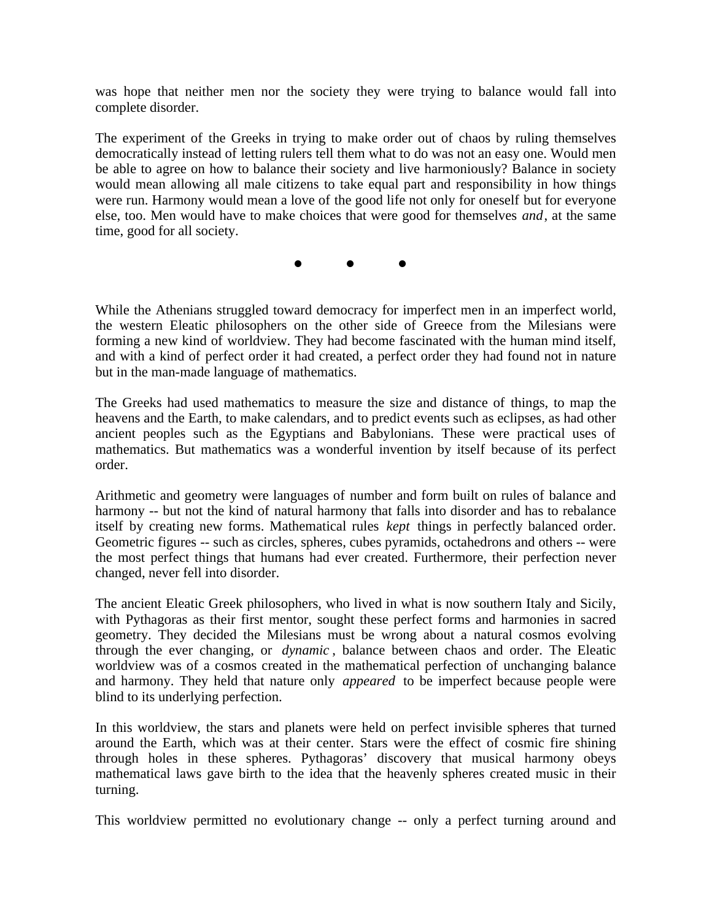was hope that neither men nor the society they were trying to balance would fall into complete disorder.

The experiment of the Greeks in trying to make order out of chaos by ruling themselves democratically instead of letting rulers tell them what to do was not an easy one. Would men be able to agree on how to balance their society and live harmoniously? Balance in society would mean allowing all male citizens to take equal part and responsibility in how things were run. Harmony would mean a love of the good life not only for oneself but for everyone else, too. Men would have to make choices that were good for themselves *and*, at the same time, good for all society.

● ● ●

While the Athenians struggled toward democracy for imperfect men in an imperfect world, the western Eleatic philosophers on the other side of Greece from the Milesians were forming a new kind of worldview. They had become fascinated with the human mind itself, and with a kind of perfect order it had created, a perfect order they had found not in nature but in the man-made language of mathematics.

The Greeks had used mathematics to measure the size and distance of things, to map the heavens and the Earth, to make calendars, and to predict events such as eclipses, as had other ancient peoples such as the Egyptians and Babylonians. These were practical uses of mathematics. But mathematics was a wonderful invention by itself because of its perfect order.

Arithmetic and geometry were languages of number and form built on rules of balance and harmony -- but not the kind of natural harmony that falls into disorder and has to rebalance itself by creating new forms. Mathematical rules *kept* things in perfectly balanced order. Geometric figures -- such as circles, spheres, cubes pyramids, octahedrons and others -- were the most perfect things that humans had ever created. Furthermore, their perfection never changed, never fell into disorder.

The ancient Eleatic Greek philosophers, who lived in what is now southern Italy and Sicily, with Pythagoras as their first mentor, sought these perfect forms and harmonies in sacred geometry. They decided the Milesians must be wrong about a natural cosmos evolving through the ever changing, or *dynamic*, balance between chaos and order. The Eleatic worldview was of a cosmos created in the mathematical perfection of unchanging balance and harmony. They held that nature only *appeared* to be imperfect because people were blind to its underlying perfection.

In this worldview, the stars and planets were held on perfect invisible spheres that turned around the Earth, which was at their center. Stars were the effect of cosmic fire shining through holes in these spheres. Pythagoras' discovery that musical harmony obeys mathematical laws gave birth to the idea that the heavenly spheres created music in their turning.

This worldview permitted no evolutionary change -- only a perfect turning around and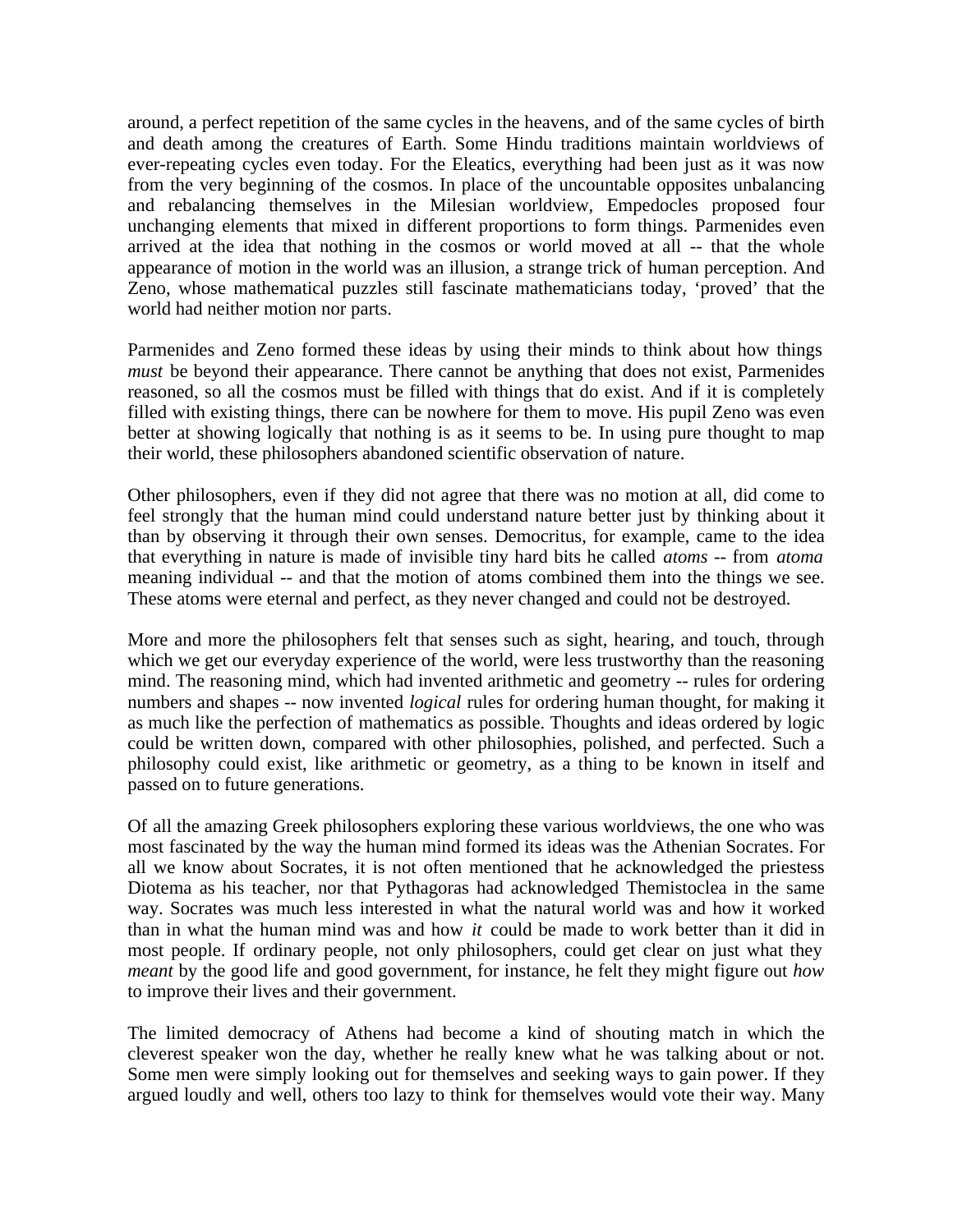around, a perfect repetition of the same cycles in the heavens, and of the same cycles of birth and death among the creatures of Earth. Some Hindu traditions maintain worldviews of ever-repeating cycles even today. For the Eleatics, everything had been just as it was now from the very beginning of the cosmos. In place of the uncountable opposites unbalancing and rebalancing themselves in the Milesian worldview, Empedocles proposed four unchanging elements that mixed in different proportions to form things. Parmenides even arrived at the idea that nothing in the cosmos or world moved at all -- that the whole appearance of motion in the world was an illusion, a strange trick of human perception. And Zeno, whose mathematical puzzles still fascinate mathematicians today, 'proved' that the world had neither motion nor parts.

Parmenides and Zeno formed these ideas by using their minds to think about how things *must* be beyond their appearance. There cannot be anything that does not exist, Parmenides reasoned, so all the cosmos must be filled with things that do exist. And if it is completely filled with existing things, there can be nowhere for them to move. His pupil Zeno was even better at showing logically that nothing is as it seems to be. In using pure thought to map their world, these philosophers abandoned scientific observation of nature.

Other philosophers, even if they did not agree that there was no motion at all, did come to feel strongly that the human mind could understand nature better just by thinking about it than by observing it through their own senses. Democritus, for example, came to the idea that everything in nature is made of invisible tiny hard bits he called *atoms* -- from *atoma* meaning individual -- and that the motion of atoms combined them into the things we see. These atoms were eternal and perfect, as they never changed and could not be destroyed.

More and more the philosophers felt that senses such as sight, hearing, and touch, through which we get our everyday experience of the world, were less trustworthy than the reasoning mind. The reasoning mind, which had invented arithmetic and geometry -- rules for ordering numbers and shapes -- now invented *logical* rules for ordering human thought, for making it as much like the perfection of mathematics as possible. Thoughts and ideas ordered by logic could be written down, compared with other philosophies, polished, and perfected. Such a philosophy could exist, like arithmetic or geometry, as a thing to be known in itself and passed on to future generations.

Of all the amazing Greek philosophers exploring these various worldviews, the one who was most fascinated by the way the human mind formed its ideas was the Athenian Socrates. For all we know about Socrates, it is not often mentioned that he acknowledged the priestess Diotema as his teacher, nor that Pythagoras had acknowledged Themistoclea in the same way. Socrates was much less interested in what the natural world was and how it worked than in what the human mind was and how *it* could be made to work better than it did in most people. If ordinary people, not only philosophers, could get clear on just what they *meant* by the good life and good government, for instance, he felt they might figure out *how* to improve their lives and their government.

The limited democracy of Athens had become a kind of shouting match in which the cleverest speaker won the day, whether he really knew what he was talking about or not. Some men were simply looking out for themselves and seeking ways to gain power. If they argued loudly and well, others too lazy to think for themselves would vote their way. Many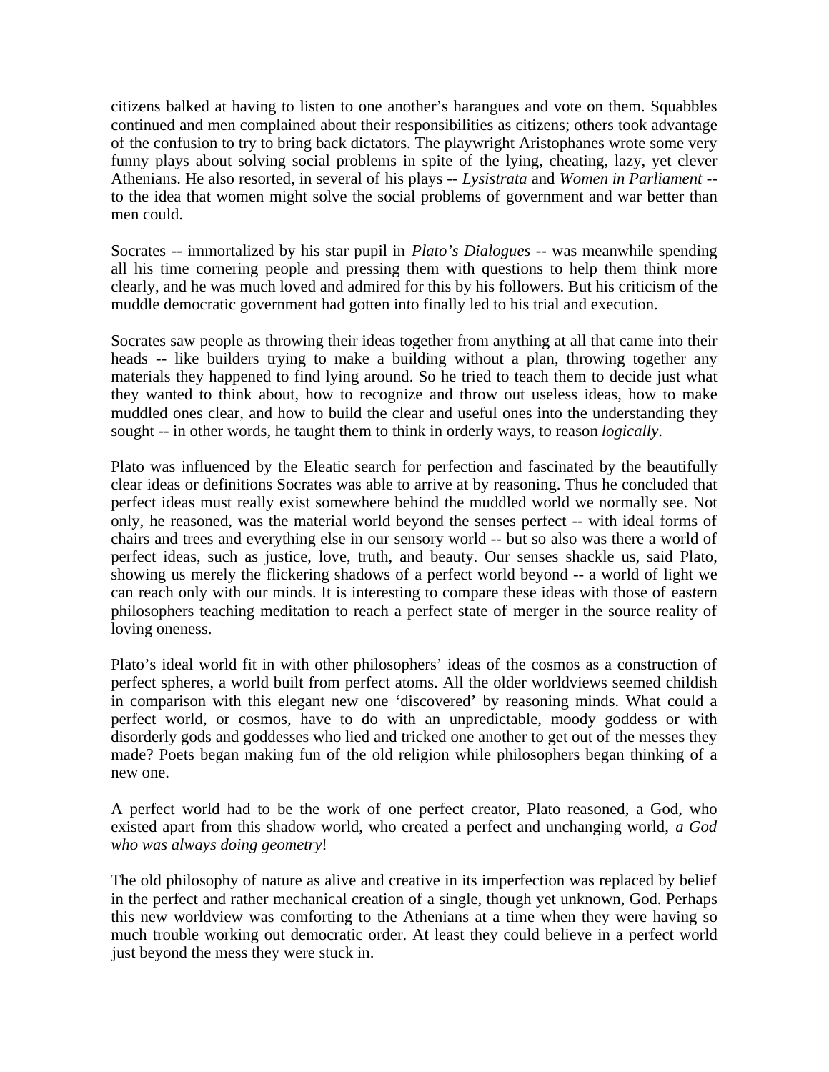citizens balked at having to listen to one another's harangues and vote on them. Squabbles continued and men complained about their responsibilities as citizens; others took advantage of the confusion to try to bring back dictators. The playwright Aristophanes wrote some very funny plays about solving social problems in spite of the lying, cheating, lazy, yet clever Athenians. He also resorted, in several of his plays -- *Lysistrata* and *Women in Parliament* -- to the idea that women might solve the social problems of government and war better than men could.

Socrates -- immortalized by his star pupil in *Plato's Dialogues* -- was meanwhile spending all his time cornering people and pressing them with questions to help them think more clearly, and he was much loved and admired for this by his followers. But his criticism of the muddle democratic government had gotten into finally led to his trial and execution.

Socrates saw people as throwing their ideas together from anything at all that came into their heads -- like builders trying to make a building without a plan, throwing together any materials they happened to find lying around. So he tried to teach them to decide just what they wanted to think about, how to recognize and throw out useless ideas, how to make muddled ones clear, and how to build the clear and useful ones into the understanding they sought -- in other words, he taught them to think in orderly ways, to reason *logically*.

Plato was influenced by the Eleatic search for perfection and fascinated by the beautifully clear ideas or definitions Socrates was able to arrive at by reasoning. Thus he concluded that perfect ideas must really exist somewhere behind the muddled world we normally see. Not only, he reasoned, was the material world beyond the senses perfect -- with ideal forms of chairs and trees and everything else in our sensory world -- but so also was there a world of perfect ideas, such as justice, love, truth, and beauty. Our senses shackle us, said Plato, showing us merely the flickering shadows of a perfect world beyond -- a world of light we can reach only with our minds. It is interesting to compare these ideas with those of eastern philosophers teaching meditation to reach a perfect state of merger in the source reality of loving oneness.

Plato's ideal world fit in with other philosophers' ideas of the cosmos as a construction of perfect spheres, a world built from perfect atoms. All the older worldviews seemed childish in comparison with this elegant new one 'discovered' by reasoning minds. What could a perfect world, or cosmos, have to do with an unpredictable, moody goddess or with disorderly gods and goddesses who lied and tricked one another to get out of the messes they made? Poets began making fun of the old religion while philosophers began thinking of a new one.

A perfect world had to be the work of one perfect creator, Plato reasoned, a God, who existed apart from this shadow world, who created a perfect and unchanging world, *a God who was always doing geometry*!

The old philosophy of nature as alive and creative in its imperfection was replaced by belief in the perfect and rather mechanical creation of a single, though yet unknown, God. Perhaps this new worldview was comforting to the Athenians at a time when they were having so much trouble working out democratic order. At least they could believe in a perfect world just beyond the mess they were stuck in.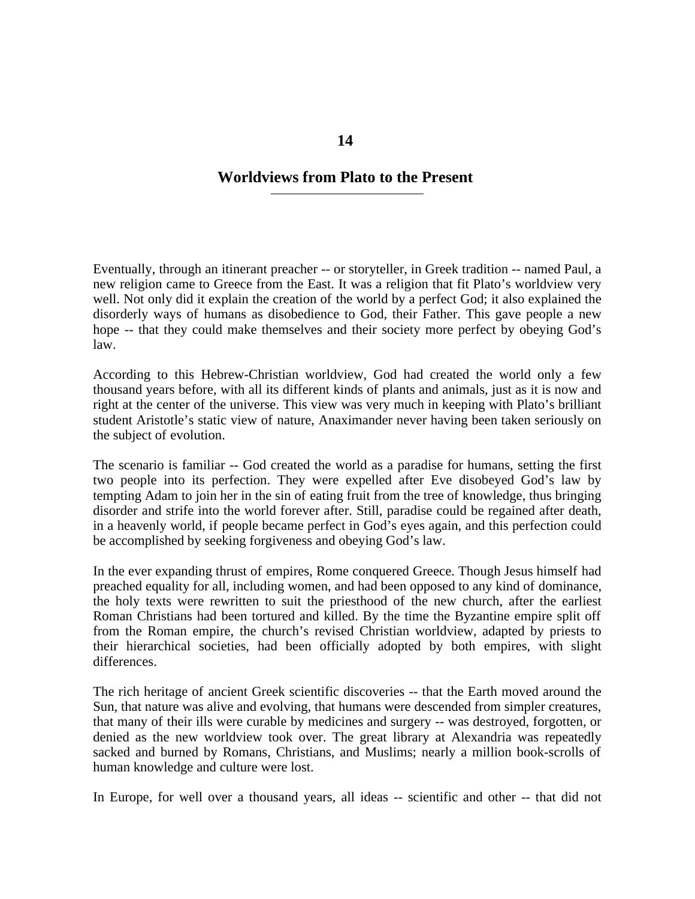# 14

## Worldviews from Plato to the Present

Eventually, through an itinerant preacher -- or storyteller, in Greek tradition -- named Paul, a new religion came to Greece from the East. It was a religion that fit Plato's worldview very well. Not only did it explain the creation of the world by a perfect God; it also explained the disorderly ways of humans as disobedience to God, their Father. This gave people a new hope -- that they could make themselves and their society more perfect by obeying God's law.

According to this Hebrew-Christian worldview, God had created the world only a few thousand years before, with all its different kinds of plants and animals, just as it is now and right at the center of the universe. This view was very much in keeping with Plato's brilliant student Aristotle's static view of nature, Anaximander never having been taken seriously on the subject of evolution.

The scenario is familiar -- God created the world as a paradise for humans, setting the first two people into its perfection. They were expelled after Eve disobeyed God's law by tempting Adam to join her in the sin of eating fruit from the tree of knowledge, thus bringing disorder and strife into the world forever after. Still, paradise could be regained after death, in a heavenly world, if people became perfect in God's eyes again, and this perfection could be accomplished by seeking forgiveness and obeying God's law.

In the ever expanding thrust of empires, Rome conquered Greece. Though Jesus himself had preached equality for all, including women, and had been opposed to any kind of dominance, the holy texts were rewritten to suit the priesthood of the new church, after the earliest Roman Christians had been tortured and killed. By the time the Byzantine empire split off from the Roman empire, the church's revised Christian worldview, adapted by priests to their hierarchical societies, had been officially adopted by both empires, with slight differences.

The rich heritage of ancient Greek scientific discoveries -- that the Earth moved around the Sun, that nature was alive and evolving, that humans were descended from simpler creatures, that many of their ills were curable by medicines and surgery -- was destroyed, forgotten, or denied as the new worldview took over. The great library at Alexandria was repeatedly sacked and burned by Romans, Christians, and Muslims; nearly a million book-scrolls of human knowledge and culture were lost.

In Europe, for well over a thousand years, all ideas -- scientific and other -- that did not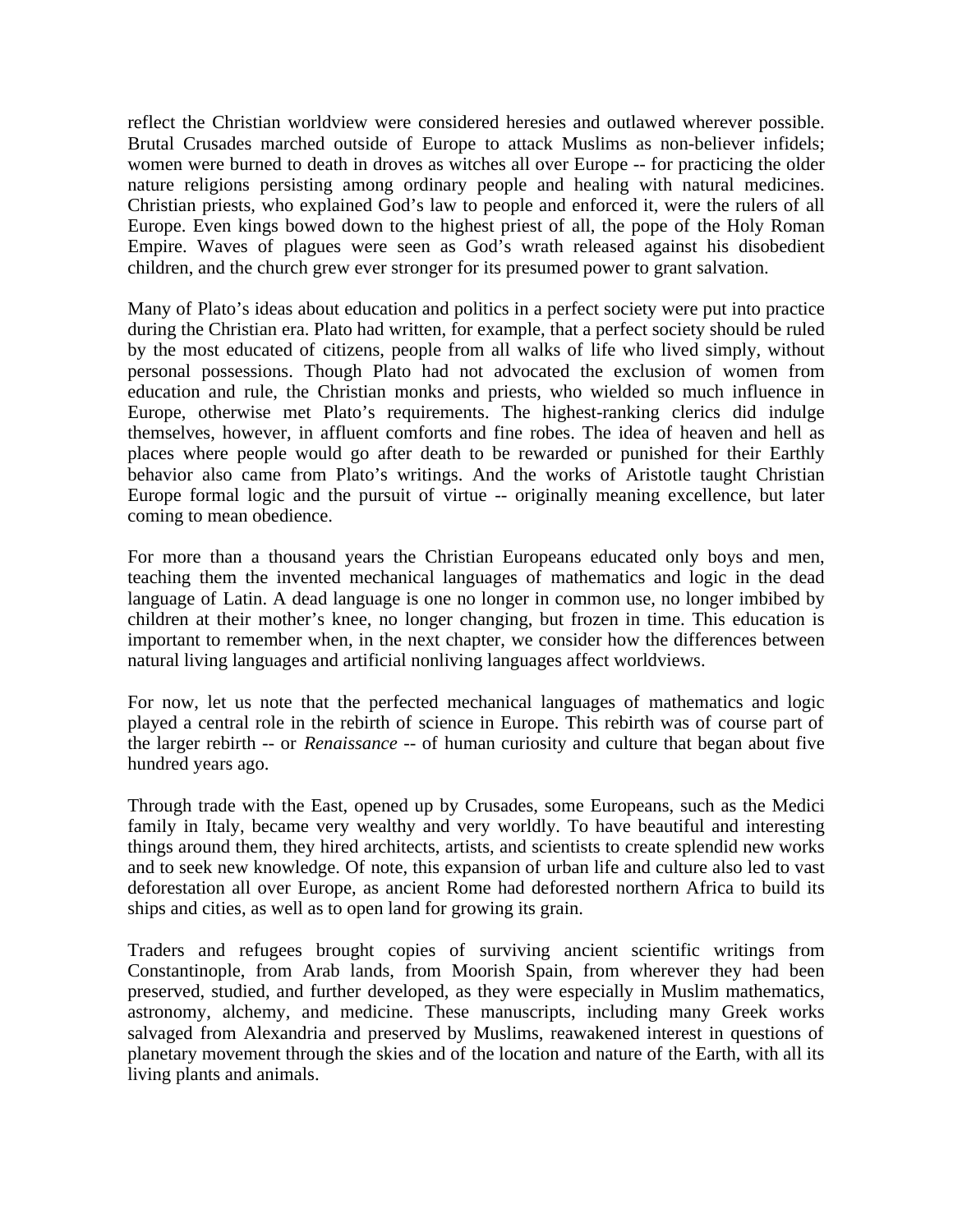reflect the Christian worldview were considered heresies and outlawed wherever possible. Brutal Crusades marched outside of Europe to attack Muslims as non-believer infidels; women were burned to death in droves as witches all over Europe -- for practicing the older nature religions persisting among ordinary people and healing with natural medicines. Christian priests, who explained God's law to people and enforced it, were the rulers of all Europe. Even kings bowed down to the highest priest of all, the pope of the Holy Roman Empire. Waves of plagues were seen as God's wrath released against his disobedient children, and the church grew ever stronger for its presumed power to grant salvation.

Many of Plato's ideas about education and politics in a perfect society were put into practice during the Christian era. Plato had written, for example, that a perfect society should be ruled by the most educated of citizens, people from all walks of life who lived simply, without personal possessions. Though Plato had not advocated the exclusion of women from education and rule, the Christian monks and priests, who wielded so much influence in Europe, otherwise met Plato's requirements. The highest-ranking clerics did indulge themselves, however, in affluent comforts and fine robes. The idea of heaven and hell as places where people would go after death to be rewarded or punished for their Earthly behavior also came from Plato's writings. And the works of Aristotle taught Christian Europe formal logic and the pursuit of virtue -- originally meaning excellence, but later coming to mean obedience.

For more than a thousand years the Christian Europeans educated only boys and men, teaching them the invented mechanical languages of mathematics and logic in the dead language of Latin. A dead language is one no longer in common use, no longer imbibed by children at their mother's knee, no longer changing, but frozen in time. This education is important to remember when, in the next chapter, we consider how the differences between natural living languages and artificial nonliving languages affect worldviews.

For now, let us note that the perfected mechanical languages of mathematics and logic played a central role in the rebirth of science in Europe. This rebirth was of course part of the larger rebirth -- or *Renaissance* -- of human curiosity and culture that began about five hundred years ago.

Through trade with the East, opened up by Crusades, some Europeans, such as the Medici family in Italy, became very wealthy and very worldly. To have beautiful and interesting things around them, they hired architects, artists, and scientists to create splendid new works and to seek new knowledge. Of note, this expansion of urban life and culture also led to vast deforestation all over Europe, as ancient Rome had deforested northern Africa to build its ships and cities, as well as to open land for growing its grain.

Traders and refugees brought copies of surviving ancient scientific writings from Constantinople, from Arab lands, from Moorish Spain, from wherever they had been preserved, studied, and further developed, as they were especially in Muslim mathematics, astronomy, alchemy, and medicine. These manuscripts, including many Greek works salvaged from Alexandria and preserved by Muslims, reawakened interest in questions of planetary movement through the skies and of the location and nature of the Earth, with all its living plants and animals.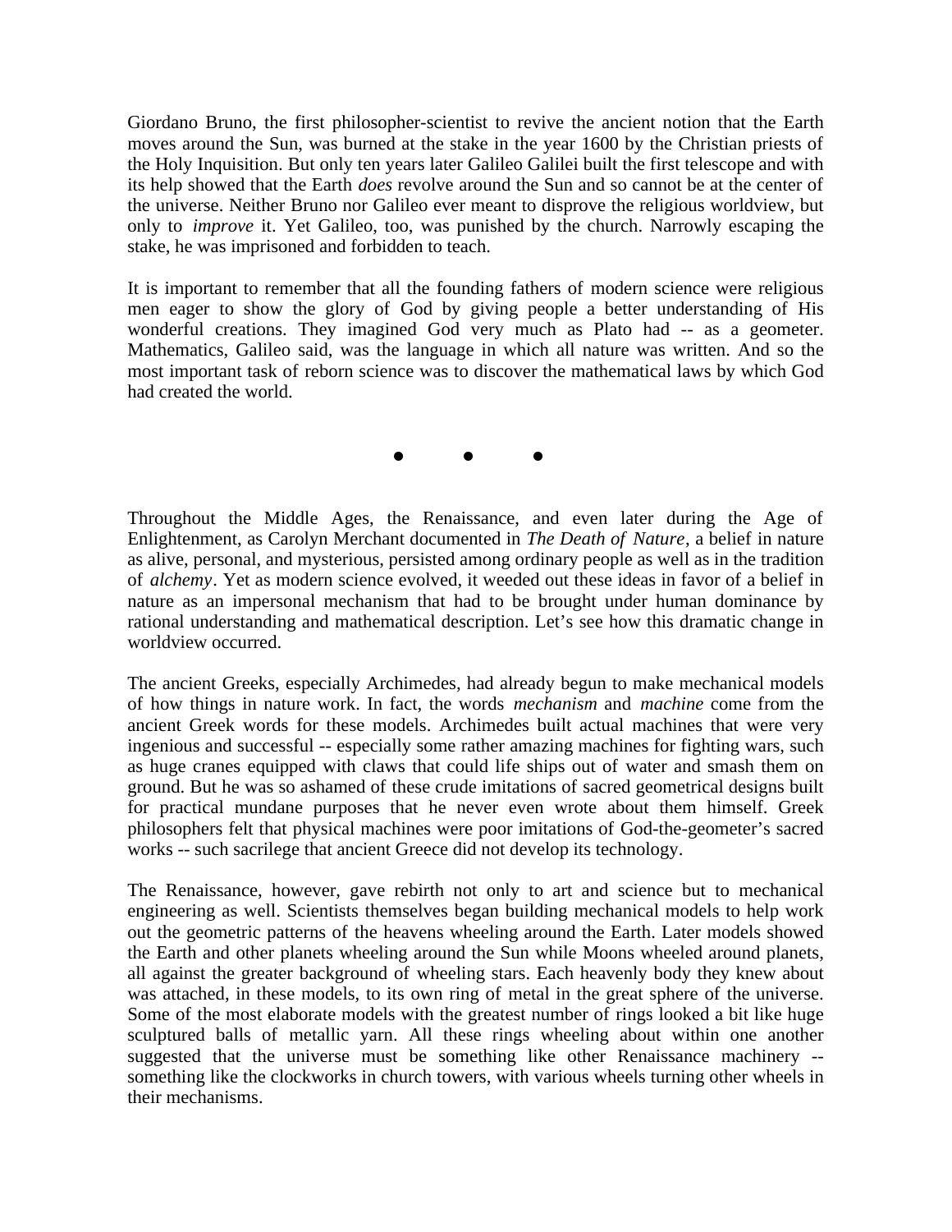Giordano Bruno, the first philosopher-scientist to revive the ancient notion that the Earth moves around the Sun, was burned at the stake in the year 1600 by the Christian priests of the Holy Inquisition. But only ten years later Galileo Galilei built the first telescope and with its help showed that the Earth *does* revolve around the Sun and so cannot be at the center of the universe. Neither Bruno nor Galileo ever meant to disprove the religious worldview, but only to *improve* it. Yet Galileo, too, was punished by the church. Narrowly escaping the stake, he was imprisoned and forbidden to teach.

It is important to remember that all the founding fathers of modern science were religious men eager to show the glory of God by giving people a better understanding of His wonderful creations. They imagined God very much as Plato had -- as a geometer. Mathematics, Galileo said, was the language in which all nature was written. And so the most important task of reborn science was to discover the mathematical laws by which God had created the world.

● ● ●

Throughout the Middle Ages, the Renaissance, and even later during the Age of Enlightenment, as Carolyn Merchant documented in *The Death of Nature*, a belief in nature as alive, personal, and mysterious, persisted among ordinary people as well as in the tradition of *alchemy*. Yet as modern science evolved, it weeded out these ideas in favor of a belief in nature as an impersonal mechanism that had to be brought under human dominance by rational understanding and mathematical description. Let's see how this dramatic change in worldview occurred.

The ancient Greeks, especially Archimedes, had already begun to make mechanical models of how things in nature work. In fact, the words *mechanism* and *machine* come from the ancient Greek words for these models. Archimedes built actual machines that were very ingenious and successful -- especially some rather amazing machines for fighting wars, such as huge cranes equipped with claws that could life ships out of water and smash them on ground. But he was so ashamed of these crude imitations of sacred geometrical designs built for practical mundane purposes that he never even wrote about them himself. Greek philosophers felt that physical machines were poor imitations of God-the-geometer's sacred works -- such sacrilege that ancient Greece did not develop its technology.

The Renaissance, however, gave rebirth not only to art and science but to mechanical engineering as well. Scientists themselves began building mechanical models to help work out the geometric patterns of the heavens wheeling around the Earth. Later models showed the Earth and other planets wheeling around the Sun while Moons wheeled around planets, all against the greater background of wheeling stars. Each heavenly body they knew about was attached, in these models, to its own ring of metal in the great sphere of the universe. Some of the most elaborate models with the greatest number of rings looked a bit like huge sculptured balls of metallic yarn. All these rings wheeling about within one another suggested that the universe must be something like other Renaissance machinery -- something like the clockworks in church towers, with various wheels turning other wheels in their mechanisms.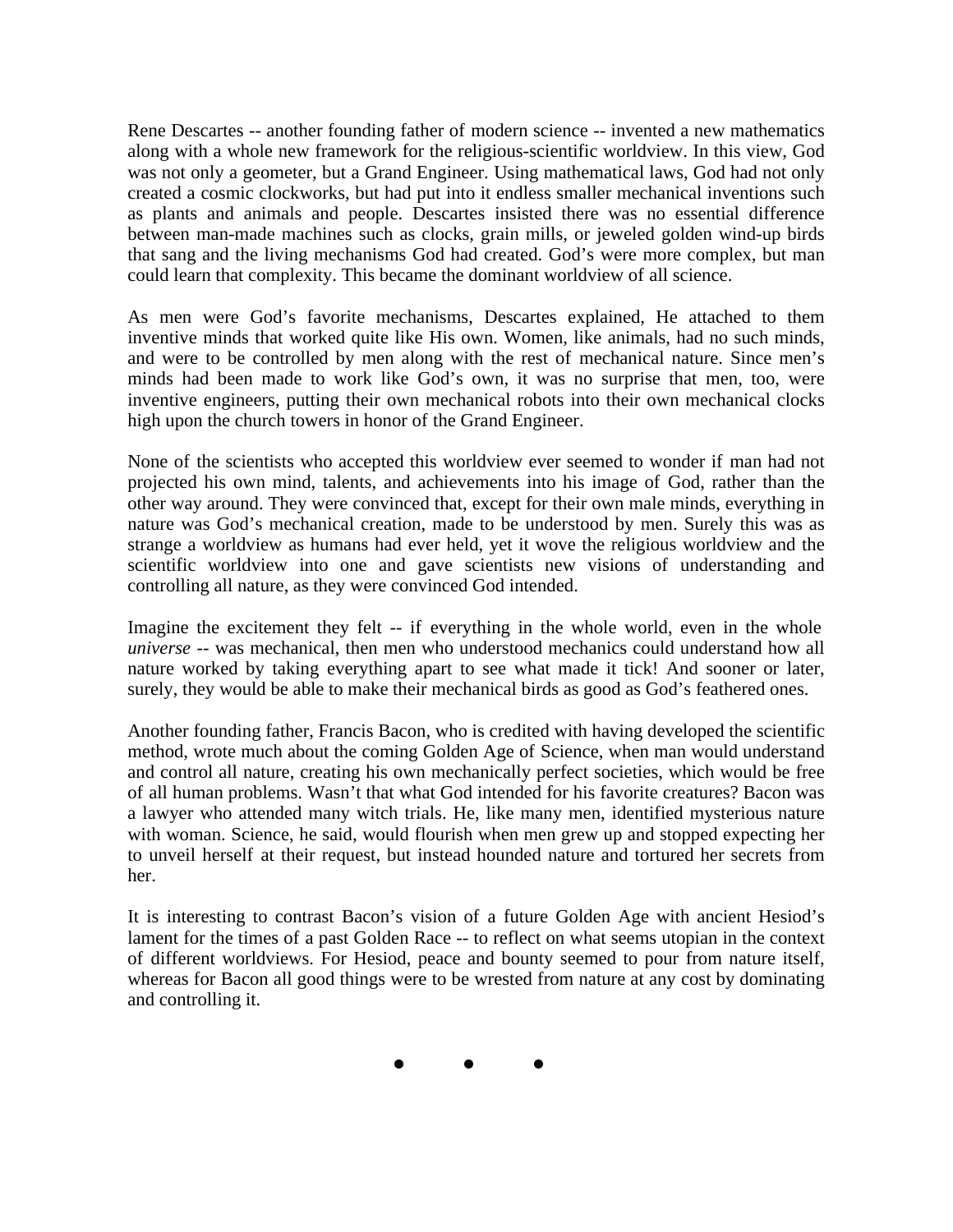Rene Descartes -- another founding father of modern science -- invented a new mathematics along with a whole new framework for the religious-scientific worldview. In this view, God was not only a geometer, but a Grand Engineer. Using mathematical laws, God had not only created a cosmic clockworks, but had put into it endless smaller mechanical inventions such as plants and animals and people. Descartes insisted there was no essential difference between man-made machines such as clocks, grain mills, or jeweled golden wind-up birds that sang and the living mechanisms God had created. God's were more complex, but man could learn that complexity. This became the dominant worldview of all science.

As men were God's favorite mechanisms, Descartes explained, He attached to them inventive minds that worked quite like His own. Women, like animals, had no such minds, and were to be controlled by men along with the rest of mechanical nature. Since men's minds had been made to work like God's own, it was no surprise that men, too, were inventive engineers, putting their own mechanical robots into their own mechanical clocks high upon the church towers in honor of the Grand Engineer.

None of the scientists who accepted this worldview ever seemed to wonder if man had not projected his own mind, talents, and achievements into his image of God, rather than the other way around. They were convinced that, except for their own male minds, everything in nature was God's mechanical creation, made to be understood by men. Surely this was as strange a worldview as humans had ever held, yet it wove the religious worldview and the scientific worldview into one and gave scientists new visions of understanding and controlling all nature, as they were convinced God intended.

Imagine the excitement they felt -- if everything in the whole world, even in the whole *universe* -- was mechanical, then men who understood mechanics could understand how all nature worked by taking everything apart to see what made it tick! And sooner or later, surely, they would be able to make their mechanical birds as good as God's feathered ones.

Another founding father, Francis Bacon, who is credited with having developed the scientific method, wrote much about the coming Golden Age of Science, when man would understand and control all nature, creating his own mechanically perfect societies, which would be free of all human problems. Wasn't that what God intended for his favorite creatures? Bacon was a lawyer who attended many witch trials. He, like many men, identified mysterious nature with woman. Science, he said, would flourish when men grew up and stopped expecting her to unveil herself at their request, but instead hounded nature and tortured her secrets from her.

It is interesting to contrast Bacon's vision of a future Golden Age with ancient Hesiod's lament for the times of a past Golden Race -- to reflect on what seems utopian in the context of different worldviews. For Hesiod, peace and bounty seemed to pour from nature itself, whereas for Bacon all good things were to be wrested from nature at any cost by dominating and controlling it.

• • •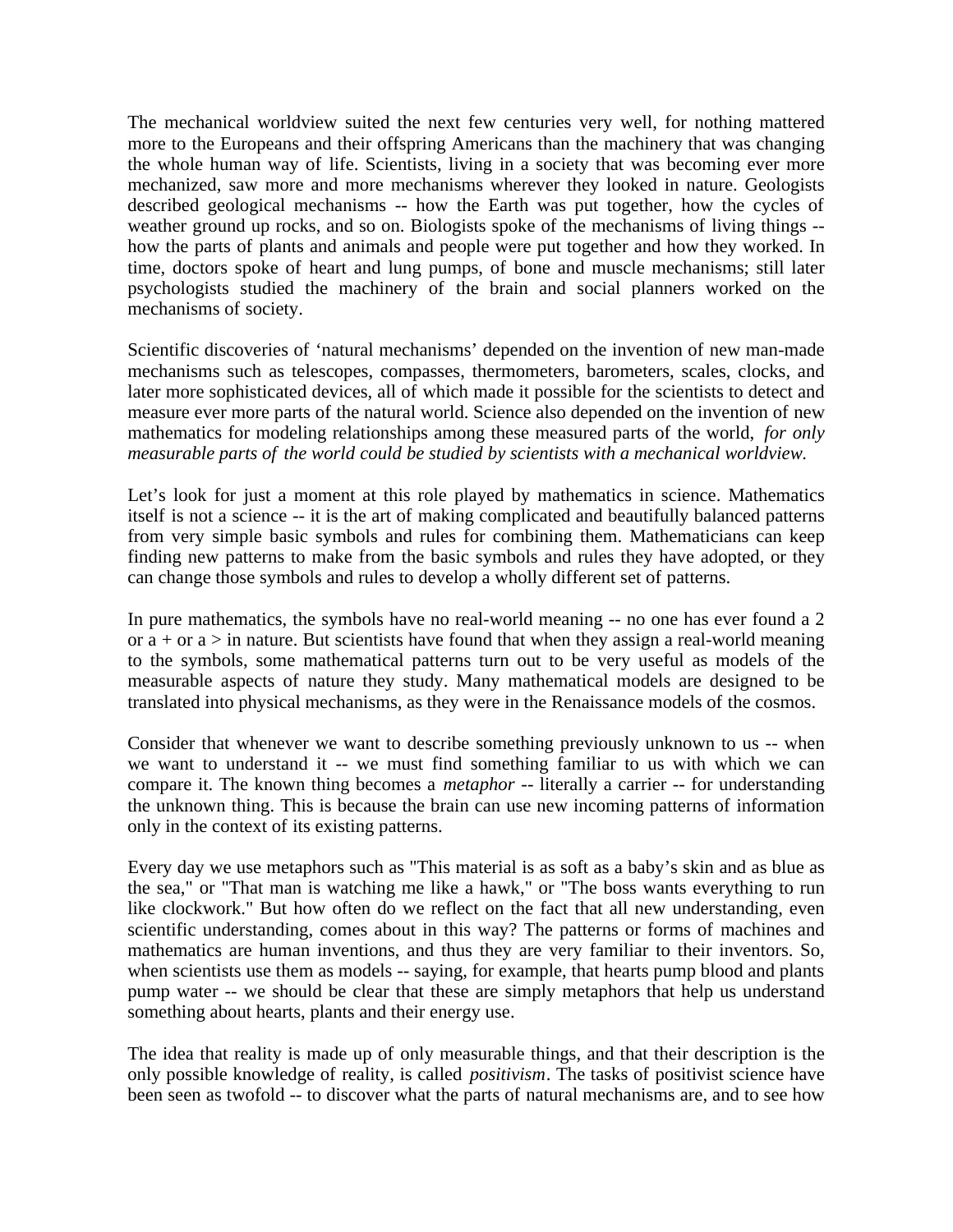The mechanical worldview suited the next few centuries very well, for nothing mattered more to the Europeans and their offspring Americans than the machinery that was changing the whole human way of life. Scientists, living in a society that was becoming ever more mechanized, saw more and more mechanisms wherever they looked in nature. Geologists described geological mechanisms -- how the Earth was put together, how the cycles of weather ground up rocks, and so on. Biologists spoke of the mechanisms of living things -- how the parts of plants and animals and people were put together and how they worked. In time, doctors spoke of heart and lung pumps, of bone and muscle mechanisms; still later psychologists studied the machinery of the brain and social planners worked on the mechanisms of society.

Scientific discoveries of 'natural mechanisms' depended on the invention of new man-made mechanisms such as telescopes, compasses, thermometers, barometers, scales, clocks, and later more sophisticated devices, all of which made it possible for the scientists to detect and measure ever more parts of the natural world. Science also depended on the invention of new mathematics for modeling relationships among these measured parts of the world, *for only measurable parts of the world could be studied by scientists with a mechanical worldview.*

Let's look for just a moment at this role played by mathematics in science. Mathematics itself is not a science -- it is the art of making complicated and beautifully balanced patterns from very simple basic symbols and rules for combining them. Mathematicians can keep finding new patterns to make from the basic symbols and rules they have adopted, or they can change those symbols and rules to develop a wholly different set of patterns.

In pure mathematics, the symbols have no real-world meaning -- no one has ever found a 2 or a + or a > in nature. But scientists have found that when they assign a real-world meaning to the symbols, some mathematical patterns turn out to be very useful as models of the measurable aspects of nature they study. Many mathematical models are designed to be translated into physical mechanisms, as they were in the Renaissance models of the cosmos.

Consider that whenever we want to describe something previously unknown to us -- when we want to understand it -- we must find something familiar to us with which we can compare it. The known thing becomes a *metaphor* -- literally a carrier -- for understanding the unknown thing. This is because the brain can use new incoming patterns of information only in the context of its existing patterns.

Every day we use metaphors such as "This material is as soft as a baby's skin and as blue as the sea," or "That man is watching me like a hawk," or "The boss wants everything to run like clockwork." But how often do we reflect on the fact that all new understanding, even scientific understanding, comes about in this way? The patterns or forms of machines and mathematics are human inventions, and thus they are very familiar to their inventors. So, when scientists use them as models -- saying, for example, that hearts pump blood and plants pump water -- we should be clear that these are simply metaphors that help us understand something about hearts, plants and their energy use.

The idea that reality is made up of only measurable things, and that their description is the only possible knowledge of reality, is called *positivism*. The tasks of positivist science have been seen as twofold -- to discover what the parts of natural mechanisms are, and to see how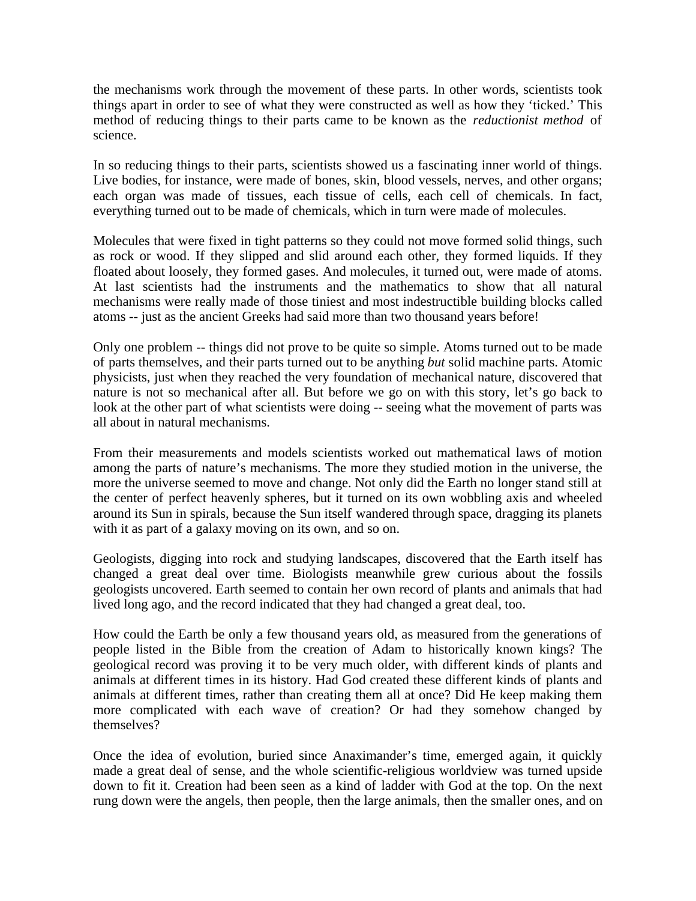the mechanisms work through the movement of these parts. In other words, scientists took things apart in order to see of what they were constructed as well as how they 'ticked.' This method of reducing things to their parts came to be known as the *reductionist method* of science.

In so reducing things to their parts, scientists showed us a fascinating inner world of things. Live bodies, for instance, were made of bones, skin, blood vessels, nerves, and other organs; each organ was made of tissues, each tissue of cells, each cell of chemicals. In fact, everything turned out to be made of chemicals, which in turn were made of molecules.

Molecules that were fixed in tight patterns so they could not move formed solid things, such as rock or wood. If they slipped and slid around each other, they formed liquids. If they floated about loosely, they formed gases. And molecules, it turned out, were made of atoms. At last scientists had the instruments and the mathematics to show that all natural mechanisms were really made of those tiniest and most indestructible building blocks called atoms -- just as the ancient Greeks had said more than two thousand years before!

Only one problem -- things did not prove to be quite so simple. Atoms turned out to be made of parts themselves, and their parts turned out to be anything *but* solid machine parts. Atomic physicists, just when they reached the very foundation of mechanical nature, discovered that nature is not so mechanical after all. But before we go on with this story, let's go back to look at the other part of what scientists were doing -- seeing what the movement of parts was all about in natural mechanisms.

From their measurements and models scientists worked out mathematical laws of motion among the parts of nature's mechanisms. The more they studied motion in the universe, the more the universe seemed to move and change. Not only did the Earth no longer stand still at the center of perfect heavenly spheres, but it turned on its own wobbling axis and wheeled around its Sun in spirals, because the Sun itself wandered through space, dragging its planets with it as part of a galaxy moving on its own, and so on.

Geologists, digging into rock and studying landscapes, discovered that the Earth itself has changed a great deal over time. Biologists meanwhile grew curious about the fossils geologists uncovered. Earth seemed to contain her own record of plants and animals that had lived long ago, and the record indicated that they had changed a great deal, too.

How could the Earth be only a few thousand years old, as measured from the generations of people listed in the Bible from the creation of Adam to historically known kings? The geological record was proving it to be very much older, with different kinds of plants and animals at different times in its history. Had God created these different kinds of plants and animals at different times, rather than creating them all at once? Did He keep making them more complicated with each wave of creation? Or had they somehow changed by themselves?

Once the idea of evolution, buried since Anaximander's time, emerged again, it quickly made a great deal of sense, and the whole scientific-religious worldview was turned upside down to fit it. Creation had been seen as a kind of ladder with God at the top. On the next rung down were the angels, then people, then the large animals, then the smaller ones, and on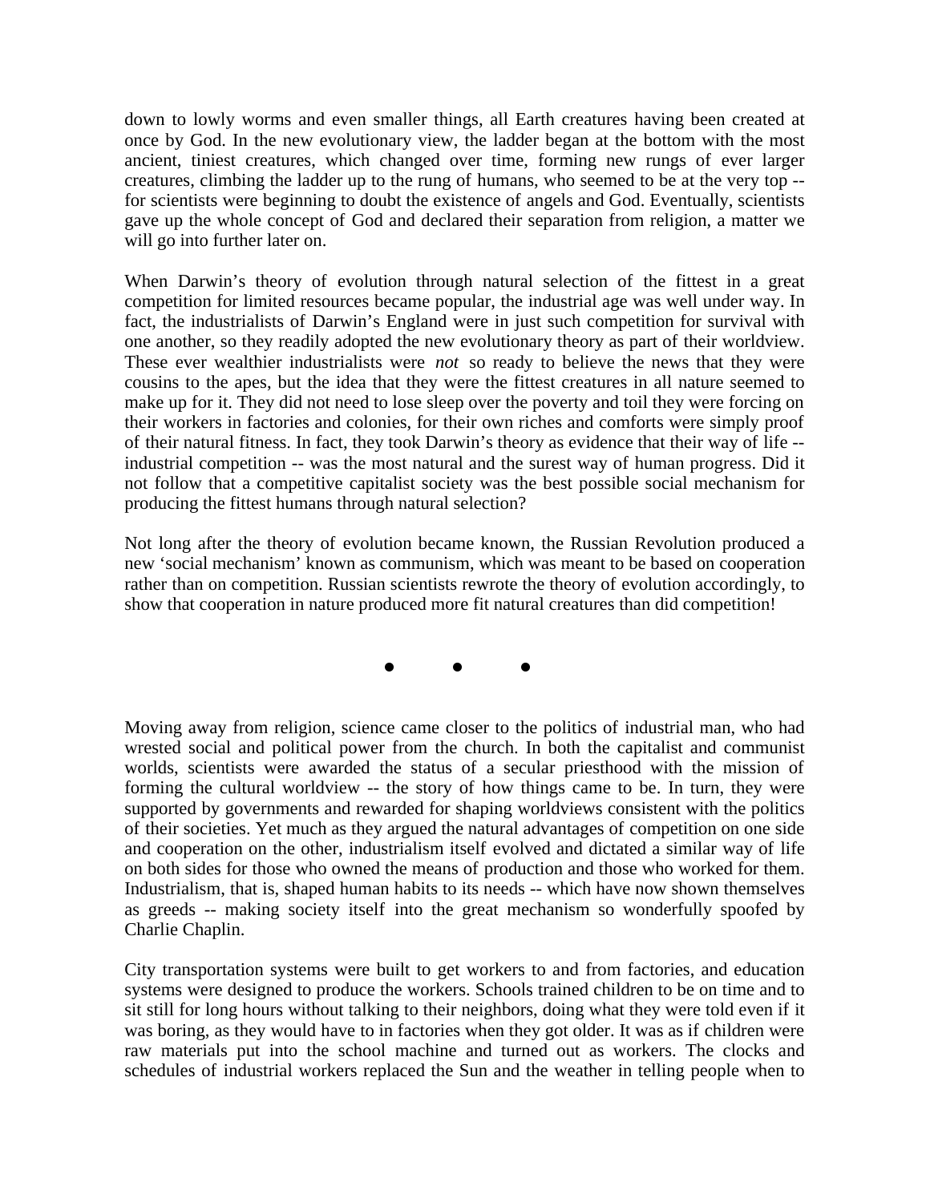down to lowly worms and even smaller things, all Earth creatures having been created at once by God. In the new evolutionary view, the ladder began at the bottom with the most ancient, tiniest creatures, which changed over time, forming new rungs of ever larger creatures, climbing the ladder up to the rung of humans, who seemed to be at the very top -- for scientists were beginning to doubt the existence of angels and God. Eventually, scientists gave up the whole concept of God and declared their separation from religion, a matter we will go into further later on.

When Darwin's theory of evolution through natural selection of the fittest in a great competition for limited resources became popular, the industrial age was well under way. In fact, the industrialists of Darwin's England were in just such competition for survival with one another, so they readily adopted the new evolutionary theory as part of their worldview. These ever wealthier industrialists were *not* so ready to believe the news that they were cousins to the apes, but the idea that they were the fittest creatures in all nature seemed to make up for it. They did not need to lose sleep over the poverty and toil they were forcing on their workers in factories and colonies, for their own riches and comforts were simply proof of their natural fitness. In fact, they took Darwin's theory as evidence that their way of life -- industrial competition -- was the most natural and the surest way of human progress. Did it not follow that a competitive capitalist society was the best possible social mechanism for producing the fittest humans through natural selection?

Not long after the theory of evolution became known, the Russian Revolution produced a new 'social mechanism' known as communism, which was meant to be based on cooperation rather than on competition. Russian scientists rewrote the theory of evolution accordingly, to show that cooperation in nature produced more fit natural creatures than did competition!

● ● ●

Moving away from religion, science came closer to the politics of industrial man, who had wrested social and political power from the church. In both the capitalist and communist worlds, scientists were awarded the status of a secular priesthood with the mission of forming the cultural worldview -- the story of how things came to be. In turn, they were supported by governments and rewarded for shaping worldviews consistent with the politics of their societies. Yet much as they argued the natural advantages of competition on one side and cooperation on the other, industrialism itself evolved and dictated a similar way of life on both sides for those who owned the means of production and those who worked for them. Industrialism, that is, shaped human habits to its needs -- which have now shown themselves as greeds -- making society itself into the great mechanism so wonderfully spoofed by Charlie Chaplin.

City transportation systems were built to get workers to and from factories, and education systems were designed to produce the workers. Schools trained children to be on time and to sit still for long hours without talking to their neighbors, doing what they were told even if it was boring, as they would have to in factories when they got older. It was as if children were raw materials put into the school machine and turned out as workers. The clocks and schedules of industrial workers replaced the Sun and the weather in telling people when to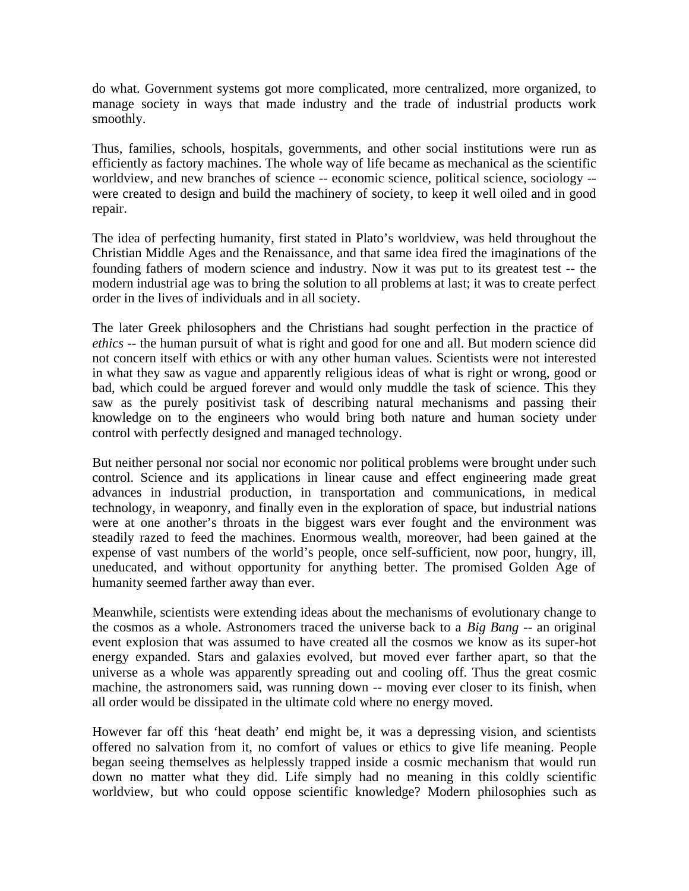do what. Government systems got more complicated, more centralized, more organized, to manage society in ways that made industry and the trade of industrial products work smoothly.

Thus, families, schools, hospitals, governments, and other social institutions were run as efficiently as factory machines. The whole way of life became as mechanical as the scientific worldview, and new branches of science -- economic science, political science, sociology -- were created to design and build the machinery of society, to keep it well oiled and in good repair.

The idea of perfecting humanity, first stated in Plato's worldview, was held throughout the Christian Middle Ages and the Renaissance, and that same idea fired the imaginations of the founding fathers of modern science and industry. Now it was put to its greatest test -- the modern industrial age was to bring the solution to all problems at last; it was to create perfect order in the lives of individuals and in all society.

The later Greek philosophers and the Christians had sought perfection in the practice of *ethics* -- the human pursuit of what is right and good for one and all. But modern science did not concern itself with ethics or with any other human values. Scientists were not interested in what they saw as vague and apparently religious ideas of what is right or wrong, good or bad, which could be argued forever and would only muddle the task of science. This they saw as the purely positivist task of describing natural mechanisms and passing their knowledge on to the engineers who would bring both nature and human society under control with perfectly designed and managed technology.

But neither personal nor social nor economic nor political problems were brought under such control. Science and its applications in linear cause and effect engineering made great advances in industrial production, in transportation and communications, in medical technology, in weaponry, and finally even in the exploration of space, but industrial nations were at one another's throats in the biggest wars ever fought and the environment was steadily razed to feed the machines. Enormous wealth, moreover, had been gained at the expense of vast numbers of the world's people, once self-sufficient, now poor, hungry, ill, uneducated, and without opportunity for anything better. The promised Golden Age of humanity seemed farther away than ever.

Meanwhile, scientists were extending ideas about the mechanisms of evolutionary change to the cosmos as a whole. Astronomers traced the universe back to a *Big Bang* -- an original event explosion that was assumed to have created all the cosmos we know as its super-hot energy expanded. Stars and galaxies evolved, but moved ever farther apart, so that the universe as a whole was apparently spreading out and cooling off. Thus the great cosmic machine, the astronomers said, was running down -- moving ever closer to its finish, when all order would be dissipated in the ultimate cold where no energy moved.

However far off this 'heat death' end might be, it was a depressing vision, and scientists offered no salvation from it, no comfort of values or ethics to give life meaning. People began seeing themselves as helplessly trapped inside a cosmic mechanism that would run down no matter what they did. Life simply had no meaning in this coldly scientific worldview, but who could oppose scientific knowledge? Modern philosophies such as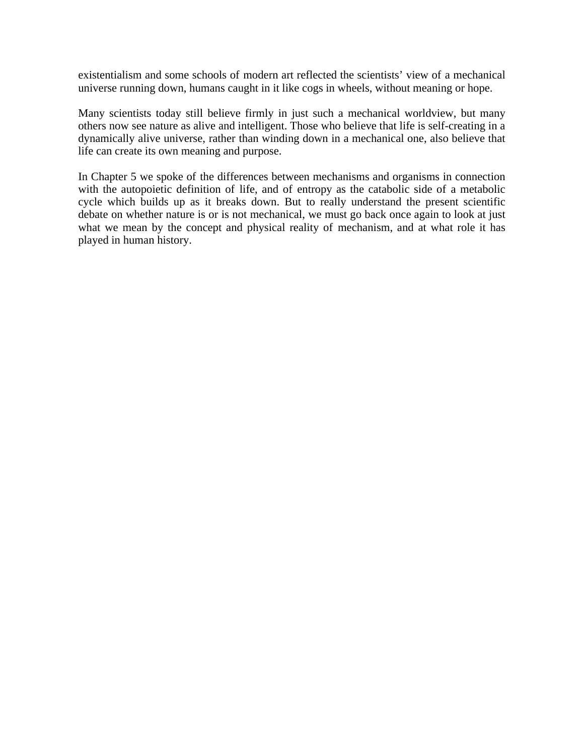existentialism and some schools of modern art reflected the scientists' view of a mechanical universe running down, humans caught in it like cogs in wheels, without meaning or hope.

Many scientists today still believe firmly in just such a mechanical worldview, but many others now see nature as alive and intelligent. Those who believe that life is self-creating in a dynamically alive universe, rather than winding down in a mechanical one, also believe that life can create its own meaning and purpose.

In Chapter 5 we spoke of the differences between mechanisms and organisms in connection with the autopoietic definition of life, and of entropy as the catabolic side of a metabolic cycle which builds up as it breaks down. But to really understand the present scientific debate on whether nature is or is not mechanical, we must go back once again to look at just what we mean by the concept and physical reality of mechanism, and at what role it has played in human history.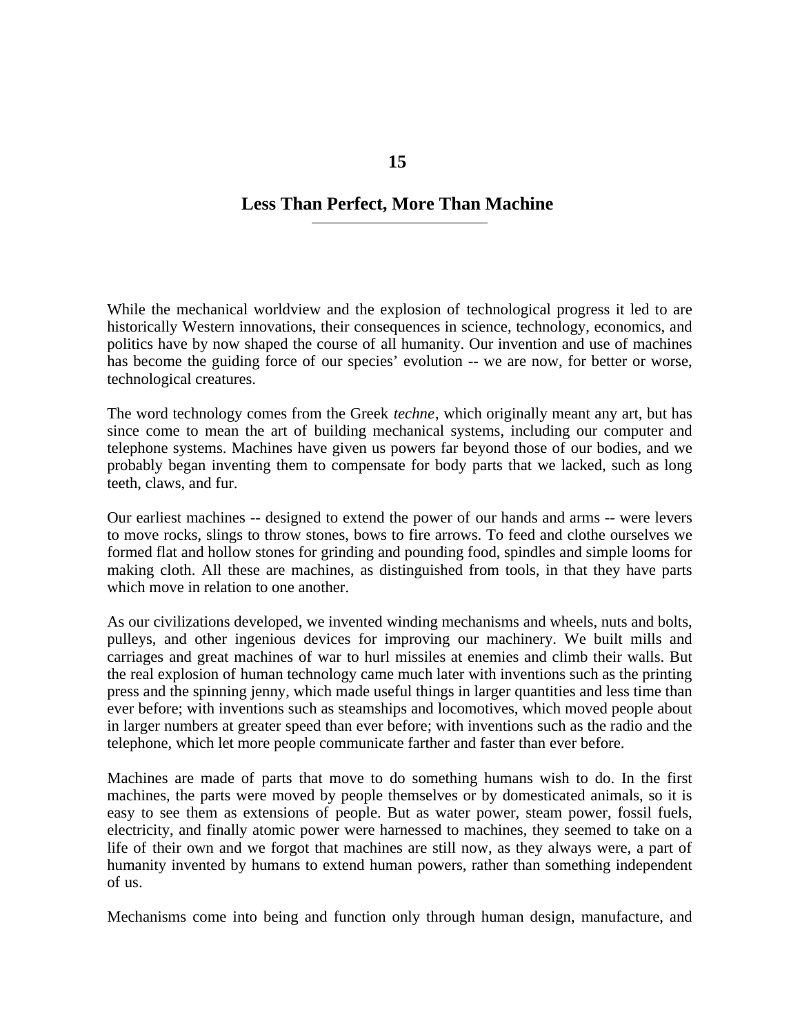# 15

## Less Than Perfect, More Than Machine

While the mechanical worldview and the explosion of technological progress it led to are historically Western innovations, their consequences in science, technology, economics, and politics have by now shaped the course of all humanity. Our invention and use of machines has become the guiding force of our species' evolution -- we are now, for better or worse, technological creatures.

The word technology comes from the Greek *techne*, which originally meant any art, but has since come to mean the art of building mechanical systems, including our computer and telephone systems. Machines have given us powers far beyond those of our bodies, and we probably began inventing them to compensate for body parts that we lacked, such as long teeth, claws, and fur.

Our earliest machines -- designed to extend the power of our hands and arms -- were levers to move rocks, slings to throw stones, bows to fire arrows. To feed and clothe ourselves we formed flat and hollow stones for grinding and pounding food, spindles and simple looms for making cloth. All these are machines, as distinguished from tools, in that they have parts which move in relation to one another.

As our civilizations developed, we invented winding mechanisms and wheels, nuts and bolts, pulleys, and other ingenious devices for improving our machinery. We built mills and carriages and great machines of war to hurl missiles at enemies and climb their walls. But the real explosion of human technology came much later with inventions such as the printing press and the spinning jenny, which made useful things in larger quantities and less time than ever before; with inventions such as steamships and locomotives, which moved people about in larger numbers at greater speed than ever before; with inventions such as the radio and the telephone, which let more people communicate farther and faster than ever before.

Machines are made of parts that move to do something humans wish to do. In the first machines, the parts were moved by people themselves or by domesticated animals, so it is easy to see them as extensions of people. But as water power, steam power, fossil fuels, electricity, and finally atomic power were harnessed to machines, they seemed to take on a life of their own and we forgot that machines are still now, as they always were, a part of humanity invented by humans to extend human powers, rather than something independent of us.

Mechanisms come into being and function only through human design, manufacture, and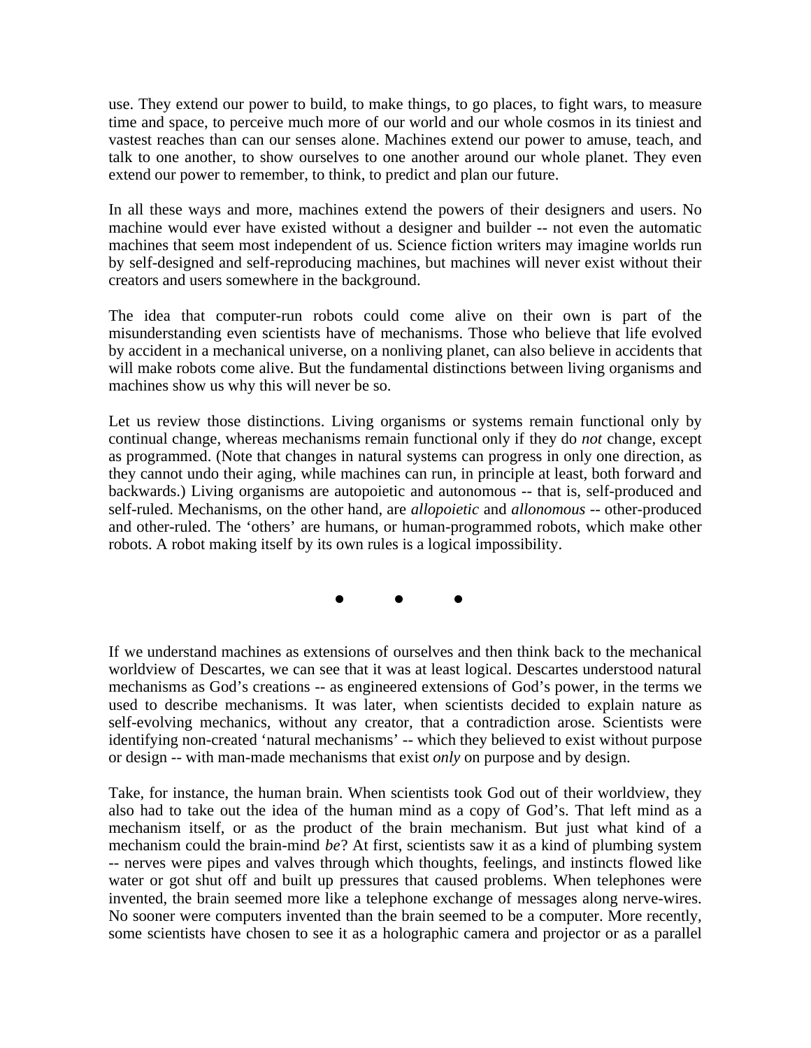use. They extend our power to build, to make things, to go places, to fight wars, to measure time and space, to perceive much more of our world and our whole cosmos in its tiniest and vastest reaches than can our senses alone. Machines extend our power to amuse, teach, and talk to one another, to show ourselves to one another around our whole planet. They even extend our power to remember, to think, to predict and plan our future.

In all these ways and more, machines extend the powers of their designers and users. No machine would ever have existed without a designer and builder -- not even the automatic machines that seem most independent of us. Science fiction writers may imagine worlds run by self-designed and self-reproducing machines, but machines will never exist without their creators and users somewhere in the background.

The idea that computer-run robots could come alive on their own is part of the misunderstanding even scientists have of mechanisms. Those who believe that life evolved by accident in a mechanical universe, on a nonliving planet, can also believe in accidents that will make robots come alive. But the fundamental distinctions between living organisms and machines show us why this will never be so.

Let us review those distinctions. Living organisms or systems remain functional only by continual change, whereas mechanisms remain functional only if they do *not* change, except as programmed. (Note that changes in natural systems can progress in only one direction, as they cannot undo their aging, while machines can run, in principle at least, both forward and backwards.) Living organisms are autopoietic and autonomous -- that is, self-produced and self-ruled. Mechanisms, on the other hand, are *allopoietic* and *allonomous* -- other-produced and other-ruled. The 'others' are humans, or human-programmed robots, which make other robots. A robot making itself by its own rules is a logical impossibility.

● ● ●

If we understand machines as extensions of ourselves and then think back to the mechanical worldview of Descartes, we can see that it was at least logical. Descartes understood natural mechanisms as God's creations -- as engineered extensions of God's power, in the terms we used to describe mechanisms. It was later, when scientists decided to explain nature as self-evolving mechanics, without any creator, that a contradiction arose. Scientists were identifying non-created 'natural mechanisms' -- which they believed to exist without purpose or design -- with man-made mechanisms that exist *only* on purpose and by design.

Take, for instance, the human brain. When scientists took God out of their worldview, they also had to take out the idea of the human mind as a copy of God's. That left mind as a mechanism itself, or as the product of the brain mechanism. But just what kind of a mechanism could the brain-mind *be*? At first, scientists saw it as a kind of plumbing system -- nerves were pipes and valves through which thoughts, feelings, and instincts flowed like water or got shut off and built up pressures that caused problems. When telephones were invented, the brain seemed more like a telephone exchange of messages along nerve-wires. No sooner were computers invented than the brain seemed to be a computer. More recently, some scientists have chosen to see it as a holographic camera and projector or as a parallel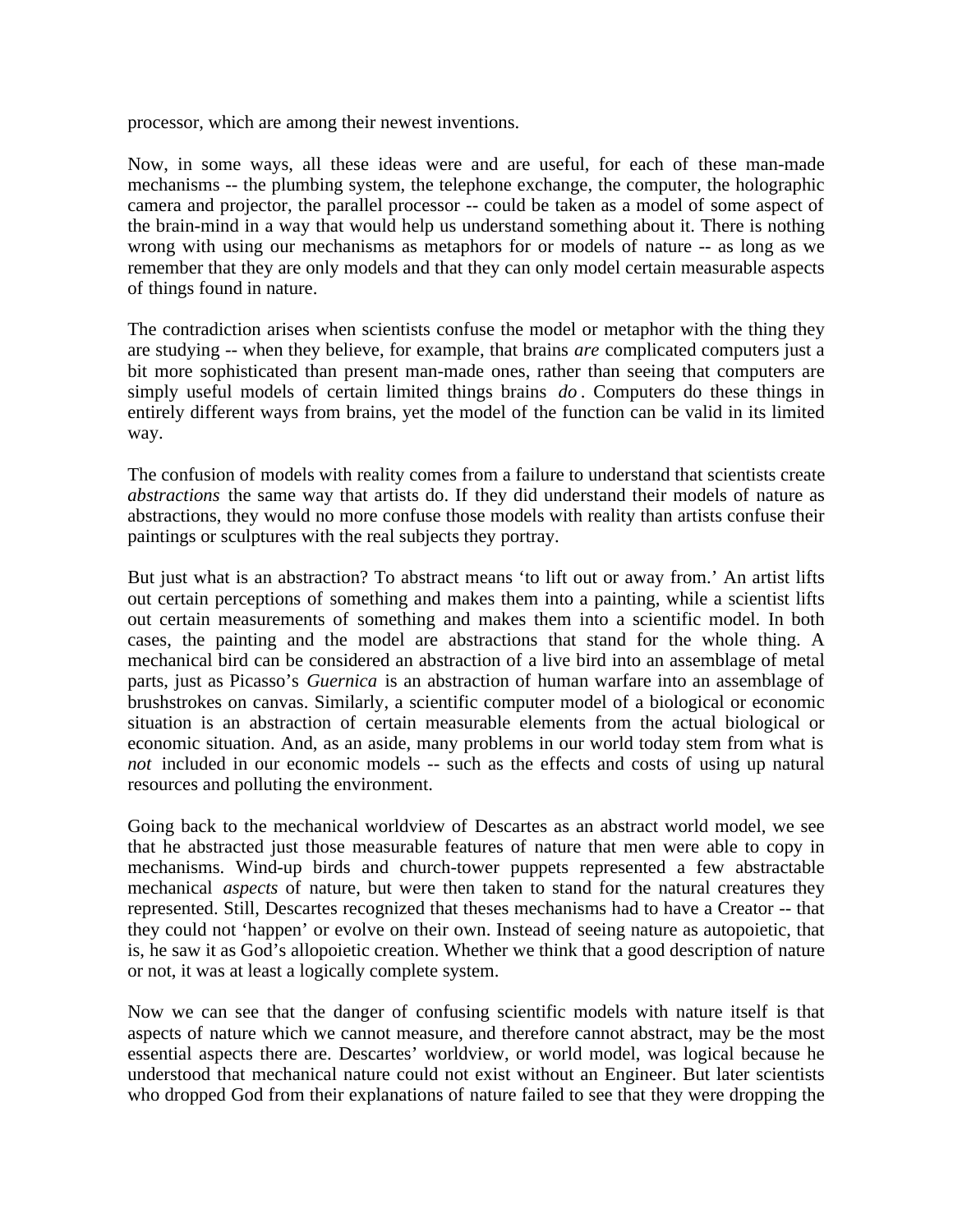processor, which are among their newest inventions.

Now, in some ways, all these ideas were and are useful, for each of these man-made mechanisms -- the plumbing system, the telephone exchange, the computer, the holographic camera and projector, the parallel processor -- could be taken as a model of some aspect of the brain-mind in a way that would help us understand something about it. There is nothing wrong with using our mechanisms as metaphors for or models of nature -- as long as we remember that they are only models and that they can only model certain measurable aspects of things found in nature.

The contradiction arises when scientists confuse the model or metaphor with the thing they are studying -- when they believe, for example, that brains *are* complicated computers just a bit more sophisticated than present man-made ones, rather than seeing that computers are simply useful models of certain limited things brains *do*. Computers do these things in entirely different ways from brains, yet the model of the function can be valid in its limited way.

The confusion of models with reality comes from a failure to understand that scientists create *abstractions* the same way that artists do. If they did understand their models of nature as abstractions, they would no more confuse those models with reality than artists confuse their paintings or sculptures with the real subjects they portray.

But just what is an abstraction? To abstract means 'to lift out or away from.' An artist lifts out certain perceptions of something and makes them into a painting, while a scientist lifts out certain measurements of something and makes them into a scientific model. In both cases, the painting and the model are abstractions that stand for the whole thing. A mechanical bird can be considered an abstraction of a live bird into an assemblage of metal parts, just as Picasso's *Guernica* is an abstraction of human warfare into an assemblage of brushstrokes on canvas. Similarly, a scientific computer model of a biological or economic situation is an abstraction of certain measurable elements from the actual biological or economic situation. And, as an aside, many problems in our world today stem from what is *not* included in our economic models -- such as the effects and costs of using up natural resources and polluting the environment.

Going back to the mechanical worldview of Descartes as an abstract world model, we see that he abstracted just those measurable features of nature that men were able to copy in mechanisms. Wind-up birds and church-tower puppets represented a few abstractable mechanical *aspects* of nature, but were then taken to stand for the natural creatures they represented. Still, Descartes recognized that theses mechanisms had to have a Creator -- that they could not 'happen' or evolve on their own. Instead of seeing nature as autopoietic, that is, he saw it as God's allopoietic creation. Whether we think that a good description of nature or not, it was at least a logically complete system.

Now we can see that the danger of confusing scientific models with nature itself is that aspects of nature which we cannot measure, and therefore cannot abstract, may be the most essential aspects there are. Descartes' worldview, or world model, was logical because he understood that mechanical nature could not exist without an Engineer. But later scientists who dropped God from their explanations of nature failed to see that they were dropping the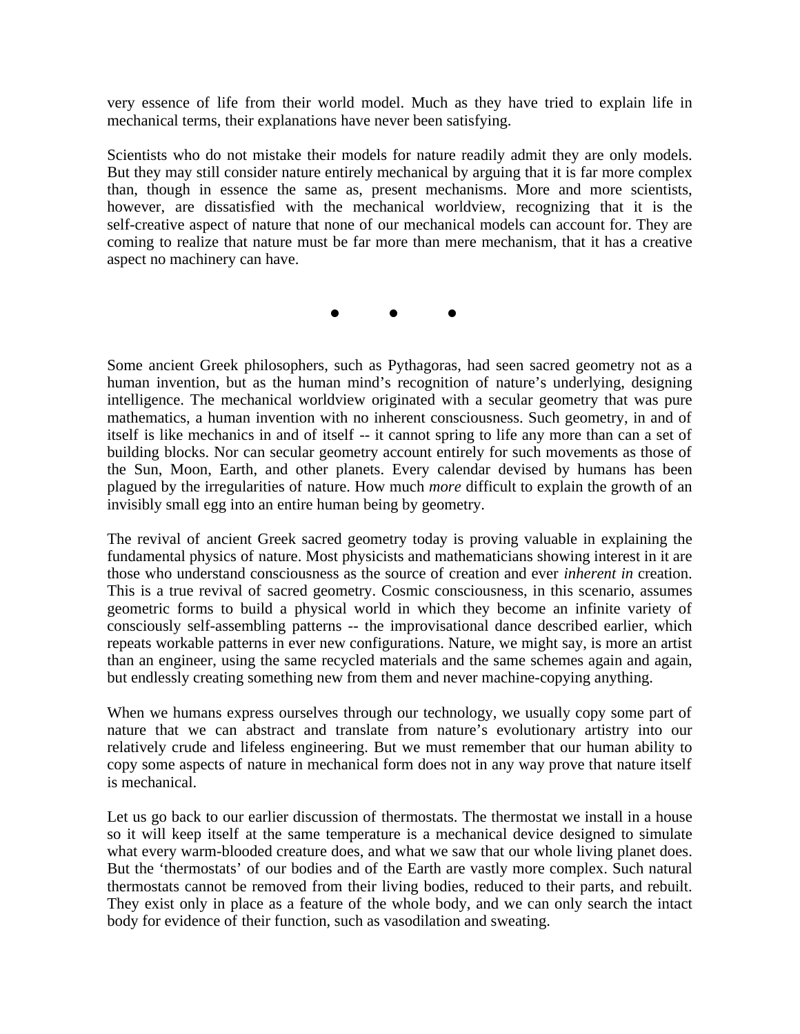very essence of life from their world model. Much as they have tried to explain life in mechanical terms, their explanations have never been satisfying.

Scientists who do not mistake their models for nature readily admit they are only models. But they may still consider nature entirely mechanical by arguing that it is far more complex than, though in essence the same as, present mechanisms. More and more scientists, however, are dissatisfied with the mechanical worldview, recognizing that it is the self-creative aspect of nature that none of our mechanical models can account for. They are coming to realize that nature must be far more than mere mechanism, that it has a creative aspect no machinery can have.

● ● ●

Some ancient Greek philosophers, such as Pythagoras, had seen sacred geometry not as a human invention, but as the human mind's recognition of nature's underlying, designing intelligence. The mechanical worldview originated with a secular geometry that was pure mathematics, a human invention with no inherent consciousness. Such geometry, in and of itself is like mechanics in and of itself -- it cannot spring to life any more than can a set of building blocks. Nor can secular geometry account entirely for such movements as those of the Sun, Moon, Earth, and other planets. Every calendar devised by humans has been plagued by the irregularities of nature. How much *more* difficult to explain the growth of an invisibly small egg into an entire human being by geometry.

The revival of ancient Greek sacred geometry today is proving valuable in explaining the fundamental physics of nature. Most physicists and mathematicians showing interest in it are those who understand consciousness as the source of creation and ever *inherent in* creation. This is a true revival of sacred geometry. Cosmic consciousness, in this scenario, assumes geometric forms to build a physical world in which they become an infinite variety of consciously self-assembling patterns -- the improvisational dance described earlier, which repeats workable patterns in ever new configurations. Nature, we might say, is more an artist than an engineer, using the same recycled materials and the same schemes again and again, but endlessly creating something new from them and never machine-copying anything.

When we humans express ourselves through our technology, we usually copy some part of nature that we can abstract and translate from nature's evolutionary artistry into our relatively crude and lifeless engineering. But we must remember that our human ability to copy some aspects of nature in mechanical form does not in any way prove that nature itself is mechanical.

Let us go back to our earlier discussion of thermostats. The thermostat we install in a house so it will keep itself at the same temperature is a mechanical device designed to simulate what every warm-blooded creature does, and what we saw that our whole living planet does. But the 'thermostats' of our bodies and of the Earth are vastly more complex. Such natural thermostats cannot be removed from their living bodies, reduced to their parts, and rebuilt. They exist only in place as a feature of the whole body, and we can only search the intact body for evidence of their function, such as vasodilation and sweating.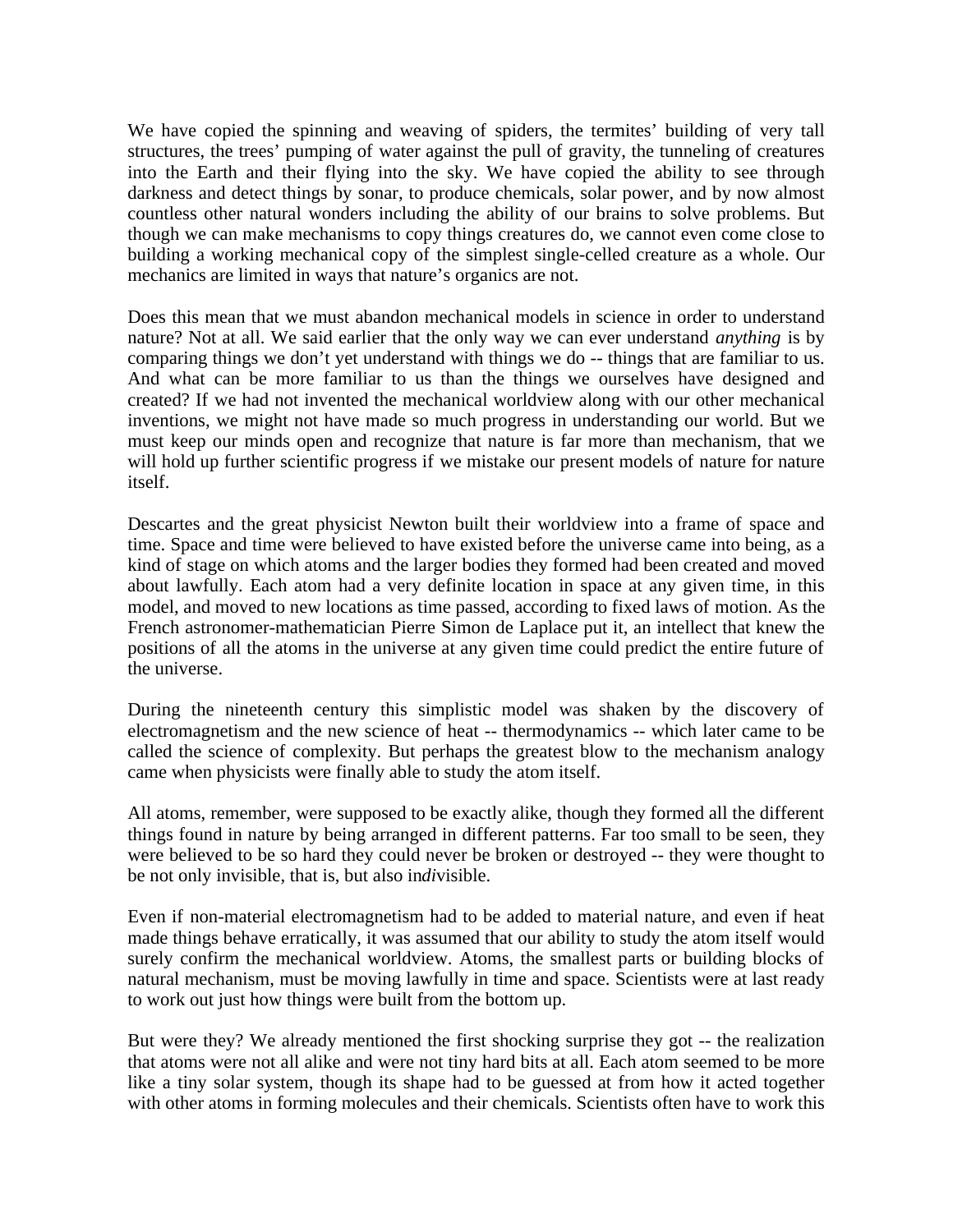We have copied the spinning and weaving of spiders, the termites' building of very tall structures, the trees' pumping of water against the pull of gravity, the tunneling of creatures into the Earth and their flying into the sky. We have copied the ability to see through darkness and detect things by sonar, to produce chemicals, solar power, and by now almost countless other natural wonders including the ability of our brains to solve problems. But though we can make mechanisms to copy things creatures do, we cannot even come close to building a working mechanical copy of the simplest single-celled creature as a whole. Our mechanics are limited in ways that nature's organics are not.

Does this mean that we must abandon mechanical models in science in order to understand nature? Not at all. We said earlier that the only way we can ever understand *anything* is by comparing things we don't yet understand with things we do -- things that are familiar to us. And what can be more familiar to us than the things we ourselves have designed and created? If we had not invented the mechanical worldview along with our other mechanical inventions, we might not have made so much progress in understanding our world. But we must keep our minds open and recognize that nature is far more than mechanism, that we will hold up further scientific progress if we mistake our present models of nature for nature itself.

Descartes and the great physicist Newton built their worldview into a frame of space and time. Space and time were believed to have existed before the universe came into being, as a kind of stage on which atoms and the larger bodies they formed had been created and moved about lawfully. Each atom had a very definite location in space at any given time, in this model, and moved to new locations as time passed, according to fixed laws of motion. As the French astronomer-mathematician Pierre Simon de Laplace put it, an intellect that knew the positions of all the atoms in the universe at any given time could predict the entire future of the universe.

During the nineteenth century this simplistic model was shaken by the discovery of electromagnetism and the new science of heat -- thermodynamics -- which later came to be called the science of complexity. But perhaps the greatest blow to the mechanism analogy came when physicists were finally able to study the atom itself.

All atoms, remember, were supposed to be exactly alike, though they formed all the different things found in nature by being arranged in different patterns. Far too small to be seen, they were believed to be so hard they could never be broken or destroyed -- they were thought to be not only invisible, that is, but also in*di*visible.

Even if non-material electromagnetism had to be added to material nature, and even if heat made things behave erratically, it was assumed that our ability to study the atom itself would surely confirm the mechanical worldview. Atoms, the smallest parts or building blocks of natural mechanism, must be moving lawfully in time and space. Scientists were at last ready to work out just how things were built from the bottom up.

But were they? We already mentioned the first shocking surprise they got -- the realization that atoms were not all alike and were not tiny hard bits at all. Each atom seemed to be more like a tiny solar system, though its shape had to be guessed at from how it acted together with other atoms in forming molecules and their chemicals. Scientists often have to work this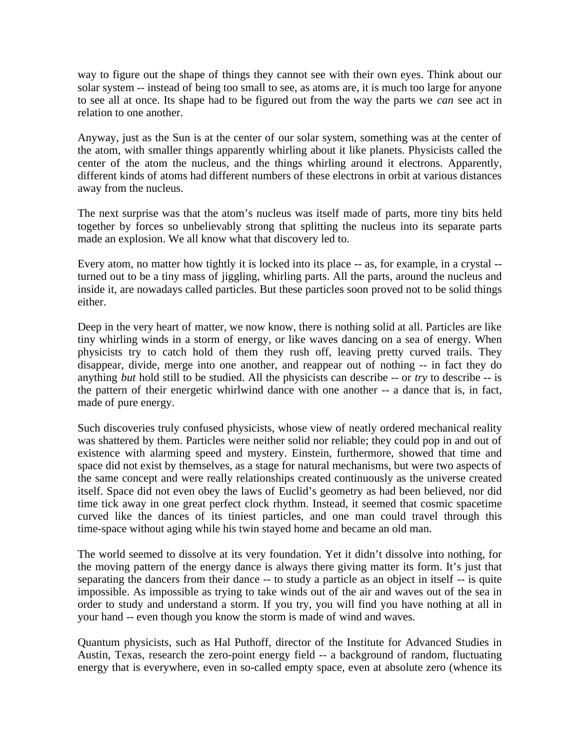way to figure out the shape of things they cannot see with their own eyes. Think about our solar system -- instead of being too small to see, as atoms are, it is much too large for anyone to see all at once. Its shape had to be figured out from the way the parts we *can* see act in relation to one another.

Anyway, just as the Sun is at the center of our solar system, something was at the center of the atom, with smaller things apparently whirling about it like planets. Physicists called the center of the atom the nucleus, and the things whirling around it electrons. Apparently, different kinds of atoms had different numbers of these electrons in orbit at various distances away from the nucleus.

The next surprise was that the atom's nucleus was itself made of parts, more tiny bits held together by forces so unbelievably strong that splitting the nucleus into its separate parts made an explosion. We all know what that discovery led to.

Every atom, no matter how tightly it is locked into its place -- as, for example, in a crystal -- turned out to be a tiny mass of jiggling, whirling parts. All the parts, around the nucleus and inside it, are nowadays called particles. But these particles soon proved not to be solid things either.

Deep in the very heart of matter, we now know, there is nothing solid at all. Particles are like tiny whirling winds in a storm of energy, or like waves dancing on a sea of energy. When physicists try to catch hold of them they rush off, leaving pretty curved trails. They disappear, divide, merge into one another, and reappear out of nothing -- in fact they do anything *but* hold still to be studied. All the physicists can describe -- or *try* to describe -- is the pattern of their energetic whirlwind dance with one another -- a dance that is, in fact, made of pure energy.

Such discoveries truly confused physicists, whose view of neatly ordered mechanical reality was shattered by them. Particles were neither solid nor reliable; they could pop in and out of existence with alarming speed and mystery. Einstein, furthermore, showed that time and space did not exist by themselves, as a stage for natural mechanisms, but were two aspects of the same concept and were really relationships created continuously as the universe created itself. Space did not even obey the laws of Euclid's geometry as had been believed, nor did time tick away in one great perfect clock rhythm. Instead, it seemed that cosmic spacetime curved like the dances of its tiniest particles, and one man could travel through this time-space without aging while his twin stayed home and became an old man.

The world seemed to dissolve at its very foundation. Yet it didn't dissolve into nothing, for the moving pattern of the energy dance is always there giving matter its form. It's just that separating the dancers from their dance -- to study a particle as an object in itself -- is quite impossible. As impossible as trying to take winds out of the air and waves out of the sea in order to study and understand a storm. If you try, you will find you have nothing at all in your hand -- even though you know the storm is made of wind and waves.

Quantum physicists, such as Hal Puthoff, director of the Institute for Advanced Studies in Austin, Texas, research the zero-point energy field -- a background of random, fluctuating energy that is everywhere, even in so-called empty space, even at absolute zero (whence its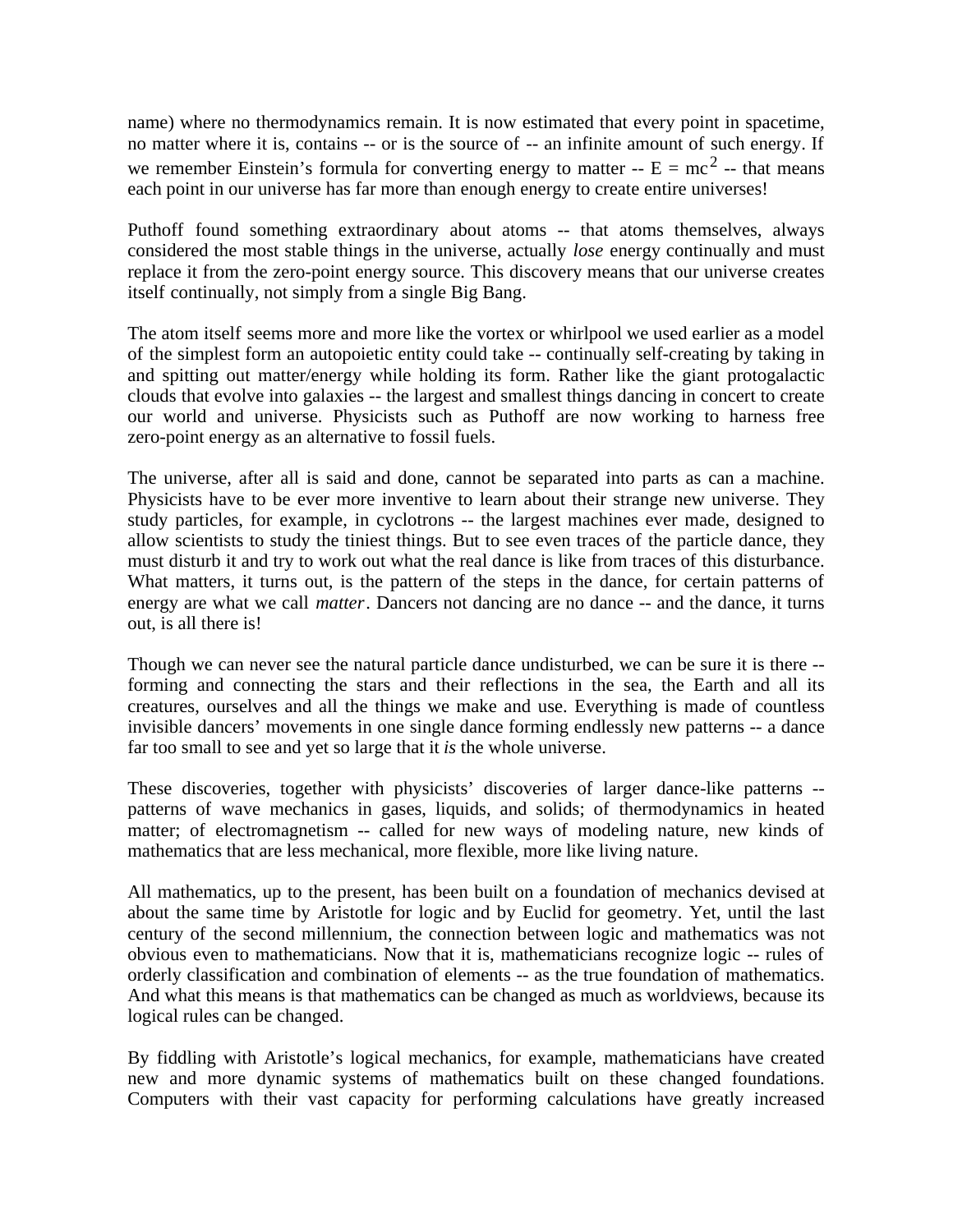name) where no thermodynamics remain. It is now estimated that every point in spacetime, no matter where it is, contains -- or is the source of -- an infinite amount of such energy. If we remember Einstein's formula for converting energy to matter -- $E = mc^2$ -- that means each point in our universe has far more than enough energy to create entire universes!

Puthoff found something extraordinary about atoms -- that atoms themselves, always considered the most stable things in the universe, actually *lose* energy continually and must replace it from the zero-point energy source. This discovery means that our universe creates itself continually, not simply from a single Big Bang.

The atom itself seems more and more like the vortex or whirlpool we used earlier as a model of the simplest form an autopoietic entity could take -- continually self-creating by taking in and spitting out matter/energy while holding its form. Rather like the giant protogalactic clouds that evolve into galaxies -- the largest and smallest things dancing in concert to create our world and universe. Physicists such as Puthoff are now working to harness free zero-point energy as an alternative to fossil fuels.

The universe, after all is said and done, cannot be separated into parts as can a machine. Physicists have to be ever more inventive to learn about their strange new universe. They study particles, for example, in cyclotrons -- the largest machines ever made, designed to allow scientists to study the tiniest things. But to see even traces of the particle dance, they must disturb it and try to work out what the real dance is like from traces of this disturbance. What matters, it turns out, is the pattern of the steps in the dance, for certain patterns of energy are what we call *matter*. Dancers not dancing are no dance -- and the dance, it turns out, is all there is!

Though we can never see the natural particle dance undisturbed, we can be sure it is there -- forming and connecting the stars and their reflections in the sea, the Earth and all its creatures, ourselves and all the things we make and use. Everything is made of countless invisible dancers' movements in one single dance forming endlessly new patterns -- a dance far too small to see and yet so large that it *is* the whole universe.

These discoveries, together with physicists' discoveries of larger dance-like patterns -- patterns of wave mechanics in gases, liquids, and solids; of thermodynamics in heated matter; of electromagnetism -- called for new ways of modeling nature, new kinds of mathematics that are less mechanical, more flexible, more like living nature.

All mathematics, up to the present, has been built on a foundation of mechanics devised at about the same time by Aristotle for logic and by Euclid for geometry. Yet, until the last century of the second millennium, the connection between logic and mathematics was not obvious even to mathematicians. Now that it is, mathematicians recognize logic -- rules of orderly classification and combination of elements -- as the true foundation of mathematics. And what this means is that mathematics can be changed as much as worldviews, because its logical rules can be changed.

By fiddling with Aristotle's logical mechanics, for example, mathematicians have created new and more dynamic systems of mathematics built on these changed foundations. Computers with their vast capacity for performing calculations have greatly increased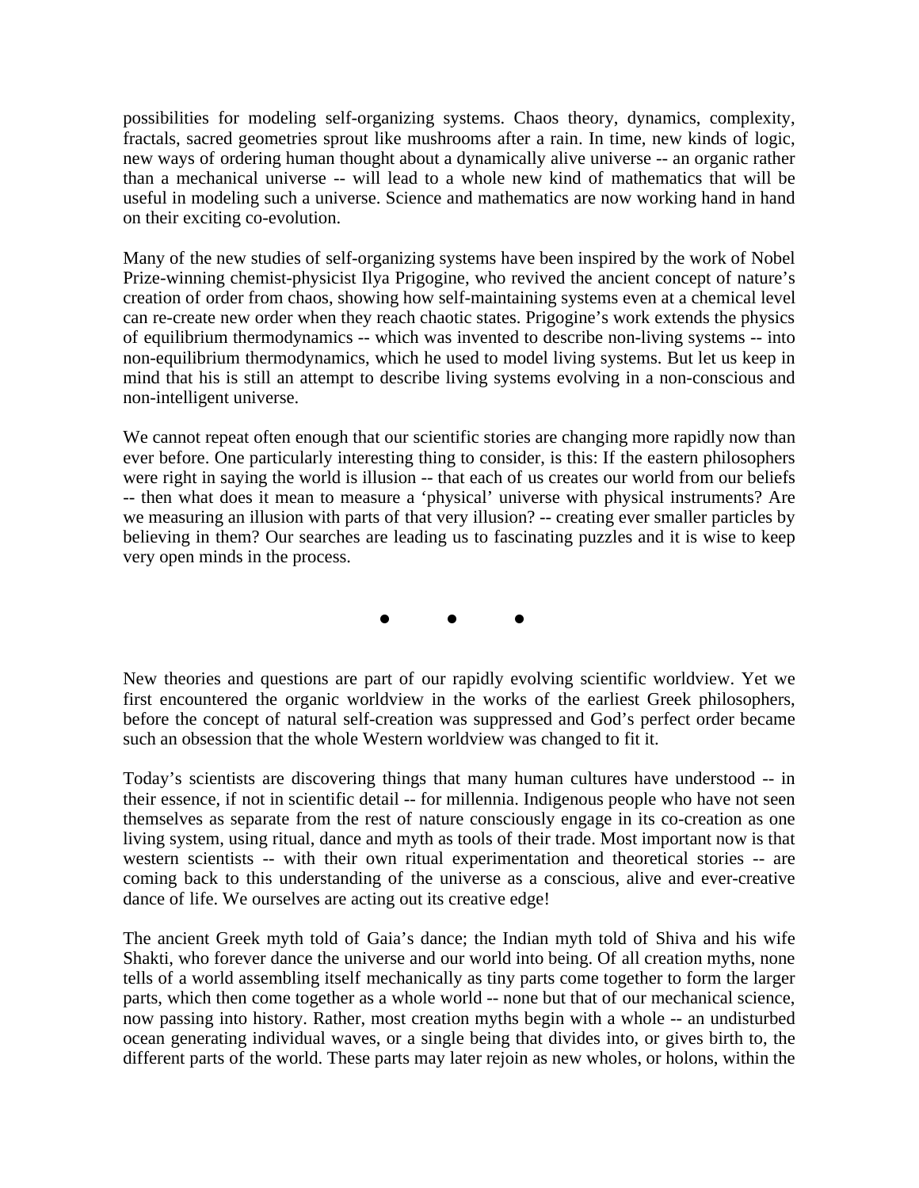possibilities for modeling self-organizing systems. Chaos theory, dynamics, complexity, fractals, sacred geometries sprout like mushrooms after a rain. In time, new kinds of logic, new ways of ordering human thought about a dynamically alive universe -- an organic rather than a mechanical universe -- will lead to a whole new kind of mathematics that will be useful in modeling such a universe. Science and mathematics are now working hand in hand on their exciting co-evolution.

Many of the new studies of self-organizing systems have been inspired by the work of Nobel Prize-winning chemist-physicist Ilya Prigogine, who revived the ancient concept of nature's creation of order from chaos, showing how self-maintaining systems even at a chemical level can re-create new order when they reach chaotic states. Prigogine's work extends the physics of equilibrium thermodynamics -- which was invented to describe non-living systems -- into non-equilibrium thermodynamics, which he used to model living systems. But let us keep in mind that his is still an attempt to describe living systems evolving in a non-conscious and non-intelligent universe.

We cannot repeat often enough that our scientific stories are changing more rapidly now than ever before. One particularly interesting thing to consider, is this: If the eastern philosophers were right in saying the world is illusion -- that each of us creates our world from our beliefs -- then what does it mean to measure a 'physical' universe with physical instruments? Are we measuring an illusion with parts of that very illusion? -- creating ever smaller particles by believing in them? Our searches are leading us to fascinating puzzles and it is wise to keep very open minds in the process.

• • •

New theories and questions are part of our rapidly evolving scientific worldview. Yet we first encountered the organic worldview in the works of the earliest Greek philosophers, before the concept of natural self-creation was suppressed and God's perfect order became such an obsession that the whole Western worldview was changed to fit it.

Today's scientists are discovering things that many human cultures have understood -- in their essence, if not in scientific detail -- for millennia. Indigenous people who have not seen themselves as separate from the rest of nature consciously engage in its co-creation as one living system, using ritual, dance and myth as tools of their trade. Most important now is that western scientists -- with their own ritual experimentation and theoretical stories -- are coming back to this understanding of the universe as a conscious, alive and ever-creative dance of life. We ourselves are acting out its creative edge!

The ancient Greek myth told of Gaia's dance; the Indian myth told of Shiva and his wife Shakti, who forever dance the universe and our world into being. Of all creation myths, none tells of a world assembling itself mechanically as tiny parts come together to form the larger parts, which then come together as a whole world -- none but that of our mechanical science, now passing into history. Rather, most creation myths begin with a whole -- an undisturbed ocean generating individual waves, or a single being that divides into, or gives birth to, the different parts of the world. These parts may later rejoin as new wholes, or holons, within the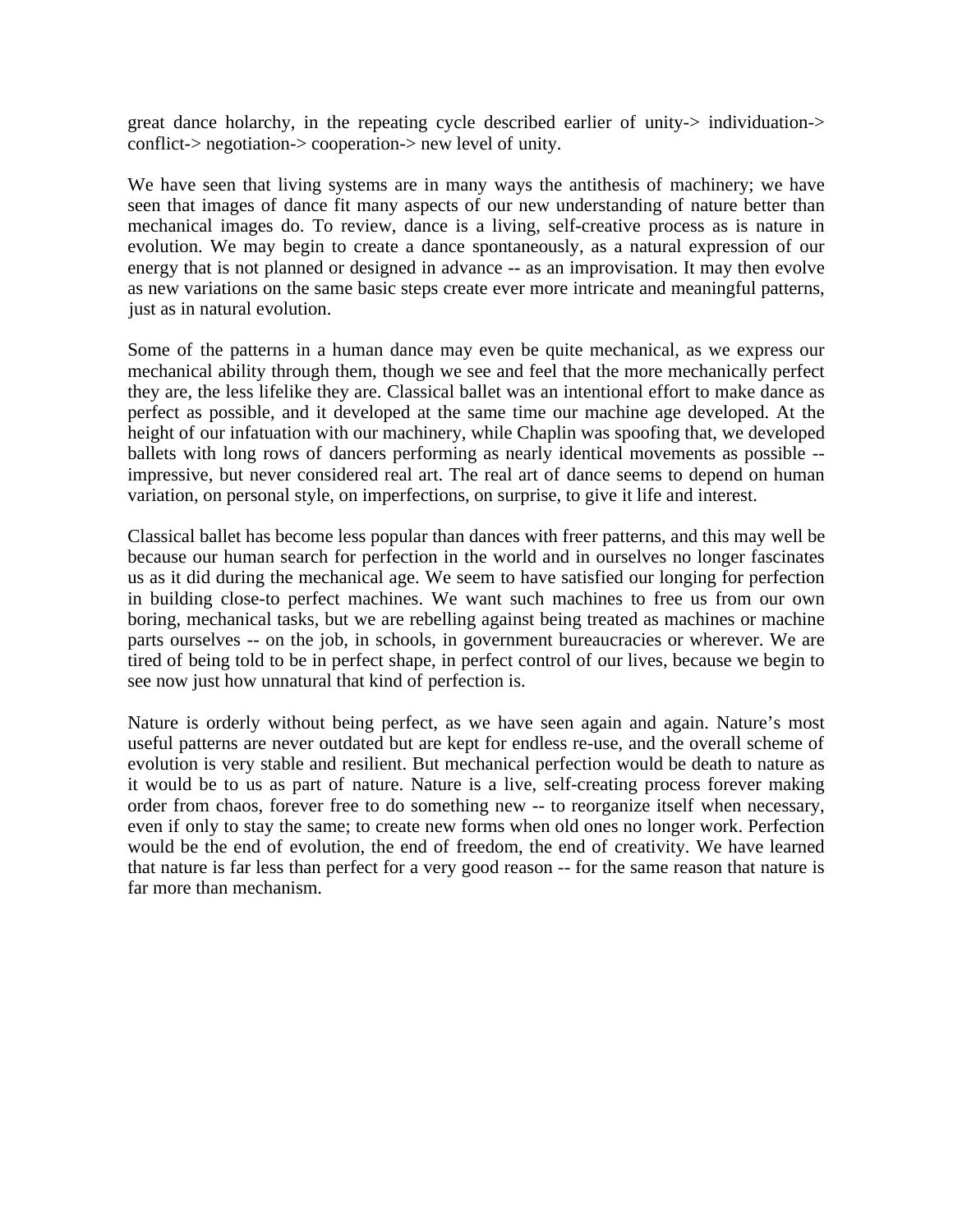great dance holarchy, in the repeating cycle described earlier of unity-> individuation-> conflict-> negotiation-> cooperation-> new level of unity.

We have seen that living systems are in many ways the antithesis of machinery; we have seen that images of dance fit many aspects of our new understanding of nature better than mechanical images do. To review, dance is a living, self-creative process as is nature in evolution. We may begin to create a dance spontaneously, as a natural expression of our energy that is not planned or designed in advance -- as an improvisation. It may then evolve as new variations on the same basic steps create ever more intricate and meaningful patterns, just as in natural evolution.

Some of the patterns in a human dance may even be quite mechanical, as we express our mechanical ability through them, though we see and feel that the more mechanically perfect they are, the less lifelike they are. Classical ballet was an intentional effort to make dance as perfect as possible, and it developed at the same time our machine age developed. At the height of our infatuation with our machinery, while Chaplin was spoofing that, we developed ballets with long rows of dancers performing as nearly identical movements as possible -- impressive, but never considered real art. The real art of dance seems to depend on human variation, on personal style, on imperfections, on surprise, to give it life and interest.

Classical ballet has become less popular than dances with freer patterns, and this may well be because our human search for perfection in the world and in ourselves no longer fascinates us as it did during the mechanical age. We seem to have satisfied our longing for perfection in building close-to perfect machines. We want such machines to free us from our own boring, mechanical tasks, but we are rebelling against being treated as machines or machine parts ourselves -- on the job, in schools, in government bureaucracies or wherever. We are tired of being told to be in perfect shape, in perfect control of our lives, because we begin to see now just how unnatural that kind of perfection is.

Nature is orderly without being perfect, as we have seen again and again. Nature's most useful patterns are never outdated but are kept for endless re-use, and the overall scheme of evolution is very stable and resilient. But mechanical perfection would be death to nature as it would be to us as part of nature. Nature is a live, self-creating process forever making order from chaos, forever free to do something new -- to reorganize itself when necessary, even if only to stay the same; to create new forms when old ones no longer work. Perfection would be the end of evolution, the end of freedom, the end of creativity. We have learned that nature is far less than perfect for a very good reason -- for the same reason that nature is far more than mechanism.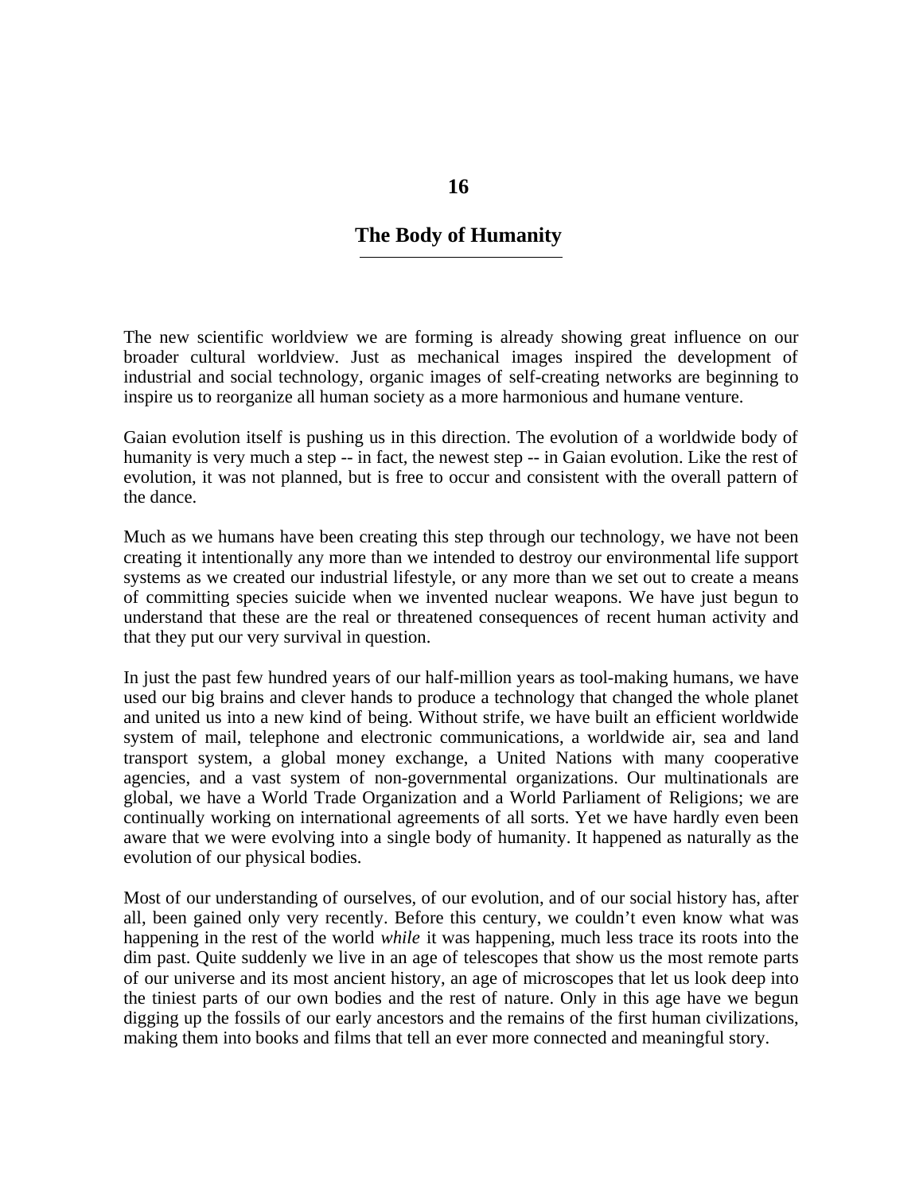# 16

## The Body of Humanity

The new scientific worldview we are forming is already showing great influence on our broader cultural worldview. Just as mechanical images inspired the development of industrial and social technology, organic images of self-creating networks are beginning to inspire us to reorganize all human society as a more harmonious and humane venture.

Gaian evolution itself is pushing us in this direction. The evolution of a worldwide body of humanity is very much a step -- in fact, the newest step -- in Gaian evolution. Like the rest of evolution, it was not planned, but is free to occur and consistent with the overall pattern of the dance.

Much as we humans have been creating this step through our technology, we have not been creating it intentionally any more than we intended to destroy our environmental life support systems as we created our industrial lifestyle, or any more than we set out to create a means of committing species suicide when we invented nuclear weapons. We have just begun to understand that these are the real or threatened consequences of recent human activity and that they put our very survival in question.

In just the past few hundred years of our half-million years as tool-making humans, we have used our big brains and clever hands to produce a technology that changed the whole planet and united us into a new kind of being. Without strife, we have built an efficient worldwide system of mail, telephone and electronic communications, a worldwide air, sea and land transport system, a global money exchange, a United Nations with many cooperative agencies, and a vast system of non-governmental organizations. Our multinationals are global, we have a World Trade Organization and a World Parliament of Religions; we are continually working on international agreements of all sorts. Yet we have hardly even been aware that we were evolving into a single body of humanity. It happened as naturally as the evolution of our physical bodies.

Most of our understanding of ourselves, of our evolution, and of our social history has, after all, been gained only very recently. Before this century, we couldn't even know what was happening in the rest of the world *while* it was happening, much less trace its roots into the dim past. Quite suddenly we live in an age of telescopes that show us the most remote parts of our universe and its most ancient history, an age of microscopes that let us look deep into the tiniest parts of our own bodies and the rest of nature. Only in this age have we begun digging up the fossils of our early ancestors and the remains of the first human civilizations, making them into books and films that tell an ever more connected and meaningful story.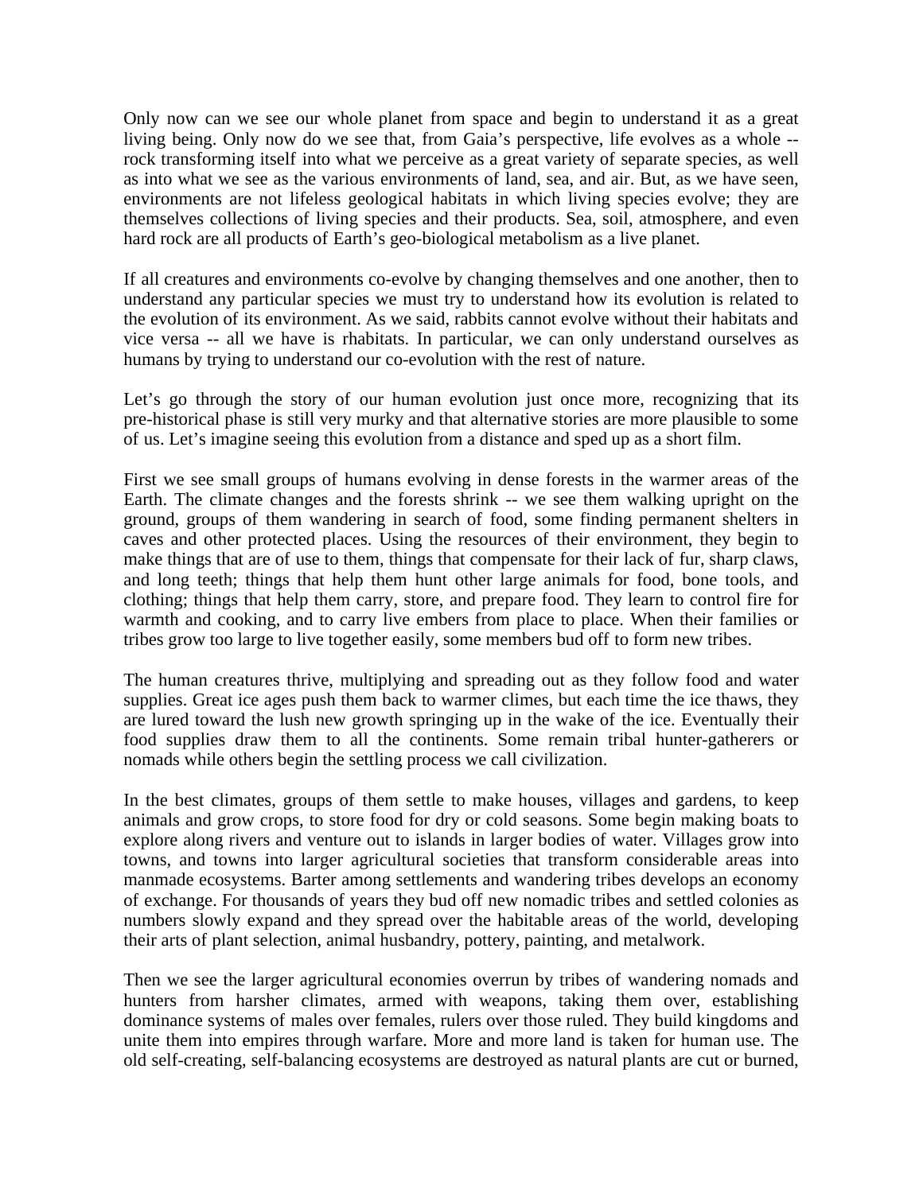Only now can we see our whole planet from space and begin to understand it as a great living being. Only now do we see that, from Gaia's perspective, life evolves as a whole -- rock transforming itself into what we perceive as a great variety of separate species, as well as into what we see as the various environments of land, sea, and air. But, as we have seen, environments are not lifeless geological habitats in which living species evolve; they are themselves collections of living species and their products. Sea, soil, atmosphere, and even hard rock are all products of Earth's geo-biological metabolism as a live planet.

If all creatures and environments co-evolve by changing themselves and one another, then to understand any particular species we must try to understand how its evolution is related to the evolution of its environment. As we said, rabbits cannot evolve without their habitats and vice versa -- all we have is rhabitats. In particular, we can only understand ourselves as humans by trying to understand our co-evolution with the rest of nature.

Let's go through the story of our human evolution just once more, recognizing that its pre-historical phase is still very murky and that alternative stories are more plausible to some of us. Let's imagine seeing this evolution from a distance and sped up as a short film.

First we see small groups of humans evolving in dense forests in the warmer areas of the Earth. The climate changes and the forests shrink -- we see them walking upright on the ground, groups of them wandering in search of food, some finding permanent shelters in caves and other protected places. Using the resources of their environment, they begin to make things that are of use to them, things that compensate for their lack of fur, sharp claws, and long teeth; things that help them hunt other large animals for food, bone tools, and clothing; things that help them carry, store, and prepare food. They learn to control fire for warmth and cooking, and to carry live embers from place to place. When their families or tribes grow too large to live together easily, some members bud off to form new tribes.

The human creatures thrive, multiplying and spreading out as they follow food and water supplies. Great ice ages push them back to warmer climes, but each time the ice thaws, they are lured toward the lush new growth springing up in the wake of the ice. Eventually their food supplies draw them to all the continents. Some remain tribal hunter-gatherers or nomads while others begin the settling process we call civilization.

In the best climates, groups of them settle to make houses, villages and gardens, to keep animals and grow crops, to store food for dry or cold seasons. Some begin making boats to explore along rivers and venture out to islands in larger bodies of water. Villages grow into towns, and towns into larger agricultural societies that transform considerable areas into manmade ecosystems. Barter among settlements and wandering tribes develops an economy of exchange. For thousands of years they bud off new nomadic tribes and settled colonies as numbers slowly expand and they spread over the habitable areas of the world, developing their arts of plant selection, animal husbandry, pottery, painting, and metalwork.

Then we see the larger agricultural economies overrun by tribes of wandering nomads and hunters from harsher climates, armed with weapons, taking them over, establishing dominance systems of males over females, rulers over those ruled. They build kingdoms and unite them into empires through warfare. More and more land is taken for human use. The old self-creating, self-balancing ecosystems are destroyed as natural plants are cut or burned,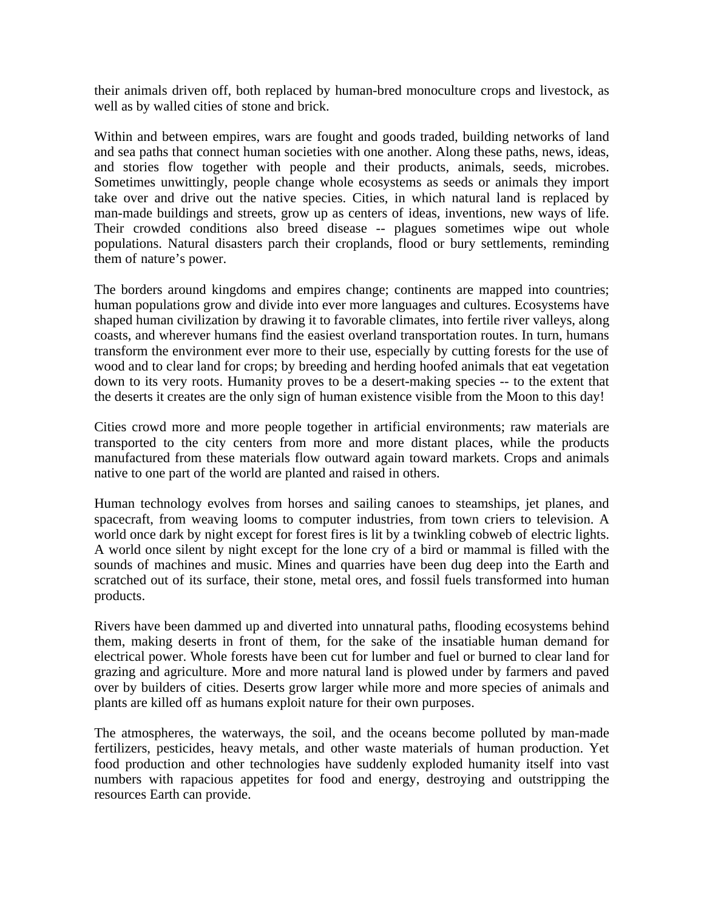their animals driven off, both replaced by human-bred monoculture crops and livestock, as well as by walled cities of stone and brick.

Within and between empires, wars are fought and goods traded, building networks of land and sea paths that connect human societies with one another. Along these paths, news, ideas, and stories flow together with people and their products, animals, seeds, microbes. Sometimes unwittingly, people change whole ecosystems as seeds or animals they import take over and drive out the native species. Cities, in which natural land is replaced by man-made buildings and streets, grow up as centers of ideas, inventions, new ways of life. Their crowded conditions also breed disease -- plagues sometimes wipe out whole populations. Natural disasters parch their croplands, flood or bury settlements, reminding them of nature's power.

The borders around kingdoms and empires change; continents are mapped into countries; human populations grow and divide into ever more languages and cultures. Ecosystems have shaped human civilization by drawing it to favorable climates, into fertile river valleys, along coasts, and wherever humans find the easiest overland transportation routes. In turn, humans transform the environment ever more to their use, especially by cutting forests for the use of wood and to clear land for crops; by breeding and herding hoofed animals that eat vegetation down to its very roots. Humanity proves to be a desert-making species -- to the extent that the deserts it creates are the only sign of human existence visible from the Moon to this day!

Cities crowd more and more people together in artificial environments; raw materials are transported to the city centers from more and more distant places, while the products manufactured from these materials flow outward again toward markets. Crops and animals native to one part of the world are planted and raised in others.

Human technology evolves from horses and sailing canoes to steamships, jet planes, and spacecraft, from weaving looms to computer industries, from town criers to television. A world once dark by night except for forest fires is lit by a twinkling cobweb of electric lights. A world once silent by night except for the lone cry of a bird or mammal is filled with the sounds of machines and music. Mines and quarries have been dug deep into the Earth and scratched out of its surface, their stone, metal ores, and fossil fuels transformed into human products.

Rivers have been dammed up and diverted into unnatural paths, flooding ecosystems behind them, making deserts in front of them, for the sake of the insatiable human demand for electrical power. Whole forests have been cut for lumber and fuel or burned to clear land for grazing and agriculture. More and more natural land is plowed under by farmers and paved over by builders of cities. Deserts grow larger while more and more species of animals and plants are killed off as humans exploit nature for their own purposes.

The atmospheres, the waterways, the soil, and the oceans become polluted by man-made fertilizers, pesticides, heavy metals, and other waste materials of human production. Yet food production and other technologies have suddenly exploded humanity itself into vast numbers with rapacious appetites for food and energy, destroying and outstripping the resources Earth can provide.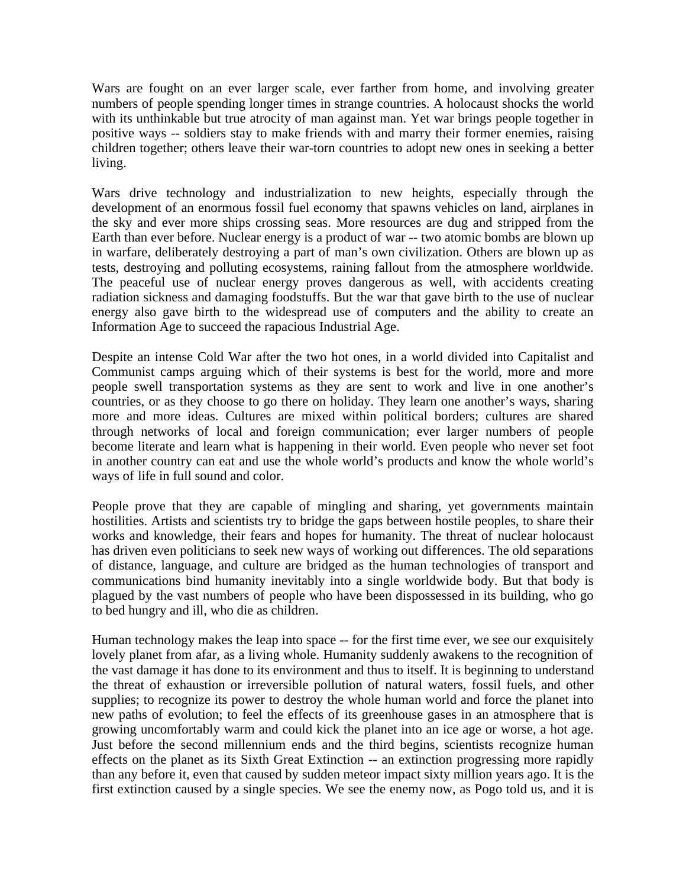Wars are fought on an ever larger scale, ever farther from home, and involving greater numbers of people spending longer times in strange countries. A holocaust shocks the world with its unthinkable but true atrocity of man against man. Yet war brings people together in positive ways -- soldiers stay to make friends with and marry their former enemies, raising children together; others leave their war-torn countries to adopt new ones in seeking a better living.

Wars drive technology and industrialization to new heights, especially through the development of an enormous fossil fuel economy that spawns vehicles on land, airplanes in the sky and ever more ships crossing seas. More resources are dug and stripped from the Earth than ever before. Nuclear energy is a product of war -- two atomic bombs are blown up in warfare, deliberately destroying a part of man's own civilization. Others are blown up as tests, destroying and polluting ecosystems, raining fallout from the atmosphere worldwide. The peaceful use of nuclear energy proves dangerous as well, with accidents creating radiation sickness and damaging foodstuffs. But the war that gave birth to the use of nuclear energy also gave birth to the widespread use of computers and the ability to create an Information Age to succeed the rapacious Industrial Age.

Despite an intense Cold War after the two hot ones, in a world divided into Capitalist and Communist camps arguing which of their systems is best for the world, more and more people swell transportation systems as they are sent to work and live in one another's countries, or as they choose to go there on holiday. They learn one another's ways, sharing more and more ideas. Cultures are mixed within political borders; cultures are shared through networks of local and foreign communication; ever larger numbers of people become literate and learn what is happening in their world. Even people who never set foot in another country can eat and use the whole world's products and know the whole world's ways of life in full sound and color.

People prove that they are capable of mingling and sharing, yet governments maintain hostilities. Artists and scientists try to bridge the gaps between hostile peoples, to share their works and knowledge, their fears and hopes for humanity. The threat of nuclear holocaust has driven even politicians to seek new ways of working out differences. The old separations of distance, language, and culture are bridged as the human technologies of transport and communications bind humanity inevitably into a single worldwide body. But that body is plagued by the vast numbers of people who have been dispossessed in its building, who go to bed hungry and ill, who die as children.

Human technology makes the leap into space -- for the first time ever, we see our exquisitely lovely planet from afar, as a living whole. Humanity suddenly awakens to the recognition of the vast damage it has done to its environment and thus to itself. It is beginning to understand the threat of exhaustion or irreversible pollution of natural waters, fossil fuels, and other supplies; to recognize its power to destroy the whole human world and force the planet into new paths of evolution; to feel the effects of its greenhouse gases in an atmosphere that is growing uncomfortably warm and could kick the planet into an ice age or worse, a hot age. Just before the second millennium ends and the third begins, scientists recognize human effects on the planet as its Sixth Great Extinction -- an extinction progressing more rapidly than any before it, even that caused by sudden meteor impact sixty million years ago. It is the first extinction caused by a single species. We see the enemy now, as Pogo told us, and it is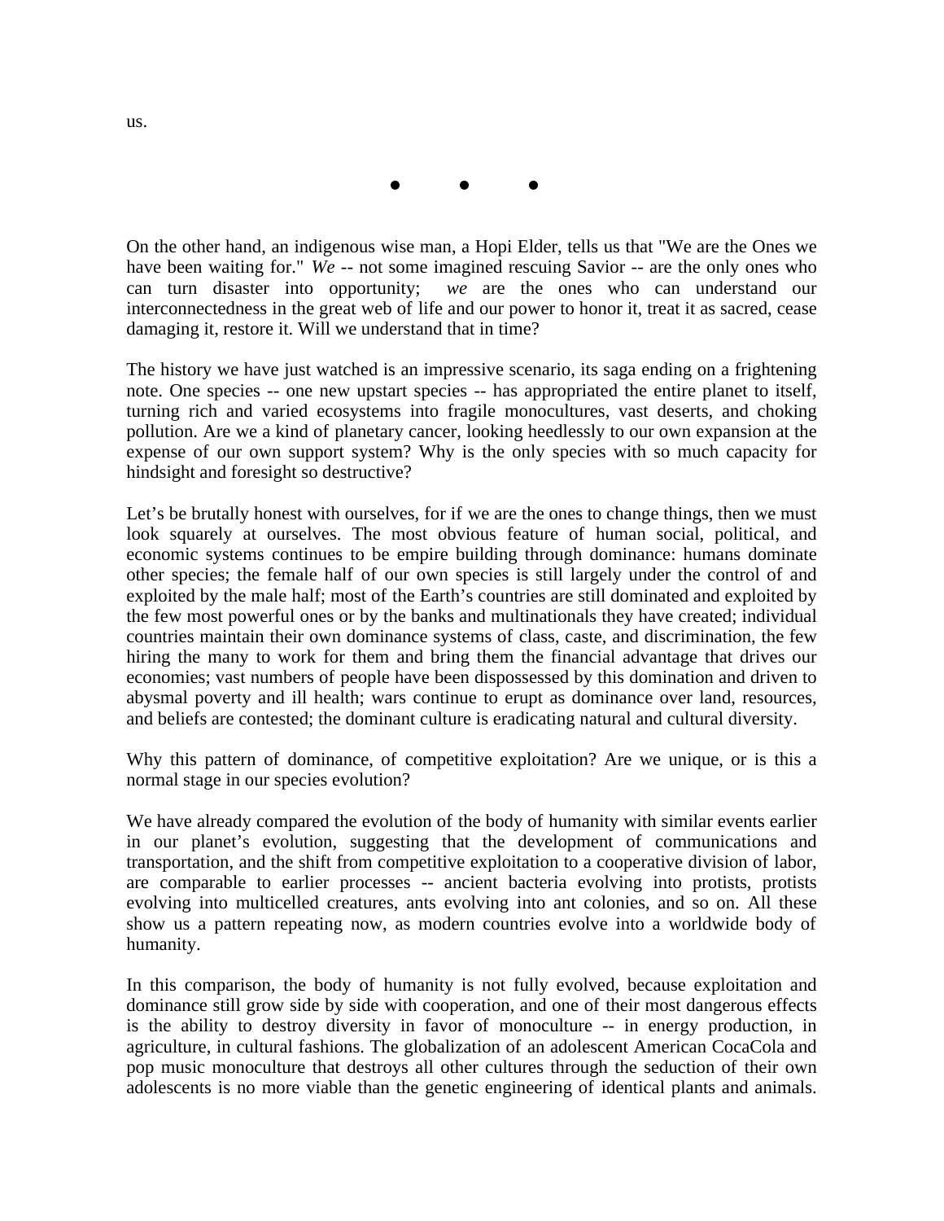us.

• • •

On the other hand, an indigenous wise man, a Hopi Elder, tells us that "We are the Ones we have been waiting for." *We* -- not some imagined rescuing Savior -- are the only ones who can turn disaster into opportunity; *we* are the ones who can understand our interconnectedness in the great web of life and our power to honor it, treat it as sacred, cease damaging it, restore it. Will we understand that in time?

The history we have just watched is an impressive scenario, its saga ending on a frightening note. One species -- one new upstart species -- has appropriated the entire planet to itself, turning rich and varied ecosystems into fragile monocultures, vast deserts, and choking pollution. Are we a kind of planetary cancer, looking heedlessly to our own expansion at the expense of our own support system? Why is the only species with so much capacity for hindsight and foresight so destructive?

Let's be brutally honest with ourselves, for if we are the ones to change things, then we must look squarely at ourselves. The most obvious feature of human social, political, and economic systems continues to be empire building through dominance: humans dominate other species; the female half of our own species is still largely under the control of and exploited by the male half; most of the Earth's countries are still dominated and exploited by the few most powerful ones or by the banks and multinationals they have created; individual countries maintain their own dominance systems of class, caste, and discrimination, the few hiring the many to work for them and bring them the financial advantage that drives our economies; vast numbers of people have been dispossessed by this domination and driven to abysmal poverty and ill health; wars continue to erupt as dominance over land, resources, and beliefs are contested; the dominant culture is eradicating natural and cultural diversity.

Why this pattern of dominance, of competitive exploitation? Are we unique, or is this a normal stage in our species evolution?

We have already compared the evolution of the body of humanity with similar events earlier in our planet's evolution, suggesting that the development of communications and transportation, and the shift from competitive exploitation to a cooperative division of labor, are comparable to earlier processes -- ancient bacteria evolving into protists, protists evolving into multicelled creatures, ants evolving into ant colonies, and so on. All these show us a pattern repeating now, as modern countries evolve into a worldwide body of humanity.

In this comparison, the body of humanity is not fully evolved, because exploitation and dominance still grow side by side with cooperation, and one of their most dangerous effects is the ability to destroy diversity in favor of monoculture -- in energy production, in agriculture, in cultural fashions. The globalization of an adolescent American CocaCola and pop music monoculture that destroys all other cultures through the seduction of their own adolescents is no more viable than the genetic engineering of identical plants and animals.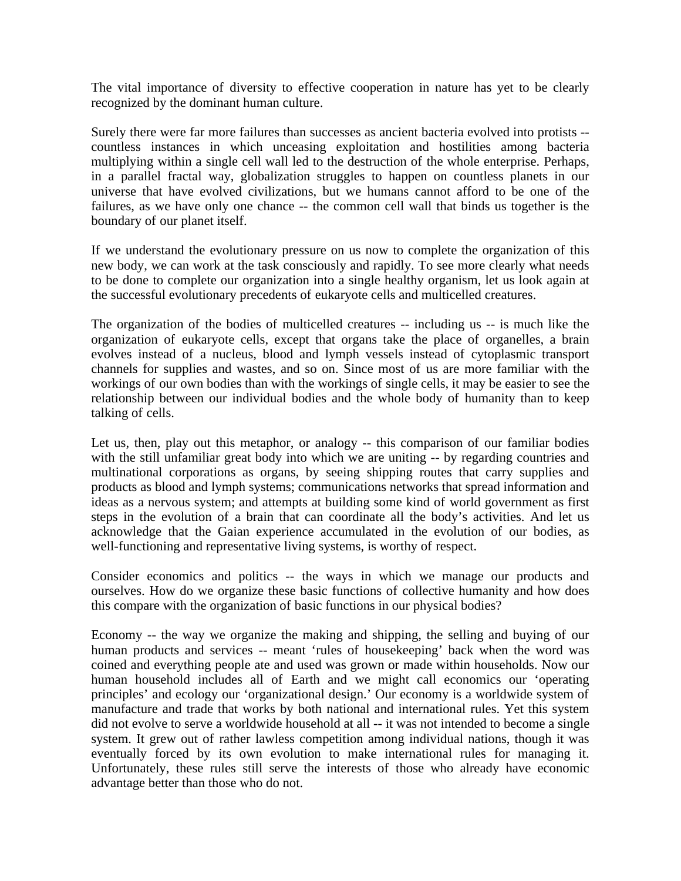The vital importance of diversity to effective cooperation in nature has yet to be clearly recognized by the dominant human culture.

Surely there were far more failures than successes as ancient bacteria evolved into protists -- countless instances in which unceasing exploitation and hostilities among bacteria multiplying within a single cell wall led to the destruction of the whole enterprise. Perhaps, in a parallel fractal way, globalization struggles to happen on countless planets in our universe that have evolved civilizations, but we humans cannot afford to be one of the failures, as we have only one chance -- the common cell wall that binds us together is the boundary of our planet itself.

If we understand the evolutionary pressure on us now to complete the organization of this new body, we can work at the task consciously and rapidly. To see more clearly what needs to be done to complete our organization into a single healthy organism, let us look again at the successful evolutionary precedents of eukaryote cells and multicelled creatures.

The organization of the bodies of multicelled creatures -- including us -- is much like the organization of eukaryote cells, except that organs take the place of organelles, a brain evolves instead of a nucleus, blood and lymph vessels instead of cytoplasmic transport channels for supplies and wastes, and so on. Since most of us are more familiar with the workings of our own bodies than with the workings of single cells, it may be easier to see the relationship between our individual bodies and the whole body of humanity than to keep talking of cells.

Let us, then, play out this metaphor, or analogy -- this comparison of our familiar bodies with the still unfamiliar great body into which we are uniting -- by regarding countries and multinational corporations as organs, by seeing shipping routes that carry supplies and products as blood and lymph systems; communications networks that spread information and ideas as a nervous system; and attempts at building some kind of world government as first steps in the evolution of a brain that can coordinate all the body's activities. And let us acknowledge that the Gaian experience accumulated in the evolution of our bodies, as well-functioning and representative living systems, is worthy of respect.

Consider economics and politics -- the ways in which we manage our products and ourselves. How do we organize these basic functions of collective humanity and how does this compare with the organization of basic functions in our physical bodies?

Economy -- the way we organize the making and shipping, the selling and buying of our human products and services -- meant 'rules of housekeeping' back when the word was coined and everything people ate and used was grown or made within households. Now our human household includes all of Earth and we might call economics our 'operating principles' and ecology our 'organizational design.' Our economy is a worldwide system of manufacture and trade that works by both national and international rules. Yet this system did not evolve to serve a worldwide household at all -- it was not intended to become a single system. It grew out of rather lawless competition among individual nations, though it was eventually forced by its own evolution to make international rules for managing it. Unfortunately, these rules still serve the interests of those who already have economic advantage better than those who do not.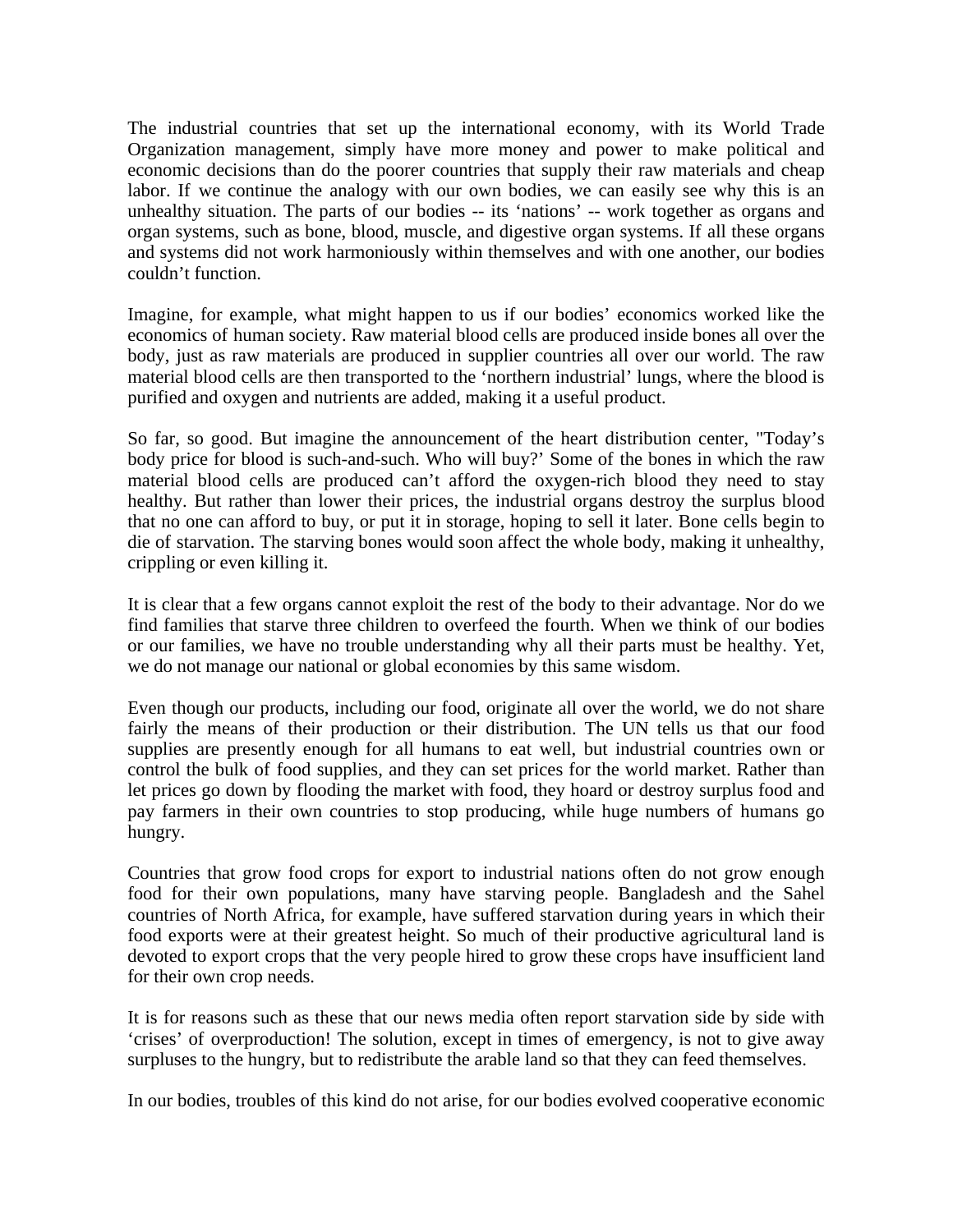The industrial countries that set up the international economy, with its World Trade Organization management, simply have more money and power to make political and economic decisions than do the poorer countries that supply their raw materials and cheap labor. If we continue the analogy with our own bodies, we can easily see why this is an unhealthy situation. The parts of our bodies -- its 'nations' -- work together as organs and organ systems, such as bone, blood, muscle, and digestive organ systems. If all these organs and systems did not work harmoniously within themselves and with one another, our bodies couldn't function.

Imagine, for example, what might happen to us if our bodies' economics worked like the economics of human society. Raw material blood cells are produced inside bones all over the body, just as raw materials are produced in supplier countries all over our world. The raw material blood cells are then transported to the 'northern industrial' lungs, where the blood is purified and oxygen and nutrients are added, making it a useful product.

So far, so good. But imagine the announcement of the heart distribution center, "Today's body price for blood is such-and-such. Who will buy?' Some of the bones in which the raw material blood cells are produced can't afford the oxygen-rich blood they need to stay healthy. But rather than lower their prices, the industrial organs destroy the surplus blood that no one can afford to buy, or put it in storage, hoping to sell it later. Bone cells begin to die of starvation. The starving bones would soon affect the whole body, making it unhealthy, crippling or even killing it.

It is clear that a few organs cannot exploit the rest of the body to their advantage. Nor do we find families that starve three children to overfeed the fourth. When we think of our bodies or our families, we have no trouble understanding why all their parts must be healthy. Yet, we do not manage our national or global economies by this same wisdom.

Even though our products, including our food, originate all over the world, we do not share fairly the means of their production or their distribution. The UN tells us that our food supplies are presently enough for all humans to eat well, but industrial countries own or control the bulk of food supplies, and they can set prices for the world market. Rather than let prices go down by flooding the market with food, they hoard or destroy surplus food and pay farmers in their own countries to stop producing, while huge numbers of humans go hungry.

Countries that grow food crops for export to industrial nations often do not grow enough food for their own populations, many have starving people. Bangladesh and the Sahel countries of North Africa, for example, have suffered starvation during years in which their food exports were at their greatest height. So much of their productive agricultural land is devoted to export crops that the very people hired to grow these crops have insufficient land for their own crop needs.

It is for reasons such as these that our news media often report starvation side by side with 'crises' of overproduction! The solution, except in times of emergency, is not to give away surpluses to the hungry, but to redistribute the arable land so that they can feed themselves.

In our bodies, troubles of this kind do not arise, for our bodies evolved cooperative economic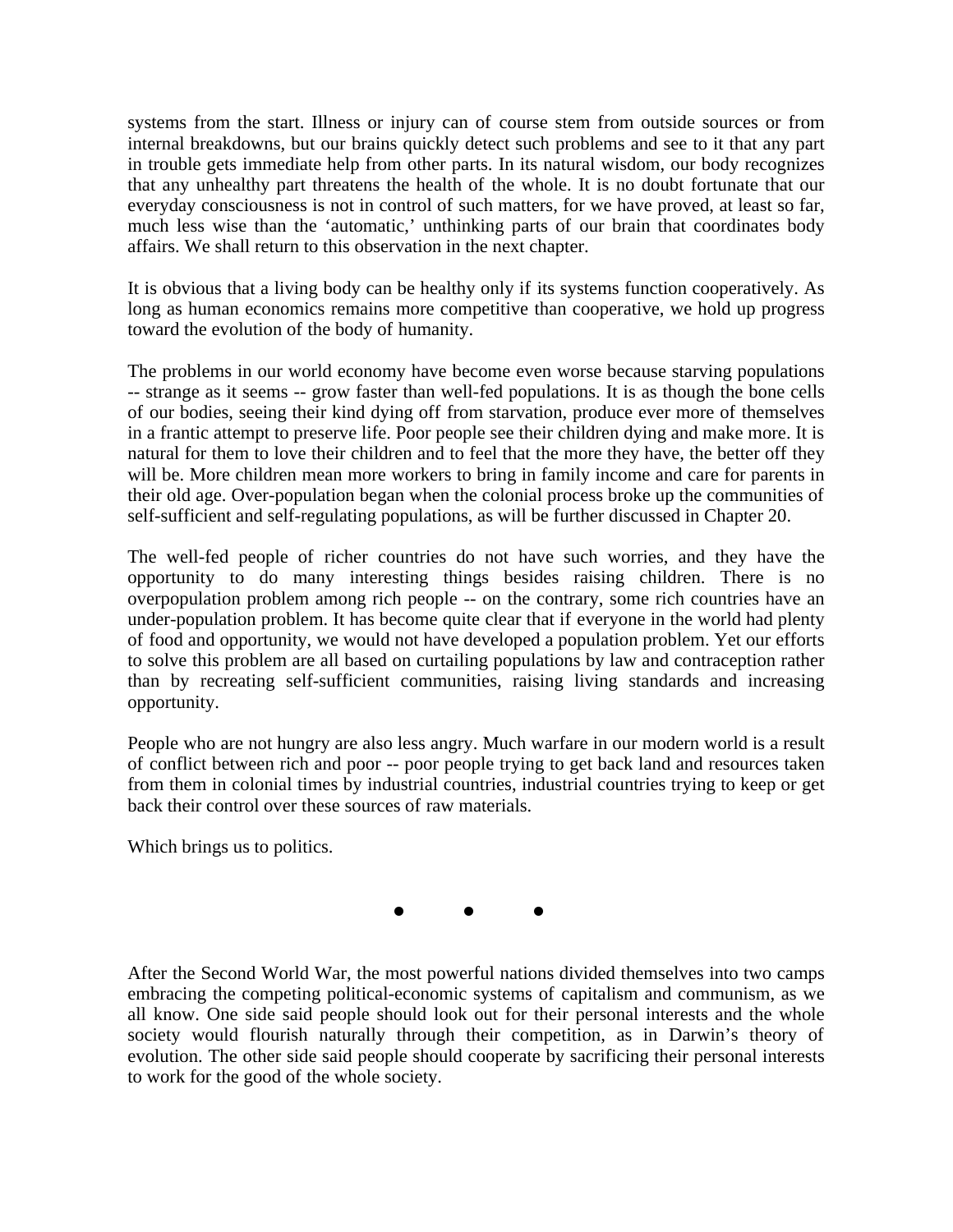systems from the start. Illness or injury can of course stem from outside sources or from internal breakdowns, but our brains quickly detect such problems and see to it that any part in trouble gets immediate help from other parts. In its natural wisdom, our body recognizes that any unhealthy part threatens the health of the whole. It is no doubt fortunate that our everyday consciousness is not in control of such matters, for we have proved, at least so far, much less wise than the 'automatic,' unthinking parts of our brain that coordinates body affairs. We shall return to this observation in the next chapter.

It is obvious that a living body can be healthy only if its systems function cooperatively. As long as human economics remains more competitive than cooperative, we hold up progress toward the evolution of the body of humanity.

The problems in our world economy have become even worse because starving populations -- strange as it seems -- grow faster than well-fed populations. It is as though the bone cells of our bodies, seeing their kind dying off from starvation, produce ever more of themselves in a frantic attempt to preserve life. Poor people see their children dying and make more. It is natural for them to love their children and to feel that the more they have, the better off they will be. More children mean more workers to bring in family income and care for parents in their old age. Over-population began when the colonial process broke up the communities of self-sufficient and self-regulating populations, as will be further discussed in Chapter 20.

The well-fed people of richer countries do not have such worries, and they have the opportunity to do many interesting things besides raising children. There is no overpopulation problem among rich people -- on the contrary, some rich countries have an under-population problem. It has become quite clear that if everyone in the world had plenty of food and opportunity, we would not have developed a population problem. Yet our efforts to solve this problem are all based on curtailing populations by law and contraception rather than by recreating self-sufficient communities, raising living standards and increasing opportunity.

People who are not hungry are also less angry. Much warfare in our modern world is a result of conflict between rich and poor -- poor people trying to get back land and resources taken from them in colonial times by industrial countries, industrial countries trying to keep or get back their control over these sources of raw materials.

Which brings us to politics.

● ● ●

After the Second World War, the most powerful nations divided themselves into two camps embracing the competing political-economic systems of capitalism and communism, as we all know. One side said people should look out for their personal interests and the whole society would flourish naturally through their competition, as in Darwin's theory of evolution. The other side said people should cooperate by sacrificing their personal interests to work for the good of the whole society.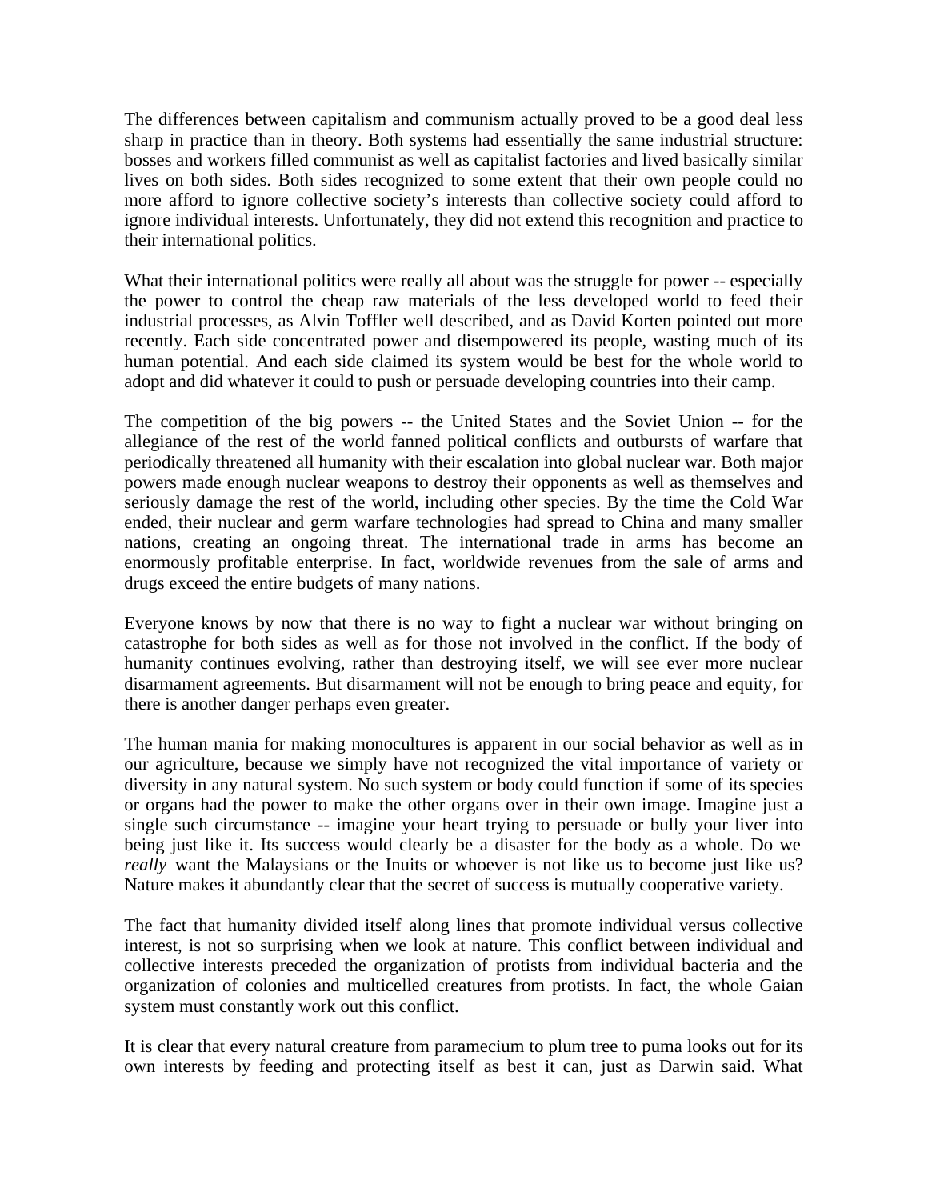The differences between capitalism and communism actually proved to be a good deal less sharp in practice than in theory. Both systems had essentially the same industrial structure: bosses and workers filled communist as well as capitalist factories and lived basically similar lives on both sides. Both sides recognized to some extent that their own people could no more afford to ignore collective society's interests than collective society could afford to ignore individual interests. Unfortunately, they did not extend this recognition and practice to their international politics.

What their international politics were really all about was the struggle for power -- especially the power to control the cheap raw materials of the less developed world to feed their industrial processes, as Alvin Toffler well described, and as David Korten pointed out more recently. Each side concentrated power and disempowered its people, wasting much of its human potential. And each side claimed its system would be best for the whole world to adopt and did whatever it could to push or persuade developing countries into their camp.

The competition of the big powers -- the United States and the Soviet Union -- for the allegiance of the rest of the world fanned political conflicts and outbursts of warfare that periodically threatened all humanity with their escalation into global nuclear war. Both major powers made enough nuclear weapons to destroy their opponents as well as themselves and seriously damage the rest of the world, including other species. By the time the Cold War ended, their nuclear and germ warfare technologies had spread to China and many smaller nations, creating an ongoing threat. The international trade in arms has become an enormously profitable enterprise. In fact, worldwide revenues from the sale of arms and drugs exceed the entire budgets of many nations.

Everyone knows by now that there is no way to fight a nuclear war without bringing on catastrophe for both sides as well as for those not involved in the conflict. If the body of humanity continues evolving, rather than destroying itself, we will see ever more nuclear disarmament agreements. But disarmament will not be enough to bring peace and equity, for there is another danger perhaps even greater.

The human mania for making monocultures is apparent in our social behavior as well as in our agriculture, because we simply have not recognized the vital importance of variety or diversity in any natural system. No such system or body could function if some of its species or organs had the power to make the other organs over in their own image. Imagine just a single such circumstance -- imagine your heart trying to persuade or bully your liver into being just like it. Its success would clearly be a disaster for the body as a whole. Do we *really* want the Malaysians or the Inuits or whoever is not like us to become just like us? Nature makes it abundantly clear that the secret of success is mutually cooperative variety.

The fact that humanity divided itself along lines that promote individual versus collective interest, is not so surprising when we look at nature. This conflict between individual and collective interests preceded the organization of protists from individual bacteria and the organization of colonies and multicelled creatures from protists. In fact, the whole Gaian system must constantly work out this conflict.

It is clear that every natural creature from paramecium to plum tree to puma looks out for its own interests by feeding and protecting itself as best it can, just as Darwin said. What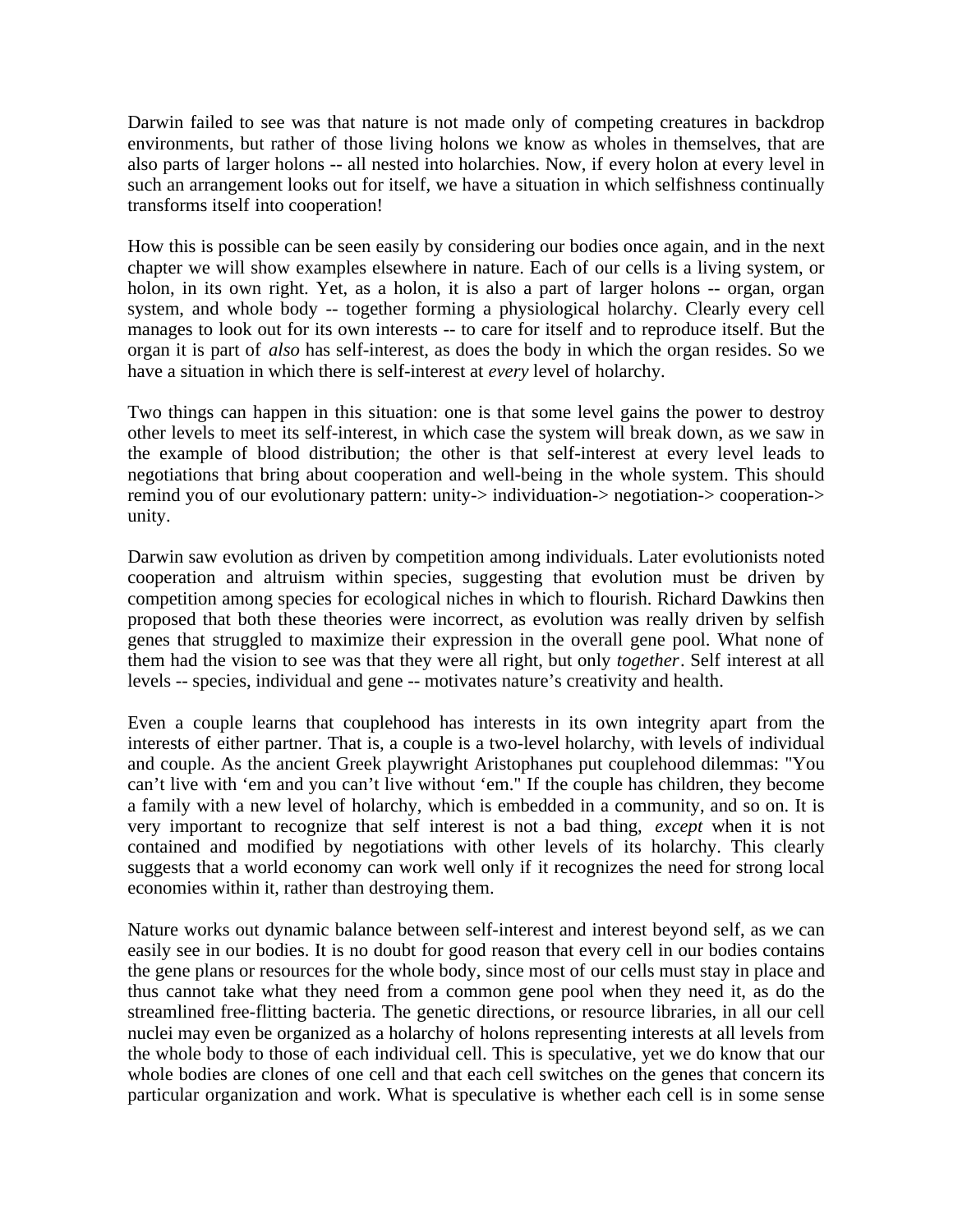Darwin failed to see was that nature is not made only of competing creatures in backdrop environments, but rather of those living holons we know as wholes in themselves, that are also parts of larger holons -- all nested into holarchies. Now, if every holon at every level in such an arrangement looks out for itself, we have a situation in which selfishness continually transforms itself into cooperation!

How this is possible can be seen easily by considering our bodies once again, and in the next chapter we will show examples elsewhere in nature. Each of our cells is a living system, or holon, in its own right. Yet, as a holon, it is also a part of larger holons -- organ, organ system, and whole body -- together forming a physiological holarchy. Clearly every cell manages to look out for its own interests -- to care for itself and to reproduce itself. But the organ it is part of *also* has self-interest, as does the body in which the organ resides. So we have a situation in which there is self-interest at *every* level of holarchy.

Two things can happen in this situation: one is that some level gains the power to destroy other levels to meet its self-interest, in which case the system will break down, as we saw in the example of blood distribution; the other is that self-interest at every level leads to negotiations that bring about cooperation and well-being in the whole system. This should remind you of our evolutionary pattern: unity-> individuation-> negotiation-> cooperation-> unity.

Darwin saw evolution as driven by competition among individuals. Later evolutionists noted cooperation and altruism within species, suggesting that evolution must be driven by competition among species for ecological niches in which to flourish. Richard Dawkins then proposed that both these theories were incorrect, as evolution was really driven by selfish genes that struggled to maximize their expression in the overall gene pool. What none of them had the vision to see was that they were all right, but only *together*. Self interest at all levels -- species, individual and gene -- motivates nature's creativity and health.

Even a couple learns that couplehood has interests in its own integrity apart from the interests of either partner. That is, a couple is a two-level holarchy, with levels of individual and couple. As the ancient Greek playwright Aristophanes put couplehood dilemmas: "You can't live with 'em and you can't live without 'em." If the couple has children, they become a family with a new level of holarchy, which is embedded in a community, and so on. It is very important to recognize that self interest is not a bad thing, *except* when it is not contained and modified by negotiations with other levels of its holarchy. This clearly suggests that a world economy can work well only if it recognizes the need for strong local economies within it, rather than destroying them.

Nature works out dynamic balance between self-interest and interest beyond self, as we can easily see in our bodies. It is no doubt for good reason that every cell in our bodies contains the gene plans or resources for the whole body, since most of our cells must stay in place and thus cannot take what they need from a common gene pool when they need it, as do the streamlined free-flitting bacteria. The genetic directions, or resource libraries, in all our cell nuclei may even be organized as a holarchy of holons representing interests at all levels from the whole body to those of each individual cell. This is speculative, yet we do know that our whole bodies are clones of one cell and that each cell switches on the genes that concern its particular organization and work. What is speculative is whether each cell is in some sense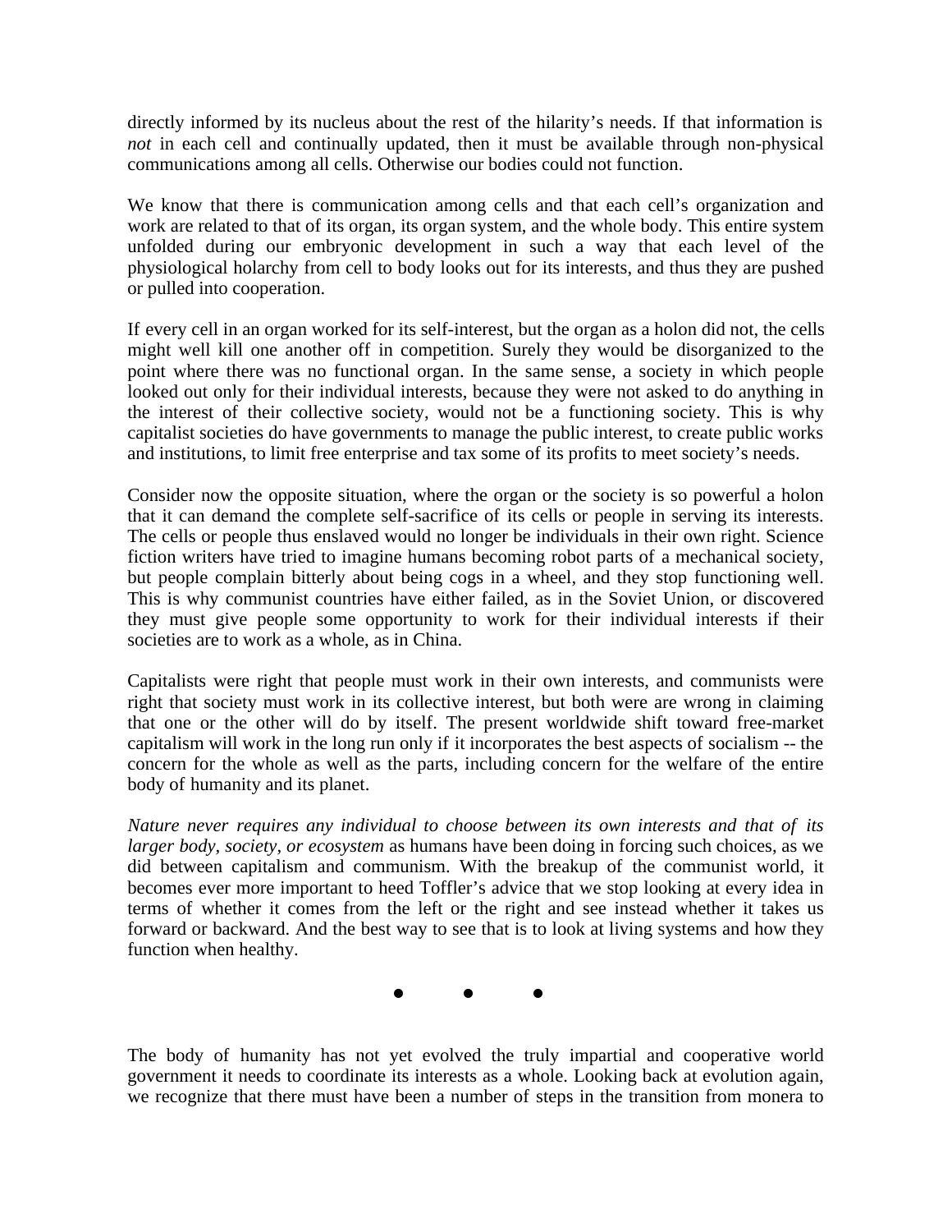directly informed by its nucleus about the rest of the hilarity's needs. If that information is *not* in each cell and continually updated, then it must be available through non-physical communications among all cells. Otherwise our bodies could not function.

We know that there is communication among cells and that each cell's organization and work are related to that of its organ, its organ system, and the whole body. This entire system unfolded during our embryonic development in such a way that each level of the physiological holarchy from cell to body looks out for its interests, and thus they are pushed or pulled into cooperation.

If every cell in an organ worked for its self-interest, but the organ as a holon did not, the cells might well kill one another off in competition. Surely they would be disorganized to the point where there was no functional organ. In the same sense, a society in which people looked out only for their individual interests, because they were not asked to do anything in the interest of their collective society, would not be a functioning society. This is why capitalist societies do have governments to manage the public interest, to create public works and institutions, to limit free enterprise and tax some of its profits to meet society's needs.

Consider now the opposite situation, where the organ or the society is so powerful a holon that it can demand the complete self-sacrifice of its cells or people in serving its interests. The cells or people thus enslaved would no longer be individuals in their own right. Science fiction writers have tried to imagine humans becoming robot parts of a mechanical society, but people complain bitterly about being cogs in a wheel, and they stop functioning well. This is why communist countries have either failed, as in the Soviet Union, or discovered they must give people some opportunity to work for their individual interests if their societies are to work as a whole, as in China.

Capitalists were right that people must work in their own interests, and communists were right that society must work in its collective interest, but both were are wrong in claiming that one or the other will do by itself. The present worldwide shift toward free-market capitalism will work in the long run only if it incorporates the best aspects of socialism -- the concern for the whole as well as the parts, including concern for the welfare of the entire body of humanity and its planet.

*Nature never requires any individual to choose between its own interests and that of its larger body, society, or ecosystem* as humans have been doing in forcing such choices, as we did between capitalism and communism. With the breakup of the communist world, it becomes ever more important to heed Toffler's advice that we stop looking at every idea in terms of whether it comes from the left or the right and see instead whether it takes us forward or backward. And the best way to see that is to look at living systems and how they function when healthy.

● ● ●

The body of humanity has not yet evolved the truly impartial and cooperative world government it needs to coordinate its interests as a whole. Looking back at evolution again, we recognize that there must have been a number of steps in the transition from monera to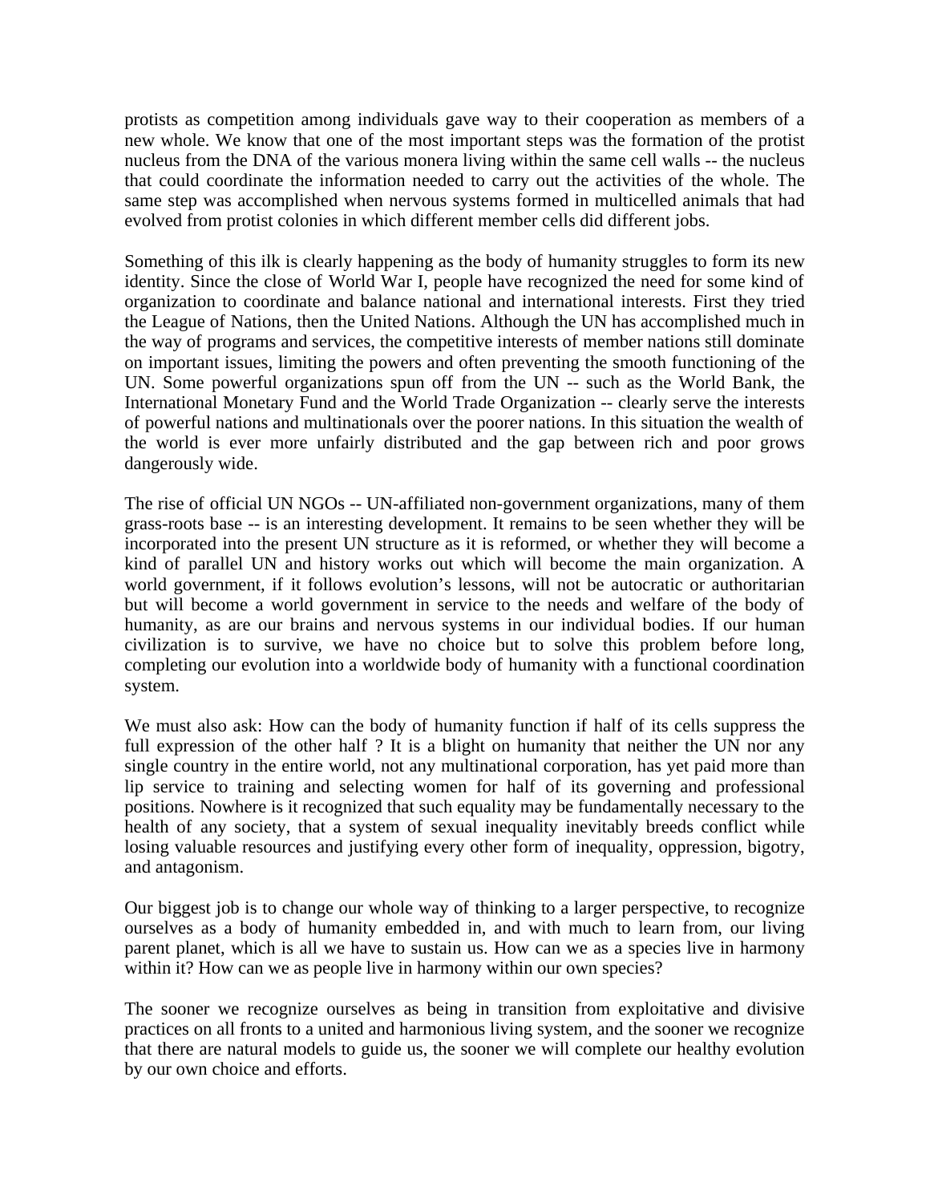protists as competition among individuals gave way to their cooperation as members of a new whole. We know that one of the most important steps was the formation of the protist nucleus from the DNA of the various monera living within the same cell walls -- the nucleus that could coordinate the information needed to carry out the activities of the whole. The same step was accomplished when nervous systems formed in multicelled animals that had evolved from protist colonies in which different member cells did different jobs.

Something of this ilk is clearly happening as the body of humanity struggles to form its new identity. Since the close of World War I, people have recognized the need for some kind of organization to coordinate and balance national and international interests. First they tried the League of Nations, then the United Nations. Although the UN has accomplished much in the way of programs and services, the competitive interests of member nations still dominate on important issues, limiting the powers and often preventing the smooth functioning of the UN. Some powerful organizations spun off from the UN -- such as the World Bank, the International Monetary Fund and the World Trade Organization -- clearly serve the interests of powerful nations and multinationals over the poorer nations. In this situation the wealth of the world is ever more unfairly distributed and the gap between rich and poor grows dangerously wide.

The rise of official UN NGOs -- UN-affiliated non-government organizations, many of them grass-roots base -- is an interesting development. It remains to be seen whether they will be incorporated into the present UN structure as it is reformed, or whether they will become a kind of parallel UN and history works out which will become the main organization. A world government, if it follows evolution's lessons, will not be autocratic or authoritarian but will become a world government in service to the needs and welfare of the body of humanity, as are our brains and nervous systems in our individual bodies. If our human civilization is to survive, we have no choice but to solve this problem before long, completing our evolution into a worldwide body of humanity with a functional coordination system.

We must also ask: How can the body of humanity function if half of its cells suppress the full expression of the other half ? It is a blight on humanity that neither the UN nor any single country in the entire world, not any multinational corporation, has yet paid more than lip service to training and selecting women for half of its governing and professional positions. Nowhere is it recognized that such equality may be fundamentally necessary to the health of any society, that a system of sexual inequality inevitably breeds conflict while losing valuable resources and justifying every other form of inequality, oppression, bigotry, and antagonism.

Our biggest job is to change our whole way of thinking to a larger perspective, to recognize ourselves as a body of humanity embedded in, and with much to learn from, our living parent planet, which is all we have to sustain us. How can we as a species live in harmony within it? How can we as people live in harmony within our own species?

The sooner we recognize ourselves as being in transition from exploitative and divisive practices on all fronts to a united and harmonious living system, and the sooner we recognize that there are natural models to guide us, the sooner we will complete our healthy evolution by our own choice and efforts.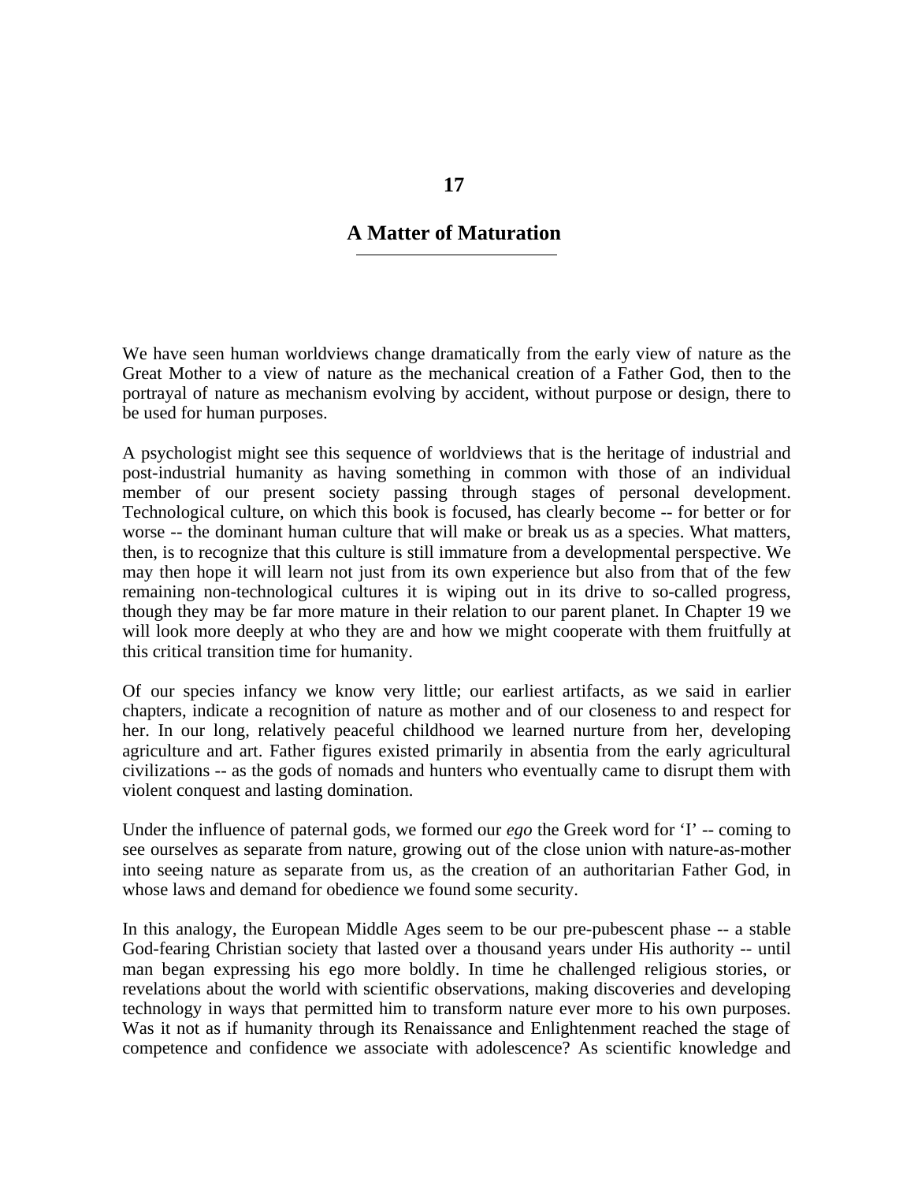# 17

## A Matter of Maturation

We have seen human worldviews change dramatically from the early view of nature as the Great Mother to a view of nature as the mechanical creation of a Father God, then to the portrayal of nature as mechanism evolving by accident, without purpose or design, there to be used for human purposes.

A psychologist might see this sequence of worldviews that is the heritage of industrial and post-industrial humanity as having something in common with those of an individual member of our present society passing through stages of personal development. Technological culture, on which this book is focused, has clearly become -- for better or for worse -- the dominant human culture that will make or break us as a species. What matters, then, is to recognize that this culture is still immature from a developmental perspective. We may then hope it will learn not just from its own experience but also from that of the few remaining non-technological cultures it is wiping out in its drive to so-called progress, though they may be far more mature in their relation to our parent planet. In Chapter 19 we will look more deeply at who they are and how we might cooperate with them fruitfully at this critical transition time for humanity.

Of our species infancy we know very little; our earliest artifacts, as we said in earlier chapters, indicate a recognition of nature as mother and of our closeness to and respect for her. In our long, relatively peaceful childhood we learned nurture from her, developing agriculture and art. Father figures existed primarily in absentia from the early agricultural civilizations -- as the gods of nomads and hunters who eventually came to disrupt them with violent conquest and lasting domination.

Under the influence of paternal gods, we formed our *ego* the Greek word for 'I' -- coming to see ourselves as separate from nature, growing out of the close union with nature-as-mother into seeing nature as separate from us, as the creation of an authoritarian Father God, in whose laws and demand for obedience we found some security.

In this analogy, the European Middle Ages seem to be our pre-pubescent phase -- a stable God-fearing Christian society that lasted over a thousand years under His authority -- until man began expressing his ego more boldly. In time he challenged religious stories, or revelations about the world with scientific observations, making discoveries and developing technology in ways that permitted him to transform nature ever more to his own purposes. Was it not as if humanity through its Renaissance and Enlightenment reached the stage of competence and confidence we associate with adolescence? As scientific knowledge and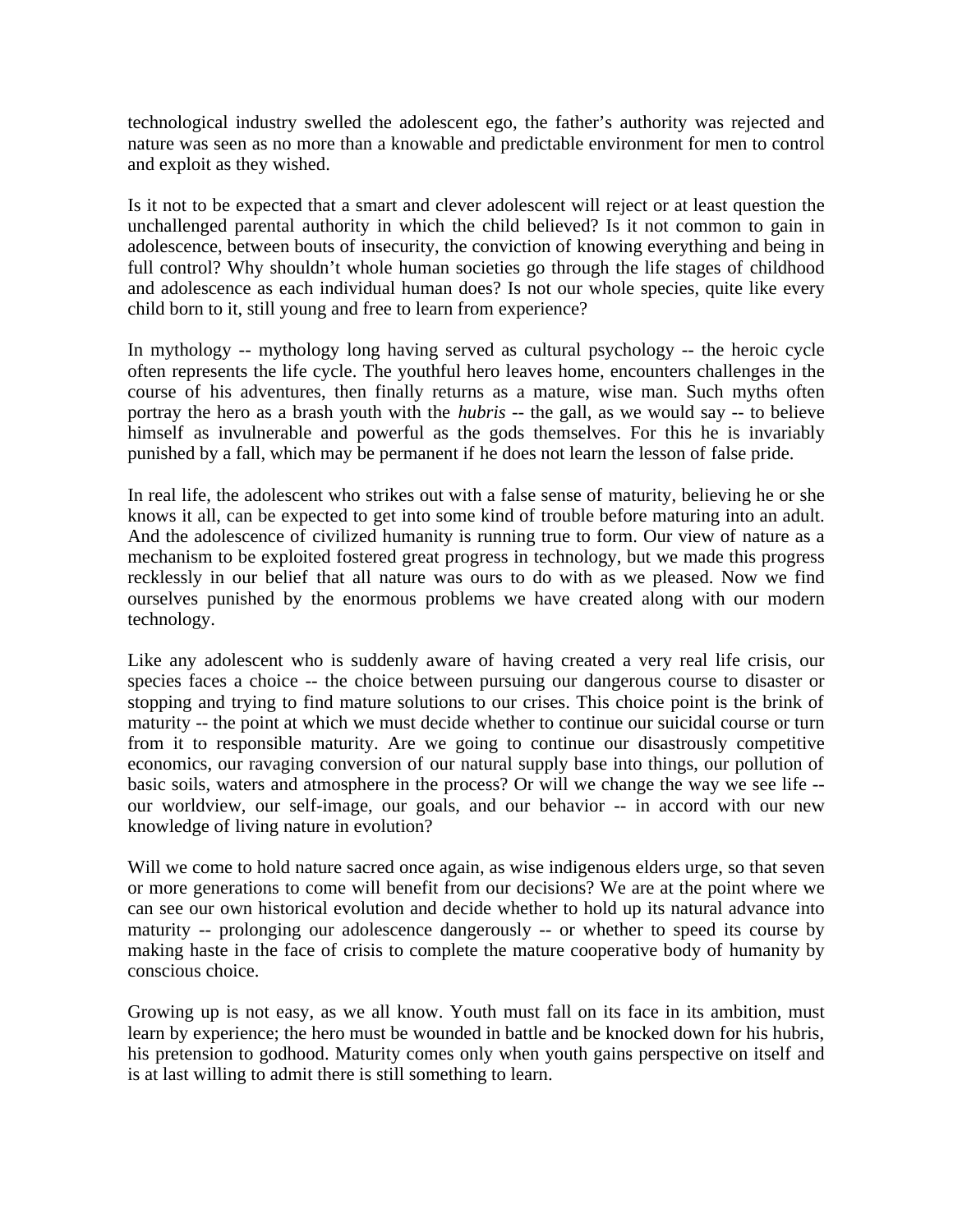technological industry swelled the adolescent ego, the father's authority was rejected and nature was seen as no more than a knowable and predictable environment for men to control and exploit as they wished.

Is it not to be expected that a smart and clever adolescent will reject or at least question the unchallenged parental authority in which the child believed? Is it not common to gain in adolescence, between bouts of insecurity, the conviction of knowing everything and being in full control? Why shouldn't whole human societies go through the life stages of childhood and adolescence as each individual human does? Is not our whole species, quite like every child born to it, still young and free to learn from experience?

In mythology -- mythology long having served as cultural psychology -- the heroic cycle often represents the life cycle. The youthful hero leaves home, encounters challenges in the course of his adventures, then finally returns as a mature, wise man. Such myths often portray the hero as a brash youth with the *hubris* -- the gall, as we would say -- to believe himself as invulnerable and powerful as the gods themselves. For this he is invariably punished by a fall, which may be permanent if he does not learn the lesson of false pride.

In real life, the adolescent who strikes out with a false sense of maturity, believing he or she knows it all, can be expected to get into some kind of trouble before maturing into an adult. And the adolescence of civilized humanity is running true to form. Our view of nature as a mechanism to be exploited fostered great progress in technology, but we made this progress recklessly in our belief that all nature was ours to do with as we pleased. Now we find ourselves punished by the enormous problems we have created along with our modern technology.

Like any adolescent who is suddenly aware of having created a very real life crisis, our species faces a choice -- the choice between pursuing our dangerous course to disaster or stopping and trying to find mature solutions to our crises. This choice point is the brink of maturity -- the point at which we must decide whether to continue our suicidal course or turn from it to responsible maturity. Are we going to continue our disastrously competitive economics, our ravaging conversion of our natural supply base into things, our pollution of basic soils, waters and atmosphere in the process? Or will we change the way we see life -- our worldview, our self-image, our goals, and our behavior -- in accord with our new knowledge of living nature in evolution?

Will we come to hold nature sacred once again, as wise indigenous elders urge, so that seven or more generations to come will benefit from our decisions? We are at the point where we can see our own historical evolution and decide whether to hold up its natural advance into maturity -- prolonging our adolescence dangerously -- or whether to speed its course by making haste in the face of crisis to complete the mature cooperative body of humanity by conscious choice.

Growing up is not easy, as we all know. Youth must fall on its face in its ambition, must learn by experience; the hero must be wounded in battle and be knocked down for his hubris, his pretension to godhood. Maturity comes only when youth gains perspective on itself and is at last willing to admit there is still something to learn.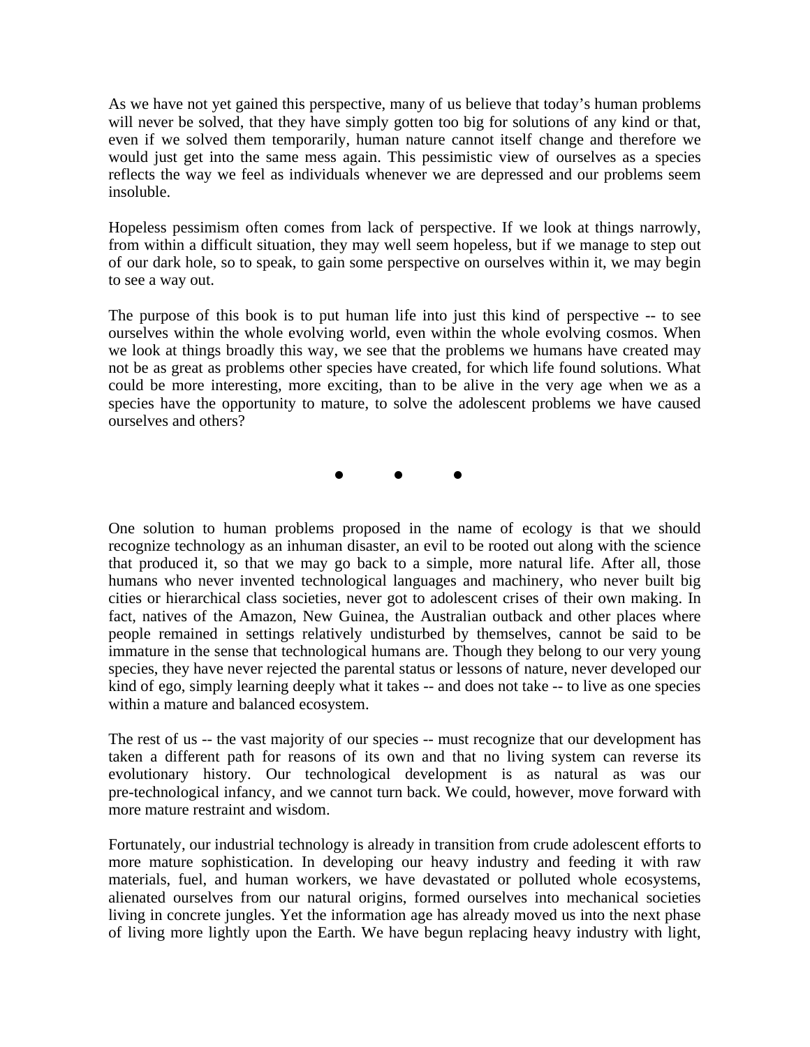As we have not yet gained this perspective, many of us believe that today's human problems will never be solved, that they have simply gotten too big for solutions of any kind or that, even if we solved them temporarily, human nature cannot itself change and therefore we would just get into the same mess again. This pessimistic view of ourselves as a species reflects the way we feel as individuals whenever we are depressed and our problems seem insoluble.

Hopeless pessimism often comes from lack of perspective. If we look at things narrowly, from within a difficult situation, they may well seem hopeless, but if we manage to step out of our dark hole, so to speak, to gain some perspective on ourselves within it, we may begin to see a way out.

The purpose of this book is to put human life into just this kind of perspective -- to see ourselves within the whole evolving world, even within the whole evolving cosmos. When we look at things broadly this way, we see that the problems we humans have created may not be as great as problems other species have created, for which life found solutions. What could be more interesting, more exciting, than to be alive in the very age when we as a species have the opportunity to mature, to solve the adolescent problems we have caused ourselves and others?

● ● ●

One solution to human problems proposed in the name of ecology is that we should recognize technology as an inhuman disaster, an evil to be rooted out along with the science that produced it, so that we may go back to a simple, more natural life. After all, those humans who never invented technological languages and machinery, who never built big cities or hierarchical class societies, never got to adolescent crises of their own making. In fact, natives of the Amazon, New Guinea, the Australian outback and other places where people remained in settings relatively undisturbed by themselves, cannot be said to be immature in the sense that technological humans are. Though they belong to our very young species, they have never rejected the parental status or lessons of nature, never developed our kind of ego, simply learning deeply what it takes -- and does not take -- to live as one species within a mature and balanced ecosystem.

The rest of us -- the vast majority of our species -- must recognize that our development has taken a different path for reasons of its own and that no living system can reverse its evolutionary history. Our technological development is as natural as was our pre-technological infancy, and we cannot turn back. We could, however, move forward with more mature restraint and wisdom.

Fortunately, our industrial technology is already in transition from crude adolescent efforts to more mature sophistication. In developing our heavy industry and feeding it with raw materials, fuel, and human workers, we have devastated or polluted whole ecosystems, alienated ourselves from our natural origins, formed ourselves into mechanical societies living in concrete jungles. Yet the information age has already moved us into the next phase of living more lightly upon the Earth. We have begun replacing heavy industry with light,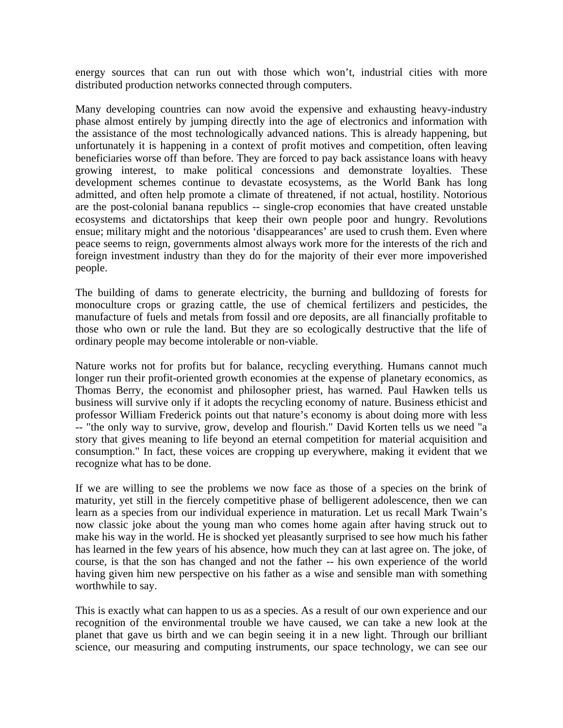energy sources that can run out with those which won't, industrial cities with more distributed production networks connected through computers.

Many developing countries can now avoid the expensive and exhausting heavy-industry phase almost entirely by jumping directly into the age of electronics and information with the assistance of the most technologically advanced nations. This is already happening, but unfortunately it is happening in a context of profit motives and competition, often leaving beneficiaries worse off than before. They are forced to pay back assistance loans with heavy growing interest, to make political concessions and demonstrate loyalties. These development schemes continue to devastate ecosystems, as the World Bank has long admitted, and often help promote a climate of threatened, if not actual, hostility. Notorious are the post-colonial banana republics -- single-crop economies that have created unstable ecosystems and dictatorships that keep their own people poor and hungry. Revolutions ensue; military might and the notorious 'disappearances' are used to crush them. Even where peace seems to reign, governments almost always work more for the interests of the rich and foreign investment industry than they do for the majority of their ever more impoverished people.

The building of dams to generate electricity, the burning and bulldozing of forests for monoculture crops or grazing cattle, the use of chemical fertilizers and pesticides, the manufacture of fuels and metals from fossil and ore deposits, are all financially profitable to those who own or rule the land. But they are so ecologically destructive that the life of ordinary people may become intolerable or non-viable.

Nature works not for profits but for balance, recycling everything. Humans cannot much longer run their profit-oriented growth economies at the expense of planetary economics, as Thomas Berry, the economist and philosopher priest, has warned. Paul Hawken tells us business will survive only if it adopts the recycling economy of nature. Business ethicist and professor William Frederick points out that nature's economy is about doing more with less -- "the only way to survive, grow, develop and flourish." David Korten tells us we need "a story that gives meaning to life beyond an eternal competition for material acquisition and consumption." In fact, these voices are cropping up everywhere, making it evident that we recognize what has to be done.

If we are willing to see the problems we now face as those of a species on the brink of maturity, yet still in the fiercely competitive phase of belligerent adolescence, then we can learn as a species from our individual experience in maturation. Let us recall Mark Twain's now classic joke about the young man who comes home again after having struck out to make his way in the world. He is shocked yet pleasantly surprised to see how much his father has learned in the few years of his absence, how much they can at last agree on. The joke, of course, is that the son has changed and not the father -- his own experience of the world having given him new perspective on his father as a wise and sensible man with something worthwhile to say.

This is exactly what can happen to us as a species. As a result of our own experience and our recognition of the environmental trouble we have caused, we can take a new look at the planet that gave us birth and we can begin seeing it in a new light. Through our brilliant science, our measuring and computing instruments, our space technology, we can see our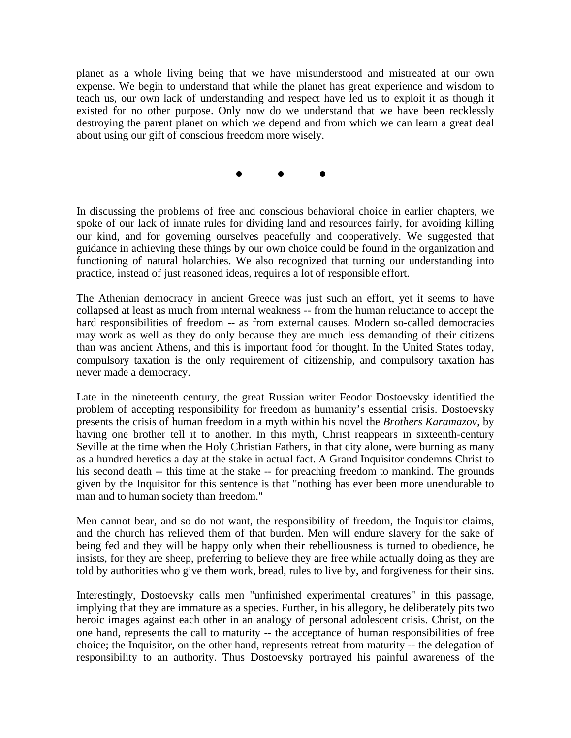planet as a whole living being that we have misunderstood and mistreated at our own expense. We begin to understand that while the planet has great experience and wisdom to teach us, our own lack of understanding and respect have led us to exploit it as though it existed for no other purpose. Only now do we understand that we have been recklessly destroying the parent planet on which we depend and from which we can learn a great deal about using our gift of conscious freedom more wisely.

● ● ●

In discussing the problems of free and conscious behavioral choice in earlier chapters, we spoke of our lack of innate rules for dividing land and resources fairly, for avoiding killing our kind, and for governing ourselves peacefully and cooperatively. We suggested that guidance in achieving these things by our own choice could be found in the organization and functioning of natural holarchies. We also recognized that turning our understanding into practice, instead of just reasoned ideas, requires a lot of responsible effort.

The Athenian democracy in ancient Greece was just such an effort, yet it seems to have collapsed at least as much from internal weakness -- from the human reluctance to accept the hard responsibilities of freedom -- as from external causes. Modern so-called democracies may work as well as they do only because they are much less demanding of their citizens than was ancient Athens, and this is important food for thought. In the United States today, compulsory taxation is the only requirement of citizenship, and compulsory taxation has never made a democracy.

Late in the nineteenth century, the great Russian writer Feodor Dostoevsky identified the problem of accepting responsibility for freedom as humanity's essential crisis. Dostoevsky presents the crisis of human freedom in a myth within his novel the *Brothers Karamazov*, by having one brother tell it to another. In this myth, Christ reappears in sixteenth-century Seville at the time when the Holy Christian Fathers, in that city alone, were burning as many as a hundred heretics a day at the stake in actual fact. A Grand Inquisitor condemns Christ to his second death -- this time at the stake -- for preaching freedom to mankind. The grounds given by the Inquisitor for this sentence is that "nothing has ever been more unendurable to man and to human society than freedom."

Men cannot bear, and so do not want, the responsibility of freedom, the Inquisitor claims, and the church has relieved them of that burden. Men will endure slavery for the sake of being fed and they will be happy only when their rebelliousness is turned to obedience, he insists, for they are sheep, preferring to believe they are free while actually doing as they are told by authorities who give them work, bread, rules to live by, and forgiveness for their sins.

Interestingly, Dostoevsky calls men "unfinished experimental creatures" in this passage, implying that they are immature as a species. Further, in his allegory, he deliberately pits two heroic images against each other in an analogy of personal adolescent crisis. Christ, on the one hand, represents the call to maturity -- the acceptance of human responsibilities of free choice; the Inquisitor, on the other hand, represents retreat from maturity -- the delegation of responsibility to an authority. Thus Dostoevsky portrayed his painful awareness of the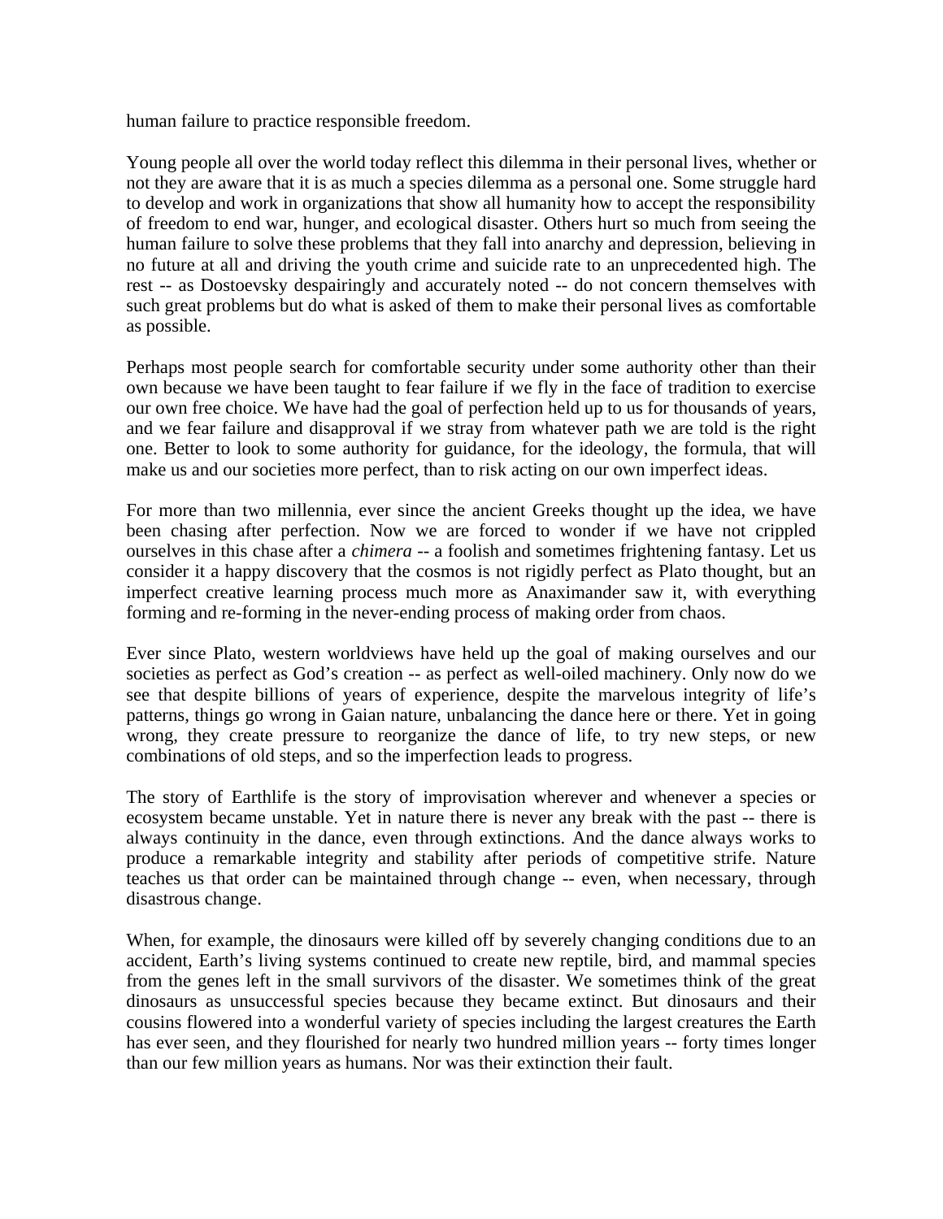human failure to practice responsible freedom.

Young people all over the world today reflect this dilemma in their personal lives, whether or not they are aware that it is as much a species dilemma as a personal one. Some struggle hard to develop and work in organizations that show all humanity how to accept the responsibility of freedom to end war, hunger, and ecological disaster. Others hurt so much from seeing the human failure to solve these problems that they fall into anarchy and depression, believing in no future at all and driving the youth crime and suicide rate to an unprecedented high. The rest -- as Dostoevsky despairingly and accurately noted -- do not concern themselves with such great problems but do what is asked of them to make their personal lives as comfortable as possible.

Perhaps most people search for comfortable security under some authority other than their own because we have been taught to fear failure if we fly in the face of tradition to exercise our own free choice. We have had the goal of perfection held up to us for thousands of years, and we fear failure and disapproval if we stray from whatever path we are told is the right one. Better to look to some authority for guidance, for the ideology, the formula, that will make us and our societies more perfect, than to risk acting on our own imperfect ideas.

For more than two millennia, ever since the ancient Greeks thought up the idea, we have been chasing after perfection. Now we are forced to wonder if we have not crippled ourselves in this chase after a *chimera* -- a foolish and sometimes frightening fantasy. Let us consider it a happy discovery that the cosmos is not rigidly perfect as Plato thought, but an imperfect creative learning process much more as Anaximander saw it, with everything forming and re-forming in the never-ending process of making order from chaos.

Ever since Plato, western worldviews have held up the goal of making ourselves and our societies as perfect as God's creation -- as perfect as well-oiled machinery. Only now do we see that despite billions of years of experience, despite the marvelous integrity of life's patterns, things go wrong in Gaian nature, unbalancing the dance here or there. Yet in going wrong, they create pressure to reorganize the dance of life, to try new steps, or new combinations of old steps, and so the imperfection leads to progress.

The story of Earthlife is the story of improvisation wherever and whenever a species or ecosystem became unstable. Yet in nature there is never any break with the past -- there is always continuity in the dance, even through extinctions. And the dance always works to produce a remarkable integrity and stability after periods of competitive strife. Nature teaches us that order can be maintained through change -- even, when necessary, through disastrous change.

When, for example, the dinosaurs were killed off by severely changing conditions due to an accident, Earth's living systems continued to create new reptile, bird, and mammal species from the genes left in the small survivors of the disaster. We sometimes think of the great dinosaurs as unsuccessful species because they became extinct. But dinosaurs and their cousins flowered into a wonderful variety of species including the largest creatures the Earth has ever seen, and they flourished for nearly two hundred million years -- forty times longer than our few million years as humans. Nor was their extinction their fault.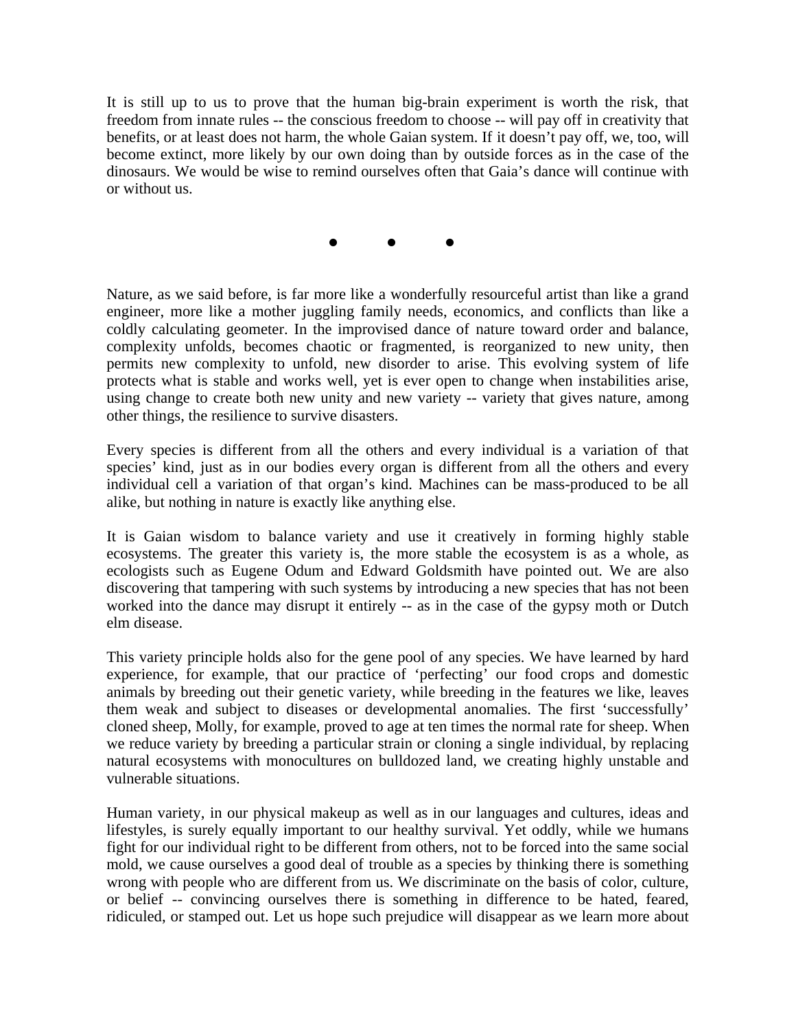It is still up to us to prove that the human big-brain experiment is worth the risk, that freedom from innate rules -- the conscious freedom to choose -- will pay off in creativity that benefits, or at least does not harm, the whole Gaian system. If it doesn't pay off, we, too, will become extinct, more likely by our own doing than by outside forces as in the case of the dinosaurs. We would be wise to remind ourselves often that Gaia's dance will continue with or without us.

● ● ●

Nature, as we said before, is far more like a wonderfully resourceful artist than like a grand engineer, more like a mother juggling family needs, economics, and conflicts than like a coldly calculating geometer. In the improvised dance of nature toward order and balance, complexity unfolds, becomes chaotic or fragmented, is reorganized to new unity, then permits new complexity to unfold, new disorder to arise. This evolving system of life protects what is stable and works well, yet is ever open to change when instabilities arise, using change to create both new unity and new variety -- variety that gives nature, among other things, the resilience to survive disasters.

Every species is different from all the others and every individual is a variation of that species' kind, just as in our bodies every organ is different from all the others and every individual cell a variation of that organ's kind. Machines can be mass-produced to be all alike, but nothing in nature is exactly like anything else.

It is Gaian wisdom to balance variety and use it creatively in forming highly stable ecosystems. The greater this variety is, the more stable the ecosystem is as a whole, as ecologists such as Eugene Odum and Edward Goldsmith have pointed out. We are also discovering that tampering with such systems by introducing a new species that has not been worked into the dance may disrupt it entirely -- as in the case of the gypsy moth or Dutch elm disease.

This variety principle holds also for the gene pool of any species. We have learned by hard experience, for example, that our practice of 'perfecting' our food crops and domestic animals by breeding out their genetic variety, while breeding in the features we like, leaves them weak and subject to diseases or developmental anomalies. The first 'successfully' cloned sheep, Molly, for example, proved to age at ten times the normal rate for sheep. When we reduce variety by breeding a particular strain or cloning a single individual, by replacing natural ecosystems with monocultures on bulldozed land, we creating highly unstable and vulnerable situations.

Human variety, in our physical makeup as well as in our languages and cultures, ideas and lifestyles, is surely equally important to our healthy survival. Yet oddly, while we humans fight for our individual right to be different from others, not to be forced into the same social mold, we cause ourselves a good deal of trouble as a species by thinking there is something wrong with people who are different from us. We discriminate on the basis of color, culture, or belief -- convincing ourselves there is something in difference to be hated, feared, ridiculed, or stamped out. Let us hope such prejudice will disappear as we learn more about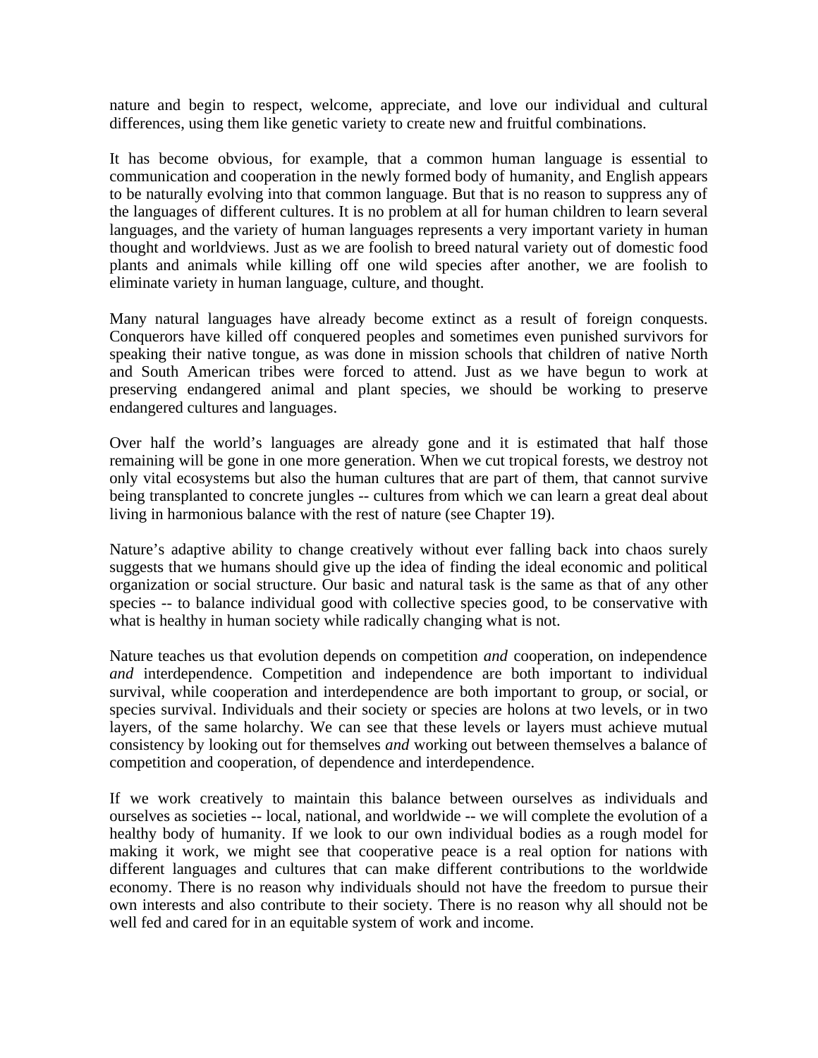nature and begin to respect, welcome, appreciate, and love our individual and cultural differences, using them like genetic variety to create new and fruitful combinations.

It has become obvious, for example, that a common human language is essential to communication and cooperation in the newly formed body of humanity, and English appears to be naturally evolving into that common language. But that is no reason to suppress any of the languages of different cultures. It is no problem at all for human children to learn several languages, and the variety of human languages represents a very important variety in human thought and worldviews. Just as we are foolish to breed natural variety out of domestic food plants and animals while killing off one wild species after another, we are foolish to eliminate variety in human language, culture, and thought.

Many natural languages have already become extinct as a result of foreign conquests. Conquerors have killed off conquered peoples and sometimes even punished survivors for speaking their native tongue, as was done in mission schools that children of native North and South American tribes were forced to attend. Just as we have begun to work at preserving endangered animal and plant species, we should be working to preserve endangered cultures and languages.

Over half the world's languages are already gone and it is estimated that half those remaining will be gone in one more generation. When we cut tropical forests, we destroy not only vital ecosystems but also the human cultures that are part of them, that cannot survive being transplanted to concrete jungles -- cultures from which we can learn a great deal about living in harmonious balance with the rest of nature (see Chapter 19).

Nature's adaptive ability to change creatively without ever falling back into chaos surely suggests that we humans should give up the idea of finding the ideal economic and political organization or social structure. Our basic and natural task is the same as that of any other species -- to balance individual good with collective species good, to be conservative with what is healthy in human society while radically changing what is not.

Nature teaches us that evolution depends on competition *and* cooperation, on independence *and* interdependence. Competition and independence are both important to individual survival, while cooperation and interdependence are both important to group, or social, or species survival. Individuals and their society or species are holons at two levels, or in two layers, of the same holarchy. We can see that these levels or layers must achieve mutual consistency by looking out for themselves *and* working out between themselves a balance of competition and cooperation, of dependence and interdependence.

If we work creatively to maintain this balance between ourselves as individuals and ourselves as societies -- local, national, and worldwide -- we will complete the evolution of a healthy body of humanity. If we look to our own individual bodies as a rough model for making it work, we might see that cooperative peace is a real option for nations with different languages and cultures that can make different contributions to the worldwide economy. There is no reason why individuals should not have the freedom to pursue their own interests and also contribute to their society. There is no reason why all should not be well fed and cared for in an equitable system of work and income.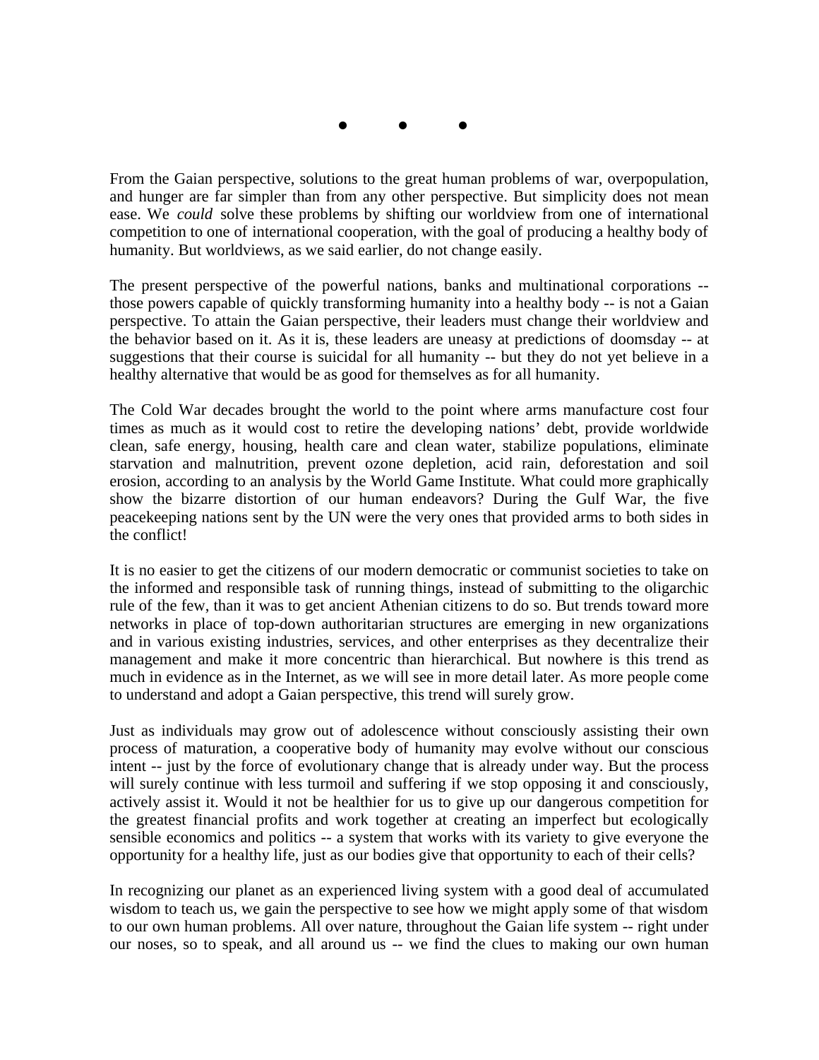• • •

From the Gaian perspective, solutions to the great human problems of war, overpopulation, and hunger are far simpler than from any other perspective. But simplicity does not mean ease. We *could* solve these problems by shifting our worldview from one of international competition to one of international cooperation, with the goal of producing a healthy body of humanity. But worldviews, as we said earlier, do not change easily.

The present perspective of the powerful nations, banks and multinational corporations -- those powers capable of quickly transforming humanity into a healthy body -- is not a Gaian perspective. To attain the Gaian perspective, their leaders must change their worldview and the behavior based on it. As it is, these leaders are uneasy at predictions of doomsday -- at suggestions that their course is suicidal for all humanity -- but they do not yet believe in a healthy alternative that would be as good for themselves as for all humanity.

The Cold War decades brought the world to the point where arms manufacture cost four times as much as it would cost to retire the developing nations' debt, provide worldwide clean, safe energy, housing, health care and clean water, stabilize populations, eliminate starvation and malnutrition, prevent ozone depletion, acid rain, deforestation and soil erosion, according to an analysis by the World Game Institute. What could more graphically show the bizarre distortion of our human endeavors? During the Gulf War, the five peacekeeping nations sent by the UN were the very ones that provided arms to both sides in the conflict!

It is no easier to get the citizens of our modern democratic or communist societies to take on the informed and responsible task of running things, instead of submitting to the oligarchic rule of the few, than it was to get ancient Athenian citizens to do so. But trends toward more networks in place of top-down authoritarian structures are emerging in new organizations and in various existing industries, services, and other enterprises as they decentralize their management and make it more concentric than hierarchical. But nowhere is this trend as much in evidence as in the Internet, as we will see in more detail later. As more people come to understand and adopt a Gaian perspective, this trend will surely grow.

Just as individuals may grow out of adolescence without consciously assisting their own process of maturation, a cooperative body of humanity may evolve without our conscious intent -- just by the force of evolutionary change that is already under way. But the process will surely continue with less turmoil and suffering if we stop opposing it and consciously, actively assist it. Would it not be healthier for us to give up our dangerous competition for the greatest financial profits and work together at creating an imperfect but ecologically sensible economics and politics -- a system that works with its variety to give everyone the opportunity for a healthy life, just as our bodies give that opportunity to each of their cells?

In recognizing our planet as an experienced living system with a good deal of accumulated wisdom to teach us, we gain the perspective to see how we might apply some of that wisdom to our own human problems. All over nature, throughout the Gaian life system -- right under our noses, so to speak, and all around us -- we find the clues to making our own human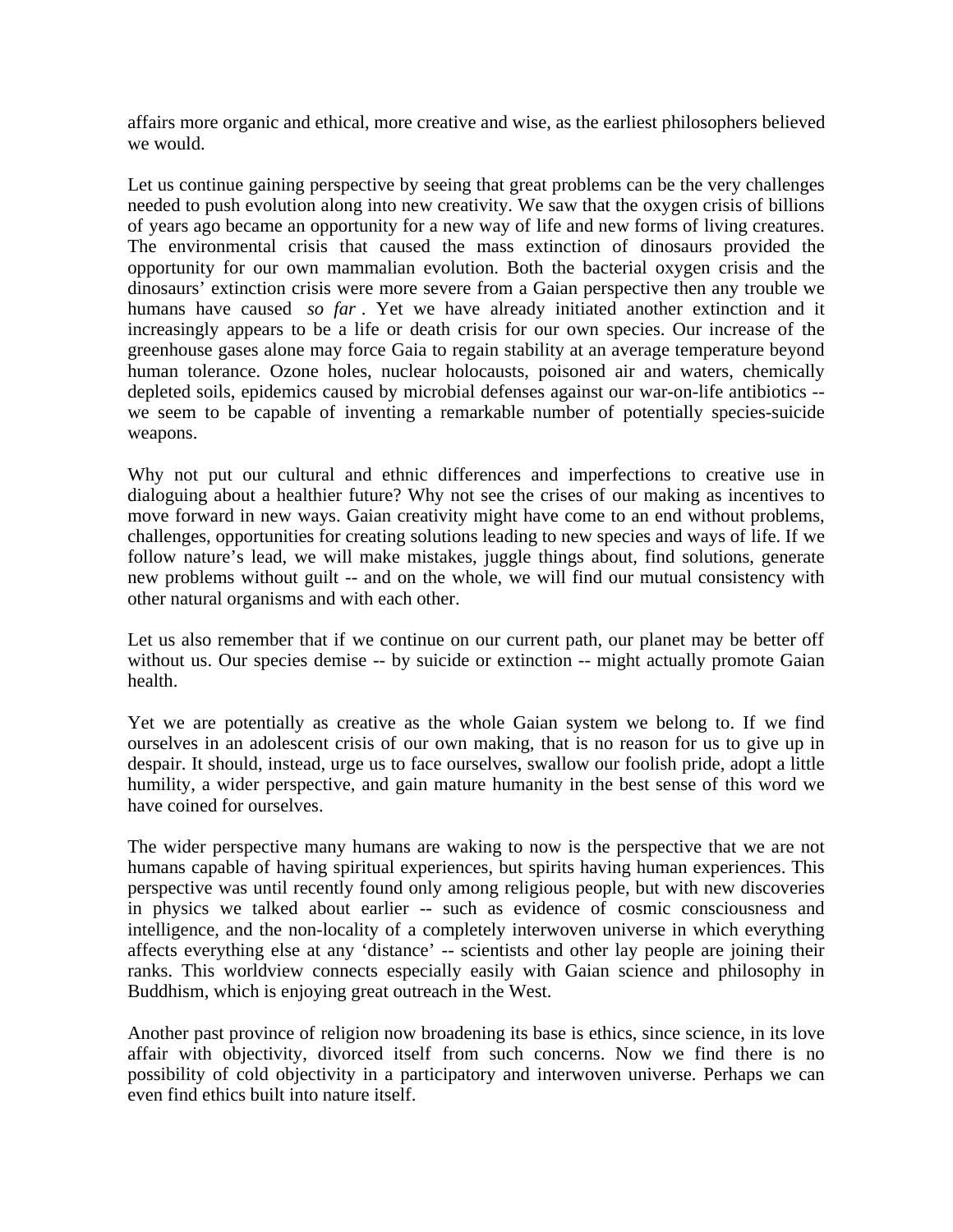affairs more organic and ethical, more creative and wise, as the earliest philosophers believed we would.

Let us continue gaining perspective by seeing that great problems can be the very challenges needed to push evolution along into new creativity. We saw that the oxygen crisis of billions of years ago became an opportunity for a new way of life and new forms of living creatures. The environmental crisis that caused the mass extinction of dinosaurs provided the opportunity for our own mammalian evolution. Both the bacterial oxygen crisis and the dinosaurs' extinction crisis were more severe from a Gaian perspective then any trouble we humans have caused *so far*. Yet we have already initiated another extinction and it increasingly appears to be a life or death crisis for our own species. Our increase of the greenhouse gases alone may force Gaia to regain stability at an average temperature beyond human tolerance. Ozone holes, nuclear holocausts, poisoned air and waters, chemically depleted soils, epidemics caused by microbial defenses against our war-on-life antibiotics -- we seem to be capable of inventing a remarkable number of potentially species-suicide weapons.

Why not put our cultural and ethnic differences and imperfections to creative use in dialoguing about a healthier future? Why not see the crises of our making as incentives to move forward in new ways. Gaian creativity might have come to an end without problems, challenges, opportunities for creating solutions leading to new species and ways of life. If we follow nature's lead, we will make mistakes, juggle things about, find solutions, generate new problems without guilt -- and on the whole, we will find our mutual consistency with other natural organisms and with each other.

Let us also remember that if we continue on our current path, our planet may be better off without us. Our species demise -- by suicide or extinction -- might actually promote Gaian health.

Yet we are potentially as creative as the whole Gaian system we belong to. If we find ourselves in an adolescent crisis of our own making, that is no reason for us to give up in despair. It should, instead, urge us to face ourselves, swallow our foolish pride, adopt a little humility, a wider perspective, and gain mature humanity in the best sense of this word we have coined for ourselves.

The wider perspective many humans are waking to now is the perspective that we are not humans capable of having spiritual experiences, but spirits having human experiences. This perspective was until recently found only among religious people, but with new discoveries in physics we talked about earlier -- such as evidence of cosmic consciousness and intelligence, and the non-locality of a completely interwoven universe in which everything affects everything else at any 'distance' -- scientists and other lay people are joining their ranks. This worldview connects especially easily with Gaian science and philosophy in Buddhism, which is enjoying great outreach in the West.

Another past province of religion now broadening its base is ethics, since science, in its love affair with objectivity, divorced itself from such concerns. Now we find there is no possibility of cold objectivity in a participatory and interwoven universe. Perhaps we can even find ethics built into nature itself.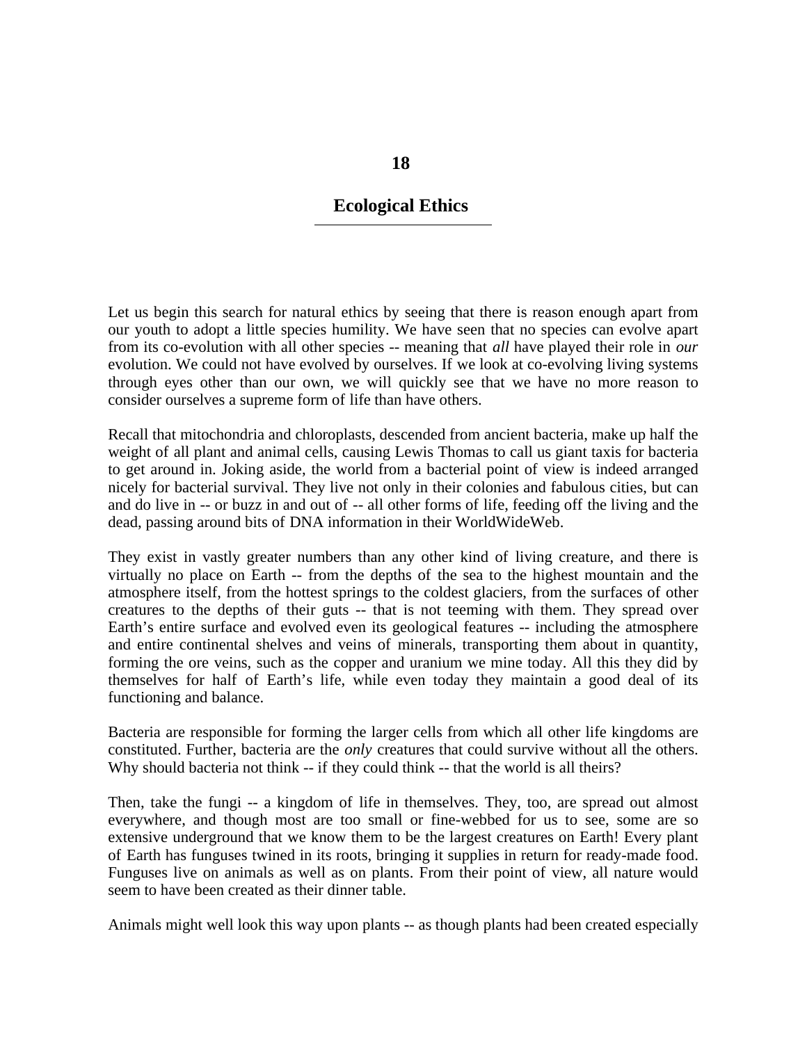# 18

# Ecological Ethics

Let us begin this search for natural ethics by seeing that there is reason enough apart from our youth to adopt a little species humility. We have seen that no species can evolve apart from its co-evolution with all other species -- meaning that *all* have played their role in *our* evolution. We could not have evolved by ourselves. If we look at co-evolving living systems through eyes other than our own, we will quickly see that we have no more reason to consider ourselves a supreme form of life than have others.

Recall that mitochondria and chloroplasts, descended from ancient bacteria, make up half the weight of all plant and animal cells, causing Lewis Thomas to call us giant taxis for bacteria to get around in. Joking aside, the world from a bacterial point of view is indeed arranged nicely for bacterial survival. They live not only in their colonies and fabulous cities, but can and do live in -- or buzz in and out of -- all other forms of life, feeding off the living and the dead, passing around bits of DNA information in their WorldWideWeb.

They exist in vastly greater numbers than any other kind of living creature, and there is virtually no place on Earth -- from the depths of the sea to the highest mountain and the atmosphere itself, from the hottest springs to the coldest glaciers, from the surfaces of other creatures to the depths of their guts -- that is not teeming with them. They spread over Earth's entire surface and evolved even its geological features -- including the atmosphere and entire continental shelves and veins of minerals, transporting them about in quantity, forming the ore veins, such as the copper and uranium we mine today. All this they did by themselves for half of Earth's life, while even today they maintain a good deal of its functioning and balance.

Bacteria are responsible for forming the larger cells from which all other life kingdoms are constituted. Further, bacteria are the *only* creatures that could survive without all the others. Why should bacteria not think -- if they could think -- that the world is all theirs?

Then, take the fungi -- a kingdom of life in themselves. They, too, are spread out almost everywhere, and though most are too small or fine-webbed for us to see, some are so extensive underground that we know them to be the largest creatures on Earth! Every plant of Earth has funguses twined in its roots, bringing it supplies in return for ready-made food. Funguses live on animals as well as on plants. From their point of view, all nature would seem to have been created as their dinner table.

Animals might well look this way upon plants -- as though plants had been created especially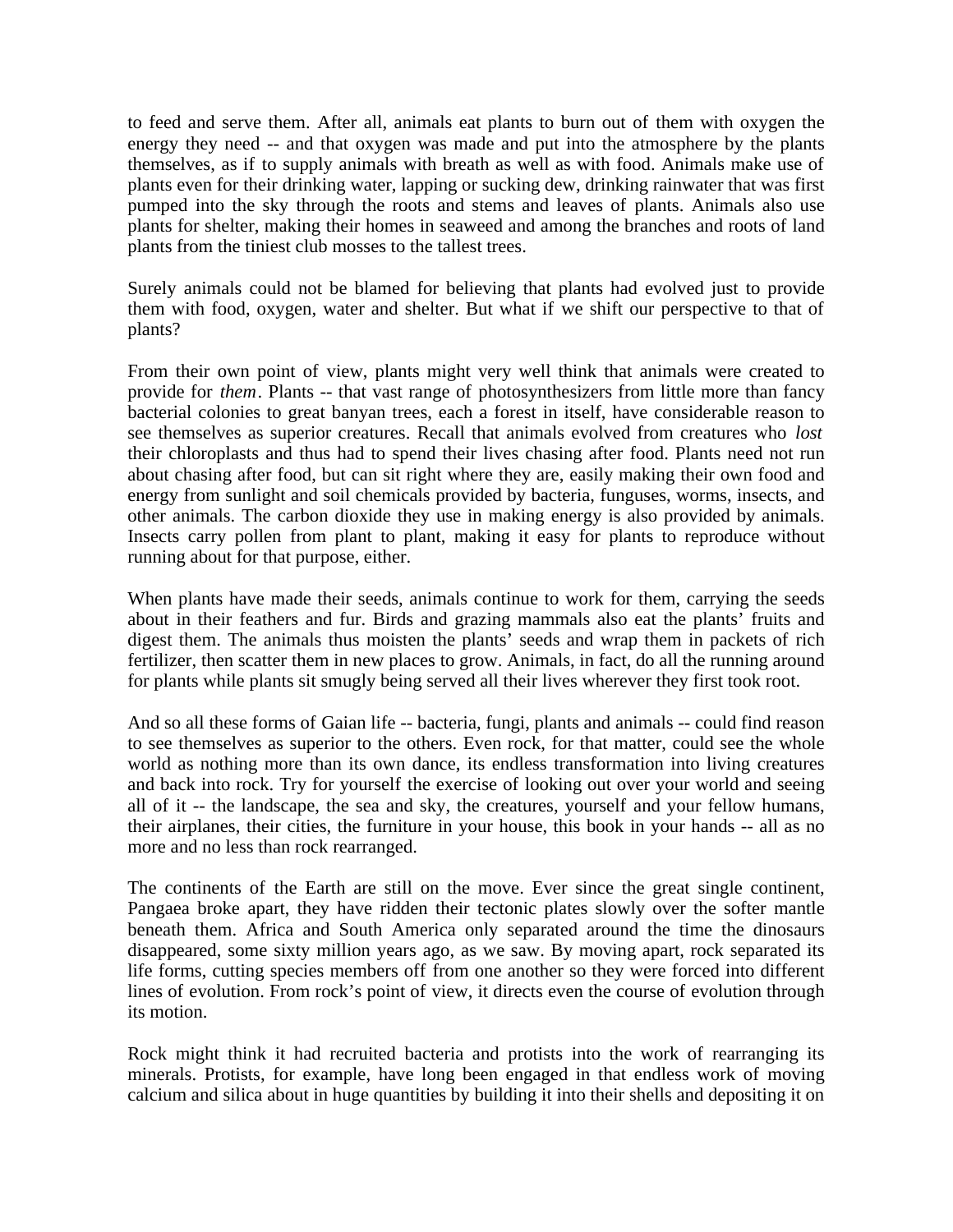to feed and serve them. After all, animals eat plants to burn out of them with oxygen the energy they need -- and that oxygen was made and put into the atmosphere by the plants themselves, as if to supply animals with breath as well as with food. Animals make use of plants even for their drinking water, lapping or sucking dew, drinking rainwater that was first pumped into the sky through the roots and stems and leaves of plants. Animals also use plants for shelter, making their homes in seaweed and among the branches and roots of land plants from the tiniest club mosses to the tallest trees.

Surely animals could not be blamed for believing that plants had evolved just to provide them with food, oxygen, water and shelter. But what if we shift our perspective to that of plants?

From their own point of view, plants might very well think that animals were created to provide for *them*. Plants -- that vast range of photosynthesizers from little more than fancy bacterial colonies to great banyan trees, each a forest in itself, have considerable reason to see themselves as superior creatures. Recall that animals evolved from creatures who *lost* their chloroplasts and thus had to spend their lives chasing after food. Plants need not run about chasing after food, but can sit right where they are, easily making their own food and energy from sunlight and soil chemicals provided by bacteria, funguses, worms, insects, and other animals. The carbon dioxide they use in making energy is also provided by animals. Insects carry pollen from plant to plant, making it easy for plants to reproduce without running about for that purpose, either.

When plants have made their seeds, animals continue to work for them, carrying the seeds about in their feathers and fur. Birds and grazing mammals also eat the plants' fruits and digest them. The animals thus moisten the plants' seeds and wrap them in packets of rich fertilizer, then scatter them in new places to grow. Animals, in fact, do all the running around for plants while plants sit smugly being served all their lives wherever they first took root.

And so all these forms of Gaian life -- bacteria, fungi, plants and animals -- could find reason to see themselves as superior to the others. Even rock, for that matter, could see the whole world as nothing more than its own dance, its endless transformation into living creatures and back into rock. Try for yourself the exercise of looking out over your world and seeing all of it -- the landscape, the sea and sky, the creatures, yourself and your fellow humans, their airplanes, their cities, the furniture in your house, this book in your hands -- all as no more and no less than rock rearranged.

The continents of the Earth are still on the move. Ever since the great single continent, Pangaea broke apart, they have ridden their tectonic plates slowly over the softer mantle beneath them. Africa and South America only separated around the time the dinosaurs disappeared, some sixty million years ago, as we saw. By moving apart, rock separated its life forms, cutting species members off from one another so they were forced into different lines of evolution. From rock's point of view, it directs even the course of evolution through its motion.

Rock might think it had recruited bacteria and protists into the work of rearranging its minerals. Protists, for example, have long been engaged in that endless work of moving calcium and silica about in huge quantities by building it into their shells and depositing it on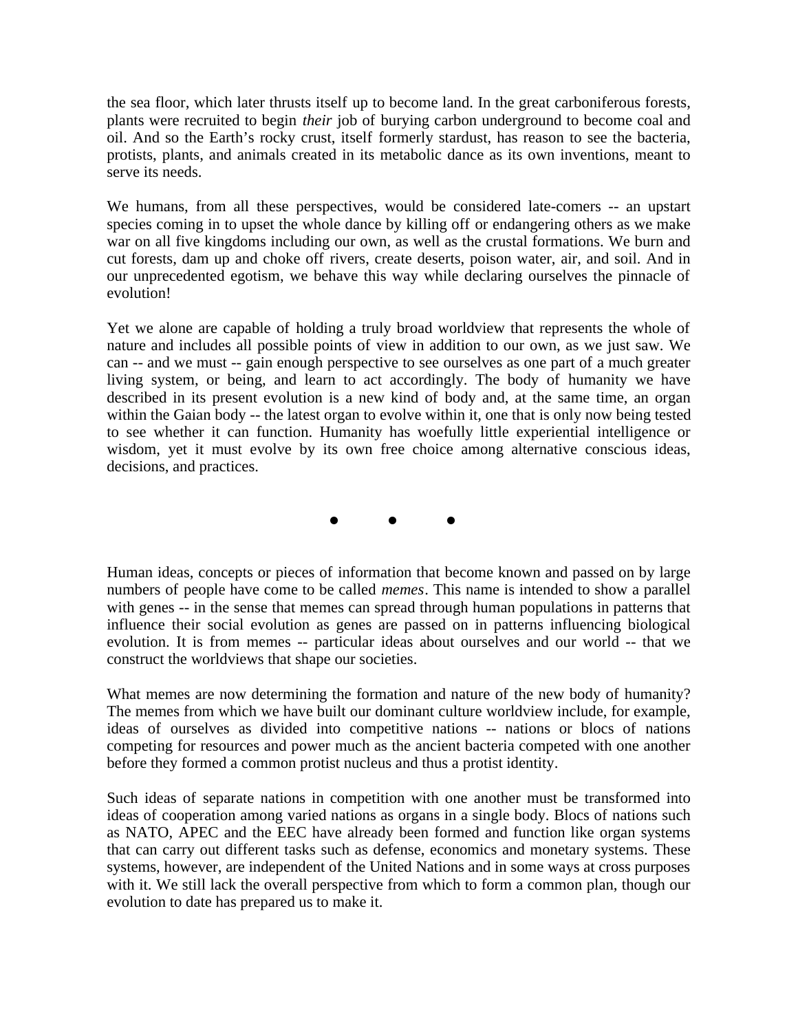the sea floor, which later thrusts itself up to become land. In the great carboniferous forests, plants were recruited to begin *their* job of burying carbon underground to become coal and oil. And so the Earth's rocky crust, itself formerly stardust, has reason to see the bacteria, protists, plants, and animals created in its metabolic dance as its own inventions, meant to serve its needs.

We humans, from all these perspectives, would be considered late-comers -- an upstart species coming in to upset the whole dance by killing off or endangering others as we make war on all five kingdoms including our own, as well as the crustal formations. We burn and cut forests, dam up and choke off rivers, create deserts, poison water, air, and soil. And in our unprecedented egotism, we behave this way while declaring ourselves the pinnacle of evolution!

Yet we alone are capable of holding a truly broad worldview that represents the whole of nature and includes all possible points of view in addition to our own, as we just saw. We can -- and we must -- gain enough perspective to see ourselves as one part of a much greater living system, or being, and learn to act accordingly. The body of humanity we have described in its present evolution is a new kind of body and, at the same time, an organ within the Gaian body -- the latest organ to evolve within it, one that is only now being tested to see whether it can function. Humanity has woefully little experiential intelligence or wisdom, yet it must evolve by its own free choice among alternative conscious ideas, decisions, and practices.

• • •

Human ideas, concepts or pieces of information that become known and passed on by large numbers of people have come to be called *memes*. This name is intended to show a parallel with genes -- in the sense that memes can spread through human populations in patterns that influence their social evolution as genes are passed on in patterns influencing biological evolution. It is from memes -- particular ideas about ourselves and our world -- that we construct the worldviews that shape our societies.

What memes are now determining the formation and nature of the new body of humanity? The memes from which we have built our dominant culture worldview include, for example, ideas of ourselves as divided into competitive nations -- nations or blocs of nations competing for resources and power much as the ancient bacteria competed with one another before they formed a common protist nucleus and thus a protist identity.

Such ideas of separate nations in competition with one another must be transformed into ideas of cooperation among varied nations as organs in a single body. Blocs of nations such as NATO, APEC and the EEC have already been formed and function like organ systems that can carry out different tasks such as defense, economics and monetary systems. These systems, however, are independent of the United Nations and in some ways at cross purposes with it. We still lack the overall perspective from which to form a common plan, though our evolution to date has prepared us to make it.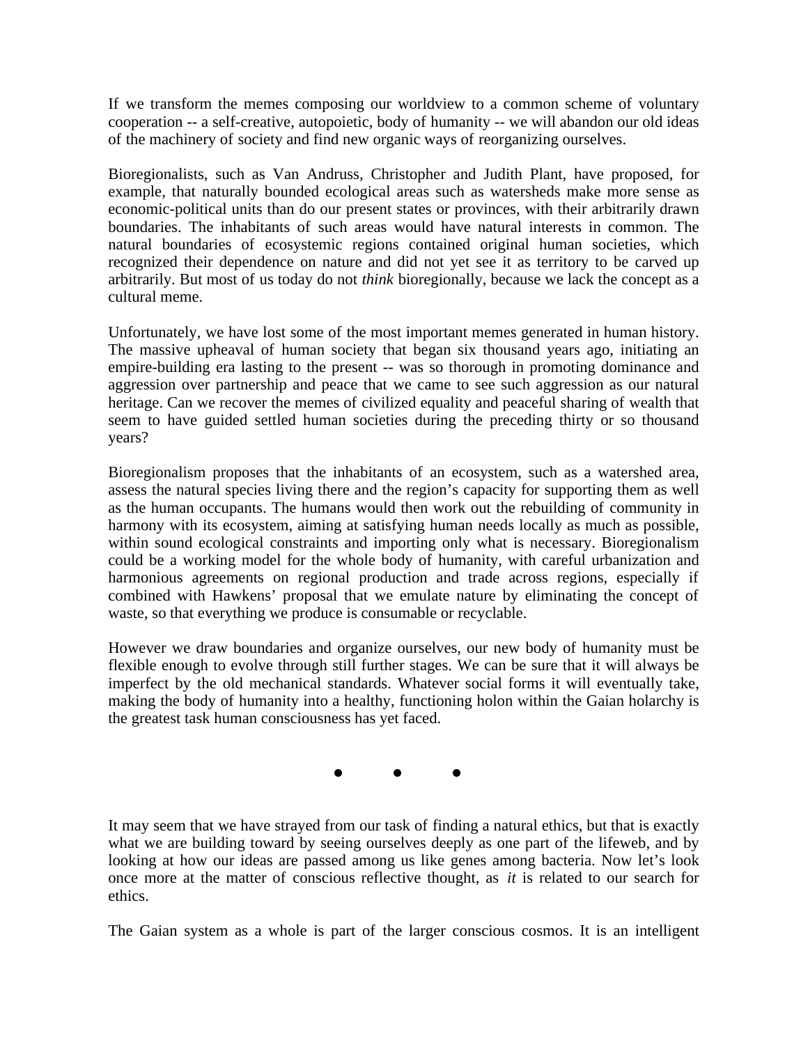If we transform the memes composing our worldview to a common scheme of voluntary cooperation -- a self-creative, autopoietic, body of humanity -- we will abandon our old ideas of the machinery of society and find new organic ways of reorganizing ourselves.

Bioregionalists, such as Van Andruss, Christopher and Judith Plant, have proposed, for example, that naturally bounded ecological areas such as watersheds make more sense as economic-political units than do our present states or provinces, with their arbitrarily drawn boundaries. The inhabitants of such areas would have natural interests in common. The natural boundaries of ecosystemic regions contained original human societies, which recognized their dependence on nature and did not yet see it as territory to be carved up arbitrarily. But most of us today do not *think* bioregionally, because we lack the concept as a cultural meme.

Unfortunately, we have lost some of the most important memes generated in human history. The massive upheaval of human society that began six thousand years ago, initiating an empire-building era lasting to the present -- was so thorough in promoting dominance and aggression over partnership and peace that we came to see such aggression as our natural heritage. Can we recover the memes of civilized equality and peaceful sharing of wealth that seem to have guided settled human societies during the preceding thirty or so thousand years?

Bioregionalism proposes that the inhabitants of an ecosystem, such as a watershed area, assess the natural species living there and the region's capacity for supporting them as well as the human occupants. The humans would then work out the rebuilding of community in harmony with its ecosystem, aiming at satisfying human needs locally as much as possible, within sound ecological constraints and importing only what is necessary. Bioregionalism could be a working model for the whole body of humanity, with careful urbanization and harmonious agreements on regional production and trade across regions, especially if combined with Hawkens' proposal that we emulate nature by eliminating the concept of waste, so that everything we produce is consumable or recyclable.

However we draw boundaries and organize ourselves, our new body of humanity must be flexible enough to evolve through still further stages. We can be sure that it will always be imperfect by the old mechanical standards. Whatever social forms it will eventually take, making the body of humanity into a healthy, functioning holon within the Gaian holarchy is the greatest task human consciousness has yet faced.

● ● ●

It may seem that we have strayed from our task of finding a natural ethics, but that is exactly what we are building toward by seeing ourselves deeply as one part of the lifeweb, and by looking at how our ideas are passed among us like genes among bacteria. Now let's look once more at the matter of conscious reflective thought, as *it* is related to our search for ethics.

The Gaian system as a whole is part of the larger conscious cosmos. It is an intelligent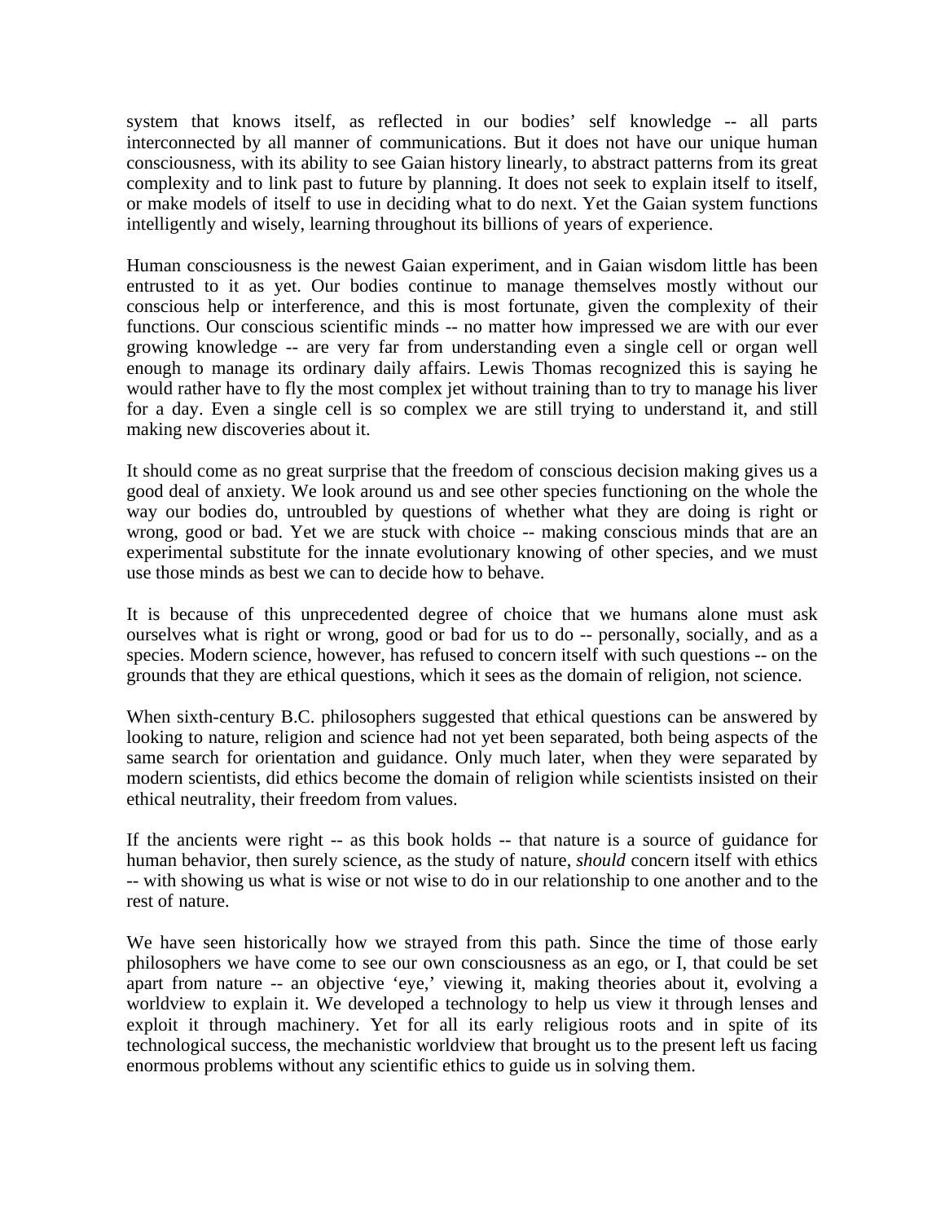system that knows itself, as reflected in our bodies' self knowledge -- all parts interconnected by all manner of communications. But it does not have our unique human consciousness, with its ability to see Gaian history linearly, to abstract patterns from its great complexity and to link past to future by planning. It does not seek to explain itself to itself, or make models of itself to use in deciding what to do next. Yet the Gaian system functions intelligently and wisely, learning throughout its billions of years of experience.

Human consciousness is the newest Gaian experiment, and in Gaian wisdom little has been entrusted to it as yet. Our bodies continue to manage themselves mostly without our conscious help or interference, and this is most fortunate, given the complexity of their functions. Our conscious scientific minds -- no matter how impressed we are with our ever growing knowledge -- are very far from understanding even a single cell or organ well enough to manage its ordinary daily affairs. Lewis Thomas recognized this is saying he would rather have to fly the most complex jet without training than to try to manage his liver for a day. Even a single cell is so complex we are still trying to understand it, and still making new discoveries about it.

It should come as no great surprise that the freedom of conscious decision making gives us a good deal of anxiety. We look around us and see other species functioning on the whole the way our bodies do, untroubled by questions of whether what they are doing is right or wrong, good or bad. Yet we are stuck with choice -- making conscious minds that are an experimental substitute for the innate evolutionary knowing of other species, and we must use those minds as best we can to decide how to behave.

It is because of this unprecedented degree of choice that we humans alone must ask ourselves what is right or wrong, good or bad for us to do -- personally, socially, and as a species. Modern science, however, has refused to concern itself with such questions -- on the grounds that they are ethical questions, which it sees as the domain of religion, not science.

When sixth-century B.C. philosophers suggested that ethical questions can be answered by looking to nature, religion and science had not yet been separated, both being aspects of the same search for orientation and guidance. Only much later, when they were separated by modern scientists, did ethics become the domain of religion while scientists insisted on their ethical neutrality, their freedom from values.

If the ancients were right -- as this book holds -- that nature is a source of guidance for human behavior, then surely science, as the study of nature, *should* concern itself with ethics -- with showing us what is wise or not wise to do in our relationship to one another and to the rest of nature.

We have seen historically how we strayed from this path. Since the time of those early philosophers we have come to see our own consciousness as an ego, or I, that could be set apart from nature -- an objective 'eye,' viewing it, making theories about it, evolving a worldview to explain it. We developed a technology to help us view it through lenses and exploit it through machinery. Yet for all its early religious roots and in spite of its technological success, the mechanistic worldview that brought us to the present left us facing enormous problems without any scientific ethics to guide us in solving them.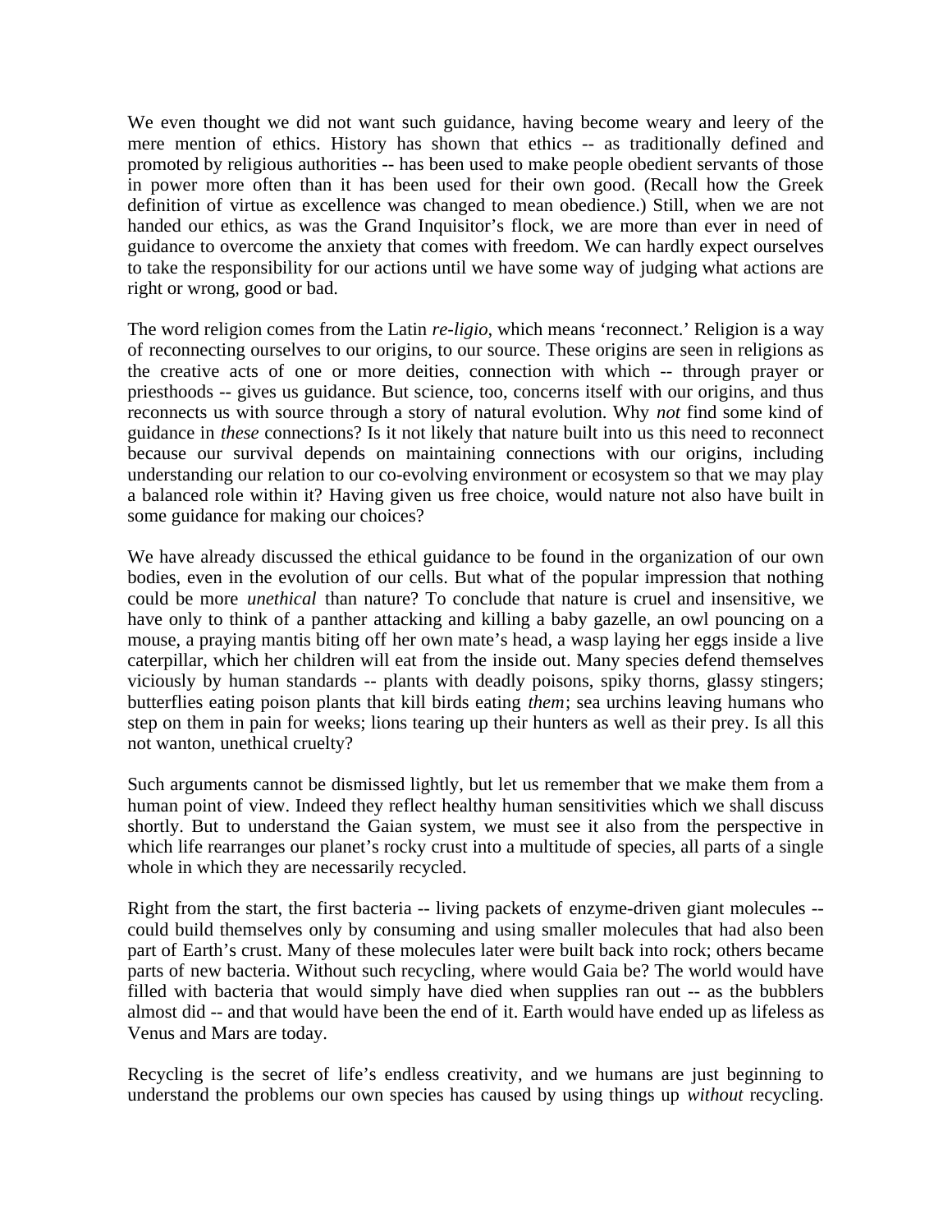We even thought we did not want such guidance, having become weary and leery of the mere mention of ethics. History has shown that ethics -- as traditionally defined and promoted by religious authorities -- has been used to make people obedient servants of those in power more often than it has been used for their own good. (Recall how the Greek definition of virtue as excellence was changed to mean obedience.) Still, when we are not handed our ethics, as was the Grand Inquisitor's flock, we are more than ever in need of guidance to overcome the anxiety that comes with freedom. We can hardly expect ourselves to take the responsibility for our actions until we have some way of judging what actions are right or wrong, good or bad.

The word religion comes from the Latin *re-ligio*, which means 'reconnect.' Religion is a way of reconnecting ourselves to our origins, to our source. These origins are seen in religions as the creative acts of one or more deities, connection with which -- through prayer or priesthoods -- gives us guidance. But science, too, concerns itself with our origins, and thus reconnects us with source through a story of natural evolution. Why *not* find some kind of guidance in *these* connections? Is it not likely that nature built into us this need to reconnect because our survival depends on maintaining connections with our origins, including understanding our relation to our co-evolving environment or ecosystem so that we may play a balanced role within it? Having given us free choice, would nature not also have built in some guidance for making our choices?

We have already discussed the ethical guidance to be found in the organization of our own bodies, even in the evolution of our cells. But what of the popular impression that nothing could be more *unethical* than nature? To conclude that nature is cruel and insensitive, we have only to think of a panther attacking and killing a baby gazelle, an owl pouncing on a mouse, a praying mantis biting off her own mate's head, a wasp laying her eggs inside a live caterpillar, which her children will eat from the inside out. Many species defend themselves viciously by human standards -- plants with deadly poisons, spiky thorns, glassy stingers; butterflies eating poison plants that kill birds eating *them*; sea urchins leaving humans who step on them in pain for weeks; lions tearing up their hunters as well as their prey. Is all this not wanton, unethical cruelty?

Such arguments cannot be dismissed lightly, but let us remember that we make them from a human point of view. Indeed they reflect healthy human sensitivities which we shall discuss shortly. But to understand the Gaian system, we must see it also from the perspective in which life rearranges our planet's rocky crust into a multitude of species, all parts of a single whole in which they are necessarily recycled.

Right from the start, the first bacteria -- living packets of enzyme-driven giant molecules -- could build themselves only by consuming and using smaller molecules that had also been part of Earth's crust. Many of these molecules later were built back into rock; others became parts of new bacteria. Without such recycling, where would Gaia be? The world would have filled with bacteria that would simply have died when supplies ran out -- as the bubblers almost did -- and that would have been the end of it. Earth would have ended up as lifeless as Venus and Mars are today.

Recycling is the secret of life's endless creativity, and we humans are just beginning to understand the problems our own species has caused by using things up *without* recycling.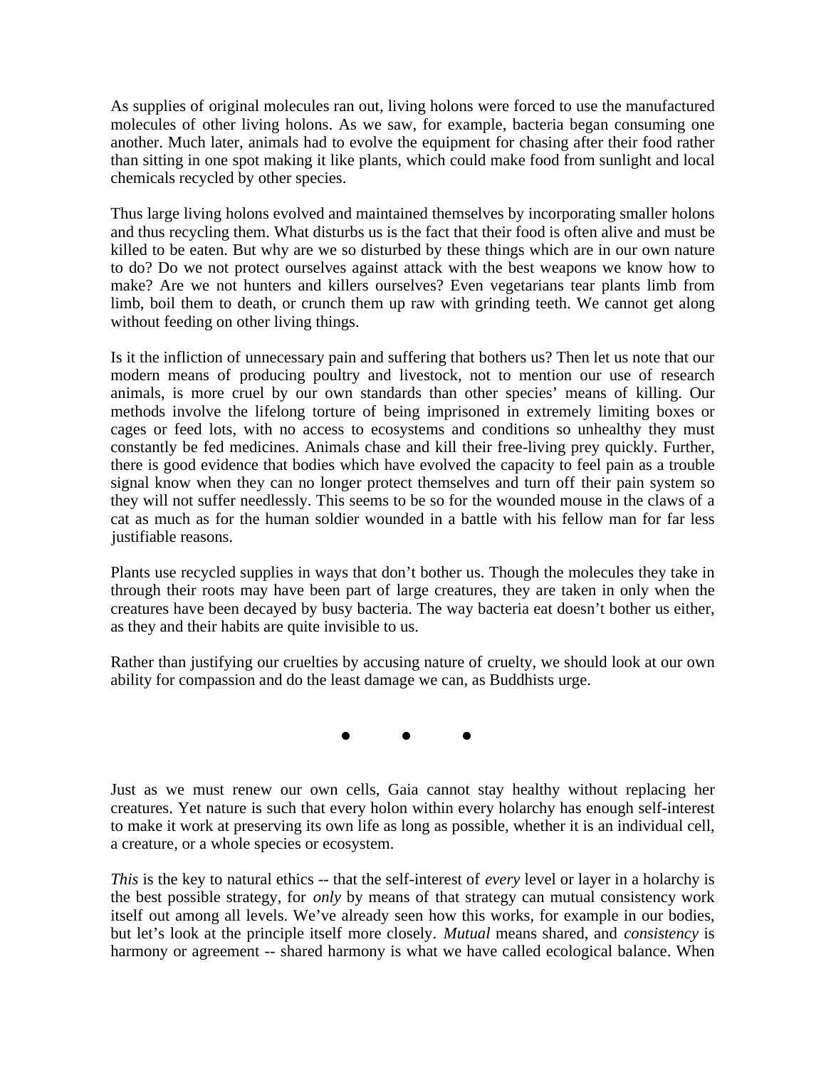As supplies of original molecules ran out, living holons were forced to use the manufactured molecules of other living holons. As we saw, for example, bacteria began consuming one another. Much later, animals had to evolve the equipment for chasing after their food rather than sitting in one spot making it like plants, which could make food from sunlight and local chemicals recycled by other species.

Thus large living holons evolved and maintained themselves by incorporating smaller holons and thus recycling them. What disturbs us is the fact that their food is often alive and must be killed to be eaten. But why are we so disturbed by these things which are in our own nature to do? Do we not protect ourselves against attack with the best weapons we know how to make? Are we not hunters and killers ourselves? Even vegetarians tear plants limb from limb, boil them to death, or crunch them up raw with grinding teeth. We cannot get along without feeding on other living things.

Is it the infliction of unnecessary pain and suffering that bothers us? Then let us note that our modern means of producing poultry and livestock, not to mention our use of research animals, is more cruel by our own standards than other species' means of killing. Our methods involve the lifelong torture of being imprisoned in extremely limiting boxes or cages or feed lots, with no access to ecosystems and conditions so unhealthy they must constantly be fed medicines. Animals chase and kill their free-living prey quickly. Further, there is good evidence that bodies which have evolved the capacity to feel pain as a trouble signal know when they can no longer protect themselves and turn off their pain system so they will not suffer needlessly. This seems to be so for the wounded mouse in the claws of a cat as much as for the human soldier wounded in a battle with his fellow man for far less justifiable reasons.

Plants use recycled supplies in ways that don't bother us. Though the molecules they take in through their roots may have been part of large creatures, they are taken in only when the creatures have been decayed by busy bacteria. The way bacteria eat doesn't bother us either, as they and their habits are quite invisible to us.

Rather than justifying our cruelties by accusing nature of cruelty, we should look at our own ability for compassion and do the least damage we can, as Buddhists urge.

● ● ●

Just as we must renew our own cells, Gaia cannot stay healthy without replacing her creatures. Yet nature is such that every holon within every holarchy has enough self-interest to make it work at preserving its own life as long as possible, whether it is an individual cell, a creature, or a whole species or ecosystem.

*This* is the key to natural ethics -- that the self-interest of *every* level or layer in a holarchy is the best possible strategy, for *only* by means of that strategy can mutual consistency work itself out among all levels. We've already seen how this works, for example in our bodies, but let's look at the principle itself more closely. *Mutual* means shared, and *consistency* is harmony or agreement -- shared harmony is what we have called ecological balance. When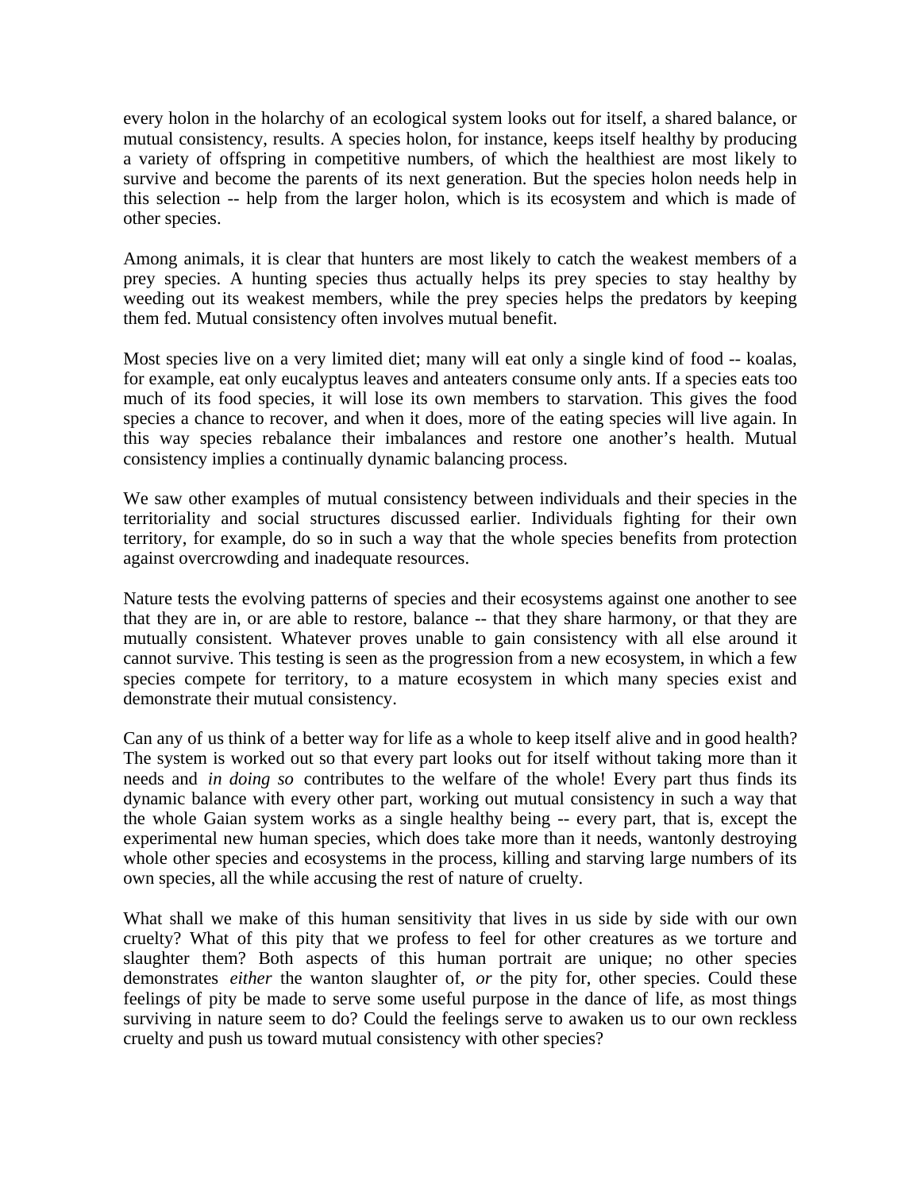every holon in the holarchy of an ecological system looks out for itself, a shared balance, or mutual consistency, results. A species holon, for instance, keeps itself healthy by producing a variety of offspring in competitive numbers, of which the healthiest are most likely to survive and become the parents of its next generation. But the species holon needs help in this selection -- help from the larger holon, which is its ecosystem and which is made of other species.

Among animals, it is clear that hunters are most likely to catch the weakest members of a prey species. A hunting species thus actually helps its prey species to stay healthy by weeding out its weakest members, while the prey species helps the predators by keeping them fed. Mutual consistency often involves mutual benefit.

Most species live on a very limited diet; many will eat only a single kind of food -- koalas, for example, eat only eucalyptus leaves and anteaters consume only ants. If a species eats too much of its food species, it will lose its own members to starvation. This gives the food species a chance to recover, and when it does, more of the eating species will live again. In this way species rebalance their imbalances and restore one another's health. Mutual consistency implies a continually dynamic balancing process.

We saw other examples of mutual consistency between individuals and their species in the territoriality and social structures discussed earlier. Individuals fighting for their own territory, for example, do so in such a way that the whole species benefits from protection against overcrowding and inadequate resources.

Nature tests the evolving patterns of species and their ecosystems against one another to see that they are in, or are able to restore, balance -- that they share harmony, or that they are mutually consistent. Whatever proves unable to gain consistency with all else around it cannot survive. This testing is seen as the progression from a new ecosystem, in which a few species compete for territory, to a mature ecosystem in which many species exist and demonstrate their mutual consistency.

Can any of us think of a better way for life as a whole to keep itself alive and in good health? The system is worked out so that every part looks out for itself without taking more than it needs and *in doing so* contributes to the welfare of the whole! Every part thus finds its dynamic balance with every other part, working out mutual consistency in such a way that the whole Gaian system works as a single healthy being -- every part, that is, except the experimental new human species, which does take more than it needs, wantonly destroying whole other species and ecosystems in the process, killing and starving large numbers of its own species, all the while accusing the rest of nature of cruelty.

What shall we make of this human sensitivity that lives in us side by side with our own cruelty? What of this pity that we profess to feel for other creatures as we torture and slaughter them? Both aspects of this human portrait are unique; no other species demonstrates *either* the wanton slaughter of, *or* the pity for, other species. Could these feelings of pity be made to serve some useful purpose in the dance of life, as most things surviving in nature seem to do? Could the feelings serve to awaken us to our own reckless cruelty and push us toward mutual consistency with other species?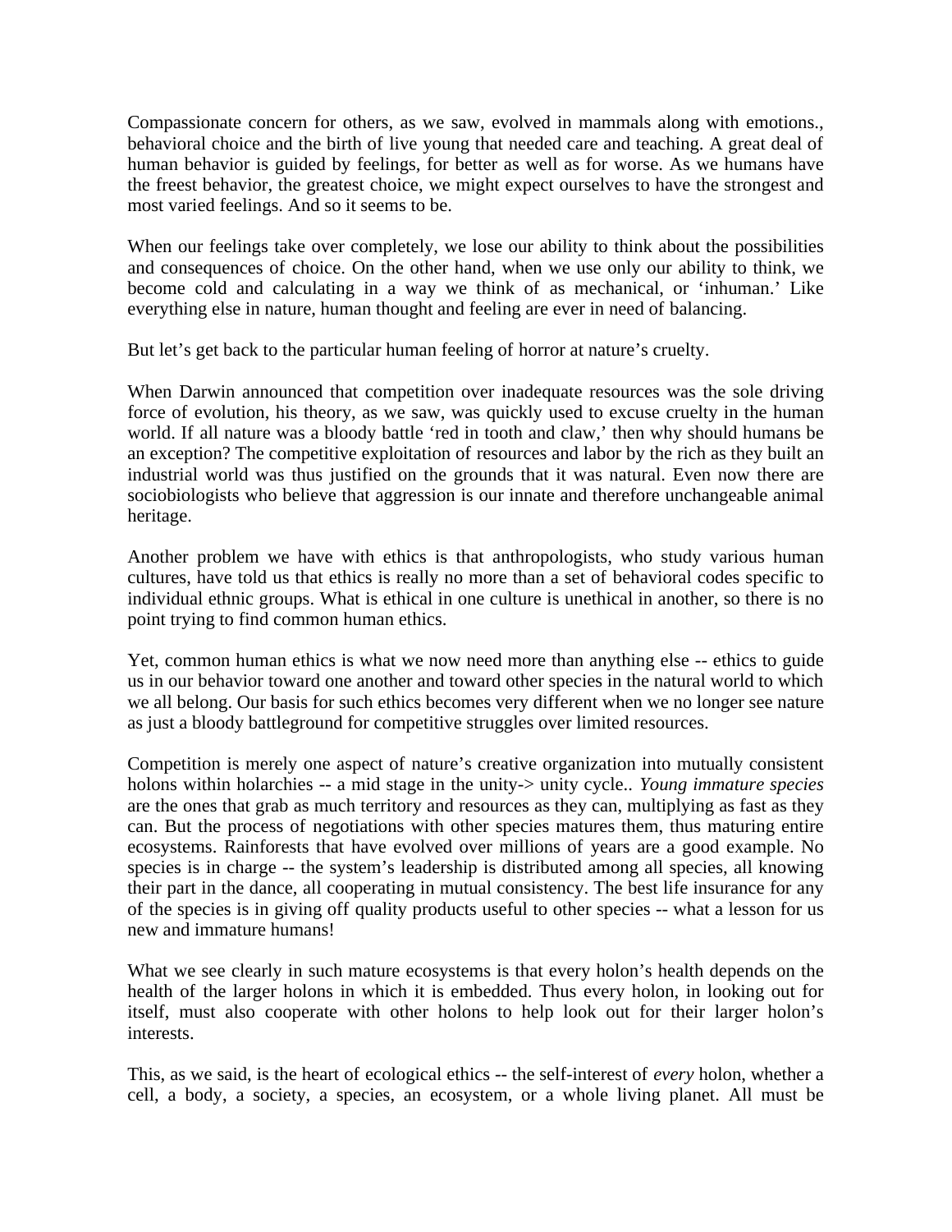Compassionate concern for others, as we saw, evolved in mammals along with emotions., behavioral choice and the birth of live young that needed care and teaching. A great deal of human behavior is guided by feelings, for better as well as for worse. As we humans have the freest behavior, the greatest choice, we might expect ourselves to have the strongest and most varied feelings. And so it seems to be.

When our feelings take over completely, we lose our ability to think about the possibilities and consequences of choice. On the other hand, when we use only our ability to think, we become cold and calculating in a way we think of as mechanical, or 'inhuman.' Like everything else in nature, human thought and feeling are ever in need of balancing.

But let's get back to the particular human feeling of horror at nature's cruelty.

When Darwin announced that competition over inadequate resources was the sole driving force of evolution, his theory, as we saw, was quickly used to excuse cruelty in the human world. If all nature was a bloody battle 'red in tooth and claw,' then why should humans be an exception? The competitive exploitation of resources and labor by the rich as they built an industrial world was thus justified on the grounds that it was natural. Even now there are sociobiologists who believe that aggression is our innate and therefore unchangeable animal heritage.

Another problem we have with ethics is that anthropologists, who study various human cultures, have told us that ethics is really no more than a set of behavioral codes specific to individual ethnic groups. What is ethical in one culture is unethical in another, so there is no point trying to find common human ethics.

Yet, common human ethics is what we now need more than anything else -- ethics to guide us in our behavior toward one another and toward other species in the natural world to which we all belong. Our basis for such ethics becomes very different when we no longer see nature as just a bloody battleground for competitive struggles over limited resources.

Competition is merely one aspect of nature's creative organization into mutually consistent holons within holarchies -- a mid stage in the unity-> unity cycle.. *Young immature species* are the ones that grab as much territory and resources as they can, multiplying as fast as they can. But the process of negotiations with other species matures them, thus maturing entire ecosystems. Rainforests that have evolved over millions of years are a good example. No species is in charge -- the system's leadership is distributed among all species, all knowing their part in the dance, all cooperating in mutual consistency. The best life insurance for any of the species is in giving off quality products useful to other species -- what a lesson for us new and immature humans!

What we see clearly in such mature ecosystems is that every holon's health depends on the health of the larger holons in which it is embedded. Thus every holon, in looking out for itself, must also cooperate with other holons to help look out for their larger holon's interests.

This, as we said, is the heart of ecological ethics -- the self-interest of *every* holon, whether a cell, a body, a society, a species, an ecosystem, or a whole living planet. All must be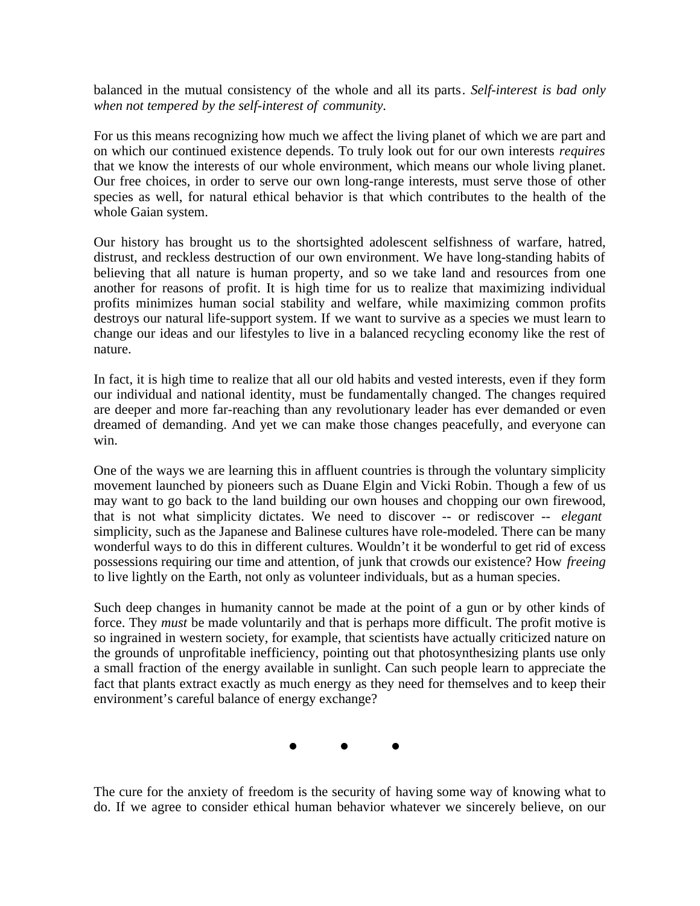balanced in the mutual consistency of the whole and all its parts. *Self-interest is bad only when not tempered by the self-interest of community.*

For us this means recognizing how much we affect the living planet of which we are part and on which our continued existence depends. To truly look out for our own interests *requires* that we know the interests of our whole environment, which means our whole living planet. Our free choices, in order to serve our own long-range interests, must serve those of other species as well, for natural ethical behavior is that which contributes to the health of the whole Gaian system.

Our history has brought us to the shortsighted adolescent selfishness of warfare, hatred, distrust, and reckless destruction of our own environment. We have long-standing habits of believing that all nature is human property, and so we take land and resources from one another for reasons of profit. It is high time for us to realize that maximizing individual profits minimizes human social stability and welfare, while maximizing common profits destroys our natural life-support system. If we want to survive as a species we must learn to change our ideas and our lifestyles to live in a balanced recycling economy like the rest of nature.

In fact, it is high time to realize that all our old habits and vested interests, even if they form our individual and national identity, must be fundamentally changed. The changes required are deeper and more far-reaching than any revolutionary leader has ever demanded or even dreamed of demanding. And yet we can make those changes peacefully, and everyone can win.

One of the ways we are learning this in affluent countries is through the voluntary simplicity movement launched by pioneers such as Duane Elgin and Vicki Robin. Though a few of us may want to go back to the land building our own houses and chopping our own firewood, that is not what simplicity dictates. We need to discover -- or rediscover -- *elegant* simplicity, such as the Japanese and Balinese cultures have role-modeled. There can be many wonderful ways to do this in different cultures. Wouldn't it be wonderful to get rid of excess possessions requiring our time and attention, of junk that crowds our existence? How *freeing* to live lightly on the Earth, not only as volunteer individuals, but as a human species.

Such deep changes in humanity cannot be made at the point of a gun or by other kinds of force. They *must* be made voluntarily and that is perhaps more difficult. The profit motive is so ingrained in western society, for example, that scientists have actually criticized nature on the grounds of unprofitable inefficiency, pointing out that photosynthesizing plants use only a small fraction of the energy available in sunlight. Can such people learn to appreciate the fact that plants extract exactly as much energy as they need for themselves and to keep their environment's careful balance of energy exchange?

● ● ●

The cure for the anxiety of freedom is the security of having some way of knowing what to do. If we agree to consider ethical human behavior whatever we sincerely believe, on our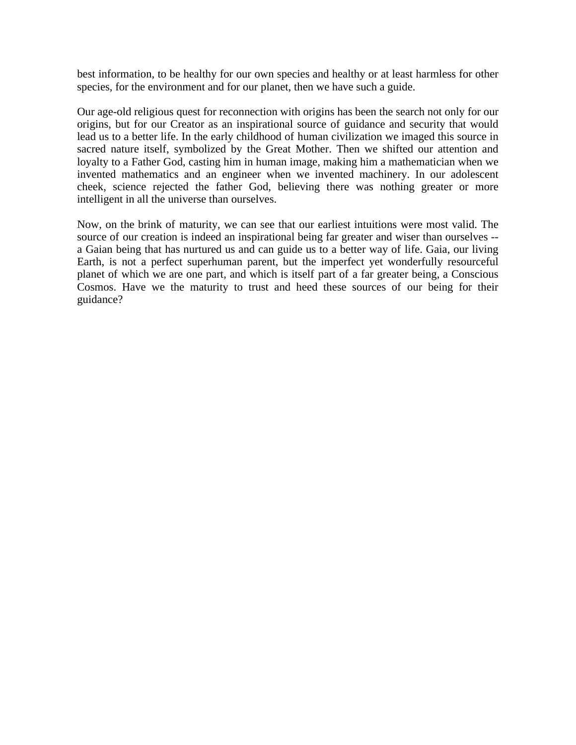best information, to be healthy for our own species and healthy or at least harmless for other species, for the environment and for our planet, then we have such a guide.

Our age-old religious quest for reconnection with origins has been the search not only for our origins, but for our Creator as an inspirational source of guidance and security that would lead us to a better life. In the early childhood of human civilization we imaged this source in sacred nature itself, symbolized by the Great Mother. Then we shifted our attention and loyalty to a Father God, casting him in human image, making him a mathematician when we invented mathematics and an engineer when we invented machinery. In our adolescent cheek, science rejected the father God, believing there was nothing greater or more intelligent in all the universe than ourselves.

Now, on the brink of maturity, we can see that our earliest intuitions were most valid. The source of our creation is indeed an inspirational being far greater and wiser than ourselves -- a Gaian being that has nurtured us and can guide us to a better way of life. Gaia, our living Earth, is not a perfect superhuman parent, but the imperfect yet wonderfully resourceful planet of which we are one part, and which is itself part of a far greater being, a Conscious Cosmos. Have we the maturity to trust and heed these sources of our being for their guidance?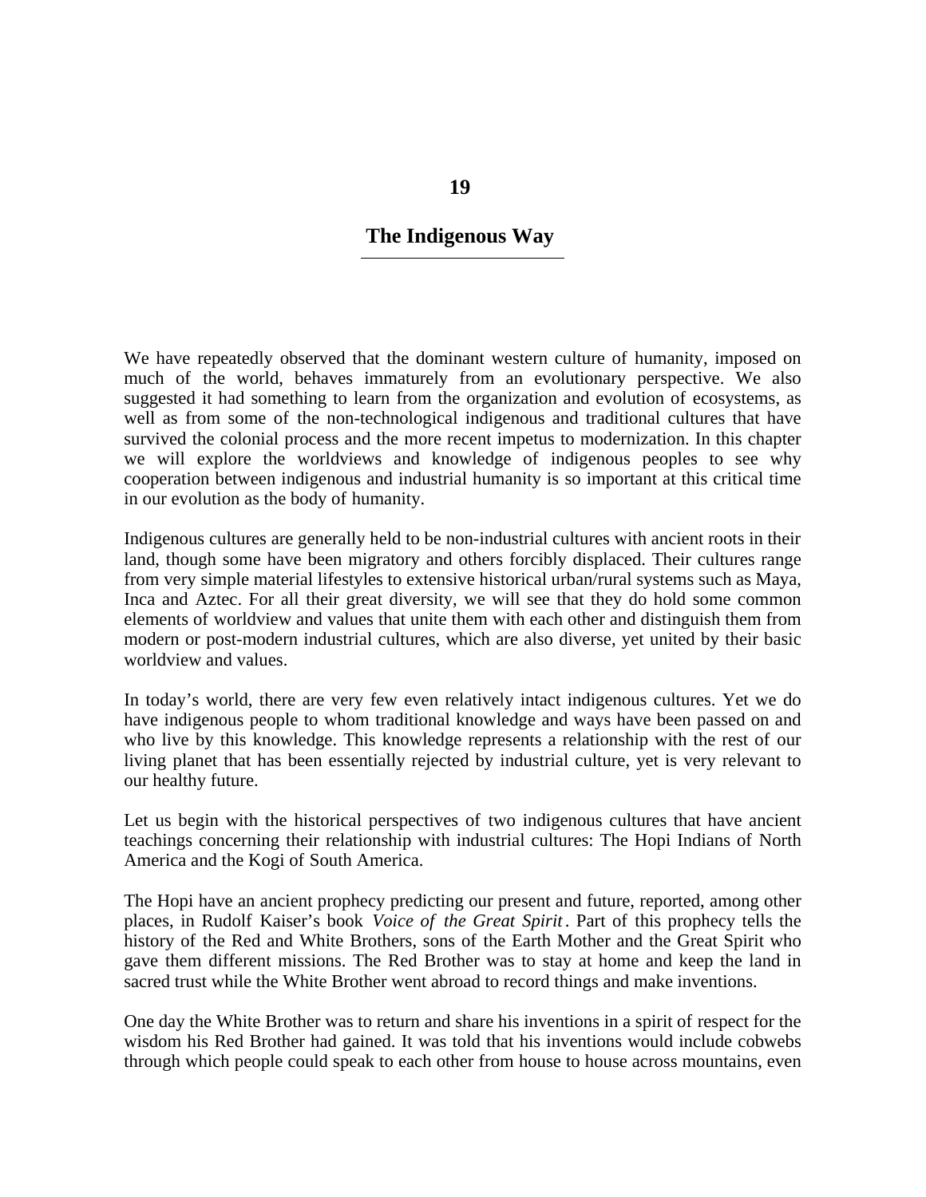# 19

## The Indigenous Way

We have repeatedly observed that the dominant western culture of humanity, imposed on much of the world, behaves immaturely from an evolutionary perspective. We also suggested it had something to learn from the organization and evolution of ecosystems, as well as from some of the non-technological indigenous and traditional cultures that have survived the colonial process and the more recent impetus to modernization. In this chapter we will explore the worldviews and knowledge of indigenous peoples to see why cooperation between indigenous and industrial humanity is so important at this critical time in our evolution as the body of humanity.

Indigenous cultures are generally held to be non-industrial cultures with ancient roots in their land, though some have been migratory and others forcibly displaced. Their cultures range from very simple material lifestyles to extensive historical urban/rural systems such as Maya, Inca and Aztec. For all their great diversity, we will see that they do hold some common elements of worldview and values that unite them with each other and distinguish them from modern or post-modern industrial cultures, which are also diverse, yet united by their basic worldview and values.

In today's world, there are very few even relatively intact indigenous cultures. Yet we do have indigenous people to whom traditional knowledge and ways have been passed on and who live by this knowledge. This knowledge represents a relationship with the rest of our living planet that has been essentially rejected by industrial culture, yet is very relevant to our healthy future.

Let us begin with the historical perspectives of two indigenous cultures that have ancient teachings concerning their relationship with industrial cultures: The Hopi Indians of North America and the Kogi of South America.

The Hopi have an ancient prophecy predicting our present and future, reported, among other places, in Rudolf Kaiser's book *Voice of the Great Spirit*. Part of this prophecy tells the history of the Red and White Brothers, sons of the Earth Mother and the Great Spirit who gave them different missions. The Red Brother was to stay at home and keep the land in sacred trust while the White Brother went abroad to record things and make inventions.

One day the White Brother was to return and share his inventions in a spirit of respect for the wisdom his Red Brother had gained. It was told that his inventions would include cobwebs through which people could speak to each other from house to house across mountains, even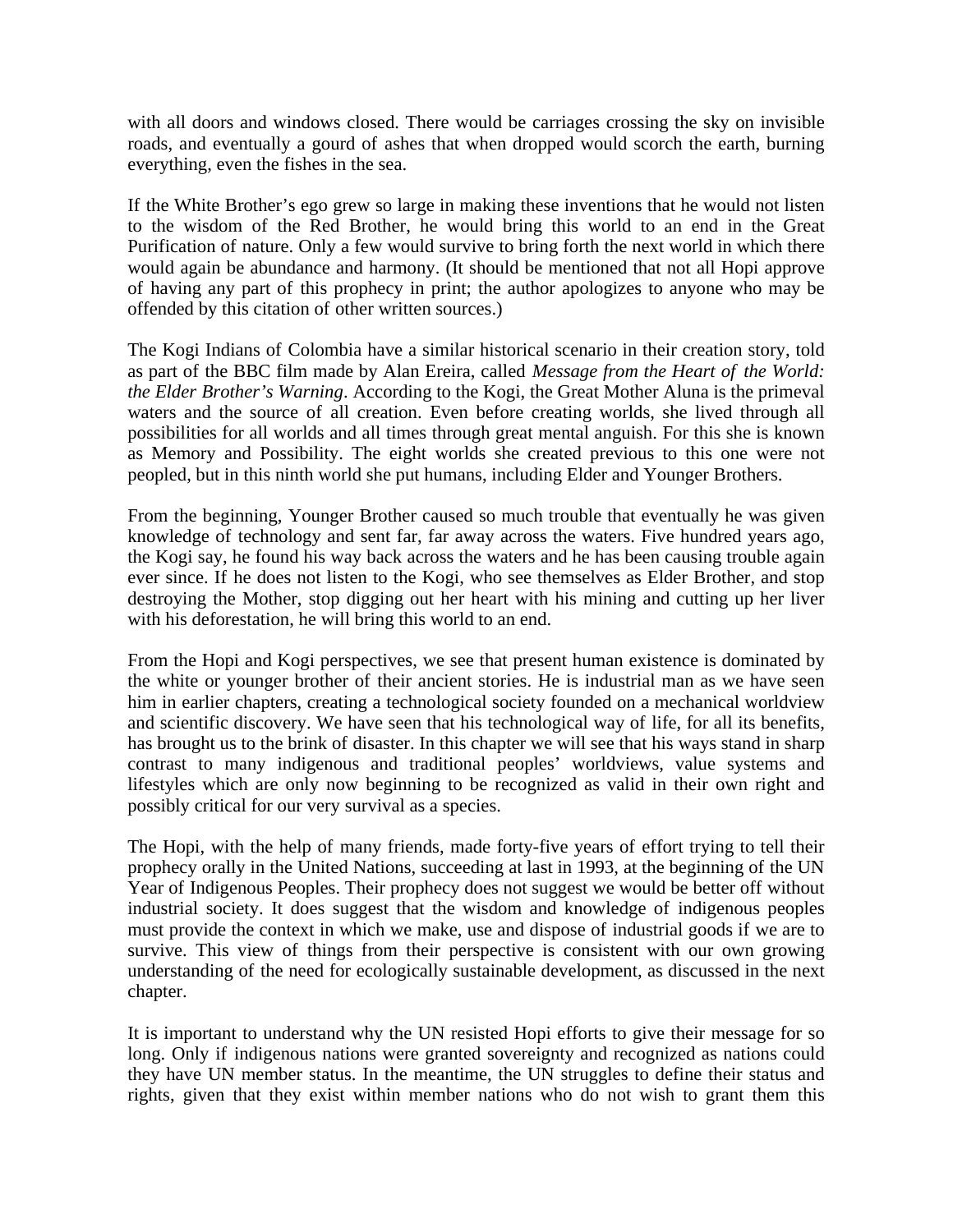with all doors and windows closed. There would be carriages crossing the sky on invisible roads, and eventually a gourd of ashes that when dropped would scorch the earth, burning everything, even the fishes in the sea.

If the White Brother's ego grew so large in making these inventions that he would not listen to the wisdom of the Red Brother, he would bring this world to an end in the Great Purification of nature. Only a few would survive to bring forth the next world in which there would again be abundance and harmony. (It should be mentioned that not all Hopi approve of having any part of this prophecy in print; the author apologizes to anyone who may be offended by this citation of other written sources.)

The Kogi Indians of Colombia have a similar historical scenario in their creation story, told as part of the BBC film made by Alan Ereira, called *Message from the Heart of the World: the Elder Brother's Warning*. According to the Kogi, the Great Mother Aluna is the primeval waters and the source of all creation. Even before creating worlds, she lived through all possibilities for all worlds and all times through great mental anguish. For this she is known as Memory and Possibility. The eight worlds she created previous to this one were not peopled, but in this ninth world she put humans, including Elder and Younger Brothers.

From the beginning, Younger Brother caused so much trouble that eventually he was given knowledge of technology and sent far, far away across the waters. Five hundred years ago, the Kogi say, he found his way back across the waters and he has been causing trouble again ever since. If he does not listen to the Kogi, who see themselves as Elder Brother, and stop destroying the Mother, stop digging out her heart with his mining and cutting up her liver with his deforestation, he will bring this world to an end.

From the Hopi and Kogi perspectives, we see that present human existence is dominated by the white or younger brother of their ancient stories. He is industrial man as we have seen him in earlier chapters, creating a technological society founded on a mechanical worldview and scientific discovery. We have seen that his technological way of life, for all its benefits, has brought us to the brink of disaster. In this chapter we will see that his ways stand in sharp contrast to many indigenous and traditional peoples' worldviews, value systems and lifestyles which are only now beginning to be recognized as valid in their own right and possibly critical for our very survival as a species.

The Hopi, with the help of many friends, made forty-five years of effort trying to tell their prophecy orally in the United Nations, succeeding at last in 1993, at the beginning of the UN Year of Indigenous Peoples. Their prophecy does not suggest we would be better off without industrial society. It does suggest that the wisdom and knowledge of indigenous peoples must provide the context in which we make, use and dispose of industrial goods if we are to survive. This view of things from their perspective is consistent with our own growing understanding of the need for ecologically sustainable development, as discussed in the next chapter.

It is important to understand why the UN resisted Hopi efforts to give their message for so long. Only if indigenous nations were granted sovereignty and recognized as nations could they have UN member status. In the meantime, the UN struggles to define their status and rights, given that they exist within member nations who do not wish to grant them this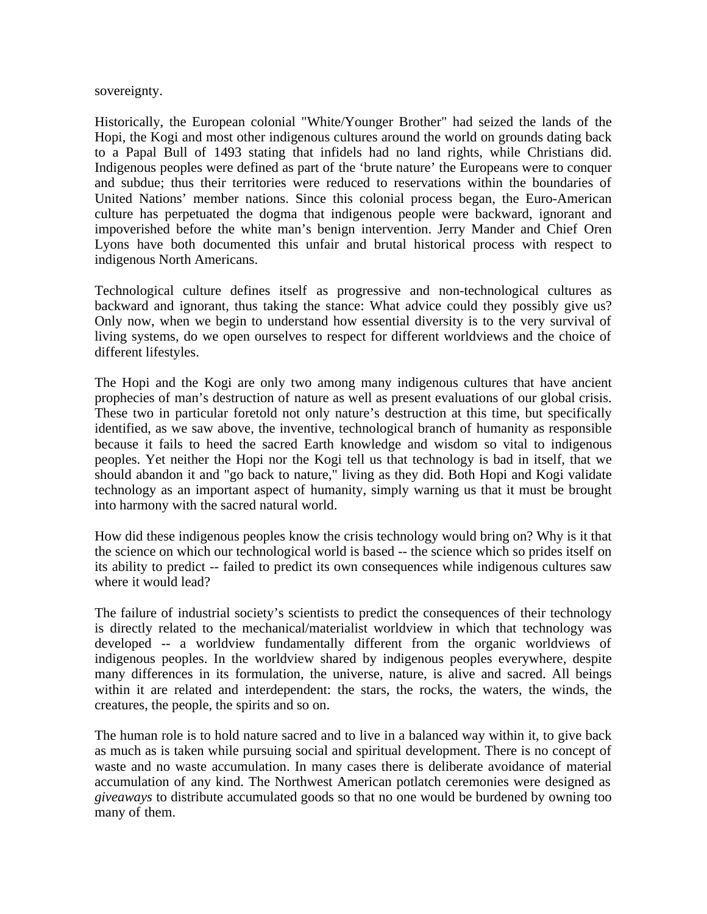sovereignty.

Historically, the European colonial "White/Younger Brother" had seized the lands of the Hopi, the Kogi and most other indigenous cultures around the world on grounds dating back to a Papal Bull of 1493 stating that infidels had no land rights, while Christians did. Indigenous peoples were defined as part of the 'brute nature' the Europeans were to conquer and subdue; thus their territories were reduced to reservations within the boundaries of United Nations' member nations. Since this colonial process began, the Euro-American culture has perpetuated the dogma that indigenous people were backward, ignorant and impoverished before the white man's benign intervention. Jerry Mander and Chief Oren Lyons have both documented this unfair and brutal historical process with respect to indigenous North Americans.

Technological culture defines itself as progressive and non-technological cultures as backward and ignorant, thus taking the stance: What advice could they possibly give us? Only now, when we begin to understand how essential diversity is to the very survival of living systems, do we open ourselves to respect for different worldviews and the choice of different lifestyles.

The Hopi and the Kogi are only two among many indigenous cultures that have ancient prophecies of man's destruction of nature as well as present evaluations of our global crisis. These two in particular foretold not only nature's destruction at this time, but specifically identified, as we saw above, the inventive, technological branch of humanity as responsible because it fails to heed the sacred Earth knowledge and wisdom so vital to indigenous peoples. Yet neither the Hopi nor the Kogi tell us that technology is bad in itself, that we should abandon it and "go back to nature," living as they did. Both Hopi and Kogi validate technology as an important aspect of humanity, simply warning us that it must be brought into harmony with the sacred natural world.

How did these indigenous peoples know the crisis technology would bring on? Why is it that the science on which our technological world is based -- the science which so prides itself on its ability to predict -- failed to predict its own consequences while indigenous cultures saw where it would lead?

The failure of industrial society's scientists to predict the consequences of their technology is directly related to the mechanical/materialist worldview in which that technology was developed -- a worldview fundamentally different from the organic worldviews of indigenous peoples. In the worldview shared by indigenous peoples everywhere, despite many differences in its formulation, the universe, nature, is alive and sacred. All beings within it are related and interdependent: the stars, the rocks, the waters, the winds, the creatures, the people, the spirits and so on.

The human role is to hold nature sacred and to live in a balanced way within it, to give back as much as is taken while pursuing social and spiritual development. There is no concept of waste and no waste accumulation. In many cases there is deliberate avoidance of material accumulation of any kind. The Northwest American potlatch ceremonies were designed as *giveaways* to distribute accumulated goods so that no one would be burdened by owning too many of them.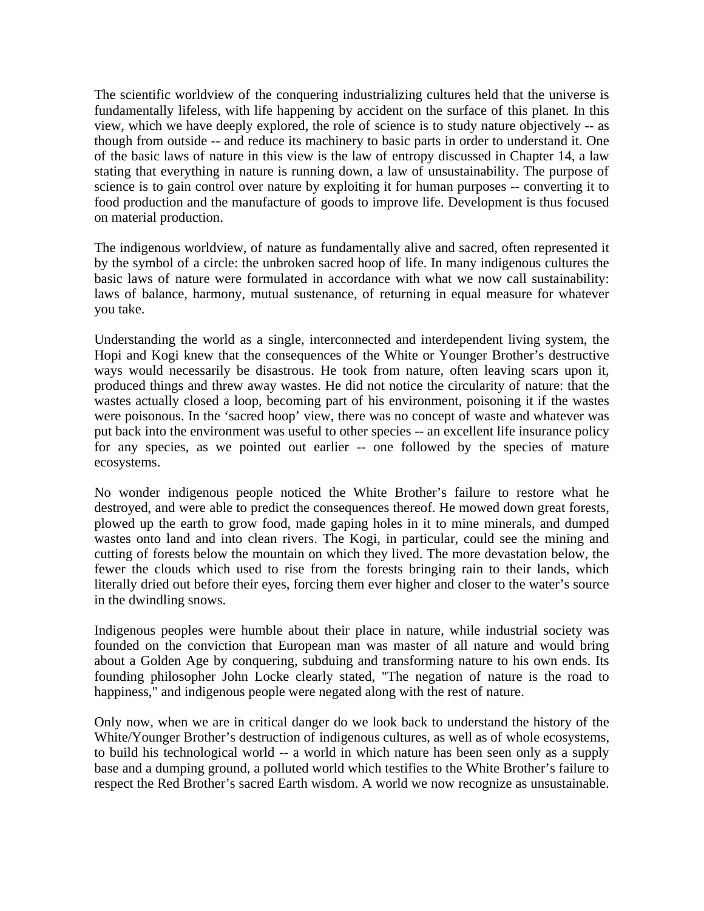The scientific worldview of the conquering industrializing cultures held that the universe is fundamentally lifeless, with life happening by accident on the surface of this planet. In this view, which we have deeply explored, the role of science is to study nature objectively -- as though from outside -- and reduce its machinery to basic parts in order to understand it. One of the basic laws of nature in this view is the law of entropy discussed in Chapter 14, a law stating that everything in nature is running down, a law of unsustainability. The purpose of science is to gain control over nature by exploiting it for human purposes -- converting it to food production and the manufacture of goods to improve life. Development is thus focused on material production.

The indigenous worldview, of nature as fundamentally alive and sacred, often represented it by the symbol of a circle: the unbroken sacred hoop of life. In many indigenous cultures the basic laws of nature were formulated in accordance with what we now call sustainability: laws of balance, harmony, mutual sustenance, of returning in equal measure for whatever you take.

Understanding the world as a single, interconnected and interdependent living system, the Hopi and Kogi knew that the consequences of the White or Younger Brother's destructive ways would necessarily be disastrous. He took from nature, often leaving scars upon it, produced things and threw away wastes. He did not notice the circularity of nature: that the wastes actually closed a loop, becoming part of his environment, poisoning it if the wastes were poisonous. In the 'sacred hoop' view, there was no concept of waste and whatever was put back into the environment was useful to other species -- an excellent life insurance policy for any species, as we pointed out earlier -- one followed by the species of mature ecosystems.

No wonder indigenous people noticed the White Brother's failure to restore what he destroyed, and were able to predict the consequences thereof. He mowed down great forests, plowed up the earth to grow food, made gaping holes in it to mine minerals, and dumped wastes onto land and into clean rivers. The Kogi, in particular, could see the mining and cutting of forests below the mountain on which they lived. The more devastation below, the fewer the clouds which used to rise from the forests bringing rain to their lands, which literally dried out before their eyes, forcing them ever higher and closer to the water's source in the dwindling snows.

Indigenous peoples were humble about their place in nature, while industrial society was founded on the conviction that European man was master of all nature and would bring about a Golden Age by conquering, subduing and transforming nature to his own ends. Its founding philosopher John Locke clearly stated, "The negation of nature is the road to happiness," and indigenous people were negated along with the rest of nature.

Only now, when we are in critical danger do we look back to understand the history of the White/Younger Brother's destruction of indigenous cultures, as well as of whole ecosystems, to build his technological world -- a world in which nature has been seen only as a supply base and a dumping ground, a polluted world which testifies to the White Brother's failure to respect the Red Brother's sacred Earth wisdom. A world we now recognize as unsustainable.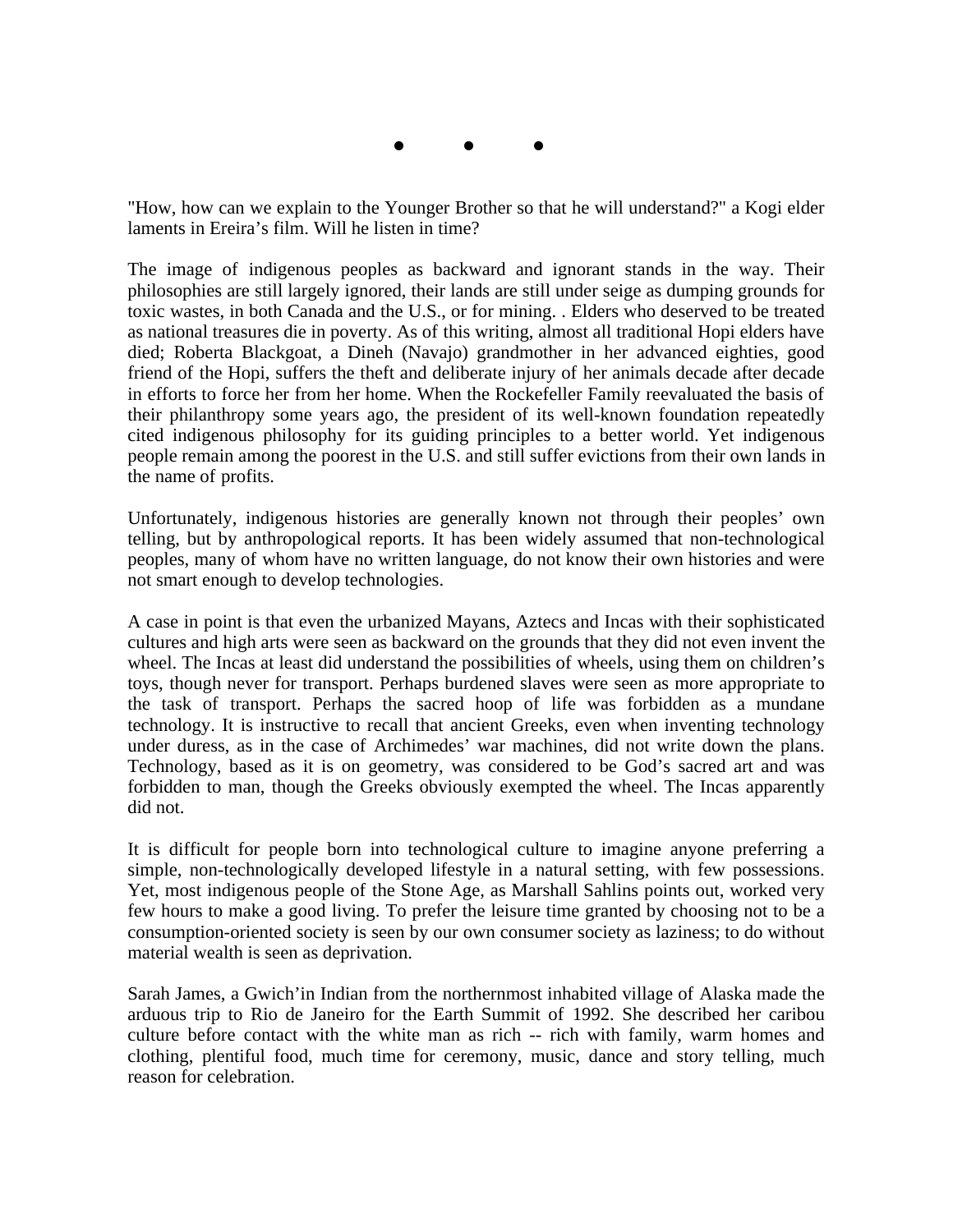•   •   •

"How, how can we explain to the Younger Brother so that he will understand?" a Kogi elder laments in Ereira's film. Will he listen in time?

The image of indigenous peoples as backward and ignorant stands in the way. Their philosophies are still largely ignored, their lands are still under seige as dumping grounds for toxic wastes, in both Canada and the U.S., or for mining. . Elders who deserved to be treated as national treasures die in poverty. As of this writing, almost all traditional Hopi elders have died; Roberta Blackgoat, a Dineh (Navajo) grandmother in her advanced eighties, good friend of the Hopi, suffers the theft and deliberate injury of her animals decade after decade in efforts to force her from her home. When the Rockefeller Family reevaluated the basis of their philanthropy some years ago, the president of its well-known foundation repeatedly cited indigenous philosophy for its guiding principles to a better world. Yet indigenous people remain among the poorest in the U.S. and still suffer evictions from their own lands in the name of profits.

Unfortunately, indigenous histories are generally known not through their peoples' own telling, but by anthropological reports. It has been widely assumed that non-technological peoples, many of whom have no written language, do not know their own histories and were not smart enough to develop technologies.

A case in point is that even the urbanized Mayans, Aztecs and Incas with their sophisticated cultures and high arts were seen as backward on the grounds that they did not even invent the wheel. The Incas at least did understand the possibilities of wheels, using them on children's toys, though never for transport. Perhaps burdened slaves were seen as more appropriate to the task of transport. Perhaps the sacred hoop of life was forbidden as a mundane technology. It is instructive to recall that ancient Greeks, even when inventing technology under duress, as in the case of Archimedes' war machines, did not write down the plans. Technology, based as it is on geometry, was considered to be God's sacred art and was forbidden to man, though the Greeks obviously exempted the wheel. The Incas apparently did not.

It is difficult for people born into technological culture to imagine anyone preferring a simple, non-technologically developed lifestyle in a natural setting, with few possessions. Yet, most indigenous people of the Stone Age, as Marshall Sahlins points out, worked very few hours to make a good living. To prefer the leisure time granted by choosing not to be a consumption-oriented society is seen by our own consumer society as laziness; to do without material wealth is seen as deprivation.

Sarah James, a Gwich'in Indian from the northernmost inhabited village of Alaska made the arduous trip to Rio de Janeiro for the Earth Summit of 1992. She described her caribou culture before contact with the white man as rich -- rich with family, warm homes and clothing, plentiful food, much time for ceremony, music, dance and story telling, much reason for celebration.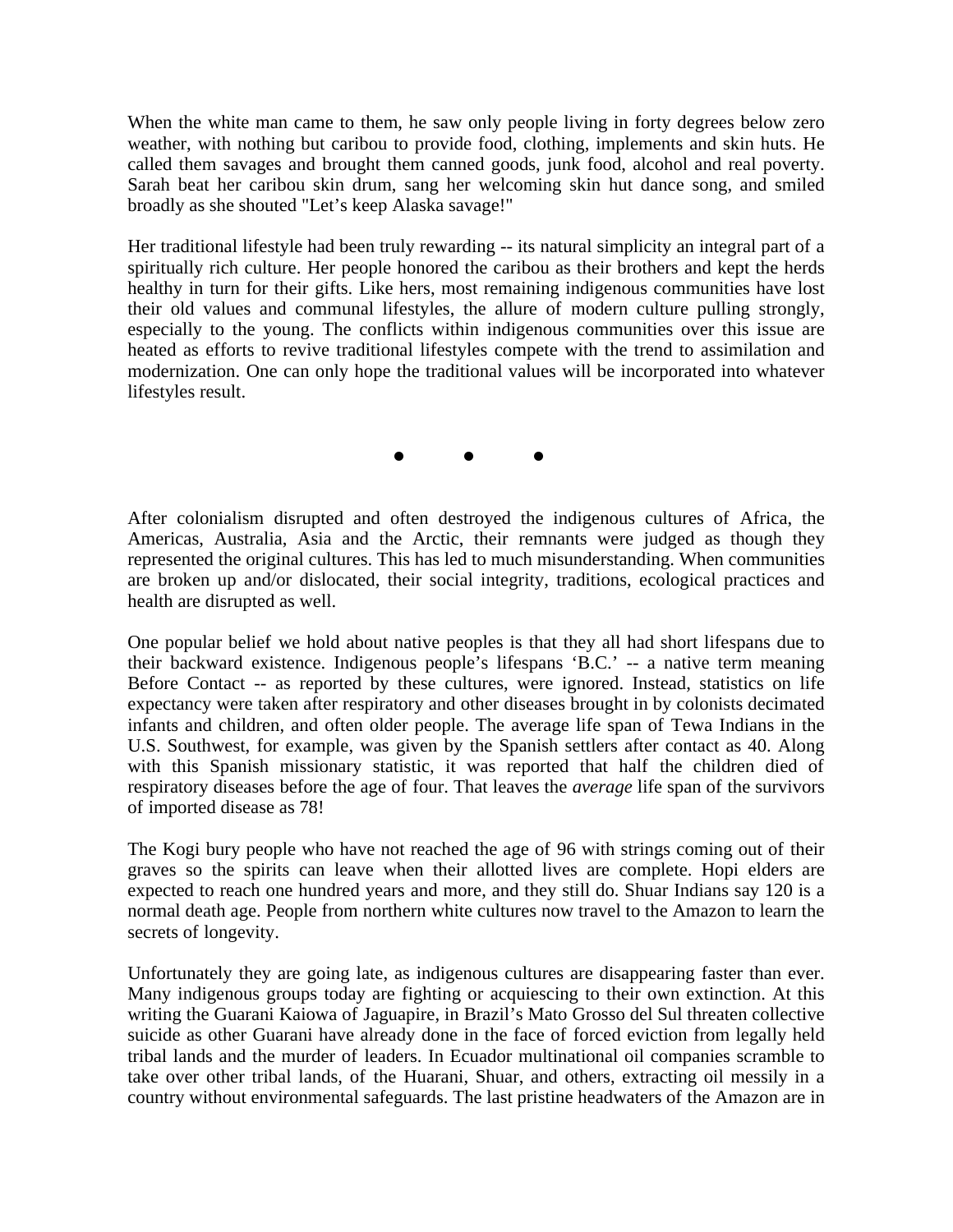When the white man came to them, he saw only people living in forty degrees below zero weather, with nothing but caribou to provide food, clothing, implements and skin huts. He called them savages and brought them canned goods, junk food, alcohol and real poverty. Sarah beat her caribou skin drum, sang her welcoming skin hut dance song, and smiled broadly as she shouted "Let's keep Alaska savage!"

Her traditional lifestyle had been truly rewarding -- its natural simplicity an integral part of a spiritually rich culture. Her people honored the caribou as their brothers and kept the herds healthy in turn for their gifts. Like hers, most remaining indigenous communities have lost their old values and communal lifestyles, the allure of modern culture pulling strongly, especially to the young. The conflicts within indigenous communities over this issue are heated as efforts to revive traditional lifestyles compete with the trend to assimilation and modernization. One can only hope the traditional values will be incorporated into whatever lifestyles result.

● ● ●

After colonialism disrupted and often destroyed the indigenous cultures of Africa, the Americas, Australia, Asia and the Arctic, their remnants were judged as though they represented the original cultures. This has led to much misunderstanding. When communities are broken up and/or dislocated, their social integrity, traditions, ecological practices and health are disrupted as well.

One popular belief we hold about native peoples is that they all had short lifespans due to their backward existence. Indigenous people's lifespans 'B.C.' -- a native term meaning Before Contact -- as reported by these cultures, were ignored. Instead, statistics on life expectancy were taken after respiratory and other diseases brought in by colonists decimated infants and children, and often older people. The average life span of Tewa Indians in the U.S. Southwest, for example, was given by the Spanish settlers after contact as 40. Along with this Spanish missionary statistic, it was reported that half the children died of respiratory diseases before the age of four. That leaves the *average* life span of the survivors of imported disease as 78!

The Kogi bury people who have not reached the age of 96 with strings coming out of their graves so the spirits can leave when their allotted lives are complete. Hopi elders are expected to reach one hundred years and more, and they still do. Shuar Indians say 120 is a normal death age. People from northern white cultures now travel to the Amazon to learn the secrets of longevity.

Unfortunately they are going late, as indigenous cultures are disappearing faster than ever. Many indigenous groups today are fighting or acquiescing to their own extinction. At this writing the Guarani Kaiowa of Jaguapire, in Brazil's Mato Grosso del Sul threaten collective suicide as other Guarani have already done in the face of forced eviction from legally held tribal lands and the murder of leaders. In Ecuador multinational oil companies scramble to take over other tribal lands, of the Huarani, Shuar, and others, extracting oil messily in a country without environmental safeguards. The last pristine headwaters of the Amazon are in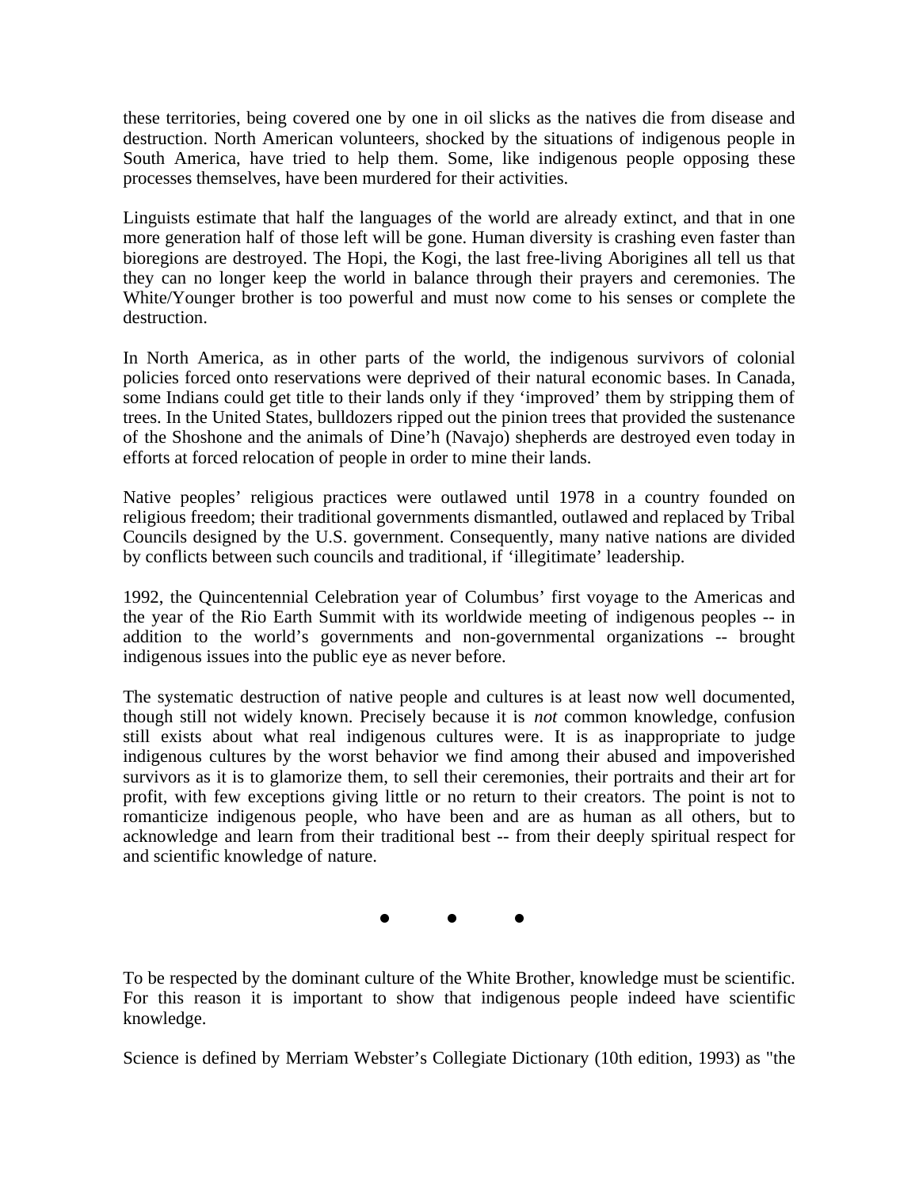these territories, being covered one by one in oil slicks as the natives die from disease and destruction. North American volunteers, shocked by the situations of indigenous people in South America, have tried to help them. Some, like indigenous people opposing these processes themselves, have been murdered for their activities.

Linguists estimate that half the languages of the world are already extinct, and that in one more generation half of those left will be gone. Human diversity is crashing even faster than bioregions are destroyed. The Hopi, the Kogi, the last free-living Aborigines all tell us that they can no longer keep the world in balance through their prayers and ceremonies. The White/Younger brother is too powerful and must now come to his senses or complete the destruction.

In North America, as in other parts of the world, the indigenous survivors of colonial policies forced onto reservations were deprived of their natural economic bases. In Canada, some Indians could get title to their lands only if they 'improved' them by stripping them of trees. In the United States, bulldozers ripped out the pinion trees that provided the sustenance of the Shoshone and the animals of Dine'h (Navajo) shepherds are destroyed even today in efforts at forced relocation of people in order to mine their lands.

Native peoples' religious practices were outlawed until 1978 in a country founded on religious freedom; their traditional governments dismantled, outlawed and replaced by Tribal Councils designed by the U.S. government. Consequently, many native nations are divided by conflicts between such councils and traditional, if 'illegitimate' leadership.

1992, the Quincentennial Celebration year of Columbus' first voyage to the Americas and the year of the Rio Earth Summit with its worldwide meeting of indigenous peoples -- in addition to the world's governments and non-governmental organizations -- brought indigenous issues into the public eye as never before.

The systematic destruction of native people and cultures is at least now well documented, though still not widely known. Precisely because it is *not* common knowledge, confusion still exists about what real indigenous cultures were. It is as inappropriate to judge indigenous cultures by the worst behavior we find among their abused and impoverished survivors as it is to glamorize them, to sell their ceremonies, their portraits and their art for profit, with few exceptions giving little or no return to their creators. The point is not to romanticize indigenous people, who have been and are as human as all others, but to acknowledge and learn from their traditional best -- from their deeply spiritual respect for and scientific knowledge of nature.

● ● ●

To be respected by the dominant culture of the White Brother, knowledge must be scientific. For this reason it is important to show that indigenous people indeed have scientific knowledge.

Science is defined by Merriam Webster's Collegiate Dictionary (10th edition, 1993) as "the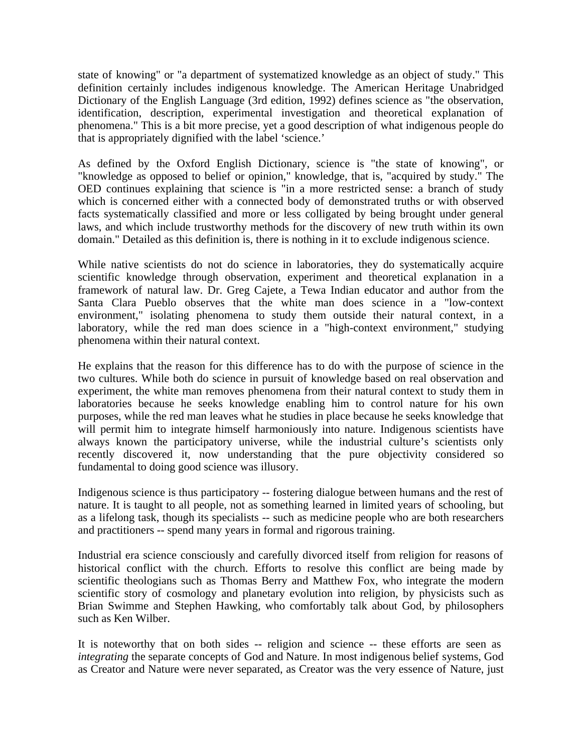state of knowing" or "a department of systematized knowledge as an object of study." This definition certainly includes indigenous knowledge. The American Heritage Unabridged Dictionary of the English Language (3rd edition, 1992) defines science as "the observation, identification, description, experimental investigation and theoretical explanation of phenomena." This is a bit more precise, yet a good description of what indigenous people do that is appropriately dignified with the label 'science.'

As defined by the Oxford English Dictionary, science is "the state of knowing", or "knowledge as opposed to belief or opinion," knowledge, that is, "acquired by study." The OED continues explaining that science is "in a more restricted sense: a branch of study which is concerned either with a connected body of demonstrated truths or with observed facts systematically classified and more or less colligated by being brought under general laws, and which include trustworthy methods for the discovery of new truth within its own domain." Detailed as this definition is, there is nothing in it to exclude indigenous science.

While native scientists do not do science in laboratories, they do systematically acquire scientific knowledge through observation, experiment and theoretical explanation in a framework of natural law. Dr. Greg Cajete, a Tewa Indian educator and author from the Santa Clara Pueblo observes that the white man does science in a "low-context environment," isolating phenomena to study them outside their natural context, in a laboratory, while the red man does science in a "high-context environment," studying phenomena within their natural context.

He explains that the reason for this difference has to do with the purpose of science in the two cultures. While both do science in pursuit of knowledge based on real observation and experiment, the white man removes phenomena from their natural context to study them in laboratories because he seeks knowledge enabling him to control nature for his own purposes, while the red man leaves what he studies in place because he seeks knowledge that will permit him to integrate himself harmoniously into nature. Indigenous scientists have always known the participatory universe, while the industrial culture's scientists only recently discovered it, now understanding that the pure objectivity considered so fundamental to doing good science was illusory.

Indigenous science is thus participatory -- fostering dialogue between humans and the rest of nature. It is taught to all people, not as something learned in limited years of schooling, but as a lifelong task, though its specialists -- such as medicine people who are both researchers and practitioners -- spend many years in formal and rigorous training.

Industrial era science consciously and carefully divorced itself from religion for reasons of historical conflict with the church. Efforts to resolve this conflict are being made by scientific theologians such as Thomas Berry and Matthew Fox, who integrate the modern scientific story of cosmology and planetary evolution into religion, by physicists such as Brian Swimme and Stephen Hawking, who comfortably talk about God, by philosophers such as Ken Wilber.

It is noteworthy that on both sides -- religion and science -- these efforts are seen as *integrating* the separate concepts of God and Nature. In most indigenous belief systems, God as Creator and Nature were never separated, as Creator was the very essence of Nature, just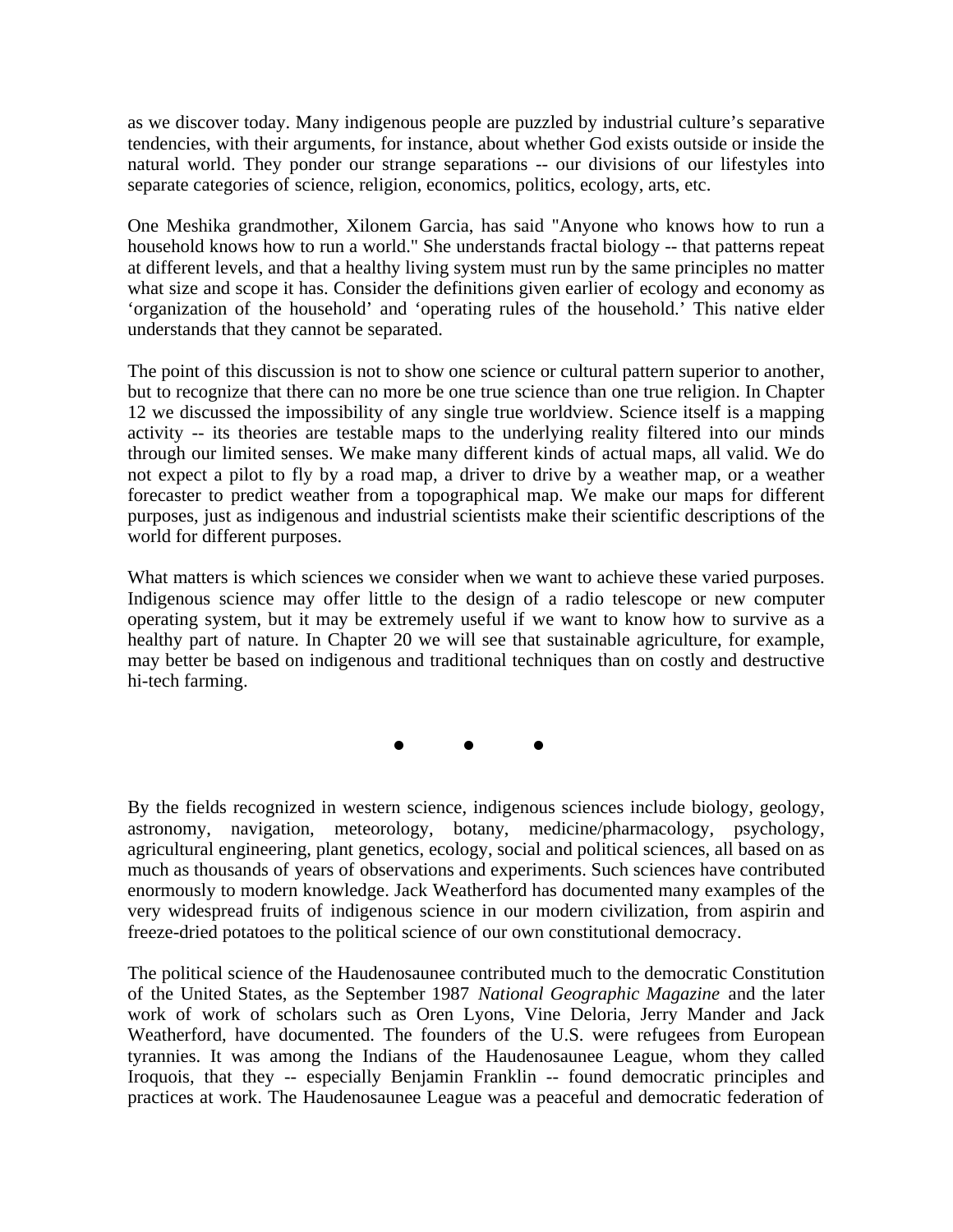as we discover today. Many indigenous people are puzzled by industrial culture's separative tendencies, with their arguments, for instance, about whether God exists outside or inside the natural world. They ponder our strange separations -- our divisions of our lifestyles into separate categories of science, religion, economics, politics, ecology, arts, etc.

One Meshika grandmother, Xilonem Garcia, has said "Anyone who knows how to run a household knows how to run a world." She understands fractal biology -- that patterns repeat at different levels, and that a healthy living system must run by the same principles no matter what size and scope it has. Consider the definitions given earlier of ecology and economy as 'organization of the household' and 'operating rules of the household.' This native elder understands that they cannot be separated.

The point of this discussion is not to show one science or cultural pattern superior to another, but to recognize that there can no more be one true science than one true religion. In Chapter 12 we discussed the impossibility of any single true worldview. Science itself is a mapping activity -- its theories are testable maps to the underlying reality filtered into our minds through our limited senses. We make many different kinds of actual maps, all valid. We do not expect a pilot to fly by a road map, a driver to drive by a weather map, or a weather forecaster to predict weather from a topographical map. We make our maps for different purposes, just as indigenous and industrial scientists make their scientific descriptions of the world for different purposes.

What matters is which sciences we consider when we want to achieve these varied purposes. Indigenous science may offer little to the design of a radio telescope or new computer operating system, but it may be extremely useful if we want to know how to survive as a healthy part of nature. In Chapter 20 we will see that sustainable agriculture, for example, may better be based on indigenous and traditional techniques than on costly and destructive hi-tech farming.

• • •

By the fields recognized in western science, indigenous sciences include biology, geology, astronomy, navigation, meteorology, botany, medicine/pharmacology, psychology, agricultural engineering, plant genetics, ecology, social and political sciences, all based on as much as thousands of years of observations and experiments. Such sciences have contributed enormously to modern knowledge. Jack Weatherford has documented many examples of the very widespread fruits of indigenous science in our modern civilization, from aspirin and freeze-dried potatoes to the political science of our own constitutional democracy.

The political science of the Haudenosaunee contributed much to the democratic Constitution of the United States, as the September 1987 *National Geographic Magazine* and the later work of work of scholars such as Oren Lyons, Vine Deloria, Jerry Mander and Jack Weatherford, have documented. The founders of the U.S. were refugees from European tyrannies. It was among the Indians of the Haudenosaunee League, whom they called Iroquois, that they -- especially Benjamin Franklin -- found democratic principles and practices at work. The Haudenosaunee League was a peaceful and democratic federation of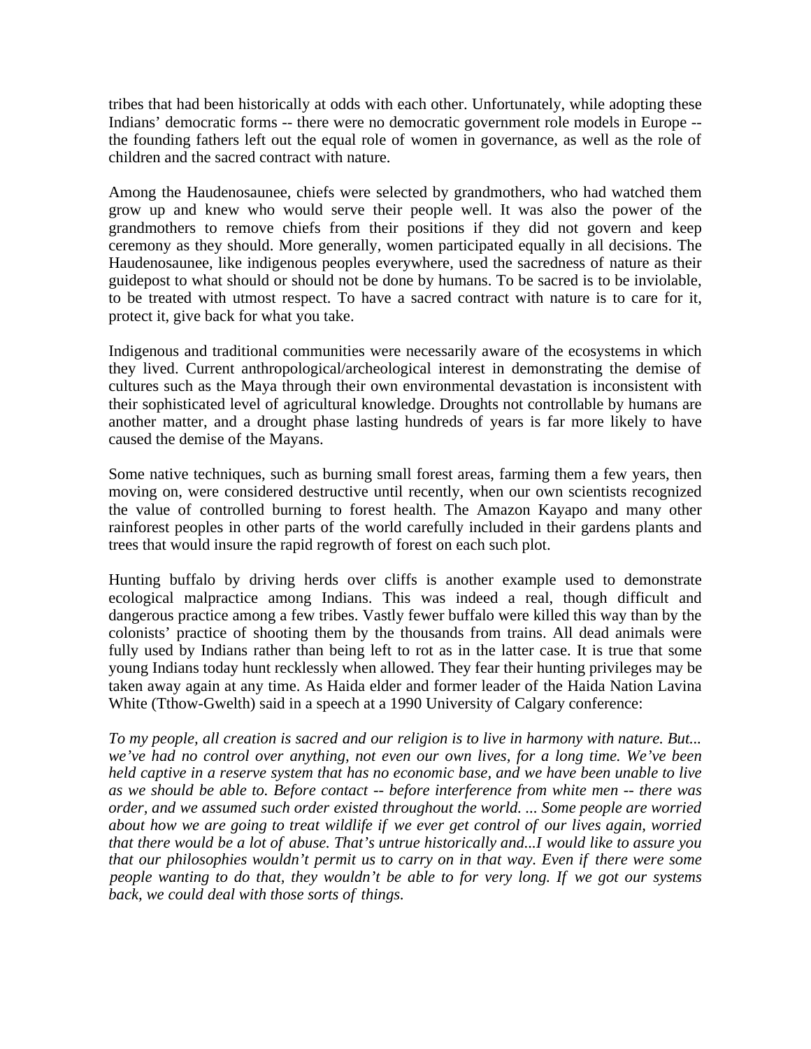tribes that had been historically at odds with each other. Unfortunately, while adopting these Indians' democratic forms -- there were no democratic government role models in Europe -- the founding fathers left out the equal role of women in governance, as well as the role of children and the sacred contract with nature.

Among the Haudenosaunee, chiefs were selected by grandmothers, who had watched them grow up and knew who would serve their people well. It was also the power of the grandmothers to remove chiefs from their positions if they did not govern and keep ceremony as they should. More generally, women participated equally in all decisions. The Haudenosaunee, like indigenous peoples everywhere, used the sacredness of nature as their guidepost to what should or should not be done by humans. To be sacred is to be inviolable, to be treated with utmost respect. To have a sacred contract with nature is to care for it, protect it, give back for what you take.

Indigenous and traditional communities were necessarily aware of the ecosystems in which they lived. Current anthropological/archeological interest in demonstrating the demise of cultures such as the Maya through their own environmental devastation is inconsistent with their sophisticated level of agricultural knowledge. Droughts not controllable by humans are another matter, and a drought phase lasting hundreds of years is far more likely to have caused the demise of the Mayans.

Some native techniques, such as burning small forest areas, farming them a few years, then moving on, were considered destructive until recently, when our own scientists recognized the value of controlled burning to forest health. The Amazon Kayapo and many other rainforest peoples in other parts of the world carefully included in their gardens plants and trees that would insure the rapid regrowth of forest on each such plot.

Hunting buffalo by driving herds over cliffs is another example used to demonstrate ecological malpractice among Indians. This was indeed a real, though difficult and dangerous practice among a few tribes. Vastly fewer buffalo were killed this way than by the colonists' practice of shooting them by the thousands from trains. All dead animals were fully used by Indians rather than being left to rot as in the latter case. It is true that some young Indians today hunt recklessly when allowed. They fear their hunting privileges may be taken away again at any time. As Haida elder and former leader of the Haida Nation Lavina White (Tthow-Gwelth) said in a speech at a 1990 University of Calgary conference:

*To my people, all creation is sacred and our religion is to live in harmony with nature. But... we've had no control over anything, not even our own lives, for a long time. We've been held captive in a reserve system that has no economic base, and we have been unable to live as we should be able to. Before contact -- before interference from white men -- there was order, and we assumed such order existed throughout the world. ... Some people are worried about how we are going to treat wildlife if we ever get control of our lives again, worried that there would be a lot of abuse. That's untrue historically and...I would like to assure you that our philosophies wouldn't permit us to carry on in that way. Even if there were some people wanting to do that, they wouldn't be able to for very long. If we got our systems back, we could deal with those sorts of things.*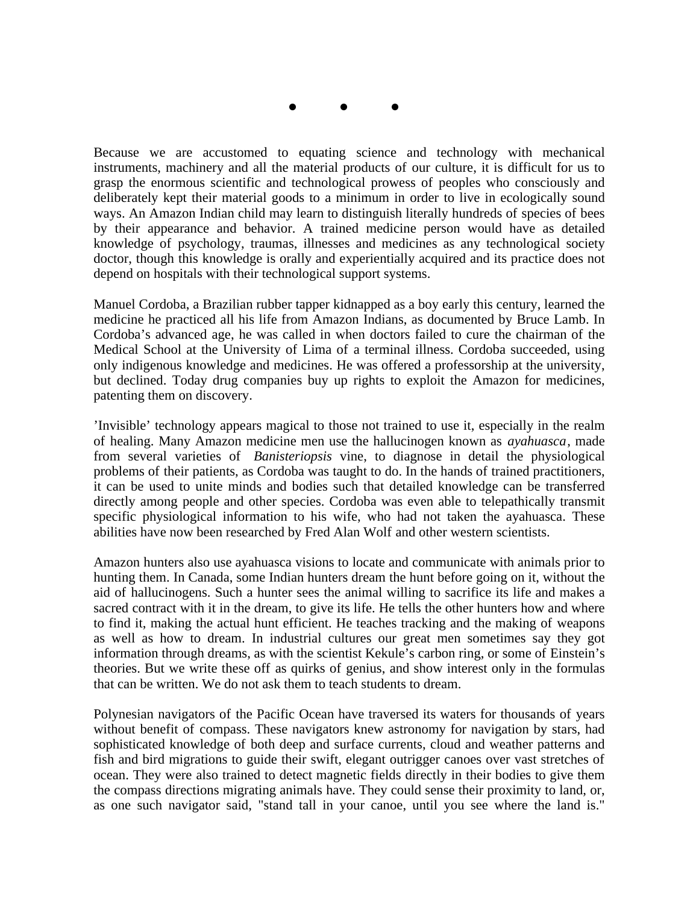•  •  •

Because we are accustomed to equating science and technology with mechanical instruments, machinery and all the material products of our culture, it is difficult for us to grasp the enormous scientific and technological prowess of peoples who consciously and deliberately kept their material goods to a minimum in order to live in ecologically sound ways. An Amazon Indian child may learn to distinguish literally hundreds of species of bees by their appearance and behavior. A trained medicine person would have as detailed knowledge of psychology, traumas, illnesses and medicines as any technological society doctor, though this knowledge is orally and experientially acquired and its practice does not depend on hospitals with their technological support systems.

Manuel Cordoba, a Brazilian rubber tapper kidnapped as a boy early this century, learned the medicine he practiced all his life from Amazon Indians, as documented by Bruce Lamb. In Cordoba's advanced age, he was called in when doctors failed to cure the chairman of the Medical School at the University of Lima of a terminal illness. Cordoba succeeded, using only indigenous knowledge and medicines. He was offered a professorship at the university, but declined. Today drug companies buy up rights to exploit the Amazon for medicines, patenting them on discovery.

'Invisible' technology appears magical to those not trained to use it, especially in the realm of healing. Many Amazon medicine men use the hallucinogen known as *ayahuasca*, made from several varieties of *Banisteriopsis* vine, to diagnose in detail the physiological problems of their patients, as Cordoba was taught to do. In the hands of trained practitioners, it can be used to unite minds and bodies such that detailed knowledge can be transferred directly among people and other species. Cordoba was even able to telepathically transmit specific physiological information to his wife, who had not taken the ayahuasca. These abilities have now been researched by Fred Alan Wolf and other western scientists.

Amazon hunters also use ayahuasca visions to locate and communicate with animals prior to hunting them. In Canada, some Indian hunters dream the hunt before going on it, without the aid of hallucinogens. Such a hunter sees the animal willing to sacrifice its life and makes a sacred contract with it in the dream, to give its life. He tells the other hunters how and where to find it, making the actual hunt efficient. He teaches tracking and the making of weapons as well as how to dream. In industrial cultures our great men sometimes say they got information through dreams, as with the scientist Kekule's carbon ring, or some of Einstein's theories. But we write these off as quirks of genius, and show interest only in the formulas that can be written. We do not ask them to teach students to dream.

Polynesian navigators of the Pacific Ocean have traversed its waters for thousands of years without benefit of compass. These navigators knew astronomy for navigation by stars, had sophisticated knowledge of both deep and surface currents, cloud and weather patterns and fish and bird migrations to guide their swift, elegant outrigger canoes over vast stretches of ocean. They were also trained to detect magnetic fields directly in their bodies to give them the compass directions migrating animals have. They could sense their proximity to land, or, as one such navigator said, "stand tall in your canoe, until you see where the land is."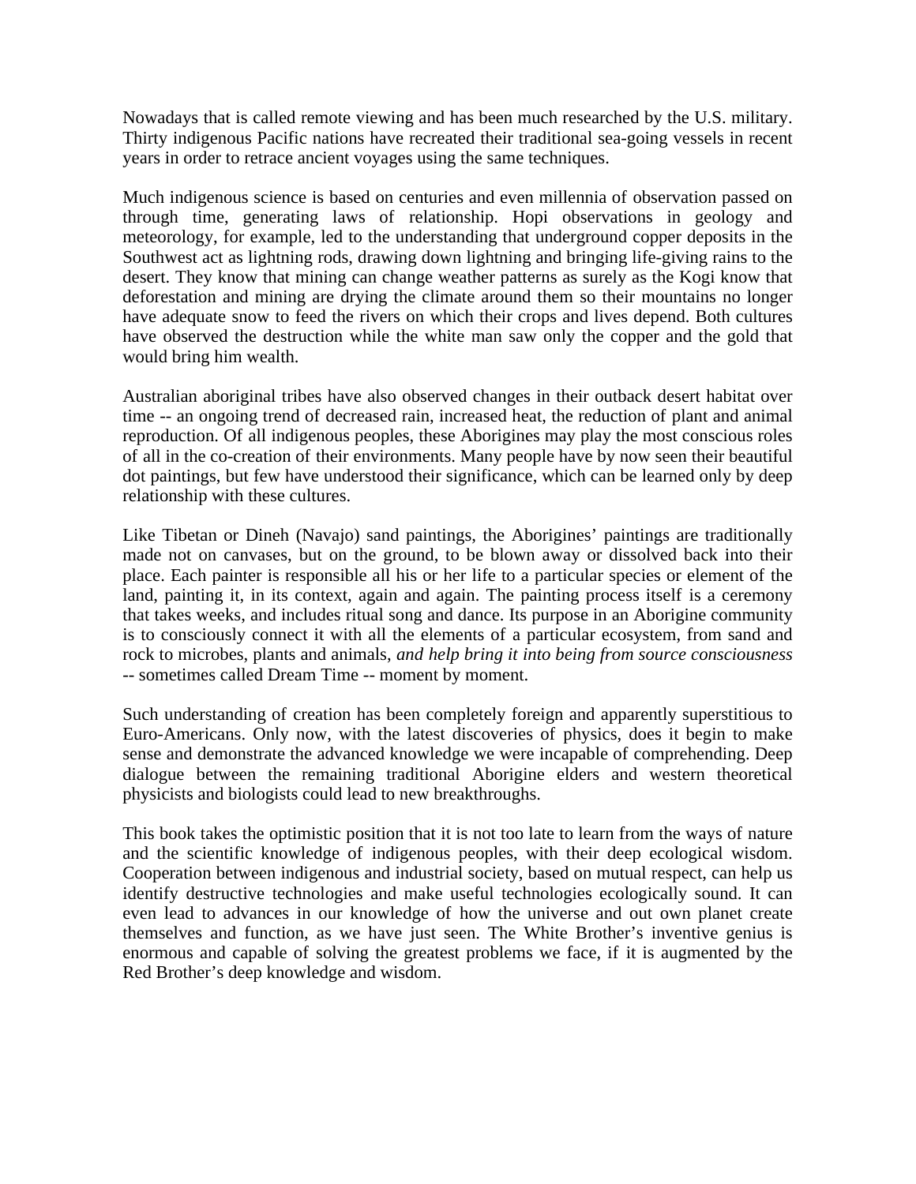Nowadays that is called remote viewing and has been much researched by the U.S. military. Thirty indigenous Pacific nations have recreated their traditional sea-going vessels in recent years in order to retrace ancient voyages using the same techniques.

Much indigenous science is based on centuries and even millennia of observation passed on through time, generating laws of relationship. Hopi observations in geology and meteorology, for example, led to the understanding that underground copper deposits in the Southwest act as lightning rods, drawing down lightning and bringing life-giving rains to the desert. They know that mining can change weather patterns as surely as the Kogi know that deforestation and mining are drying the climate around them so their mountains no longer have adequate snow to feed the rivers on which their crops and lives depend. Both cultures have observed the destruction while the white man saw only the copper and the gold that would bring him wealth.

Australian aboriginal tribes have also observed changes in their outback desert habitat over time -- an ongoing trend of decreased rain, increased heat, the reduction of plant and animal reproduction. Of all indigenous peoples, these Aborigines may play the most conscious roles of all in the co-creation of their environments. Many people have by now seen their beautiful dot paintings, but few have understood their significance, which can be learned only by deep relationship with these cultures.

Like Tibetan or Dineh (Navajo) sand paintings, the Aborigines' paintings are traditionally made not on canvases, but on the ground, to be blown away or dissolved back into their place. Each painter is responsible all his or her life to a particular species or element of the land, painting it, in its context, again and again. The painting process itself is a ceremony that takes weeks, and includes ritual song and dance. Its purpose in an Aborigine community is to consciously connect it with all the elements of a particular ecosystem, from sand and rock to microbes, plants and animals, *and help bring it into being from source consciousness* -- sometimes called Dream Time -- moment by moment.

Such understanding of creation has been completely foreign and apparently superstitious to Euro-Americans. Only now, with the latest discoveries of physics, does it begin to make sense and demonstrate the advanced knowledge we were incapable of comprehending. Deep dialogue between the remaining traditional Aborigine elders and western theoretical physicists and biologists could lead to new breakthroughs.

This book takes the optimistic position that it is not too late to learn from the ways of nature and the scientific knowledge of indigenous peoples, with their deep ecological wisdom. Cooperation between indigenous and industrial society, based on mutual respect, can help us identify destructive technologies and make useful technologies ecologically sound. It can even lead to advances in our knowledge of how the universe and out own planet create themselves and function, as we have just seen. The White Brother's inventive genius is enormous and capable of solving the greatest problems we face, if it is augmented by the Red Brother's deep knowledge and wisdom.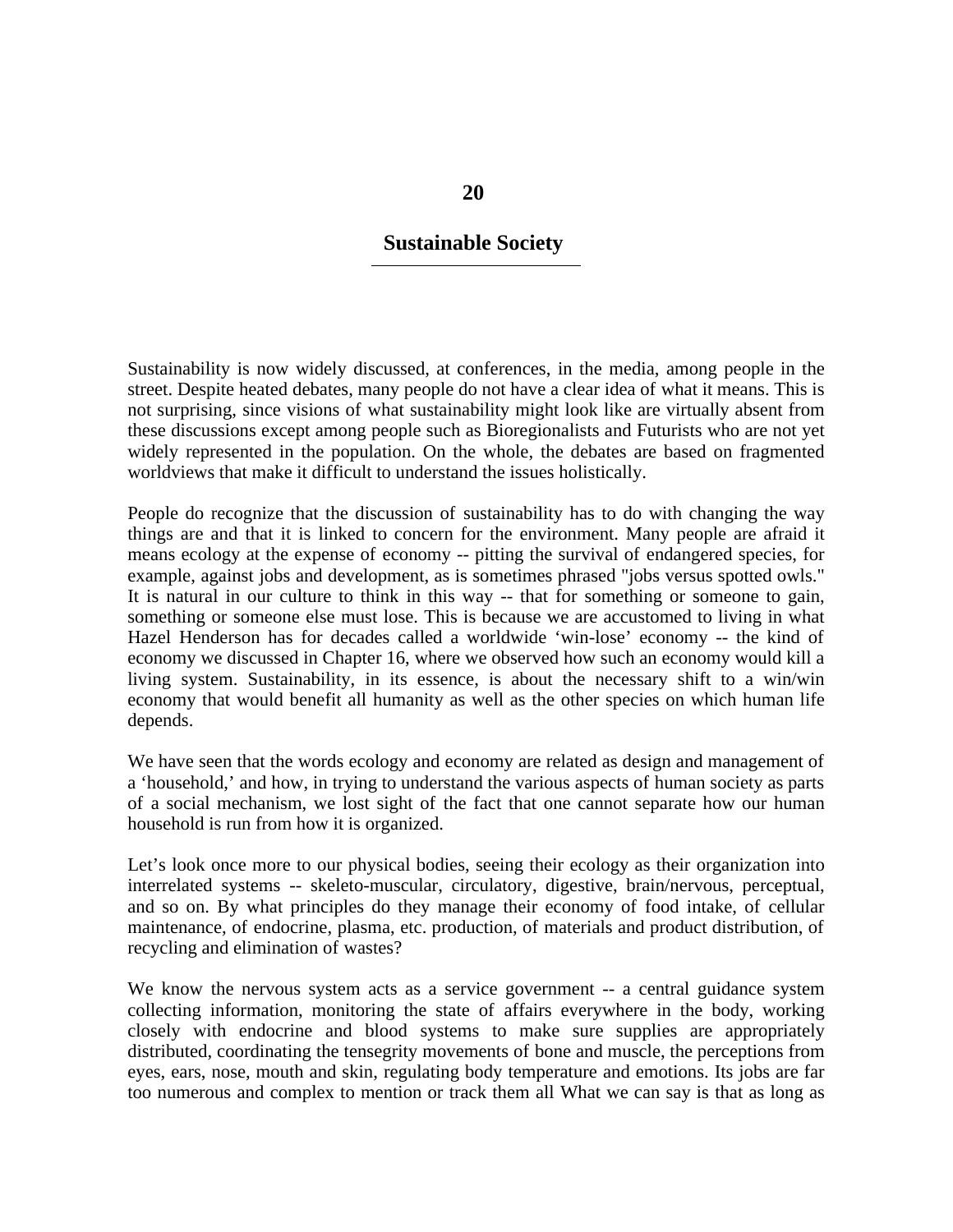# 20

## Sustainable Society

Sustainability is now widely discussed, at conferences, in the media, among people in the street. Despite heated debates, many people do not have a clear idea of what it means. This is not surprising, since visions of what sustainability might look like are virtually absent from these discussions except among people such as Bioregionalists and Futurists who are not yet widely represented in the population. On the whole, the debates are based on fragmented worldviews that make it difficult to understand the issues holistically.

People do recognize that the discussion of sustainability has to do with changing the way things are and that it is linked to concern for the environment. Many people are afraid it means ecology at the expense of economy -- pitting the survival of endangered species, for example, against jobs and development, as is sometimes phrased "jobs versus spotted owls." It is natural in our culture to think in this way -- that for something or someone to gain, something or someone else must lose. This is because we are accustomed to living in what Hazel Henderson has for decades called a worldwide 'win-lose' economy -- the kind of economy we discussed in Chapter 16, where we observed how such an economy would kill a living system. Sustainability, in its essence, is about the necessary shift to a win/win economy that would benefit all humanity as well as the other species on which human life depends.

We have seen that the words ecology and economy are related as design and management of a 'household,' and how, in trying to understand the various aspects of human society as parts of a social mechanism, we lost sight of the fact that one cannot separate how our human household is run from how it is organized.

Let's look once more to our physical bodies, seeing their ecology as their organization into interrelated systems -- skeleto-muscular, circulatory, digestive, brain/nervous, perceptual, and so on. By what principles do they manage their economy of food intake, of cellular maintenance, of endocrine, plasma, etc. production, of materials and product distribution, of recycling and elimination of wastes?

We know the nervous system acts as a service government -- a central guidance system collecting information, monitoring the state of affairs everywhere in the body, working closely with endocrine and blood systems to make sure supplies are appropriately distributed, coordinating the tensegrity movements of bone and muscle, the perceptions from eyes, ears, nose, mouth and skin, regulating body temperature and emotions. Its jobs are far too numerous and complex to mention or track them all What we can say is that as long as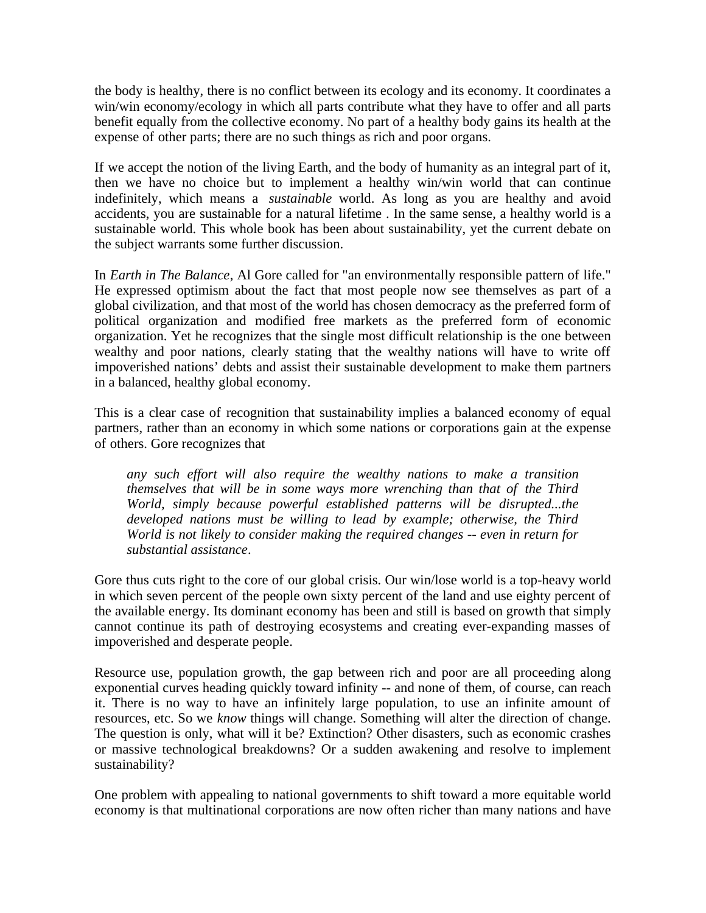the body is healthy, there is no conflict between its ecology and its economy. It coordinates a win/win economy/ecology in which all parts contribute what they have to offer and all parts benefit equally from the collective economy. No part of a healthy body gains its health at the expense of other parts; there are no such things as rich and poor organs.

If we accept the notion of the living Earth, and the body of humanity as an integral part of it, then we have no choice but to implement a healthy win/win world that can continue indefinitely, which means a *sustainable* world. As long as you are healthy and avoid accidents, you are sustainable for a natural lifetime . In the same sense, a healthy world is a sustainable world. This whole book has been about sustainability, yet the current debate on the subject warrants some further discussion.

In *Earth in The Balance*, Al Gore called for "an environmentally responsible pattern of life." He expressed optimism about the fact that most people now see themselves as part of a global civilization, and that most of the world has chosen democracy as the preferred form of political organization and modified free markets as the preferred form of economic organization. Yet he recognizes that the single most difficult relationship is the one between wealthy and poor nations, clearly stating that the wealthy nations will have to write off impoverished nations' debts and assist their sustainable development to make them partners in a balanced, healthy global economy.

This is a clear case of recognition that sustainability implies a balanced economy of equal partners, rather than an economy in which some nations or corporations gain at the expense of others. Gore recognizes that

> *any such effort will also require the wealthy nations to make a transition themselves that will be in some ways more wrenching than that of the Third World, simply because powerful established patterns will be disrupted...the developed nations must be willing to lead by example; otherwise, the Third World is not likely to consider making the required changes -- even in return for substantial assistance*.

Gore thus cuts right to the core of our global crisis. Our win/lose world is a top-heavy world in which seven percent of the people own sixty percent of the land and use eighty percent of the available energy. Its dominant economy has been and still is based on growth that simply cannot continue its path of destroying ecosystems and creating ever-expanding masses of impoverished and desperate people.

Resource use, population growth, the gap between rich and poor are all proceeding along exponential curves heading quickly toward infinity -- and none of them, of course, can reach it. There is no way to have an infinitely large population, to use an infinite amount of resources, etc. So we *know* things will change. Something will alter the direction of change. The question is only, what will it be? Extinction? Other disasters, such as economic crashes or massive technological breakdowns? Or a sudden awakening and resolve to implement sustainability?

One problem with appealing to national governments to shift toward a more equitable world economy is that multinational corporations are now often richer than many nations and have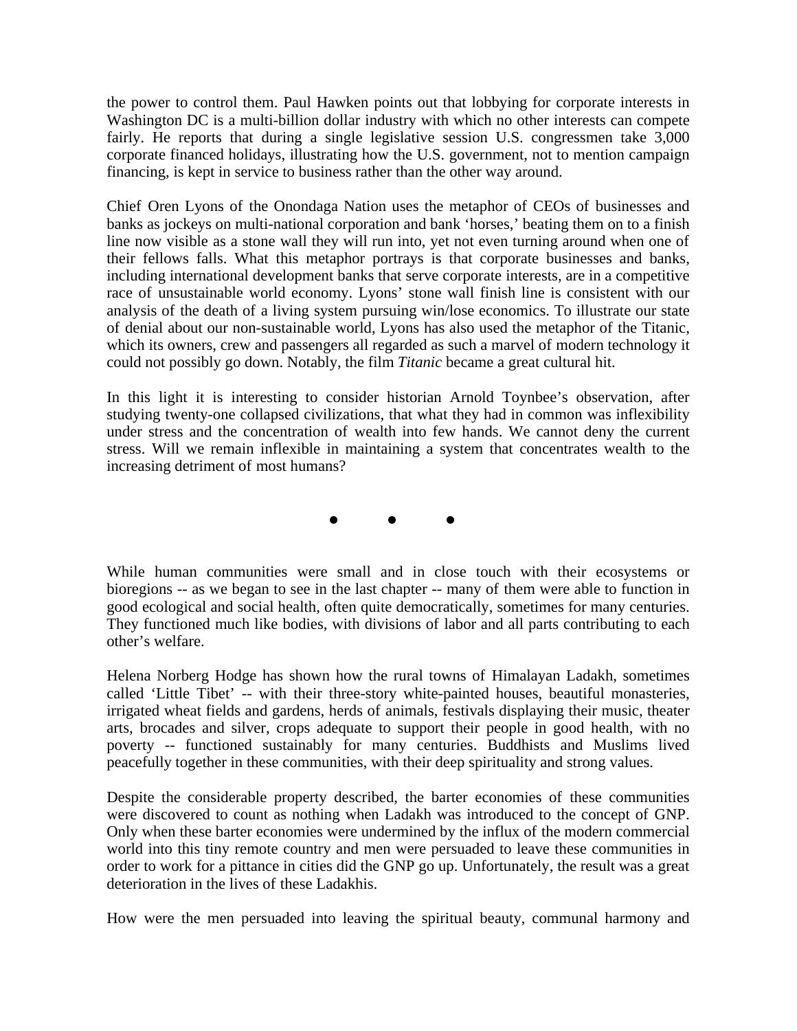the power to control them. Paul Hawken points out that lobbying for corporate interests in Washington DC is a multi-billion dollar industry with which no other interests can compete fairly. He reports that during a single legislative session U.S. congressmen take 3,000 corporate financed holidays, illustrating how the U.S. government, not to mention campaign financing, is kept in service to business rather than the other way around.

Chief Oren Lyons of the Onondaga Nation uses the metaphor of CEOs of businesses and banks as jockeys on multi-national corporation and bank 'horses,' beating them on to a finish line now visible as a stone wall they will run into, yet not even turning around when one of their fellows falls. What this metaphor portrays is that corporate businesses and banks, including international development banks that serve corporate interests, are in a competitive race of unsustainable world economy. Lyons' stone wall finish line is consistent with our analysis of the death of a living system pursuing win/lose economics. To illustrate our state of denial about our non-sustainable world, Lyons has also used the metaphor of the Titanic, which its owners, crew and passengers all regarded as such a marvel of modern technology it could not possibly go down. Notably, the film *Titanic* became a great cultural hit.

In this light it is interesting to consider historian Arnold Toynbee's observation, after studying twenty-one collapsed civilizations, that what they had in common was inflexibility under stress and the concentration of wealth into few hands. We cannot deny the current stress. Will we remain inflexible in maintaining a system that concentrates wealth to the increasing detriment of most humans?

● ● ●

While human communities were small and in close touch with their ecosystems or bioregions -- as we began to see in the last chapter -- many of them were able to function in good ecological and social health, often quite democratically, sometimes for many centuries. They functioned much like bodies, with divisions of labor and all parts contributing to each other's welfare.

Helena Norberg Hodge has shown how the rural towns of Himalayan Ladakh, sometimes called 'Little Tibet' -- with their three-story white-painted houses, beautiful monasteries, irrigated wheat fields and gardens, herds of animals, festivals displaying their music, theater arts, brocades and silver, crops adequate to support their people in good health, with no poverty -- functioned sustainably for many centuries. Buddhists and Muslims lived peacefully together in these communities, with their deep spirituality and strong values.

Despite the considerable property described, the barter economies of these communities were discovered to count as nothing when Ladakh was introduced to the concept of GNP. Only when these barter economies were undermined by the influx of the modern commercial world into this tiny remote country and men were persuaded to leave these communities in order to work for a pittance in cities did the GNP go up. Unfortunately, the result was a great deterioration in the lives of these Ladakhis.

How were the men persuaded into leaving the spiritual beauty, communal harmony and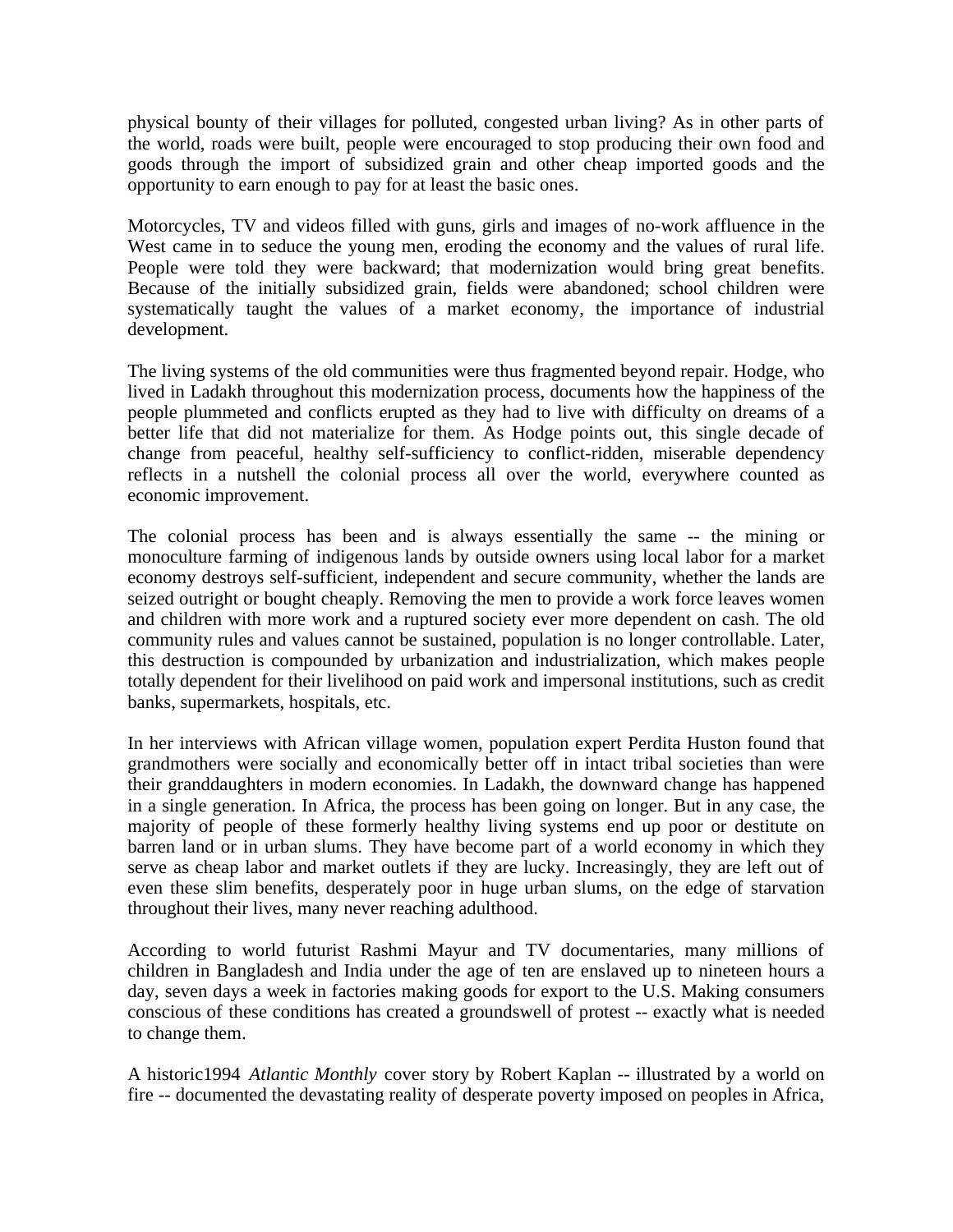physical bounty of their villages for polluted, congested urban living? As in other parts of the world, roads were built, people were encouraged to stop producing their own food and goods through the import of subsidized grain and other cheap imported goods and the opportunity to earn enough to pay for at least the basic ones.

Motorcycles, TV and videos filled with guns, girls and images of no-work affluence in the West came in to seduce the young men, eroding the economy and the values of rural life. People were told they were backward; that modernization would bring great benefits. Because of the initially subsidized grain, fields were abandoned; school children were systematically taught the values of a market economy, the importance of industrial development.

The living systems of the old communities were thus fragmented beyond repair. Hodge, who lived in Ladakh throughout this modernization process, documents how the happiness of the people plummeted and conflicts erupted as they had to live with difficulty on dreams of a better life that did not materialize for them. As Hodge points out, this single decade of change from peaceful, healthy self-sufficiency to conflict-ridden, miserable dependency reflects in a nutshell the colonial process all over the world, everywhere counted as economic improvement.

The colonial process has been and is always essentially the same -- the mining or monoculture farming of indigenous lands by outside owners using local labor for a market economy destroys self-sufficient, independent and secure community, whether the lands are seized outright or bought cheaply. Removing the men to provide a work force leaves women and children with more work and a ruptured society ever more dependent on cash. The old community rules and values cannot be sustained, population is no longer controllable. Later, this destruction is compounded by urbanization and industrialization, which makes people totally dependent for their livelihood on paid work and impersonal institutions, such as credit banks, supermarkets, hospitals, etc.

In her interviews with African village women, population expert Perdita Huston found that grandmothers were socially and economically better off in intact tribal societies than were their granddaughters in modern economies. In Ladakh, the downward change has happened in a single generation. In Africa, the process has been going on longer. But in any case, the majority of people of these formerly healthy living systems end up poor or destitute on barren land or in urban slums. They have become part of a world economy in which they serve as cheap labor and market outlets if they are lucky. Increasingly, they are left out of even these slim benefits, desperately poor in huge urban slums, on the edge of starvation throughout their lives, many never reaching adulthood.

According to world futurist Rashmi Mayur and TV documentaries, many millions of children in Bangladesh and India under the age of ten are enslaved up to nineteen hours a day, seven days a week in factories making goods for export to the U.S. Making consumers conscious of these conditions has created a groundswell of protest -- exactly what is needed to change them.

A historic1994 *Atlantic Monthly* cover story by Robert Kaplan -- illustrated by a world on fire -- documented the devastating reality of desperate poverty imposed on peoples in Africa,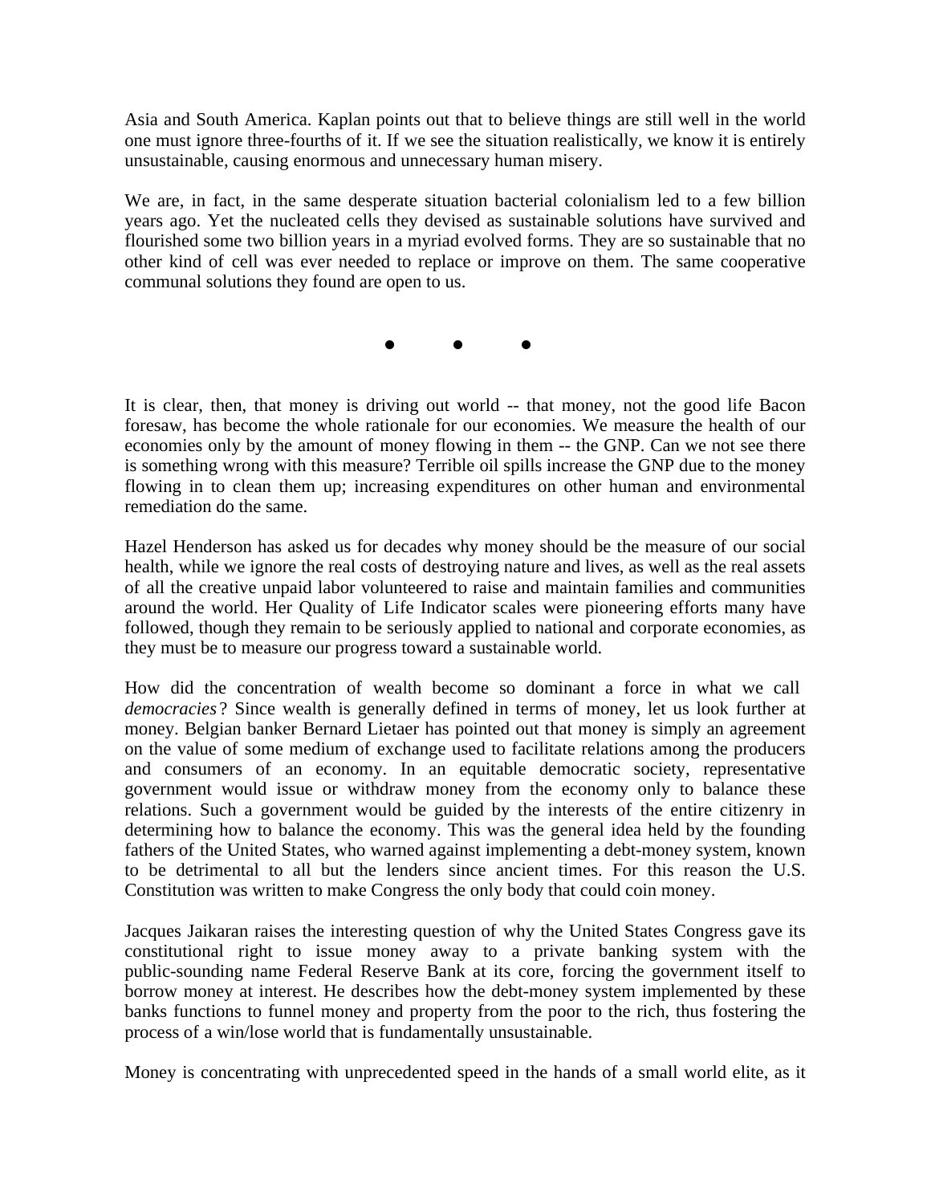Asia and South America. Kaplan points out that to believe things are still well in the world one must ignore three-fourths of it. If we see the situation realistically, we know it is entirely unsustainable, causing enormous and unnecessary human misery.

We are, in fact, in the same desperate situation bacterial colonialism led to a few billion years ago. Yet the nucleated cells they devised as sustainable solutions have survived and flourished some two billion years in a myriad evolved forms. They are so sustainable that no other kind of cell was ever needed to replace or improve on them. The same cooperative communal solutions they found are open to us.

● ● ●

It is clear, then, that money is driving out world -- that money, not the good life Bacon foresaw, has become the whole rationale for our economies. We measure the health of our economies only by the amount of money flowing in them -- the GNP. Can we not see there is something wrong with this measure? Terrible oil spills increase the GNP due to the money flowing in to clean them up; increasing expenditures on other human and environmental remediation do the same.

Hazel Henderson has asked us for decades why money should be the measure of our social health, while we ignore the real costs of destroying nature and lives, as well as the real assets of all the creative unpaid labor volunteered to raise and maintain families and communities around the world. Her Quality of Life Indicator scales were pioneering efforts many have followed, though they remain to be seriously applied to national and corporate economies, as they must be to measure our progress toward a sustainable world.

How did the concentration of wealth become so dominant a force in what we call *democracies*? Since wealth is generally defined in terms of money, let us look further at money. Belgian banker Bernard Lietaer has pointed out that money is simply an agreement on the value of some medium of exchange used to facilitate relations among the producers and consumers of an economy. In an equitable democratic society, representative government would issue or withdraw money from the economy only to balance these relations. Such a government would be guided by the interests of the entire citizenry in determining how to balance the economy. This was the general idea held by the founding fathers of the United States, who warned against implementing a debt-money system, known to be detrimental to all but the lenders since ancient times. For this reason the U.S. Constitution was written to make Congress the only body that could coin money.

Jacques Jaikaran raises the interesting question of why the United States Congress gave its constitutional right to issue money away to a private banking system with the public-sounding name Federal Reserve Bank at its core, forcing the government itself to borrow money at interest. He describes how the debt-money system implemented by these banks functions to funnel money and property from the poor to the rich, thus fostering the process of a win/lose world that is fundamentally unsustainable.

Money is concentrating with unprecedented speed in the hands of a small world elite, as it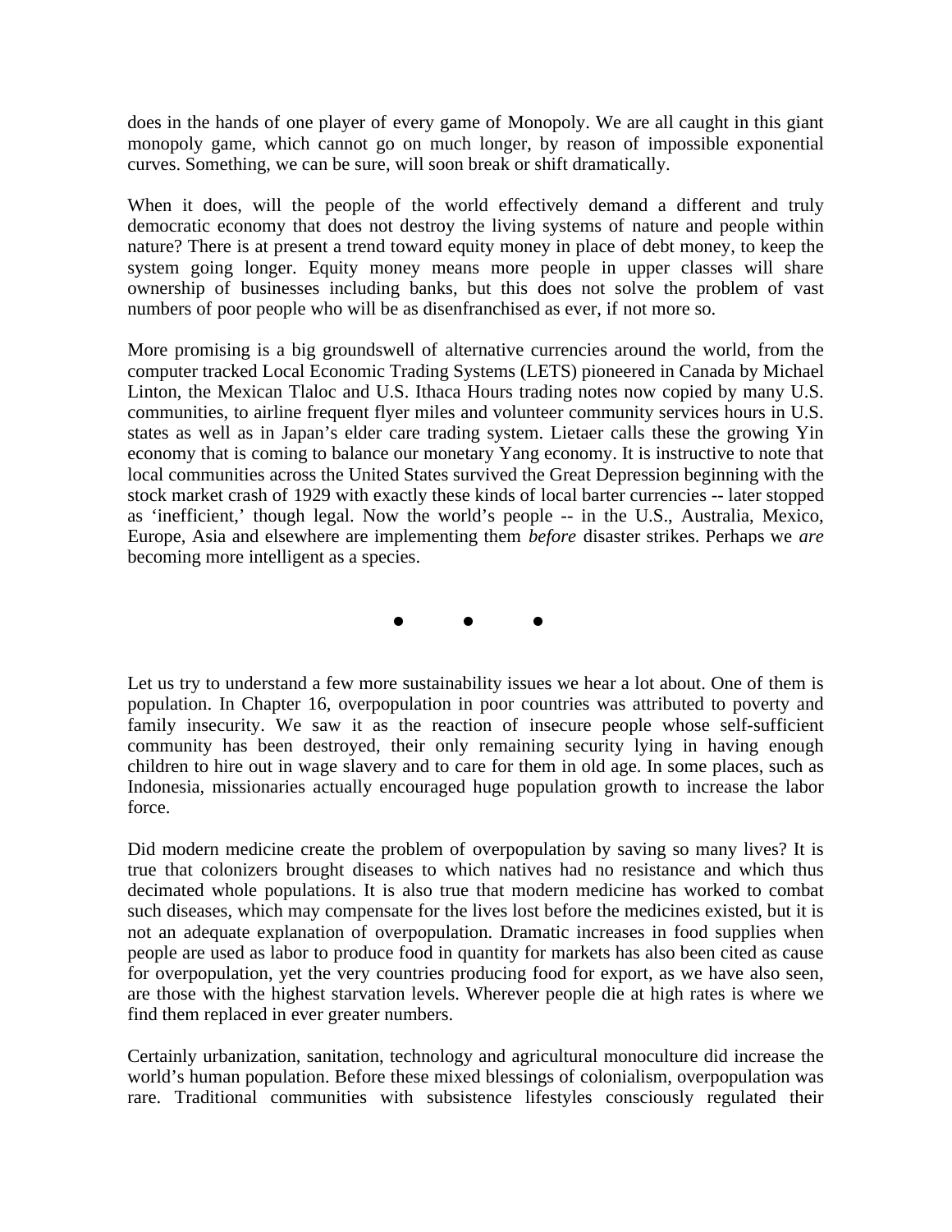does in the hands of one player of every game of Monopoly. We are all caught in this giant monopoly game, which cannot go on much longer, by reason of impossible exponential curves. Something, we can be sure, will soon break or shift dramatically.

When it does, will the people of the world effectively demand a different and truly democratic economy that does not destroy the living systems of nature and people within nature? There is at present a trend toward equity money in place of debt money, to keep the system going longer. Equity money means more people in upper classes will share ownership of businesses including banks, but this does not solve the problem of vast numbers of poor people who will be as disenfranchised as ever, if not more so.

More promising is a big groundswell of alternative currencies around the world, from the computer tracked Local Economic Trading Systems (LETS) pioneered in Canada by Michael Linton, the Mexican Tlaloc and U.S. Ithaca Hours trading notes now copied by many U.S. communities, to airline frequent flyer miles and volunteer community services hours in U.S. states as well as in Japan's elder care trading system. Lietaer calls these the growing Yin economy that is coming to balance our monetary Yang economy. It is instructive to note that local communities across the United States survived the Great Depression beginning with the stock market crash of 1929 with exactly these kinds of local barter currencies -- later stopped as 'inefficient,' though legal. Now the world's people -- in the U.S., Australia, Mexico, Europe, Asia and elsewhere are implementing them *before* disaster strikes. Perhaps we *are* becoming more intelligent as a species.

● ● ●

Let us try to understand a few more sustainability issues we hear a lot about. One of them is population. In Chapter 16, overpopulation in poor countries was attributed to poverty and family insecurity. We saw it as the reaction of insecure people whose self-sufficient community has been destroyed, their only remaining security lying in having enough children to hire out in wage slavery and to care for them in old age. In some places, such as Indonesia, missionaries actually encouraged huge population growth to increase the labor force.

Did modern medicine create the problem of overpopulation by saving so many lives? It is true that colonizers brought diseases to which natives had no resistance and which thus decimated whole populations. It is also true that modern medicine has worked to combat such diseases, which may compensate for the lives lost before the medicines existed, but it is not an adequate explanation of overpopulation. Dramatic increases in food supplies when people are used as labor to produce food in quantity for markets has also been cited as cause for overpopulation, yet the very countries producing food for export, as we have also seen, are those with the highest starvation levels. Wherever people die at high rates is where we find them replaced in ever greater numbers.

Certainly urbanization, sanitation, technology and agricultural monoculture did increase the world's human population. Before these mixed blessings of colonialism, overpopulation was rare. Traditional communities with subsistence lifestyles consciously regulated their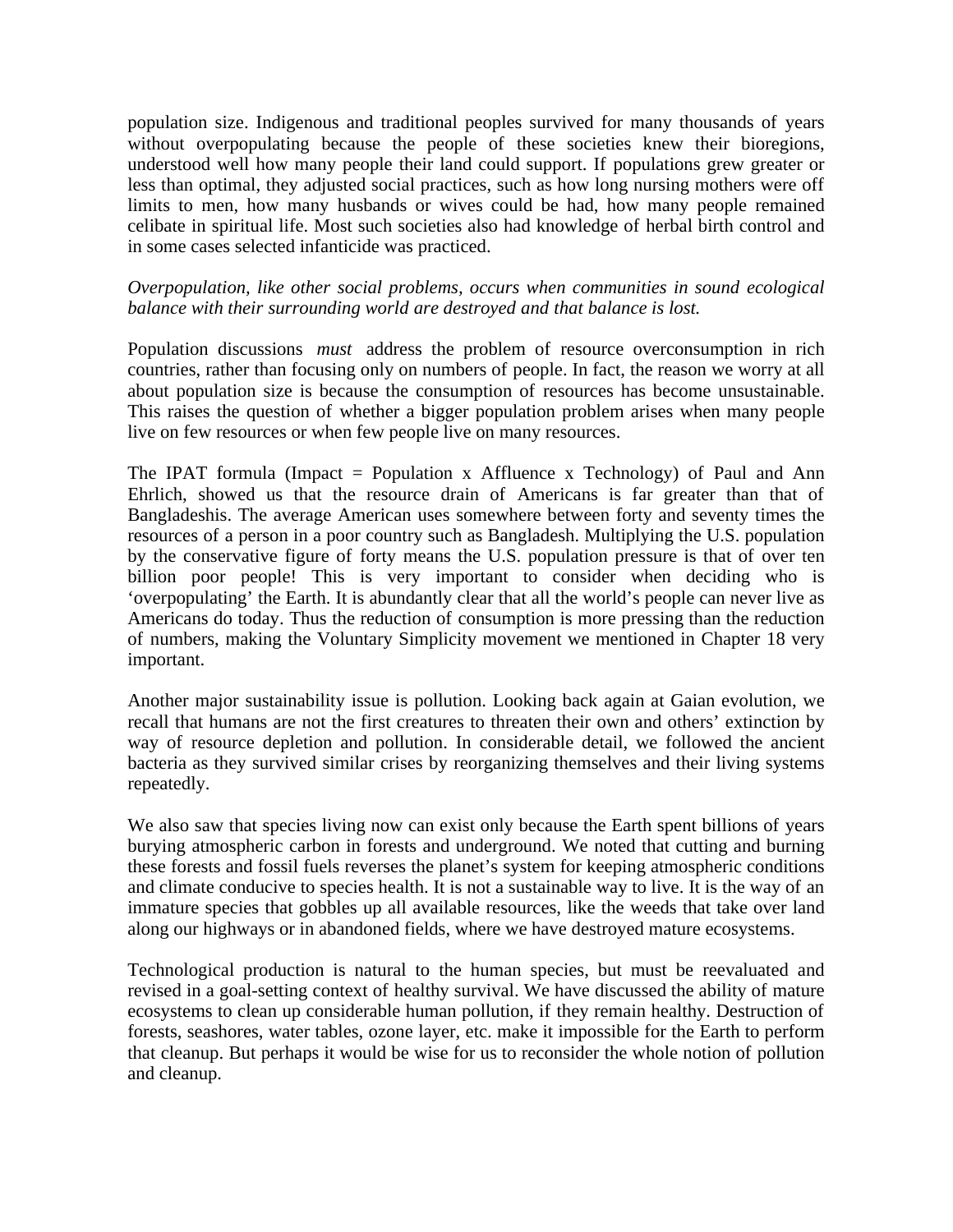population size. Indigenous and traditional peoples survived for many thousands of years without overpopulating because the people of these societies knew their bioregions, understood well how many people their land could support. If populations grew greater or less than optimal, they adjusted social practices, such as how long nursing mothers were off limits to men, how many husbands or wives could be had, how many people remained celibate in spiritual life. Most such societies also had knowledge of herbal birth control and in some cases selected infanticide was practiced.

*Overpopulation, like other social problems, occurs when communities in sound ecological balance with their surrounding world are destroyed and that balance is lost.*

Population discussions *must* address the problem of resource overconsumption in rich countries, rather than focusing only on numbers of people. In fact, the reason we worry at all about population size is because the consumption of resources has become unsustainable. This raises the question of whether a bigger population problem arises when many people live on few resources or when few people live on many resources.

The IPAT formula (Impact = Population x Affluence x Technology) of Paul and Ann Ehrlich, showed us that the resource drain of Americans is far greater than that of Bangladeshis. The average American uses somewhere between forty and seventy times the resources of a person in a poor country such as Bangladesh. Multiplying the U.S. population by the conservative figure of forty means the U.S. population pressure is that of over ten billion poor people! This is very important to consider when deciding who is 'overpopulating' the Earth. It is abundantly clear that all the world's people can never live as Americans do today. Thus the reduction of consumption is more pressing than the reduction of numbers, making the Voluntary Simplicity movement we mentioned in Chapter 18 very important.

Another major sustainability issue is pollution. Looking back again at Gaian evolution, we recall that humans are not the first creatures to threaten their own and others' extinction by way of resource depletion and pollution. In considerable detail, we followed the ancient bacteria as they survived similar crises by reorganizing themselves and their living systems repeatedly.

We also saw that species living now can exist only because the Earth spent billions of years burying atmospheric carbon in forests and underground. We noted that cutting and burning these forests and fossil fuels reverses the planet's system for keeping atmospheric conditions and climate conducive to species health. It is not a sustainable way to live. It is the way of an immature species that gobbles up all available resources, like the weeds that take over land along our highways or in abandoned fields, where we have destroyed mature ecosystems.

Technological production is natural to the human species, but must be reevaluated and revised in a goal-setting context of healthy survival. We have discussed the ability of mature ecosystems to clean up considerable human pollution, if they remain healthy. Destruction of forests, seashores, water tables, ozone layer, etc. make it impossible for the Earth to perform that cleanup. But perhaps it would be wise for us to reconsider the whole notion of pollution and cleanup.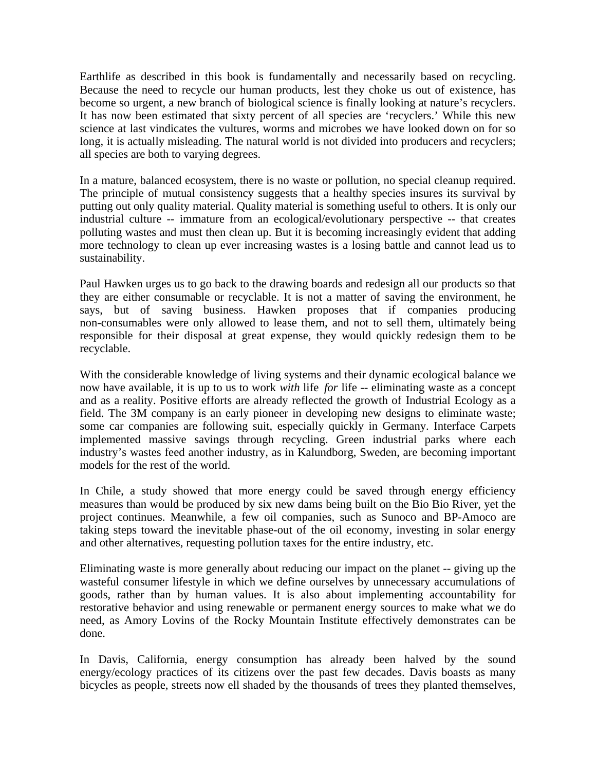Earthlife as described in this book is fundamentally and necessarily based on recycling. Because the need to recycle our human products, lest they choke us out of existence, has become so urgent, a new branch of biological science is finally looking at nature's recyclers. It has now been estimated that sixty percent of all species are 'recyclers.' While this new science at last vindicates the vultures, worms and microbes we have looked down on for so long, it is actually misleading. The natural world is not divided into producers and recyclers; all species are both to varying degrees.

In a mature, balanced ecosystem, there is no waste or pollution, no special cleanup required. The principle of mutual consistency suggests that a healthy species insures its survival by putting out only quality material. Quality material is something useful to others. It is only our industrial culture -- immature from an ecological/evolutionary perspective -- that creates polluting wastes and must then clean up. But it is becoming increasingly evident that adding more technology to clean up ever increasing wastes is a losing battle and cannot lead us to sustainability.

Paul Hawken urges us to go back to the drawing boards and redesign all our products so that they are either consumable or recyclable. It is not a matter of saving the environment, he says, but of saving business. Hawken proposes that if companies producing non-consumables were only allowed to lease them, and not to sell them, ultimately being responsible for their disposal at great expense, they would quickly redesign them to be recyclable.

With the considerable knowledge of living systems and their dynamic ecological balance we now have available, it is up to us to work *with* life *for* life -- eliminating waste as a concept and as a reality. Positive efforts are already reflected the growth of Industrial Ecology as a field. The 3M company is an early pioneer in developing new designs to eliminate waste; some car companies are following suit, especially quickly in Germany. Interface Carpets implemented massive savings through recycling. Green industrial parks where each industry's wastes feed another industry, as in Kalundborg, Sweden, are becoming important models for the rest of the world.

In Chile, a study showed that more energy could be saved through energy efficiency measures than would be produced by six new dams being built on the Bio Bio River, yet the project continues. Meanwhile, a few oil companies, such as Sunoco and BP-Amoco are taking steps toward the inevitable phase-out of the oil economy, investing in solar energy and other alternatives, requesting pollution taxes for the entire industry, etc.

Eliminating waste is more generally about reducing our impact on the planet -- giving up the wasteful consumer lifestyle in which we define ourselves by unnecessary accumulations of goods, rather than by human values. It is also about implementing accountability for restorative behavior and using renewable or permanent energy sources to make what we do need, as Amory Lovins of the Rocky Mountain Institute effectively demonstrates can be done.

In Davis, California, energy consumption has already been halved by the sound energy/ecology practices of its citizens over the past few decades. Davis boasts as many bicycles as people, streets now ell shaded by the thousands of trees they planted themselves,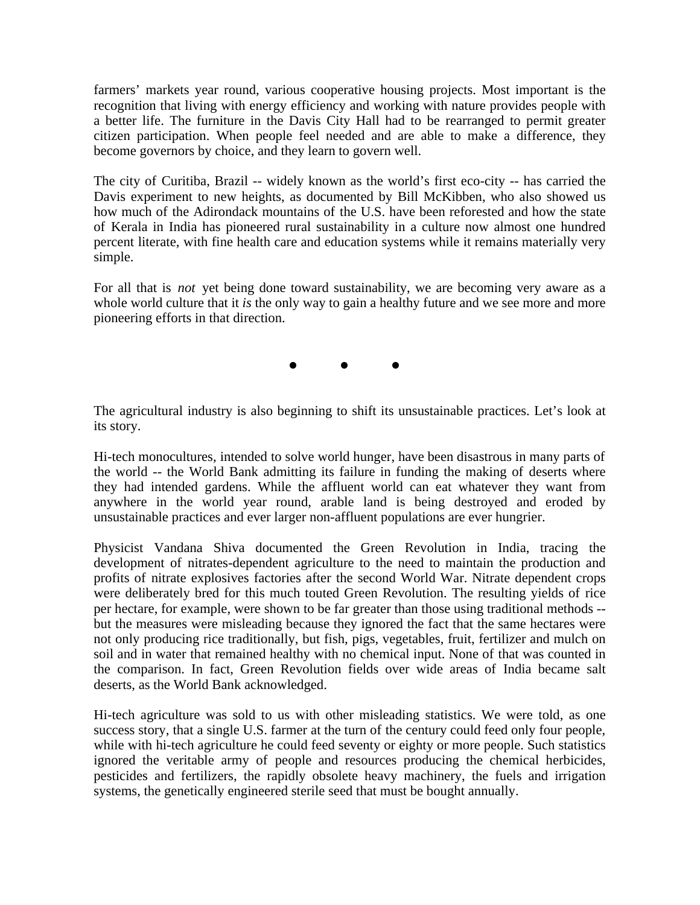farmers' markets year round, various cooperative housing projects. Most important is the recognition that living with energy efficiency and working with nature provides people with a better life. The furniture in the Davis City Hall had to be rearranged to permit greater citizen participation. When people feel needed and are able to make a difference, they become governors by choice, and they learn to govern well.

The city of Curitiba, Brazil -- widely known as the world's first eco-city -- has carried the Davis experiment to new heights, as documented by Bill McKibben, who also showed us how much of the Adirondack mountains of the U.S. have been reforested and how the state of Kerala in India has pioneered rural sustainability in a culture now almost one hundred percent literate, with fine health care and education systems while it remains materially very simple.

For all that is *not* yet being done toward sustainability, we are becoming very aware as a whole world culture that it *is* the only way to gain a healthy future and we see more and more pioneering efforts in that direction.

● ● ●

The agricultural industry is also beginning to shift its unsustainable practices. Let's look at its story.

Hi-tech monocultures, intended to solve world hunger, have been disastrous in many parts of the world -- the World Bank admitting its failure in funding the making of deserts where they had intended gardens. While the affluent world can eat whatever they want from anywhere in the world year round, arable land is being destroyed and eroded by unsustainable practices and ever larger non-affluent populations are ever hungrier.

Physicist Vandana Shiva documented the Green Revolution in India, tracing the development of nitrates-dependent agriculture to the need to maintain the production and profits of nitrate explosives factories after the second World War. Nitrate dependent crops were deliberately bred for this much touted Green Revolution. The resulting yields of rice per hectare, for example, were shown to be far greater than those using traditional methods -- but the measures were misleading because they ignored the fact that the same hectares were not only producing rice traditionally, but fish, pigs, vegetables, fruit, fertilizer and mulch on soil and in water that remained healthy with no chemical input. None of that was counted in the comparison. In fact, Green Revolution fields over wide areas of India became salt deserts, as the World Bank acknowledged.

Hi-tech agriculture was sold to us with other misleading statistics. We were told, as one success story, that a single U.S. farmer at the turn of the century could feed only four people, while with hi-tech agriculture he could feed seventy or eighty or more people. Such statistics ignored the veritable army of people and resources producing the chemical herbicides, pesticides and fertilizers, the rapidly obsolete heavy machinery, the fuels and irrigation systems, the genetically engineered sterile seed that must be bought annually.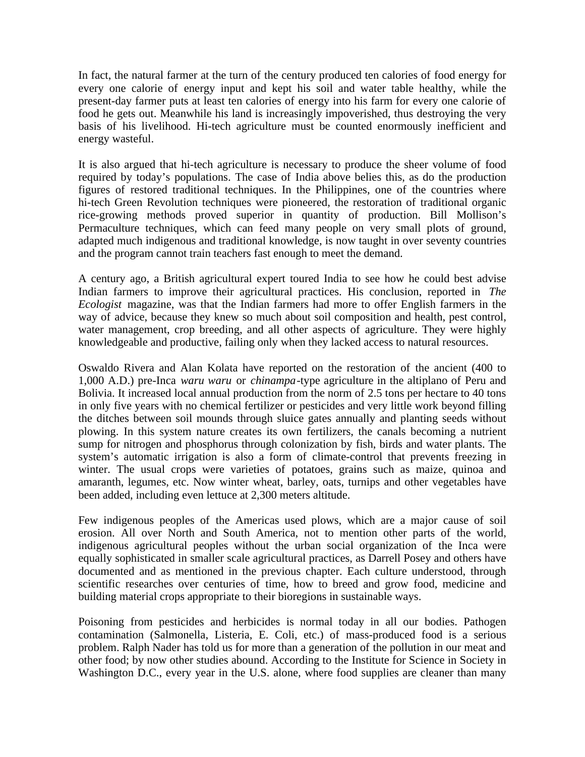In fact, the natural farmer at the turn of the century produced ten calories of food energy for every one calorie of energy input and kept his soil and water table healthy, while the present-day farmer puts at least ten calories of energy into his farm for every one calorie of food he gets out. Meanwhile his land is increasingly impoverished, thus destroying the very basis of his livelihood. Hi-tech agriculture must be counted enormously inefficient and energy wasteful.

It is also argued that hi-tech agriculture is necessary to produce the sheer volume of food required by today's populations. The case of India above belies this, as do the production figures of restored traditional techniques. In the Philippines, one of the countries where hi-tech Green Revolution techniques were pioneered, the restoration of traditional organic rice-growing methods proved superior in quantity of production. Bill Mollison's Permaculture techniques, which can feed many people on very small plots of ground, adapted much indigenous and traditional knowledge, is now taught in over seventy countries and the program cannot train teachers fast enough to meet the demand.

A century ago, a British agricultural expert toured India to see how he could best advise Indian farmers to improve their agricultural practices. His conclusion, reported in *The Ecologist* magazine, was that the Indian farmers had more to offer English farmers in the way of advice, because they knew so much about soil composition and health, pest control, water management, crop breeding, and all other aspects of agriculture. They were highly knowledgeable and productive, failing only when they lacked access to natural resources.

Oswaldo Rivera and Alan Kolata have reported on the restoration of the ancient (400 to 1,000 A.D.) pre-Inca *waru waru* or *chinampa*-type agriculture in the altiplano of Peru and Bolivia. It increased local annual production from the norm of 2.5 tons per hectare to 40 tons in only five years with no chemical fertilizer or pesticides and very little work beyond filling the ditches between soil mounds through sluice gates annually and planting seeds without plowing. In this system nature creates its own fertilizers, the canals becoming a nutrient sump for nitrogen and phosphorus through colonization by fish, birds and water plants. The system's automatic irrigation is also a form of climate-control that prevents freezing in winter. The usual crops were varieties of potatoes, grains such as maize, quinoa and amaranth, legumes, etc. Now winter wheat, barley, oats, turnips and other vegetables have been added, including even lettuce at 2,300 meters altitude.

Few indigenous peoples of the Americas used plows, which are a major cause of soil erosion. All over North and South America, not to mention other parts of the world, indigenous agricultural peoples without the urban social organization of the Inca were equally sophisticated in smaller scale agricultural practices, as Darrell Posey and others have documented and as mentioned in the previous chapter. Each culture understood, through scientific researches over centuries of time, how to breed and grow food, medicine and building material crops appropriate to their bioregions in sustainable ways.

Poisoning from pesticides and herbicides is normal today in all our bodies. Pathogen contamination (Salmonella, Listeria, E. Coli, etc.) of mass-produced food is a serious problem. Ralph Nader has told us for more than a generation of the pollution in our meat and other food; by now other studies abound. According to the Institute for Science in Society in Washington D.C., every year in the U.S. alone, where food supplies are cleaner than many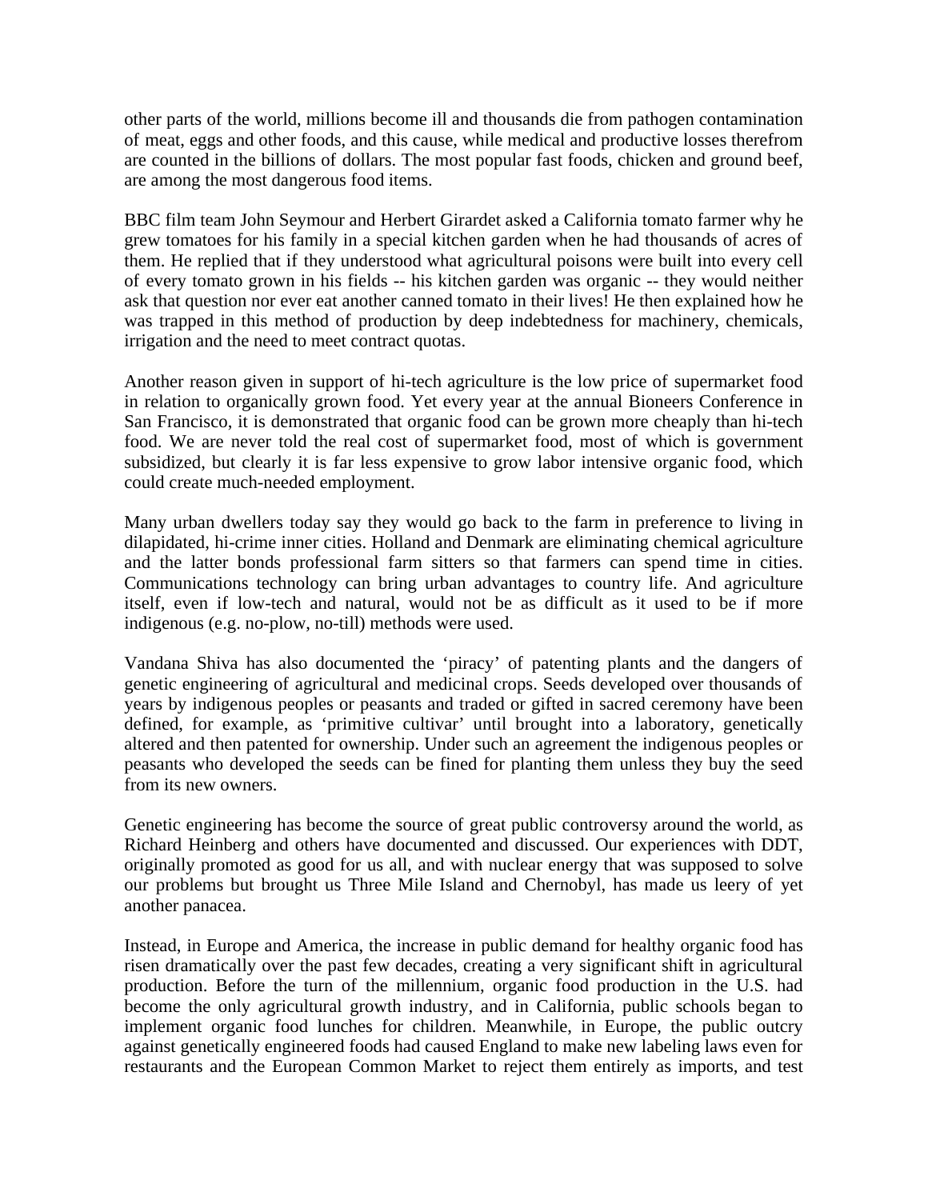other parts of the world, millions become ill and thousands die from pathogen contamination of meat, eggs and other foods, and this cause, while medical and productive losses therefrom are counted in the billions of dollars. The most popular fast foods, chicken and ground beef, are among the most dangerous food items.

BBC film team John Seymour and Herbert Girardet asked a California tomato farmer why he grew tomatoes for his family in a special kitchen garden when he had thousands of acres of them. He replied that if they understood what agricultural poisons were built into every cell of every tomato grown in his fields -- his kitchen garden was organic -- they would neither ask that question nor ever eat another canned tomato in their lives! He then explained how he was trapped in this method of production by deep indebtedness for machinery, chemicals, irrigation and the need to meet contract quotas.

Another reason given in support of hi-tech agriculture is the low price of supermarket food in relation to organically grown food. Yet every year at the annual Bioneers Conference in San Francisco, it is demonstrated that organic food can be grown more cheaply than hi-tech food. We are never told the real cost of supermarket food, most of which is government subsidized, but clearly it is far less expensive to grow labor intensive organic food, which could create much-needed employment.

Many urban dwellers today say they would go back to the farm in preference to living in dilapidated, hi-crime inner cities. Holland and Denmark are eliminating chemical agriculture and the latter bonds professional farm sitters so that farmers can spend time in cities. Communications technology can bring urban advantages to country life. And agriculture itself, even if low-tech and natural, would not be as difficult as it used to be if more indigenous (e.g. no-plow, no-till) methods were used.

Vandana Shiva has also documented the 'piracy' of patenting plants and the dangers of genetic engineering of agricultural and medicinal crops. Seeds developed over thousands of years by indigenous peoples or peasants and traded or gifted in sacred ceremony have been defined, for example, as 'primitive cultivar' until brought into a laboratory, genetically altered and then patented for ownership. Under such an agreement the indigenous peoples or peasants who developed the seeds can be fined for planting them unless they buy the seed from its new owners.

Genetic engineering has become the source of great public controversy around the world, as Richard Heinberg and others have documented and discussed. Our experiences with DDT, originally promoted as good for us all, and with nuclear energy that was supposed to solve our problems but brought us Three Mile Island and Chernobyl, has made us leery of yet another panacea.

Instead, in Europe and America, the increase in public demand for healthy organic food has risen dramatically over the past few decades, creating a very significant shift in agricultural production. Before the turn of the millennium, organic food production in the U.S. had become the only agricultural growth industry, and in California, public schools began to implement organic food lunches for children. Meanwhile, in Europe, the public outcry against genetically engineered foods had caused England to make new labeling laws even for restaurants and the European Common Market to reject them entirely as imports, and test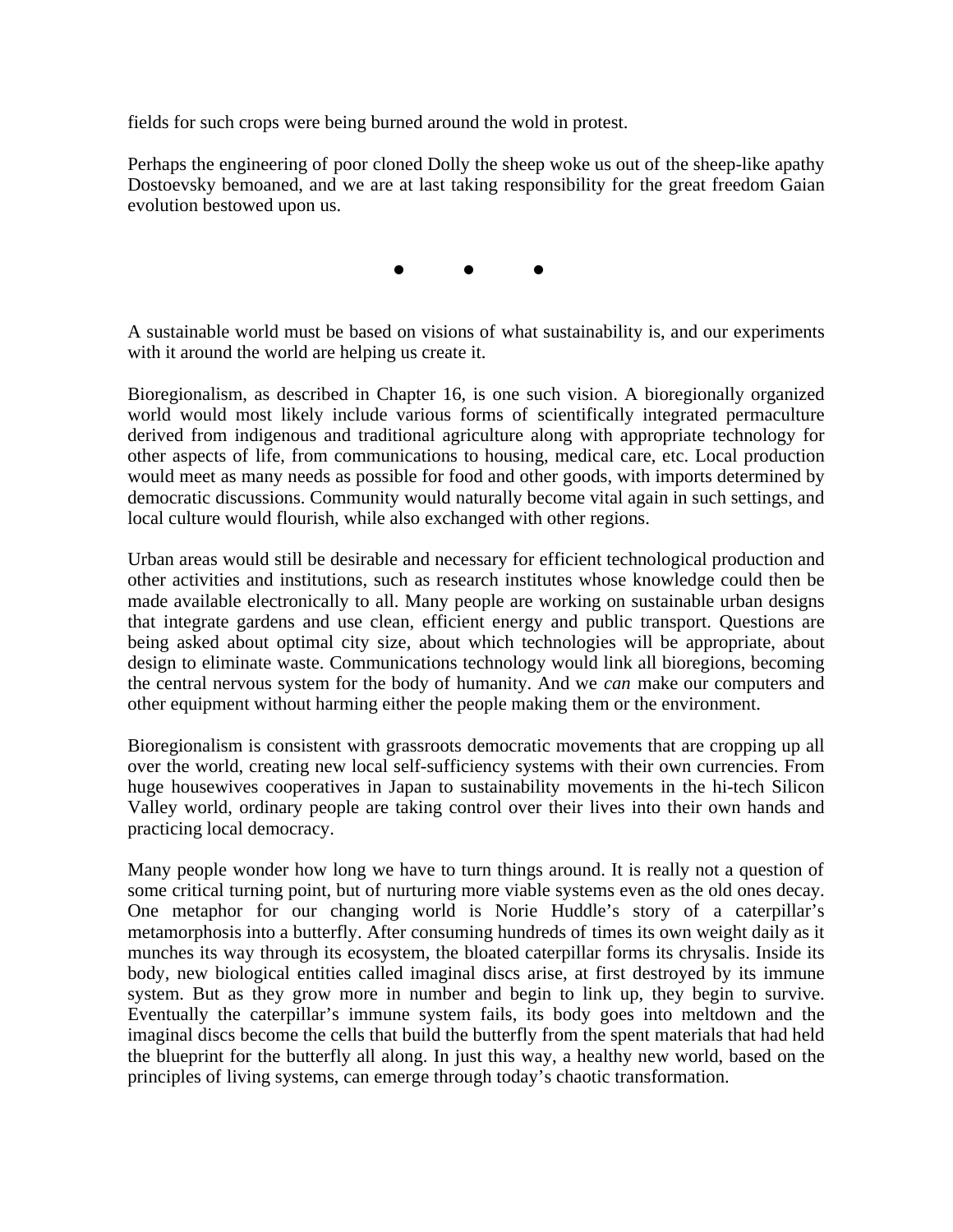fields for such crops were being burned around the wold in protest.

Perhaps the engineering of poor cloned Dolly the sheep woke us out of the sheep-like apathy Dostoevsky bemoaned, and we are at last taking responsibility for the great freedom Gaian evolution bestowed upon us.

● ● ●

A sustainable world must be based on visions of what sustainability is, and our experiments with it around the world are helping us create it.

Bioregionalism, as described in Chapter 16, is one such vision. A bioregionally organized world would most likely include various forms of scientifically integrated permaculture derived from indigenous and traditional agriculture along with appropriate technology for other aspects of life, from communications to housing, medical care, etc. Local production would meet as many needs as possible for food and other goods, with imports determined by democratic discussions. Community would naturally become vital again in such settings, and local culture would flourish, while also exchanged with other regions.

Urban areas would still be desirable and necessary for efficient technological production and other activities and institutions, such as research institutes whose knowledge could then be made available electronically to all. Many people are working on sustainable urban designs that integrate gardens and use clean, efficient energy and public transport. Questions are being asked about optimal city size, about which technologies will be appropriate, about design to eliminate waste. Communications technology would link all bioregions, becoming the central nervous system for the body of humanity. And we *can* make our computers and other equipment without harming either the people making them or the environment.

Bioregionalism is consistent with grassroots democratic movements that are cropping up all over the world, creating new local self-sufficiency systems with their own currencies. From huge housewives cooperatives in Japan to sustainability movements in the hi-tech Silicon Valley world, ordinary people are taking control over their lives into their own hands and practicing local democracy.

Many people wonder how long we have to turn things around. It is really not a question of some critical turning point, but of nurturing more viable systems even as the old ones decay. One metaphor for our changing world is Norie Huddle's story of a caterpillar's metamorphosis into a butterfly. After consuming hundreds of times its own weight daily as it munches its way through its ecosystem, the bloated caterpillar forms its chrysalis. Inside its body, new biological entities called imaginal discs arise, at first destroyed by its immune system. But as they grow more in number and begin to link up, they begin to survive. Eventually the caterpillar's immune system fails, its body goes into meltdown and the imaginal discs become the cells that build the butterfly from the spent materials that had held the blueprint for the butterfly all along. In just this way, a healthy new world, based on the principles of living systems, can emerge through today's chaotic transformation.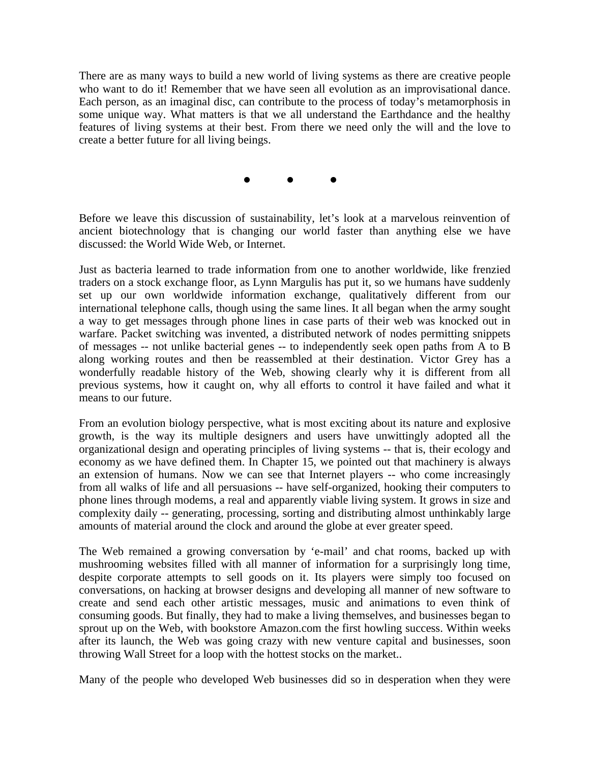There are as many ways to build a new world of living systems as there are creative people who want to do it! Remember that we have seen all evolution as an improvisational dance. Each person, as an imaginal disc, can contribute to the process of today's metamorphosis in some unique way. What matters is that we all understand the Earthdance and the healthy features of living systems at their best. From there we need only the will and the love to create a better future for all living beings.

• • •

Before we leave this discussion of sustainability, let's look at a marvelous reinvention of ancient biotechnology that is changing our world faster than anything else we have discussed: the World Wide Web, or Internet.

Just as bacteria learned to trade information from one to another worldwide, like frenzied traders on a stock exchange floor, as Lynn Margulis has put it, so we humans have suddenly set up our own worldwide information exchange, qualitatively different from our international telephone calls, though using the same lines. It all began when the army sought a way to get messages through phone lines in case parts of their web was knocked out in warfare. Packet switching was invented, a distributed network of nodes permitting snippets of messages -- not unlike bacterial genes -- to independently seek open paths from A to B along working routes and then be reassembled at their destination. Victor Grey has a wonderfully readable history of the Web, showing clearly why it is different from all previous systems, how it caught on, why all efforts to control it have failed and what it means to our future.

From an evolution biology perspective, what is most exciting about its nature and explosive growth, is the way its multiple designers and users have unwittingly adopted all the organizational design and operating principles of living systems -- that is, their ecology and economy as we have defined them. In Chapter 15, we pointed out that machinery is always an extension of humans. Now we can see that Internet players -- who come increasingly from all walks of life and all persuasions -- have self-organized, hooking their computers to phone lines through modems, a real and apparently viable living system. It grows in size and complexity daily -- generating, processing, sorting and distributing almost unthinkably large amounts of material around the clock and around the globe at ever greater speed.

The Web remained a growing conversation by 'e-mail' and chat rooms, backed up with mushrooming websites filled with all manner of information for a surprisingly long time, despite corporate attempts to sell goods on it. Its players were simply too focused on conversations, on hacking at browser designs and developing all manner of new software to create and send each other artistic messages, music and animations to even think of consuming goods. But finally, they had to make a living themselves, and businesses began to sprout up on the Web, with bookstore Amazon.com the first howling success. Within weeks after its launch, the Web was going crazy with new venture capital and businesses, soon throwing Wall Street for a loop with the hottest stocks on the market..

Many of the people who developed Web businesses did so in desperation when they were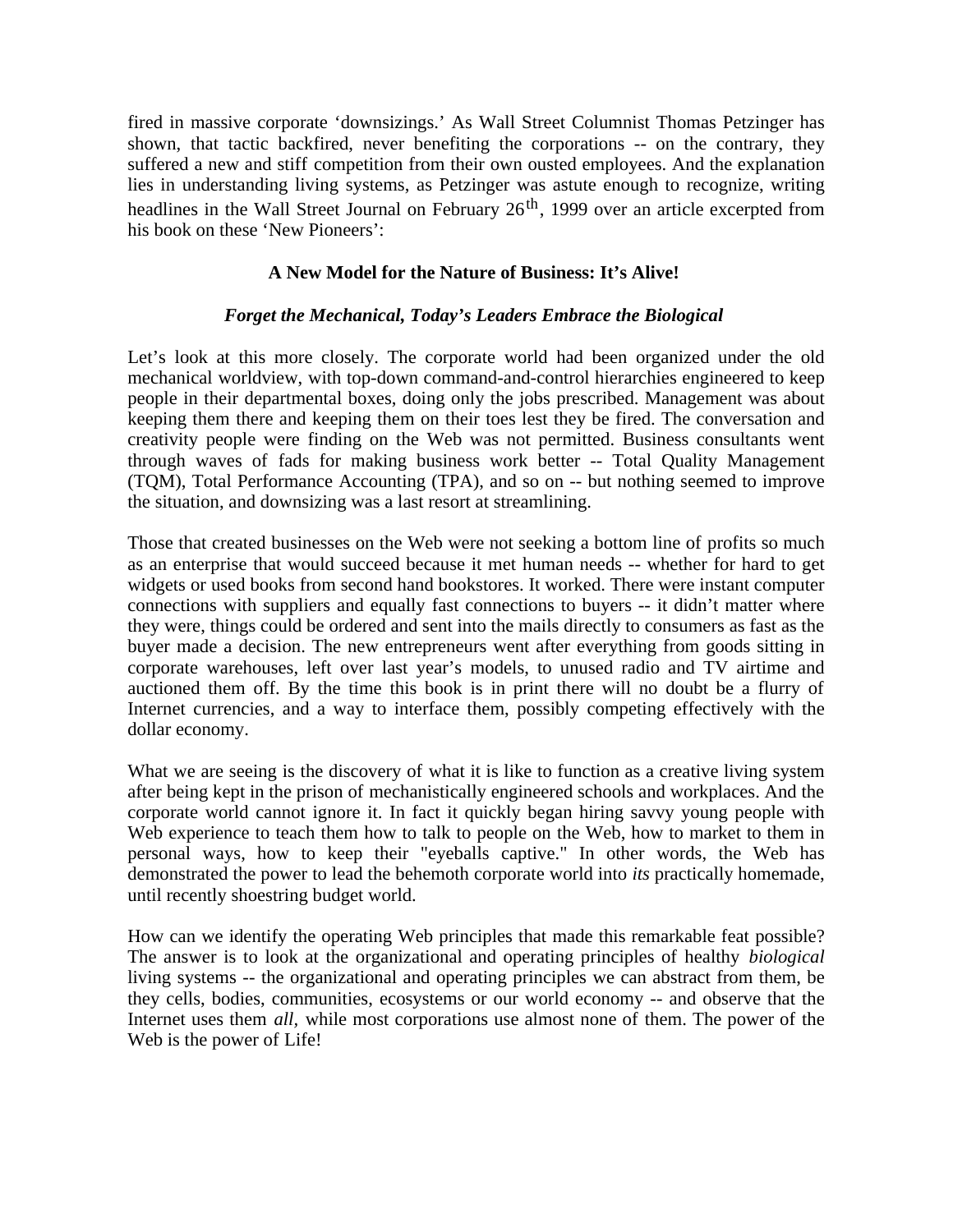fired in massive corporate 'downsizings.' As Wall Street Columnist Thomas Petzinger has shown, that tactic backfired, never benefiting the corporations -- on the contrary, they suffered a new and stiff competition from their own ousted employees. And the explanation lies in understanding living systems, as Petzinger was astute enough to recognize, writing headlines in the Wall Street Journal on February 26th, 1999 over an article excerpted from his book on these 'New Pioneers':

**A New Model for the Nature of Business: It's Alive!**

***Forget the Mechanical, Today's Leaders Embrace the Biological***

Let's look at this more closely. The corporate world had been organized under the old mechanical worldview, with top-down command-and-control hierarchies engineered to keep people in their departmental boxes, doing only the jobs prescribed. Management was about keeping them there and keeping them on their toes lest they be fired. The conversation and creativity people were finding on the Web was not permitted. Business consultants went through waves of fads for making business work better -- Total Quality Management (TQM), Total Performance Accounting (TPA), and so on -- but nothing seemed to improve the situation, and downsizing was a last resort at streamlining.

Those that created businesses on the Web were not seeking a bottom line of profits so much as an enterprise that would succeed because it met human needs -- whether for hard to get widgets or used books from second hand bookstores. It worked. There were instant computer connections with suppliers and equally fast connections to buyers -- it didn't matter where they were, things could be ordered and sent into the mails directly to consumers as fast as the buyer made a decision. The new entrepreneurs went after everything from goods sitting in corporate warehouses, left over last year's models, to unused radio and TV airtime and auctioned them off. By the time this book is in print there will no doubt be a flurry of Internet currencies, and a way to interface them, possibly competing effectively with the dollar economy.

What we are seeing is the discovery of what it is like to function as a creative living system after being kept in the prison of mechanistically engineered schools and workplaces. And the corporate world cannot ignore it. In fact it quickly began hiring savvy young people with Web experience to teach them how to talk to people on the Web, how to market to them in personal ways, how to keep their "eyeballs captive." In other words, the Web has demonstrated the power to lead the behemoth corporate world into *its* practically homemade, until recently shoestring budget world.

How can we identify the operating Web principles that made this remarkable feat possible? The answer is to look at the organizational and operating principles of healthy *biological* living systems -- the organizational and operating principles we can abstract from them, be they cells, bodies, communities, ecosystems or our world economy -- and observe that the Internet uses them *all*, while most corporations use almost none of them. The power of the Web is the power of Life!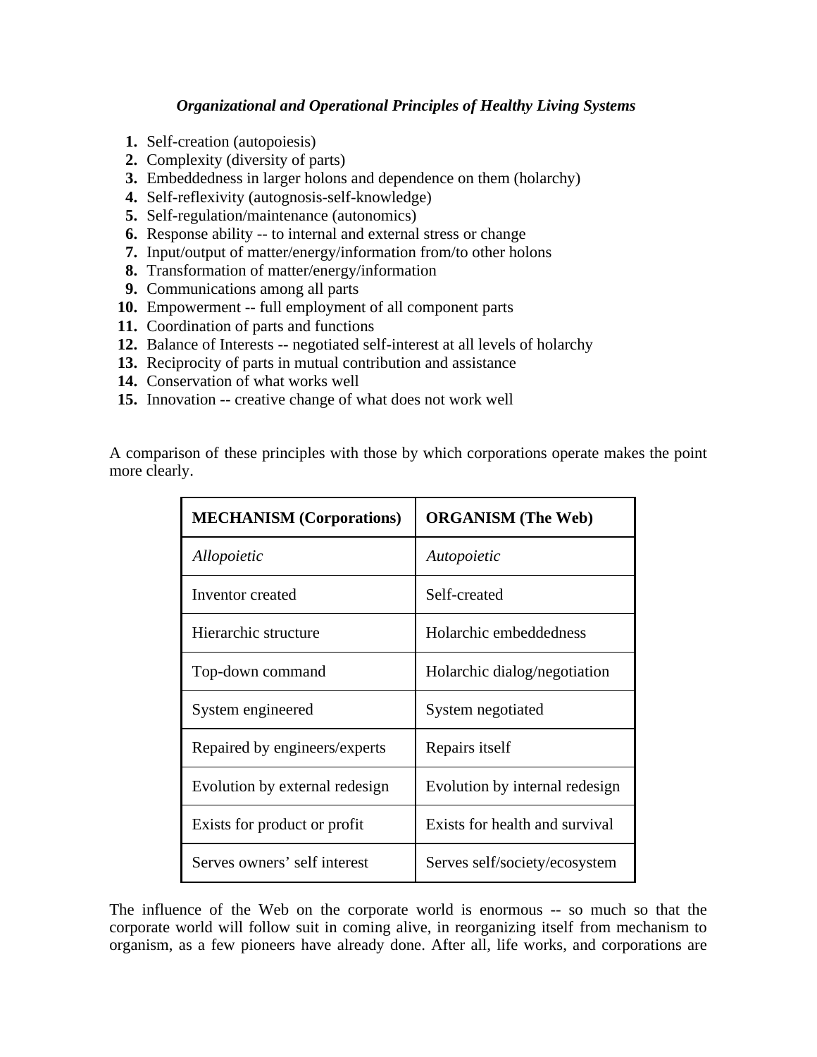***Organizational and Operational Principles of Healthy Living Systems***

1. Self-creation (autopoiesis)
2. Complexity (diversity of parts)
3. Embeddedness in larger holons and dependence on them (holarchy)
4. Self-reflexivity (autognosis-self-knowledge)
5. Self-regulation/maintenance (autonomics)
6. Response ability -- to internal and external stress or change
7. Input/output of matter/energy/information from/to other holons
8. Transformation of matter/energy/information
9. Communications among all parts
10. Empowerment -- full employment of all component parts
11. Coordination of parts and functions
12. Balance of Interests -- negotiated self-interest at all levels of holarchy
13. Reciprocity of parts in mutual contribution and assistance
14. Conservation of what works well
15. Innovation -- creative change of what does not work well

A comparison of these principles with those by which corporations operate makes the point more clearly.

| **MECHANISM (Corporations)** | **ORGANISM (The Web)** |
| --- | --- |
| *Allopoietic* | *Autopoietic* |
| Inventor created | Self-created |
| Hierarchic structure | Holarchic embeddedness |
| Top-down command | Holarchic dialog/negotiation |
| System engineered | System negotiated |
| Repaired by engineers/experts | Repairs itself |
| Evolution by external redesign | Evolution by internal redesign |
| Exists for product or profit | Exists for health and survival |
| Serves owners' self interest | Serves self/society/ecosystem |

The influence of the Web on the corporate world is enormous -- so much so that the corporate world will follow suit in coming alive, in reorganizing itself from mechanism to organism, as a few pioneers have already done. After all, life works, and corporations are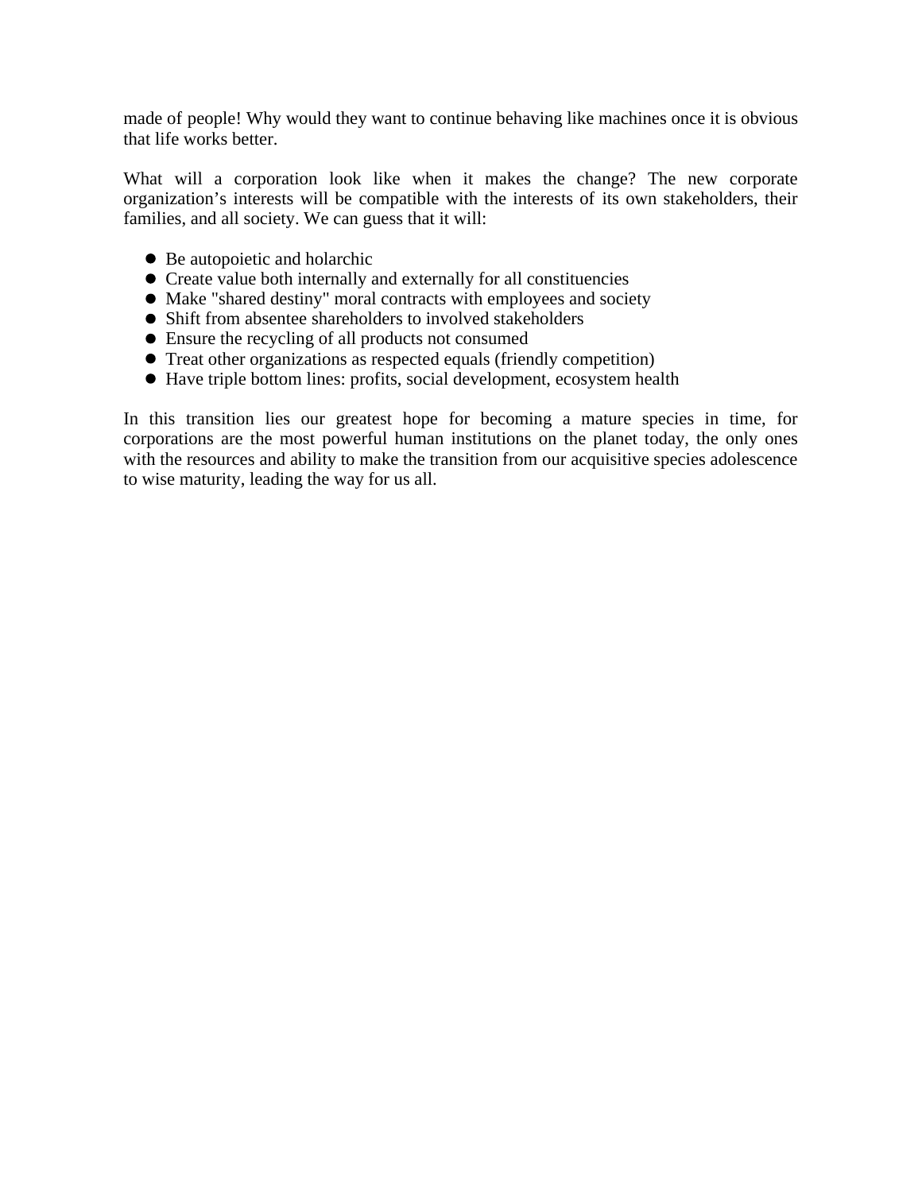made of people! Why would they want to continue behaving like machines once it is obvious that life works better.

What will a corporation look like when it makes the change? The new corporate organization's interests will be compatible with the interests of its own stakeholders, their families, and all society. We can guess that it will:

- Be autopoietic and holarchic
- Create value both internally and externally for all constituencies
- Make "shared destiny" moral contracts with employees and society
- Shift from absentee shareholders to involved stakeholders
- Ensure the recycling of all products not consumed
- Treat other organizations as respected equals (friendly competition)
- Have triple bottom lines: profits, social development, ecosystem health

In this transition lies our greatest hope for becoming a mature species in time, for corporations are the most powerful human institutions on the planet today, the only ones with the resources and ability to make the transition from our acquisitive species adolescence to wise maturity, leading the way for us all.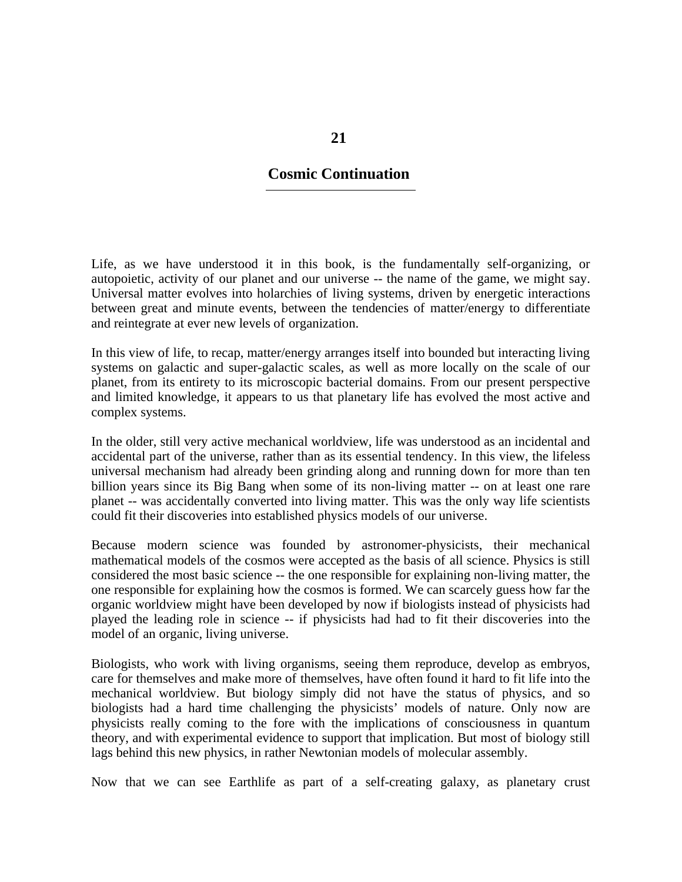# 21

# Cosmic Continuation

Life, as we have understood it in this book, is the fundamentally self-organizing, or autopoietic, activity of our planet and our universe -- the name of the game, we might say. Universal matter evolves into holarchies of living systems, driven by energetic interactions between great and minute events, between the tendencies of matter/energy to differentiate and reintegrate at ever new levels of organization.

In this view of life, to recap, matter/energy arranges itself into bounded but interacting living systems on galactic and super-galactic scales, as well as more locally on the scale of our planet, from its entirety to its microscopic bacterial domains. From our present perspective and limited knowledge, it appears to us that planetary life has evolved the most active and complex systems.

In the older, still very active mechanical worldview, life was understood as an incidental and accidental part of the universe, rather than as its essential tendency. In this view, the lifeless universal mechanism had already been grinding along and running down for more than ten billion years since its Big Bang when some of its non-living matter -- on at least one rare planet -- was accidentally converted into living matter. This was the only way life scientists could fit their discoveries into established physics models of our universe.

Because modern science was founded by astronomer-physicists, their mechanical mathematical models of the cosmos were accepted as the basis of all science. Physics is still considered the most basic science -- the one responsible for explaining non-living matter, the one responsible for explaining how the cosmos is formed. We can scarcely guess how far the organic worldview might have been developed by now if biologists instead of physicists had played the leading role in science -- if physicists had had to fit their discoveries into the model of an organic, living universe.

Biologists, who work with living organisms, seeing them reproduce, develop as embryos, care for themselves and make more of themselves, have often found it hard to fit life into the mechanical worldview. But biology simply did not have the status of physics, and so biologists had a hard time challenging the physicists' models of nature. Only now are physicists really coming to the fore with the implications of consciousness in quantum theory, and with experimental evidence to support that implication. But most of biology still lags behind this new physics, in rather Newtonian models of molecular assembly.

Now that we can see Earthlife as part of a self-creating galaxy, as planetary crust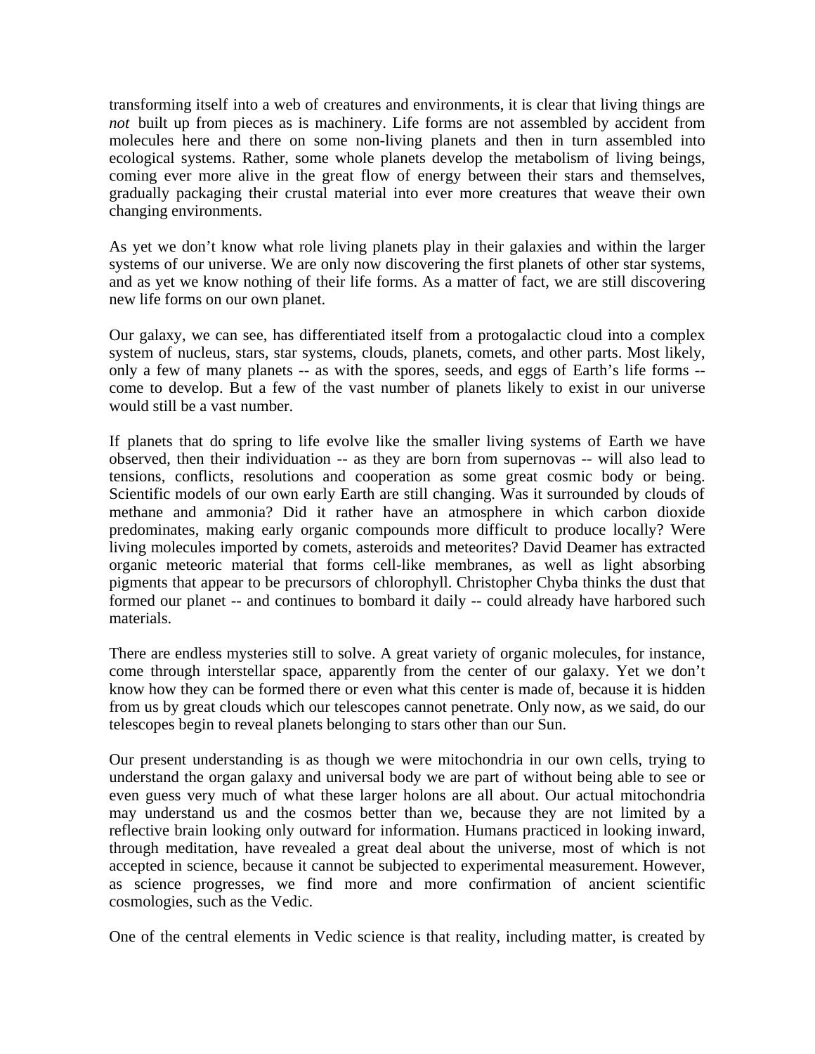transforming itself into a web of creatures and environments, it is clear that living things are *not* built up from pieces as is machinery. Life forms are not assembled by accident from molecules here and there on some non-living planets and then in turn assembled into ecological systems. Rather, some whole planets develop the metabolism of living beings, coming ever more alive in the great flow of energy between their stars and themselves, gradually packaging their crustal material into ever more creatures that weave their own changing environments.

As yet we don't know what role living planets play in their galaxies and within the larger systems of our universe. We are only now discovering the first planets of other star systems, and as yet we know nothing of their life forms. As a matter of fact, we are still discovering new life forms on our own planet.

Our galaxy, we can see, has differentiated itself from a protogalactic cloud into a complex system of nucleus, stars, star systems, clouds, planets, comets, and other parts. Most likely, only a few of many planets -- as with the spores, seeds, and eggs of Earth's life forms -- come to develop. But a few of the vast number of planets likely to exist in our universe would still be a vast number.

If planets that do spring to life evolve like the smaller living systems of Earth we have observed, then their individuation -- as they are born from supernovas -- will also lead to tensions, conflicts, resolutions and cooperation as some great cosmic body or being. Scientific models of our own early Earth are still changing. Was it surrounded by clouds of methane and ammonia? Did it rather have an atmosphere in which carbon dioxide predominates, making early organic compounds more difficult to produce locally? Were living molecules imported by comets, asteroids and meteorites? David Deamer has extracted organic meteoric material that forms cell-like membranes, as well as light absorbing pigments that appear to be precursors of chlorophyll. Christopher Chyba thinks the dust that formed our planet -- and continues to bombard it daily -- could already have harbored such materials.

There are endless mysteries still to solve. A great variety of organic molecules, for instance, come through interstellar space, apparently from the center of our galaxy. Yet we don't know how they can be formed there or even what this center is made of, because it is hidden from us by great clouds which our telescopes cannot penetrate. Only now, as we said, do our telescopes begin to reveal planets belonging to stars other than our Sun.

Our present understanding is as though we were mitochondria in our own cells, trying to understand the organ galaxy and universal body we are part of without being able to see or even guess very much of what these larger holons are all about. Our actual mitochondria may understand us and the cosmos better than we, because they are not limited by a reflective brain looking only outward for information. Humans practiced in looking inward, through meditation, have revealed a great deal about the universe, most of which is not accepted in science, because it cannot be subjected to experimental measurement. However, as science progresses, we find more and more confirmation of ancient scientific cosmologies, such as the Vedic.

One of the central elements in Vedic science is that reality, including matter, is created by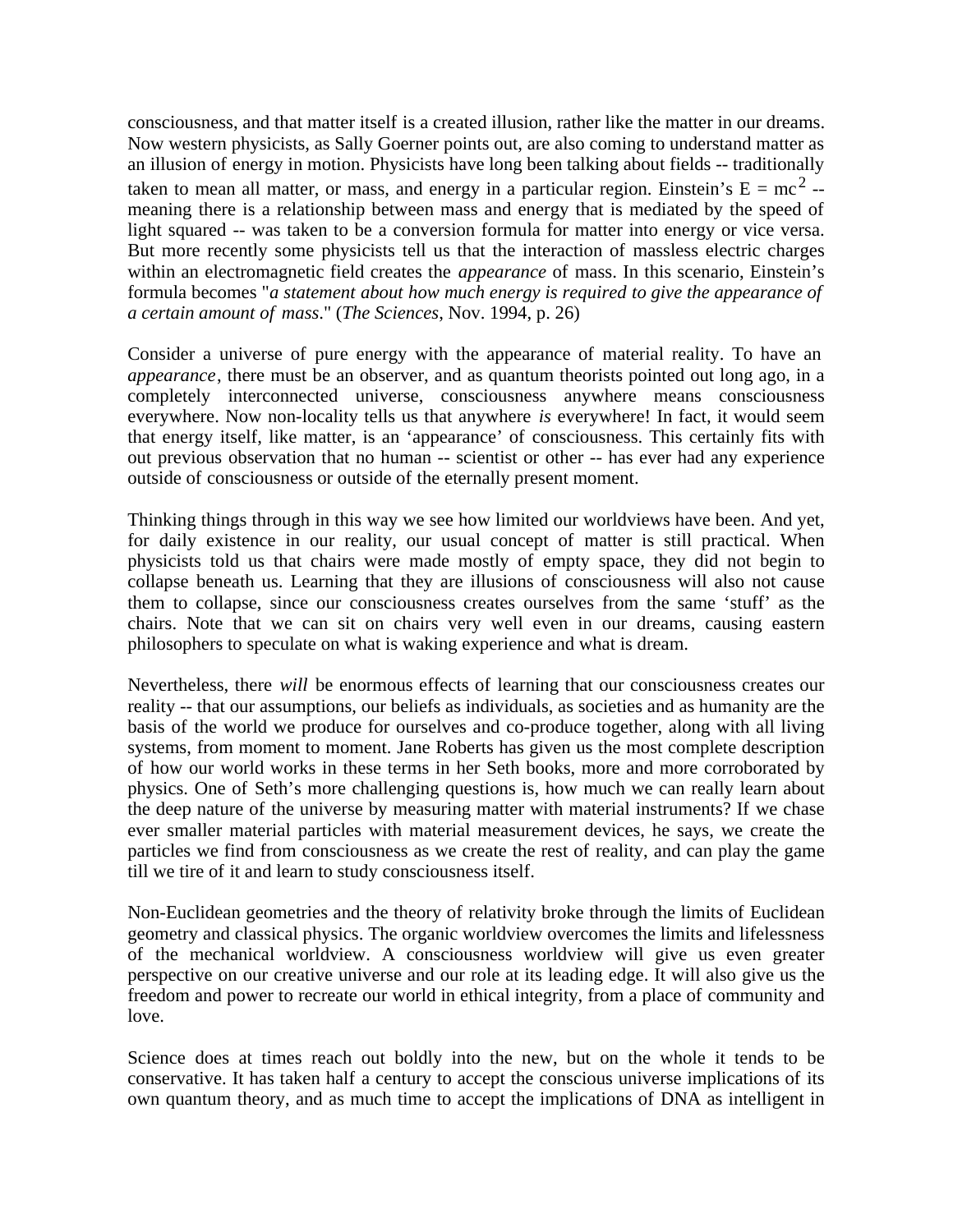consciousness, and that matter itself is a created illusion, rather like the matter in our dreams. Now western physicists, as Sally Goerner points out, are also coming to understand matter as an illusion of energy in motion. Physicists have long been talking about fields -- traditionally taken to mean all matter, or mass, and energy in a particular region. Einstein's $E = mc^2$ -- meaning there is a relationship between mass and energy that is mediated by the speed of light squared -- was taken to be a conversion formula for matter into energy or vice versa. But more recently some physicists tell us that the interaction of massless electric charges within an electromagnetic field creates the *appearance* of mass. In this scenario, Einstein's formula becomes "*a statement about how much energy is required to give the appearance of a certain amount of mass*." (*The Sciences*, Nov. 1994, p. 26)

Consider a universe of pure energy with the appearance of material reality. To have an *appearance*, there must be an observer, and as quantum theorists pointed out long ago, in a completely interconnected universe, consciousness anywhere means consciousness everywhere. Now non-locality tells us that anywhere *is* everywhere! In fact, it would seem that energy itself, like matter, is an 'appearance' of consciousness. This certainly fits with out previous observation that no human -- scientist or other -- has ever had any experience outside of consciousness or outside of the eternally present moment.

Thinking things through in this way we see how limited our worldviews have been. And yet, for daily existence in our reality, our usual concept of matter is still practical. When physicists told us that chairs were made mostly of empty space, they did not begin to collapse beneath us. Learning that they are illusions of consciousness will also not cause them to collapse, since our consciousness creates ourselves from the same 'stuff' as the chairs. Note that we can sit on chairs very well even in our dreams, causing eastern philosophers to speculate on what is waking experience and what is dream.

Nevertheless, there *will* be enormous effects of learning that our consciousness creates our reality -- that our assumptions, our beliefs as individuals, as societies and as humanity are the basis of the world we produce for ourselves and co-produce together, along with all living systems, from moment to moment. Jane Roberts has given us the most complete description of how our world works in these terms in her Seth books, more and more corroborated by physics. One of Seth's more challenging questions is, how much we can really learn about the deep nature of the universe by measuring matter with material instruments? If we chase ever smaller material particles with material measurement devices, he says, we create the particles we find from consciousness as we create the rest of reality, and can play the game till we tire of it and learn to study consciousness itself.

Non-Euclidean geometries and the theory of relativity broke through the limits of Euclidean geometry and classical physics. The organic worldview overcomes the limits and lifelessness of the mechanical worldview. A consciousness worldview will give us even greater perspective on our creative universe and our role at its leading edge. It will also give us the freedom and power to recreate our world in ethical integrity, from a place of community and love.

Science does at times reach out boldly into the new, but on the whole it tends to be conservative. It has taken half a century to accept the conscious universe implications of its own quantum theory, and as much time to accept the implications of DNA as intelligent in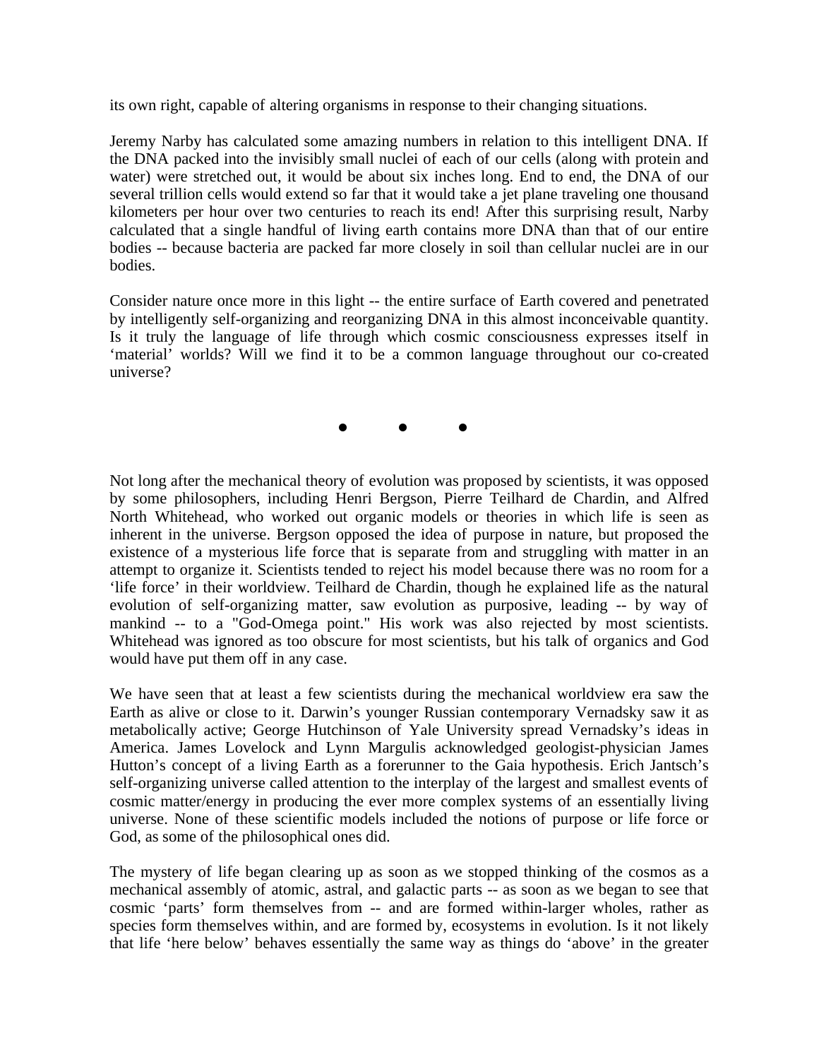its own right, capable of altering organisms in response to their changing situations.

Jeremy Narby has calculated some amazing numbers in relation to this intelligent DNA. If the DNA packed into the invisibly small nuclei of each of our cells (along with protein and water) were stretched out, it would be about six inches long. End to end, the DNA of our several trillion cells would extend so far that it would take a jet plane traveling one thousand kilometers per hour over two centuries to reach its end! After this surprising result, Narby calculated that a single handful of living earth contains more DNA than that of our entire bodies -- because bacteria are packed far more closely in soil than cellular nuclei are in our bodies.

Consider nature once more in this light -- the entire surface of Earth covered and penetrated by intelligently self-organizing and reorganizing DNA in this almost inconceivable quantity. Is it truly the language of life through which cosmic consciousness expresses itself in 'material' worlds? Will we find it to be a common language throughout our co-created universe?

● ● ●

Not long after the mechanical theory of evolution was proposed by scientists, it was opposed by some philosophers, including Henri Bergson, Pierre Teilhard de Chardin, and Alfred North Whitehead, who worked out organic models or theories in which life is seen as inherent in the universe. Bergson opposed the idea of purpose in nature, but proposed the existence of a mysterious life force that is separate from and struggling with matter in an attempt to organize it. Scientists tended to reject his model because there was no room for a 'life force' in their worldview. Teilhard de Chardin, though he explained life as the natural evolution of self-organizing matter, saw evolution as purposive, leading -- by way of mankind -- to a "God-Omega point." His work was also rejected by most scientists. Whitehead was ignored as too obscure for most scientists, but his talk of organics and God would have put them off in any case.

We have seen that at least a few scientists during the mechanical worldview era saw the Earth as alive or close to it. Darwin's younger Russian contemporary Vernadsky saw it as metabolically active; George Hutchinson of Yale University spread Vernadsky's ideas in America. James Lovelock and Lynn Margulis acknowledged geologist-physician James Hutton's concept of a living Earth as a forerunner to the Gaia hypothesis. Erich Jantsch's self-organizing universe called attention to the interplay of the largest and smallest events of cosmic matter/energy in producing the ever more complex systems of an essentially living universe. None of these scientific models included the notions of purpose or life force or God, as some of the philosophical ones did.

The mystery of life began clearing up as soon as we stopped thinking of the cosmos as a mechanical assembly of atomic, astral, and galactic parts -- as soon as we began to see that cosmic 'parts' form themselves from -- and are formed within-larger wholes, rather as species form themselves within, and are formed by, ecosystems in evolution. Is it not likely that life 'here below' behaves essentially the same way as things do 'above' in the greater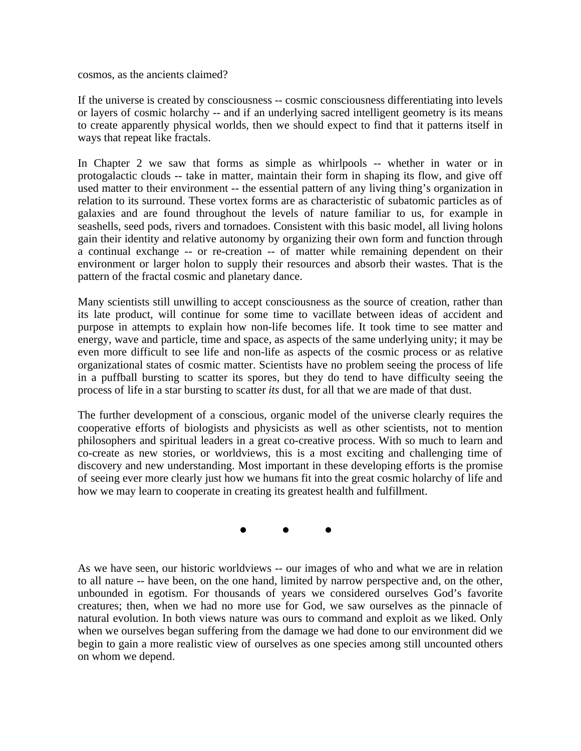cosmos, as the ancients claimed?

If the universe is created by consciousness -- cosmic consciousness differentiating into levels or layers of cosmic holarchy -- and if an underlying sacred intelligent geometry is its means to create apparently physical worlds, then we should expect to find that it patterns itself in ways that repeat like fractals.

In Chapter 2 we saw that forms as simple as whirlpools -- whether in water or in protogalactic clouds -- take in matter, maintain their form in shaping its flow, and give off used matter to their environment -- the essential pattern of any living thing's organization in relation to its surround. These vortex forms are as characteristic of subatomic particles as of galaxies and are found throughout the levels of nature familiar to us, for example in seashells, seed pods, rivers and tornadoes. Consistent with this basic model, all living holons gain their identity and relative autonomy by organizing their own form and function through a continual exchange -- or re-creation -- of matter while remaining dependent on their environment or larger holon to supply their resources and absorb their wastes. That is the pattern of the fractal cosmic and planetary dance.

Many scientists still unwilling to accept consciousness as the source of creation, rather than its late product, will continue for some time to vacillate between ideas of accident and purpose in attempts to explain how non-life becomes life. It took time to see matter and energy, wave and particle, time and space, as aspects of the same underlying unity; it may be even more difficult to see life and non-life as aspects of the cosmic process or as relative organizational states of cosmic matter. Scientists have no problem seeing the process of life in a puffball bursting to scatter its spores, but they do tend to have difficulty seeing the process of life in a star bursting to scatter *its* dust, for all that we are made of that dust.

The further development of a conscious, organic model of the universe clearly requires the cooperative efforts of biologists and physicists as well as other scientists, not to mention philosophers and spiritual leaders in a great co-creative process. With so much to learn and co-create as new stories, or worldviews, this is a most exciting and challenging time of discovery and new understanding. Most important in these developing efforts is the promise of seeing ever more clearly just how we humans fit into the great cosmic holarchy of life and how we may learn to cooperate in creating its greatest health and fulfillment.

● ● ●

As we have seen, our historic worldviews -- our images of who and what we are in relation to all nature -- have been, on the one hand, limited by narrow perspective and, on the other, unbounded in egotism. For thousands of years we considered ourselves God's favorite creatures; then, when we had no more use for God, we saw ourselves as the pinnacle of natural evolution. In both views nature was ours to command and exploit as we liked. Only when we ourselves began suffering from the damage we had done to our environment did we begin to gain a more realistic view of ourselves as one species among still uncounted others on whom we depend.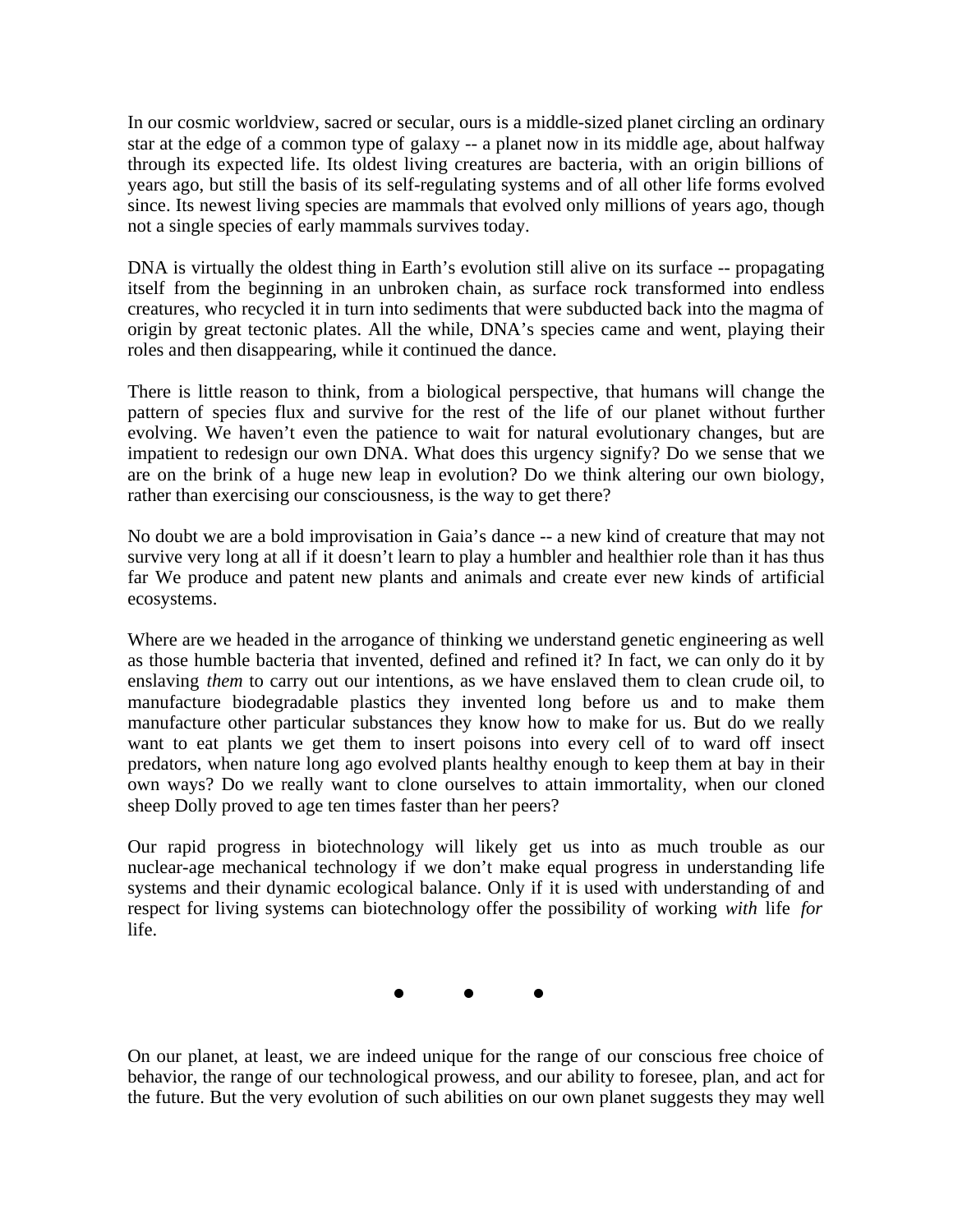In our cosmic worldview, sacred or secular, ours is a middle-sized planet circling an ordinary star at the edge of a common type of galaxy -- a planet now in its middle age, about halfway through its expected life. Its oldest living creatures are bacteria, with an origin billions of years ago, but still the basis of its self-regulating systems and of all other life forms evolved since. Its newest living species are mammals that evolved only millions of years ago, though not a single species of early mammals survives today.

DNA is virtually the oldest thing in Earth's evolution still alive on its surface -- propagating itself from the beginning in an unbroken chain, as surface rock transformed into endless creatures, who recycled it in turn into sediments that were subducted back into the magma of origin by great tectonic plates. All the while, DNA's species came and went, playing their roles and then disappearing, while it continued the dance.

There is little reason to think, from a biological perspective, that humans will change the pattern of species flux and survive for the rest of the life of our planet without further evolving. We haven't even the patience to wait for natural evolutionary changes, but are impatient to redesign our own DNA. What does this urgency signify? Do we sense that we are on the brink of a huge new leap in evolution? Do we think altering our own biology, rather than exercising our consciousness, is the way to get there?

No doubt we are a bold improvisation in Gaia's dance -- a new kind of creature that may not survive very long at all if it doesn't learn to play a humbler and healthier role than it has thus far We produce and patent new plants and animals and create ever new kinds of artificial ecosystems.

Where are we headed in the arrogance of thinking we understand genetic engineering as well as those humble bacteria that invented, defined and refined it? In fact, we can only do it by enslaving *them* to carry out our intentions, as we have enslaved them to clean crude oil, to manufacture biodegradable plastics they invented long before us and to make them manufacture other particular substances they know how to make for us. But do we really want to eat plants we get them to insert poisons into every cell of to ward off insect predators, when nature long ago evolved plants healthy enough to keep them at bay in their own ways? Do we really want to clone ourselves to attain immortality, when our cloned sheep Dolly proved to age ten times faster than her peers?

Our rapid progress in biotechnology will likely get us into as much trouble as our nuclear-age mechanical technology if we don't make equal progress in understanding life systems and their dynamic ecological balance. Only if it is used with understanding of and respect for living systems can biotechnology offer the possibility of working *with* life *for* life.

● ● ●

On our planet, at least, we are indeed unique for the range of our conscious free choice of behavior, the range of our technological prowess, and our ability to foresee, plan, and act for the future. But the very evolution of such abilities on our own planet suggests they may well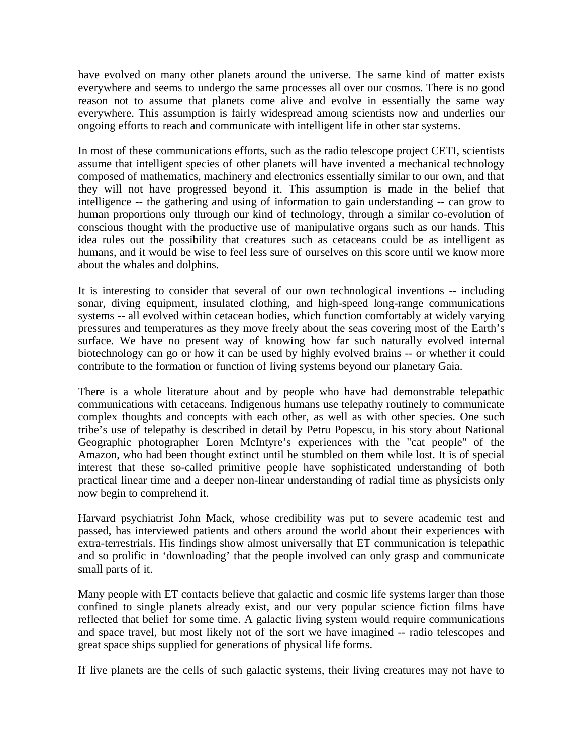have evolved on many other planets around the universe. The same kind of matter exists everywhere and seems to undergo the same processes all over our cosmos. There is no good reason not to assume that planets come alive and evolve in essentially the same way everywhere. This assumption is fairly widespread among scientists now and underlies our ongoing efforts to reach and communicate with intelligent life in other star systems.

In most of these communications efforts, such as the radio telescope project CETI, scientists assume that intelligent species of other planets will have invented a mechanical technology composed of mathematics, machinery and electronics essentially similar to our own, and that they will not have progressed beyond it. This assumption is made in the belief that intelligence -- the gathering and using of information to gain understanding -- can grow to human proportions only through our kind of technology, through a similar co-evolution of conscious thought with the productive use of manipulative organs such as our hands. This idea rules out the possibility that creatures such as cetaceans could be as intelligent as humans, and it would be wise to feel less sure of ourselves on this score until we know more about the whales and dolphins.

It is interesting to consider that several of our own technological inventions -- including sonar, diving equipment, insulated clothing, and high-speed long-range communications systems -- all evolved within cetacean bodies, which function comfortably at widely varying pressures and temperatures as they move freely about the seas covering most of the Earth's surface. We have no present way of knowing how far such naturally evolved internal biotechnology can go or how it can be used by highly evolved brains -- or whether it could contribute to the formation or function of living systems beyond our planetary Gaia.

There is a whole literature about and by people who have had demonstrable telepathic communications with cetaceans. Indigenous humans use telepathy routinely to communicate complex thoughts and concepts with each other, as well as with other species. One such tribe's use of telepathy is described in detail by Petru Popescu, in his story about National Geographic photographer Loren McIntyre's experiences with the "cat people" of the Amazon, who had been thought extinct until he stumbled on them while lost. It is of special interest that these so-called primitive people have sophisticated understanding of both practical linear time and a deeper non-linear understanding of radial time as physicists only now begin to comprehend it.

Harvard psychiatrist John Mack, whose credibility was put to severe academic test and passed, has interviewed patients and others around the world about their experiences with extra-terrestrials. His findings show almost universally that ET communication is telepathic and so prolific in 'downloading' that the people involved can only grasp and communicate small parts of it.

Many people with ET contacts believe that galactic and cosmic life systems larger than those confined to single planets already exist, and our very popular science fiction films have reflected that belief for some time. A galactic living system would require communications and space travel, but most likely not of the sort we have imagined -- radio telescopes and great space ships supplied for generations of physical life forms.

If live planets are the cells of such galactic systems, their living creatures may not have to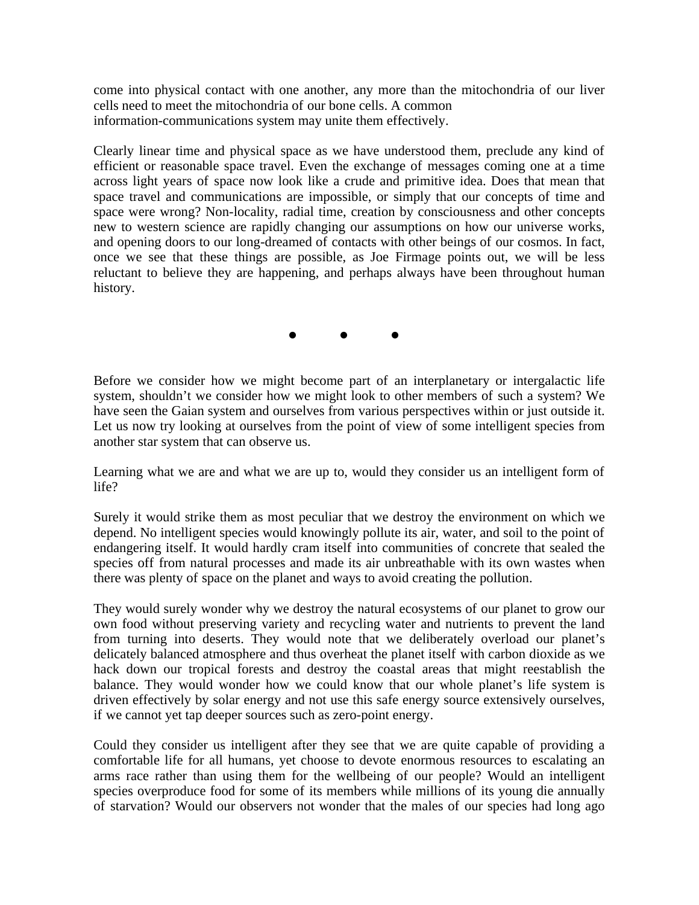come into physical contact with one another, any more than the mitochondria of our liver cells need to meet the mitochondria of our bone cells. A common information-communications system may unite them effectively.

Clearly linear time and physical space as we have understood them, preclude any kind of efficient or reasonable space travel. Even the exchange of messages coming one at a time across light years of space now look like a crude and primitive idea. Does that mean that space travel and communications are impossible, or simply that our concepts of time and space were wrong? Non-locality, radial time, creation by consciousness and other concepts new to western science are rapidly changing our assumptions on how our universe works, and opening doors to our long-dreamed of contacts with other beings of our cosmos. In fact, once we see that these things are possible, as Joe Firmage points out, we will be less reluctant to believe they are happening, and perhaps always have been throughout human history.

● ● ●

Before we consider how we might become part of an interplanetary or intergalactic life system, shouldn't we consider how we might look to other members of such a system? We have seen the Gaian system and ourselves from various perspectives within or just outside it. Let us now try looking at ourselves from the point of view of some intelligent species from another star system that can observe us.

Learning what we are and what we are up to, would they consider us an intelligent form of life?

Surely it would strike them as most peculiar that we destroy the environment on which we depend. No intelligent species would knowingly pollute its air, water, and soil to the point of endangering itself. It would hardly cram itself into communities of concrete that sealed the species off from natural processes and made its air unbreathable with its own wastes when there was plenty of space on the planet and ways to avoid creating the pollution.

They would surely wonder why we destroy the natural ecosystems of our planet to grow our own food without preserving variety and recycling water and nutrients to prevent the land from turning into deserts. They would note that we deliberately overload our planet's delicately balanced atmosphere and thus overheat the planet itself with carbon dioxide as we hack down our tropical forests and destroy the coastal areas that might reestablish the balance. They would wonder how we could know that our whole planet's life system is driven effectively by solar energy and not use this safe energy source extensively ourselves, if we cannot yet tap deeper sources such as zero-point energy.

Could they consider us intelligent after they see that we are quite capable of providing a comfortable life for all humans, yet choose to devote enormous resources to escalating an arms race rather than using them for the wellbeing of our people? Would an intelligent species overproduce food for some of its members while millions of its young die annually of starvation? Would our observers not wonder that the males of our species had long ago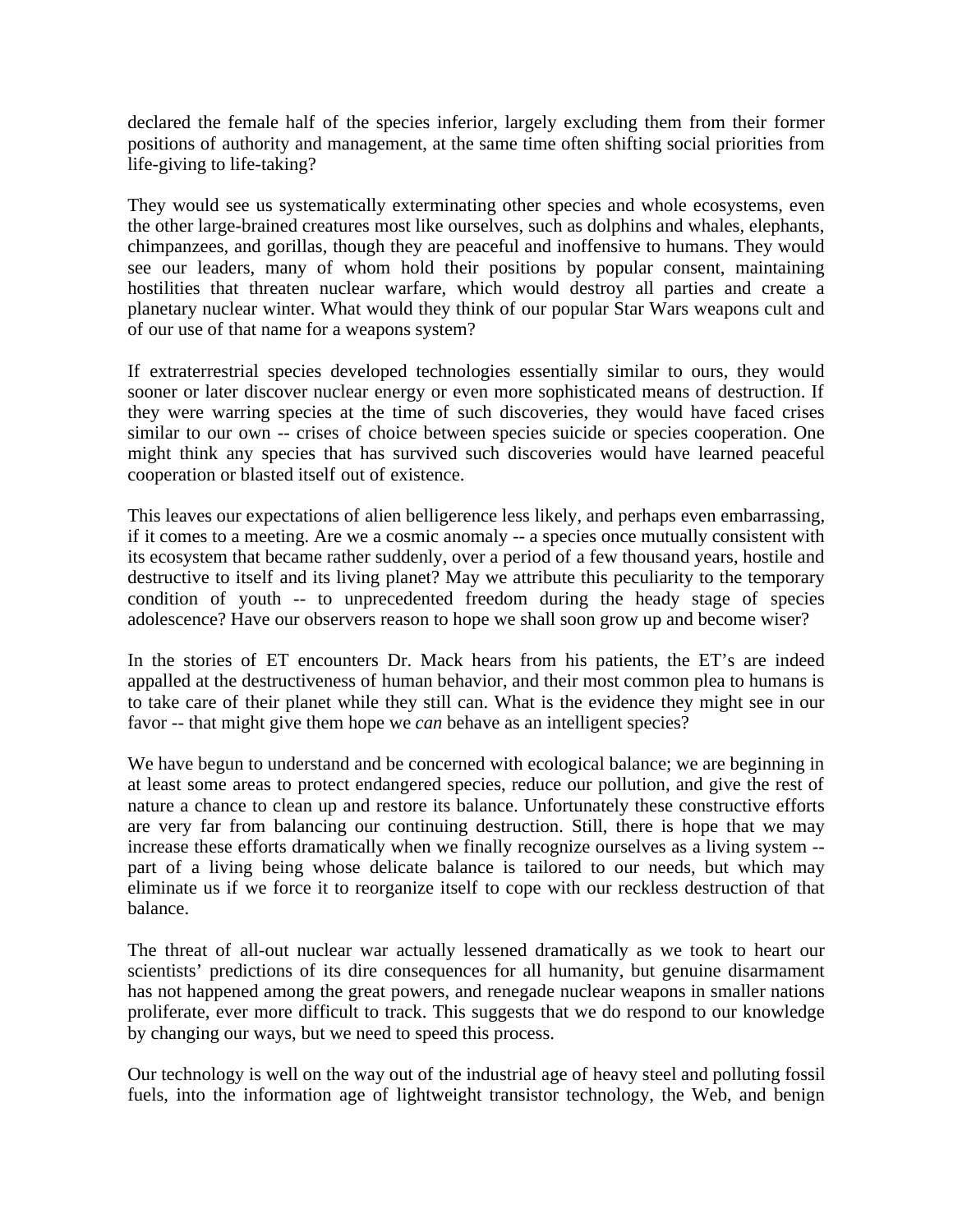declared the female half of the species inferior, largely excluding them from their former positions of authority and management, at the same time often shifting social priorities from life-giving to life-taking?

They would see us systematically exterminating other species and whole ecosystems, even the other large-brained creatures most like ourselves, such as dolphins and whales, elephants, chimpanzees, and gorillas, though they are peaceful and inoffensive to humans. They would see our leaders, many of whom hold their positions by popular consent, maintaining hostilities that threaten nuclear warfare, which would destroy all parties and create a planetary nuclear winter. What would they think of our popular Star Wars weapons cult and of our use of that name for a weapons system?

If extraterrestrial species developed technologies essentially similar to ours, they would sooner or later discover nuclear energy or even more sophisticated means of destruction. If they were warring species at the time of such discoveries, they would have faced crises similar to our own -- crises of choice between species suicide or species cooperation. One might think any species that has survived such discoveries would have learned peaceful cooperation or blasted itself out of existence.

This leaves our expectations of alien belligerence less likely, and perhaps even embarrassing, if it comes to a meeting. Are we a cosmic anomaly -- a species once mutually consistent with its ecosystem that became rather suddenly, over a period of a few thousand years, hostile and destructive to itself and its living planet? May we attribute this peculiarity to the temporary condition of youth -- to unprecedented freedom during the heady stage of species adolescence? Have our observers reason to hope we shall soon grow up and become wiser?

In the stories of ET encounters Dr. Mack hears from his patients, the ET's are indeed appalled at the destructiveness of human behavior, and their most common plea to humans is to take care of their planet while they still can. What is the evidence they might see in our favor -- that might give them hope we *can* behave as an intelligent species?

We have begun to understand and be concerned with ecological balance; we are beginning in at least some areas to protect endangered species, reduce our pollution, and give the rest of nature a chance to clean up and restore its balance. Unfortunately these constructive efforts are very far from balancing our continuing destruction. Still, there is hope that we may increase these efforts dramatically when we finally recognize ourselves as a living system -- part of a living being whose delicate balance is tailored to our needs, but which may eliminate us if we force it to reorganize itself to cope with our reckless destruction of that balance.

The threat of all-out nuclear war actually lessened dramatically as we took to heart our scientists' predictions of its dire consequences for all humanity, but genuine disarmament has not happened among the great powers, and renegade nuclear weapons in smaller nations proliferate, ever more difficult to track. This suggests that we do respond to our knowledge by changing our ways, but we need to speed this process.

Our technology is well on the way out of the industrial age of heavy steel and polluting fossil fuels, into the information age of lightweight transistor technology, the Web, and benign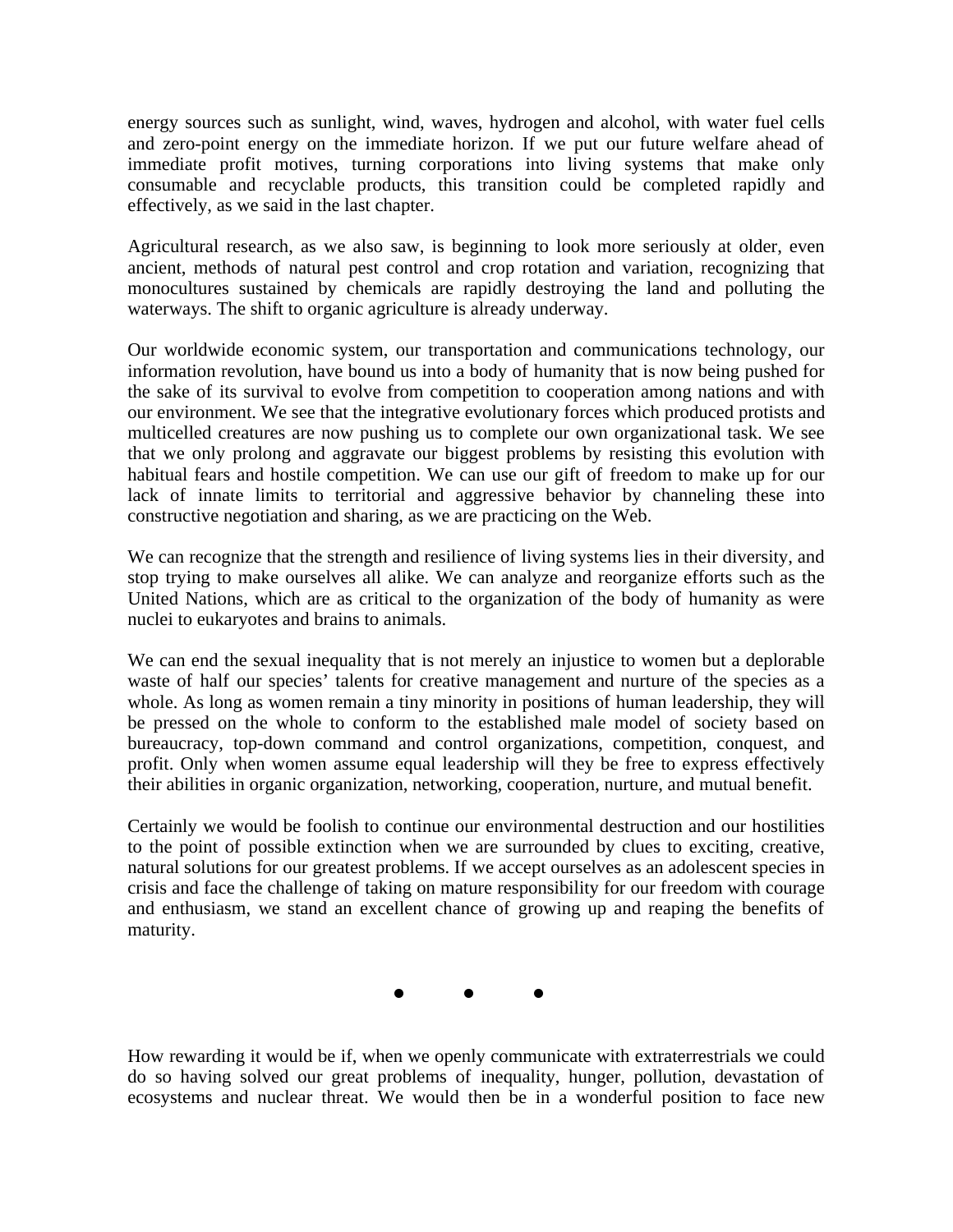energy sources such as sunlight, wind, waves, hydrogen and alcohol, with water fuel cells and zero-point energy on the immediate horizon. If we put our future welfare ahead of immediate profit motives, turning corporations into living systems that make only consumable and recyclable products, this transition could be completed rapidly and effectively, as we said in the last chapter.

Agricultural research, as we also saw, is beginning to look more seriously at older, even ancient, methods of natural pest control and crop rotation and variation, recognizing that monocultures sustained by chemicals are rapidly destroying the land and polluting the waterways. The shift to organic agriculture is already underway.

Our worldwide economic system, our transportation and communications technology, our information revolution, have bound us into a body of humanity that is now being pushed for the sake of its survival to evolve from competition to cooperation among nations and with our environment. We see that the integrative evolutionary forces which produced protists and multicelled creatures are now pushing us to complete our own organizational task. We see that we only prolong and aggravate our biggest problems by resisting this evolution with habitual fears and hostile competition. We can use our gift of freedom to make up for our lack of innate limits to territorial and aggressive behavior by channeling these into constructive negotiation and sharing, as we are practicing on the Web.

We can recognize that the strength and resilience of living systems lies in their diversity, and stop trying to make ourselves all alike. We can analyze and reorganize efforts such as the United Nations, which are as critical to the organization of the body of humanity as were nuclei to eukaryotes and brains to animals.

We can end the sexual inequality that is not merely an injustice to women but a deplorable waste of half our species' talents for creative management and nurture of the species as a whole. As long as women remain a tiny minority in positions of human leadership, they will be pressed on the whole to conform to the established male model of society based on bureaucracy, top-down command and control organizations, competition, conquest, and profit. Only when women assume equal leadership will they be free to express effectively their abilities in organic organization, networking, cooperation, nurture, and mutual benefit.

Certainly we would be foolish to continue our environmental destruction and our hostilities to the point of possible extinction when we are surrounded by clues to exciting, creative, natural solutions for our greatest problems. If we accept ourselves as an adolescent species in crisis and face the challenge of taking on mature responsibility for our freedom with courage and enthusiasm, we stand an excellent chance of growing up and reaping the benefits of maturity.

• • •

How rewarding it would be if, when we openly communicate with extraterrestrials we could do so having solved our great problems of inequality, hunger, pollution, devastation of ecosystems and nuclear threat. We would then be in a wonderful position to face new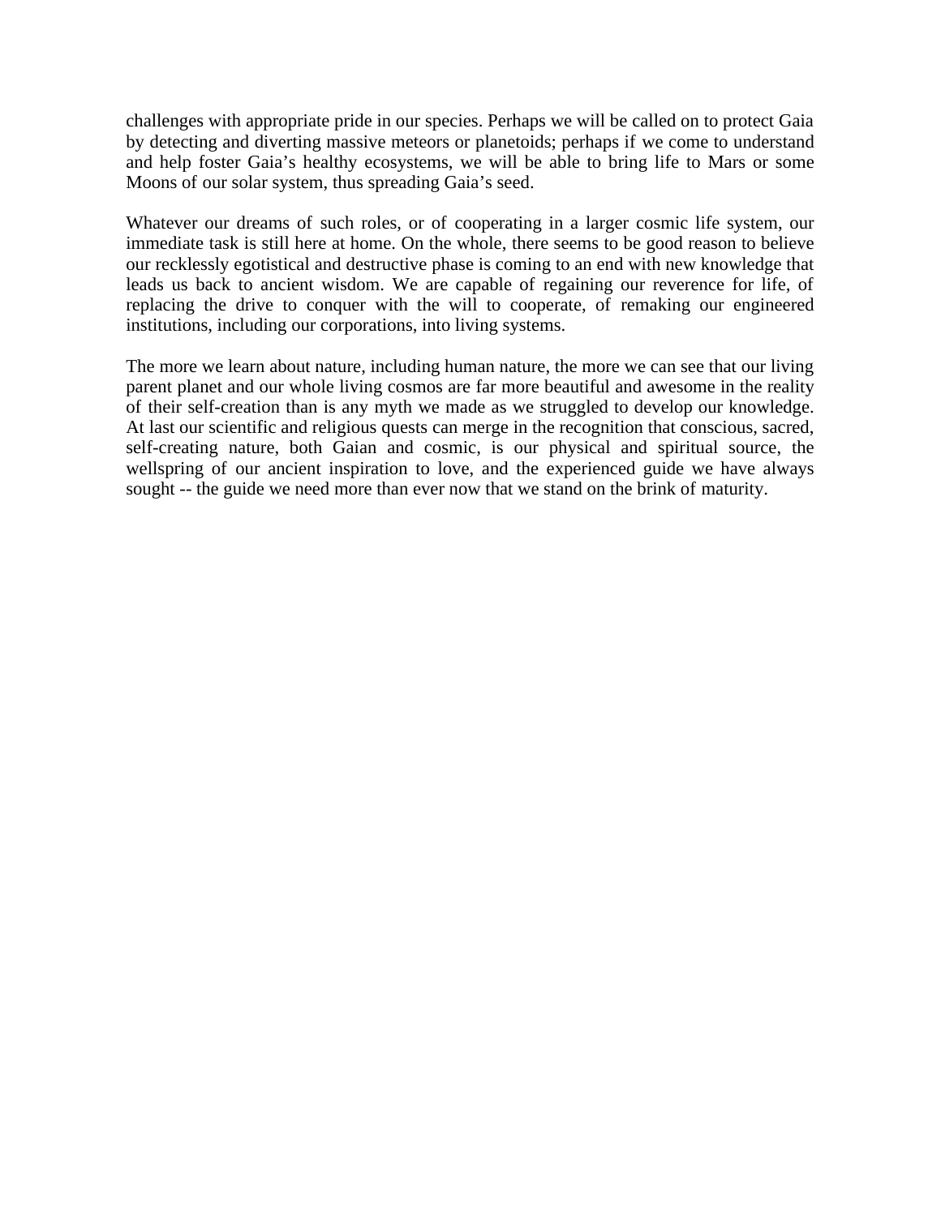challenges with appropriate pride in our species. Perhaps we will be called on to protect Gaia by detecting and diverting massive meteors or planetoids; perhaps if we come to understand and help foster Gaia's healthy ecosystems, we will be able to bring life to Mars or some Moons of our solar system, thus spreading Gaia's seed.

Whatever our dreams of such roles, or of cooperating in a larger cosmic life system, our immediate task is still here at home. On the whole, there seems to be good reason to believe our recklessly egotistical and destructive phase is coming to an end with new knowledge that leads us back to ancient wisdom. We are capable of regaining our reverence for life, of replacing the drive to conquer with the will to cooperate, of remaking our engineered institutions, including our corporations, into living systems.

The more we learn about nature, including human nature, the more we can see that our living parent planet and our whole living cosmos are far more beautiful and awesome in the reality of their self-creation than is any myth we made as we struggled to develop our knowledge. At last our scientific and religious quests can merge in the recognition that conscious, sacred, self-creating nature, both Gaian and cosmic, is our physical and spiritual source, the wellspring of our ancient inspiration to love, and the experienced guide we have always sought -- the guide we need more than ever now that we stand on the brink of maturity.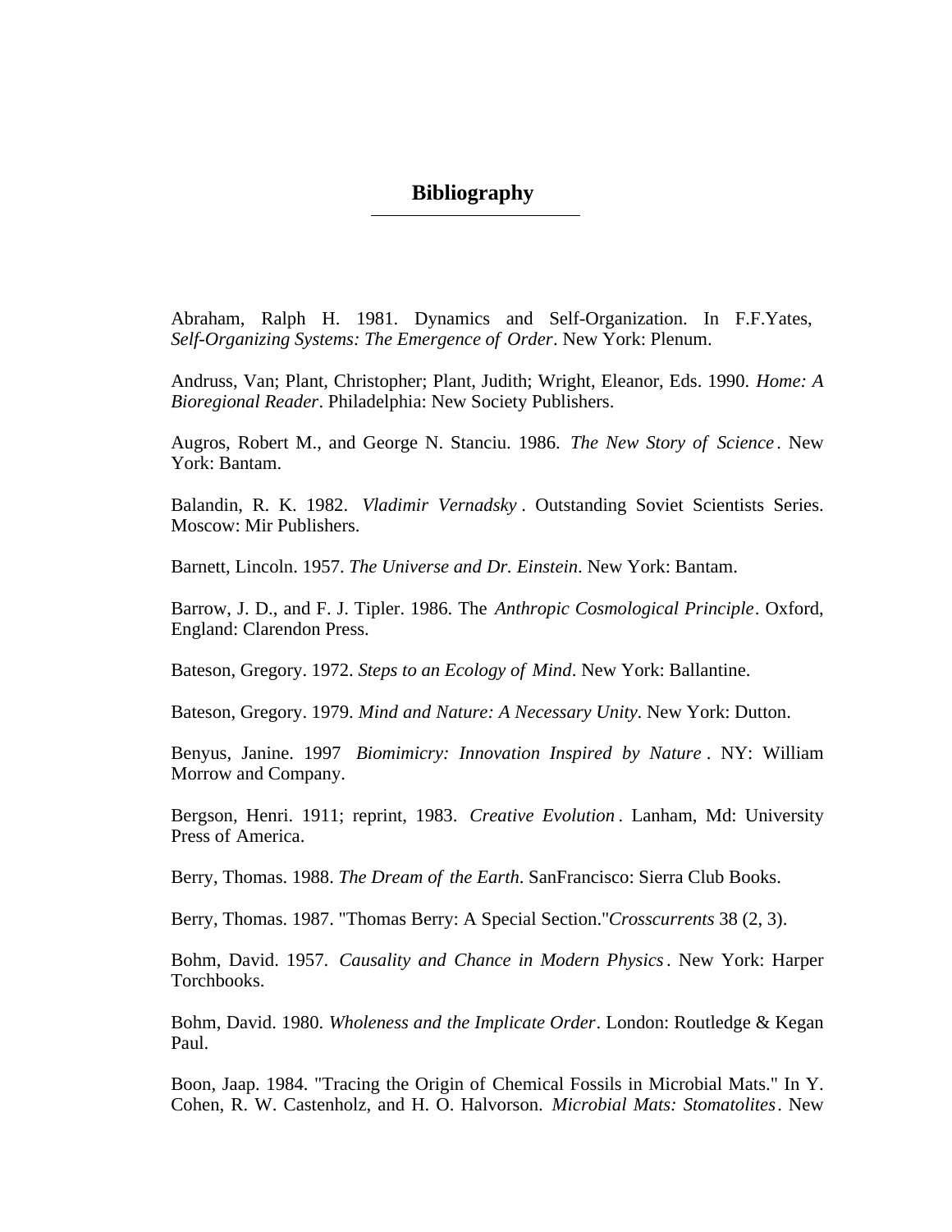# Bibliography

Abraham, Ralph H. 1981. Dynamics and Self-Organization. In F.F.Yates, *Self-Organizing Systems: The Emergence of Order*. New York: Plenum.

Andruss, Van; Plant, Christopher; Plant, Judith; Wright, Eleanor, Eds. 1990. *Home: A Bioregional Reader*. Philadelphia: New Society Publishers.

Augros, Robert M., and George N. Stanciu. 1986. *The New Story of Science*. New York: Bantam.

Balandin, R. K. 1982. *Vladimir Vernadsky*. Outstanding Soviet Scientists Series. Moscow: Mir Publishers.

Barnett, Lincoln. 1957. *The Universe and Dr. Einstein*. New York: Bantam.

Barrow, J. D., and F. J. Tipler. 1986. The *Anthropic Cosmological Principle*. Oxford, England: Clarendon Press.

Bateson, Gregory. 1972. *Steps to an Ecology of Mind*. New York: Ballantine.

Bateson, Gregory. 1979. *Mind and Nature: A Necessary Unity*. New York: Dutton.

Benyus, Janine. 1997 *Biomimicry: Innovation Inspired by Nature*. NY: William Morrow and Company.

Bergson, Henri. 1911; reprint, 1983. *Creative Evolution*. Lanham, Md: University Press of America.

Berry, Thomas. 1988. *The Dream of the Earth*. SanFrancisco: Sierra Club Books.

Berry, Thomas. 1987. "Thomas Berry: A Special Section."*Crosscurrents* 38 (2, 3).

Bohm, David. 1957. *Causality and Chance in Modern Physics*. New York: Harper Torchbooks.

Bohm, David. 1980. *Wholeness and the Implicate Order*. London: Routledge & Kegan Paul.

Boon, Jaap. 1984. "Tracing the Origin of Chemical Fossils in Microbial Mats." In Y. Cohen, R. W. Castenholz, and H. O. Halvorson. *Microbial Mats: Stomatolites*. New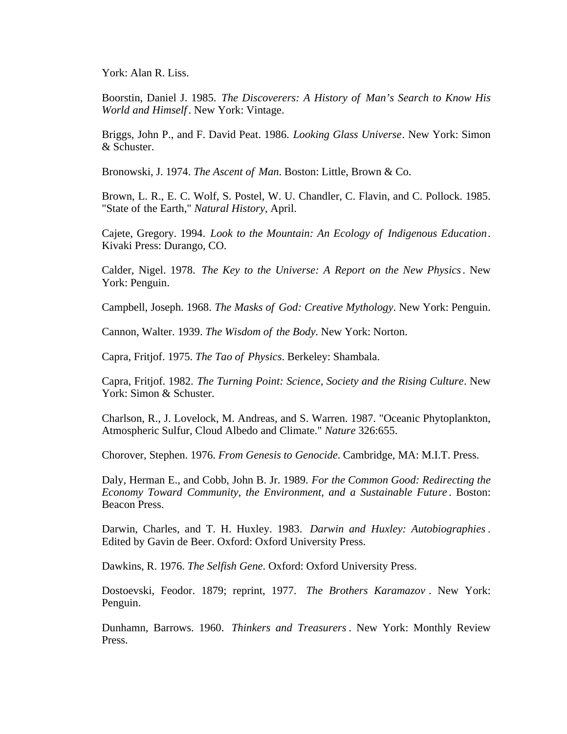York: Alan R. Liss.

Boorstin, Daniel J. 1985. *The Discoverers: A History of Man's Search to Know His World and Himself*. New York: Vintage.

Briggs, John P., and F. David Peat. 1986. *Looking Glass Universe*. New York: Simon & Schuster.

Bronowski, J. 1974. *The Ascent of Man*. Boston: Little, Brown & Co.

Brown, L. R., E. C. Wolf, S. Postel, W. U. Chandler, C. Flavin, and C. Pollock. 1985. "State of the Earth," *Natural History*, April.

Cajete, Gregory. 1994. *Look to the Mountain: An Ecology of Indigenous Education*. Kivaki Press: Durango, CO.

Calder, Nigel. 1978. *The Key to the Universe: A Report on the New Physics*. New York: Penguin.

Campbell, Joseph. 1968. *The Masks of God: Creative Mythology*. New York: Penguin.

Cannon, Walter. 1939. *The Wisdom of the Body*. New York: Norton.

Capra, Fritjof. 1975. *The Tao of Physics*. Berkeley: Shambala.

Capra, Fritjof. 1982. *The Turning Point: Science, Society and the Rising Culture*. New York: Simon & Schuster.

Charlson, R., J. Lovelock, M. Andreas, and S. Warren. 1987. "Oceanic Phytoplankton, Atmospheric Sulfur, Cloud Albedo and Climate." *Nature* 326:655.

Chorover, Stephen. 1976. *From Genesis to Genocide*. Cambridge, MA: M.I.T. Press.

Daly, Herman E., and Cobb, John B. Jr. 1989. *For the Common Good: Redirecting the Economy Toward Community, the Environment, and a Sustainable Future*. Boston: Beacon Press.

Darwin, Charles, and T. H. Huxley. 1983. *Darwin and Huxley: Autobiographies*. Edited by Gavin de Beer. Oxford: Oxford University Press.

Dawkins, R. 1976. *The Selfish Gene*. Oxford: Oxford University Press.

Dostoevski, Feodor. 1879; reprint, 1977. *The Brothers Karamazov*. New York: Penguin.

Dunhamn, Barrows. 1960. *Thinkers and Treasurers*. New York: Monthly Review Press.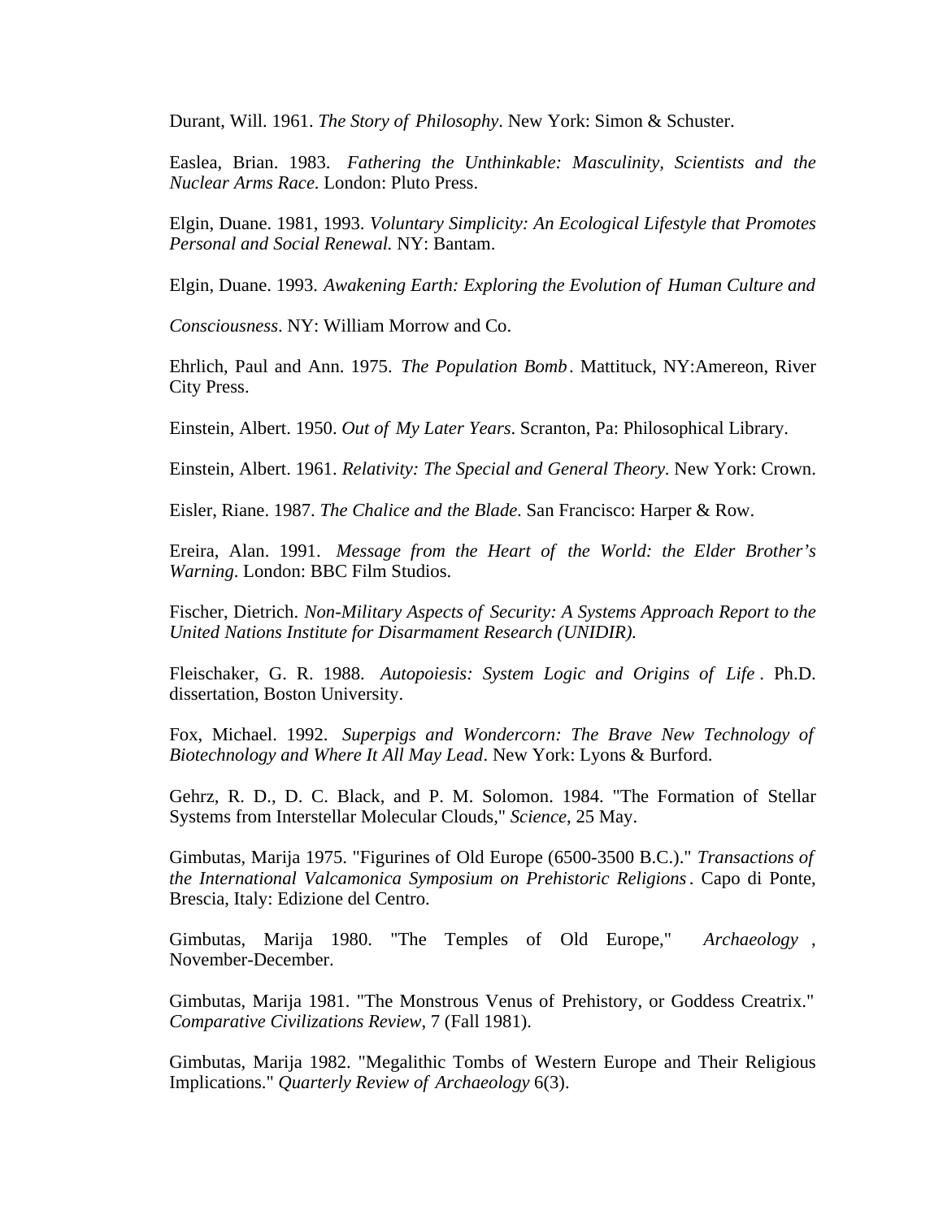Durant, Will. 1961. *The Story of Philosophy*. New York: Simon & Schuster.

Easlea, Brian. 1983. *Fathering the Unthinkable: Masculinity, Scientists and the Nuclear Arms Race*. London: Pluto Press.

Elgin, Duane. 1981, 1993. *Voluntary Simplicity: An Ecological Lifestyle that Promotes Personal and Social Renewal.* NY: Bantam.

Elgin, Duane. 1993. *Awakening Earth: Exploring the Evolution of Human Culture and Consciousness*. NY: William Morrow and Co.

Ehrlich, Paul and Ann. 1975. *The Population Bomb*. Mattituck, NY:Amereon, River City Press.

Einstein, Albert. 1950. *Out of My Later Years*. Scranton, Pa: Philosophical Library.

Einstein, Albert. 1961. *Relativity: The Special and General Theory*. New York: Crown.

Eisler, Riane. 1987. *The Chalice and the Blade*. San Francisco: Harper & Row.

Ereira, Alan. 1991. *Message from the Heart of the World: the Elder Brother's Warning*. London: BBC Film Studios.

Fischer, Dietrich. *Non-Military Aspects of Security: A Systems Approach Report to the United Nations Institute for Disarmament Research (UNIDIR).*

Fleischaker, G. R. 1988. *Autopoiesis: System Logic and Origins of Life*. Ph.D. dissertation, Boston University.

Fox, Michael. 1992. *Superpigs and Wondercorn: The Brave New Technology of Biotechnology and Where It All May Lead*. New York: Lyons & Burford.

Gehrz, R. D., D. C. Black, and P. M. Solomon. 1984. "The Formation of Stellar Systems from Interstellar Molecular Clouds," *Science*, 25 May.

Gimbutas, Marija 1975. "Figurines of Old Europe (6500-3500 B.C.)." *Transactions of the International Valcamonica Symposium on Prehistoric Religions*. Capo di Ponte, Brescia, Italy: Edizione del Centro.

Gimbutas, Marija 1980. "The Temples of Old Europe," *Archaeology*, November-December.

Gimbutas, Marija 1981. "The Monstrous Venus of Prehistory, or Goddess Creatrix." *Comparative Civilizations Review*, 7 (Fall 1981).

Gimbutas, Marija 1982. "Megalithic Tombs of Western Europe and Their Religious Implications." *Quarterly Review of Archaeology* 6(3).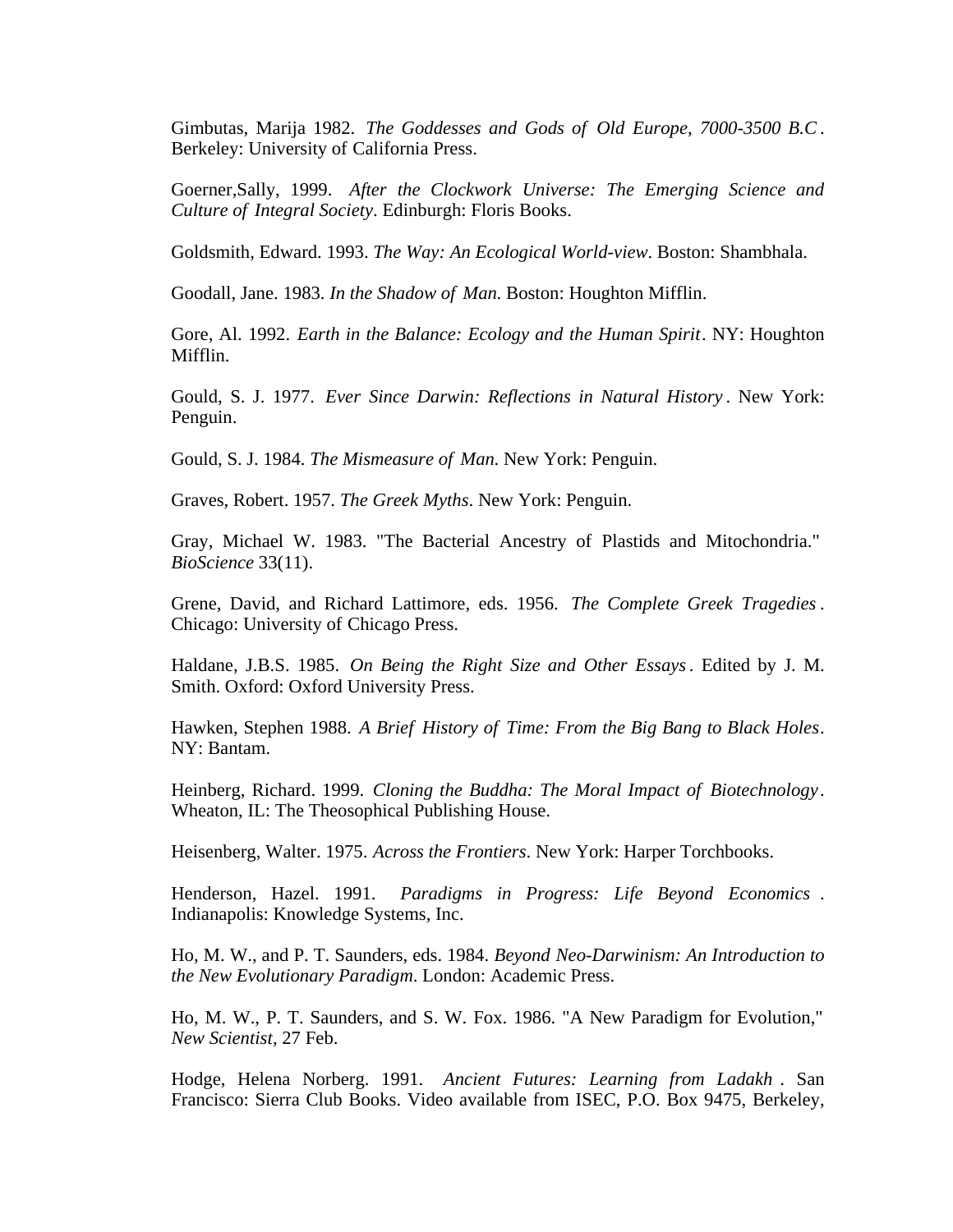Gimbutas, Marija 1982. *The Goddesses and Gods of Old Europe, 7000-3500 B.C*. Berkeley: University of California Press.

Goerner,Sally, 1999. *After the Clockwork Universe: The Emerging Science and Culture of Integral Society*. Edinburgh: Floris Books.

Goldsmith, Edward. 1993. *The Way: An Ecological World-view*. Boston: Shambhala.

Goodall, Jane. 1983. *In the Shadow of Man.* Boston: Houghton Mifflin.

Gore, Al. 1992. *Earth in the Balance: Ecology and the Human Spirit*. NY: Houghton Mifflin.

Gould, S. J. 1977. *Ever Since Darwin: Reflections in Natural History*. New York: Penguin.

Gould, S. J. 1984. *The Mismeasure of Man.* New York: Penguin.

Graves, Robert. 1957. *The Greek Myths*. New York: Penguin.

Gray, Michael W. 1983. "The Bacterial Ancestry of Plastids and Mitochondria." *BioScience* 33(11).

Grene, David, and Richard Lattimore, eds. 1956. *The Complete Greek Tragedies*. Chicago: University of Chicago Press.

Haldane, J.B.S. 1985. *On Being the Right Size and Other Essays*. Edited by J. M. Smith. Oxford: Oxford University Press.

Hawken, Stephen 1988. *A Brief History of Time: From the Big Bang to Black Holes*. NY: Bantam.

Heinberg, Richard. 1999. *Cloning the Buddha: The Moral Impact of Biotechnology*. Wheaton, IL: The Theosophical Publishing House.

Heisenberg, Walter. 1975. *Across the Frontiers*. New York: Harper Torchbooks.

Henderson, Hazel. 1991. *Paradigms in Progress: Life Beyond Economics*. Indianapolis: Knowledge Systems, Inc.

Ho, M. W., and P. T. Saunders, eds. 1984. *Beyond Neo-Darwinism: An Introduction to the New Evolutionary Paradigm*. London: Academic Press.

Ho, M. W., P. T. Saunders, and S. W. Fox. 1986. "A New Paradigm for Evolution," *New Scientist*, 27 Feb.

Hodge, Helena Norberg. 1991. *Ancient Futures: Learning from Ladakh*. San Francisco: Sierra Club Books. Video available from ISEC, P.O. Box 9475, Berkeley,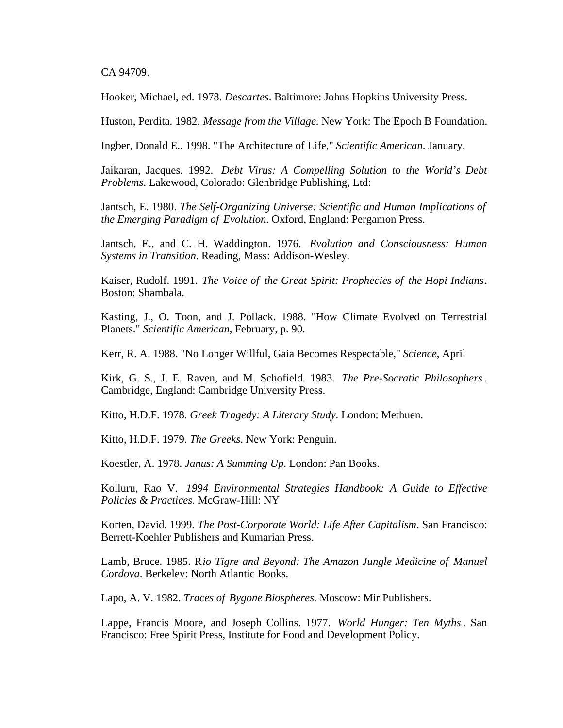CA 94709.

Hooker, Michael, ed. 1978. *Descartes*. Baltimore: Johns Hopkins University Press.

Huston, Perdita. 1982. *Message from the Village*. New York: The Epoch B Foundation.

Ingber, Donald E.. 1998. "The Architecture of Life," *Scientific American*. January.

Jaikaran, Jacques. 1992. *Debt Virus: A Compelling Solution to the World's Debt Problems*. Lakewood, Colorado: Glenbridge Publishing, Ltd:

Jantsch, E. 1980. *The Self-Organizing Universe: Scientific and Human Implications of the Emerging Paradigm of Evolution*. Oxford, England: Pergamon Press.

Jantsch, E., and C. H. Waddington. 1976. *Evolution and Consciousness: Human Systems in Transition*. Reading, Mass: Addison-Wesley.

Kaiser, Rudolf. 1991. *The Voice of the Great Spirit: Prophecies of the Hopi Indians*. Boston: Shambala.

Kasting, J., O. Toon, and J. Pollack. 1988. "How Climate Evolved on Terrestrial Planets." *Scientific American*, February, p. 90.

Kerr, R. A. 1988. "No Longer Willful, Gaia Becomes Respectable," *Science*, April

Kirk, G. S., J. E. Raven, and M. Schofield. 1983. *The Pre-Socratic Philosophers*. Cambridge, England: Cambridge University Press.

Kitto, H.D.F. 1978. *Greek Tragedy: A Literary Study*. London: Methuen.

Kitto, H.D.F. 1979. *The Greeks*. New York: Penguin.

Koestler, A. 1978. *Janus: A Summing Up*. London: Pan Books.

Kolluru, Rao V. *1994 Environmental Strategies Handbook: A Guide to Effective Policies & Practices*. McGraw-Hill: NY

Korten, David. 1999. *The Post-Corporate World: Life After Capitalism*. San Francisco: Berrett-Koehler Publishers and Kumarian Press.

Lamb, Bruce. 1985. R*io Tigre and Beyond: The Amazon Jungle Medicine of Manuel Cordova*. Berkeley: North Atlantic Books.

Lapo, A. V. 1982. *Traces of Bygone Biospheres.* Moscow: Mir Publishers.

Lappe, Francis Moore, and Joseph Collins. 1977. *World Hunger: Ten Myths*. San Francisco: Free Spirit Press, Institute for Food and Development Policy.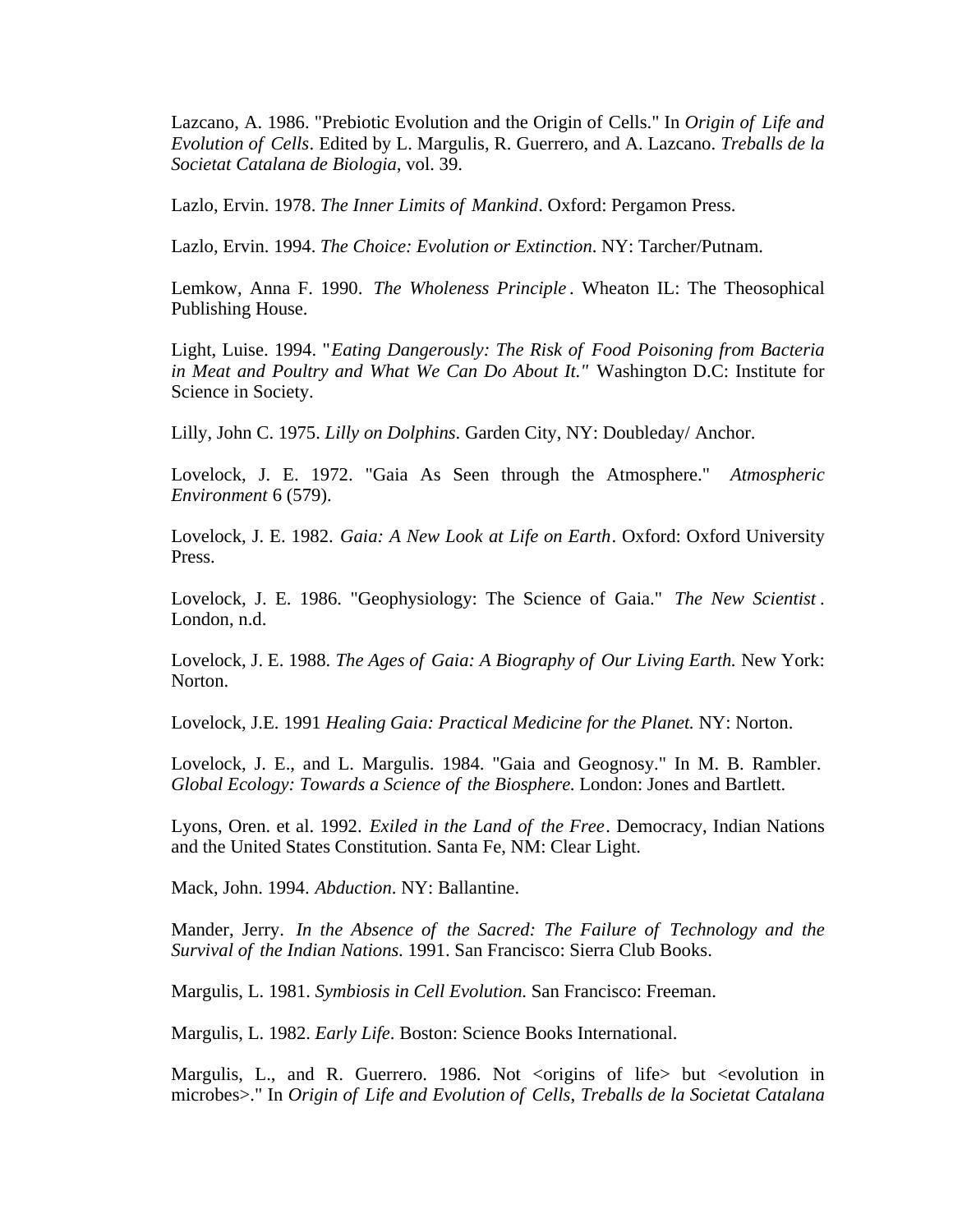Lazcano, A. 1986. "Prebiotic Evolution and the Origin of Cells." In *Origin of Life and Evolution of Cells*. Edited by L. Margulis, R. Guerrero, and A. Lazcano. *Treballs de la Societat Catalana de Biologia*, vol. 39.

Lazlo, Ervin. 1978. *The Inner Limits of Mankind*. Oxford: Pergamon Press.

Lazlo, Ervin. 1994. *The Choice: Evolution or Extinction*. NY: Tarcher/Putnam.

Lemkow, Anna F. 1990. *The Wholeness Principle*. Wheaton IL: The Theosophical Publishing House.

Light, Luise. 1994. "*Eating Dangerously: The Risk of Food Poisoning from Bacteria in Meat and Poultry and What We Can Do About It."* Washington D.C: Institute for Science in Society.

Lilly, John C. 1975. *Lilly on Dolphins*. Garden City, NY: Doubleday/ Anchor.

Lovelock, J. E. 1972. "Gaia As Seen through the Atmosphere." *Atmospheric Environment* 6 (579).

Lovelock, J. E. 1982. *Gaia: A New Look at Life on Earth*. Oxford: Oxford University Press.

Lovelock, J. E. 1986. "Geophysiology: The Science of Gaia." *The New Scientist*. London, n.d.

Lovelock, J. E. 1988. *The Ages of Gaia: A Biography of Our Living Earth.* New York: Norton.

Lovelock, J.E. 1991 *Healing Gaia: Practical Medicine for the Planet.* NY: Norton.

Lovelock, J. E., and L. Margulis. 1984. "Gaia and Geognosy." In M. B. Rambler. *Global Ecology: Towards a Science of the Biosphere.* London: Jones and Bartlett.

Lyons, Oren. et al. 1992. *Exiled in the Land of the Free*. Democracy, Indian Nations and the United States Constitution. Santa Fe, NM: Clear Light.

Mack, John. 1994. *Abduction*. NY: Ballantine.

Mander, Jerry. *In the Absence of the Sacred: The Failure of Technology and the Survival of the Indian Nations.* 1991. San Francisco: Sierra Club Books.

Margulis, L. 1981. *Symbiosis in Cell Evolution*. San Francisco: Freeman.

Margulis, L. 1982. *Early Life*. Boston: Science Books International.

Margulis, L., and R. Guerrero. 1986. Not <origins of life> but <evolution in microbes>." In *Origin of Life and Evolution of Cells*, *Treballs de la Societat Catalana*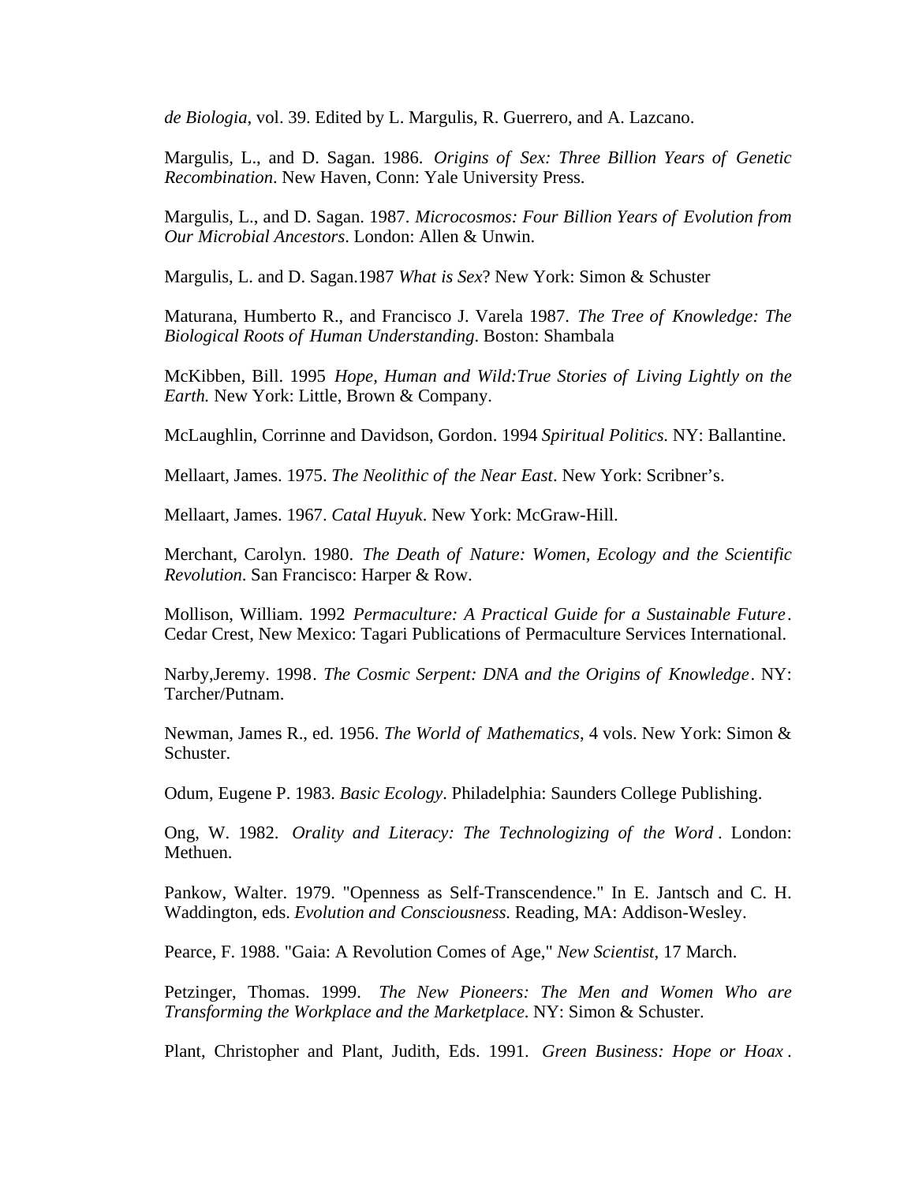*de Biologia*, vol. 39. Edited by L. Margulis, R. Guerrero, and A. Lazcano.

Margulis, L., and D. Sagan. 1986. *Origins of Sex: Three Billion Years of Genetic Recombination*. New Haven, Conn: Yale University Press.

Margulis, L., and D. Sagan. 1987. *Microcosmos: Four Billion Years of Evolution from Our Microbial Ancestors*. London: Allen & Unwin.

Margulis, L. and D. Sagan.1987 *What is Sex*? New York: Simon & Schuster

Maturana, Humberto R., and Francisco J. Varela 1987. *The Tree of Knowledge: The Biological Roots of Human Understanding*. Boston: Shambala

McKibben, Bill. 1995 *Hope, Human and Wild:True Stories of Living Lightly on the Earth.* New York: Little, Brown & Company.

McLaughlin, Corrinne and Davidson, Gordon. 1994 *Spiritual Politics.* NY: Ballantine.

Mellaart, James. 1975. *The Neolithic of the Near East*. New York: Scribner's.

Mellaart, James. 1967. *Catal Huyuk*. New York: McGraw-Hill.

Merchant, Carolyn. 1980. *The Death of Nature: Women, Ecology and the Scientific Revolution.* San Francisco: Harper & Row.

Mollison, William. 1992 *Permaculture: A Practical Guide for a Sustainable Future*. Cedar Crest, New Mexico: Tagari Publications of Permaculture Services International.

Narby,Jeremy. 1998. *The Cosmic Serpent: DNA and the Origins of Knowledge*. NY: Tarcher/Putnam.

Newman, James R., ed. 1956. *The World of Mathematics*, 4 vols. New York: Simon & Schuster.

Odum, Eugene P. 1983. *Basic Ecology*. Philadelphia: Saunders College Publishing.

Ong, W. 1982. *Orality and Literacy: The Technologizing of the Word*. London: Methuen.

Pankow, Walter. 1979. "Openness as Self-Transcendence." In E. Jantsch and C. H. Waddington, eds. *Evolution and Consciousness.* Reading, MA: Addison-Wesley.

Pearce, F. 1988. "Gaia: A Revolution Comes of Age," *New Scientist*, 17 March.

Petzinger, Thomas. 1999. *The New Pioneers: The Men and Women Who are Transforming the Workplace and the Marketplace.* NY: Simon & Schuster.

Plant, Christopher and Plant, Judith, Eds. 1991. *Green Business: Hope or Hoax*.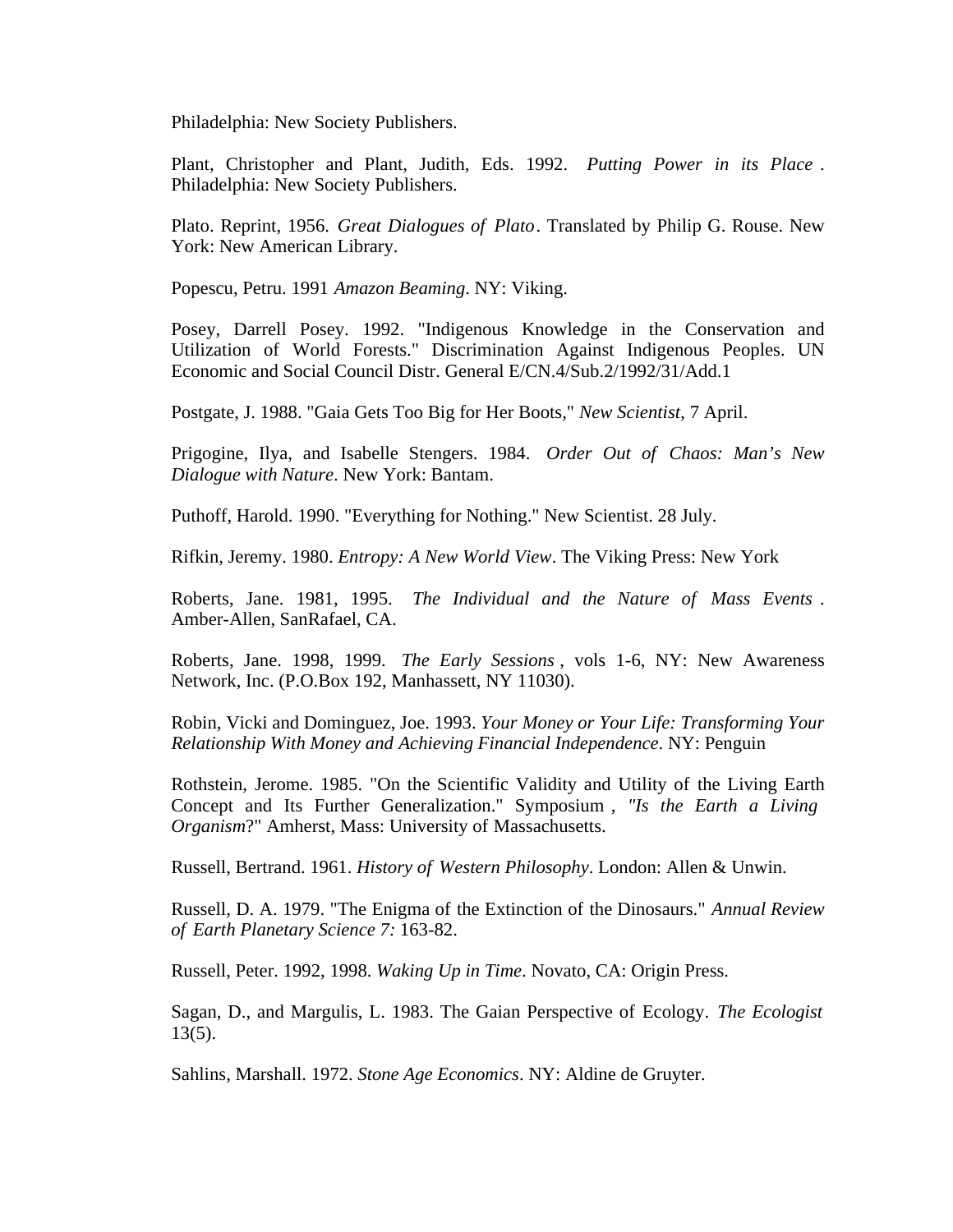Philadelphia: New Society Publishers.

Plant, Christopher and Plant, Judith, Eds. 1992. *Putting Power in its Place*. Philadelphia: New Society Publishers.

Plato. Reprint, 1956. *Great Dialogues of Plato*. Translated by Philip G. Rouse. New York: New American Library.

Popescu, Petru. 1991 *Amazon Beaming*. NY: Viking.

Posey, Darrell Posey. 1992. "Indigenous Knowledge in the Conservation and Utilization of World Forests." Discrimination Against Indigenous Peoples. UN Economic and Social Council Distr. General E/CN.4/Sub.2/1992/31/Add.1

Postgate, J. 1988. "Gaia Gets Too Big for Her Boots," *New Scientist*, 7 April.

Prigogine, Ilya, and Isabelle Stengers. 1984. *Order Out of Chaos: Man's New Dialogue with Nature*. New York: Bantam.

Puthoff, Harold. 1990. "Everything for Nothing." New Scientist. 28 July.

Rifkin, Jeremy. 1980. *Entropy: A New World View*. The Viking Press: New York

Roberts, Jane. 1981, 1995. *The Individual and the Nature of Mass Events*. Amber-Allen, SanRafael, CA.

Roberts, Jane. 1998, 1999. *The Early Sessions*, vols 1-6, NY: New Awareness Network, Inc. (P.O.Box 192, Manhassett, NY 11030).

Robin, Vicki and Dominguez, Joe. 1993. *Your Money or Your Life: Transforming Your Relationship With Money and Achieving Financial Independence*. NY: Penguin

Rothstein, Jerome. 1985. "On the Scientific Validity and Utility of the Living Earth Concept and Its Further Generalization." Symposium, *"Is the Earth a Living Organism*?" Amherst, Mass: University of Massachusetts.

Russell, Bertrand. 1961. *History of Western Philosophy*. London: Allen & Unwin.

Russell, D. A. 1979. "The Enigma of the Extinction of the Dinosaurs." *Annual Review of Earth Planetary Science 7:* 163-82.

Russell, Peter. 1992, 1998. *Waking Up in Time*. Novato, CA: Origin Press.

Sagan, D., and Margulis, L. 1983. The Gaian Perspective of Ecology. *The Ecologist* 13(5).

Sahlins, Marshall. 1972. *Stone Age Economics*. NY: Aldine de Gruyter.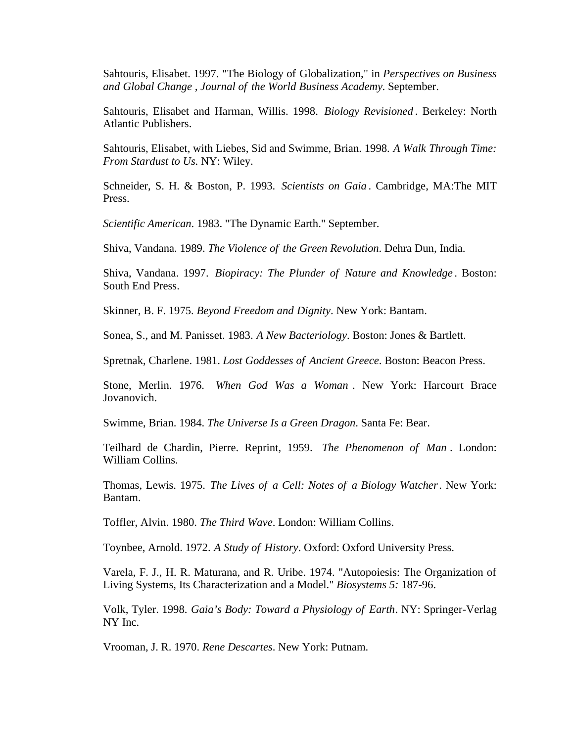Sahtouris, Elisabet. 1997. "The Biology of Globalization," in *Perspectives on Business and Global Change , Journal of the World Business Academy.* September.

Sahtouris, Elisabet and Harman, Willis. 1998. *Biology Revisioned*. Berkeley: North Atlantic Publishers.

Sahtouris, Elisabet, with Liebes, Sid and Swimme, Brian. 1998. *A Walk Through Time: From Stardust to Us.* NY: Wiley.

Schneider, S. H. & Boston, P. 1993. *Scientists on Gaia*. Cambridge, MA:The MIT Press.

*Scientific American*. 1983. "The Dynamic Earth." September.

Shiva, Vandana. 1989. *The Violence of the Green Revolution*. Dehra Dun, India.

Shiva, Vandana. 1997. *Biopiracy: The Plunder of Nature and Knowledge*. Boston: South End Press.

Skinner, B. F. 1975. *Beyond Freedom and Dignity*. New York: Bantam.

Sonea, S., and M. Panisset. 1983. *A New Bacteriology*. Boston: Jones & Bartlett.

Spretnak, Charlene. 1981. *Lost Goddesses of Ancient Greece*. Boston: Beacon Press.

Stone, Merlin. 1976. *When God Was a Woman*. New York: Harcourt Brace Jovanovich.

Swimme, Brian. 1984. *The Universe Is a Green Dragon*. Santa Fe: Bear.

Teilhard de Chardin, Pierre. Reprint, 1959. *The Phenomenon of Man*. London: William Collins.

Thomas, Lewis. 1975. *The Lives of a Cell: Notes of a Biology Watcher*. New York: Bantam.

Toffler, Alvin. 1980. *The Third Wave*. London: William Collins.

Toynbee, Arnold. 1972. *A Study of History*. Oxford: Oxford University Press.

Varela, F. J., H. R. Maturana, and R. Uribe. 1974. "Autopoiesis: The Organization of Living Systems, Its Characterization and a Model." *Biosystems 5:* 187-96.

Volk, Tyler. 1998. *Gaia's Body: Toward a Physiology of Earth*. NY: Springer-Verlag NY Inc.

Vrooman, J. R. 1970. *Rene Descartes*. New York: Putnam.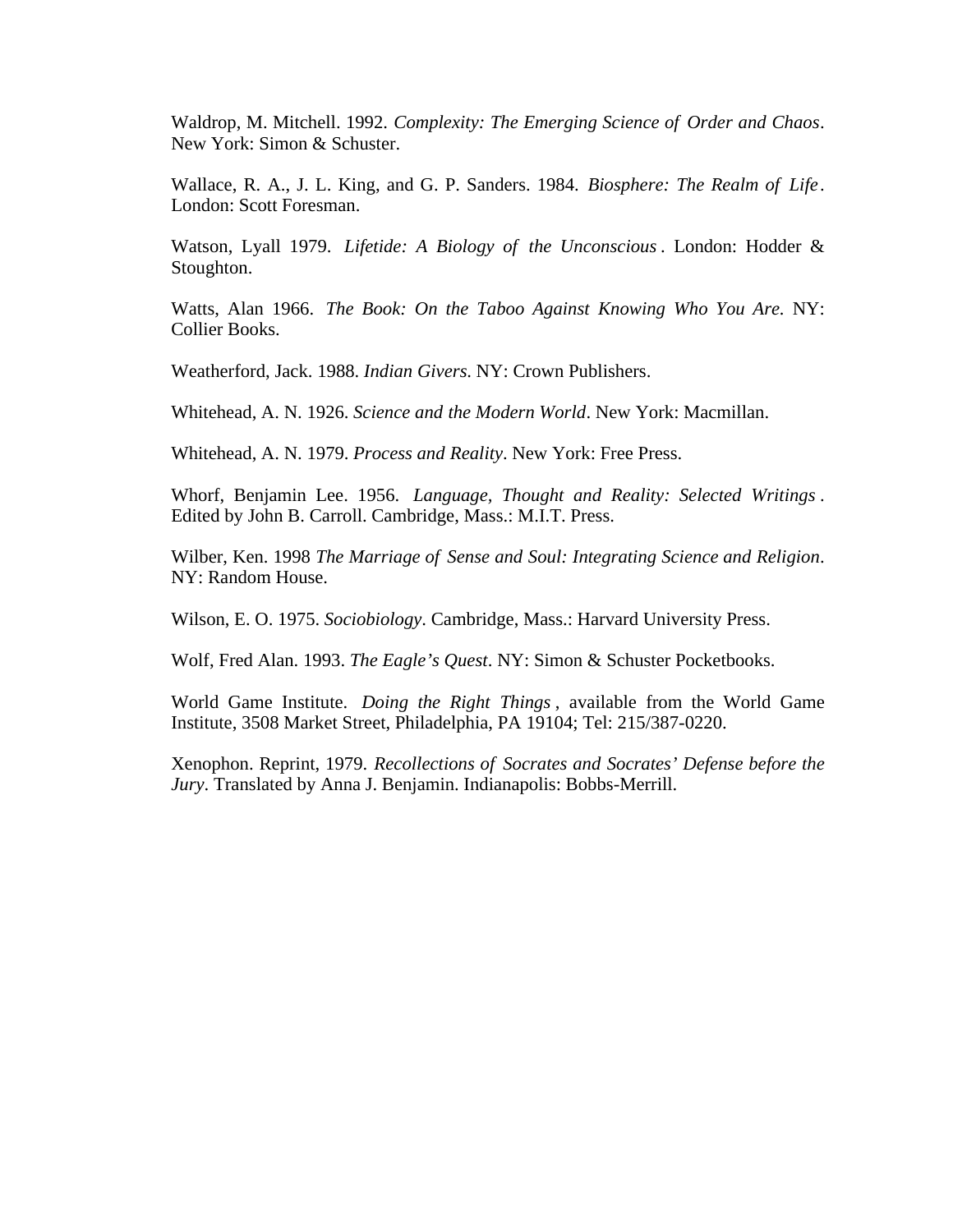Waldrop, M. Mitchell. 1992. *Complexity: The Emerging Science of Order and Chaos*. New York: Simon & Schuster.

Wallace, R. A., J. L. King, and G. P. Sanders. 1984. *Biosphere: The Realm of Life*. London: Scott Foresman.

Watson, Lyall 1979. *Lifetide: A Biology of the Unconscious*. London: Hodder & Stoughton.

Watts, Alan 1966. *The Book: On the Taboo Against Knowing Who You Are.* NY: Collier Books.

Weatherford, Jack. 1988. *Indian Givers.* NY: Crown Publishers.

Whitehead, A. N. 1926. *Science and the Modern World*. New York: Macmillan.

Whitehead, A. N. 1979. *Process and Reality*. New York: Free Press.

Whorf, Benjamin Lee. 1956. *Language, Thought and Reality: Selected Writings*. Edited by John B. Carroll. Cambridge, Mass.: M.I.T. Press.

Wilber, Ken. 1998 *The Marriage of Sense and Soul: Integrating Science and Religion*. NY: Random House.

Wilson, E. O. 1975. *Sociobiology*. Cambridge, Mass.: Harvard University Press.

Wolf, Fred Alan. 1993. *The Eagle's Quest*. NY: Simon & Schuster Pocketbooks.

World Game Institute. *Doing the Right Things*, available from the World Game Institute, 3508 Market Street, Philadelphia, PA 19104; Tel: 215/387-0220.

Xenophon. Reprint, 1979. *Recollections of Socrates and Socrates' Defense before the Jury*. Translated by Anna J. Benjamin. Indianapolis: Bobbs-Merrill.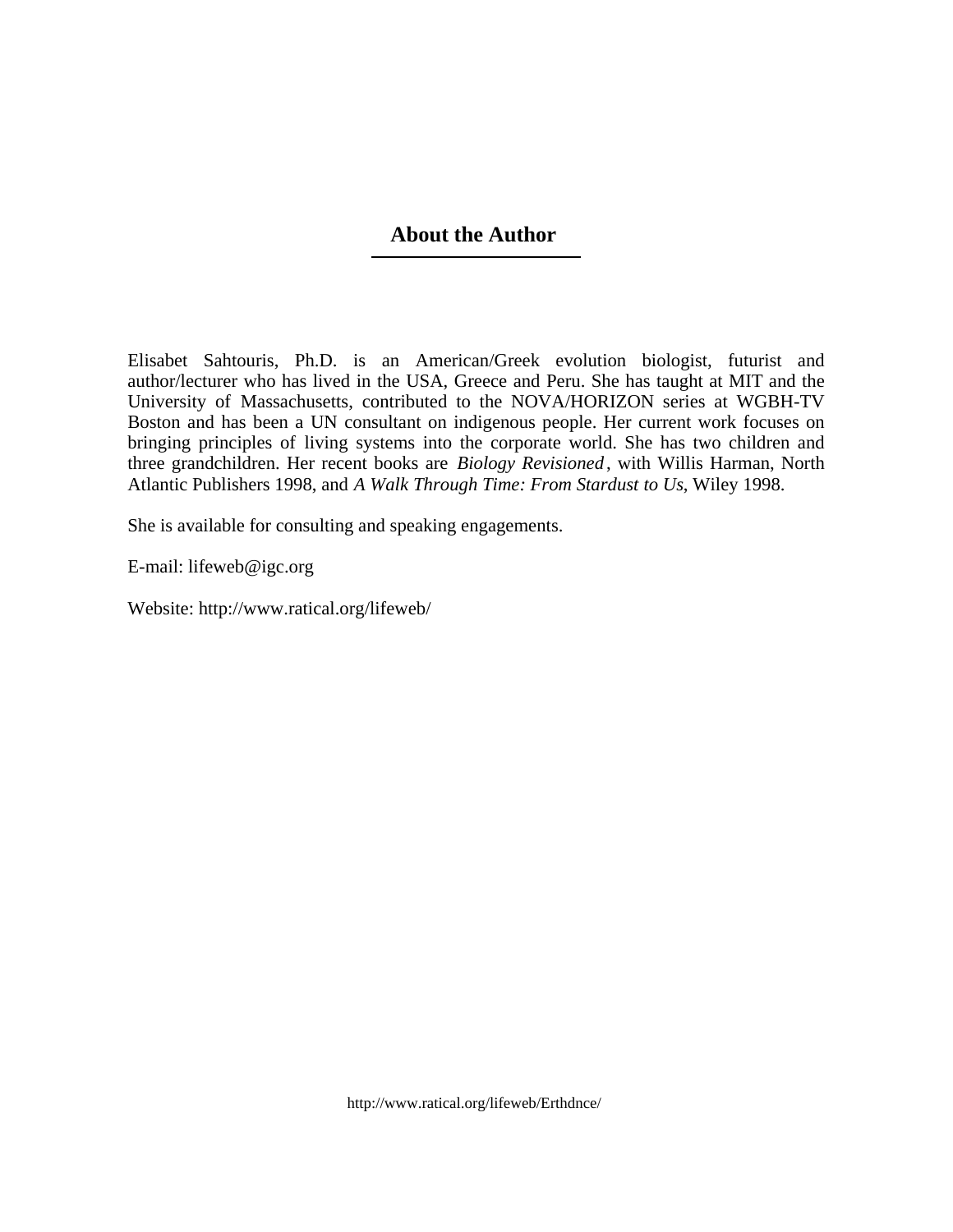## About the Author

Elisabet Sahtouris, Ph.D. is an American/Greek evolution biologist, futurist and author/lecturer who has lived in the USA, Greece and Peru. She has taught at MIT and the University of Massachusetts, contributed to the NOVA/HORIZON series at WGBH-TV Boston and has been a UN consultant on indigenous people. Her current work focuses on bringing principles of living systems into the corporate world. She has two children and three grandchildren. Her recent books are *Biology Revisioned*, with Willis Harman, North Atlantic Publishers 1998, and *A Walk Through Time: From Stardust to Us*, Wiley 1998.

She is available for consulting and speaking engagements.

E-mail: lifeweb@igc.org

Website: http://www.ratical.org/lifeweb/